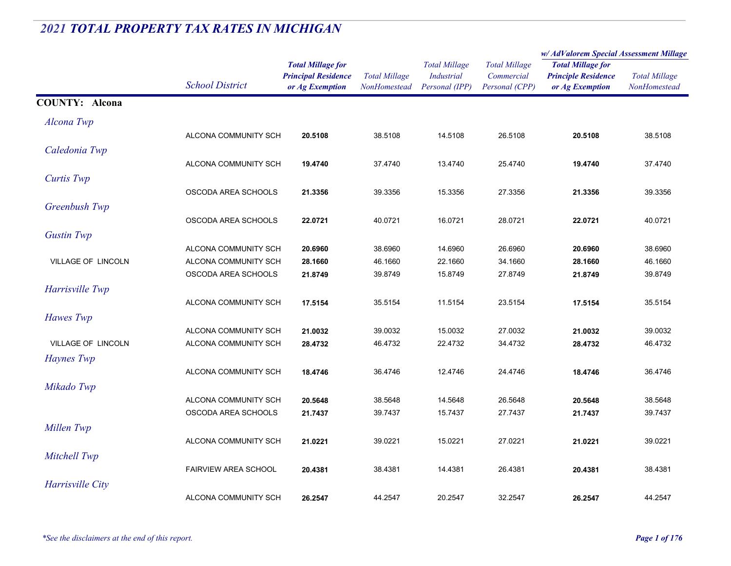# 2021 TOTAL PROPERTY TAX RATES IN MICHIGAN

| | School District | Total Millage for Principal Residence or Ag Exemption | Total Millage NonHomestead | Total Millage Industrial Personal (IPP) | Total Millage Commercial Personal (CPP) | w/ AdValorem Special Assessment Millage: Total Millage for Principle Residence or Ag Exemption | w/ AdValorem Special Assessment Millage: Total Millage NonHomestead |
|---|---|---|---|---|---|---|---|
| **COUNTY: Alcona** | | | | | | | |
| *Alcona Twp* | | | | | | | |
| | ALCONA COMMUNITY SCH | **20.5108** | 38.5108 | 14.5108 | 26.5108 | **20.5108** | 38.5108 |
| *Caledonia Twp* | | | | | | | |
| | ALCONA COMMUNITY SCH | **19.4740** | 37.4740 | 13.4740 | 25.4740 | **19.4740** | 37.4740 |
| *Curtis Twp* | | | | | | | |
| | OSCODA AREA SCHOOLS | **21.3356** | 39.3356 | 15.3356 | 27.3356 | **21.3356** | 39.3356 |
| *Greenbush Twp* | | | | | | | |
| | OSCODA AREA SCHOOLS | **22.0721** | 40.0721 | 16.0721 | 28.0721 | **22.0721** | 40.0721 |
| *Gustin Twp* | | | | | | | |
| | ALCONA COMMUNITY SCH | **20.6960** | 38.6960 | 14.6960 | 26.6960 | **20.6960** | 38.6960 |
| VILLAGE OF LINCOLN | ALCONA COMMUNITY SCH | **28.1660** | 46.1660 | 22.1660 | 34.1660 | **28.1660** | 46.1660 |
| | OSCODA AREA SCHOOLS | **21.8749** | 39.8749 | 15.8749 | 27.8749 | **21.8749** | 39.8749 |
| *Harrisville Twp* | | | | | | | |
| | ALCONA COMMUNITY SCH | **17.5154** | 35.5154 | 11.5154 | 23.5154 | **17.5154** | 35.5154 |
| *Hawes Twp* | | | | | | | |
| | ALCONA COMMUNITY SCH | **21.0032** | 39.0032 | 15.0032 | 27.0032 | **21.0032** | 39.0032 |
| VILLAGE OF LINCOLN | ALCONA COMMUNITY SCH | **28.4732** | 46.4732 | 22.4732 | 34.4732 | **28.4732** | 46.4732 |
| *Haynes Twp* | | | | | | | |
| | ALCONA COMMUNITY SCH | **18.4746** | 36.4746 | 12.4746 | 24.4746 | **18.4746** | 36.4746 |
| *Mikado Twp* | | | | | | | |
| | ALCONA COMMUNITY SCH | **20.5648** | 38.5648 | 14.5648 | 26.5648 | **20.5648** | 38.5648 |
| | OSCODA AREA SCHOOLS | **21.7437** | 39.7437 | 15.7437 | 27.7437 | **21.7437** | 39.7437 |
| *Millen Twp* | | | | | | | |
| | ALCONA COMMUNITY SCH | **21.0221** | 39.0221 | 15.0221 | 27.0221 | **21.0221** | 39.0221 |
| *Mitchell Twp* | | | | | | | |
| | FAIRVIEW AREA SCHOOL | **20.4381** | 38.4381 | 14.4381 | 26.4381 | **20.4381** | 38.4381 |
| *Harrisville City* | | | | | | | |
| | ALCONA COMMUNITY SCH | **26.2547** | 44.2547 | 20.2547 | 32.2547 | **26.2547** | 44.2547 |

*\*See the disclaimers at the end of this report.*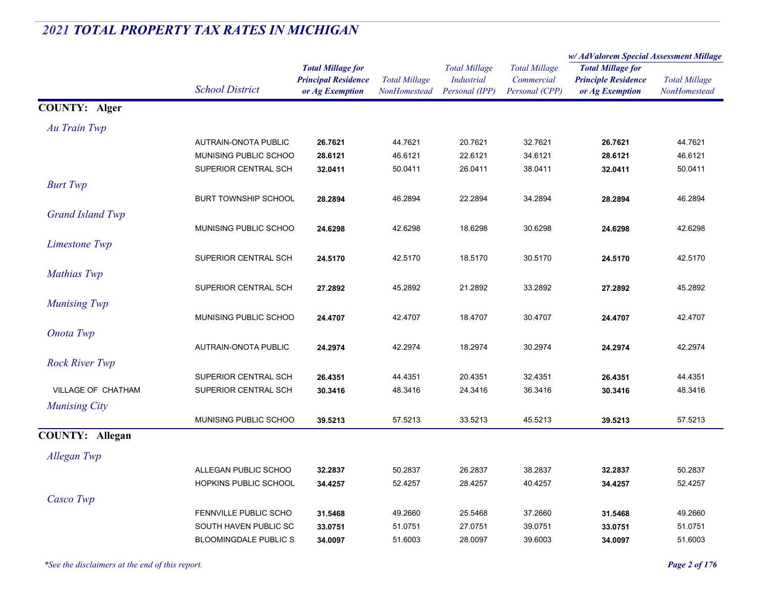# *2021 TOTAL PROPERTY TAX RATES IN MICHIGAN*

| | School District | Total Millage for Principal Residence or Ag Exemption | Total Millage NonHomestead | Total Millage Industrial Personal (IPP) | Total Millage Commercial Personal (CPP) | w/ AdValorem Special Assessment Millage: Total Millage for Principle Residence or Ag Exemption | w/ AdValorem Special Assessment Millage: Total Millage NonHomestead |
|---|---|---|---|---|---|---|---|
| **COUNTY: Alger** | | | | | | | |
| *Au Train Twp* | | | | | | | |
| | AUTRAIN-ONOTA PUBLIC | **26.7621** | 44.7621 | 20.7621 | 32.7621 | **26.7621** | 44.7621 |
| | MUNISING PUBLIC SCHOO | **28.6121** | 46.6121 | 22.6121 | 34.6121 | **28.6121** | 46.6121 |
| | SUPERIOR CENTRAL SCH | **32.0411** | 50.0411 | 26.0411 | 38.0411 | **32.0411** | 50.0411 |
| *Burt Twp* | | | | | | | |
| | BURT TOWNSHIP SCHOOL | **28.2894** | 46.2894 | 22.2894 | 34.2894 | **28.2894** | 46.2894 |
| *Grand Island Twp* | | | | | | | |
| | MUNISING PUBLIC SCHOO | **24.6298** | 42.6298 | 18.6298 | 30.6298 | **24.6298** | 42.6298 |
| *Limestone Twp* | | | | | | | |
| | SUPERIOR CENTRAL SCH | **24.5170** | 42.5170 | 18.5170 | 30.5170 | **24.5170** | 42.5170 |
| *Mathias Twp* | | | | | | | |
| | SUPERIOR CENTRAL SCH | **27.2892** | 45.2892 | 21.2892 | 33.2892 | **27.2892** | 45.2892 |
| *Munising Twp* | | | | | | | |
| | MUNISING PUBLIC SCHOO | **24.4707** | 42.4707 | 18.4707 | 30.4707 | **24.4707** | 42.4707 |
| *Onota Twp* | | | | | | | |
| | AUTRAIN-ONOTA PUBLIC | **24.2974** | 42.2974 | 18.2974 | 30.2974 | **24.2974** | 42.2974 |
| *Rock River Twp* | | | | | | | |
| | SUPERIOR CENTRAL SCH | **26.4351** | 44.4351 | 20.4351 | 32.4351 | **26.4351** | 44.4351 |
| VILLAGE OF CHATHAM | SUPERIOR CENTRAL SCH | **30.3416** | 48.3416 | 24.3416 | 36.3416 | **30.3416** | 48.3416 |
| *Munising City* | | | | | | | |
| | MUNISING PUBLIC SCHOO | **39.5213** | 57.5213 | 33.5213 | 45.5213 | **39.5213** | 57.5213 |
| **COUNTY: Allegan** | | | | | | | |
| *Allegan Twp* | | | | | | | |
| | ALLEGAN PUBLIC SCHOO | **32.2837** | 50.2837 | 26.2837 | 38.2837 | **32.2837** | 50.2837 |
| | HOPKINS PUBLIC SCHOOL | **34.4257** | 52.4257 | 28.4257 | 40.4257 | **34.4257** | 52.4257 |
| *Casco Twp* | | | | | | | |
| | FENNVILLE PUBLIC SCHO | **31.5468** | 49.2660 | 25.5468 | 37.2660 | **31.5468** | 49.2660 |
| | SOUTH HAVEN PUBLIC SC | **33.0751** | 51.0751 | 27.0751 | 39.0751 | **33.0751** | 51.0751 |
| | BLOOMINGDALE PUBLIC S | **34.0097** | 51.6003 | 28.0097 | 39.6003 | **34.0097** | 51.6003 |

*\*See the disclaimers at the end of this report.*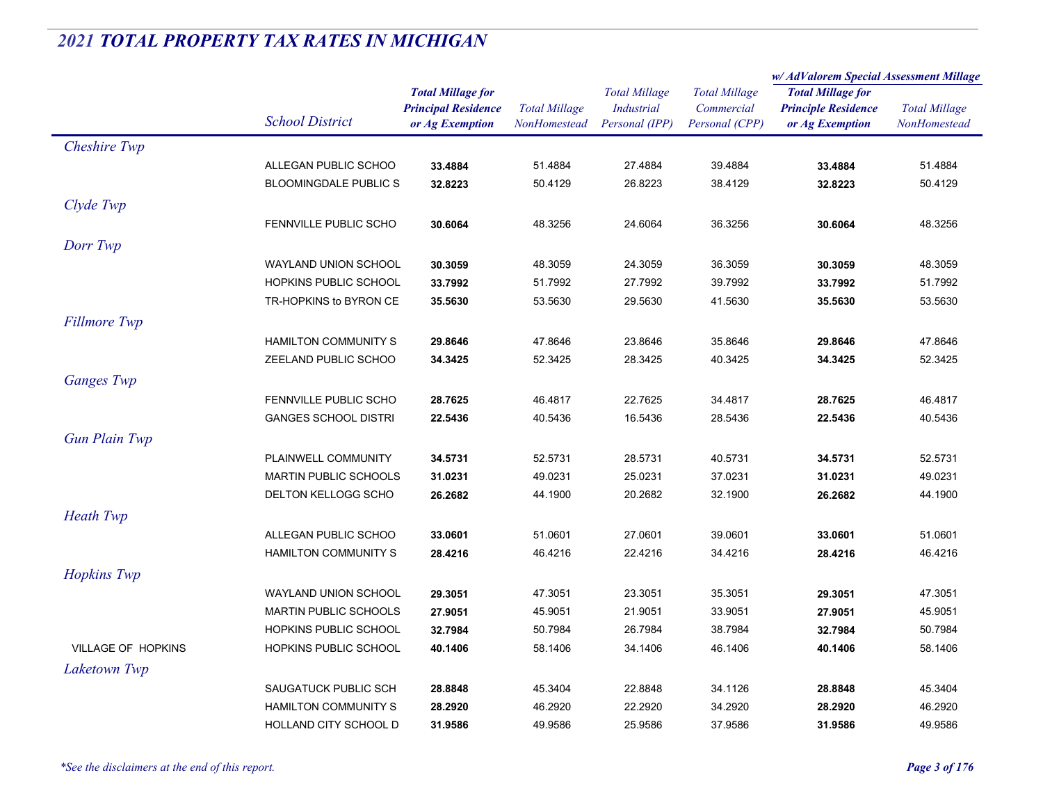# *2021 TOTAL PROPERTY TAX RATES IN MICHIGAN*

| | School District | Total Millage for Principal Residence or Ag Exemption | Total Millage NonHomestead | Total Millage Industrial Personal (IPP) | Total Millage Commercial Personal (CPP) | w/ AdValorem Special Assessment Millage: Total Millage for Principle Residence or Ag Exemption | w/ AdValorem Special Assessment Millage: Total Millage NonHomestead |
|---|---|---|---|---|---|---|---|
| *Cheshire Twp* | | | | | | | |
| | ALLEGAN PUBLIC SCHOO | **33.4884** | 51.4884 | 27.4884 | 39.4884 | **33.4884** | 51.4884 |
| | BLOOMINGDALE PUBLIC S | **32.8223** | 50.4129 | 26.8223 | 38.4129 | **32.8223** | 50.4129 |
| *Clyde Twp* | | | | | | | |
| | FENNVILLE PUBLIC SCHO | **30.6064** | 48.3256 | 24.6064 | 36.3256 | **30.6064** | 48.3256 |
| *Dorr Twp* | | | | | | | |
| | WAYLAND UNION SCHOOL | **30.3059** | 48.3059 | 24.3059 | 36.3059 | **30.3059** | 48.3059 |
| | HOPKINS PUBLIC SCHOOL | **33.7992** | 51.7992 | 27.7992 | 39.7992 | **33.7992** | 51.7992 |
| | TR-HOPKINS to BYRON CE | **35.5630** | 53.5630 | 29.5630 | 41.5630 | **35.5630** | 53.5630 |
| *Fillmore Twp* | | | | | | | |
| | HAMILTON COMMUNITY S | **29.8646** | 47.8646 | 23.8646 | 35.8646 | **29.8646** | 47.8646 |
| | ZEELAND PUBLIC SCHOO | **34.3425** | 52.3425 | 28.3425 | 40.3425 | **34.3425** | 52.3425 |
| *Ganges Twp* | | | | | | | |
| | FENNVILLE PUBLIC SCHO | **28.7625** | 46.4817 | 22.7625 | 34.4817 | **28.7625** | 46.4817 |
| | GANGES SCHOOL DISTRI | **22.5436** | 40.5436 | 16.5436 | 28.5436 | **22.5436** | 40.5436 |
| *Gun Plain Twp* | | | | | | | |
| | PLAINWELL COMMUNITY | **34.5731** | 52.5731 | 28.5731 | 40.5731 | **34.5731** | 52.5731 |
| | MARTIN PUBLIC SCHOOLS | **31.0231** | 49.0231 | 25.0231 | 37.0231 | **31.0231** | 49.0231 |
| | DELTON KELLOGG SCHO | **26.2682** | 44.1900 | 20.2682 | 32.1900 | **26.2682** | 44.1900 |
| *Heath Twp* | | | | | | | |
| | ALLEGAN PUBLIC SCHOO | **33.0601** | 51.0601 | 27.0601 | 39.0601 | **33.0601** | 51.0601 |
| | HAMILTON COMMUNITY S | **28.4216** | 46.4216 | 22.4216 | 34.4216 | **28.4216** | 46.4216 |
| *Hopkins Twp* | | | | | | | |
| | WAYLAND UNION SCHOOL | **29.3051** | 47.3051 | 23.3051 | 35.3051 | **29.3051** | 47.3051 |
| | MARTIN PUBLIC SCHOOLS | **27.9051** | 45.9051 | 21.9051 | 33.9051 | **27.9051** | 45.9051 |
| | HOPKINS PUBLIC SCHOOL | **32.7984** | 50.7984 | 26.7984 | 38.7984 | **32.7984** | 50.7984 |
| VILLAGE OF HOPKINS | HOPKINS PUBLIC SCHOOL | **40.1406** | 58.1406 | 34.1406 | 46.1406 | **40.1406** | 58.1406 |
| *Laketown Twp* | | | | | | | |
| | SAUGATUCK PUBLIC SCH | **28.8848** | 45.3404 | 22.8848 | 34.1126 | **28.8848** | 45.3404 |
| | HAMILTON COMMUNITY S | **28.2920** | 46.2920 | 22.2920 | 34.2920 | **28.2920** | 46.2920 |
| | HOLLAND CITY SCHOOL D | **31.9586** | 49.9586 | 25.9586 | 37.9586 | **31.9586** | 49.9586 |

*\*See the disclaimers at the end of this report.*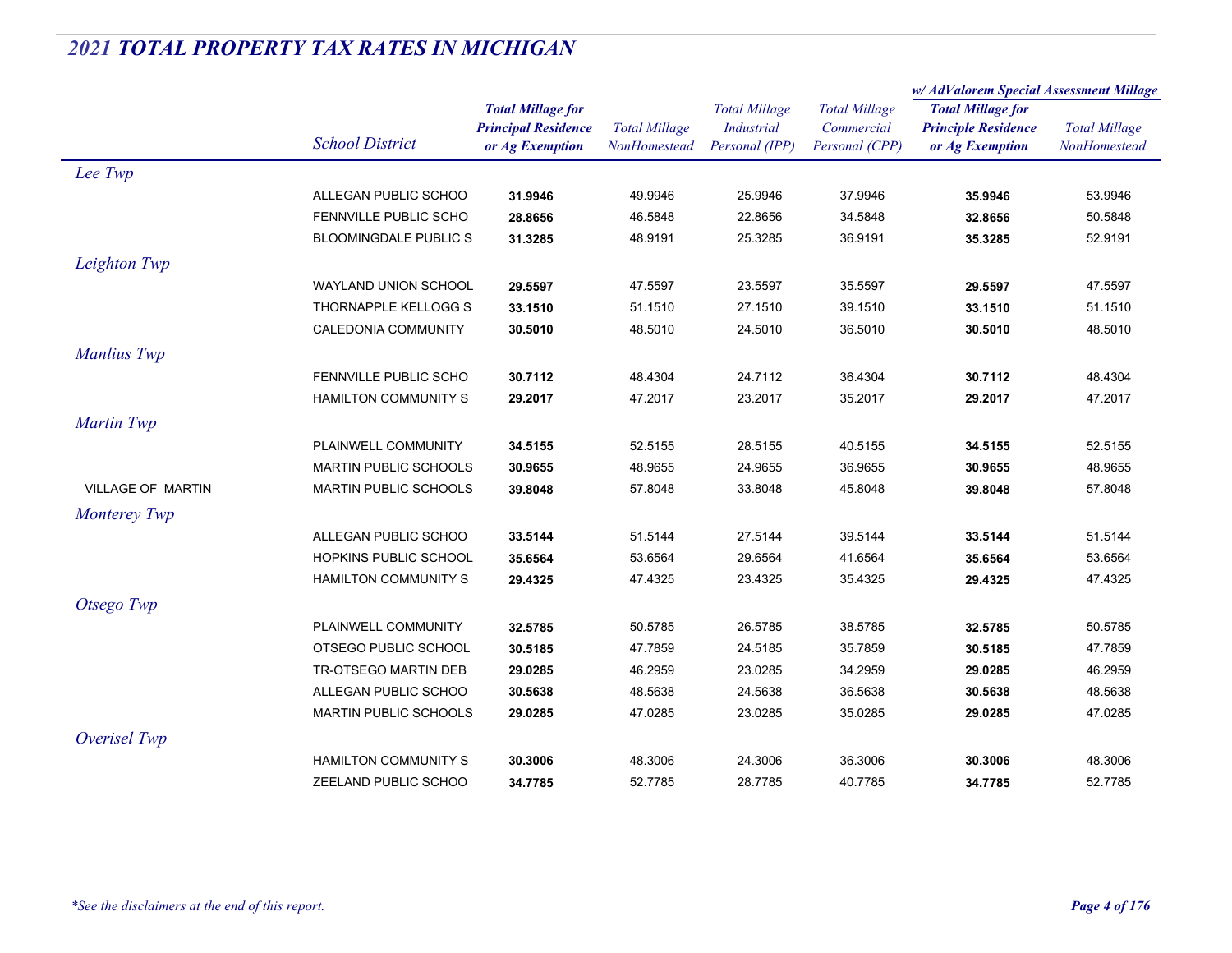## 2021 TOTAL PROPERTY TAX RATES IN MICHIGAN

| | School District | Total Millage for Principal Residence or Ag Exemption | Total Millage NonHomestead | Total Millage Industrial Personal (IPP) | Total Millage Commercial Personal (CPP) | w/ AdValorem Special Assessment Millage: Total Millage for Principle Residence or Ag Exemption | w/ AdValorem Special Assessment Millage: Total Millage NonHomestead |
|---|---|---|---|---|---|---|---|
| *Lee Twp* | | | | | | | |
| | ALLEGAN PUBLIC SCHOO | **31.9946** | 49.9946 | 25.9946 | 37.9946 | **35.9946** | 53.9946 |
| | FENNVILLE PUBLIC SCHO | **28.8656** | 46.5848 | 22.8656 | 34.5848 | **32.8656** | 50.5848 |
| | BLOOMINGDALE PUBLIC S | **31.3285** | 48.9191 | 25.3285 | 36.9191 | **35.3285** | 52.9191 |
| *Leighton Twp* | | | | | | | |
| | WAYLAND UNION SCHOOL | **29.5597** | 47.5597 | 23.5597 | 35.5597 | **29.5597** | 47.5597 |
| | THORNAPPLE KELLOGG S | **33.1510** | 51.1510 | 27.1510 | 39.1510 | **33.1510** | 51.1510 |
| | CALEDONIA COMMUNITY | **30.5010** | 48.5010 | 24.5010 | 36.5010 | **30.5010** | 48.5010 |
| *Manlius Twp* | | | | | | | |
| | FENNVILLE PUBLIC SCHO | **30.7112** | 48.4304 | 24.7112 | 36.4304 | **30.7112** | 48.4304 |
| | HAMILTON COMMUNITY S | **29.2017** | 47.2017 | 23.2017 | 35.2017 | **29.2017** | 47.2017 |
| *Martin Twp* | | | | | | | |
| | PLAINWELL COMMUNITY | **34.5155** | 52.5155 | 28.5155 | 40.5155 | **34.5155** | 52.5155 |
| | MARTIN PUBLIC SCHOOLS | **30.9655** | 48.9655 | 24.9655 | 36.9655 | **30.9655** | 48.9655 |
| VILLAGE OF MARTIN | MARTIN PUBLIC SCHOOLS | **39.8048** | 57.8048 | 33.8048 | 45.8048 | **39.8048** | 57.8048 |
| *Monterey Twp* | | | | | | | |
| | ALLEGAN PUBLIC SCHOO | **33.5144** | 51.5144 | 27.5144 | 39.5144 | **33.5144** | 51.5144 |
| | HOPKINS PUBLIC SCHOOL | **35.6564** | 53.6564 | 29.6564 | 41.6564 | **35.6564** | 53.6564 |
| | HAMILTON COMMUNITY S | **29.4325** | 47.4325 | 23.4325 | 35.4325 | **29.4325** | 47.4325 |
| *Otsego Twp* | | | | | | | |
| | PLAINWELL COMMUNITY | **32.5785** | 50.5785 | 26.5785 | 38.5785 | **32.5785** | 50.5785 |
| | OTSEGO PUBLIC SCHOOL | **30.5185** | 47.7859 | 24.5185 | 35.7859 | **30.5185** | 47.7859 |
| | TR-OTSEGO MARTIN DEB | **29.0285** | 46.2959 | 23.0285 | 34.2959 | **29.0285** | 46.2959 |
| | ALLEGAN PUBLIC SCHOO | **30.5638** | 48.5638 | 24.5638 | 36.5638 | **30.5638** | 48.5638 |
| | MARTIN PUBLIC SCHOOLS | **29.0285** | 47.0285 | 23.0285 | 35.0285 | **29.0285** | 47.0285 |
| *Overisel Twp* | | | | | | | |
| | HAMILTON COMMUNITY S | **30.3006** | 48.3006 | 24.3006 | 36.3006 | **30.3006** | 48.3006 |
| | ZEELAND PUBLIC SCHOO | **34.7785** | 52.7785 | 28.7785 | 40.7785 | **34.7785** | 52.7785 |

*\*See the disclaimers at the end of this report.*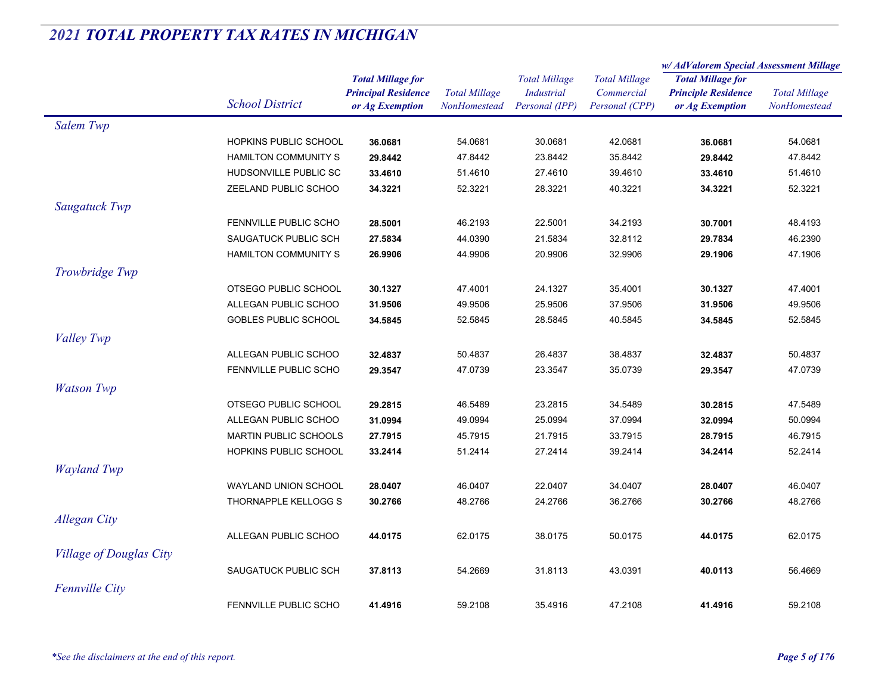## 2021 TOTAL PROPERTY TAX RATES IN MICHIGAN

| | School District | Total Millage for Principal Residence or Ag Exemption | Total Millage NonHomestead | Total Millage Industrial Personal (IPP) | Total Millage Commercial Personal (CPP) | w/ AdValorem Special Assessment Millage: Total Millage for Principle Residence or Ag Exemption | w/ AdValorem Special Assessment Millage: Total Millage NonHomestead |
|---|---|---|---|---|---|---|---|
| *Salem Twp* | | | | | | | |
| | HOPKINS PUBLIC SCHOOL | **36.0681** | 54.0681 | 30.0681 | 42.0681 | **36.0681** | 54.0681 |
| | HAMILTON COMMUNITY S | **29.8442** | 47.8442 | 23.8442 | 35.8442 | **29.8442** | 47.8442 |
| | HUDSONVILLE PUBLIC SC | **33.4610** | 51.4610 | 27.4610 | 39.4610 | **33.4610** | 51.4610 |
| | ZEELAND PUBLIC SCHOO | **34.3221** | 52.3221 | 28.3221 | 40.3221 | **34.3221** | 52.3221 |
| *Saugatuck Twp* | | | | | | | |
| | FENNVILLE PUBLIC SCHO | **28.5001** | 46.2193 | 22.5001 | 34.2193 | **30.7001** | 48.4193 |
| | SAUGATUCK PUBLIC SCH | **27.5834** | 44.0390 | 21.5834 | 32.8112 | **29.7834** | 46.2390 |
| | HAMILTON COMMUNITY S | **26.9906** | 44.9906 | 20.9906 | 32.9906 | **29.1906** | 47.1906 |
| *Trowbridge Twp* | | | | | | | |
| | OTSEGO PUBLIC SCHOOL | **30.1327** | 47.4001 | 24.1327 | 35.4001 | **30.1327** | 47.4001 |
| | ALLEGAN PUBLIC SCHOO | **31.9506** | 49.9506 | 25.9506 | 37.9506 | **31.9506** | 49.9506 |
| | GOBLES PUBLIC SCHOOL | **34.5845** | 52.5845 | 28.5845 | 40.5845 | **34.5845** | 52.5845 |
| *Valley Twp* | | | | | | | |
| | ALLEGAN PUBLIC SCHOO | **32.4837** | 50.4837 | 26.4837 | 38.4837 | **32.4837** | 50.4837 |
| | FENNVILLE PUBLIC SCHO | **29.3547** | 47.0739 | 23.3547 | 35.0739 | **29.3547** | 47.0739 |
| *Watson Twp* | | | | | | | |
| | OTSEGO PUBLIC SCHOOL | **29.2815** | 46.5489 | 23.2815 | 34.5489 | **30.2815** | 47.5489 |
| | ALLEGAN PUBLIC SCHOO | **31.0994** | 49.0994 | 25.0994 | 37.0994 | **32.0994** | 50.0994 |
| | MARTIN PUBLIC SCHOOLS | **27.7915** | 45.7915 | 21.7915 | 33.7915 | **28.7915** | 46.7915 |
| | HOPKINS PUBLIC SCHOOL | **33.2414** | 51.2414 | 27.2414 | 39.2414 | **34.2414** | 52.2414 |
| *Wayland Twp* | | | | | | | |
| | WAYLAND UNION SCHOOL | **28.0407** | 46.0407 | 22.0407 | 34.0407 | **28.0407** | 46.0407 |
| | THORNAPPLE KELLOGG S | **30.2766** | 48.2766 | 24.2766 | 36.2766 | **30.2766** | 48.2766 |
| *Allegan City* | | | | | | | |
| | ALLEGAN PUBLIC SCHOO | **44.0175** | 62.0175 | 38.0175 | 50.0175 | **44.0175** | 62.0175 |
| *Village of Douglas City* | | | | | | | |
| | SAUGATUCK PUBLIC SCH | **37.8113** | 54.2669 | 31.8113 | 43.0391 | **40.0113** | 56.4669 |
| *Fennville City* | | | | | | | |
| | FENNVILLE PUBLIC SCHO | **41.4916** | 59.2108 | 35.4916 | 47.2108 | **41.4916** | 59.2108 |

*\*See the disclaimers at the end of this report.*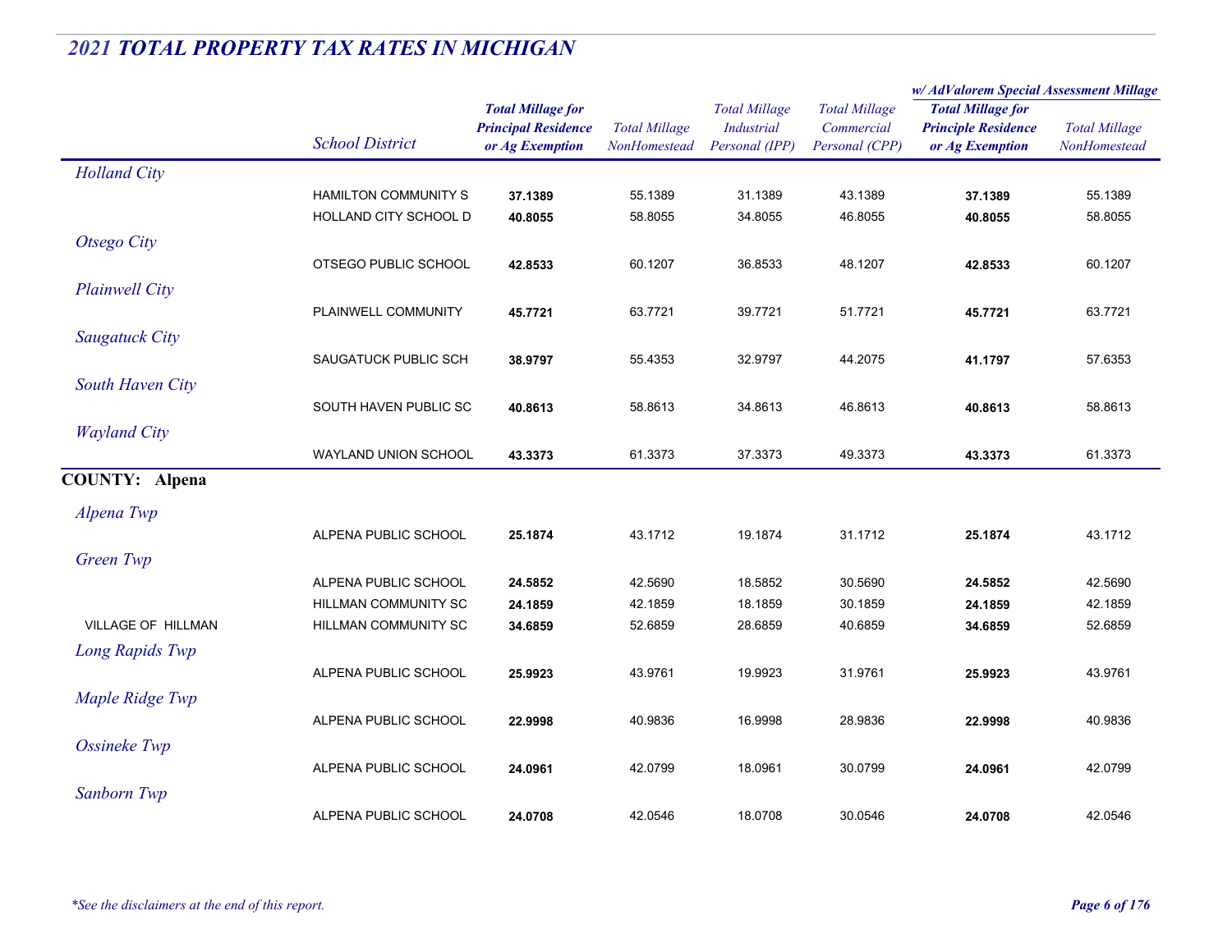## *2021 TOTAL PROPERTY TAX RATES IN MICHIGAN*

| | School District | **Total Millage for Principal Residence or Ag Exemption** | Total Millage NonHomestead | Total Millage Industrial Personal (IPP) | Total Millage Commercial Personal (CPP) | w/ AdValorem Special Assessment Millage: **Total Millage for Principle Residence or Ag Exemption** | w/ AdValorem Special Assessment Millage: Total Millage NonHomestead |
|---|---|---|---|---|---|---|---|
| *Holland City* | | | | | | | |
| | HAMILTON COMMUNITY S | **37.1389** | 55.1389 | 31.1389 | 43.1389 | **37.1389** | 55.1389 |
| | HOLLAND CITY SCHOOL D | **40.8055** | 58.8055 | 34.8055 | 46.8055 | **40.8055** | 58.8055 |
| *Otsego City* | | | | | | | |
| | OTSEGO PUBLIC SCHOOL | **42.8533** | 60.1207 | 36.8533 | 48.1207 | **42.8533** | 60.1207 |
| *Plainwell City* | | | | | | | |
| | PLAINWELL COMMUNITY | **45.7721** | 63.7721 | 39.7721 | 51.7721 | **45.7721** | 63.7721 |
| *Saugatuck City* | | | | | | | |
| | SAUGATUCK PUBLIC SCH | **38.9797** | 55.4353 | 32.9797 | 44.2075 | **41.1797** | 57.6353 |
| *South Haven City* | | | | | | | |
| | SOUTH HAVEN PUBLIC SC | **40.8613** | 58.8613 | 34.8613 | 46.8613 | **40.8613** | 58.8613 |
| *Wayland City* | | | | | | | |
| | WAYLAND UNION SCHOOL | **43.3373** | 61.3373 | 37.3373 | 49.3373 | **43.3373** | 61.3373 |
| **COUNTY: Alpena** | | | | | | | |
| *Alpena Twp* | | | | | | | |
| | ALPENA PUBLIC SCHOOL | **25.1874** | 43.1712 | 19.1874 | 31.1712 | **25.1874** | 43.1712 |
| *Green Twp* | | | | | | | |
| | ALPENA PUBLIC SCHOOL | **24.5852** | 42.5690 | 18.5852 | 30.5690 | **24.5852** | 42.5690 |
| | HILLMAN COMMUNITY SC | **24.1859** | 42.1859 | 18.1859 | 30.1859 | **24.1859** | 42.1859 |
| VILLAGE OF HILLMAN | HILLMAN COMMUNITY SC | **34.6859** | 52.6859 | 28.6859 | 40.6859 | **34.6859** | 52.6859 |
| *Long Rapids Twp* | | | | | | | |
| | ALPENA PUBLIC SCHOOL | **25.9923** | 43.9761 | 19.9923 | 31.9761 | **25.9923** | 43.9761 |
| *Maple Ridge Twp* | | | | | | | |
| | ALPENA PUBLIC SCHOOL | **22.9998** | 40.9836 | 16.9998 | 28.9836 | **22.9998** | 40.9836 |
| *Ossineke Twp* | | | | | | | |
| | ALPENA PUBLIC SCHOOL | **24.0961** | 42.0799 | 18.0961 | 30.0799 | **24.0961** | 42.0799 |
| *Sanborn Twp* | | | | | | | |
| | ALPENA PUBLIC SCHOOL | **24.0708** | 42.0546 | 18.0708 | 30.0546 | **24.0708** | 42.0546 |

*\*See the disclaimers at the end of this report.*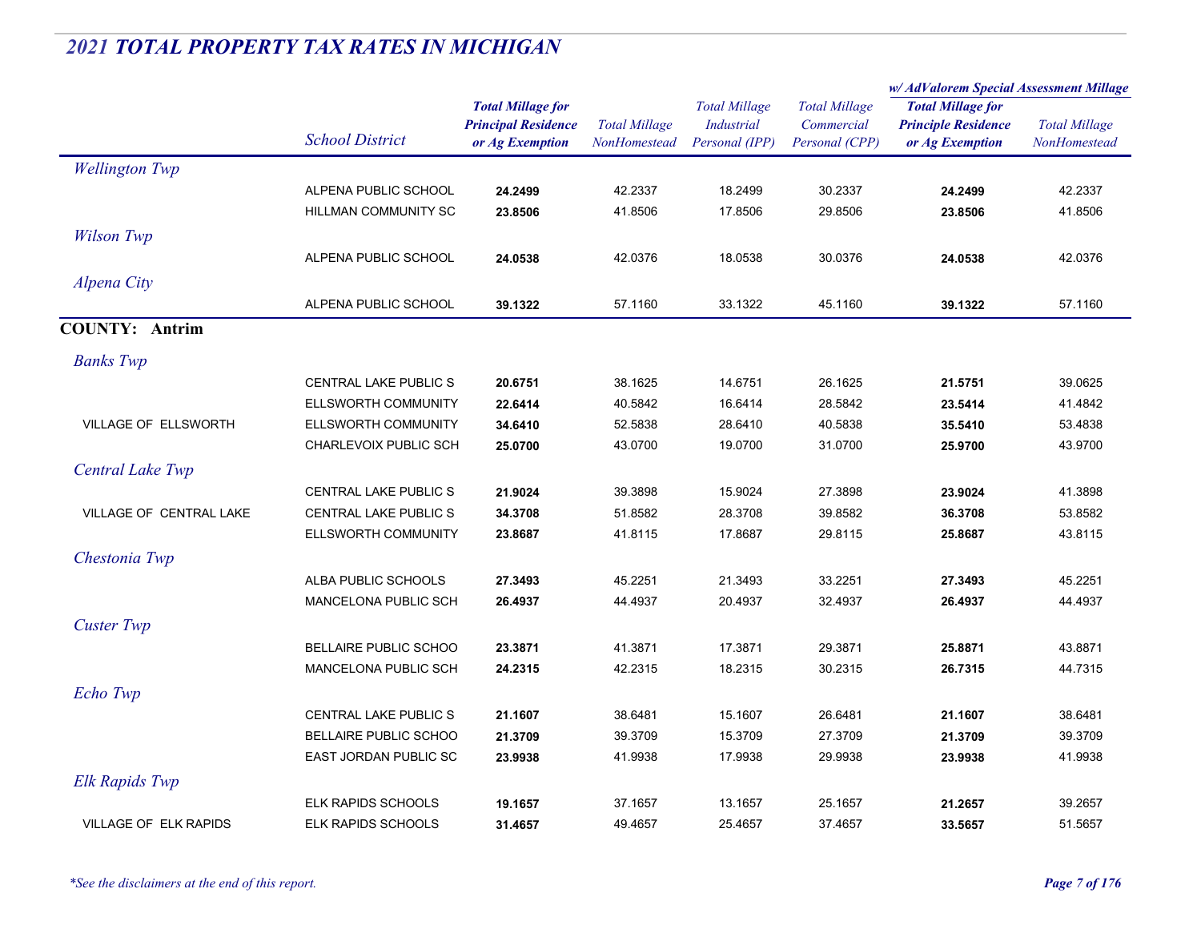## 2021 TOTAL PROPERTY TAX RATES IN MICHIGAN

| | School District | Total Millage for Principal Residence or Ag Exemption | Total Millage NonHomestead | Total Millage Industrial Personal (IPP) | Total Millage Commercial Personal (CPP) | w/ AdValorem Special Assessment Millage: Total Millage for Principle Residence or Ag Exemption | w/ AdValorem Special Assessment Millage: Total Millage NonHomestead |
|---|---|---|---|---|---|---|---|
| *Wellington Twp* | | | | | | | |
| | ALPENA PUBLIC SCHOOL | **24.2499** | 42.2337 | 18.2499 | 30.2337 | **24.2499** | 42.2337 |
| | HILLMAN COMMUNITY SC | **23.8506** | 41.8506 | 17.8506 | 29.8506 | **23.8506** | 41.8506 |
| *Wilson Twp* | | | | | | | |
| | ALPENA PUBLIC SCHOOL | **24.0538** | 42.0376 | 18.0538 | 30.0376 | **24.0538** | 42.0376 |
| *Alpena City* | | | | | | | |
| | ALPENA PUBLIC SCHOOL | **39.1322** | 57.1160 | 33.1322 | 45.1160 | **39.1322** | 57.1160 |
| **COUNTY: Antrim** | | | | | | | |
| *Banks Twp* | | | | | | | |
| | CENTRAL LAKE PUBLIC S | **20.6751** | 38.1625 | 14.6751 | 26.1625 | **21.5751** | 39.0625 |
| | ELLSWORTH COMMUNITY | **22.6414** | 40.5842 | 16.6414 | 28.5842 | **23.5414** | 41.4842 |
| VILLAGE OF ELLSWORTH | ELLSWORTH COMMUNITY | **34.6410** | 52.5838 | 28.6410 | 40.5838 | **35.5410** | 53.4838 |
| | CHARLEVOIX PUBLIC SCH | **25.0700** | 43.0700 | 19.0700 | 31.0700 | **25.9700** | 43.9700 |
| *Central Lake Twp* | | | | | | | |
| | CENTRAL LAKE PUBLIC S | **21.9024** | 39.3898 | 15.9024 | 27.3898 | **23.9024** | 41.3898 |
| VILLAGE OF CENTRAL LAKE | CENTRAL LAKE PUBLIC S | **34.3708** | 51.8582 | 28.3708 | 39.8582 | **36.3708** | 53.8582 |
| | ELLSWORTH COMMUNITY | **23.8687** | 41.8115 | 17.8687 | 29.8115 | **25.8687** | 43.8115 |
| *Chestonia Twp* | | | | | | | |
| | ALBA PUBLIC SCHOOLS | **27.3493** | 45.2251 | 21.3493 | 33.2251 | **27.3493** | 45.2251 |
| | MANCELONA PUBLIC SCH | **26.4937** | 44.4937 | 20.4937 | 32.4937 | **26.4937** | 44.4937 |
| *Custer Twp* | | | | | | | |
| | BELLAIRE PUBLIC SCHOO | **23.3871** | 41.3871 | 17.3871 | 29.3871 | **25.8871** | 43.8871 |
| | MANCELONA PUBLIC SCH | **24.2315** | 42.2315 | 18.2315 | 30.2315 | **26.7315** | 44.7315 |
| *Echo Twp* | | | | | | | |
| | CENTRAL LAKE PUBLIC S | **21.1607** | 38.6481 | 15.1607 | 26.6481 | **21.1607** | 38.6481 |
| | BELLAIRE PUBLIC SCHOO | **21.3709** | 39.3709 | 15.3709 | 27.3709 | **21.3709** | 39.3709 |
| | EAST JORDAN PUBLIC SC | **23.9938** | 41.9938 | 17.9938 | 29.9938 | **23.9938** | 41.9938 |
| *Elk Rapids Twp* | | | | | | | |
| | ELK RAPIDS SCHOOLS | **19.1657** | 37.1657 | 13.1657 | 25.1657 | **21.2657** | 39.2657 |
| VILLAGE OF ELK RAPIDS | ELK RAPIDS SCHOOLS | **31.4657** | 49.4657 | 25.4657 | 37.4657 | **33.5657** | 51.5657 |

*\*See the disclaimers at the end of this report.*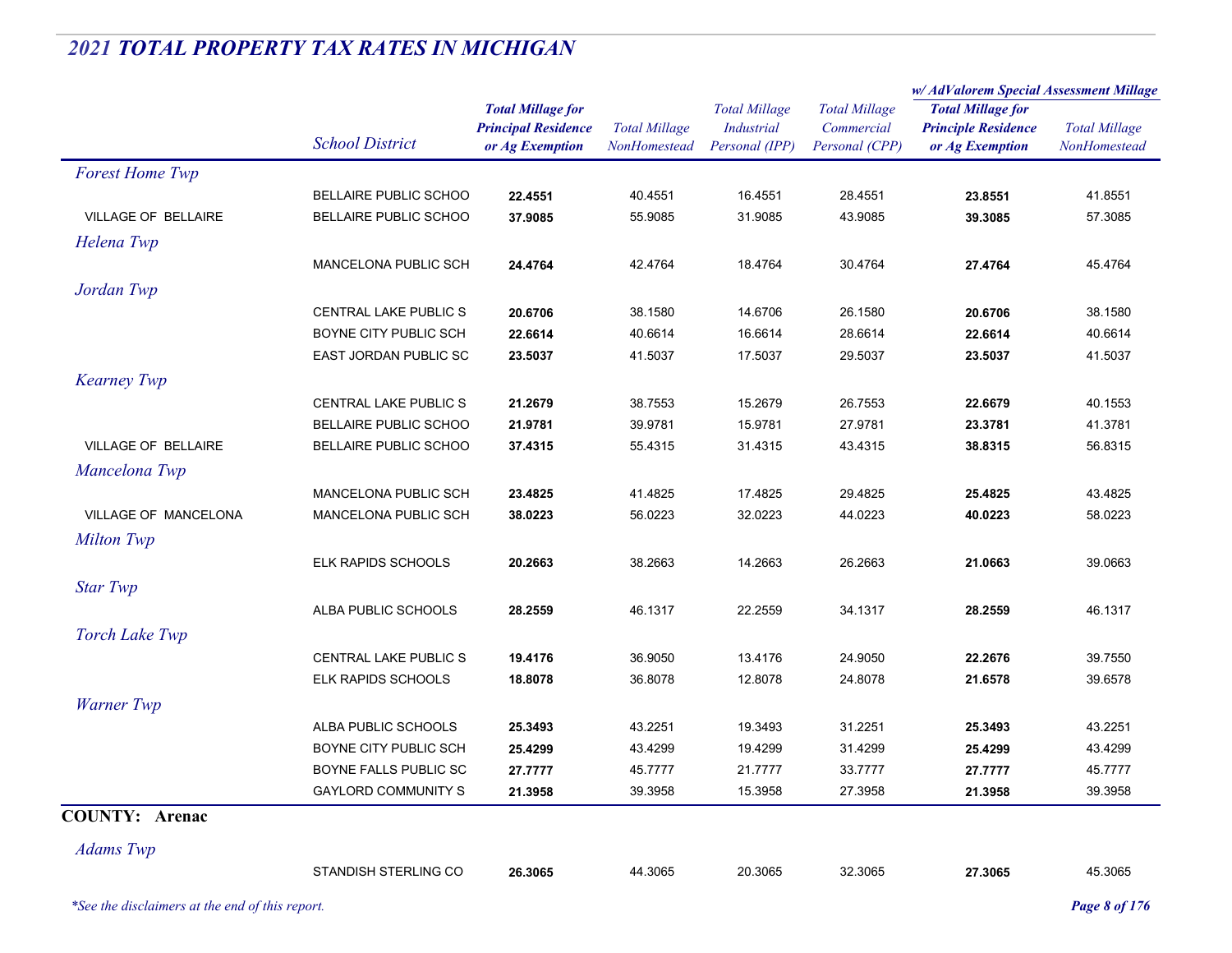## 2021 TOTAL PROPERTY TAX RATES IN MICHIGAN

| | School District | Total Millage for Principal Residence or Ag Exemption | Total Millage NonHomestead | Total Millage Industrial Personal (IPP) | Total Millage Commercial Personal (CPP) | w/ AdValorem Special Assessment Millage: Total Millage for Principle Residence or Ag Exemption | w/ AdValorem Special Assessment Millage: Total Millage NonHomestead |
|---|---|---|---|---|---|---|---|
| *Forest Home Twp* | | | | | | | |
| | BELLAIRE PUBLIC SCHOO | **22.4551** | 40.4551 | 16.4551 | 28.4551 | **23.8551** | 41.8551 |
| VILLAGE OF BELLAIRE | BELLAIRE PUBLIC SCHOO | **37.9085** | 55.9085 | 31.9085 | 43.9085 | **39.3085** | 57.3085 |
| *Helena Twp* | | | | | | | |
| | MANCELONA PUBLIC SCH | **24.4764** | 42.4764 | 18.4764 | 30.4764 | **27.4764** | 45.4764 |
| *Jordan Twp* | | | | | | | |
| | CENTRAL LAKE PUBLIC S | **20.6706** | 38.1580 | 14.6706 | 26.1580 | **20.6706** | 38.1580 |
| | BOYNE CITY PUBLIC SCH | **22.6614** | 40.6614 | 16.6614 | 28.6614 | **22.6614** | 40.6614 |
| | EAST JORDAN PUBLIC SC | **23.5037** | 41.5037 | 17.5037 | 29.5037 | **23.5037** | 41.5037 |
| *Kearney Twp* | | | | | | | |
| | CENTRAL LAKE PUBLIC S | **21.2679** | 38.7553 | 15.2679 | 26.7553 | **22.6679** | 40.1553 |
| | BELLAIRE PUBLIC SCHOO | **21.9781** | 39.9781 | 15.9781 | 27.9781 | **23.3781** | 41.3781 |
| VILLAGE OF BELLAIRE | BELLAIRE PUBLIC SCHOO | **37.4315** | 55.4315 | 31.4315 | 43.4315 | **38.8315** | 56.8315 |
| *Mancelona Twp* | | | | | | | |
| | MANCELONA PUBLIC SCH | **23.4825** | 41.4825 | 17.4825 | 29.4825 | **25.4825** | 43.4825 |
| VILLAGE OF MANCELONA | MANCELONA PUBLIC SCH | **38.0223** | 56.0223 | 32.0223 | 44.0223 | **40.0223** | 58.0223 |
| *Milton Twp* | | | | | | | |
| | ELK RAPIDS SCHOOLS | **20.2663** | 38.2663 | 14.2663 | 26.2663 | **21.0663** | 39.0663 |
| *Star Twp* | | | | | | | |
| | ALBA PUBLIC SCHOOLS | **28.2559** | 46.1317 | 22.2559 | 34.1317 | **28.2559** | 46.1317 |
| *Torch Lake Twp* | | | | | | | |
| | CENTRAL LAKE PUBLIC S | **19.4176** | 36.9050 | 13.4176 | 24.9050 | **22.2676** | 39.7550 |
| | ELK RAPIDS SCHOOLS | **18.8078** | 36.8078 | 12.8078 | 24.8078 | **21.6578** | 39.6578 |
| *Warner Twp* | | | | | | | |
| | ALBA PUBLIC SCHOOLS | **25.3493** | 43.2251 | 19.3493 | 31.2251 | **25.3493** | 43.2251 |
| | BOYNE CITY PUBLIC SCH | **25.4299** | 43.4299 | 19.4299 | 31.4299 | **25.4299** | 43.4299 |
| | BOYNE FALLS PUBLIC SC | **27.7777** | 45.7777 | 21.7777 | 33.7777 | **27.7777** | 45.7777 |
| | GAYLORD COMMUNITY S | **21.3958** | 39.3958 | 15.3958 | 27.3958 | **21.3958** | 39.3958 |
| **COUNTY: Arenac** | | | | | | | |
| *Adams Twp* | | | | | | | |
| | STANDISH STERLING CO | **26.3065** | 44.3065 | 20.3065 | 32.3065 | **27.3065** | 45.3065 |

*See the disclaimers at the end of this report.*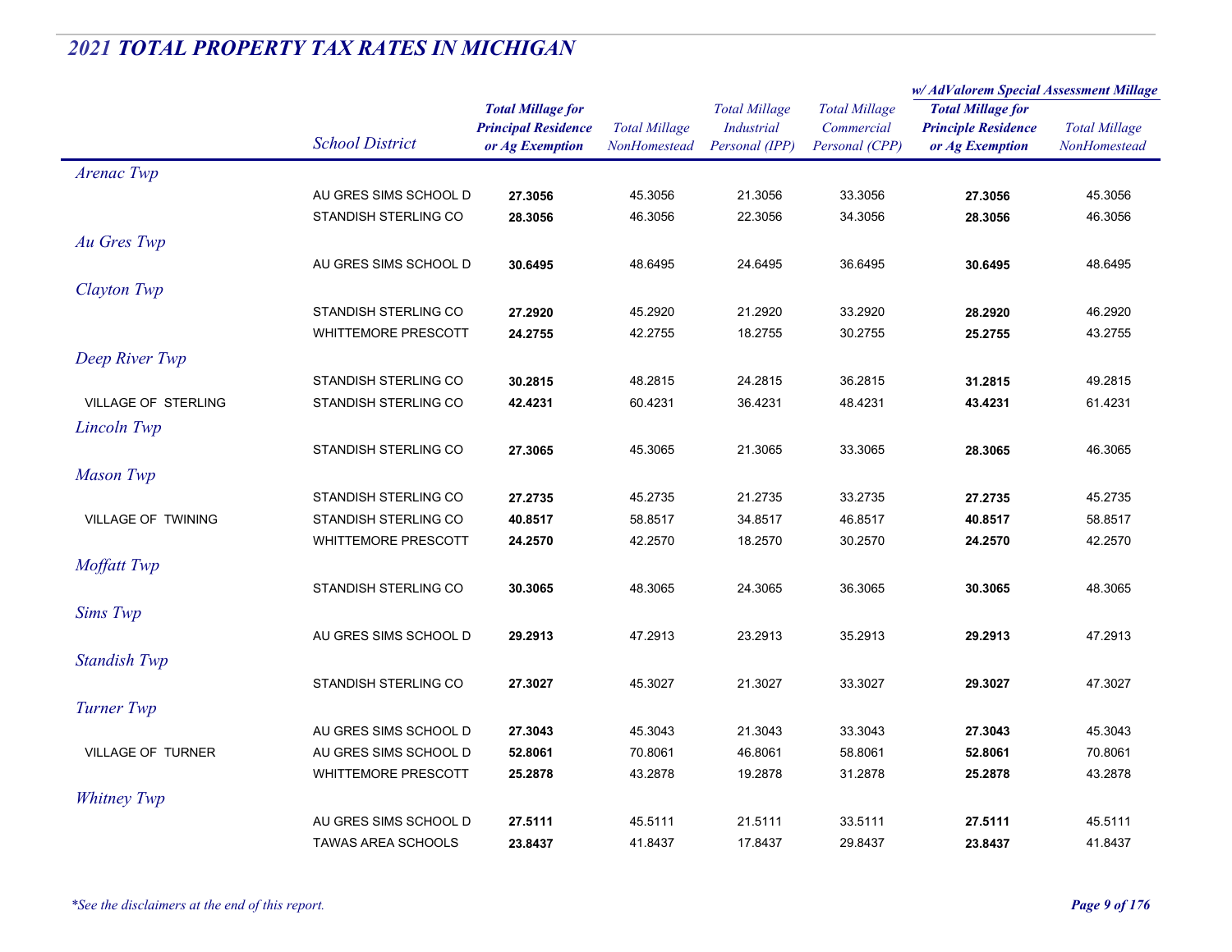## 2021 TOTAL PROPERTY TAX RATES IN MICHIGAN

| | School District | Total Millage for Principal Residence or Ag Exemption | Total Millage NonHomestead | Total Millage Industrial Personal (IPP) | Total Millage Commercial Personal (CPP) | w/ AdValorem Special Assessment Millage: Total Millage for Principle Residence or Ag Exemption | w/ AdValorem Special Assessment Millage: Total Millage NonHomestead |
|---|---|---|---|---|---|---|---|
| *Arenac Twp* | | | | | | | |
| | AU GRES SIMS SCHOOL D | **27.3056** | 45.3056 | 21.3056 | 33.3056 | **27.3056** | 45.3056 |
| | STANDISH STERLING CO | **28.3056** | 46.3056 | 22.3056 | 34.3056 | **28.3056** | 46.3056 |
| *Au Gres Twp* | | | | | | | |
| | AU GRES SIMS SCHOOL D | **30.6495** | 48.6495 | 24.6495 | 36.6495 | **30.6495** | 48.6495 |
| *Clayton Twp* | | | | | | | |
| | STANDISH STERLING CO | **27.2920** | 45.2920 | 21.2920 | 33.2920 | **28.2920** | 46.2920 |
| | WHITTEMORE PRESCOTT | **24.2755** | 42.2755 | 18.2755 | 30.2755 | **25.2755** | 43.2755 |
| *Deep River Twp* | | | | | | | |
| | STANDISH STERLING CO | **30.2815** | 48.2815 | 24.2815 | 36.2815 | **31.2815** | 49.2815 |
| VILLAGE OF STERLING | STANDISH STERLING CO | **42.4231** | 60.4231 | 36.4231 | 48.4231 | **43.4231** | 61.4231 |
| *Lincoln Twp* | | | | | | | |
| | STANDISH STERLING CO | **27.3065** | 45.3065 | 21.3065 | 33.3065 | **28.3065** | 46.3065 |
| *Mason Twp* | | | | | | | |
| | STANDISH STERLING CO | **27.2735** | 45.2735 | 21.2735 | 33.2735 | **27.2735** | 45.2735 |
| VILLAGE OF TWINING | STANDISH STERLING CO | **40.8517** | 58.8517 | 34.8517 | 46.8517 | **40.8517** | 58.8517 |
| | WHITTEMORE PRESCOTT | **24.2570** | 42.2570 | 18.2570 | 30.2570 | **24.2570** | 42.2570 |
| *Moffatt Twp* | | | | | | | |
| | STANDISH STERLING CO | **30.3065** | 48.3065 | 24.3065 | 36.3065 | **30.3065** | 48.3065 |
| *Sims Twp* | | | | | | | |
| | AU GRES SIMS SCHOOL D | **29.2913** | 47.2913 | 23.2913 | 35.2913 | **29.2913** | 47.2913 |
| *Standish Twp* | | | | | | | |
| | STANDISH STERLING CO | **27.3027** | 45.3027 | 21.3027 | 33.3027 | **29.3027** | 47.3027 |
| *Turner Twp* | | | | | | | |
| | AU GRES SIMS SCHOOL D | **27.3043** | 45.3043 | 21.3043 | 33.3043 | **27.3043** | 45.3043 |
| VILLAGE OF TURNER | AU GRES SIMS SCHOOL D | **52.8061** | 70.8061 | 46.8061 | 58.8061 | **52.8061** | 70.8061 |
| | WHITTEMORE PRESCOTT | **25.2878** | 43.2878 | 19.2878 | 31.2878 | **25.2878** | 43.2878 |
| *Whitney Twp* | | | | | | | |
| | AU GRES SIMS SCHOOL D | **27.5111** | 45.5111 | 21.5111 | 33.5111 | **27.5111** | 45.5111 |
| | TAWAS AREA SCHOOLS | **23.8437** | 41.8437 | 17.8437 | 29.8437 | **23.8437** | 41.8437 |

*\*See the disclaimers at the end of this report.*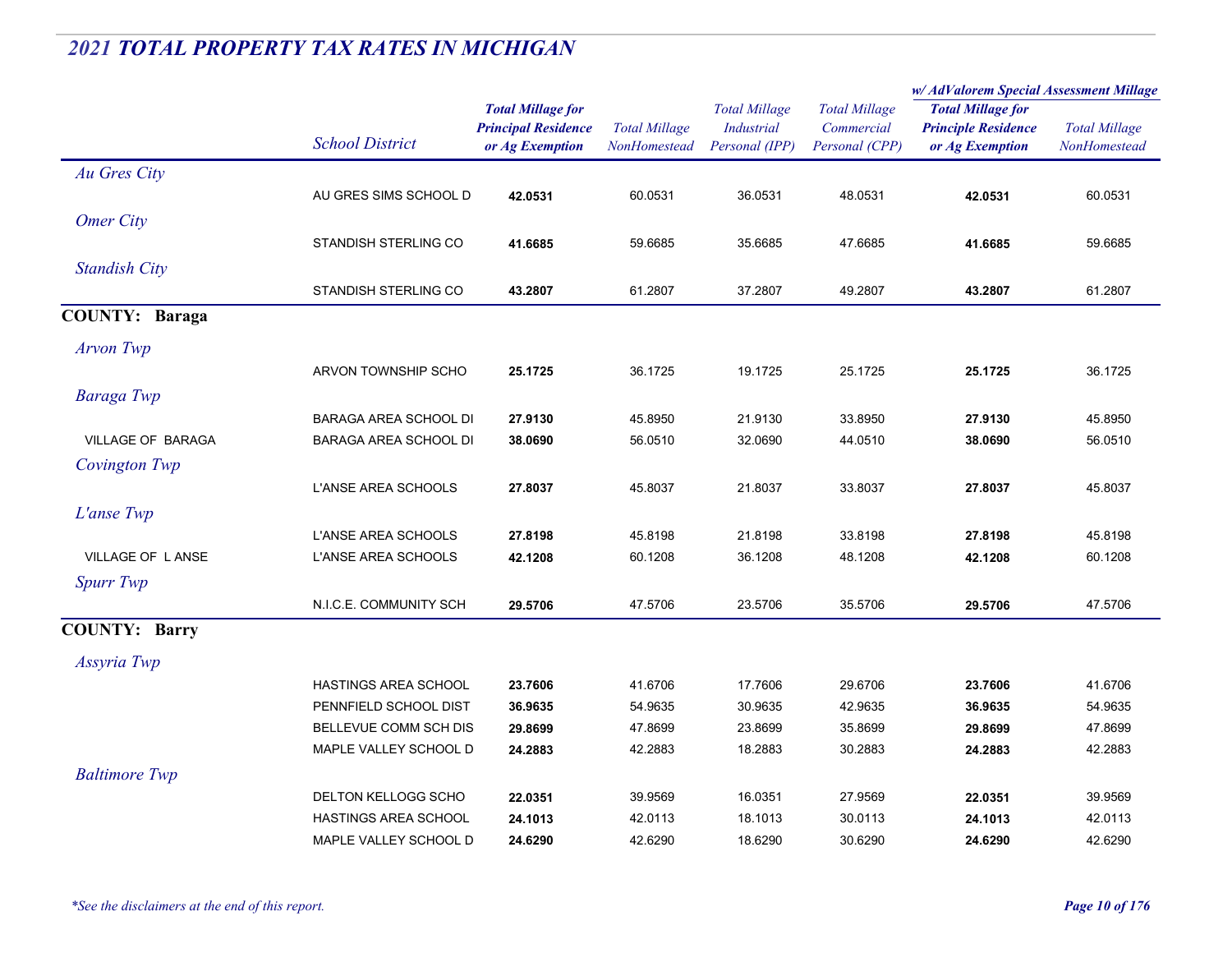## 2021 TOTAL PROPERTY TAX RATES IN MICHIGAN

| | School District | Total Millage for Principal Residence or Ag Exemption | Total Millage NonHomestead | Total Millage Industrial Personal (IPP) | Total Millage Commercial Personal (CPP) | w/ AdValorem Special Assessment Millage: Total Millage for Principle Residence or Ag Exemption | w/ AdValorem Special Assessment Millage: Total Millage NonHomestead |
|---|---|---|---|---|---|---|---|
| *Au Gres City* | | | | | | | |
| | AU GRES SIMS SCHOOL D | **42.0531** | 60.0531 | 36.0531 | 48.0531 | **42.0531** | 60.0531 |
| *Omer City* | | | | | | | |
| | STANDISH STERLING CO | **41.6685** | 59.6685 | 35.6685 | 47.6685 | **41.6685** | 59.6685 |
| *Standish City* | | | | | | | |
| | STANDISH STERLING CO | **43.2807** | 61.2807 | 37.2807 | 49.2807 | **43.2807** | 61.2807 |
| **COUNTY: Baraga** | | | | | | | |
| *Arvon Twp* | | | | | | | |
| | ARVON TOWNSHIP SCHO | **25.1725** | 36.1725 | 19.1725 | 25.1725 | **25.1725** | 36.1725 |
| *Baraga Twp* | | | | | | | |
| | BARAGA AREA SCHOOL DI | **27.9130** | 45.8950 | 21.9130 | 33.8950 | **27.9130** | 45.8950 |
| VILLAGE OF BARAGA | BARAGA AREA SCHOOL DI | **38.0690** | 56.0510 | 32.0690 | 44.0510 | **38.0690** | 56.0510 |
| *Covington Twp* | | | | | | | |
| | L'ANSE AREA SCHOOLS | **27.8037** | 45.8037 | 21.8037 | 33.8037 | **27.8037** | 45.8037 |
| *L'anse Twp* | | | | | | | |
| | L'ANSE AREA SCHOOLS | **27.8198** | 45.8198 | 21.8198 | 33.8198 | **27.8198** | 45.8198 |
| VILLAGE OF L ANSE | L'ANSE AREA SCHOOLS | **42.1208** | 60.1208 | 36.1208 | 48.1208 | **42.1208** | 60.1208 |
| *Spurr Twp* | | | | | | | |
| | N.I.C.E. COMMUNITY SCH | **29.5706** | 47.5706 | 23.5706 | 35.5706 | **29.5706** | 47.5706 |
| **COUNTY: Barry** | | | | | | | |
| *Assyria Twp* | | | | | | | |
| | HASTINGS AREA SCHOOL | **23.7606** | 41.6706 | 17.7606 | 29.6706 | **23.7606** | 41.6706 |
| | PENNFIELD SCHOOL DIST | **36.9635** | 54.9635 | 30.9635 | 42.9635 | **36.9635** | 54.9635 |
| | BELLEVUE COMM SCH DIS | **29.8699** | 47.8699 | 23.8699 | 35.8699 | **29.8699** | 47.8699 |
| | MAPLE VALLEY SCHOOL D | **24.2883** | 42.2883 | 18.2883 | 30.2883 | **24.2883** | 42.2883 |
| *Baltimore Twp* | | | | | | | |
| | DELTON KELLOGG SCHO | **22.0351** | 39.9569 | 16.0351 | 27.9569 | **22.0351** | 39.9569 |
| | HASTINGS AREA SCHOOL | **24.1013** | 42.0113 | 18.1013 | 30.0113 | **24.1013** | 42.0113 |
| | MAPLE VALLEY SCHOOL D | **24.6290** | 42.6290 | 18.6290 | 30.6290 | **24.6290** | 42.6290 |

*\*See the disclaimers at the end of this report.*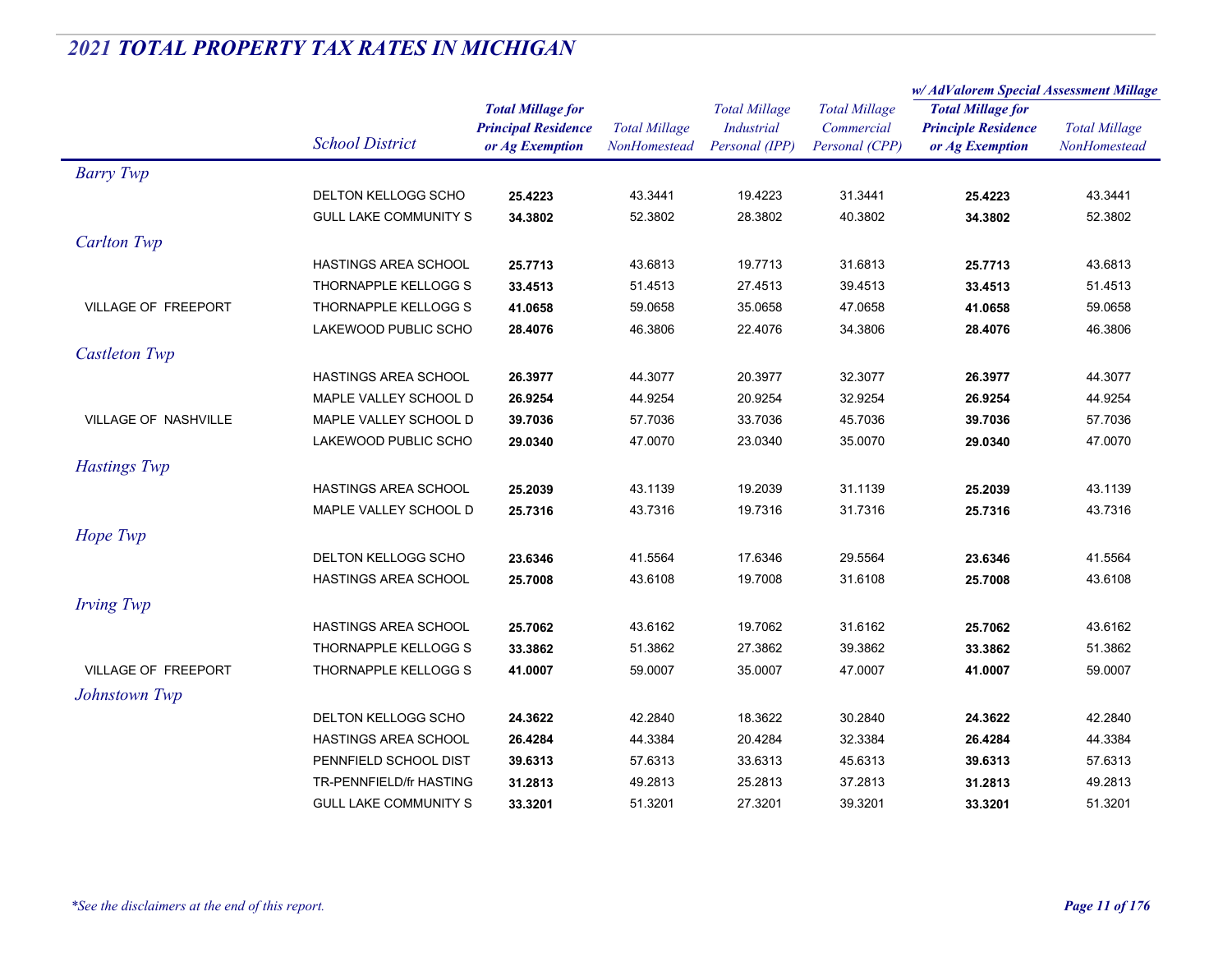## 2021 TOTAL PROPERTY TAX RATES IN MICHIGAN

| | School District | Total Millage for Principal Residence or Ag Exemption | Total Millage NonHomestead | Total Millage Industrial Personal (IPP) | Total Millage Commercial Personal (CPP) | w/ AdValorem Special Assessment Millage: Total Millage for Principle Residence or Ag Exemption | w/ AdValorem Special Assessment Millage: Total Millage NonHomestead |
|---|---|---|---|---|---|---|---|
| *Barry Twp* | | | | | | | |
| | DELTON KELLOGG SCHO | **25.4223** | 43.3441 | 19.4223 | 31.3441 | **25.4223** | 43.3441 |
| | GULL LAKE COMMUNITY S | **34.3802** | 52.3802 | 28.3802 | 40.3802 | **34.3802** | 52.3802 |
| *Carlton Twp* | | | | | | | |
| | HASTINGS AREA SCHOOL | **25.7713** | 43.6813 | 19.7713 | 31.6813 | **25.7713** | 43.6813 |
| | THORNAPPLE KELLOGG S | **33.4513** | 51.4513 | 27.4513 | 39.4513 | **33.4513** | 51.4513 |
| VILLAGE OF FREEPORT | THORNAPPLE KELLOGG S | **41.0658** | 59.0658 | 35.0658 | 47.0658 | **41.0658** | 59.0658 |
| | LAKEWOOD PUBLIC SCHO | **28.4076** | 46.3806 | 22.4076 | 34.3806 | **28.4076** | 46.3806 |
| *Castleton Twp* | | | | | | | |
| | HASTINGS AREA SCHOOL | **26.3977** | 44.3077 | 20.3977 | 32.3077 | **26.3977** | 44.3077 |
| | MAPLE VALLEY SCHOOL D | **26.9254** | 44.9254 | 20.9254 | 32.9254 | **26.9254** | 44.9254 |
| VILLAGE OF NASHVILLE | MAPLE VALLEY SCHOOL D | **39.7036** | 57.7036 | 33.7036 | 45.7036 | **39.7036** | 57.7036 |
| | LAKEWOOD PUBLIC SCHO | **29.0340** | 47.0070 | 23.0340 | 35.0070 | **29.0340** | 47.0070 |
| *Hastings Twp* | | | | | | | |
| | HASTINGS AREA SCHOOL | **25.2039** | 43.1139 | 19.2039 | 31.1139 | **25.2039** | 43.1139 |
| | MAPLE VALLEY SCHOOL D | **25.7316** | 43.7316 | 19.7316 | 31.7316 | **25.7316** | 43.7316 |
| *Hope Twp* | | | | | | | |
| | DELTON KELLOGG SCHO | **23.6346** | 41.5564 | 17.6346 | 29.5564 | **23.6346** | 41.5564 |
| | HASTINGS AREA SCHOOL | **25.7008** | 43.6108 | 19.7008 | 31.6108 | **25.7008** | 43.6108 |
| *Irving Twp* | | | | | | | |
| | HASTINGS AREA SCHOOL | **25.7062** | 43.6162 | 19.7062 | 31.6162 | **25.7062** | 43.6162 |
| | THORNAPPLE KELLOGG S | **33.3862** | 51.3862 | 27.3862 | 39.3862 | **33.3862** | 51.3862 |
| VILLAGE OF FREEPORT | THORNAPPLE KELLOGG S | **41.0007** | 59.0007 | 35.0007 | 47.0007 | **41.0007** | 59.0007 |
| *Johnstown Twp* | | | | | | | |
| | DELTON KELLOGG SCHO | **24.3622** | 42.2840 | 18.3622 | 30.2840 | **24.3622** | 42.2840 |
| | HASTINGS AREA SCHOOL | **26.4284** | 44.3384 | 20.4284 | 32.3384 | **26.4284** | 44.3384 |
| | PENNFIELD SCHOOL DIST | **39.6313** | 57.6313 | 33.6313 | 45.6313 | **39.6313** | 57.6313 |
| | TR-PENNFIELD/fr HASTING | **31.2813** | 49.2813 | 25.2813 | 37.2813 | **31.2813** | 49.2813 |
| | GULL LAKE COMMUNITY S | **33.3201** | 51.3201 | 27.3201 | 39.3201 | **33.3201** | 51.3201 |

*\*See the disclaimers at the end of this report.*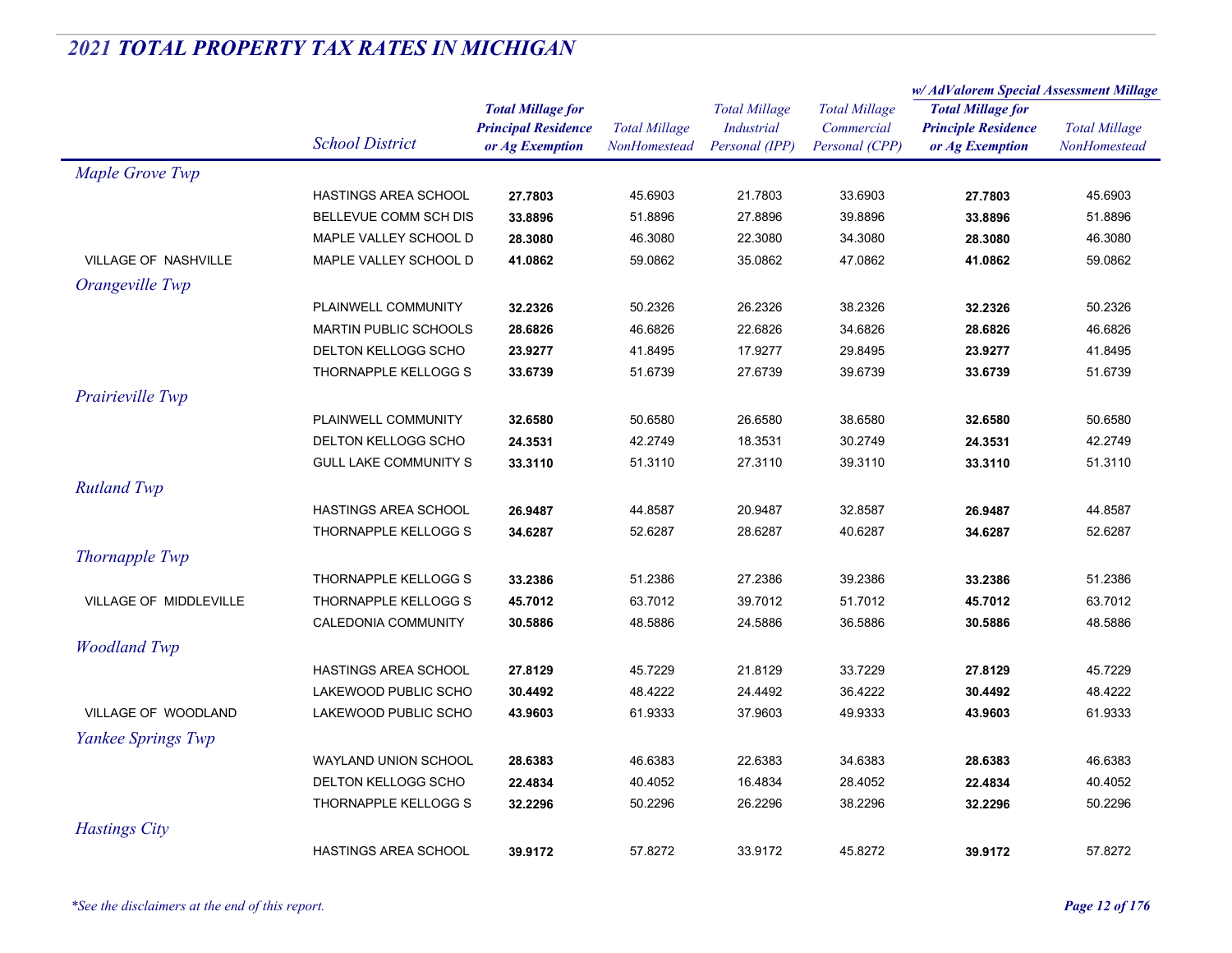## 2021 TOTAL PROPERTY TAX RATES IN MICHIGAN

| | School District | Total Millage for Principal Residence or Ag Exemption | Total Millage NonHomestead | Total Millage Industrial Personal (IPP) | Total Millage Commercial Personal (CPP) | w/ AdValorem Special Assessment Millage: Total Millage for Principle Residence or Ag Exemption | w/ AdValorem Special Assessment Millage: Total Millage NonHomestead |
|---|---|---|---|---|---|---|---|
| *Maple Grove Twp* | | | | | | | |
| | HASTINGS AREA SCHOOL | **27.7803** | 45.6903 | 21.7803 | 33.6903 | **27.7803** | 45.6903 |
| | BELLEVUE COMM SCH DIS | **33.8896** | 51.8896 | 27.8896 | 39.8896 | **33.8896** | 51.8896 |
| | MAPLE VALLEY SCHOOL D | **28.3080** | 46.3080 | 22.3080 | 34.3080 | **28.3080** | 46.3080 |
| VILLAGE OF NASHVILLE | MAPLE VALLEY SCHOOL D | **41.0862** | 59.0862 | 35.0862 | 47.0862 | **41.0862** | 59.0862 |
| *Orangeville Twp* | | | | | | | |
| | PLAINWELL COMMUNITY | **32.2326** | 50.2326 | 26.2326 | 38.2326 | **32.2326** | 50.2326 |
| | MARTIN PUBLIC SCHOOLS | **28.6826** | 46.6826 | 22.6826 | 34.6826 | **28.6826** | 46.6826 |
| | DELTON KELLOGG SCHO | **23.9277** | 41.8495 | 17.9277 | 29.8495 | **23.9277** | 41.8495 |
| | THORNAPPLE KELLOGG S | **33.6739** | 51.6739 | 27.6739 | 39.6739 | **33.6739** | 51.6739 |
| *Prairieville Twp* | | | | | | | |
| | PLAINWELL COMMUNITY | **32.6580** | 50.6580 | 26.6580 | 38.6580 | **32.6580** | 50.6580 |
| | DELTON KELLOGG SCHO | **24.3531** | 42.2749 | 18.3531 | 30.2749 | **24.3531** | 42.2749 |
| | GULL LAKE COMMUNITY S | **33.3110** | 51.3110 | 27.3110 | 39.3110 | **33.3110** | 51.3110 |
| *Rutland Twp* | | | | | | | |
| | HASTINGS AREA SCHOOL | **26.9487** | 44.8587 | 20.9487 | 32.8587 | **26.9487** | 44.8587 |
| | THORNAPPLE KELLOGG S | **34.6287** | 52.6287 | 28.6287 | 40.6287 | **34.6287** | 52.6287 |
| *Thornapple Twp* | | | | | | | |
| | THORNAPPLE KELLOGG S | **33.2386** | 51.2386 | 27.2386 | 39.2386 | **33.2386** | 51.2386 |
| VILLAGE OF MIDDLEVILLE | THORNAPPLE KELLOGG S | **45.7012** | 63.7012 | 39.7012 | 51.7012 | **45.7012** | 63.7012 |
| | CALEDONIA COMMUNITY | **30.5886** | 48.5886 | 24.5886 | 36.5886 | **30.5886** | 48.5886 |
| *Woodland Twp* | | | | | | | |
| | HASTINGS AREA SCHOOL | **27.8129** | 45.7229 | 21.8129 | 33.7229 | **27.8129** | 45.7229 |
| | LAKEWOOD PUBLIC SCHO | **30.4492** | 48.4222 | 24.4492 | 36.4222 | **30.4492** | 48.4222 |
| VILLAGE OF WOODLAND | LAKEWOOD PUBLIC SCHO | **43.9603** | 61.9333 | 37.9603 | 49.9333 | **43.9603** | 61.9333 |
| *Yankee Springs Twp* | | | | | | | |
| | WAYLAND UNION SCHOOL | **28.6383** | 46.6383 | 22.6383 | 34.6383 | **28.6383** | 46.6383 |
| | DELTON KELLOGG SCHO | **22.4834** | 40.4052 | 16.4834 | 28.4052 | **22.4834** | 40.4052 |
| | THORNAPPLE KELLOGG S | **32.2296** | 50.2296 | 26.2296 | 38.2296 | **32.2296** | 50.2296 |
| *Hastings City* | | | | | | | |
| | HASTINGS AREA SCHOOL | **39.9172** | 57.8272 | 33.9172 | 45.8272 | **39.9172** | 57.8272 |

*\*See the disclaimers at the end of this report.*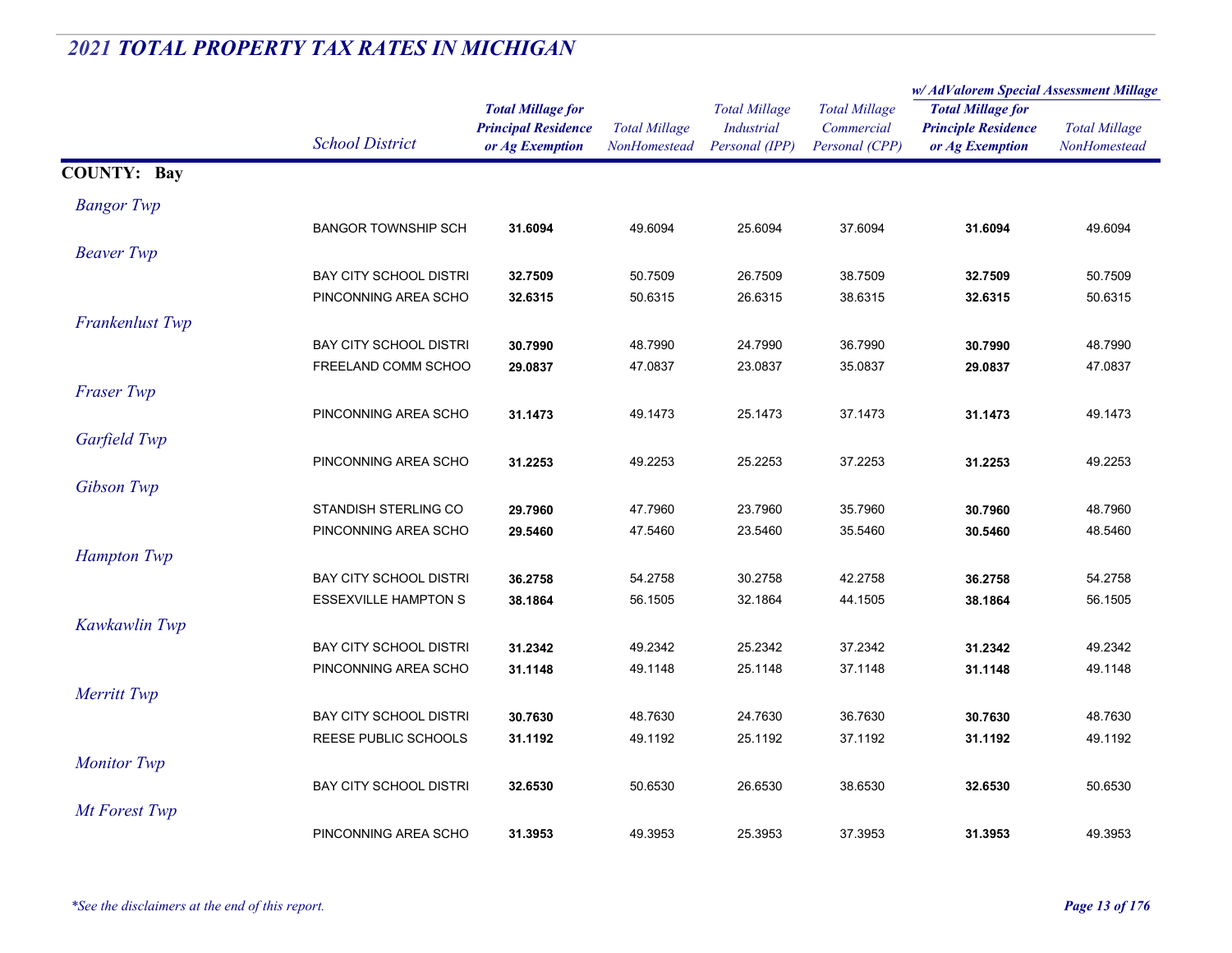## *2021 TOTAL PROPERTY TAX RATES IN MICHIGAN*

| | School District | Total Millage for Principal Residence or Ag Exemption | Total Millage NonHomestead | Total Millage Industrial Personal (IPP) | Total Millage Commercial Personal (CPP) | w/ AdValorem Special Assessment Millage: Total Millage for Principle Residence or Ag Exemption | w/ AdValorem Special Assessment Millage: Total Millage NonHomestead |
|---|---|---|---|---|---|---|---|
| **COUNTY: Bay** | | | | | | | |
| *Bangor Twp* | | | | | | | |
| | BANGOR TOWNSHIP SCH | **31.6094** | 49.6094 | 25.6094 | 37.6094 | **31.6094** | 49.6094 |
| *Beaver Twp* | | | | | | | |
| | BAY CITY SCHOOL DISTRI | **32.7509** | 50.7509 | 26.7509 | 38.7509 | **32.7509** | 50.7509 |
| | PINCONNING AREA SCHO | **32.6315** | 50.6315 | 26.6315 | 38.6315 | **32.6315** | 50.6315 |
| *Frankenlust Twp* | | | | | | | |
| | BAY CITY SCHOOL DISTRI | **30.7990** | 48.7990 | 24.7990 | 36.7990 | **30.7990** | 48.7990 |
| | FREELAND COMM SCHOO | **29.0837** | 47.0837 | 23.0837 | 35.0837 | **29.0837** | 47.0837 |
| *Fraser Twp* | | | | | | | |
| | PINCONNING AREA SCHO | **31.1473** | 49.1473 | 25.1473 | 37.1473 | **31.1473** | 49.1473 |
| *Garfield Twp* | | | | | | | |
| | PINCONNING AREA SCHO | **31.2253** | 49.2253 | 25.2253 | 37.2253 | **31.2253** | 49.2253 |
| *Gibson Twp* | | | | | | | |
| | STANDISH STERLING CO | **29.7960** | 47.7960 | 23.7960 | 35.7960 | **30.7960** | 48.7960 |
| | PINCONNING AREA SCHO | **29.5460** | 47.5460 | 23.5460 | 35.5460 | **30.5460** | 48.5460 |
| *Hampton Twp* | | | | | | | |
| | BAY CITY SCHOOL DISTRI | **36.2758** | 54.2758 | 30.2758 | 42.2758 | **36.2758** | 54.2758 |
| | ESSEXVILLE HAMPTON S | **38.1864** | 56.1505 | 32.1864 | 44.1505 | **38.1864** | 56.1505 |
| *Kawkawlin Twp* | | | | | | | |
| | BAY CITY SCHOOL DISTRI | **31.2342** | 49.2342 | 25.2342 | 37.2342 | **31.2342** | 49.2342 |
| | PINCONNING AREA SCHO | **31.1148** | 49.1148 | 25.1148 | 37.1148 | **31.1148** | 49.1148 |
| *Merritt Twp* | | | | | | | |
| | BAY CITY SCHOOL DISTRI | **30.7630** | 48.7630 | 24.7630 | 36.7630 | **30.7630** | 48.7630 |
| | REESE PUBLIC SCHOOLS | **31.1192** | 49.1192 | 25.1192 | 37.1192 | **31.1192** | 49.1192 |
| *Monitor Twp* | | | | | | | |
| | BAY CITY SCHOOL DISTRI | **32.6530** | 50.6530 | 26.6530 | 38.6530 | **32.6530** | 50.6530 |
| *Mt Forest Twp* | | | | | | | |
| | PINCONNING AREA SCHO | **31.3953** | 49.3953 | 25.3953 | 37.3953 | **31.3953** | 49.3953 |

*\*See the disclaimers at the end of this report.*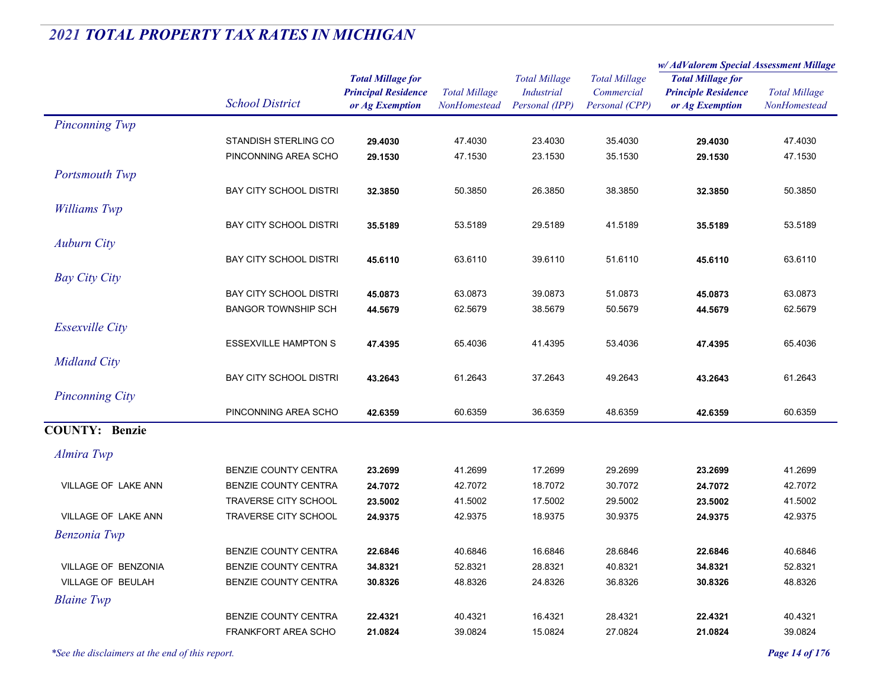# 2021 TOTAL PROPERTY TAX RATES IN MICHIGAN

| | School District | Total Millage for Principal Residence or Ag Exemption | Total Millage NonHomestead | Total Millage Industrial Personal (IPP) | Total Millage Commercial Personal (CPP) | w/ AdValorem Special Assessment Millage: Total Millage for Principle Residence or Ag Exemption | w/ AdValorem Special Assessment Millage: Total Millage NonHomestead |
|---|---|---|---|---|---|---|---|
| *Pinconning Twp* | | | | | | | |
| | STANDISH STERLING CO | **29.4030** | 47.4030 | 23.4030 | 35.4030 | **29.4030** | 47.4030 |
| | PINCONNING AREA SCHO | **29.1530** | 47.1530 | 23.1530 | 35.1530 | **29.1530** | 47.1530 |
| *Portsmouth Twp* | | | | | | | |
| | BAY CITY SCHOOL DISTRI | **32.3850** | 50.3850 | 26.3850 | 38.3850 | **32.3850** | 50.3850 |
| *Williams Twp* | | | | | | | |
| | BAY CITY SCHOOL DISTRI | **35.5189** | 53.5189 | 29.5189 | 41.5189 | **35.5189** | 53.5189 |
| *Auburn City* | | | | | | | |
| | BAY CITY SCHOOL DISTRI | **45.6110** | 63.6110 | 39.6110 | 51.6110 | **45.6110** | 63.6110 |
| *Bay City City* | | | | | | | |
| | BAY CITY SCHOOL DISTRI | **45.0873** | 63.0873 | 39.0873 | 51.0873 | **45.0873** | 63.0873 |
| | BANGOR TOWNSHIP SCH | **44.5679** | 62.5679 | 38.5679 | 50.5679 | **44.5679** | 62.5679 |
| *Essexville City* | | | | | | | |
| | ESSEXVILLE HAMPTON S | **47.4395** | 65.4036 | 41.4395 | 53.4036 | **47.4395** | 65.4036 |
| *Midland City* | | | | | | | |
| | BAY CITY SCHOOL DISTRI | **43.2643** | 61.2643 | 37.2643 | 49.2643 | **43.2643** | 61.2643 |
| *Pinconning City* | | | | | | | |
| | PINCONNING AREA SCHO | **42.6359** | 60.6359 | 36.6359 | 48.6359 | **42.6359** | 60.6359 |

## COUNTY: Benzie

| | School District | Total Millage for Principal Residence or Ag Exemption | Total Millage NonHomestead | Total Millage Industrial Personal (IPP) | Total Millage Commercial Personal (CPP) | w/ AdValorem Special Assessment Millage: Total Millage for Principle Residence or Ag Exemption | w/ AdValorem Special Assessment Millage: Total Millage NonHomestead |
|---|---|---|---|---|---|---|---|
| *Almira Twp* | | | | | | | |
| | BENZIE COUNTY CENTRA | **23.2699** | 41.2699 | 17.2699 | 29.2699 | **23.2699** | 41.2699 |
| VILLAGE OF LAKE ANN | BENZIE COUNTY CENTRA | **24.7072** | 42.7072 | 18.7072 | 30.7072 | **24.7072** | 42.7072 |
| | TRAVERSE CITY SCHOOL | **23.5002** | 41.5002 | 17.5002 | 29.5002 | **23.5002** | 41.5002 |
| VILLAGE OF LAKE ANN | TRAVERSE CITY SCHOOL | **24.9375** | 42.9375 | 18.9375 | 30.9375 | **24.9375** | 42.9375 |
| *Benzonia Twp* | | | | | | | |
| | BENZIE COUNTY CENTRA | **22.6846** | 40.6846 | 16.6846 | 28.6846 | **22.6846** | 40.6846 |
| VILLAGE OF BENZONIA | BENZIE COUNTY CENTRA | **34.8321** | 52.8321 | 28.8321 | 40.8321 | **34.8321** | 52.8321 |
| VILLAGE OF BEULAH | BENZIE COUNTY CENTRA | **30.8326** | 48.8326 | 24.8326 | 36.8326 | **30.8326** | 48.8326 |
| *Blaine Twp* | | | | | | | |
| | BENZIE COUNTY CENTRA | **22.4321** | 40.4321 | 16.4321 | 28.4321 | **22.4321** | 40.4321 |
| | FRANKFORT AREA SCHO | **21.0824** | 39.0824 | 15.0824 | 27.0824 | **21.0824** | 39.0824 |

*\*See the disclaimers at the end of this report.*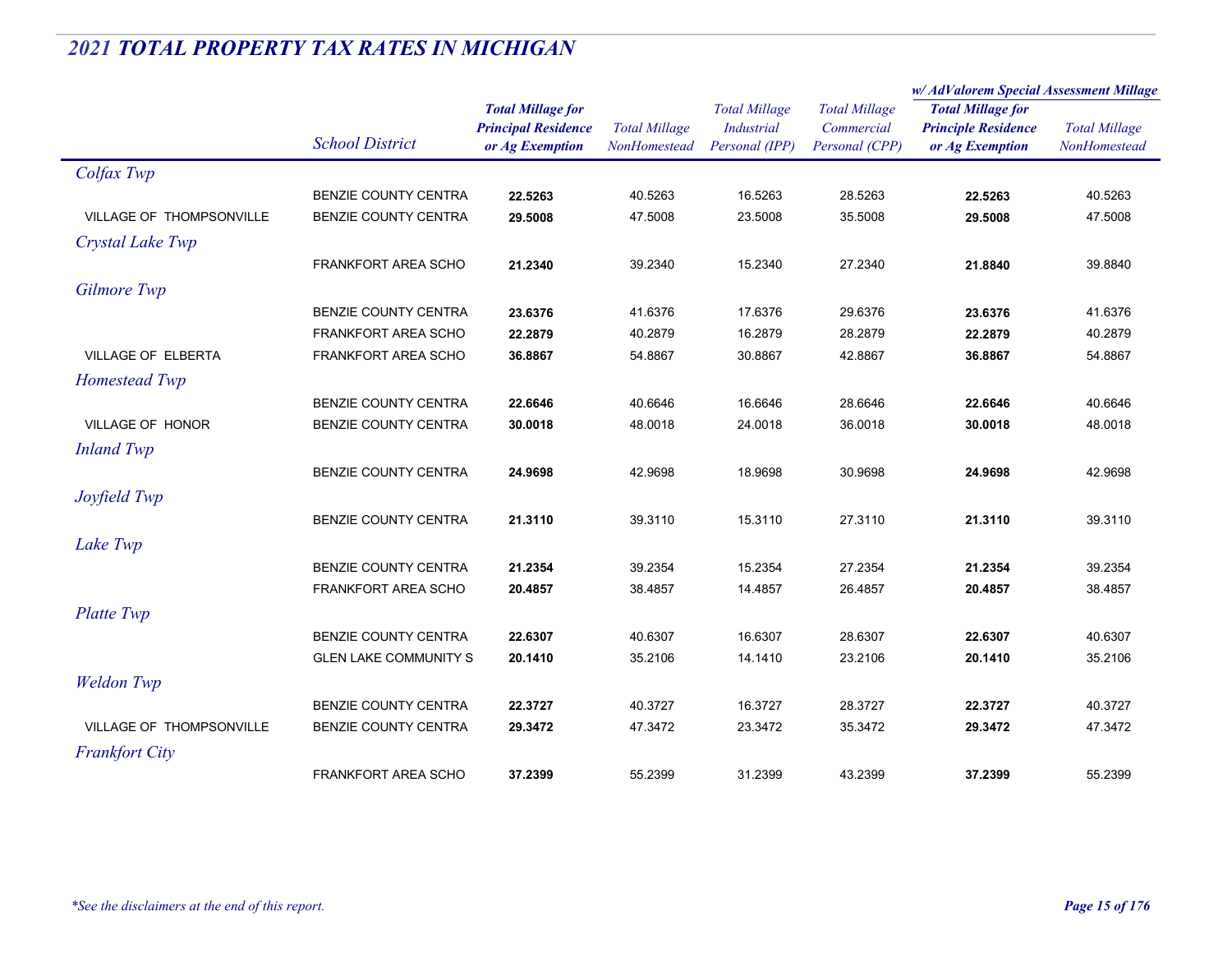# 2021 TOTAL PROPERTY TAX RATES IN MICHIGAN

| | School District | Total Millage for Principal Residence or Ag Exemption | Total Millage NonHomestead | Total Millage Industrial Personal (IPP) | Total Millage Commercial Personal (CPP) | w/ AdValorem Special Assessment Millage: Total Millage for Principle Residence or Ag Exemption | w/ AdValorem Special Assessment Millage: Total Millage NonHomestead |
|---|---|---|---|---|---|---|---|
| *Colfax Twp* | | | | | | | |
| | BENZIE COUNTY CENTRA | **22.5263** | 40.5263 | 16.5263 | 28.5263 | **22.5263** | 40.5263 |
| VILLAGE OF THOMPSONVILLE | BENZIE COUNTY CENTRA | **29.5008** | 47.5008 | 23.5008 | 35.5008 | **29.5008** | 47.5008 |
| *Crystal Lake Twp* | | | | | | | |
| | FRANKFORT AREA SCHO | **21.2340** | 39.2340 | 15.2340 | 27.2340 | **21.8840** | 39.8840 |
| *Gilmore Twp* | | | | | | | |
| | BENZIE COUNTY CENTRA | **23.6376** | 41.6376 | 17.6376 | 29.6376 | **23.6376** | 41.6376 |
| | FRANKFORT AREA SCHO | **22.2879** | 40.2879 | 16.2879 | 28.2879 | **22.2879** | 40.2879 |
| VILLAGE OF ELBERTA | FRANKFORT AREA SCHO | **36.8867** | 54.8867 | 30.8867 | 42.8867 | **36.8867** | 54.8867 |
| *Homestead Twp* | | | | | | | |
| | BENZIE COUNTY CENTRA | **22.6646** | 40.6646 | 16.6646 | 28.6646 | **22.6646** | 40.6646 |
| VILLAGE OF HONOR | BENZIE COUNTY CENTRA | **30.0018** | 48.0018 | 24.0018 | 36.0018 | **30.0018** | 48.0018 |
| *Inland Twp* | | | | | | | |
| | BENZIE COUNTY CENTRA | **24.9698** | 42.9698 | 18.9698 | 30.9698 | **24.9698** | 42.9698 |
| *Joyfield Twp* | | | | | | | |
| | BENZIE COUNTY CENTRA | **21.3110** | 39.3110 | 15.3110 | 27.3110 | **21.3110** | 39.3110 |
| *Lake Twp* | | | | | | | |
| | BENZIE COUNTY CENTRA | **21.2354** | 39.2354 | 15.2354 | 27.2354 | **21.2354** | 39.2354 |
| | FRANKFORT AREA SCHO | **20.4857** | 38.4857 | 14.4857 | 26.4857 | **20.4857** | 38.4857 |
| *Platte Twp* | | | | | | | |
| | BENZIE COUNTY CENTRA | **22.6307** | 40.6307 | 16.6307 | 28.6307 | **22.6307** | 40.6307 |
| | GLEN LAKE COMMUNITY S | **20.1410** | 35.2106 | 14.1410 | 23.2106 | **20.1410** | 35.2106 |
| *Weldon Twp* | | | | | | | |
| | BENZIE COUNTY CENTRA | **22.3727** | 40.3727 | 16.3727 | 28.3727 | **22.3727** | 40.3727 |
| VILLAGE OF THOMPSONVILLE | BENZIE COUNTY CENTRA | **29.3472** | 47.3472 | 23.3472 | 35.3472 | **29.3472** | 47.3472 |
| *Frankfort City* | | | | | | | |
| | FRANKFORT AREA SCHO | **37.2399** | 55.2399 | 31.2399 | 43.2399 | **37.2399** | 55.2399 |

*\*See the disclaimers at the end of this report.*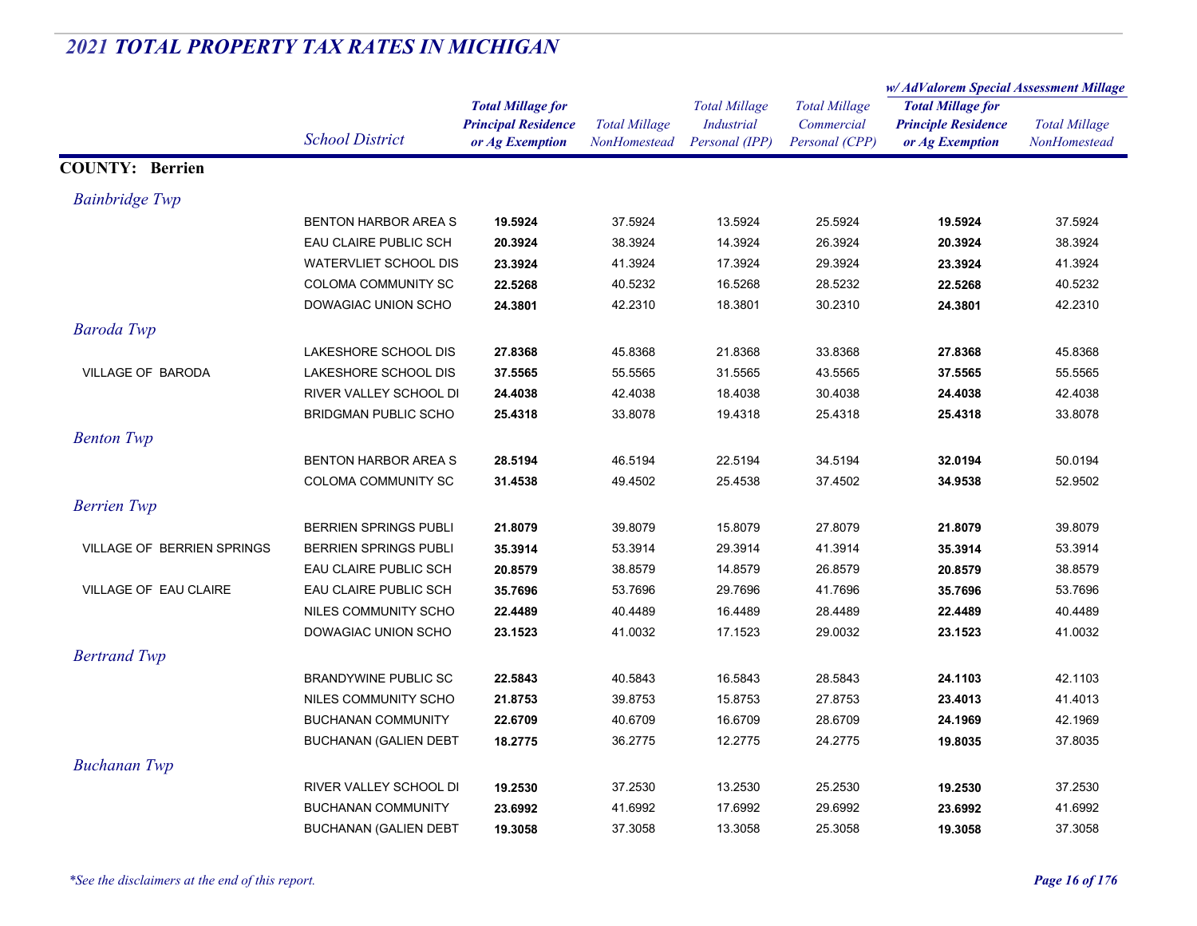# 2021 TOTAL PROPERTY TAX RATES IN MICHIGAN

| | School District | Total Millage for Principal Residence or Ag Exemption | Total Millage NonHomestead | Total Millage Industrial Personal (IPP) | Total Millage Commercial Personal (CPP) | w/ AdValorem Special Assessment Millage: Total Millage for Principle Residence or Ag Exemption | w/ AdValorem Special Assessment Millage: Total Millage NonHomestead |
|---|---|---|---|---|---|---|---|
| **COUNTY: Berrien** | | | | | | | |
| *Bainbridge Twp* | | | | | | | |
| | BENTON HARBOR AREA S | **19.5924** | 37.5924 | 13.5924 | 25.5924 | **19.5924** | 37.5924 |
| | EAU CLAIRE PUBLIC SCH | **20.3924** | 38.3924 | 14.3924 | 26.3924 | **20.3924** | 38.3924 |
| | WATERVLIET SCHOOL DIS | **23.3924** | 41.3924 | 17.3924 | 29.3924 | **23.3924** | 41.3924 |
| | COLOMA COMMUNITY SC | **22.5268** | 40.5232 | 16.5268 | 28.5232 | **22.5268** | 40.5232 |
| | DOWAGIAC UNION SCHO | **24.3801** | 42.2310 | 18.3801 | 30.2310 | **24.3801** | 42.2310 |
| *Baroda Twp* | | | | | | | |
| | LAKESHORE SCHOOL DIS | **27.8368** | 45.8368 | 21.8368 | 33.8368 | **27.8368** | 45.8368 |
| VILLAGE OF BARODA | LAKESHORE SCHOOL DIS | **37.5565** | 55.5565 | 31.5565 | 43.5565 | **37.5565** | 55.5565 |
| | RIVER VALLEY SCHOOL DI | **24.4038** | 42.4038 | 18.4038 | 30.4038 | **24.4038** | 42.4038 |
| | BRIDGMAN PUBLIC SCHO | **25.4318** | 33.8078 | 19.4318 | 25.4318 | **25.4318** | 33.8078 |
| *Benton Twp* | | | | | | | |
| | BENTON HARBOR AREA S | **28.5194** | 46.5194 | 22.5194 | 34.5194 | **32.0194** | 50.0194 |
| | COLOMA COMMUNITY SC | **31.4538** | 49.4502 | 25.4538 | 37.4502 | **34.9538** | 52.9502 |
| *Berrien Twp* | | | | | | | |
| | BERRIEN SPRINGS PUBLI | **21.8079** | 39.8079 | 15.8079 | 27.8079 | **21.8079** | 39.8079 |
| VILLAGE OF BERRIEN SPRINGS | BERRIEN SPRINGS PUBLI | **35.3914** | 53.3914 | 29.3914 | 41.3914 | **35.3914** | 53.3914 |
| | EAU CLAIRE PUBLIC SCH | **20.8579** | 38.8579 | 14.8579 | 26.8579 | **20.8579** | 38.8579 |
| VILLAGE OF EAU CLAIRE | EAU CLAIRE PUBLIC SCH | **35.7696** | 53.7696 | 29.7696 | 41.7696 | **35.7696** | 53.7696 |
| | NILES COMMUNITY SCHO | **22.4489** | 40.4489 | 16.4489 | 28.4489 | **22.4489** | 40.4489 |
| | DOWAGIAC UNION SCHO | **23.1523** | 41.0032 | 17.1523 | 29.0032 | **23.1523** | 41.0032 |
| *Bertrand Twp* | | | | | | | |
| | BRANDYWINE PUBLIC SC | **22.5843** | 40.5843 | 16.5843 | 28.5843 | **24.1103** | 42.1103 |
| | NILES COMMUNITY SCHO | **21.8753** | 39.8753 | 15.8753 | 27.8753 | **23.4013** | 41.4013 |
| | BUCHANAN COMMUNITY | **22.6709** | 40.6709 | 16.6709 | 28.6709 | **24.1969** | 42.1969 |
| | BUCHANAN (GALIEN DEBT | **18.2775** | 36.2775 | 12.2775 | 24.2775 | **19.8035** | 37.8035 |
| *Buchanan Twp* | | | | | | | |
| | RIVER VALLEY SCHOOL DI | **19.2530** | 37.2530 | 13.2530 | 25.2530 | **19.2530** | 37.2530 |
| | BUCHANAN COMMUNITY | **23.6992** | 41.6992 | 17.6992 | 29.6992 | **23.6992** | 41.6992 |
| | BUCHANAN (GALIEN DEBT | **19.3058** | 37.3058 | 13.3058 | 25.3058 | **19.3058** | 37.3058 |

*\*See the disclaimers at the end of this report.*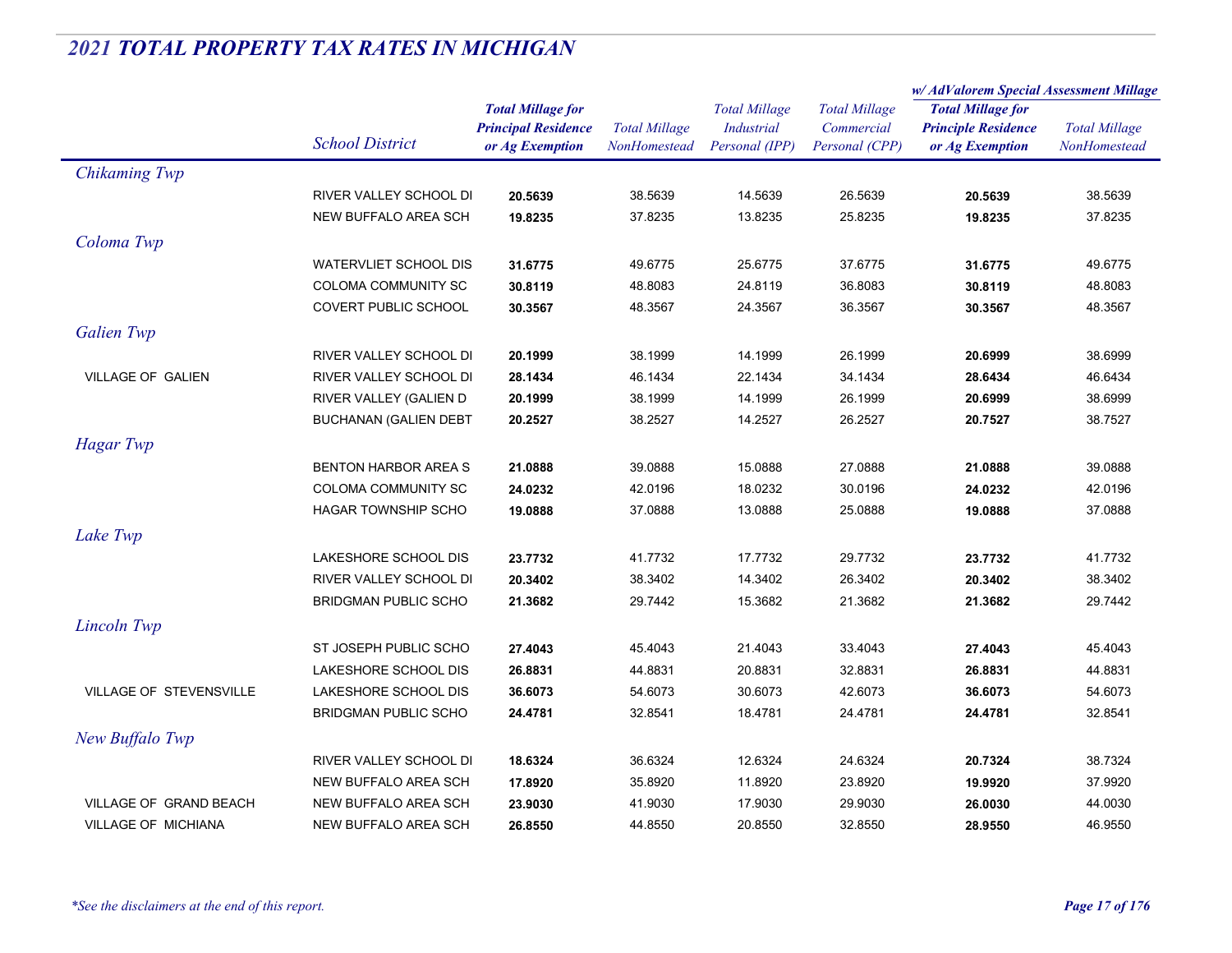# 2021 TOTAL PROPERTY TAX RATES IN MICHIGAN

| | School District | Total Millage for Principal Residence or Ag Exemption | Total Millage NonHomestead | Total Millage Industrial Personal (IPP) | Total Millage Commercial Personal (CPP) | w/ AdValorem Special Assessment Millage: Total Millage for Principle Residence or Ag Exemption | w/ AdValorem Special Assessment Millage: Total Millage NonHomestead |
|---|---|---|---|---|---|---|---|
| *Chikaming Twp* | | | | | | | |
| | RIVER VALLEY SCHOOL DI | **20.5639** | 38.5639 | 14.5639 | 26.5639 | **20.5639** | 38.5639 |
| | NEW BUFFALO AREA SCH | **19.8235** | 37.8235 | 13.8235 | 25.8235 | **19.8235** | 37.8235 |
| *Coloma Twp* | | | | | | | |
| | WATERVLIET SCHOOL DIS | **31.6775** | 49.6775 | 25.6775 | 37.6775 | **31.6775** | 49.6775 |
| | COLOMA COMMUNITY SC | **30.8119** | 48.8083 | 24.8119 | 36.8083 | **30.8119** | 48.8083 |
| | COVERT PUBLIC SCHOOL | **30.3567** | 48.3567 | 24.3567 | 36.3567 | **30.3567** | 48.3567 |
| *Galien Twp* | | | | | | | |
| | RIVER VALLEY SCHOOL DI | **20.1999** | 38.1999 | 14.1999 | 26.1999 | **20.6999** | 38.6999 |
| VILLAGE OF GALIEN | RIVER VALLEY SCHOOL DI | **28.1434** | 46.1434 | 22.1434 | 34.1434 | **28.6434** | 46.6434 |
| | RIVER VALLEY (GALIEN D | **20.1999** | 38.1999 | 14.1999 | 26.1999 | **20.6999** | 38.6999 |
| | BUCHANAN (GALIEN DEBT | **20.2527** | 38.2527 | 14.2527 | 26.2527 | **20.7527** | 38.7527 |
| *Hagar Twp* | | | | | | | |
| | BENTON HARBOR AREA S | **21.0888** | 39.0888 | 15.0888 | 27.0888 | **21.0888** | 39.0888 |
| | COLOMA COMMUNITY SC | **24.0232** | 42.0196 | 18.0232 | 30.0196 | **24.0232** | 42.0196 |
| | HAGAR TOWNSHIP SCHO | **19.0888** | 37.0888 | 13.0888 | 25.0888 | **19.0888** | 37.0888 |
| *Lake Twp* | | | | | | | |
| | LAKESHORE SCHOOL DIS | **23.7732** | 41.7732 | 17.7732 | 29.7732 | **23.7732** | 41.7732 |
| | RIVER VALLEY SCHOOL DI | **20.3402** | 38.3402 | 14.3402 | 26.3402 | **20.3402** | 38.3402 |
| | BRIDGMAN PUBLIC SCHO | **21.3682** | 29.7442 | 15.3682 | 21.3682 | **21.3682** | 29.7442 |
| *Lincoln Twp* | | | | | | | |
| | ST JOSEPH PUBLIC SCHO | **27.4043** | 45.4043 | 21.4043 | 33.4043 | **27.4043** | 45.4043 |
| | LAKESHORE SCHOOL DIS | **26.8831** | 44.8831 | 20.8831 | 32.8831 | **26.8831** | 44.8831 |
| VILLAGE OF STEVENSVILLE | LAKESHORE SCHOOL DIS | **36.6073** | 54.6073 | 30.6073 | 42.6073 | **36.6073** | 54.6073 |
| | BRIDGMAN PUBLIC SCHO | **24.4781** | 32.8541 | 18.4781 | 24.4781 | **24.4781** | 32.8541 |
| *New Buffalo Twp* | | | | | | | |
| | RIVER VALLEY SCHOOL DI | **18.6324** | 36.6324 | 12.6324 | 24.6324 | **20.7324** | 38.7324 |
| | NEW BUFFALO AREA SCH | **17.8920** | 35.8920 | 11.8920 | 23.8920 | **19.9920** | 37.9920 |
| VILLAGE OF GRAND BEACH | NEW BUFFALO AREA SCH | **23.9030** | 41.9030 | 17.9030 | 29.9030 | **26.0030** | 44.0030 |
| VILLAGE OF MICHIANA | NEW BUFFALO AREA SCH | **26.8550** | 44.8550 | 20.8550 | 32.8550 | **28.9550** | 46.9550 |

*\*See the disclaimers at the end of this report.*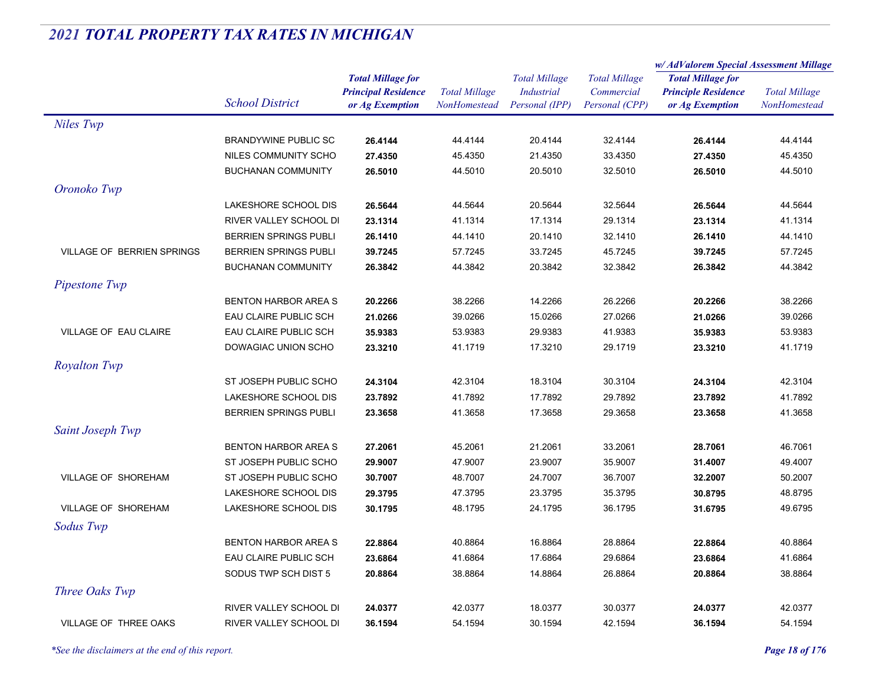## 2021 TOTAL PROPERTY TAX RATES IN MICHIGAN

| | School District | Total Millage for Principal Residence or Ag Exemption | Total Millage NonHomestead | Total Millage Industrial Personal (IPP) | Total Millage Commercial Personal (CPP) | w/ AdValorem Special Assessment Millage: Total Millage for Principle Residence or Ag Exemption | w/ AdValorem Special Assessment Millage: Total Millage NonHomestead |
|---|---|---|---|---|---|---|---|
| *Niles Twp* | | | | | | | |
| | BRANDYWINE PUBLIC SC | **26.4144** | 44.4144 | 20.4144 | 32.4144 | **26.4144** | 44.4144 |
| | NILES COMMUNITY SCHO | **27.4350** | 45.4350 | 21.4350 | 33.4350 | **27.4350** | 45.4350 |
| | BUCHANAN COMMUNITY | **26.5010** | 44.5010 | 20.5010 | 32.5010 | **26.5010** | 44.5010 |
| *Oronoko Twp* | | | | | | | |
| | LAKESHORE SCHOOL DIS | **26.5644** | 44.5644 | 20.5644 | 32.5644 | **26.5644** | 44.5644 |
| | RIVER VALLEY SCHOOL DI | **23.1314** | 41.1314 | 17.1314 | 29.1314 | **23.1314** | 41.1314 |
| | BERRIEN SPRINGS PUBLI | **26.1410** | 44.1410 | 20.1410 | 32.1410 | **26.1410** | 44.1410 |
| VILLAGE OF BERRIEN SPRINGS | BERRIEN SPRINGS PUBLI | **39.7245** | 57.7245 | 33.7245 | 45.7245 | **39.7245** | 57.7245 |
| | BUCHANAN COMMUNITY | **26.3842** | 44.3842 | 20.3842 | 32.3842 | **26.3842** | 44.3842 |
| *Pipestone Twp* | | | | | | | |
| | BENTON HARBOR AREA S | **20.2266** | 38.2266 | 14.2266 | 26.2266 | **20.2266** | 38.2266 |
| | EAU CLAIRE PUBLIC SCH | **21.0266** | 39.0266 | 15.0266 | 27.0266 | **21.0266** | 39.0266 |
| VILLAGE OF EAU CLAIRE | EAU CLAIRE PUBLIC SCH | **35.9383** | 53.9383 | 29.9383 | 41.9383 | **35.9383** | 53.9383 |
| | DOWAGIAC UNION SCHO | **23.3210** | 41.1719 | 17.3210 | 29.1719 | **23.3210** | 41.1719 |
| *Royalton Twp* | | | | | | | |
| | ST JOSEPH PUBLIC SCHO | **24.3104** | 42.3104 | 18.3104 | 30.3104 | **24.3104** | 42.3104 |
| | LAKESHORE SCHOOL DIS | **23.7892** | 41.7892 | 17.7892 | 29.7892 | **23.7892** | 41.7892 |
| | BERRIEN SPRINGS PUBLI | **23.3658** | 41.3658 | 17.3658 | 29.3658 | **23.3658** | 41.3658 |
| *Saint Joseph Twp* | | | | | | | |
| | BENTON HARBOR AREA S | **27.2061** | 45.2061 | 21.2061 | 33.2061 | **28.7061** | 46.7061 |
| | ST JOSEPH PUBLIC SCHO | **29.9007** | 47.9007 | 23.9007 | 35.9007 | **31.4007** | 49.4007 |
| VILLAGE OF SHOREHAM | ST JOSEPH PUBLIC SCHO | **30.7007** | 48.7007 | 24.7007 | 36.7007 | **32.2007** | 50.2007 |
| | LAKESHORE SCHOOL DIS | **29.3795** | 47.3795 | 23.3795 | 35.3795 | **30.8795** | 48.8795 |
| VILLAGE OF SHOREHAM | LAKESHORE SCHOOL DIS | **30.1795** | 48.1795 | 24.1795 | 36.1795 | **31.6795** | 49.6795 |
| *Sodus Twp* | | | | | | | |
| | BENTON HARBOR AREA S | **22.8864** | 40.8864 | 16.8864 | 28.8864 | **22.8864** | 40.8864 |
| | EAU CLAIRE PUBLIC SCH | **23.6864** | 41.6864 | 17.6864 | 29.6864 | **23.6864** | 41.6864 |
| | SODUS TWP SCH DIST 5 | **20.8864** | 38.8864 | 14.8864 | 26.8864 | **20.8864** | 38.8864 |
| *Three Oaks Twp* | | | | | | | |
| | RIVER VALLEY SCHOOL DI | **24.0377** | 42.0377 | 18.0377 | 30.0377 | **24.0377** | 42.0377 |
| VILLAGE OF THREE OAKS | RIVER VALLEY SCHOOL DI | **36.1594** | 54.1594 | 30.1594 | 42.1594 | **36.1594** | 54.1594 |

*\*See the disclaimers at the end of this report.*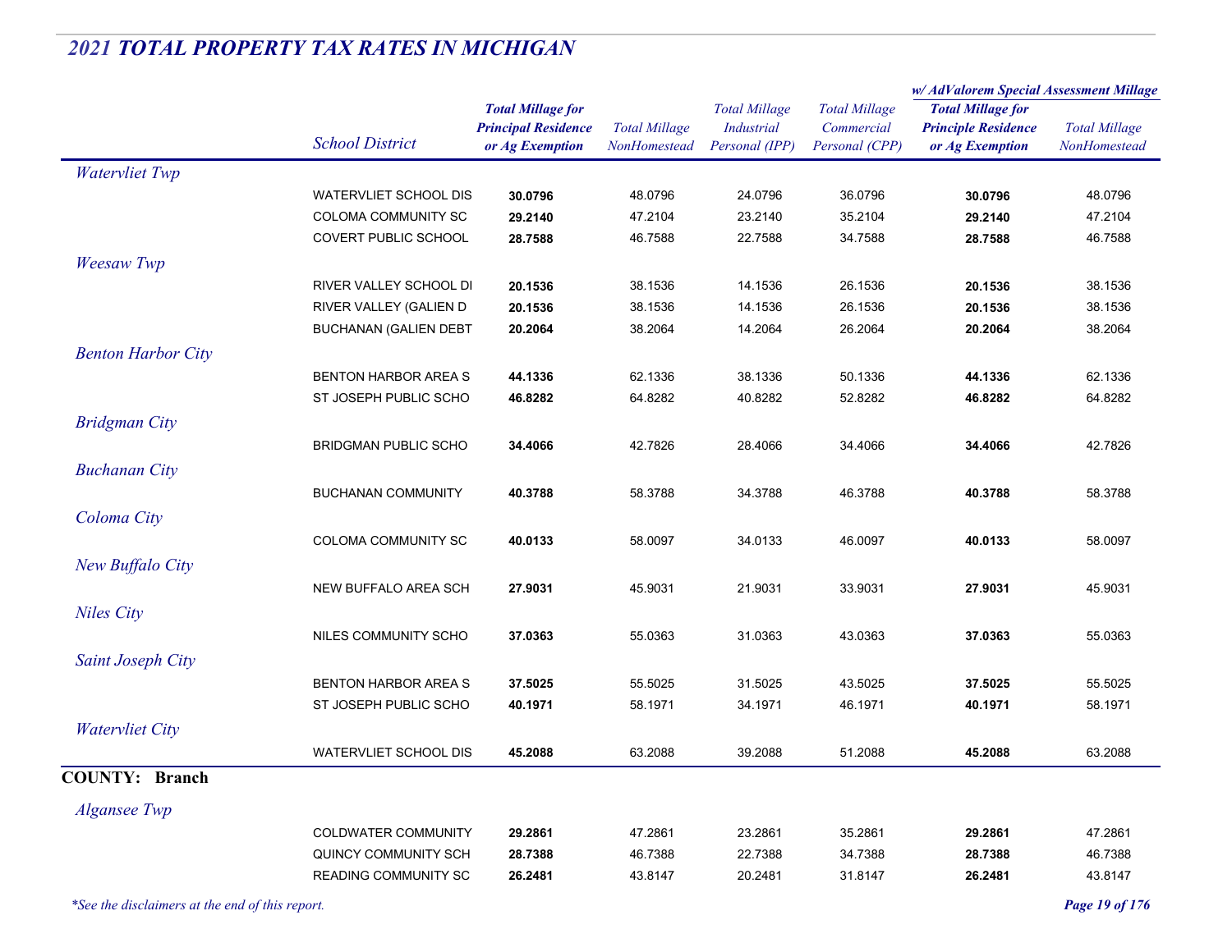## *2021 TOTAL PROPERTY TAX RATES IN MICHIGAN*

| | School District | Total Millage for Principal Residence or Ag Exemption | Total Millage NonHomestead | Total Millage Industrial Personal (IPP) | Total Millage Commercial Personal (CPP) | w/ AdValorem Special Assessment Millage: Total Millage for Principle Residence or Ag Exemption | w/ AdValorem Special Assessment Millage: Total Millage NonHomestead |
|---|---|---|---|---|---|---|---|
| *Watervliet Twp* | | | | | | | |
| | WATERVLIET SCHOOL DIS | **30.0796** | 48.0796 | 24.0796 | 36.0796 | **30.0796** | 48.0796 |
| | COLOMA COMMUNITY SC | **29.2140** | 47.2104 | 23.2140 | 35.2104 | **29.2140** | 47.2104 |
| | COVERT PUBLIC SCHOOL | **28.7588** | 46.7588 | 22.7588 | 34.7588 | **28.7588** | 46.7588 |
| *Weesaw Twp* | | | | | | | |
| | RIVER VALLEY SCHOOL DI | **20.1536** | 38.1536 | 14.1536 | 26.1536 | **20.1536** | 38.1536 |
| | RIVER VALLEY (GALIEN D | **20.1536** | 38.1536 | 14.1536 | 26.1536 | **20.1536** | 38.1536 |
| | BUCHANAN (GALIEN DEBT | **20.2064** | 38.2064 | 14.2064 | 26.2064 | **20.2064** | 38.2064 |
| *Benton Harbor City* | | | | | | | |
| | BENTON HARBOR AREA S | **44.1336** | 62.1336 | 38.1336 | 50.1336 | **44.1336** | 62.1336 |
| | ST JOSEPH PUBLIC SCHO | **46.8282** | 64.8282 | 40.8282 | 52.8282 | **46.8282** | 64.8282 |
| *Bridgman City* | | | | | | | |
| | BRIDGMAN PUBLIC SCHO | **34.4066** | 42.7826 | 28.4066 | 34.4066 | **34.4066** | 42.7826 |
| *Buchanan City* | | | | | | | |
| | BUCHANAN COMMUNITY | **40.3788** | 58.3788 | 34.3788 | 46.3788 | **40.3788** | 58.3788 |
| *Coloma City* | | | | | | | |
| | COLOMA COMMUNITY SC | **40.0133** | 58.0097 | 34.0133 | 46.0097 | **40.0133** | 58.0097 |
| *New Buffalo City* | | | | | | | |
| | NEW BUFFALO AREA SCH | **27.9031** | 45.9031 | 21.9031 | 33.9031 | **27.9031** | 45.9031 |
| *Niles City* | | | | | | | |
| | NILES COMMUNITY SCHO | **37.0363** | 55.0363 | 31.0363 | 43.0363 | **37.0363** | 55.0363 |
| *Saint Joseph City* | | | | | | | |
| | BENTON HARBOR AREA S | **37.5025** | 55.5025 | 31.5025 | 43.5025 | **37.5025** | 55.5025 |
| | ST JOSEPH PUBLIC SCHO | **40.1971** | 58.1971 | 34.1971 | 46.1971 | **40.1971** | 58.1971 |
| *Watervliet City* | | | | | | | |
| | WATERVLIET SCHOOL DIS | **45.2088** | 63.2088 | 39.2088 | 51.2088 | **45.2088** | 63.2088 |

### COUNTY: Branch

| | School District | Total Millage for Principal Residence or Ag Exemption | Total Millage NonHomestead | Total Millage Industrial Personal (IPP) | Total Millage Commercial Personal (CPP) | w/ AdValorem Special Assessment Millage: Total Millage for Principle Residence or Ag Exemption | w/ AdValorem Special Assessment Millage: Total Millage NonHomestead |
|---|---|---|---|---|---|---|---|
| *Algansee Twp* | | | | | | | |
| | COLDWATER COMMUNITY | **29.2861** | 47.2861 | 23.2861 | 35.2861 | **29.2861** | 47.2861 |
| | QUINCY COMMUNITY SCH | **28.7388** | 46.7388 | 22.7388 | 34.7388 | **28.7388** | 46.7388 |
| | READING COMMUNITY SC | **26.2481** | 43.8147 | 20.2481 | 31.8147 | **26.2481** | 43.8147 |

*\*See the disclaimers at the end of this report.*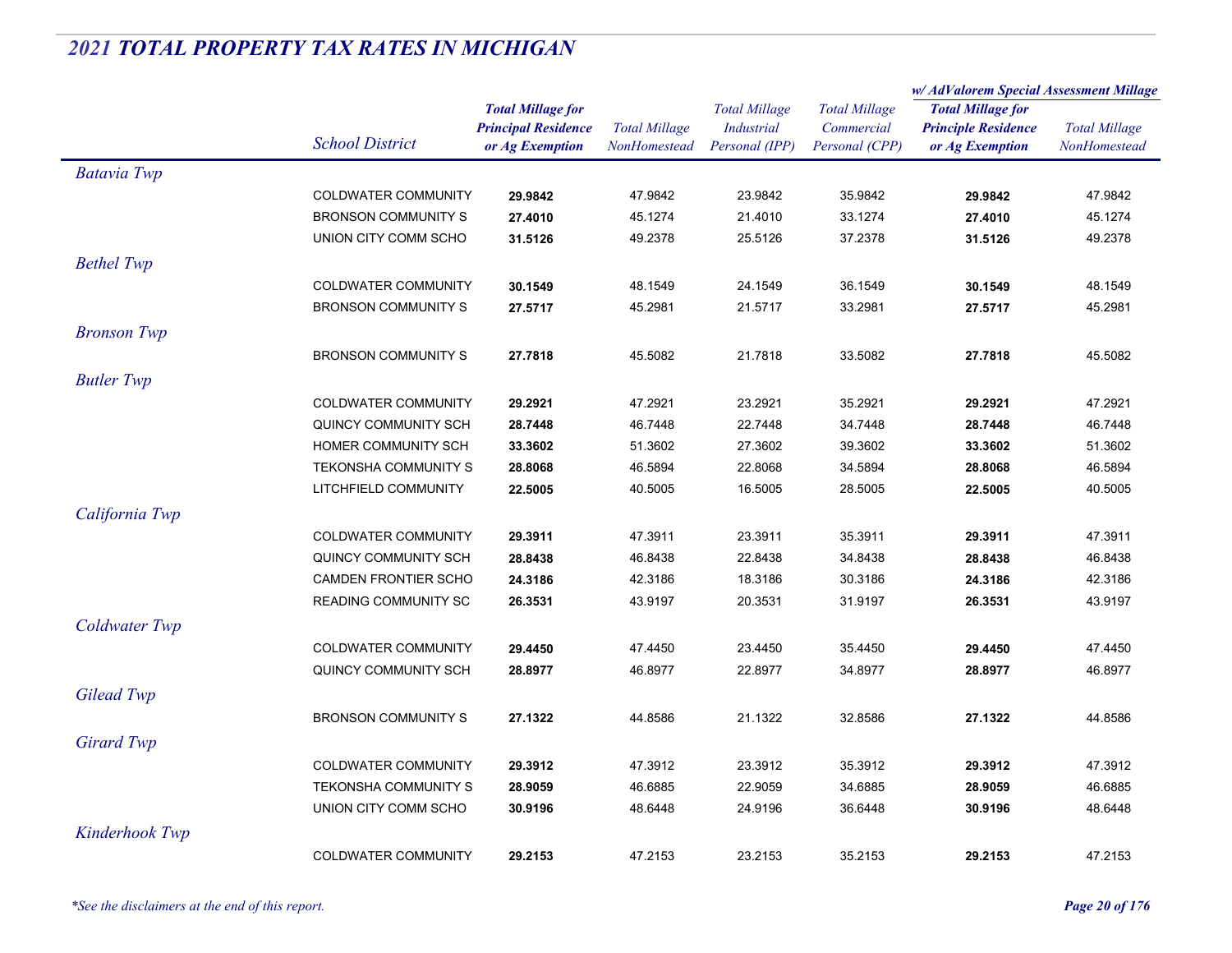## *2021 TOTAL PROPERTY TAX RATES IN MICHIGAN*

| | *School District* | ***Total Millage for Principal Residence or Ag Exemption*** | *Total Millage NonHomestead* | *Total Millage Industrial Personal (IPP)* | *Total Millage Commercial Personal (CPP)* | ***w/ AdValorem Special Assessment Millage*** *Total Millage for Principle Residence or Ag Exemption* | *w/ AdValorem Special Assessment Millage* *Total Millage NonHomestead* |
|---|---|---|---|---|---|---|---|
| *Batavia Twp* | | | | | | | |
| | COLDWATER COMMUNITY | **29.9842** | 47.9842 | 23.9842 | 35.9842 | **29.9842** | 47.9842 |
| | BRONSON COMMUNITY S | **27.4010** | 45.1274 | 21.4010 | 33.1274 | **27.4010** | 45.1274 |
| | UNION CITY COMM SCHO | **31.5126** | 49.2378 | 25.5126 | 37.2378 | **31.5126** | 49.2378 |
| *Bethel Twp* | | | | | | | |
| | COLDWATER COMMUNITY | **30.1549** | 48.1549 | 24.1549 | 36.1549 | **30.1549** | 48.1549 |
| | BRONSON COMMUNITY S | **27.5717** | 45.2981 | 21.5717 | 33.2981 | **27.5717** | 45.2981 |
| *Bronson Twp* | | | | | | | |
| | BRONSON COMMUNITY S | **27.7818** | 45.5082 | 21.7818 | 33.5082 | **27.7818** | 45.5082 |
| *Butler Twp* | | | | | | | |
| | COLDWATER COMMUNITY | **29.2921** | 47.2921 | 23.2921 | 35.2921 | **29.2921** | 47.2921 |
| | QUINCY COMMUNITY SCH | **28.7448** | 46.7448 | 22.7448 | 34.7448 | **28.7448** | 46.7448 |
| | HOMER COMMUNITY SCH | **33.3602** | 51.3602 | 27.3602 | 39.3602 | **33.3602** | 51.3602 |
| | TEKONSHA COMMUNITY S | **28.8068** | 46.5894 | 22.8068 | 34.5894 | **28.8068** | 46.5894 |
| | LITCHFIELD COMMUNITY | **22.5005** | 40.5005 | 16.5005 | 28.5005 | **22.5005** | 40.5005 |
| *California Twp* | | | | | | | |
| | COLDWATER COMMUNITY | **29.3911** | 47.3911 | 23.3911 | 35.3911 | **29.3911** | 47.3911 |
| | QUINCY COMMUNITY SCH | **28.8438** | 46.8438 | 22.8438 | 34.8438 | **28.8438** | 46.8438 |
| | CAMDEN FRONTIER SCHO | **24.3186** | 42.3186 | 18.3186 | 30.3186 | **24.3186** | 42.3186 |
| | READING COMMUNITY SC | **26.3531** | 43.9197 | 20.3531 | 31.9197 | **26.3531** | 43.9197 |
| *Coldwater Twp* | | | | | | | |
| | COLDWATER COMMUNITY | **29.4450** | 47.4450 | 23.4450 | 35.4450 | **29.4450** | 47.4450 |
| | QUINCY COMMUNITY SCH | **28.8977** | 46.8977 | 22.8977 | 34.8977 | **28.8977** | 46.8977 |
| *Gilead Twp* | | | | | | | |
| | BRONSON COMMUNITY S | **27.1322** | 44.8586 | 21.1322 | 32.8586 | **27.1322** | 44.8586 |
| *Girard Twp* | | | | | | | |
| | COLDWATER COMMUNITY | **29.3912** | 47.3912 | 23.3912 | 35.3912 | **29.3912** | 47.3912 |
| | TEKONSHA COMMUNITY S | **28.9059** | 46.6885 | 22.9059 | 34.6885 | **28.9059** | 46.6885 |
| | UNION CITY COMM SCHO | **30.9196** | 48.6448 | 24.9196 | 36.6448 | **30.9196** | 48.6448 |
| *Kinderhook Twp* | | | | | | | |
| | COLDWATER COMMUNITY | **29.2153** | 47.2153 | 23.2153 | 35.2153 | **29.2153** | 47.2153 |

*\*See the disclaimers at the end of this report.*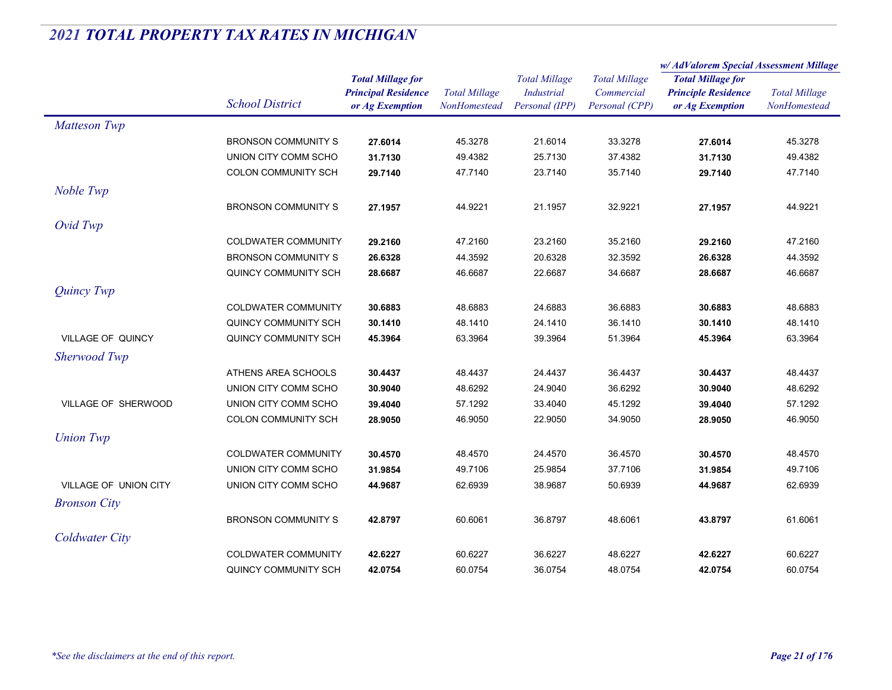# 2021 TOTAL PROPERTY TAX RATES IN MICHIGAN

| | School District | Total Millage for Principal Residence or Ag Exemption | Total Millage NonHomestead | Total Millage Industrial Personal (IPP) | Total Millage Commercial Personal (CPP) | w/ AdValorem Special Assessment Millage: Total Millage for Principle Residence or Ag Exemption | w/ AdValorem Special Assessment Millage: Total Millage NonHomestead |
|---|---|---|---|---|---|---|---|
| *Matteson Twp* | | | | | | | |
| | BRONSON COMMUNITY S | **27.6014** | 45.3278 | 21.6014 | 33.3278 | **27.6014** | 45.3278 |
| | UNION CITY COMM SCHO | **31.7130** | 49.4382 | 25.7130 | 37.4382 | **31.7130** | 49.4382 |
| | COLON COMMUNITY SCH | **29.7140** | 47.7140 | 23.7140 | 35.7140 | **29.7140** | 47.7140 |
| *Noble Twp* | | | | | | | |
| | BRONSON COMMUNITY S | **27.1957** | 44.9221 | 21.1957 | 32.9221 | **27.1957** | 44.9221 |
| *Ovid Twp* | | | | | | | |
| | COLDWATER COMMUNITY | **29.2160** | 47.2160 | 23.2160 | 35.2160 | **29.2160** | 47.2160 |
| | BRONSON COMMUNITY S | **26.6328** | 44.3592 | 20.6328 | 32.3592 | **26.6328** | 44.3592 |
| | QUINCY COMMUNITY SCH | **28.6687** | 46.6687 | 22.6687 | 34.6687 | **28.6687** | 46.6687 |
| *Quincy Twp* | | | | | | | |
| | COLDWATER COMMUNITY | **30.6883** | 48.6883 | 24.6883 | 36.6883 | **30.6883** | 48.6883 |
| | QUINCY COMMUNITY SCH | **30.1410** | 48.1410 | 24.1410 | 36.1410 | **30.1410** | 48.1410 |
| VILLAGE OF QUINCY | QUINCY COMMUNITY SCH | **45.3964** | 63.3964 | 39.3964 | 51.3964 | **45.3964** | 63.3964 |
| *Sherwood Twp* | | | | | | | |
| | ATHENS AREA SCHOOLS | **30.4437** | 48.4437 | 24.4437 | 36.4437 | **30.4437** | 48.4437 |
| | UNION CITY COMM SCHO | **30.9040** | 48.6292 | 24.9040 | 36.6292 | **30.9040** | 48.6292 |
| VILLAGE OF SHERWOOD | UNION CITY COMM SCHO | **39.4040** | 57.1292 | 33.4040 | 45.1292 | **39.4040** | 57.1292 |
| | COLON COMMUNITY SCH | **28.9050** | 46.9050 | 22.9050 | 34.9050 | **28.9050** | 46.9050 |
| *Union Twp* | | | | | | | |
| | COLDWATER COMMUNITY | **30.4570** | 48.4570 | 24.4570 | 36.4570 | **30.4570** | 48.4570 |
| | UNION CITY COMM SCHO | **31.9854** | 49.7106 | 25.9854 | 37.7106 | **31.9854** | 49.7106 |
| VILLAGE OF UNION CITY | UNION CITY COMM SCHO | **44.9687** | 62.6939 | 38.9687 | 50.6939 | **44.9687** | 62.6939 |
| *Bronson City* | | | | | | | |
| | BRONSON COMMUNITY S | **42.8797** | 60.6061 | 36.8797 | 48.6061 | **43.8797** | 61.6061 |
| *Coldwater City* | | | | | | | |
| | COLDWATER COMMUNITY | **42.6227** | 60.6227 | 36.6227 | 48.6227 | **42.6227** | 60.6227 |
| | QUINCY COMMUNITY SCH | **42.0754** | 60.0754 | 36.0754 | 48.0754 | **42.0754** | 60.0754 |

*\*See the disclaimers at the end of this report.*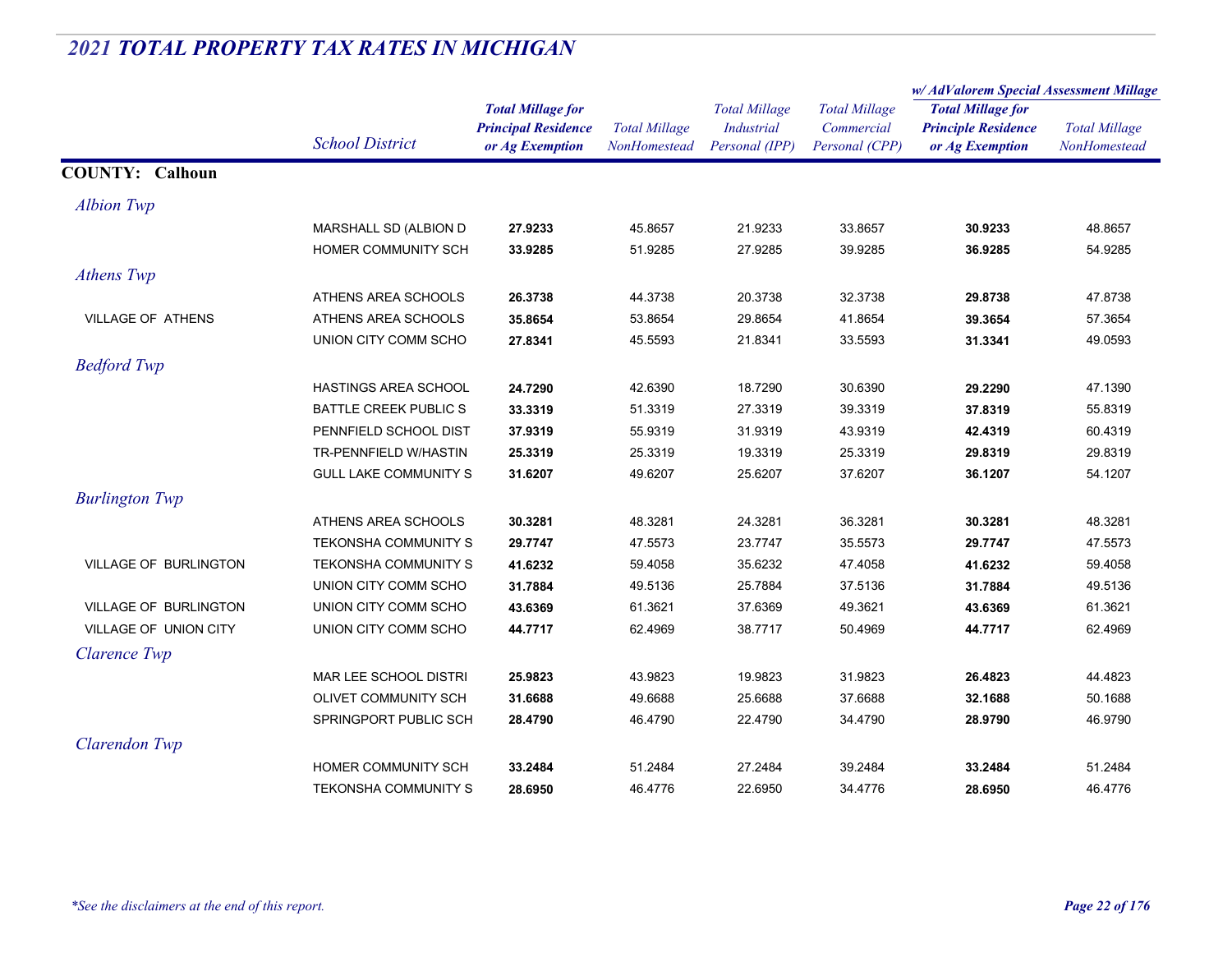## *2021 TOTAL PROPERTY TAX RATES IN MICHIGAN*

| | School District | Total Millage for Principal Residence or Ag Exemption | Total Millage NonHomestead | Total Millage Industrial Personal (IPP) | Total Millage Commercial Personal (CPP) | w/ AdValorem Special Assessment Millage: Total Millage for Principle Residence or Ag Exemption | w/ AdValorem Special Assessment Millage: Total Millage NonHomestead |
|---|---|---|---|---|---|---|---|
| **COUNTY: Calhoun** | | | | | | | |
| *Albion Twp* | | | | | | | |
| | MARSHALL SD (ALBION D | **27.9233** | 45.8657 | 21.9233 | 33.8657 | **30.9233** | 48.8657 |
| | HOMER COMMUNITY SCH | **33.9285** | 51.9285 | 27.9285 | 39.9285 | **36.9285** | 54.9285 |
| *Athens Twp* | | | | | | | |
| | ATHENS AREA SCHOOLS | **26.3738** | 44.3738 | 20.3738 | 32.3738 | **29.8738** | 47.8738 |
| VILLAGE OF ATHENS | ATHENS AREA SCHOOLS | **35.8654** | 53.8654 | 29.8654 | 41.8654 | **39.3654** | 57.3654 |
| | UNION CITY COMM SCHO | **27.8341** | 45.5593 | 21.8341 | 33.5593 | **31.3341** | 49.0593 |
| *Bedford Twp* | | | | | | | |
| | HASTINGS AREA SCHOOL | **24.7290** | 42.6390 | 18.7290 | 30.6390 | **29.2290** | 47.1390 |
| | BATTLE CREEK PUBLIC S | **33.3319** | 51.3319 | 27.3319 | 39.3319 | **37.8319** | 55.8319 |
| | PENNFIELD SCHOOL DIST | **37.9319** | 55.9319 | 31.9319 | 43.9319 | **42.4319** | 60.4319 |
| | TR-PENNFIELD W/HASTIN | **25.3319** | 25.3319 | 19.3319 | 25.3319 | **29.8319** | 29.8319 |
| | GULL LAKE COMMUNITY S | **31.6207** | 49.6207 | 25.6207 | 37.6207 | **36.1207** | 54.1207 |
| *Burlington Twp* | | | | | | | |
| | ATHENS AREA SCHOOLS | **30.3281** | 48.3281 | 24.3281 | 36.3281 | **30.3281** | 48.3281 |
| | TEKONSHA COMMUNITY S | **29.7747** | 47.5573 | 23.7747 | 35.5573 | **29.7747** | 47.5573 |
| VILLAGE OF BURLINGTON | TEKONSHA COMMUNITY S | **41.6232** | 59.4058 | 35.6232 | 47.4058 | **41.6232** | 59.4058 |
| | UNION CITY COMM SCHO | **31.7884** | 49.5136 | 25.7884 | 37.5136 | **31.7884** | 49.5136 |
| VILLAGE OF BURLINGTON | UNION CITY COMM SCHO | **43.6369** | 61.3621 | 37.6369 | 49.3621 | **43.6369** | 61.3621 |
| VILLAGE OF UNION CITY | UNION CITY COMM SCHO | **44.7717** | 62.4969 | 38.7717 | 50.4969 | **44.7717** | 62.4969 |
| *Clarence Twp* | | | | | | | |
| | MAR LEE SCHOOL DISTRI | **25.9823** | 43.9823 | 19.9823 | 31.9823 | **26.4823** | 44.4823 |
| | OLIVET COMMUNITY SCH | **31.6688** | 49.6688 | 25.6688 | 37.6688 | **32.1688** | 50.1688 |
| | SPRINGPORT PUBLIC SCH | **28.4790** | 46.4790 | 22.4790 | 34.4790 | **28.9790** | 46.9790 |
| *Clarendon Twp* | | | | | | | |
| | HOMER COMMUNITY SCH | **33.2484** | 51.2484 | 27.2484 | 39.2484 | **33.2484** | 51.2484 |
| | TEKONSHA COMMUNITY S | **28.6950** | 46.4776 | 22.6950 | 34.4776 | **28.6950** | 46.4776 |

*\*See the disclaimers at the end of this report.*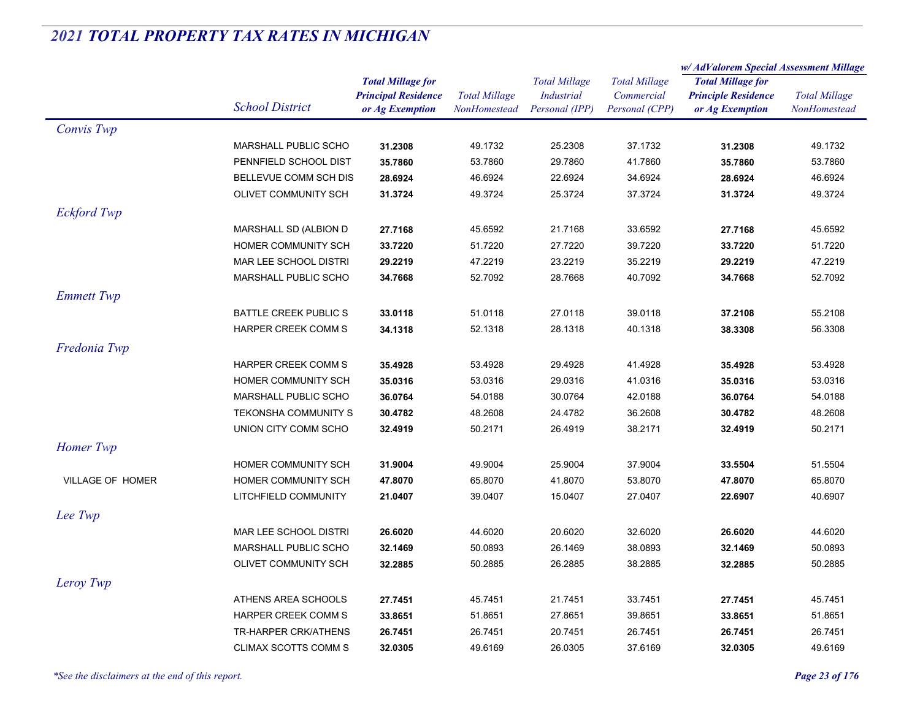## *2021 TOTAL PROPERTY TAX RATES IN MICHIGAN*

| | School District | Total Millage for Principal Residence or Ag Exemption | Total Millage NonHomestead | Total Millage Industrial Personal (IPP) | Total Millage Commercial Personal (CPP) | w/ AdValorem Special Assessment Millage: Total Millage for Principle Residence or Ag Exemption | w/ AdValorem Special Assessment Millage: Total Millage NonHomestead |
|---|---|---|---|---|---|---|---|
| *Convis Twp* | | | | | | | |
| | MARSHALL PUBLIC SCHO | **31.2308** | 49.1732 | 25.2308 | 37.1732 | **31.2308** | 49.1732 |
| | PENNFIELD SCHOOL DIST | **35.7860** | 53.7860 | 29.7860 | 41.7860 | **35.7860** | 53.7860 |
| | BELLEVUE COMM SCH DIS | **28.6924** | 46.6924 | 22.6924 | 34.6924 | **28.6924** | 46.6924 |
| | OLIVET COMMUNITY SCH | **31.3724** | 49.3724 | 25.3724 | 37.3724 | **31.3724** | 49.3724 |
| *Eckford Twp* | | | | | | | |
| | MARSHALL SD (ALBION D | **27.7168** | 45.6592 | 21.7168 | 33.6592 | **27.7168** | 45.6592 |
| | HOMER COMMUNITY SCH | **33.7220** | 51.7220 | 27.7220 | 39.7220 | **33.7220** | 51.7220 |
| | MAR LEE SCHOOL DISTRI | **29.2219** | 47.2219 | 23.2219 | 35.2219 | **29.2219** | 47.2219 |
| | MARSHALL PUBLIC SCHO | **34.7668** | 52.7092 | 28.7668 | 40.7092 | **34.7668** | 52.7092 |
| *Emmett Twp* | | | | | | | |
| | BATTLE CREEK PUBLIC S | **33.0118** | 51.0118 | 27.0118 | 39.0118 | **37.2108** | 55.2108 |
| | HARPER CREEK COMM S | **34.1318** | 52.1318 | 28.1318 | 40.1318 | **38.3308** | 56.3308 |
| *Fredonia Twp* | | | | | | | |
| | HARPER CREEK COMM S | **35.4928** | 53.4928 | 29.4928 | 41.4928 | **35.4928** | 53.4928 |
| | HOMER COMMUNITY SCH | **35.0316** | 53.0316 | 29.0316 | 41.0316 | **35.0316** | 53.0316 |
| | MARSHALL PUBLIC SCHO | **36.0764** | 54.0188 | 30.0764 | 42.0188 | **36.0764** | 54.0188 |
| | TEKONSHA COMMUNITY S | **30.4782** | 48.2608 | 24.4782 | 36.2608 | **30.4782** | 48.2608 |
| | UNION CITY COMM SCHO | **32.4919** | 50.2171 | 26.4919 | 38.2171 | **32.4919** | 50.2171 |
| *Homer Twp* | | | | | | | |
| | HOMER COMMUNITY SCH | **31.9004** | 49.9004 | 25.9004 | 37.9004 | **33.5504** | 51.5504 |
| VILLAGE OF HOMER | HOMER COMMUNITY SCH | **47.8070** | 65.8070 | 41.8070 | 53.8070 | **47.8070** | 65.8070 |
| | LITCHFIELD COMMUNITY | **21.0407** | 39.0407 | 15.0407 | 27.0407 | **22.6907** | 40.6907 |
| *Lee Twp* | | | | | | | |
| | MAR LEE SCHOOL DISTRI | **26.6020** | 44.6020 | 20.6020 | 32.6020 | **26.6020** | 44.6020 |
| | MARSHALL PUBLIC SCHO | **32.1469** | 50.0893 | 26.1469 | 38.0893 | **32.1469** | 50.0893 |
| | OLIVET COMMUNITY SCH | **32.2885** | 50.2885 | 26.2885 | 38.2885 | **32.2885** | 50.2885 |
| *Leroy Twp* | | | | | | | |
| | ATHENS AREA SCHOOLS | **27.7451** | 45.7451 | 21.7451 | 33.7451 | **27.7451** | 45.7451 |
| | HARPER CREEK COMM S | **33.8651** | 51.8651 | 27.8651 | 39.8651 | **33.8651** | 51.8651 |
| | TR-HARPER CRK/ATHENS | **26.7451** | 26.7451 | 20.7451 | 26.7451 | **26.7451** | 26.7451 |
| | CLIMAX SCOTTS COMM S | **32.0305** | 49.6169 | 26.0305 | 37.6169 | **32.0305** | 49.6169 |

*\*See the disclaimers at the end of this report.*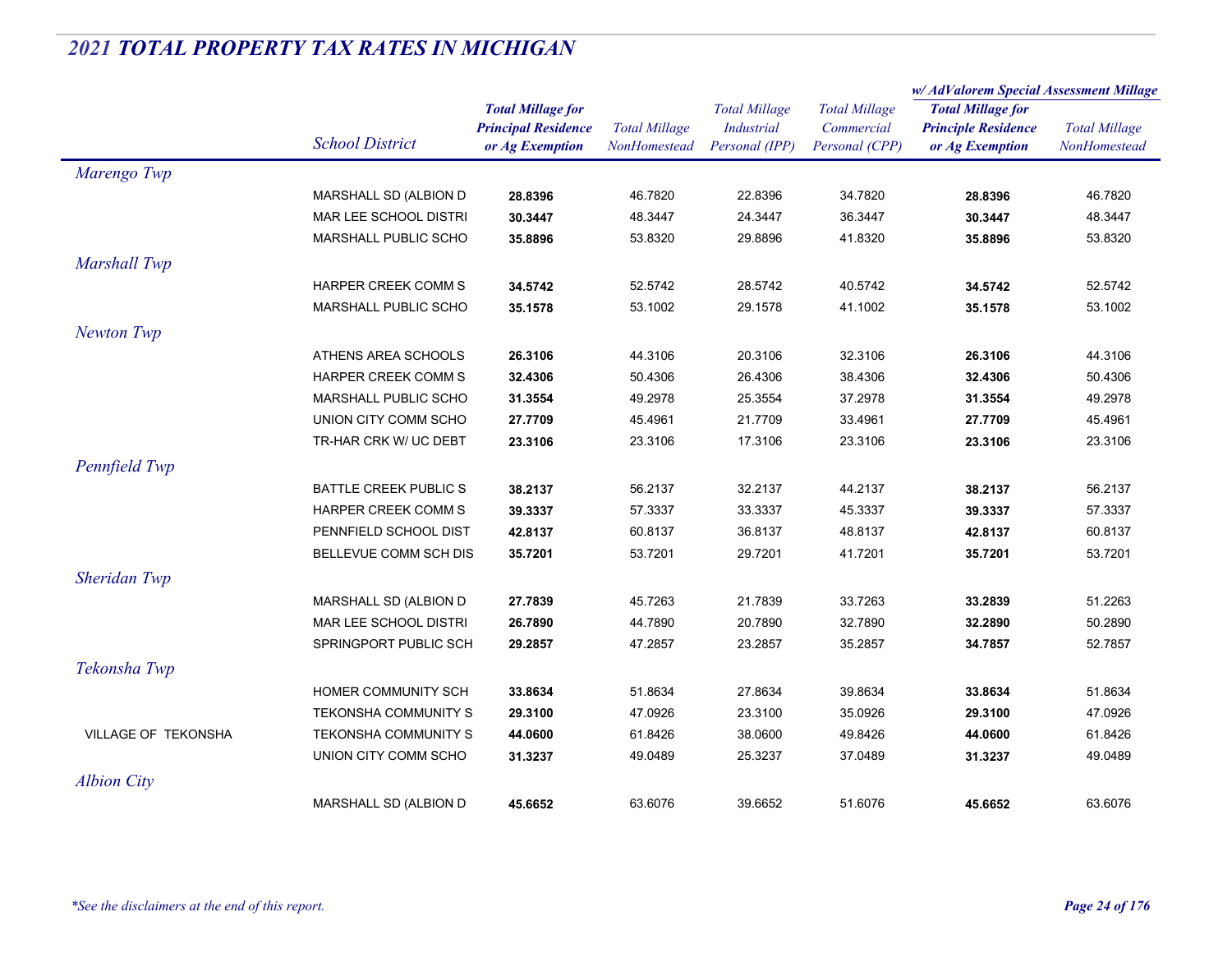## *2021 TOTAL PROPERTY TAX RATES IN MICHIGAN*

| | School District | Total Millage for Principal Residence or Ag Exemption | Total Millage NonHomestead | Total Millage Industrial Personal (IPP) | Total Millage Commercial Personal (CPP) | w/ AdValorem Special Assessment Millage: Total Millage for Principle Residence or Ag Exemption | w/ AdValorem Special Assessment Millage: Total Millage NonHomestead |
|---|---|---|---|---|---|---|---|
| *Marengo Twp* | | | | | | | |
| | MARSHALL SD (ALBION D | **28.8396** | 46.7820 | 22.8396 | 34.7820 | **28.8396** | 46.7820 |
| | MAR LEE SCHOOL DISTRI | **30.3447** | 48.3447 | 24.3447 | 36.3447 | **30.3447** | 48.3447 |
| | MARSHALL PUBLIC SCHO | **35.8896** | 53.8320 | 29.8896 | 41.8320 | **35.8896** | 53.8320 |
| *Marshall Twp* | | | | | | | |
| | HARPER CREEK COMM S | **34.5742** | 52.5742 | 28.5742 | 40.5742 | **34.5742** | 52.5742 |
| | MARSHALL PUBLIC SCHO | **35.1578** | 53.1002 | 29.1578 | 41.1002 | **35.1578** | 53.1002 |
| *Newton Twp* | | | | | | | |
| | ATHENS AREA SCHOOLS | **26.3106** | 44.3106 | 20.3106 | 32.3106 | **26.3106** | 44.3106 |
| | HARPER CREEK COMM S | **32.4306** | 50.4306 | 26.4306 | 38.4306 | **32.4306** | 50.4306 |
| | MARSHALL PUBLIC SCHO | **31.3554** | 49.2978 | 25.3554 | 37.2978 | **31.3554** | 49.2978 |
| | UNION CITY COMM SCHO | **27.7709** | 45.4961 | 21.7709 | 33.4961 | **27.7709** | 45.4961 |
| | TR-HAR CRK W/ UC DEBT | **23.3106** | 23.3106 | 17.3106 | 23.3106 | **23.3106** | 23.3106 |
| *Pennfield Twp* | | | | | | | |
| | BATTLE CREEK PUBLIC S | **38.2137** | 56.2137 | 32.2137 | 44.2137 | **38.2137** | 56.2137 |
| | HARPER CREEK COMM S | **39.3337** | 57.3337 | 33.3337 | 45.3337 | **39.3337** | 57.3337 |
| | PENNFIELD SCHOOL DIST | **42.8137** | 60.8137 | 36.8137 | 48.8137 | **42.8137** | 60.8137 |
| | BELLEVUE COMM SCH DIS | **35.7201** | 53.7201 | 29.7201 | 41.7201 | **35.7201** | 53.7201 |
| *Sheridan Twp* | | | | | | | |
| | MARSHALL SD (ALBION D | **27.7839** | 45.7263 | 21.7839 | 33.7263 | **33.2839** | 51.2263 |
| | MAR LEE SCHOOL DISTRI | **26.7890** | 44.7890 | 20.7890 | 32.7890 | **32.2890** | 50.2890 |
| | SPRINGPORT PUBLIC SCH | **29.2857** | 47.2857 | 23.2857 | 35.2857 | **34.7857** | 52.7857 |
| *Tekonsha Twp* | | | | | | | |
| | HOMER COMMUNITY SCH | **33.8634** | 51.8634 | 27.8634 | 39.8634 | **33.8634** | 51.8634 |
| | TEKONSHA COMMUNITY S | **29.3100** | 47.0926 | 23.3100 | 35.0926 | **29.3100** | 47.0926 |
| VILLAGE OF TEKONSHA | TEKONSHA COMMUNITY S | **44.0600** | 61.8426 | 38.0600 | 49.8426 | **44.0600** | 61.8426 |
| | UNION CITY COMM SCHO | **31.3237** | 49.0489 | 25.3237 | 37.0489 | **31.3237** | 49.0489 |
| *Albion City* | | | | | | | |
| | MARSHALL SD (ALBION D | **45.6652** | 63.6076 | 39.6652 | 51.6076 | **45.6652** | 63.6076 |

*\*See the disclaimers at the end of this report.*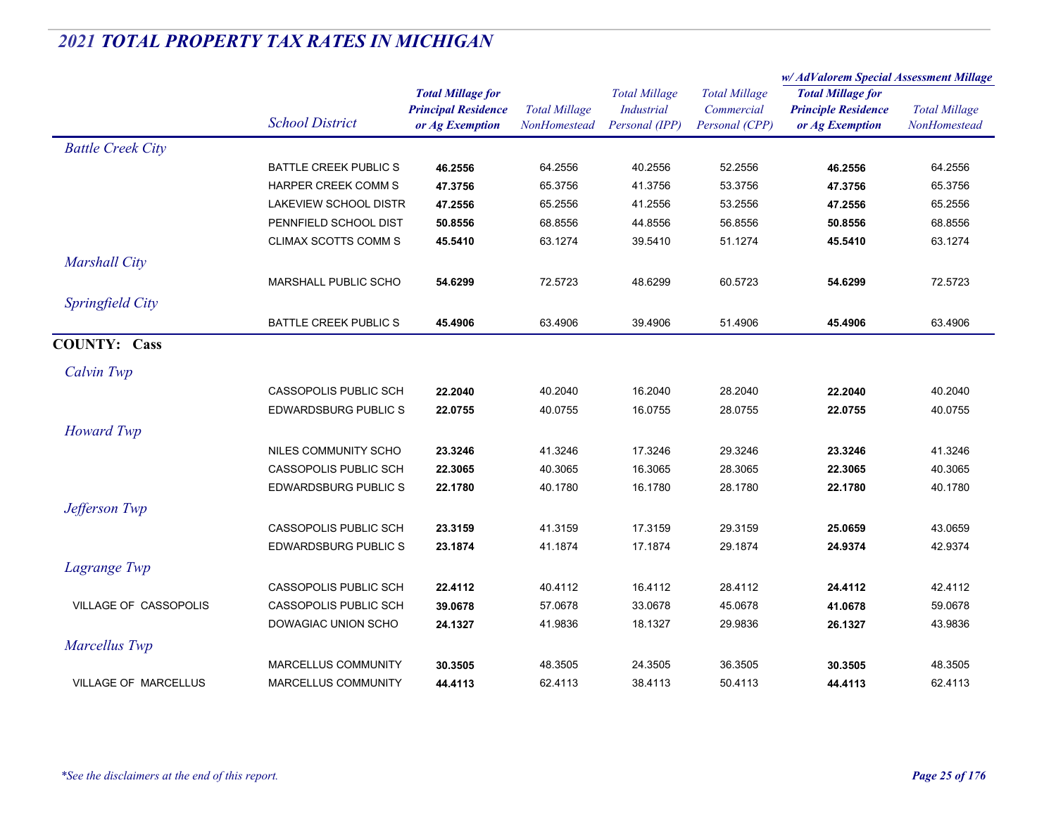## 2021 TOTAL PROPERTY TAX RATES IN MICHIGAN

| | School District | Total Millage for Principal Residence or Ag Exemption | Total Millage NonHomestead | Total Millage Industrial Personal (IPP) | Total Millage Commercial Personal (CPP) | w/ AdValorem Special Assessment Millage: Total Millage for Principle Residence or Ag Exemption | w/ AdValorem Special Assessment Millage: Total Millage NonHomestead |
|---|---|---|---|---|---|---|---|
| *Battle Creek City* | | | | | | | |
| | BATTLE CREEK PUBLIC S | **46.2556** | 64.2556 | 40.2556 | 52.2556 | **46.2556** | 64.2556 |
| | HARPER CREEK COMM S | **47.3756** | 65.3756 | 41.3756 | 53.3756 | **47.3756** | 65.3756 |
| | LAKEVIEW SCHOOL DISTR | **47.2556** | 65.2556 | 41.2556 | 53.2556 | **47.2556** | 65.2556 |
| | PENNFIELD SCHOOL DIST | **50.8556** | 68.8556 | 44.8556 | 56.8556 | **50.8556** | 68.8556 |
| | CLIMAX SCOTTS COMM S | **45.5410** | 63.1274 | 39.5410 | 51.1274 | **45.5410** | 63.1274 |
| *Marshall City* | | | | | | | |
| | MARSHALL PUBLIC SCHO | **54.6299** | 72.5723 | 48.6299 | 60.5723 | **54.6299** | 72.5723 |
| *Springfield City* | | | | | | | |
| | BATTLE CREEK PUBLIC S | **45.4906** | 63.4906 | 39.4906 | 51.4906 | **45.4906** | 63.4906 |
| **COUNTY: Cass** | | | | | | | |
| *Calvin Twp* | | | | | | | |
| | CASSOPOLIS PUBLIC SCH | **22.2040** | 40.2040 | 16.2040 | 28.2040 | **22.2040** | 40.2040 |
| | EDWARDSBURG PUBLIC S | **22.0755** | 40.0755 | 16.0755 | 28.0755 | **22.0755** | 40.0755 |
| *Howard Twp* | | | | | | | |
| | NILES COMMUNITY SCHO | **23.3246** | 41.3246 | 17.3246 | 29.3246 | **23.3246** | 41.3246 |
| | CASSOPOLIS PUBLIC SCH | **22.3065** | 40.3065 | 16.3065 | 28.3065 | **22.3065** | 40.3065 |
| | EDWARDSBURG PUBLIC S | **22.1780** | 40.1780 | 16.1780 | 28.1780 | **22.1780** | 40.1780 |
| *Jefferson Twp* | | | | | | | |
| | CASSOPOLIS PUBLIC SCH | **23.3159** | 41.3159 | 17.3159 | 29.3159 | **25.0659** | 43.0659 |
| | EDWARDSBURG PUBLIC S | **23.1874** | 41.1874 | 17.1874 | 29.1874 | **24.9374** | 42.9374 |
| *Lagrange Twp* | | | | | | | |
| | CASSOPOLIS PUBLIC SCH | **22.4112** | 40.4112 | 16.4112 | 28.4112 | **24.4112** | 42.4112 |
| VILLAGE OF CASSOPOLIS | CASSOPOLIS PUBLIC SCH | **39.0678** | 57.0678 | 33.0678 | 45.0678 | **41.0678** | 59.0678 |
| | DOWAGIAC UNION SCHO | **24.1327** | 41.9836 | 18.1327 | 29.9836 | **26.1327** | 43.9836 |
| *Marcellus Twp* | | | | | | | |
| | MARCELLUS COMMUNITY | **30.3505** | 48.3505 | 24.3505 | 36.3505 | **30.3505** | 48.3505 |
| VILLAGE OF MARCELLUS | MARCELLUS COMMUNITY | **44.4113** | 62.4113 | 38.4113 | 50.4113 | **44.4113** | 62.4113 |

*\*See the disclaimers at the end of this report.*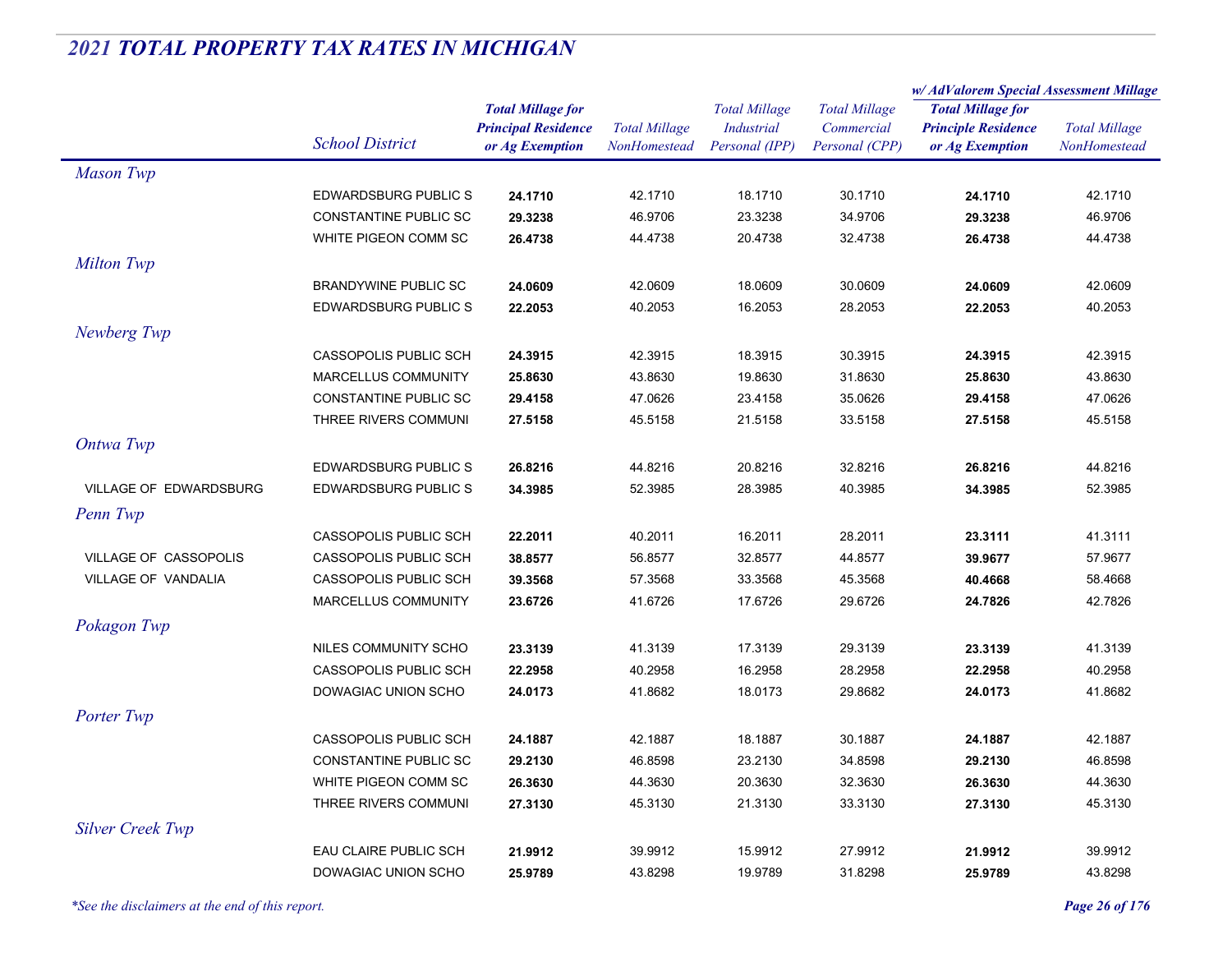## *2021 TOTAL PROPERTY TAX RATES IN MICHIGAN*

| | School District | Total Millage for Principal Residence or Ag Exemption | Total Millage NonHomestead | Total Millage Industrial Personal (IPP) | Total Millage Commercial Personal (CPP) | w/ AdValorem Special Assessment Millage: Total Millage for Principle Residence or Ag Exemption | w/ AdValorem Special Assessment Millage: Total Millage NonHomestead |
|---|---|---|---|---|---|---|---|
| *Mason Twp* | | | | | | | |
| | EDWARDSBURG PUBLIC S | **24.1710** | 42.1710 | 18.1710 | 30.1710 | **24.1710** | 42.1710 |
| | CONSTANTINE PUBLIC SC | **29.3238** | 46.9706 | 23.3238 | 34.9706 | **29.3238** | 46.9706 |
| | WHITE PIGEON COMM SC | **26.4738** | 44.4738 | 20.4738 | 32.4738 | **26.4738** | 44.4738 |
| *Milton Twp* | | | | | | | |
| | BRANDYWINE PUBLIC SC | **24.0609** | 42.0609 | 18.0609 | 30.0609 | **24.0609** | 42.0609 |
| | EDWARDSBURG PUBLIC S | **22.2053** | 40.2053 | 16.2053 | 28.2053 | **22.2053** | 40.2053 |
| *Newberg Twp* | | | | | | | |
| | CASSOPOLIS PUBLIC SCH | **24.3915** | 42.3915 | 18.3915 | 30.3915 | **24.3915** | 42.3915 |
| | MARCELLUS COMMUNITY | **25.8630** | 43.8630 | 19.8630 | 31.8630 | **25.8630** | 43.8630 |
| | CONSTANTINE PUBLIC SC | **29.4158** | 47.0626 | 23.4158 | 35.0626 | **29.4158** | 47.0626 |
| | THREE RIVERS COMMUNI | **27.5158** | 45.5158 | 21.5158 | 33.5158 | **27.5158** | 45.5158 |
| *Ontwa Twp* | | | | | | | |
| | EDWARDSBURG PUBLIC S | **26.8216** | 44.8216 | 20.8216 | 32.8216 | **26.8216** | 44.8216 |
| VILLAGE OF EDWARDSBURG | EDWARDSBURG PUBLIC S | **34.3985** | 52.3985 | 28.3985 | 40.3985 | **34.3985** | 52.3985 |
| *Penn Twp* | | | | | | | |
| | CASSOPOLIS PUBLIC SCH | **22.2011** | 40.2011 | 16.2011 | 28.2011 | **23.3111** | 41.3111 |
| VILLAGE OF CASSOPOLIS | CASSOPOLIS PUBLIC SCH | **38.8577** | 56.8577 | 32.8577 | 44.8577 | **39.9677** | 57.9677 |
| VILLAGE OF VANDALIA | CASSOPOLIS PUBLIC SCH | **39.3568** | 57.3568 | 33.3568 | 45.3568 | **40.4668** | 58.4668 |
| | MARCELLUS COMMUNITY | **23.6726** | 41.6726 | 17.6726 | 29.6726 | **24.7826** | 42.7826 |
| *Pokagon Twp* | | | | | | | |
| | NILES COMMUNITY SCHO | **23.3139** | 41.3139 | 17.3139 | 29.3139 | **23.3139** | 41.3139 |
| | CASSOPOLIS PUBLIC SCH | **22.2958** | 40.2958 | 16.2958 | 28.2958 | **22.2958** | 40.2958 |
| | DOWAGIAC UNION SCHO | **24.0173** | 41.8682 | 18.0173 | 29.8682 | **24.0173** | 41.8682 |
| *Porter Twp* | | | | | | | |
| | CASSOPOLIS PUBLIC SCH | **24.1887** | 42.1887 | 18.1887 | 30.1887 | **24.1887** | 42.1887 |
| | CONSTANTINE PUBLIC SC | **29.2130** | 46.8598 | 23.2130 | 34.8598 | **29.2130** | 46.8598 |
| | WHITE PIGEON COMM SC | **26.3630** | 44.3630 | 20.3630 | 32.3630 | **26.3630** | 44.3630 |
| | THREE RIVERS COMMUNI | **27.3130** | 45.3130 | 21.3130 | 33.3130 | **27.3130** | 45.3130 |
| *Silver Creek Twp* | | | | | | | |
| | EAU CLAIRE PUBLIC SCH | **21.9912** | 39.9912 | 15.9912 | 27.9912 | **21.9912** | 39.9912 |
| | DOWAGIAC UNION SCHO | **25.9789** | 43.8298 | 19.9789 | 31.8298 | **25.9789** | 43.8298 |

*\*See the disclaimers at the end of this report.*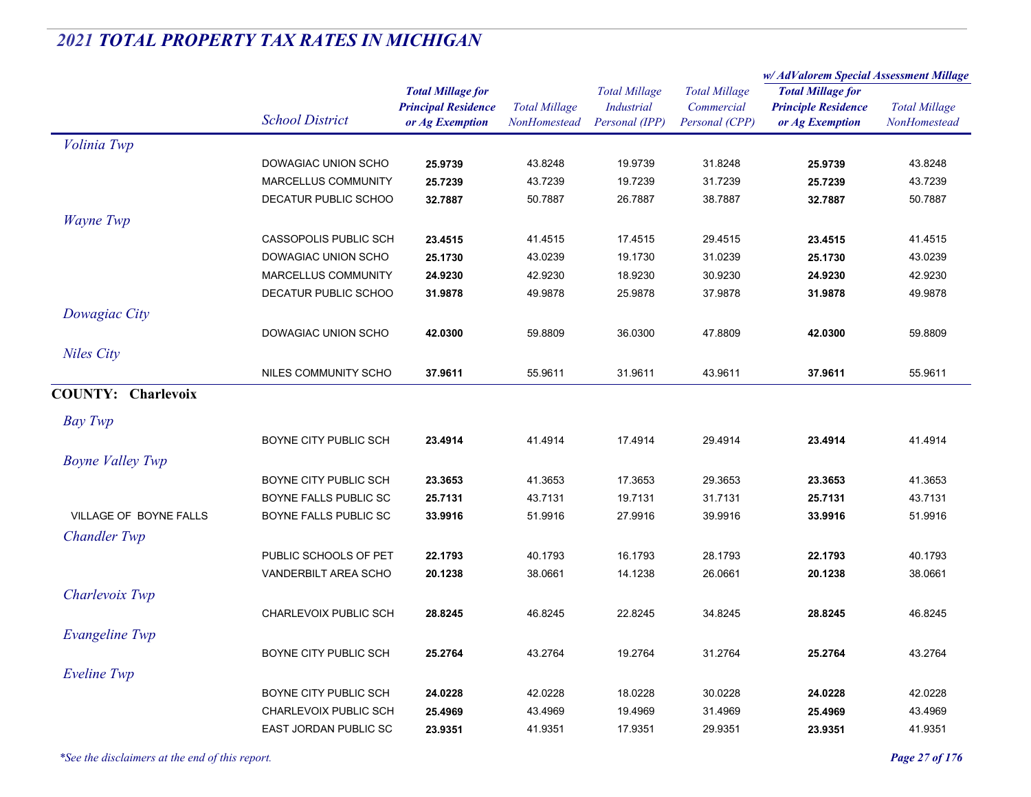## *2021 TOTAL PROPERTY TAX RATES IN MICHIGAN*

| | School District | Total Millage for Principal Residence or Ag Exemption | Total Millage NonHomestead | Total Millage Industrial Personal (IPP) | Total Millage Commercial Personal (CPP) | w/ AdValorem Special Assessment Millage: Total Millage for Principle Residence or Ag Exemption | w/ AdValorem Special Assessment Millage: Total Millage NonHomestead |
|---|---|---|---|---|---|---|---|
| *Volinia Twp* | | | | | | | |
| | DOWAGIAC UNION SCHO | **25.9739** | 43.8248 | 19.9739 | 31.8248 | **25.9739** | 43.8248 |
| | MARCELLUS COMMUNITY | **25.7239** | 43.7239 | 19.7239 | 31.7239 | **25.7239** | 43.7239 |
| | DECATUR PUBLIC SCHOO | **32.7887** | 50.7887 | 26.7887 | 38.7887 | **32.7887** | 50.7887 |
| *Wayne Twp* | | | | | | | |
| | CASSOPOLIS PUBLIC SCH | **23.4515** | 41.4515 | 17.4515 | 29.4515 | **23.4515** | 41.4515 |
| | DOWAGIAC UNION SCHO | **25.1730** | 43.0239 | 19.1730 | 31.0239 | **25.1730** | 43.0239 |
| | MARCELLUS COMMUNITY | **24.9230** | 42.9230 | 18.9230 | 30.9230 | **24.9230** | 42.9230 |
| | DECATUR PUBLIC SCHOO | **31.9878** | 49.9878 | 25.9878 | 37.9878 | **31.9878** | 49.9878 |
| *Dowagiac City* | | | | | | | |
| | DOWAGIAC UNION SCHO | **42.0300** | 59.8809 | 36.0300 | 47.8809 | **42.0300** | 59.8809 |
| *Niles City* | | | | | | | |
| | NILES COMMUNITY SCHO | **37.9611** | 55.9611 | 31.9611 | 43.9611 | **37.9611** | 55.9611 |
| **COUNTY: Charlevoix** | | | | | | | |
| *Bay Twp* | | | | | | | |
| | BOYNE CITY PUBLIC SCH | **23.4914** | 41.4914 | 17.4914 | 29.4914 | **23.4914** | 41.4914 |
| *Boyne Valley Twp* | | | | | | | |
| | BOYNE CITY PUBLIC SCH | **23.3653** | 41.3653 | 17.3653 | 29.3653 | **23.3653** | 41.3653 |
| | BOYNE FALLS PUBLIC SC | **25.7131** | 43.7131 | 19.7131 | 31.7131 | **25.7131** | 43.7131 |
| VILLAGE OF BOYNE FALLS | BOYNE FALLS PUBLIC SC | **33.9916** | 51.9916 | 27.9916 | 39.9916 | **33.9916** | 51.9916 |
| *Chandler Twp* | | | | | | | |
| | PUBLIC SCHOOLS OF PET | **22.1793** | 40.1793 | 16.1793 | 28.1793 | **22.1793** | 40.1793 |
| | VANDERBILT AREA SCHO | **20.1238** | 38.0661 | 14.1238 | 26.0661 | **20.1238** | 38.0661 |
| *Charlevoix Twp* | | | | | | | |
| | CHARLEVOIX PUBLIC SCH | **28.8245** | 46.8245 | 22.8245 | 34.8245 | **28.8245** | 46.8245 |
| *Evangeline Twp* | | | | | | | |
| | BOYNE CITY PUBLIC SCH | **25.2764** | 43.2764 | 19.2764 | 31.2764 | **25.2764** | 43.2764 |
| *Eveline Twp* | | | | | | | |
| | BOYNE CITY PUBLIC SCH | **24.0228** | 42.0228 | 18.0228 | 30.0228 | **24.0228** | 42.0228 |
| | CHARLEVOIX PUBLIC SCH | **25.4969** | 43.4969 | 19.4969 | 31.4969 | **25.4969** | 43.4969 |
| | EAST JORDAN PUBLIC SC | **23.9351** | 41.9351 | 17.9351 | 29.9351 | **23.9351** | 41.9351 |

*\*See the disclaimers at the end of this report.*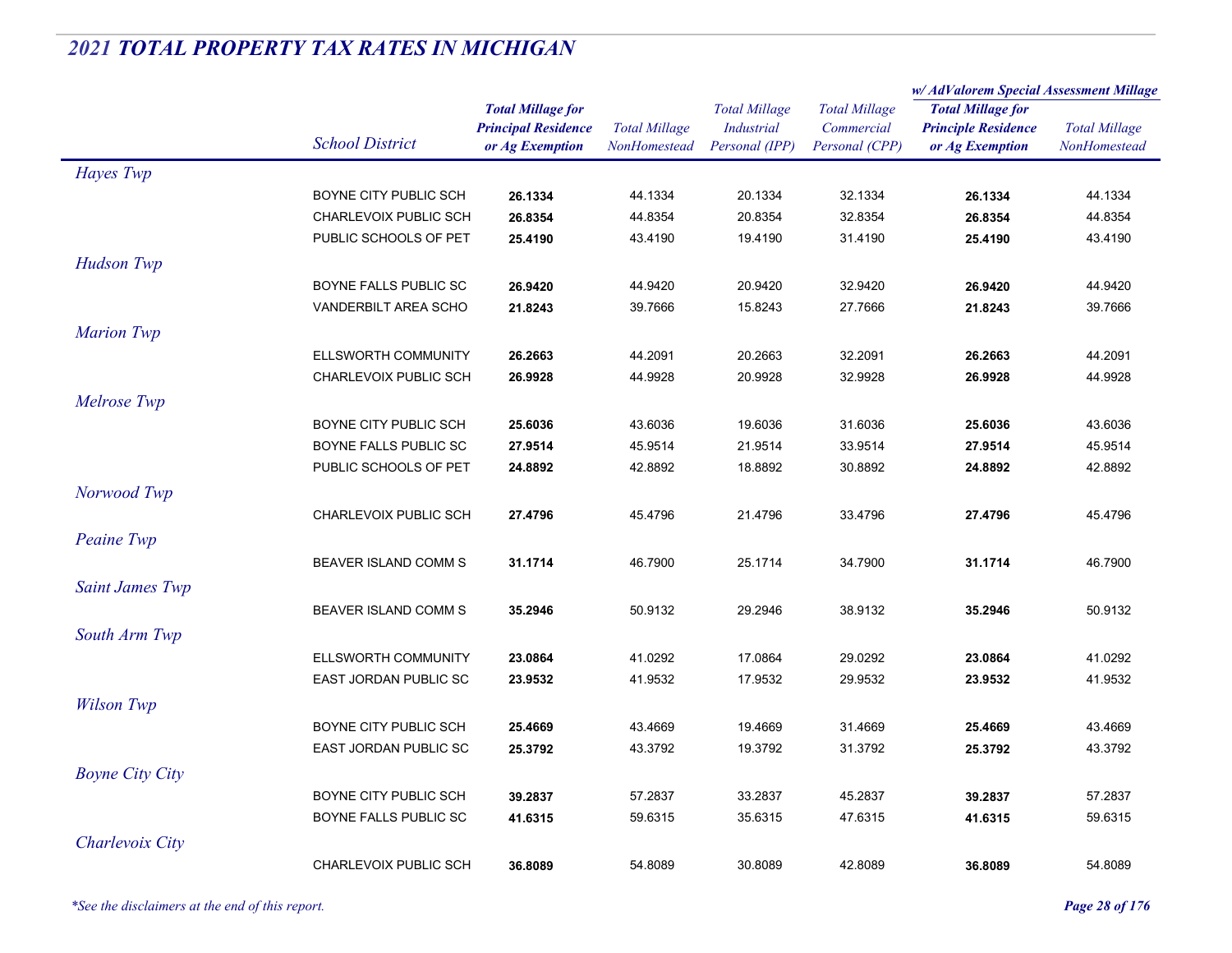## 2021 TOTAL PROPERTY TAX RATES IN MICHIGAN

| | School District | Total Millage for Principal Residence or Ag Exemption | Total Millage NonHomestead | Total Millage Industrial Personal (IPP) | Total Millage Commercial Personal (CPP) | w/ AdValorem Special Assessment Millage Total Millage for Principle Residence or Ag Exemption | w/ AdValorem Special Assessment Millage Total Millage NonHomestead |
|---|---|---|---|---|---|---|---|
| *Hayes Twp* | | | | | | | |
| | BOYNE CITY PUBLIC SCH | **26.1334** | 44.1334 | 20.1334 | 32.1334 | **26.1334** | 44.1334 |
| | CHARLEVOIX PUBLIC SCH | **26.8354** | 44.8354 | 20.8354 | 32.8354 | **26.8354** | 44.8354 |
| | PUBLIC SCHOOLS OF PET | **25.4190** | 43.4190 | 19.4190 | 31.4190 | **25.4190** | 43.4190 |
| *Hudson Twp* | | | | | | | |
| | BOYNE FALLS PUBLIC SC | **26.9420** | 44.9420 | 20.9420 | 32.9420 | **26.9420** | 44.9420 |
| | VANDERBILT AREA SCHO | **21.8243** | 39.7666 | 15.8243 | 27.7666 | **21.8243** | 39.7666 |
| *Marion Twp* | | | | | | | |
| | ELLSWORTH COMMUNITY | **26.2663** | 44.2091 | 20.2663 | 32.2091 | **26.2663** | 44.2091 |
| | CHARLEVOIX PUBLIC SCH | **26.9928** | 44.9928 | 20.9928 | 32.9928 | **26.9928** | 44.9928 |
| *Melrose Twp* | | | | | | | |
| | BOYNE CITY PUBLIC SCH | **25.6036** | 43.6036 | 19.6036 | 31.6036 | **25.6036** | 43.6036 |
| | BOYNE FALLS PUBLIC SC | **27.9514** | 45.9514 | 21.9514 | 33.9514 | **27.9514** | 45.9514 |
| | PUBLIC SCHOOLS OF PET | **24.8892** | 42.8892 | 18.8892 | 30.8892 | **24.8892** | 42.8892 |
| *Norwood Twp* | | | | | | | |
| | CHARLEVOIX PUBLIC SCH | **27.4796** | 45.4796 | 21.4796 | 33.4796 | **27.4796** | 45.4796 |
| *Peaine Twp* | | | | | | | |
| | BEAVER ISLAND COMM S | **31.1714** | 46.7900 | 25.1714 | 34.7900 | **31.1714** | 46.7900 |
| *Saint James Twp* | | | | | | | |
| | BEAVER ISLAND COMM S | **35.2946** | 50.9132 | 29.2946 | 38.9132 | **35.2946** | 50.9132 |
| *South Arm Twp* | | | | | | | |
| | ELLSWORTH COMMUNITY | **23.0864** | 41.0292 | 17.0864 | 29.0292 | **23.0864** | 41.0292 |
| | EAST JORDAN PUBLIC SC | **23.9532** | 41.9532 | 17.9532 | 29.9532 | **23.9532** | 41.9532 |
| *Wilson Twp* | | | | | | | |
| | BOYNE CITY PUBLIC SCH | **25.4669** | 43.4669 | 19.4669 | 31.4669 | **25.4669** | 43.4669 |
| | EAST JORDAN PUBLIC SC | **25.3792** | 43.3792 | 19.3792 | 31.3792 | **25.3792** | 43.3792 |
| *Boyne City City* | | | | | | | |
| | BOYNE CITY PUBLIC SCH | **39.2837** | 57.2837 | 33.2837 | 45.2837 | **39.2837** | 57.2837 |
| | BOYNE FALLS PUBLIC SC | **41.6315** | 59.6315 | 35.6315 | 47.6315 | **41.6315** | 59.6315 |
| *Charlevoix City* | | | | | | | |
| | CHARLEVOIX PUBLIC SCH | **36.8089** | 54.8089 | 30.8089 | 42.8089 | **36.8089** | 54.8089 |

*\*See the disclaimers at the end of this report.*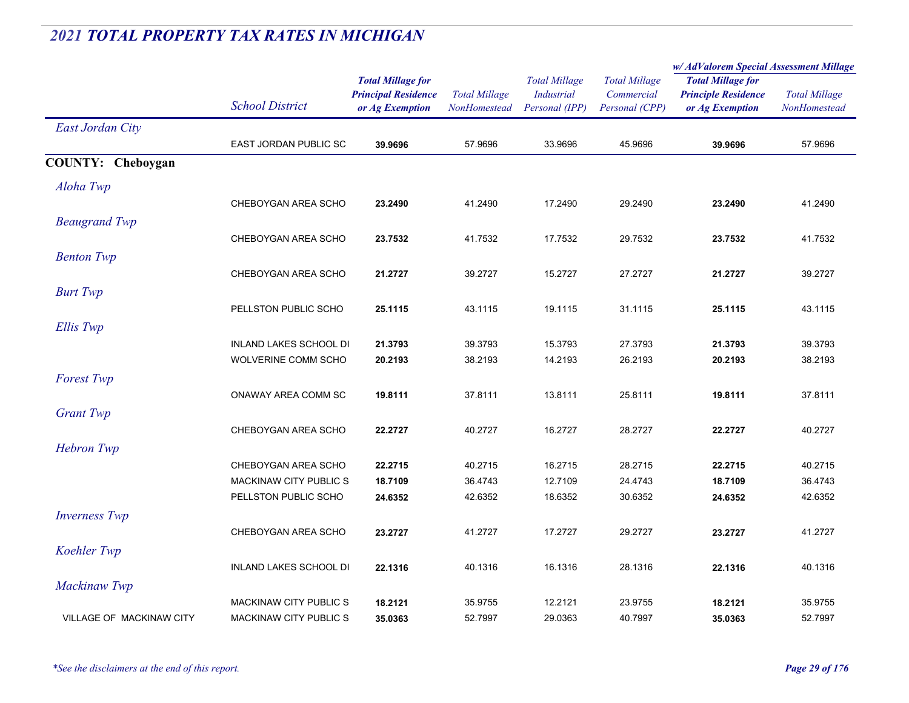# 2021 TOTAL PROPERTY TAX RATES IN MICHIGAN

| | School District | Total Millage for Principal Residence or Ag Exemption | Total Millage NonHomestead | Total Millage Industrial Personal (IPP) | Total Millage Commercial Personal (CPP) | w/ AdValorem Special Assessment Millage Total Millage for Principle Residence or Ag Exemption | w/ AdValorem Special Assessment Millage Total Millage NonHomestead |
|---|---|---|---|---|---|---|---|
| *East Jordan City* | | | | | | | |
| | EAST JORDAN PUBLIC SC | **39.9696** | 57.9696 | 33.9696 | 45.9696 | **39.9696** | 57.9696 |
| **COUNTY: Cheboygan** | | | | | | | |
| *Aloha Twp* | | | | | | | |
| | CHEBOYGAN AREA SCHO | **23.2490** | 41.2490 | 17.2490 | 29.2490 | **23.2490** | 41.2490 |
| *Beaugrand Twp* | | | | | | | |
| | CHEBOYGAN AREA SCHO | **23.7532** | 41.7532 | 17.7532 | 29.7532 | **23.7532** | 41.7532 |
| *Benton Twp* | | | | | | | |
| | CHEBOYGAN AREA SCHO | **21.2727** | 39.2727 | 15.2727 | 27.2727 | **21.2727** | 39.2727 |
| *Burt Twp* | | | | | | | |
| | PELLSTON PUBLIC SCHO | **25.1115** | 43.1115 | 19.1115 | 31.1115 | **25.1115** | 43.1115 |
| *Ellis Twp* | | | | | | | |
| | INLAND LAKES SCHOOL DI | **21.3793** | 39.3793 | 15.3793 | 27.3793 | **21.3793** | 39.3793 |
| | WOLVERINE COMM SCHO | **20.2193** | 38.2193 | 14.2193 | 26.2193 | **20.2193** | 38.2193 |
| *Forest Twp* | | | | | | | |
| | ONAWAY AREA COMM SC | **19.8111** | 37.8111 | 13.8111 | 25.8111 | **19.8111** | 37.8111 |
| *Grant Twp* | | | | | | | |
| | CHEBOYGAN AREA SCHO | **22.2727** | 40.2727 | 16.2727 | 28.2727 | **22.2727** | 40.2727 |
| *Hebron Twp* | | | | | | | |
| | CHEBOYGAN AREA SCHO | **22.2715** | 40.2715 | 16.2715 | 28.2715 | **22.2715** | 40.2715 |
| | MACKINAW CITY PUBLIC S | **18.7109** | 36.4743 | 12.7109 | 24.4743 | **18.7109** | 36.4743 |
| | PELLSTON PUBLIC SCHO | **24.6352** | 42.6352 | 18.6352 | 30.6352 | **24.6352** | 42.6352 |
| *Inverness Twp* | | | | | | | |
| | CHEBOYGAN AREA SCHO | **23.2727** | 41.2727 | 17.2727 | 29.2727 | **23.2727** | 41.2727 |
| *Koehler Twp* | | | | | | | |
| | INLAND LAKES SCHOOL DI | **22.1316** | 40.1316 | 16.1316 | 28.1316 | **22.1316** | 40.1316 |
| *Mackinaw Twp* | | | | | | | |
| | MACKINAW CITY PUBLIC S | **18.2121** | 35.9755 | 12.2121 | 23.9755 | **18.2121** | 35.9755 |
| VILLAGE OF MACKINAW CITY | MACKINAW CITY PUBLIC S | **35.0363** | 52.7997 | 29.0363 | 40.7997 | **35.0363** | 52.7997 |

*\*See the disclaimers at the end of this report.*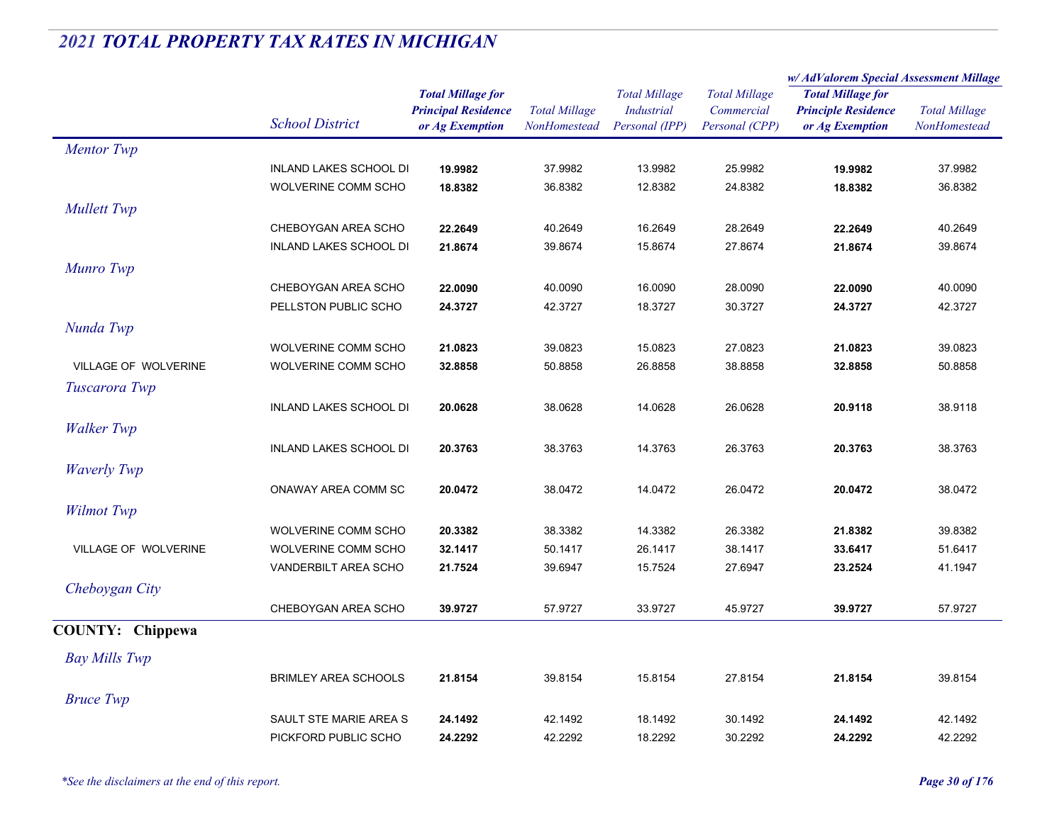## *2021 TOTAL PROPERTY TAX RATES IN MICHIGAN*

| | School District | Total Millage for Principal Residence or Ag Exemption | Total Millage NonHomestead | Total Millage Industrial Personal (IPP) | Total Millage Commercial Personal (CPP) | w/ AdValorem Special Assessment Millage: Total Millage for Principle Residence or Ag Exemption | w/ AdValorem Special Assessment Millage: Total Millage NonHomestead |
|---|---|---|---|---|---|---|---|
| *Mentor Twp* | | | | | | | |
| | INLAND LAKES SCHOOL DI | **19.9982** | 37.9982 | 13.9982 | 25.9982 | **19.9982** | 37.9982 |
| | WOLVERINE COMM SCHO | **18.8382** | 36.8382 | 12.8382 | 24.8382 | **18.8382** | 36.8382 |
| *Mullett Twp* | | | | | | | |
| | CHEBOYGAN AREA SCHO | **22.2649** | 40.2649 | 16.2649 | 28.2649 | **22.2649** | 40.2649 |
| | INLAND LAKES SCHOOL DI | **21.8674** | 39.8674 | 15.8674 | 27.8674 | **21.8674** | 39.8674 |
| *Munro Twp* | | | | | | | |
| | CHEBOYGAN AREA SCHO | **22.0090** | 40.0090 | 16.0090 | 28.0090 | **22.0090** | 40.0090 |
| | PELLSTON PUBLIC SCHO | **24.3727** | 42.3727 | 18.3727 | 30.3727 | **24.3727** | 42.3727 |
| *Nunda Twp* | | | | | | | |
| | WOLVERINE COMM SCHO | **21.0823** | 39.0823 | 15.0823 | 27.0823 | **21.0823** | 39.0823 |
| VILLAGE OF WOLVERINE | WOLVERINE COMM SCHO | **32.8858** | 50.8858 | 26.8858 | 38.8858 | **32.8858** | 50.8858 |
| *Tuscarora Twp* | | | | | | | |
| | INLAND LAKES SCHOOL DI | **20.0628** | 38.0628 | 14.0628 | 26.0628 | **20.9118** | 38.9118 |
| *Walker Twp* | | | | | | | |
| | INLAND LAKES SCHOOL DI | **20.3763** | 38.3763 | 14.3763 | 26.3763 | **20.3763** | 38.3763 |
| *Waverly Twp* | | | | | | | |
| | ONAWAY AREA COMM SC | **20.0472** | 38.0472 | 14.0472 | 26.0472 | **20.0472** | 38.0472 |
| *Wilmot Twp* | | | | | | | |
| | WOLVERINE COMM SCHO | **20.3382** | 38.3382 | 14.3382 | 26.3382 | **21.8382** | 39.8382 |
| VILLAGE OF WOLVERINE | WOLVERINE COMM SCHO | **32.1417** | 50.1417 | 26.1417 | 38.1417 | **33.6417** | 51.6417 |
| | VANDERBILT AREA SCHO | **21.7524** | 39.6947 | 15.7524 | 27.6947 | **23.2524** | 41.1947 |
| *Cheboygan City* | | | | | | | |
| | CHEBOYGAN AREA SCHO | **39.9727** | 57.9727 | 33.9727 | 45.9727 | **39.9727** | 57.9727 |
| **COUNTY: Chippewa** | | | | | | | |
| *Bay Mills Twp* | | | | | | | |
| | BRIMLEY AREA SCHOOLS | **21.8154** | 39.8154 | 15.8154 | 27.8154 | **21.8154** | 39.8154 |
| *Bruce Twp* | | | | | | | |
| | SAULT STE MARIE AREA S | **24.1492** | 42.1492 | 18.1492 | 30.1492 | **24.1492** | 42.1492 |
| | PICKFORD PUBLIC SCHO | **24.2292** | 42.2292 | 18.2292 | 30.2292 | **24.2292** | 42.2292 |

*\*See the disclaimers at the end of this report.*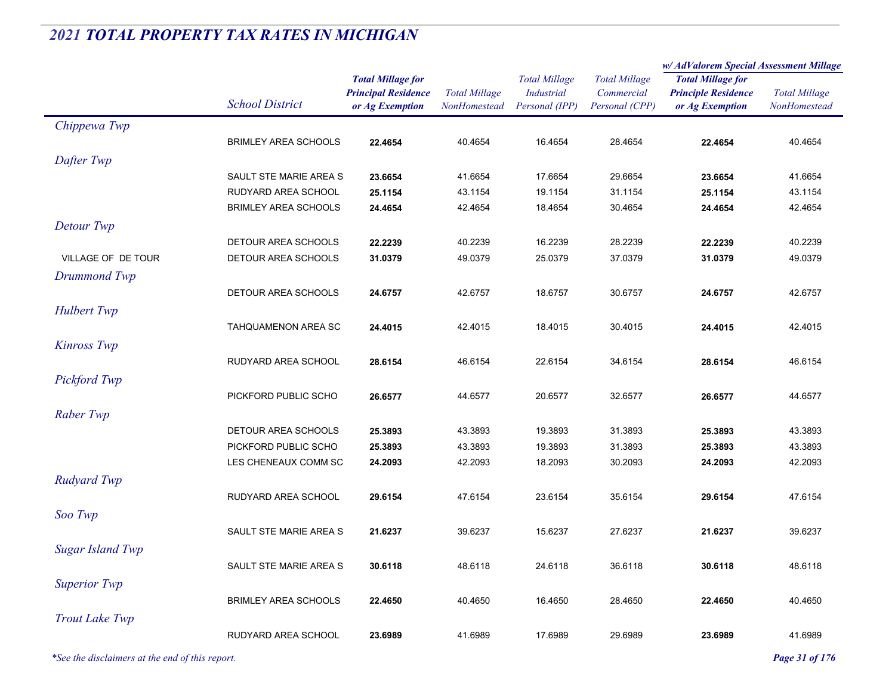## *2021 TOTAL PROPERTY TAX RATES IN MICHIGAN*

| | School District | Total Millage for Principal Residence or Ag Exemption | Total Millage NonHomestead | Total Millage Industrial Personal (IPP) | Total Millage Commercial Personal (CPP) | w/ AdValorem Special Assessment Millage Total Millage for Principle Residence or Ag Exemption | w/ AdValorem Special Assessment Millage Total Millage NonHomestead |
|---|---|---|---|---|---|---|---|
| *Chippewa Twp* | | | | | | | |
| | BRIMLEY AREA SCHOOLS | **22.4654** | 40.4654 | 16.4654 | 28.4654 | **22.4654** | 40.4654 |
| *Dafter Twp* | | | | | | | |
| | SAULT STE MARIE AREA S | **23.6654** | 41.6654 | 17.6654 | 29.6654 | **23.6654** | 41.6654 |
| | RUDYARD AREA SCHOOL | **25.1154** | 43.1154 | 19.1154 | 31.1154 | **25.1154** | 43.1154 |
| | BRIMLEY AREA SCHOOLS | **24.4654** | 42.4654 | 18.4654 | 30.4654 | **24.4654** | 42.4654 |
| *Detour Twp* | | | | | | | |
| | DETOUR AREA SCHOOLS | **22.2239** | 40.2239 | 16.2239 | 28.2239 | **22.2239** | 40.2239 |
| VILLAGE OF DE TOUR | DETOUR AREA SCHOOLS | **31.0379** | 49.0379 | 25.0379 | 37.0379 | **31.0379** | 49.0379 |
| *Drummond Twp* | | | | | | | |
| | DETOUR AREA SCHOOLS | **24.6757** | 42.6757 | 18.6757 | 30.6757 | **24.6757** | 42.6757 |
| *Hulbert Twp* | | | | | | | |
| | TAHQUAMENON AREA SC | **24.4015** | 42.4015 | 18.4015 | 30.4015 | **24.4015** | 42.4015 |
| *Kinross Twp* | | | | | | | |
| | RUDYARD AREA SCHOOL | **28.6154** | 46.6154 | 22.6154 | 34.6154 | **28.6154** | 46.6154 |
| *Pickford Twp* | | | | | | | |
| | PICKFORD PUBLIC SCHO | **26.6577** | 44.6577 | 20.6577 | 32.6577 | **26.6577** | 44.6577 |
| *Raber Twp* | | | | | | | |
| | DETOUR AREA SCHOOLS | **25.3893** | 43.3893 | 19.3893 | 31.3893 | **25.3893** | 43.3893 |
| | PICKFORD PUBLIC SCHO | **25.3893** | 43.3893 | 19.3893 | 31.3893 | **25.3893** | 43.3893 |
| | LES CHENEAUX COMM SC | **24.2093** | 42.2093 | 18.2093 | 30.2093 | **24.2093** | 42.2093 |
| *Rudyard Twp* | | | | | | | |
| | RUDYARD AREA SCHOOL | **29.6154** | 47.6154 | 23.6154 | 35.6154 | **29.6154** | 47.6154 |
| *Soo Twp* | | | | | | | |
| | SAULT STE MARIE AREA S | **21.6237** | 39.6237 | 15.6237 | 27.6237 | **21.6237** | 39.6237 |
| *Sugar Island Twp* | | | | | | | |
| | SAULT STE MARIE AREA S | **30.6118** | 48.6118 | 24.6118 | 36.6118 | **30.6118** | 48.6118 |
| *Superior Twp* | | | | | | | |
| | BRIMLEY AREA SCHOOLS | **22.4650** | 40.4650 | 16.4650 | 28.4650 | **22.4650** | 40.4650 |
| *Trout Lake Twp* | | | | | | | |
| | RUDYARD AREA SCHOOL | **23.6989** | 41.6989 | 17.6989 | 29.6989 | **23.6989** | 41.6989 |

*\*See the disclaimers at the end of this report.*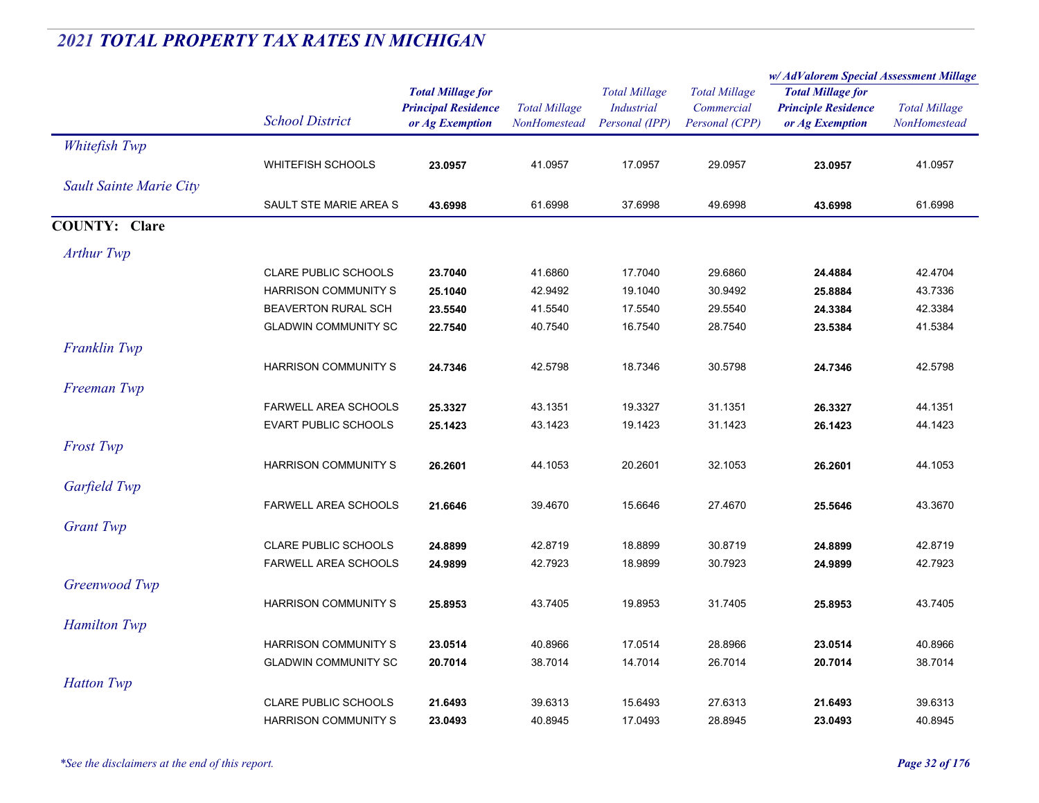## 2021 TOTAL PROPERTY TAX RATES IN MICHIGAN

| | School District | Total Millage for Principal Residence or Ag Exemption | Total Millage NonHomestead | Total Millage Industrial Personal (IPP) | Total Millage Commercial Personal (CPP) | w/ AdValorem Special Assessment Millage: Total Millage for Principle Residence or Ag Exemption | w/ AdValorem Special Assessment Millage: Total Millage NonHomestead |
|---|---|---|---|---|---|---|---|
| *Whitefish Twp* | | | | | | | |
| | WHITEFISH SCHOOLS | **23.0957** | 41.0957 | 17.0957 | 29.0957 | **23.0957** | 41.0957 |
| *Sault Sainte Marie City* | | | | | | | |
| | SAULT STE MARIE AREA S | **43.6998** | 61.6998 | 37.6998 | 49.6998 | **43.6998** | 61.6998 |
| **COUNTY: Clare** | | | | | | | |
| *Arthur Twp* | | | | | | | |
| | CLARE PUBLIC SCHOOLS | **23.7040** | 41.6860 | 17.7040 | 29.6860 | **24.4884** | 42.4704 |
| | HARRISON COMMUNITY S | **25.1040** | 42.9492 | 19.1040 | 30.9492 | **25.8884** | 43.7336 |
| | BEAVERTON RURAL SCH | **23.5540** | 41.5540 | 17.5540 | 29.5540 | **24.3384** | 42.3384 |
| | GLADWIN COMMUNITY SC | **22.7540** | 40.7540 | 16.7540 | 28.7540 | **23.5384** | 41.5384 |
| *Franklin Twp* | | | | | | | |
| | HARRISON COMMUNITY S | **24.7346** | 42.5798 | 18.7346 | 30.5798 | **24.7346** | 42.5798 |
| *Freeman Twp* | | | | | | | |
| | FARWELL AREA SCHOOLS | **25.3327** | 43.1351 | 19.3327 | 31.1351 | **26.3327** | 44.1351 |
| | EVART PUBLIC SCHOOLS | **25.1423** | 43.1423 | 19.1423 | 31.1423 | **26.1423** | 44.1423 |
| *Frost Twp* | | | | | | | |
| | HARRISON COMMUNITY S | **26.2601** | 44.1053 | 20.2601 | 32.1053 | **26.2601** | 44.1053 |
| *Garfield Twp* | | | | | | | |
| | FARWELL AREA SCHOOLS | **21.6646** | 39.4670 | 15.6646 | 27.4670 | **25.5646** | 43.3670 |
| *Grant Twp* | | | | | | | |
| | CLARE PUBLIC SCHOOLS | **24.8899** | 42.8719 | 18.8899 | 30.8719 | **24.8899** | 42.8719 |
| | FARWELL AREA SCHOOLS | **24.9899** | 42.7923 | 18.9899 | 30.7923 | **24.9899** | 42.7923 |
| *Greenwood Twp* | | | | | | | |
| | HARRISON COMMUNITY S | **25.8953** | 43.7405 | 19.8953 | 31.7405 | **25.8953** | 43.7405 |
| *Hamilton Twp* | | | | | | | |
| | HARRISON COMMUNITY S | **23.0514** | 40.8966 | 17.0514 | 28.8966 | **23.0514** | 40.8966 |
| | GLADWIN COMMUNITY SC | **20.7014** | 38.7014 | 14.7014 | 26.7014 | **20.7014** | 38.7014 |
| *Hatton Twp* | | | | | | | |
| | CLARE PUBLIC SCHOOLS | **21.6493** | 39.6313 | 15.6493 | 27.6313 | **21.6493** | 39.6313 |
| | HARRISON COMMUNITY S | **23.0493** | 40.8945 | 17.0493 | 28.8945 | **23.0493** | 40.8945 |

*\*See the disclaimers at the end of this report.*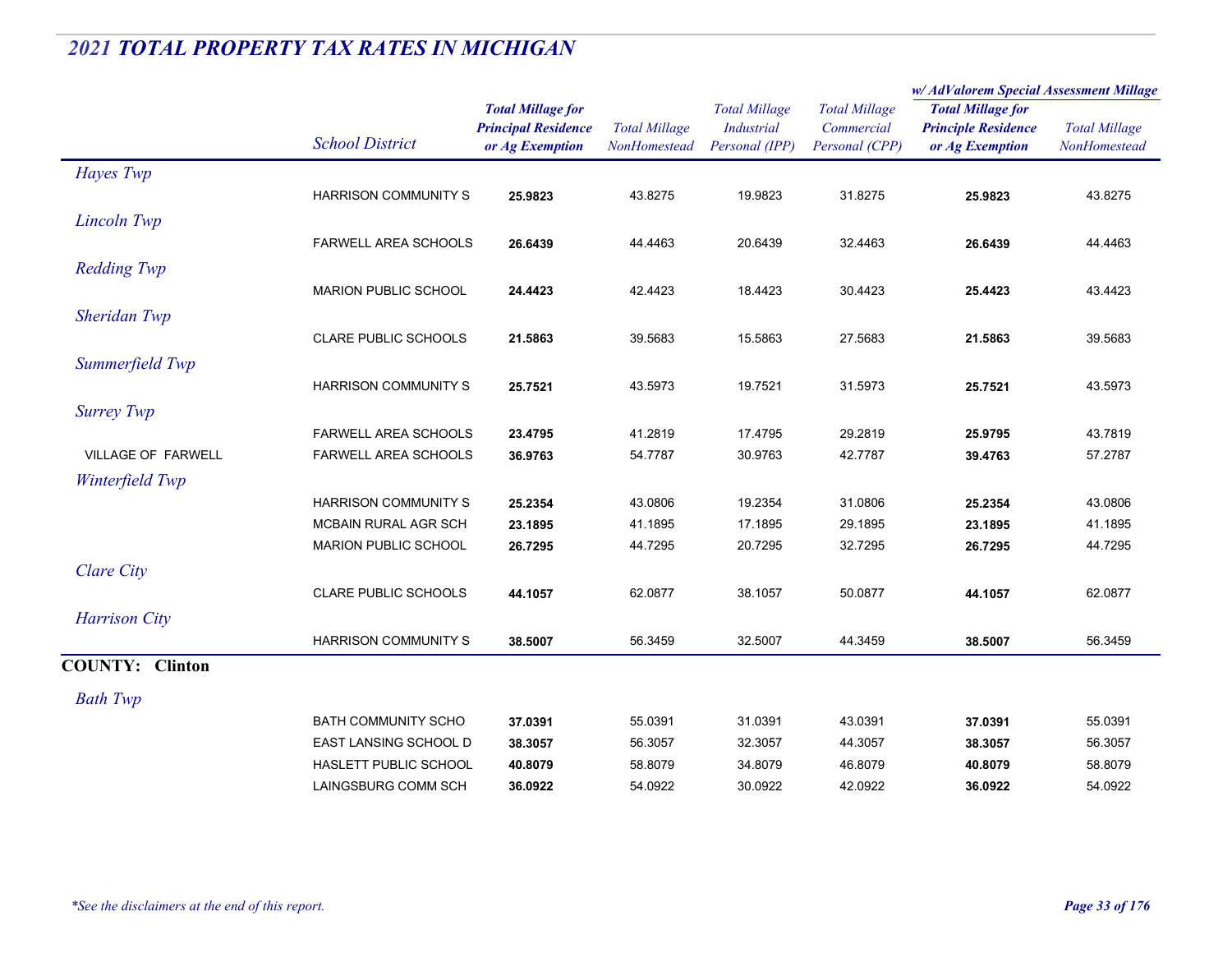## *2021 TOTAL PROPERTY TAX RATES IN MICHIGAN*

| | School District | Total Millage for Principal Residence or Ag Exemption | Total Millage NonHomestead | Total Millage Industrial Personal (IPP) | Total Millage Commercial Personal (CPP) | w/ AdValorem Special Assessment Millage: Total Millage for Principle Residence or Ag Exemption | w/ AdValorem Special Assessment Millage: Total Millage NonHomestead |
|---|---|---|---|---|---|---|---|
| *Hayes Twp* | | | | | | | |
| | HARRISON COMMUNITY S | **25.9823** | 43.8275 | 19.9823 | 31.8275 | **25.9823** | 43.8275 |
| *Lincoln Twp* | | | | | | | |
| | FARWELL AREA SCHOOLS | **26.6439** | 44.4463 | 20.6439 | 32.4463 | **26.6439** | 44.4463 |
| *Redding Twp* | | | | | | | |
| | MARION PUBLIC SCHOOL | **24.4423** | 42.4423 | 18.4423 | 30.4423 | **25.4423** | 43.4423 |
| *Sheridan Twp* | | | | | | | |
| | CLARE PUBLIC SCHOOLS | **21.5863** | 39.5683 | 15.5863 | 27.5683 | **21.5863** | 39.5683 |
| *Summerfield Twp* | | | | | | | |
| | HARRISON COMMUNITY S | **25.7521** | 43.5973 | 19.7521 | 31.5973 | **25.7521** | 43.5973 |
| *Surrey Twp* | | | | | | | |
| | FARWELL AREA SCHOOLS | **23.4795** | 41.2819 | 17.4795 | 29.2819 | **25.9795** | 43.7819 |
| VILLAGE OF FARWELL | FARWELL AREA SCHOOLS | **36.9763** | 54.7787 | 30.9763 | 42.7787 | **39.4763** | 57.2787 |
| *Winterfield Twp* | | | | | | | |
| | HARRISON COMMUNITY S | **25.2354** | 43.0806 | 19.2354 | 31.0806 | **25.2354** | 43.0806 |
| | MCBAIN RURAL AGR SCH | **23.1895** | 41.1895 | 17.1895 | 29.1895 | **23.1895** | 41.1895 |
| | MARION PUBLIC SCHOOL | **26.7295** | 44.7295 | 20.7295 | 32.7295 | **26.7295** | 44.7295 |
| *Clare City* | | | | | | | |
| | CLARE PUBLIC SCHOOLS | **44.1057** | 62.0877 | 38.1057 | 50.0877 | **44.1057** | 62.0877 |
| *Harrison City* | | | | | | | |
| | HARRISON COMMUNITY S | **38.5007** | 56.3459 | 32.5007 | 44.3459 | **38.5007** | 56.3459 |

**COUNTY: Clinton**

| | School District | Total Millage for Principal Residence or Ag Exemption | Total Millage NonHomestead | Total Millage Industrial Personal (IPP) | Total Millage Commercial Personal (CPP) | w/ AdValorem Special Assessment Millage: Total Millage for Principle Residence or Ag Exemption | w/ AdValorem Special Assessment Millage: Total Millage NonHomestead |
|---|---|---|---|---|---|---|---|
| *Bath Twp* | | | | | | | |
| | BATH COMMUNITY SCHO | **37.0391** | 55.0391 | 31.0391 | 43.0391 | **37.0391** | 55.0391 |
| | EAST LANSING SCHOOL D | **38.3057** | 56.3057 | 32.3057 | 44.3057 | **38.3057** | 56.3057 |
| | HASLETT PUBLIC SCHOOL | **40.8079** | 58.8079 | 34.8079 | 46.8079 | **40.8079** | 58.8079 |
| | LAINGSBURG COMM SCH | **36.0922** | 54.0922 | 30.0922 | 42.0922 | **36.0922** | 54.0922 |

*\*See the disclaimers at the end of this report.*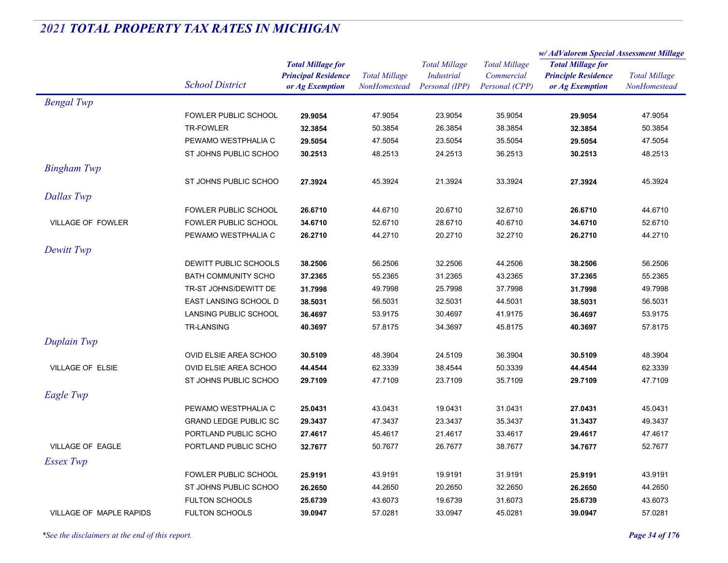## *2021 TOTAL PROPERTY TAX RATES IN MICHIGAN*

| | School District | Total Millage for Principal Residence or Ag Exemption | Total Millage NonHomestead | Total Millage Industrial Personal (IPP) | Total Millage Commercial Personal (CPP) | w/ AdValorem Special Assessment Millage: Total Millage for Principle Residence or Ag Exemption | w/ AdValorem Special Assessment Millage: Total Millage NonHomestead |
|---|---|---|---|---|---|---|---|
| *Bengal Twp* | | | | | | | |
| | FOWLER PUBLIC SCHOOL | **29.9054** | 47.9054 | 23.9054 | 35.9054 | **29.9054** | 47.9054 |
| | TR-FOWLER | **32.3854** | 50.3854 | 26.3854 | 38.3854 | **32.3854** | 50.3854 |
| | PEWAMO WESTPHALIA C | **29.5054** | 47.5054 | 23.5054 | 35.5054 | **29.5054** | 47.5054 |
| | ST JOHNS PUBLIC SCHOO | **30.2513** | 48.2513 | 24.2513 | 36.2513 | **30.2513** | 48.2513 |
| *Bingham Twp* | | | | | | | |
| | ST JOHNS PUBLIC SCHOO | **27.3924** | 45.3924 | 21.3924 | 33.3924 | **27.3924** | 45.3924 |
| *Dallas Twp* | | | | | | | |
| | FOWLER PUBLIC SCHOOL | **26.6710** | 44.6710 | 20.6710 | 32.6710 | **26.6710** | 44.6710 |
| VILLAGE OF FOWLER | FOWLER PUBLIC SCHOOL | **34.6710** | 52.6710 | 28.6710 | 40.6710 | **34.6710** | 52.6710 |
| | PEWAMO WESTPHALIA C | **26.2710** | 44.2710 | 20.2710 | 32.2710 | **26.2710** | 44.2710 |
| *Dewitt Twp* | | | | | | | |
| | DEWITT PUBLIC SCHOOLS | **38.2506** | 56.2506 | 32.2506 | 44.2506 | **38.2506** | 56.2506 |
| | BATH COMMUNITY SCHO | **37.2365** | 55.2365 | 31.2365 | 43.2365 | **37.2365** | 55.2365 |
| | TR-ST JOHNS/DEWITT DE | **31.7998** | 49.7998 | 25.7998 | 37.7998 | **31.7998** | 49.7998 |
| | EAST LANSING SCHOOL D | **38.5031** | 56.5031 | 32.5031 | 44.5031 | **38.5031** | 56.5031 |
| | LANSING PUBLIC SCHOOL | **36.4697** | 53.9175 | 30.4697 | 41.9175 | **36.4697** | 53.9175 |
| | TR-LANSING | **40.3697** | 57.8175 | 34.3697 | 45.8175 | **40.3697** | 57.8175 |
| *Duplain Twp* | | | | | | | |
| | OVID ELSIE AREA SCHOO | **30.5109** | 48.3904 | 24.5109 | 36.3904 | **30.5109** | 48.3904 |
| VILLAGE OF ELSIE | OVID ELSIE AREA SCHOO | **44.4544** | 62.3339 | 38.4544 | 50.3339 | **44.4544** | 62.3339 |
| | ST JOHNS PUBLIC SCHOO | **29.7109** | 47.7109 | 23.7109 | 35.7109 | **29.7109** | 47.7109 |
| *Eagle Twp* | | | | | | | |
| | PEWAMO WESTPHALIA C | **25.0431** | 43.0431 | 19.0431 | 31.0431 | **27.0431** | 45.0431 |
| | GRAND LEDGE PUBLIC SC | **29.3437** | 47.3437 | 23.3437 | 35.3437 | **31.3437** | 49.3437 |
| | PORTLAND PUBLIC SCHO | **27.4617** | 45.4617 | 21.4617 | 33.4617 | **29.4617** | 47.4617 |
| VILLAGE OF EAGLE | PORTLAND PUBLIC SCHO | **32.7677** | 50.7677 | 26.7677 | 38.7677 | **34.7677** | 52.7677 |
| *Essex Twp* | | | | | | | |
| | FOWLER PUBLIC SCHOOL | **25.9191** | 43.9191 | 19.9191 | 31.9191 | **25.9191** | 43.9191 |
| | ST JOHNS PUBLIC SCHOO | **26.2650** | 44.2650 | 20.2650 | 32.2650 | **26.2650** | 44.2650 |
| | FULTON SCHOOLS | **25.6739** | 43.6073 | 19.6739 | 31.6073 | **25.6739** | 43.6073 |
| VILLAGE OF MAPLE RAPIDS | FULTON SCHOOLS | **39.0947** | 57.0281 | 33.0947 | 45.0281 | **39.0947** | 57.0281 |

*\*See the disclaimers at the end of this report.*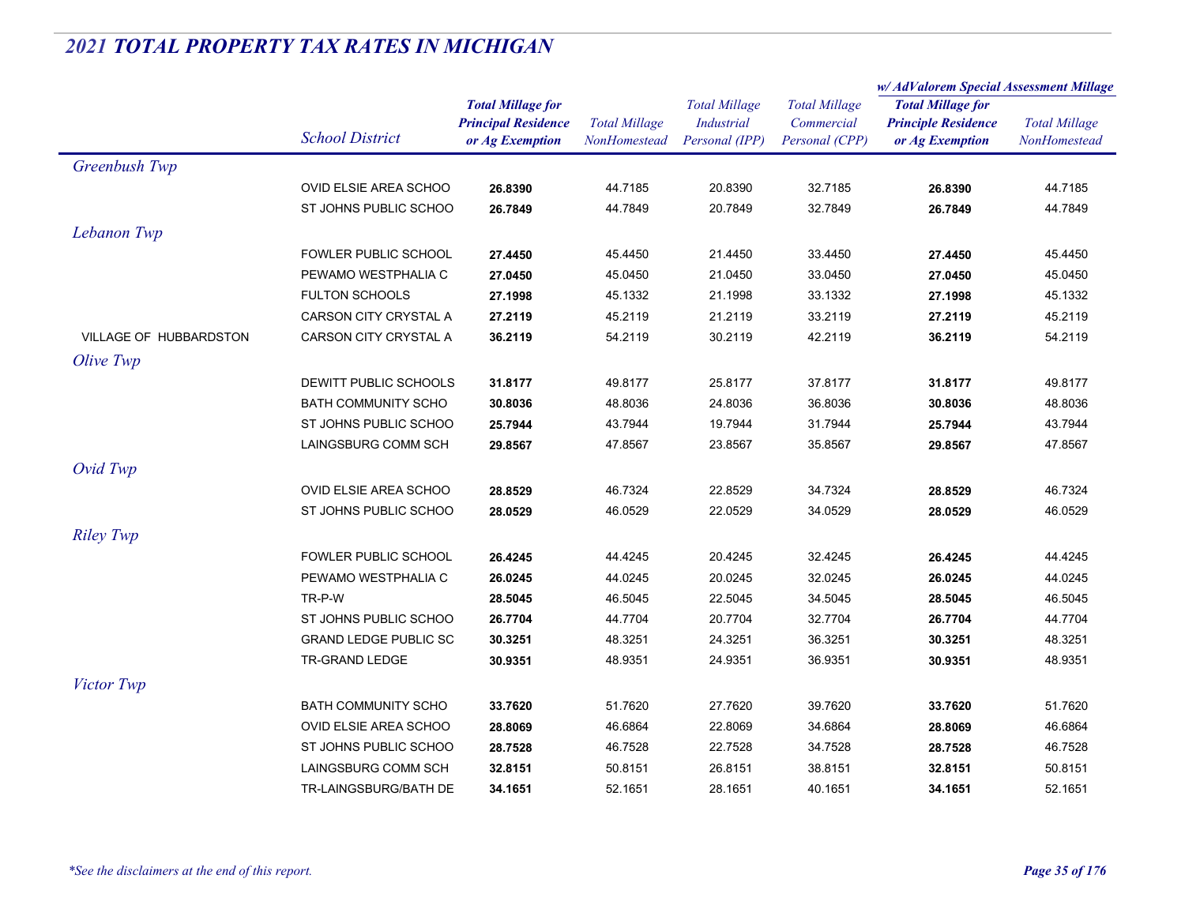# *2021 TOTAL PROPERTY TAX RATES IN MICHIGAN*

| | School District | Total Millage for Principal Residence or Ag Exemption | Total Millage NonHomestead | Total Millage Industrial Personal (IPP) | Total Millage Commercial Personal (CPP) | w/ AdValorem Special Assessment Millage: Total Millage for Principle Residence or Ag Exemption | w/ AdValorem Special Assessment Millage: Total Millage NonHomestead |
|---|---|---|---|---|---|---|---|
| *Greenbush Twp* | | | | | | | |
| | OVID ELSIE AREA SCHOO | **26.8390** | 44.7185 | 20.8390 | 32.7185 | **26.8390** | 44.7185 |
| | ST JOHNS PUBLIC SCHOO | **26.7849** | 44.7849 | 20.7849 | 32.7849 | **26.7849** | 44.7849 |
| *Lebanon Twp* | | | | | | | |
| | FOWLER PUBLIC SCHOOL | **27.4450** | 45.4450 | 21.4450 | 33.4450 | **27.4450** | 45.4450 |
| | PEWAMO WESTPHALIA C | **27.0450** | 45.0450 | 21.0450 | 33.0450 | **27.0450** | 45.0450 |
| | FULTON SCHOOLS | **27.1998** | 45.1332 | 21.1998 | 33.1332 | **27.1998** | 45.1332 |
| | CARSON CITY CRYSTAL A | **27.2119** | 45.2119 | 21.2119 | 33.2119 | **27.2119** | 45.2119 |
| VILLAGE OF HUBBARDSTON | CARSON CITY CRYSTAL A | **36.2119** | 54.2119 | 30.2119 | 42.2119 | **36.2119** | 54.2119 |
| *Olive Twp* | | | | | | | |
| | DEWITT PUBLIC SCHOOLS | **31.8177** | 49.8177 | 25.8177 | 37.8177 | **31.8177** | 49.8177 |
| | BATH COMMUNITY SCHO | **30.8036** | 48.8036 | 24.8036 | 36.8036 | **30.8036** | 48.8036 |
| | ST JOHNS PUBLIC SCHOO | **25.7944** | 43.7944 | 19.7944 | 31.7944 | **25.7944** | 43.7944 |
| | LAINGSBURG COMM SCH | **29.8567** | 47.8567 | 23.8567 | 35.8567 | **29.8567** | 47.8567 |
| *Ovid Twp* | | | | | | | |
| | OVID ELSIE AREA SCHOO | **28.8529** | 46.7324 | 22.8529 | 34.7324 | **28.8529** | 46.7324 |
| | ST JOHNS PUBLIC SCHOO | **28.0529** | 46.0529 | 22.0529 | 34.0529 | **28.0529** | 46.0529 |
| *Riley Twp* | | | | | | | |
| | FOWLER PUBLIC SCHOOL | **26.4245** | 44.4245 | 20.4245 | 32.4245 | **26.4245** | 44.4245 |
| | PEWAMO WESTPHALIA C | **26.0245** | 44.0245 | 20.0245 | 32.0245 | **26.0245** | 44.0245 |
| | TR-P-W | **28.5045** | 46.5045 | 22.5045 | 34.5045 | **28.5045** | 46.5045 |
| | ST JOHNS PUBLIC SCHOO | **26.7704** | 44.7704 | 20.7704 | 32.7704 | **26.7704** | 44.7704 |
| | GRAND LEDGE PUBLIC SC | **30.3251** | 48.3251 | 24.3251 | 36.3251 | **30.3251** | 48.3251 |
| | TR-GRAND LEDGE | **30.9351** | 48.9351 | 24.9351 | 36.9351 | **30.9351** | 48.9351 |
| *Victor Twp* | | | | | | | |
| | BATH COMMUNITY SCHO | **33.7620** | 51.7620 | 27.7620 | 39.7620 | **33.7620** | 51.7620 |
| | OVID ELSIE AREA SCHOO | **28.8069** | 46.6864 | 22.8069 | 34.6864 | **28.8069** | 46.6864 |
| | ST JOHNS PUBLIC SCHOO | **28.7528** | 46.7528 | 22.7528 | 34.7528 | **28.7528** | 46.7528 |
| | LAINGSBURG COMM SCH | **32.8151** | 50.8151 | 26.8151 | 38.8151 | **32.8151** | 50.8151 |
| | TR-LAINGSBURG/BATH DE | **34.1651** | 52.1651 | 28.1651 | 40.1651 | **34.1651** | 52.1651 |

*\*See the disclaimers at the end of this report.*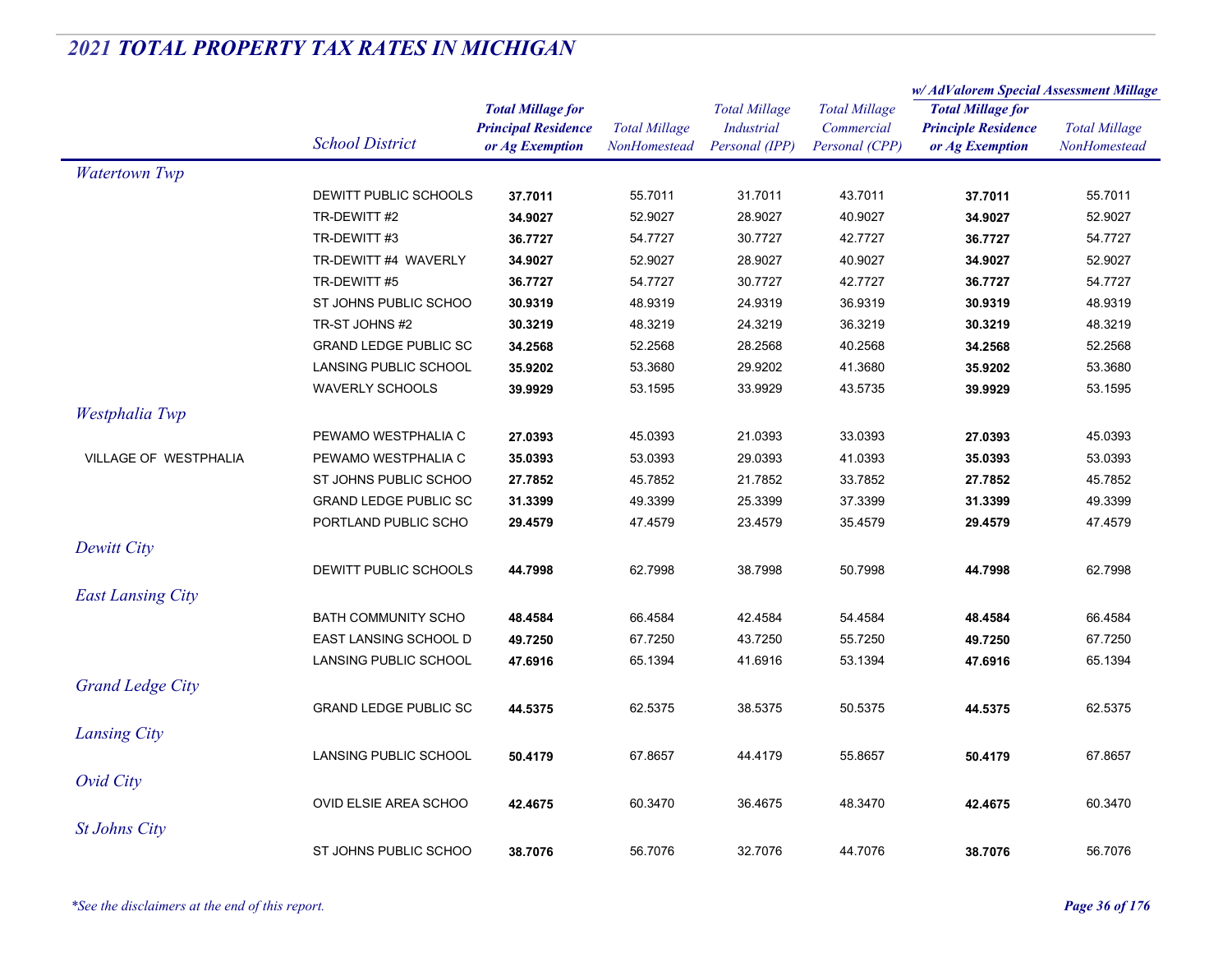## 2021 TOTAL PROPERTY TAX RATES IN MICHIGAN

| | School District | Total Millage for Principal Residence or Ag Exemption | Total Millage NonHomestead | Total Millage Industrial Personal (IPP) | Total Millage Commercial Personal (CPP) | w/ AdValorem Special Assessment Millage: Total Millage for Principle Residence or Ag Exemption | w/ AdValorem Special Assessment Millage: Total Millage NonHomestead |
|---|---|---|---|---|---|---|---|
| *Watertown Twp* | | | | | | | |
| | DEWITT PUBLIC SCHOOLS | **37.7011** | 55.7011 | 31.7011 | 43.7011 | **37.7011** | 55.7011 |
| | TR-DEWITT #2 | **34.9027** | 52.9027 | 28.9027 | 40.9027 | **34.9027** | 52.9027 |
| | TR-DEWITT #3 | **36.7727** | 54.7727 | 30.7727 | 42.7727 | **36.7727** | 54.7727 |
| | TR-DEWITT #4 WAVERLY | **34.9027** | 52.9027 | 28.9027 | 40.9027 | **34.9027** | 52.9027 |
| | TR-DEWITT #5 | **36.7727** | 54.7727 | 30.7727 | 42.7727 | **36.7727** | 54.7727 |
| | ST JOHNS PUBLIC SCHOO | **30.9319** | 48.9319 | 24.9319 | 36.9319 | **30.9319** | 48.9319 |
| | TR-ST JOHNS #2 | **30.3219** | 48.3219 | 24.3219 | 36.3219 | **30.3219** | 48.3219 |
| | GRAND LEDGE PUBLIC SC | **34.2568** | 52.2568 | 28.2568 | 40.2568 | **34.2568** | 52.2568 |
| | LANSING PUBLIC SCHOOL | **35.9202** | 53.3680 | 29.9202 | 41.3680 | **35.9202** | 53.3680 |
| | WAVERLY SCHOOLS | **39.9929** | 53.1595 | 33.9929 | 43.5735 | **39.9929** | 53.1595 |
| *Westphalia Twp* | | | | | | | |
| | PEWAMO WESTPHALIA C | **27.0393** | 45.0393 | 21.0393 | 33.0393 | **27.0393** | 45.0393 |
| VILLAGE OF WESTPHALIA | PEWAMO WESTPHALIA C | **35.0393** | 53.0393 | 29.0393 | 41.0393 | **35.0393** | 53.0393 |
| | ST JOHNS PUBLIC SCHOO | **27.7852** | 45.7852 | 21.7852 | 33.7852 | **27.7852** | 45.7852 |
| | GRAND LEDGE PUBLIC SC | **31.3399** | 49.3399 | 25.3399 | 37.3399 | **31.3399** | 49.3399 |
| | PORTLAND PUBLIC SCHO | **29.4579** | 47.4579 | 23.4579 | 35.4579 | **29.4579** | 47.4579 |
| *Dewitt City* | | | | | | | |
| | DEWITT PUBLIC SCHOOLS | **44.7998** | 62.7998 | 38.7998 | 50.7998 | **44.7998** | 62.7998 |
| *East Lansing City* | | | | | | | |
| | BATH COMMUNITY SCHO | **48.4584** | 66.4584 | 42.4584 | 54.4584 | **48.4584** | 66.4584 |
| | EAST LANSING SCHOOL D | **49.7250** | 67.7250 | 43.7250 | 55.7250 | **49.7250** | 67.7250 |
| | LANSING PUBLIC SCHOOL | **47.6916** | 65.1394 | 41.6916 | 53.1394 | **47.6916** | 65.1394 |
| *Grand Ledge City* | | | | | | | |
| | GRAND LEDGE PUBLIC SC | **44.5375** | 62.5375 | 38.5375 | 50.5375 | **44.5375** | 62.5375 |
| *Lansing City* | | | | | | | |
| | LANSING PUBLIC SCHOOL | **50.4179** | 67.8657 | 44.4179 | 55.8657 | **50.4179** | 67.8657 |
| *Ovid City* | | | | | | | |
| | OVID ELSIE AREA SCHOO | **42.4675** | 60.3470 | 36.4675 | 48.3470 | **42.4675** | 60.3470 |
| *St Johns City* | | | | | | | |
| | ST JOHNS PUBLIC SCHOO | **38.7076** | 56.7076 | 32.7076 | 44.7076 | **38.7076** | 56.7076 |

*\*See the disclaimers at the end of this report.*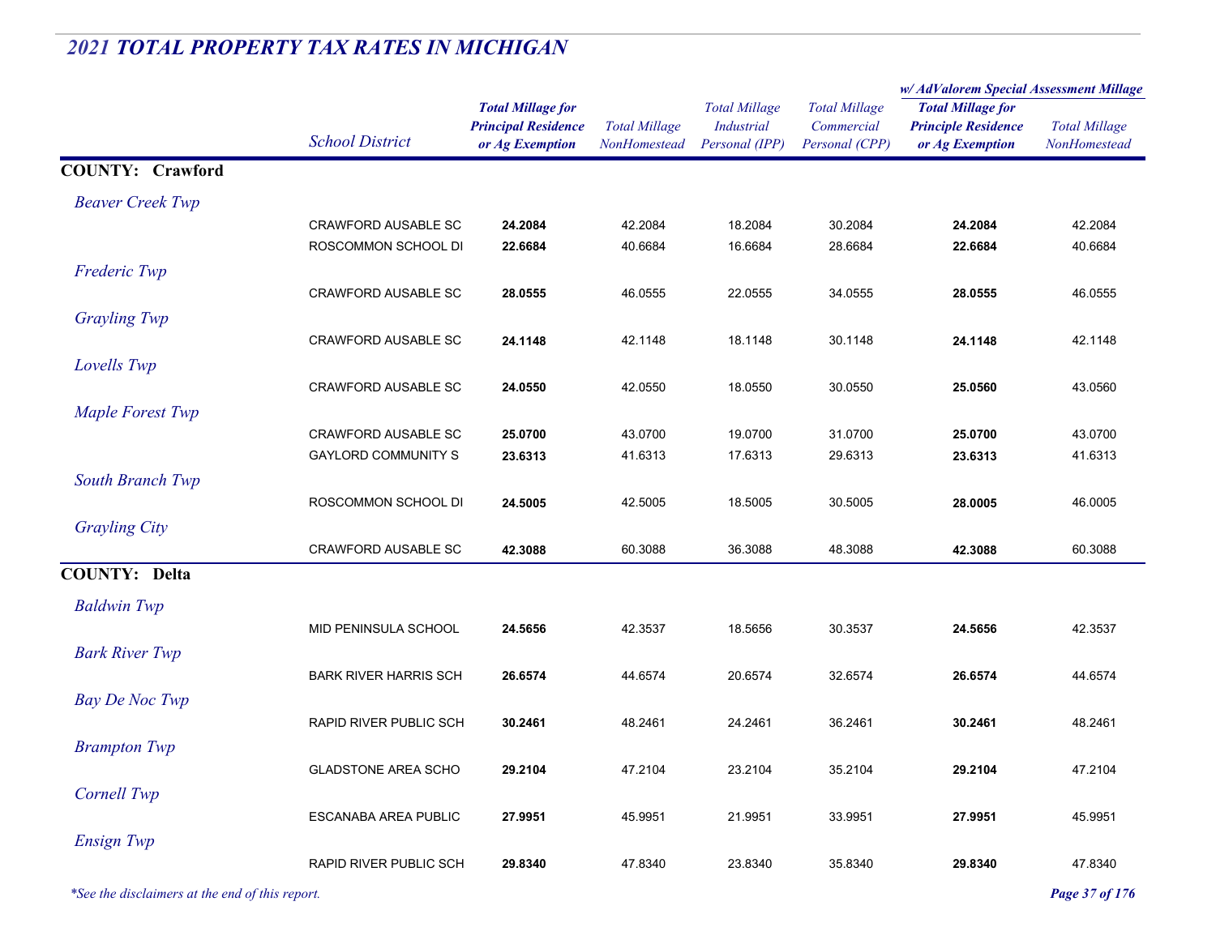## *2021 TOTAL PROPERTY TAX RATES IN MICHIGAN*

| | School District | Total Millage for Principal Residence or Ag Exemption | Total Millage NonHomestead | Total Millage Industrial Personal (IPP) | Total Millage Commercial Personal (CPP) | w/ AdValorem Special Assessment Millage: Total Millage for Principle Residence or Ag Exemption | w/ AdValorem Special Assessment Millage: Total Millage NonHomestead |
|---|---|---|---|---|---|---|---|
| **COUNTY: Crawford** | | | | | | | |
| *Beaver Creek Twp* | | | | | | | |
| | CRAWFORD AUSABLE SC | **24.2084** | 42.2084 | 18.2084 | 30.2084 | **24.2084** | 42.2084 |
| | ROSCOMMON SCHOOL DI | **22.6684** | 40.6684 | 16.6684 | 28.6684 | **22.6684** | 40.6684 |
| *Frederic Twp* | | | | | | | |
| | CRAWFORD AUSABLE SC | **28.0555** | 46.0555 | 22.0555 | 34.0555 | **28.0555** | 46.0555 |
| *Grayling Twp* | | | | | | | |
| | CRAWFORD AUSABLE SC | **24.1148** | 42.1148 | 18.1148 | 30.1148 | **24.1148** | 42.1148 |
| *Lovells Twp* | | | | | | | |
| | CRAWFORD AUSABLE SC | **24.0550** | 42.0550 | 18.0550 | 30.0550 | **25.0560** | 43.0560 |
| *Maple Forest Twp* | | | | | | | |
| | CRAWFORD AUSABLE SC | **25.0700** | 43.0700 | 19.0700 | 31.0700 | **25.0700** | 43.0700 |
| | GAYLORD COMMUNITY S | **23.6313** | 41.6313 | 17.6313 | 29.6313 | **23.6313** | 41.6313 |
| *South Branch Twp* | | | | | | | |
| | ROSCOMMON SCHOOL DI | **24.5005** | 42.5005 | 18.5005 | 30.5005 | **28.0005** | 46.0005 |
| *Grayling City* | | | | | | | |
| | CRAWFORD AUSABLE SC | **42.3088** | 60.3088 | 36.3088 | 48.3088 | **42.3088** | 60.3088 |
| **COUNTY: Delta** | | | | | | | |
| *Baldwin Twp* | | | | | | | |
| | MID PENINSULA SCHOOL | **24.5656** | 42.3537 | 18.5656 | 30.3537 | **24.5656** | 42.3537 |
| *Bark River Twp* | | | | | | | |
| | BARK RIVER HARRIS SCH | **26.6574** | 44.6574 | 20.6574 | 32.6574 | **26.6574** | 44.6574 |
| *Bay De Noc Twp* | | | | | | | |
| | RAPID RIVER PUBLIC SCH | **30.2461** | 48.2461 | 24.2461 | 36.2461 | **30.2461** | 48.2461 |
| *Brampton Twp* | | | | | | | |
| | GLADSTONE AREA SCHO | **29.2104** | 47.2104 | 23.2104 | 35.2104 | **29.2104** | 47.2104 |
| *Cornell Twp* | | | | | | | |
| | ESCANABA AREA PUBLIC | **27.9951** | 45.9951 | 21.9951 | 33.9951 | **27.9951** | 45.9951 |
| *Ensign Twp* | | | | | | | |
| | RAPID RIVER PUBLIC SCH | **29.8340** | 47.8340 | 23.8340 | 35.8340 | **29.8340** | 47.8340 |

*\*See the disclaimers at the end of this report.*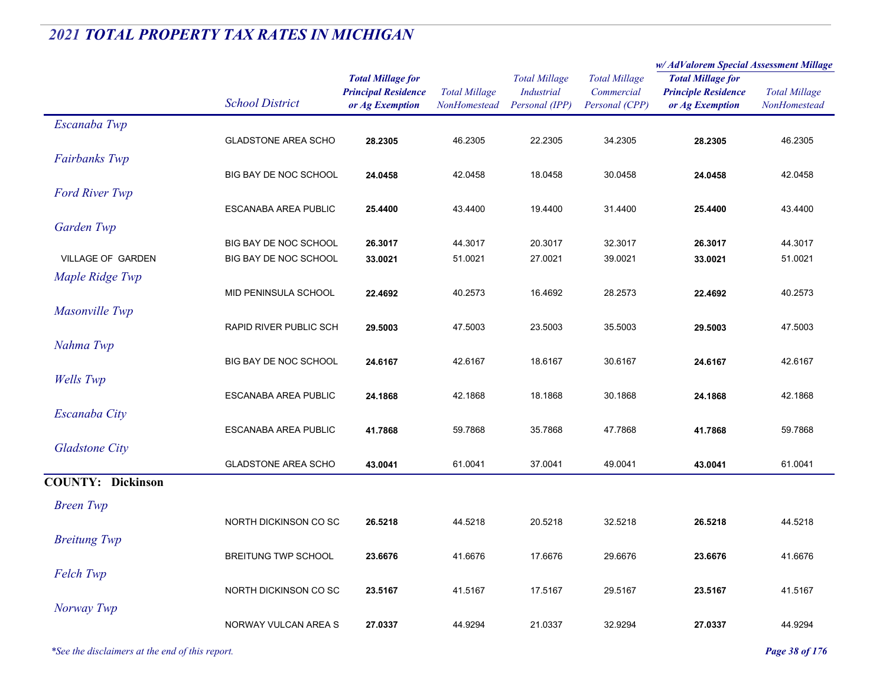## *2021 TOTAL PROPERTY TAX RATES IN MICHIGAN*

| | School District | Total Millage for Principal Residence or Ag Exemption | Total Millage NonHomestead | Total Millage Industrial Personal (IPP) | Total Millage Commercial Personal (CPP) | w/ AdValorem Special Assessment Millage: Total Millage for Principle Residence or Ag Exemption | w/ AdValorem Special Assessment Millage: Total Millage NonHomestead |
|---|---|---|---|---|---|---|---|
| *Escanaba Twp* | | | | | | | |
| | GLADSTONE AREA SCHO | **28.2305** | 46.2305 | 22.2305 | 34.2305 | **28.2305** | 46.2305 |
| *Fairbanks Twp* | | | | | | | |
| | BIG BAY DE NOC SCHOOL | **24.0458** | 42.0458 | 18.0458 | 30.0458 | **24.0458** | 42.0458 |
| *Ford River Twp* | | | | | | | |
| | ESCANABA AREA PUBLIC | **25.4400** | 43.4400 | 19.4400 | 31.4400 | **25.4400** | 43.4400 |
| *Garden Twp* | | | | | | | |
| | BIG BAY DE NOC SCHOOL | **26.3017** | 44.3017 | 20.3017 | 32.3017 | **26.3017** | 44.3017 |
| VILLAGE OF GARDEN | BIG BAY DE NOC SCHOOL | **33.0021** | 51.0021 | 27.0021 | 39.0021 | **33.0021** | 51.0021 |
| *Maple Ridge Twp* | | | | | | | |
| | MID PENINSULA SCHOOL | **22.4692** | 40.2573 | 16.4692 | 28.2573 | **22.4692** | 40.2573 |
| *Masonville Twp* | | | | | | | |
| | RAPID RIVER PUBLIC SCH | **29.5003** | 47.5003 | 23.5003 | 35.5003 | **29.5003** | 47.5003 |
| *Nahma Twp* | | | | | | | |
| | BIG BAY DE NOC SCHOOL | **24.6167** | 42.6167 | 18.6167 | 30.6167 | **24.6167** | 42.6167 |
| *Wells Twp* | | | | | | | |
| | ESCANABA AREA PUBLIC | **24.1868** | 42.1868 | 18.1868 | 30.1868 | **24.1868** | 42.1868 |
| *Escanaba City* | | | | | | | |
| | ESCANABA AREA PUBLIC | **41.7868** | 59.7868 | 35.7868 | 47.7868 | **41.7868** | 59.7868 |
| *Gladstone City* | | | | | | | |
| | GLADSTONE AREA SCHO | **43.0041** | 61.0041 | 37.0041 | 49.0041 | **43.0041** | 61.0041 |

### COUNTY: Dickinson

| | School District | Total Millage for Principal Residence or Ag Exemption | Total Millage NonHomestead | Total Millage Industrial Personal (IPP) | Total Millage Commercial Personal (CPP) | w/ AdValorem Special Assessment Millage: Total Millage for Principle Residence or Ag Exemption | w/ AdValorem Special Assessment Millage: Total Millage NonHomestead |
|---|---|---|---|---|---|---|---|
| *Breen Twp* | | | | | | | |
| | NORTH DICKINSON CO SC | **26.5218** | 44.5218 | 20.5218 | 32.5218 | **26.5218** | 44.5218 |
| *Breitung Twp* | | | | | | | |
| | BREITUNG TWP SCHOOL | **23.6676** | 41.6676 | 17.6676 | 29.6676 | **23.6676** | 41.6676 |
| *Felch Twp* | | | | | | | |
| | NORTH DICKINSON CO SC | **23.5167** | 41.5167 | 17.5167 | 29.5167 | **23.5167** | 41.5167 |
| *Norway Twp* | | | | | | | |
| | NORWAY VULCAN AREA S | **27.0337** | 44.9294 | 21.0337 | 32.9294 | **27.0337** | 44.9294 |

*\*See the disclaimers at the end of this report.*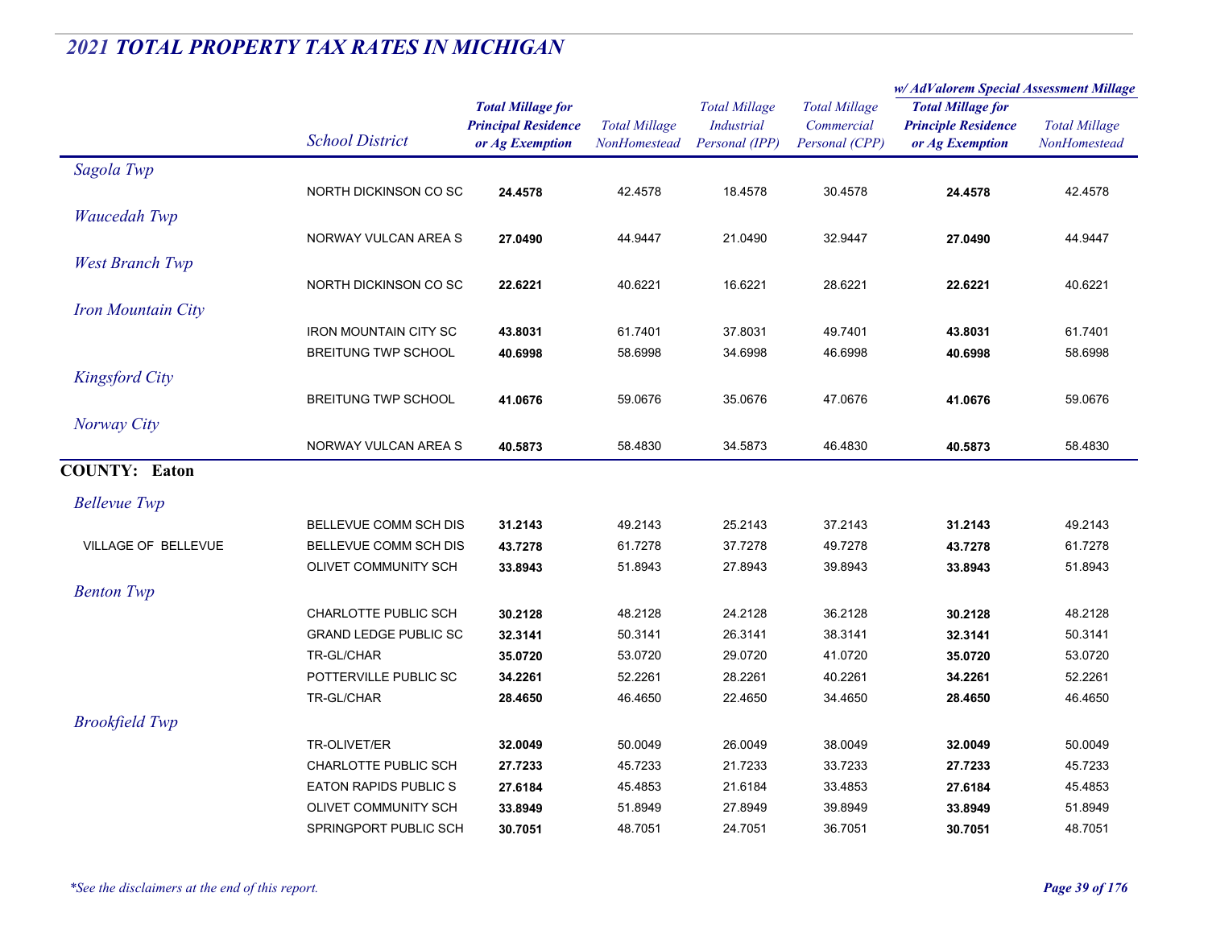# 2021 TOTAL PROPERTY TAX RATES IN MICHIGAN

| | School District | Total Millage for Principal Residence or Ag Exemption | Total Millage NonHomestead | Total Millage Industrial Personal (IPP) | Total Millage Commercial Personal (CPP) | w/ AdValorem Special Assessment Millage Total Millage for Principle Residence or Ag Exemption | w/ AdValorem Special Assessment Millage Total Millage NonHomestead |
|---|---|---|---|---|---|---|---|
| *Sagola Twp* | | | | | | | |
| | NORTH DICKINSON CO SC | **24.4578** | 42.4578 | 18.4578 | 30.4578 | **24.4578** | 42.4578 |
| *Waucedah Twp* | | | | | | | |
| | NORWAY VULCAN AREA S | **27.0490** | 44.9447 | 21.0490 | 32.9447 | **27.0490** | 44.9447 |
| *West Branch Twp* | | | | | | | |
| | NORTH DICKINSON CO SC | **22.6221** | 40.6221 | 16.6221 | 28.6221 | **22.6221** | 40.6221 |
| *Iron Mountain City* | | | | | | | |
| | IRON MOUNTAIN CITY SC | **43.8031** | 61.7401 | 37.8031 | 49.7401 | **43.8031** | 61.7401 |
| | BREITUNG TWP SCHOOL | **40.6998** | 58.6998 | 34.6998 | 46.6998 | **40.6998** | 58.6998 |
| *Kingsford City* | | | | | | | |
| | BREITUNG TWP SCHOOL | **41.0676** | 59.0676 | 35.0676 | 47.0676 | **41.0676** | 59.0676 |
| *Norway City* | | | | | | | |
| | NORWAY VULCAN AREA S | **40.5873** | 58.4830 | 34.5873 | 46.4830 | **40.5873** | 58.4830 |
| **COUNTY: Eaton** | | | | | | | |
| *Bellevue Twp* | | | | | | | |
| | BELLEVUE COMM SCH DIS | **31.2143** | 49.2143 | 25.2143 | 37.2143 | **31.2143** | 49.2143 |
| VILLAGE OF BELLEVUE | BELLEVUE COMM SCH DIS | **43.7278** | 61.7278 | 37.7278 | 49.7278 | **43.7278** | 61.7278 |
| | OLIVET COMMUNITY SCH | **33.8943** | 51.8943 | 27.8943 | 39.8943 | **33.8943** | 51.8943 |
| *Benton Twp* | | | | | | | |
| | CHARLOTTE PUBLIC SCH | **30.2128** | 48.2128 | 24.2128 | 36.2128 | **30.2128** | 48.2128 |
| | GRAND LEDGE PUBLIC SC | **32.3141** | 50.3141 | 26.3141 | 38.3141 | **32.3141** | 50.3141 |
| | TR-GL/CHAR | **35.0720** | 53.0720 | 29.0720 | 41.0720 | **35.0720** | 53.0720 |
| | POTTERVILLE PUBLIC SC | **34.2261** | 52.2261 | 28.2261 | 40.2261 | **34.2261** | 52.2261 |
| | TR-GL/CHAR | **28.4650** | 46.4650 | 22.4650 | 34.4650 | **28.4650** | 46.4650 |
| *Brookfield Twp* | | | | | | | |
| | TR-OLIVET/ER | **32.0049** | 50.0049 | 26.0049 | 38.0049 | **32.0049** | 50.0049 |
| | CHARLOTTE PUBLIC SCH | **27.7233** | 45.7233 | 21.7233 | 33.7233 | **27.7233** | 45.7233 |
| | EATON RAPIDS PUBLIC S | **27.6184** | 45.4853 | 21.6184 | 33.4853 | **27.6184** | 45.4853 |
| | OLIVET COMMUNITY SCH | **33.8949** | 51.8949 | 27.8949 | 39.8949 | **33.8949** | 51.8949 |
| | SPRINGPORT PUBLIC SCH | **30.7051** | 48.7051 | 24.7051 | 36.7051 | **30.7051** | 48.7051 |

*\*See the disclaimers at the end of this report.*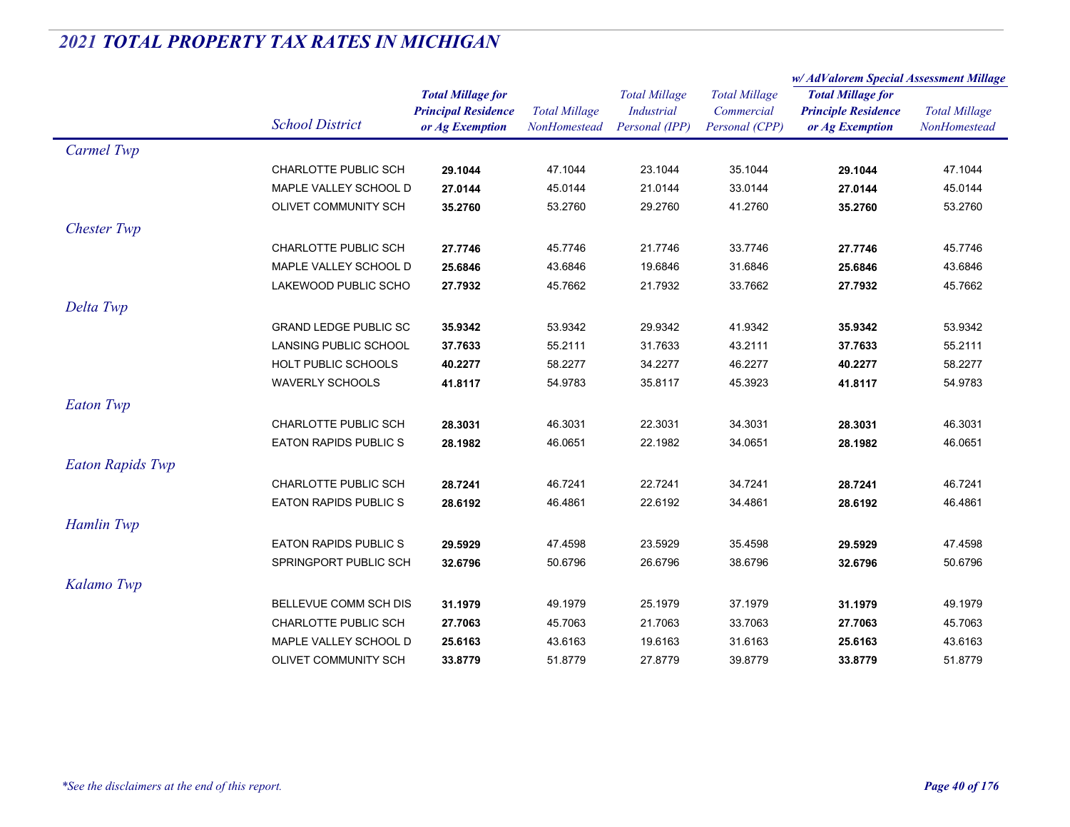## *2021 TOTAL PROPERTY TAX RATES IN MICHIGAN*

| | School District | Total Millage for Principal Residence or Ag Exemption | Total Millage NonHomestead | Total Millage Industrial Personal (IPP) | Total Millage Commercial Personal (CPP) | w/ AdValorem Special Assessment Millage: Total Millage for Principle Residence or Ag Exemption | w/ AdValorem Special Assessment Millage: Total Millage NonHomestead |
|---|---|---|---|---|---|---|---|
| *Carmel Twp* | | | | | | | |
| | CHARLOTTE PUBLIC SCH | **29.1044** | 47.1044 | 23.1044 | 35.1044 | **29.1044** | 47.1044 |
| | MAPLE VALLEY SCHOOL D | **27.0144** | 45.0144 | 21.0144 | 33.0144 | **27.0144** | 45.0144 |
| | OLIVET COMMUNITY SCH | **35.2760** | 53.2760 | 29.2760 | 41.2760 | **35.2760** | 53.2760 |
| *Chester Twp* | | | | | | | |
| | CHARLOTTE PUBLIC SCH | **27.7746** | 45.7746 | 21.7746 | 33.7746 | **27.7746** | 45.7746 |
| | MAPLE VALLEY SCHOOL D | **25.6846** | 43.6846 | 19.6846 | 31.6846 | **25.6846** | 43.6846 |
| | LAKEWOOD PUBLIC SCHO | **27.7932** | 45.7662 | 21.7932 | 33.7662 | **27.7932** | 45.7662 |
| *Delta Twp* | | | | | | | |
| | GRAND LEDGE PUBLIC SC | **35.9342** | 53.9342 | 29.9342 | 41.9342 | **35.9342** | 53.9342 |
| | LANSING PUBLIC SCHOOL | **37.7633** | 55.2111 | 31.7633 | 43.2111 | **37.7633** | 55.2111 |
| | HOLT PUBLIC SCHOOLS | **40.2277** | 58.2277 | 34.2277 | 46.2277 | **40.2277** | 58.2277 |
| | WAVERLY SCHOOLS | **41.8117** | 54.9783 | 35.8117 | 45.3923 | **41.8117** | 54.9783 |
| *Eaton Twp* | | | | | | | |
| | CHARLOTTE PUBLIC SCH | **28.3031** | 46.3031 | 22.3031 | 34.3031 | **28.3031** | 46.3031 |
| | EATON RAPIDS PUBLIC S | **28.1982** | 46.0651 | 22.1982 | 34.0651 | **28.1982** | 46.0651 |
| *Eaton Rapids Twp* | | | | | | | |
| | CHARLOTTE PUBLIC SCH | **28.7241** | 46.7241 | 22.7241 | 34.7241 | **28.7241** | 46.7241 |
| | EATON RAPIDS PUBLIC S | **28.6192** | 46.4861 | 22.6192 | 34.4861 | **28.6192** | 46.4861 |
| *Hamlin Twp* | | | | | | | |
| | EATON RAPIDS PUBLIC S | **29.5929** | 47.4598 | 23.5929 | 35.4598 | **29.5929** | 47.4598 |
| | SPRINGPORT PUBLIC SCH | **32.6796** | 50.6796 | 26.6796 | 38.6796 | **32.6796** | 50.6796 |
| *Kalamo Twp* | | | | | | | |
| | BELLEVUE COMM SCH DIS | **31.1979** | 49.1979 | 25.1979 | 37.1979 | **31.1979** | 49.1979 |
| | CHARLOTTE PUBLIC SCH | **27.7063** | 45.7063 | 21.7063 | 33.7063 | **27.7063** | 45.7063 |
| | MAPLE VALLEY SCHOOL D | **25.6163** | 43.6163 | 19.6163 | 31.6163 | **25.6163** | 43.6163 |
| | OLIVET COMMUNITY SCH | **33.8779** | 51.8779 | 27.8779 | 39.8779 | **33.8779** | 51.8779 |

*\*See the disclaimers at the end of this report.*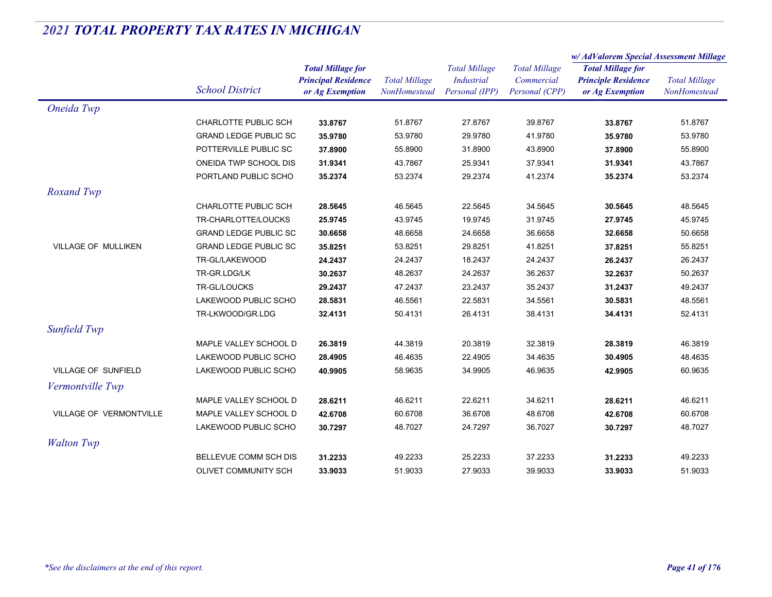## *2021 TOTAL PROPERTY TAX RATES IN MICHIGAN*

| | School District | Total Millage for Principal Residence or Ag Exemption | Total Millage NonHomestead | Total Millage Industrial Personal (IPP) | Total Millage Commercial Personal (CPP) | w/ AdValorem Special Assessment Millage Total Millage for Principle Residence or Ag Exemption | w/ AdValorem Special Assessment Millage Total Millage NonHomestead |
|---|---|---|---|---|---|---|---|
| *Oneida Twp* | | | | | | | |
| | CHARLOTTE PUBLIC SCH | **33.8767** | 51.8767 | 27.8767 | 39.8767 | **33.8767** | 51.8767 |
| | GRAND LEDGE PUBLIC SC | **35.9780** | 53.9780 | 29.9780 | 41.9780 | **35.9780** | 53.9780 |
| | POTTERVILLE PUBLIC SC | **37.8900** | 55.8900 | 31.8900 | 43.8900 | **37.8900** | 55.8900 |
| | ONEIDA TWP SCHOOL DIS | **31.9341** | 43.7867 | 25.9341 | 37.9341 | **31.9341** | 43.7867 |
| | PORTLAND PUBLIC SCHO | **35.2374** | 53.2374 | 29.2374 | 41.2374 | **35.2374** | 53.2374 |
| *Roxand Twp* | | | | | | | |
| | CHARLOTTE PUBLIC SCH | **28.5645** | 46.5645 | 22.5645 | 34.5645 | **30.5645** | 48.5645 |
| | TR-CHARLOTTE/LOUCKS | **25.9745** | 43.9745 | 19.9745 | 31.9745 | **27.9745** | 45.9745 |
| | GRAND LEDGE PUBLIC SC | **30.6658** | 48.6658 | 24.6658 | 36.6658 | **32.6658** | 50.6658 |
| VILLAGE OF MULLIKEN | GRAND LEDGE PUBLIC SC | **35.8251** | 53.8251 | 29.8251 | 41.8251 | **37.8251** | 55.8251 |
| | TR-GL/LAKEWOOD | **24.2437** | 24.2437 | 18.2437 | 24.2437 | **26.2437** | 26.2437 |
| | TR-GR.LDG/LK | **30.2637** | 48.2637 | 24.2637 | 36.2637 | **32.2637** | 50.2637 |
| | TR-GL/LOUCKS | **29.2437** | 47.2437 | 23.2437 | 35.2437 | **31.2437** | 49.2437 |
| | LAKEWOOD PUBLIC SCHO | **28.5831** | 46.5561 | 22.5831 | 34.5561 | **30.5831** | 48.5561 |
| | TR-LKWOOD/GR.LDG | **32.4131** | 50.4131 | 26.4131 | 38.4131 | **34.4131** | 52.4131 |
| *Sunfield Twp* | | | | | | | |
| | MAPLE VALLEY SCHOOL D | **26.3819** | 44.3819 | 20.3819 | 32.3819 | **28.3819** | 46.3819 |
| | LAKEWOOD PUBLIC SCHO | **28.4905** | 46.4635 | 22.4905 | 34.4635 | **30.4905** | 48.4635 |
| VILLAGE OF SUNFIELD | LAKEWOOD PUBLIC SCHO | **40.9905** | 58.9635 | 34.9905 | 46.9635 | **42.9905** | 60.9635 |
| *Vermontville Twp* | | | | | | | |
| | MAPLE VALLEY SCHOOL D | **28.6211** | 46.6211 | 22.6211 | 34.6211 | **28.6211** | 46.6211 |
| VILLAGE OF VERMONTVILLE | MAPLE VALLEY SCHOOL D | **42.6708** | 60.6708 | 36.6708 | 48.6708 | **42.6708** | 60.6708 |
| | LAKEWOOD PUBLIC SCHO | **30.7297** | 48.7027 | 24.7297 | 36.7027 | **30.7297** | 48.7027 |
| *Walton Twp* | | | | | | | |
| | BELLEVUE COMM SCH DIS | **31.2233** | 49.2233 | 25.2233 | 37.2233 | **31.2233** | 49.2233 |
| | OLIVET COMMUNITY SCH | **33.9033** | 51.9033 | 27.9033 | 39.9033 | **33.9033** | 51.9033 |

*\*See the disclaimers at the end of this report.*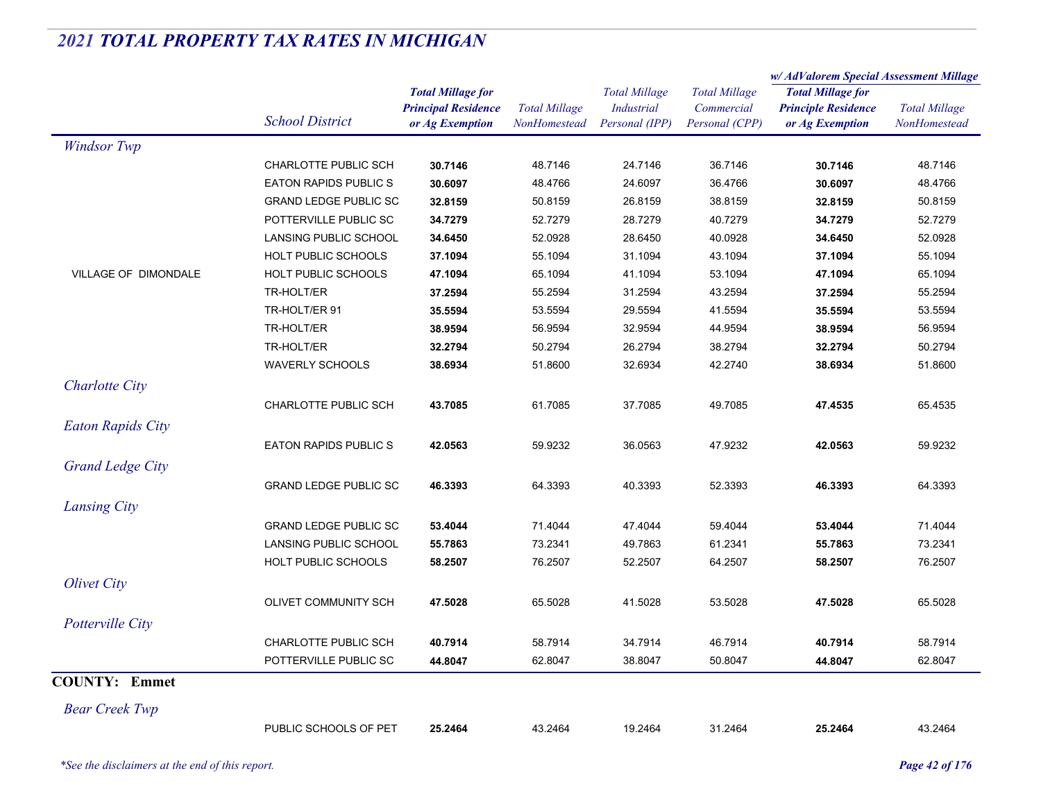## 2021 TOTAL PROPERTY TAX RATES IN MICHIGAN

| | School District | Total Millage for Principal Residence or Ag Exemption | Total Millage NonHomestead | Total Millage Industrial Personal (IPP) | Total Millage Commercial Personal (CPP) | w/ AdValorem Special Assessment Millage: Total Millage for Principle Residence or Ag Exemption | w/ AdValorem Special Assessment Millage: Total Millage NonHomestead |
|---|---|---|---|---|---|---|---|
| *Windsor Twp* | | | | | | | |
| | CHARLOTTE PUBLIC SCH | **30.7146** | 48.7146 | 24.7146 | 36.7146 | **30.7146** | 48.7146 |
| | EATON RAPIDS PUBLIC S | **30.6097** | 48.4766 | 24.6097 | 36.4766 | **30.6097** | 48.4766 |
| | GRAND LEDGE PUBLIC SC | **32.8159** | 50.8159 | 26.8159 | 38.8159 | **32.8159** | 50.8159 |
| | POTTERVILLE PUBLIC SC | **34.7279** | 52.7279 | 28.7279 | 40.7279 | **34.7279** | 52.7279 |
| | LANSING PUBLIC SCHOOL | **34.6450** | 52.0928 | 28.6450 | 40.0928 | **34.6450** | 52.0928 |
| | HOLT PUBLIC SCHOOLS | **37.1094** | 55.1094 | 31.1094 | 43.1094 | **37.1094** | 55.1094 |
| VILLAGE OF DIMONDALE | HOLT PUBLIC SCHOOLS | **47.1094** | 65.1094 | 41.1094 | 53.1094 | **47.1094** | 65.1094 |
| | TR-HOLT/ER | **37.2594** | 55.2594 | 31.2594 | 43.2594 | **37.2594** | 55.2594 |
| | TR-HOLT/ER 91 | **35.5594** | 53.5594 | 29.5594 | 41.5594 | **35.5594** | 53.5594 |
| | TR-HOLT/ER | **38.9594** | 56.9594 | 32.9594 | 44.9594 | **38.9594** | 56.9594 |
| | TR-HOLT/ER | **32.2794** | 50.2794 | 26.2794 | 38.2794 | **32.2794** | 50.2794 |
| | WAVERLY SCHOOLS | **38.6934** | 51.8600 | 32.6934 | 42.2740 | **38.6934** | 51.8600 |
| *Charlotte City* | | | | | | | |
| | CHARLOTTE PUBLIC SCH | **43.7085** | 61.7085 | 37.7085 | 49.7085 | **47.4535** | 65.4535 |
| *Eaton Rapids City* | | | | | | | |
| | EATON RAPIDS PUBLIC S | **42.0563** | 59.9232 | 36.0563 | 47.9232 | **42.0563** | 59.9232 |
| *Grand Ledge City* | | | | | | | |
| | GRAND LEDGE PUBLIC SC | **46.3393** | 64.3393 | 40.3393 | 52.3393 | **46.3393** | 64.3393 |
| *Lansing City* | | | | | | | |
| | GRAND LEDGE PUBLIC SC | **53.4044** | 71.4044 | 47.4044 | 59.4044 | **53.4044** | 71.4044 |
| | LANSING PUBLIC SCHOOL | **55.7863** | 73.2341 | 49.7863 | 61.2341 | **55.7863** | 73.2341 |
| | HOLT PUBLIC SCHOOLS | **58.2507** | 76.2507 | 52.2507 | 64.2507 | **58.2507** | 76.2507 |
| *Olivet City* | | | | | | | |
| | OLIVET COMMUNITY SCH | **47.5028** | 65.5028 | 41.5028 | 53.5028 | **47.5028** | 65.5028 |
| *Potterville City* | | | | | | | |
| | CHARLOTTE PUBLIC SCH | **40.7914** | 58.7914 | 34.7914 | 46.7914 | **40.7914** | 58.7914 |
| | POTTERVILLE PUBLIC SC | **44.8047** | 62.8047 | 38.8047 | 50.8047 | **44.8047** | 62.8047 |
| **COUNTY: Emmet** | | | | | | | |
| *Bear Creek Twp* | | | | | | | |
| | PUBLIC SCHOOLS OF PET | **25.2464** | 43.2464 | 19.2464 | 31.2464 | **25.2464** | 43.2464 |

*\*See the disclaimers at the end of this report.*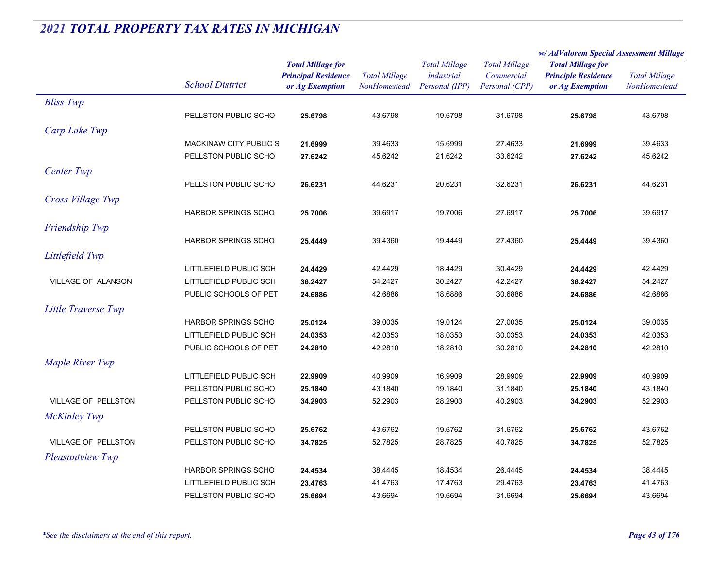## *2021 TOTAL PROPERTY TAX RATES IN MICHIGAN*

| | School District | Total Millage for Principal Residence or Ag Exemption | Total Millage NonHomestead | Total Millage Industrial Personal (IPP) | Total Millage Commercial Personal (CPP) | w/ AdValorem Special Assessment Millage: Total Millage for Principle Residence or Ag Exemption | w/ AdValorem Special Assessment Millage: Total Millage NonHomestead |
|---|---|---|---|---|---|---|---|
| *Bliss Twp* | | | | | | | |
| | PELLSTON PUBLIC SCHO | **25.6798** | 43.6798 | 19.6798 | 31.6798 | **25.6798** | 43.6798 |
| *Carp Lake Twp* | | | | | | | |
| | MACKINAW CITY PUBLIC S | **21.6999** | 39.4633 | 15.6999 | 27.4633 | **21.6999** | 39.4633 |
| | PELLSTON PUBLIC SCHO | **27.6242** | 45.6242 | 21.6242 | 33.6242 | **27.6242** | 45.6242 |
| *Center Twp* | | | | | | | |
| | PELLSTON PUBLIC SCHO | **26.6231** | 44.6231 | 20.6231 | 32.6231 | **26.6231** | 44.6231 |
| *Cross Village Twp* | | | | | | | |
| | HARBOR SPRINGS SCHO | **25.7006** | 39.6917 | 19.7006 | 27.6917 | **25.7006** | 39.6917 |
| *Friendship Twp* | | | | | | | |
| | HARBOR SPRINGS SCHO | **25.4449** | 39.4360 | 19.4449 | 27.4360 | **25.4449** | 39.4360 |
| *Littlefield Twp* | | | | | | | |
| | LITTLEFIELD PUBLIC SCH | **24.4429** | 42.4429 | 18.4429 | 30.4429 | **24.4429** | 42.4429 |
| VILLAGE OF ALANSON | LITTLEFIELD PUBLIC SCH | **36.2427** | 54.2427 | 30.2427 | 42.2427 | **36.2427** | 54.2427 |
| | PUBLIC SCHOOLS OF PET | **24.6886** | 42.6886 | 18.6886 | 30.6886 | **24.6886** | 42.6886 |
| *Little Traverse Twp* | | | | | | | |
| | HARBOR SPRINGS SCHO | **25.0124** | 39.0035 | 19.0124 | 27.0035 | **25.0124** | 39.0035 |
| | LITTLEFIELD PUBLIC SCH | **24.0353** | 42.0353 | 18.0353 | 30.0353 | **24.0353** | 42.0353 |
| | PUBLIC SCHOOLS OF PET | **24.2810** | 42.2810 | 18.2810 | 30.2810 | **24.2810** | 42.2810 |
| *Maple River Twp* | | | | | | | |
| | LITTLEFIELD PUBLIC SCH | **22.9909** | 40.9909 | 16.9909 | 28.9909 | **22.9909** | 40.9909 |
| | PELLSTON PUBLIC SCHO | **25.1840** | 43.1840 | 19.1840 | 31.1840 | **25.1840** | 43.1840 |
| VILLAGE OF PELLSTON | PELLSTON PUBLIC SCHO | **34.2903** | 52.2903 | 28.2903 | 40.2903 | **34.2903** | 52.2903 |
| *McKinley Twp* | | | | | | | |
| | PELLSTON PUBLIC SCHO | **25.6762** | 43.6762 | 19.6762 | 31.6762 | **25.6762** | 43.6762 |
| VILLAGE OF PELLSTON | PELLSTON PUBLIC SCHO | **34.7825** | 52.7825 | 28.7825 | 40.7825 | **34.7825** | 52.7825 |
| *Pleasantview Twp* | | | | | | | |
| | HARBOR SPRINGS SCHO | **24.4534** | 38.4445 | 18.4534 | 26.4445 | **24.4534** | 38.4445 |
| | LITTLEFIELD PUBLIC SCH | **23.4763** | 41.4763 | 17.4763 | 29.4763 | **23.4763** | 41.4763 |
| | PELLSTON PUBLIC SCHO | **25.6694** | 43.6694 | 19.6694 | 31.6694 | **25.6694** | 43.6694 |

*\*See the disclaimers at the end of this report.*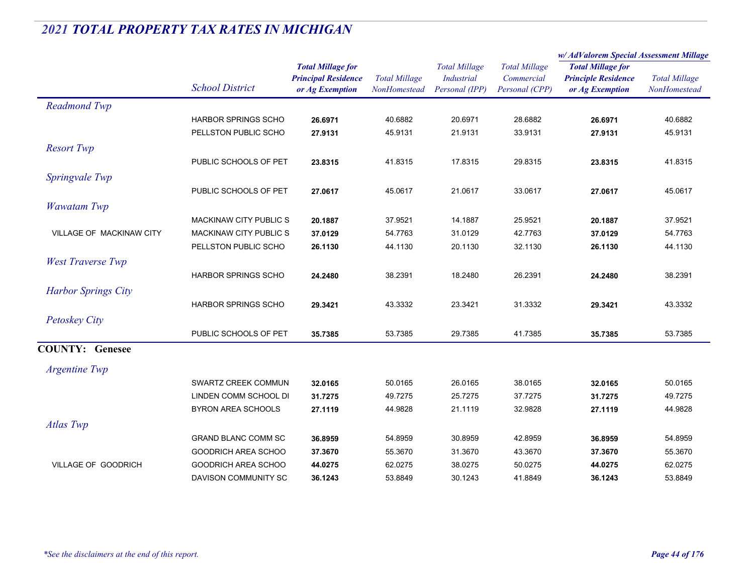## *2021 TOTAL PROPERTY TAX RATES IN MICHIGAN*

| | School District | Total Millage for Principal Residence or Ag Exemption | Total Millage NonHomestead | Total Millage Industrial Personal (IPP) | Total Millage Commercial Personal (CPP) | w/ AdValorem Special Assessment Millage: Total Millage for Principle Residence or Ag Exemption | w/ AdValorem Special Assessment Millage: Total Millage NonHomestead |
|---|---|---|---|---|---|---|---|
| *Readmond Twp* | | | | | | | |
| | HARBOR SPRINGS SCHO | **26.6971** | 40.6882 | 20.6971 | 28.6882 | **26.6971** | 40.6882 |
| | PELLSTON PUBLIC SCHO | **27.9131** | 45.9131 | 21.9131 | 33.9131 | **27.9131** | 45.9131 |
| *Resort Twp* | | | | | | | |
| | PUBLIC SCHOOLS OF PET | **23.8315** | 41.8315 | 17.8315 | 29.8315 | **23.8315** | 41.8315 |
| *Springvale Twp* | | | | | | | |
| | PUBLIC SCHOOLS OF PET | **27.0617** | 45.0617 | 21.0617 | 33.0617 | **27.0617** | 45.0617 |
| *Wawatam Twp* | | | | | | | |
| | MACKINAW CITY PUBLIC S | **20.1887** | 37.9521 | 14.1887 | 25.9521 | **20.1887** | 37.9521 |
| VILLAGE OF MACKINAW CITY | MACKINAW CITY PUBLIC S | **37.0129** | 54.7763 | 31.0129 | 42.7763 | **37.0129** | 54.7763 |
| | PELLSTON PUBLIC SCHO | **26.1130** | 44.1130 | 20.1130 | 32.1130 | **26.1130** | 44.1130 |
| *West Traverse Twp* | | | | | | | |
| | HARBOR SPRINGS SCHO | **24.2480** | 38.2391 | 18.2480 | 26.2391 | **24.2480** | 38.2391 |
| *Harbor Springs City* | | | | | | | |
| | HARBOR SPRINGS SCHO | **29.3421** | 43.3332 | 23.3421 | 31.3332 | **29.3421** | 43.3332 |
| *Petoskey City* | | | | | | | |
| | PUBLIC SCHOOLS OF PET | **35.7385** | 53.7385 | 29.7385 | 41.7385 | **35.7385** | 53.7385 |
| **COUNTY: Genesee** | | | | | | | |
| *Argentine Twp* | | | | | | | |
| | SWARTZ CREEK COMMUN | **32.0165** | 50.0165 | 26.0165 | 38.0165 | **32.0165** | 50.0165 |
| | LINDEN COMM SCHOOL DI | **31.7275** | 49.7275 | 25.7275 | 37.7275 | **31.7275** | 49.7275 |
| | BYRON AREA SCHOOLS | **27.1119** | 44.9828 | 21.1119 | 32.9828 | **27.1119** | 44.9828 |
| *Atlas Twp* | | | | | | | |
| | GRAND BLANC COMM SC | **36.8959** | 54.8959 | 30.8959 | 42.8959 | **36.8959** | 54.8959 |
| | GOODRICH AREA SCHOO | **37.3670** | 55.3670 | 31.3670 | 43.3670 | **37.3670** | 55.3670 |
| VILLAGE OF GOODRICH | GOODRICH AREA SCHOO | **44.0275** | 62.0275 | 38.0275 | 50.0275 | **44.0275** | 62.0275 |
| | DAVISON COMMUNITY SC | **36.1243** | 53.8849 | 30.1243 | 41.8849 | **36.1243** | 53.8849 |

*\*See the disclaimers at the end of this report.*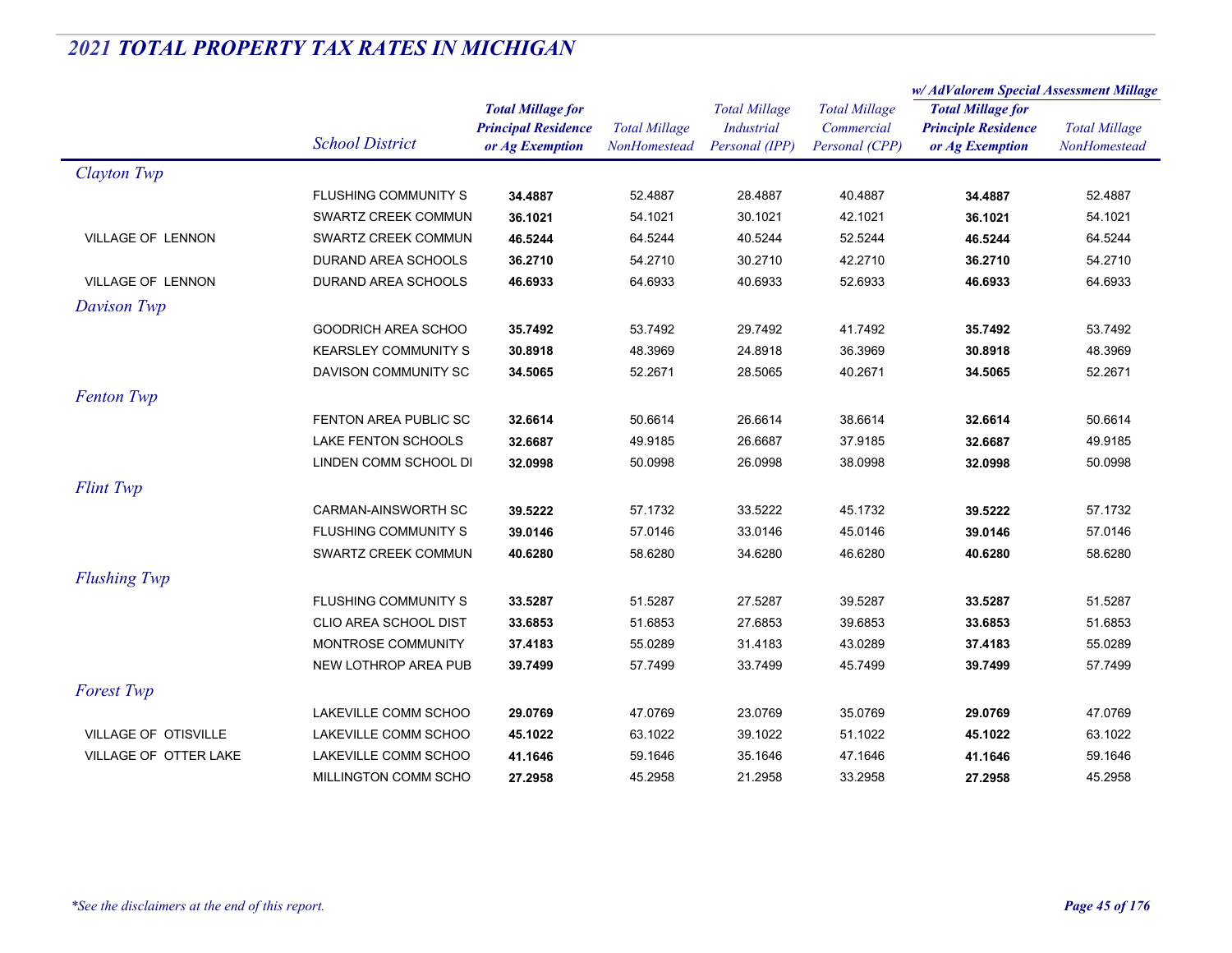# 2021 TOTAL PROPERTY TAX RATES IN MICHIGAN

| | School District | Total Millage for Principal Residence or Ag Exemption | Total Millage NonHomestead | Total Millage Industrial Personal (IPP) | Total Millage Commercial Personal (CPP) | w/ AdValorem Special Assessment Millage: Total Millage for Principle Residence or Ag Exemption | w/ AdValorem Special Assessment Millage: Total Millage NonHomestead |
|---|---|---|---|---|---|---|---|
| *Clayton Twp* | | | | | | | |
| | FLUSHING COMMUNITY S | **34.4887** | 52.4887 | 28.4887 | 40.4887 | **34.4887** | 52.4887 |
| | SWARTZ CREEK COMMUN | **36.1021** | 54.1021 | 30.1021 | 42.1021 | **36.1021** | 54.1021 |
| VILLAGE OF LENNON | SWARTZ CREEK COMMUN | **46.5244** | 64.5244 | 40.5244 | 52.5244 | **46.5244** | 64.5244 |
| | DURAND AREA SCHOOLS | **36.2710** | 54.2710 | 30.2710 | 42.2710 | **36.2710** | 54.2710 |
| VILLAGE OF LENNON | DURAND AREA SCHOOLS | **46.6933** | 64.6933 | 40.6933 | 52.6933 | **46.6933** | 64.6933 |
| *Davison Twp* | | | | | | | |
| | GOODRICH AREA SCHOO | **35.7492** | 53.7492 | 29.7492 | 41.7492 | **35.7492** | 53.7492 |
| | KEARSLEY COMMUNITY S | **30.8918** | 48.3969 | 24.8918 | 36.3969 | **30.8918** | 48.3969 |
| | DAVISON COMMUNITY SC | **34.5065** | 52.2671 | 28.5065 | 40.2671 | **34.5065** | 52.2671 |
| *Fenton Twp* | | | | | | | |
| | FENTON AREA PUBLIC SC | **32.6614** | 50.6614 | 26.6614 | 38.6614 | **32.6614** | 50.6614 |
| | LAKE FENTON SCHOOLS | **32.6687** | 49.9185 | 26.6687 | 37.9185 | **32.6687** | 49.9185 |
| | LINDEN COMM SCHOOL DI | **32.0998** | 50.0998 | 26.0998 | 38.0998 | **32.0998** | 50.0998 |
| *Flint Twp* | | | | | | | |
| | CARMAN-AINSWORTH SC | **39.5222** | 57.1732 | 33.5222 | 45.1732 | **39.5222** | 57.1732 |
| | FLUSHING COMMUNITY S | **39.0146** | 57.0146 | 33.0146 | 45.0146 | **39.0146** | 57.0146 |
| | SWARTZ CREEK COMMUN | **40.6280** | 58.6280 | 34.6280 | 46.6280 | **40.6280** | 58.6280 |
| *Flushing Twp* | | | | | | | |
| | FLUSHING COMMUNITY S | **33.5287** | 51.5287 | 27.5287 | 39.5287 | **33.5287** | 51.5287 |
| | CLIO AREA SCHOOL DIST | **33.6853** | 51.6853 | 27.6853 | 39.6853 | **33.6853** | 51.6853 |
| | MONTROSE COMMUNITY | **37.4183** | 55.0289 | 31.4183 | 43.0289 | **37.4183** | 55.0289 |
| | NEW LOTHROP AREA PUB | **39.7499** | 57.7499 | 33.7499 | 45.7499 | **39.7499** | 57.7499 |
| *Forest Twp* | | | | | | | |
| | LAKEVILLE COMM SCHOO | **29.0769** | 47.0769 | 23.0769 | 35.0769 | **29.0769** | 47.0769 |
| VILLAGE OF OTISVILLE | LAKEVILLE COMM SCHOO | **45.1022** | 63.1022 | 39.1022 | 51.1022 | **45.1022** | 63.1022 |
| VILLAGE OF OTTER LAKE | LAKEVILLE COMM SCHOO | **41.1646** | 59.1646 | 35.1646 | 47.1646 | **41.1646** | 59.1646 |
| | MILLINGTON COMM SCHO | **27.2958** | 45.2958 | 21.2958 | 33.2958 | **27.2958** | 45.2958 |

*\*See the disclaimers at the end of this report.*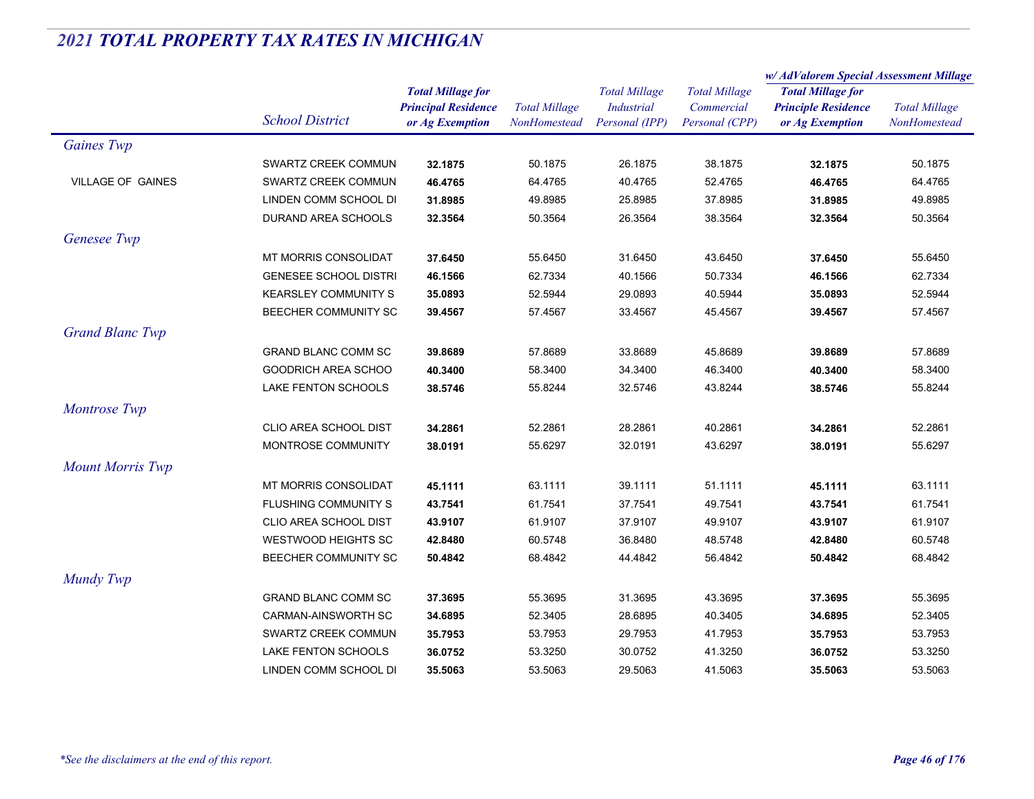# *2021 TOTAL PROPERTY TAX RATES IN MICHIGAN*

| | School District | Total Millage for Principal Residence or Ag Exemption | Total Millage NonHomestead | Total Millage Industrial Personal (IPP) | Total Millage Commercial Personal (CPP) | w/ AdValorem Special Assessment Millage Total Millage for Principle Residence or Ag Exemption | w/ AdValorem Special Assessment Millage Total Millage NonHomestead |
|---|---|---|---|---|---|---|---|
| *Gaines Twp* | | | | | | | |
| | SWARTZ CREEK COMMUN | **32.1875** | 50.1875 | 26.1875 | 38.1875 | **32.1875** | 50.1875 |
| VILLAGE OF GAINES | SWARTZ CREEK COMMUN | **46.4765** | 64.4765 | 40.4765 | 52.4765 | **46.4765** | 64.4765 |
| | LINDEN COMM SCHOOL DI | **31.8985** | 49.8985 | 25.8985 | 37.8985 | **31.8985** | 49.8985 |
| | DURAND AREA SCHOOLS | **32.3564** | 50.3564 | 26.3564 | 38.3564 | **32.3564** | 50.3564 |
| *Genesee Twp* | | | | | | | |
| | MT MORRIS CONSOLIDAT | **37.6450** | 55.6450 | 31.6450 | 43.6450 | **37.6450** | 55.6450 |
| | GENESEE SCHOOL DISTRI | **46.1566** | 62.7334 | 40.1566 | 50.7334 | **46.1566** | 62.7334 |
| | KEARSLEY COMMUNITY S | **35.0893** | 52.5944 | 29.0893 | 40.5944 | **35.0893** | 52.5944 |
| | BEECHER COMMUNITY SC | **39.4567** | 57.4567 | 33.4567 | 45.4567 | **39.4567** | 57.4567 |
| *Grand Blanc Twp* | | | | | | | |
| | GRAND BLANC COMM SC | **39.8689** | 57.8689 | 33.8689 | 45.8689 | **39.8689** | 57.8689 |
| | GOODRICH AREA SCHOO | **40.3400** | 58.3400 | 34.3400 | 46.3400 | **40.3400** | 58.3400 |
| | LAKE FENTON SCHOOLS | **38.5746** | 55.8244 | 32.5746 | 43.8244 | **38.5746** | 55.8244 |
| *Montrose Twp* | | | | | | | |
| | CLIO AREA SCHOOL DIST | **34.2861** | 52.2861 | 28.2861 | 40.2861 | **34.2861** | 52.2861 |
| | MONTROSE COMMUNITY | **38.0191** | 55.6297 | 32.0191 | 43.6297 | **38.0191** | 55.6297 |
| *Mount Morris Twp* | | | | | | | |
| | MT MORRIS CONSOLIDAT | **45.1111** | 63.1111 | 39.1111 | 51.1111 | **45.1111** | 63.1111 |
| | FLUSHING COMMUNITY S | **43.7541** | 61.7541 | 37.7541 | 49.7541 | **43.7541** | 61.7541 |
| | CLIO AREA SCHOOL DIST | **43.9107** | 61.9107 | 37.9107 | 49.9107 | **43.9107** | 61.9107 |
| | WESTWOOD HEIGHTS SC | **42.8480** | 60.5748 | 36.8480 | 48.5748 | **42.8480** | 60.5748 |
| | BEECHER COMMUNITY SC | **50.4842** | 68.4842 | 44.4842 | 56.4842 | **50.4842** | 68.4842 |
| *Mundy Twp* | | | | | | | |
| | GRAND BLANC COMM SC | **37.3695** | 55.3695 | 31.3695 | 43.3695 | **37.3695** | 55.3695 |
| | CARMAN-AINSWORTH SC | **34.6895** | 52.3405 | 28.6895 | 40.3405 | **34.6895** | 52.3405 |
| | SWARTZ CREEK COMMUN | **35.7953** | 53.7953 | 29.7953 | 41.7953 | **35.7953** | 53.7953 |
| | LAKE FENTON SCHOOLS | **36.0752** | 53.3250 | 30.0752 | 41.3250 | **36.0752** | 53.3250 |
| | LINDEN COMM SCHOOL DI | **35.5063** | 53.5063 | 29.5063 | 41.5063 | **35.5063** | 53.5063 |

*\*See the disclaimers at the end of this report.*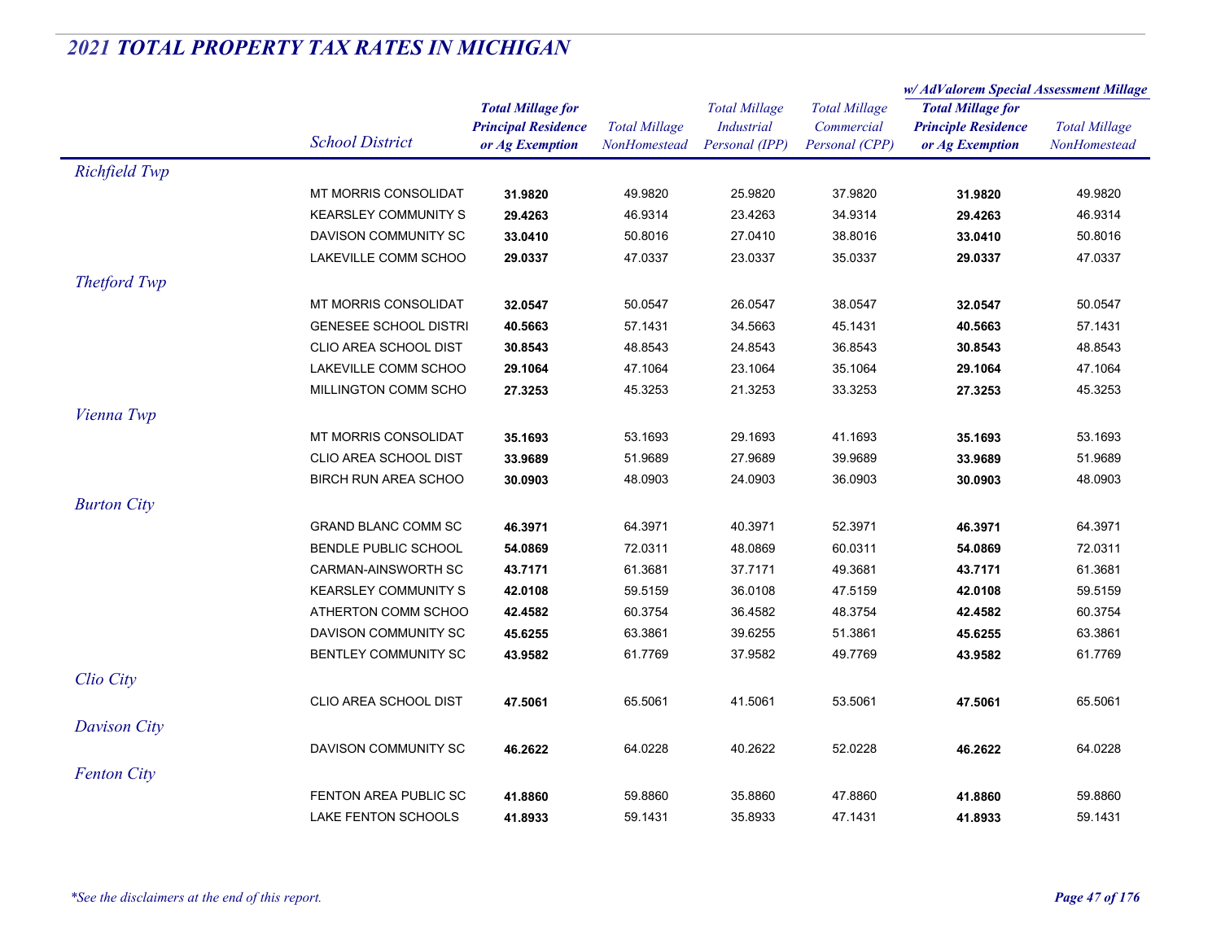## *2021 TOTAL PROPERTY TAX RATES IN MICHIGAN*

| | School District | Total Millage for Principal Residence or Ag Exemption | Total Millage NonHomestead | Total Millage Industrial Personal (IPP) | Total Millage Commercial Personal (CPP) | w/ AdValorem Special Assessment Millage: Total Millage for Principle Residence or Ag Exemption | w/ AdValorem Special Assessment Millage: Total Millage NonHomestead |
|---|---|---|---|---|---|---|---|
| *Richfield Twp* | | | | | | | |
| | MT MORRIS CONSOLIDAT | **31.9820** | 49.9820 | 25.9820 | 37.9820 | **31.9820** | 49.9820 |
| | KEARSLEY COMMUNITY S | **29.4263** | 46.9314 | 23.4263 | 34.9314 | **29.4263** | 46.9314 |
| | DAVISON COMMUNITY SC | **33.0410** | 50.8016 | 27.0410 | 38.8016 | **33.0410** | 50.8016 |
| | LAKEVILLE COMM SCHOO | **29.0337** | 47.0337 | 23.0337 | 35.0337 | **29.0337** | 47.0337 |
| *Thetford Twp* | | | | | | | |
| | MT MORRIS CONSOLIDAT | **32.0547** | 50.0547 | 26.0547 | 38.0547 | **32.0547** | 50.0547 |
| | GENESEE SCHOOL DISTRI | **40.5663** | 57.1431 | 34.5663 | 45.1431 | **40.5663** | 57.1431 |
| | CLIO AREA SCHOOL DIST | **30.8543** | 48.8543 | 24.8543 | 36.8543 | **30.8543** | 48.8543 |
| | LAKEVILLE COMM SCHOO | **29.1064** | 47.1064 | 23.1064 | 35.1064 | **29.1064** | 47.1064 |
| | MILLINGTON COMM SCHO | **27.3253** | 45.3253 | 21.3253 | 33.3253 | **27.3253** | 45.3253 |
| *Vienna Twp* | | | | | | | |
| | MT MORRIS CONSOLIDAT | **35.1693** | 53.1693 | 29.1693 | 41.1693 | **35.1693** | 53.1693 |
| | CLIO AREA SCHOOL DIST | **33.9689** | 51.9689 | 27.9689 | 39.9689 | **33.9689** | 51.9689 |
| | BIRCH RUN AREA SCHOO | **30.0903** | 48.0903 | 24.0903 | 36.0903 | **30.0903** | 48.0903 |
| *Burton City* | | | | | | | |
| | GRAND BLANC COMM SC | **46.3971** | 64.3971 | 40.3971 | 52.3971 | **46.3971** | 64.3971 |
| | BENDLE PUBLIC SCHOOL | **54.0869** | 72.0311 | 48.0869 | 60.0311 | **54.0869** | 72.0311 |
| | CARMAN-AINSWORTH SC | **43.7171** | 61.3681 | 37.7171 | 49.3681 | **43.7171** | 61.3681 |
| | KEARSLEY COMMUNITY S | **42.0108** | 59.5159 | 36.0108 | 47.5159 | **42.0108** | 59.5159 |
| | ATHERTON COMM SCHOO | **42.4582** | 60.3754 | 36.4582 | 48.3754 | **42.4582** | 60.3754 |
| | DAVISON COMMUNITY SC | **45.6255** | 63.3861 | 39.6255 | 51.3861 | **45.6255** | 63.3861 |
| | BENTLEY COMMUNITY SC | **43.9582** | 61.7769 | 37.9582 | 49.7769 | **43.9582** | 61.7769 |
| *Clio City* | | | | | | | |
| | CLIO AREA SCHOOL DIST | **47.5061** | 65.5061 | 41.5061 | 53.5061 | **47.5061** | 65.5061 |
| *Davison City* | | | | | | | |
| | DAVISON COMMUNITY SC | **46.2622** | 64.0228 | 40.2622 | 52.0228 | **46.2622** | 64.0228 |
| *Fenton City* | | | | | | | |
| | FENTON AREA PUBLIC SC | **41.8860** | 59.8860 | 35.8860 | 47.8860 | **41.8860** | 59.8860 |
| | LAKE FENTON SCHOOLS | **41.8933** | 59.1431 | 35.8933 | 47.1431 | **41.8933** | 59.1431 |

*\*See the disclaimers at the end of this report.*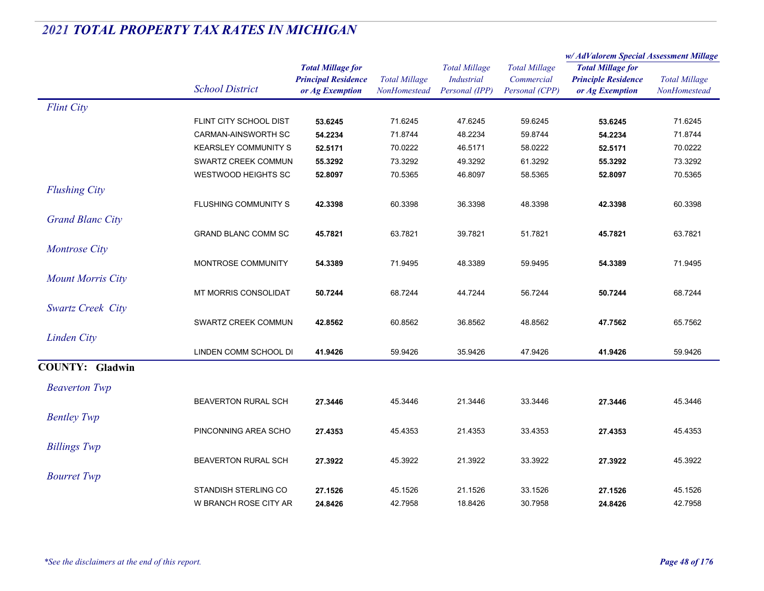## 2021 TOTAL PROPERTY TAX RATES IN MICHIGAN

| | School District | Total Millage for Principal Residence or Ag Exemption | Total Millage NonHomestead | Total Millage Industrial Personal (IPP) | Total Millage Commercial Personal (CPP) | w/ AdValorem Special Assessment Millage: Total Millage for Principle Residence or Ag Exemption | w/ AdValorem Special Assessment Millage: Total Millage NonHomestead |
|---|---|---|---|---|---|---|---|
| *Flint City* | | | | | | | |
| | FLINT CITY SCHOOL DIST | **53.6245** | 71.6245 | 47.6245 | 59.6245 | **53.6245** | 71.6245 |
| | CARMAN-AINSWORTH SC | **54.2234** | 71.8744 | 48.2234 | 59.8744 | **54.2234** | 71.8744 |
| | KEARSLEY COMMUNITY S | **52.5171** | 70.0222 | 46.5171 | 58.0222 | **52.5171** | 70.0222 |
| | SWARTZ CREEK COMMUN | **55.3292** | 73.3292 | 49.3292 | 61.3292 | **55.3292** | 73.3292 |
| | WESTWOOD HEIGHTS SC | **52.8097** | 70.5365 | 46.8097 | 58.5365 | **52.8097** | 70.5365 |
| *Flushing City* | | | | | | | |
| | FLUSHING COMMUNITY S | **42.3398** | 60.3398 | 36.3398 | 48.3398 | **42.3398** | 60.3398 |
| *Grand Blanc City* | | | | | | | |
| | GRAND BLANC COMM SC | **45.7821** | 63.7821 | 39.7821 | 51.7821 | **45.7821** | 63.7821 |
| *Montrose City* | | | | | | | |
| | MONTROSE COMMUNITY | **54.3389** | 71.9495 | 48.3389 | 59.9495 | **54.3389** | 71.9495 |
| *Mount Morris City* | | | | | | | |
| | MT MORRIS CONSOLIDAT | **50.7244** | 68.7244 | 44.7244 | 56.7244 | **50.7244** | 68.7244 |
| *Swartz Creek City* | | | | | | | |
| | SWARTZ CREEK COMMUN | **42.8562** | 60.8562 | 36.8562 | 48.8562 | **47.7562** | 65.7562 |
| *Linden City* | | | | | | | |
| | LINDEN COMM SCHOOL DI | **41.9426** | 59.9426 | 35.9426 | 47.9426 | **41.9426** | 59.9426 |
| **COUNTY: Gladwin** | | | | | | | |
| *Beaverton Twp* | | | | | | | |
| | BEAVERTON RURAL SCH | **27.3446** | 45.3446 | 21.3446 | 33.3446 | **27.3446** | 45.3446 |
| *Bentley Twp* | | | | | | | |
| | PINCONNING AREA SCHO | **27.4353** | 45.4353 | 21.4353 | 33.4353 | **27.4353** | 45.4353 |
| *Billings Twp* | | | | | | | |
| | BEAVERTON RURAL SCH | **27.3922** | 45.3922 | 21.3922 | 33.3922 | **27.3922** | 45.3922 |
| *Bourret Twp* | | | | | | | |
| | STANDISH STERLING CO | **27.1526** | 45.1526 | 21.1526 | 33.1526 | **27.1526** | 45.1526 |
| | W BRANCH ROSE CITY AR | **24.8426** | 42.7958 | 18.8426 | 30.7958 | **24.8426** | 42.7958 |

*\*See the disclaimers at the end of this report.*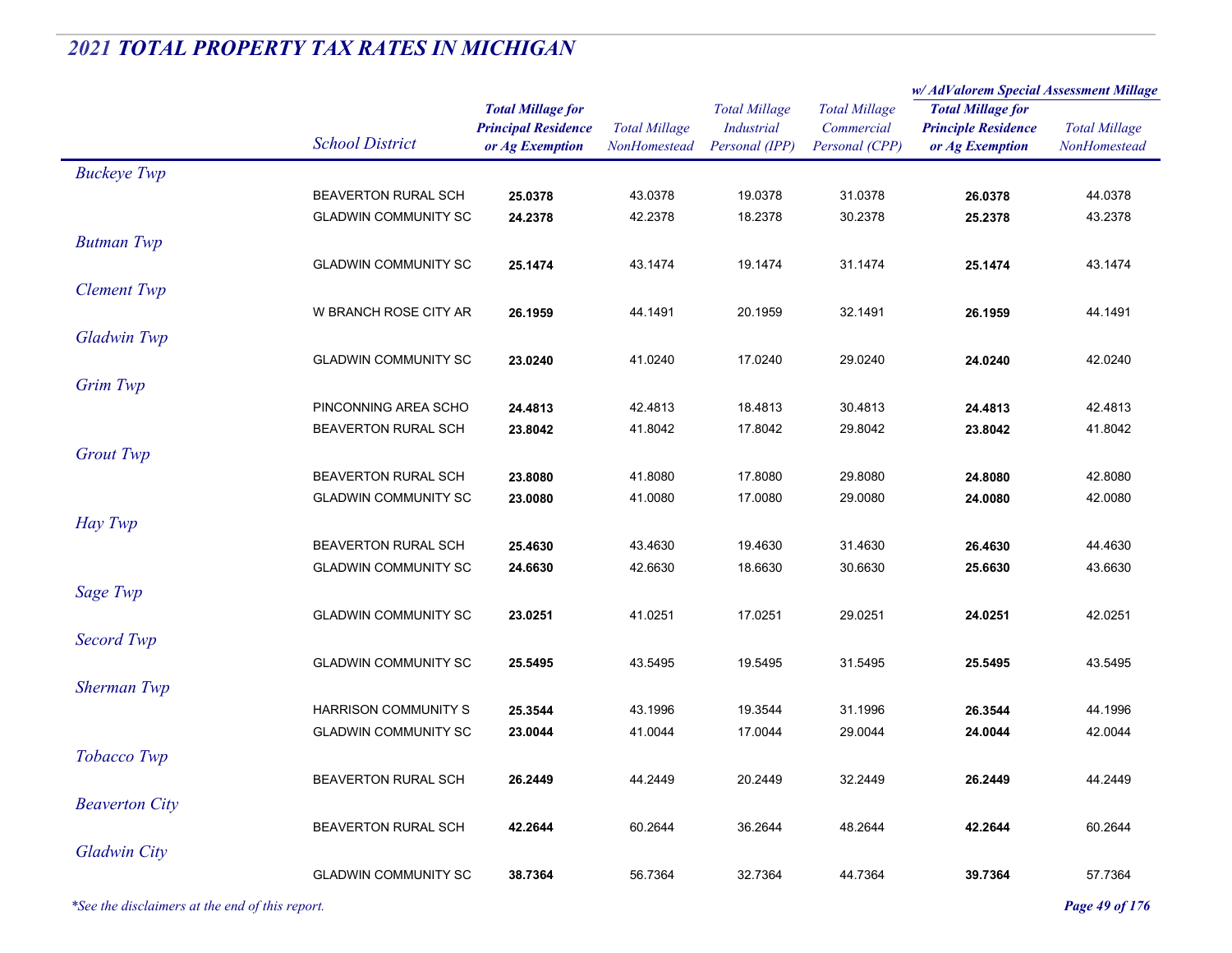## *2021 TOTAL PROPERTY TAX RATES IN MICHIGAN*

| | School District | Total Millage for Principal Residence or Ag Exemption | Total Millage NonHomestead | Total Millage Industrial Personal (IPP) | Total Millage Commercial Personal (CPP) | w/ AdValorem Special Assessment Millage: Total Millage for Principle Residence or Ag Exemption | w/ AdValorem Special Assessment Millage: Total Millage NonHomestead |
|---|---|---|---|---|---|---|---|
| *Buckeye Twp* | | | | | | | |
| | BEAVERTON RURAL SCH | **25.0378** | 43.0378 | 19.0378 | 31.0378 | **26.0378** | 44.0378 |
| | GLADWIN COMMUNITY SC | **24.2378** | 42.2378 | 18.2378 | 30.2378 | **25.2378** | 43.2378 |
| *Butman Twp* | | | | | | | |
| | GLADWIN COMMUNITY SC | **25.1474** | 43.1474 | 19.1474 | 31.1474 | **25.1474** | 43.1474 |
| *Clement Twp* | | | | | | | |
| | W BRANCH ROSE CITY AR | **26.1959** | 44.1491 | 20.1959 | 32.1491 | **26.1959** | 44.1491 |
| *Gladwin Twp* | | | | | | | |
| | GLADWIN COMMUNITY SC | **23.0240** | 41.0240 | 17.0240 | 29.0240 | **24.0240** | 42.0240 |
| *Grim Twp* | | | | | | | |
| | PINCONNING AREA SCHO | **24.4813** | 42.4813 | 18.4813 | 30.4813 | **24.4813** | 42.4813 |
| | BEAVERTON RURAL SCH | **23.8042** | 41.8042 | 17.8042 | 29.8042 | **23.8042** | 41.8042 |
| *Grout Twp* | | | | | | | |
| | BEAVERTON RURAL SCH | **23.8080** | 41.8080 | 17.8080 | 29.8080 | **24.8080** | 42.8080 |
| | GLADWIN COMMUNITY SC | **23.0080** | 41.0080 | 17.0080 | 29.0080 | **24.0080** | 42.0080 |
| *Hay Twp* | | | | | | | |
| | BEAVERTON RURAL SCH | **25.4630** | 43.4630 | 19.4630 | 31.4630 | **26.4630** | 44.4630 |
| | GLADWIN COMMUNITY SC | **24.6630** | 42.6630 | 18.6630 | 30.6630 | **25.6630** | 43.6630 |
| *Sage Twp* | | | | | | | |
| | GLADWIN COMMUNITY SC | **23.0251** | 41.0251 | 17.0251 | 29.0251 | **24.0251** | 42.0251 |
| *Secord Twp* | | | | | | | |
| | GLADWIN COMMUNITY SC | **25.5495** | 43.5495 | 19.5495 | 31.5495 | **25.5495** | 43.5495 |
| *Sherman Twp* | | | | | | | |
| | HARRISON COMMUNITY S | **25.3544** | 43.1996 | 19.3544 | 31.1996 | **26.3544** | 44.1996 |
| | GLADWIN COMMUNITY SC | **23.0044** | 41.0044 | 17.0044 | 29.0044 | **24.0044** | 42.0044 |
| *Tobacco Twp* | | | | | | | |
| | BEAVERTON RURAL SCH | **26.2449** | 44.2449 | 20.2449 | 32.2449 | **26.2449** | 44.2449 |
| *Beaverton City* | | | | | | | |
| | BEAVERTON RURAL SCH | **42.2644** | 60.2644 | 36.2644 | 48.2644 | **42.2644** | 60.2644 |
| *Gladwin City* | | | | | | | |
| | GLADWIN COMMUNITY SC | **38.7364** | 56.7364 | 32.7364 | 44.7364 | **39.7364** | 57.7364 |

*\*See the disclaimers at the end of this report.*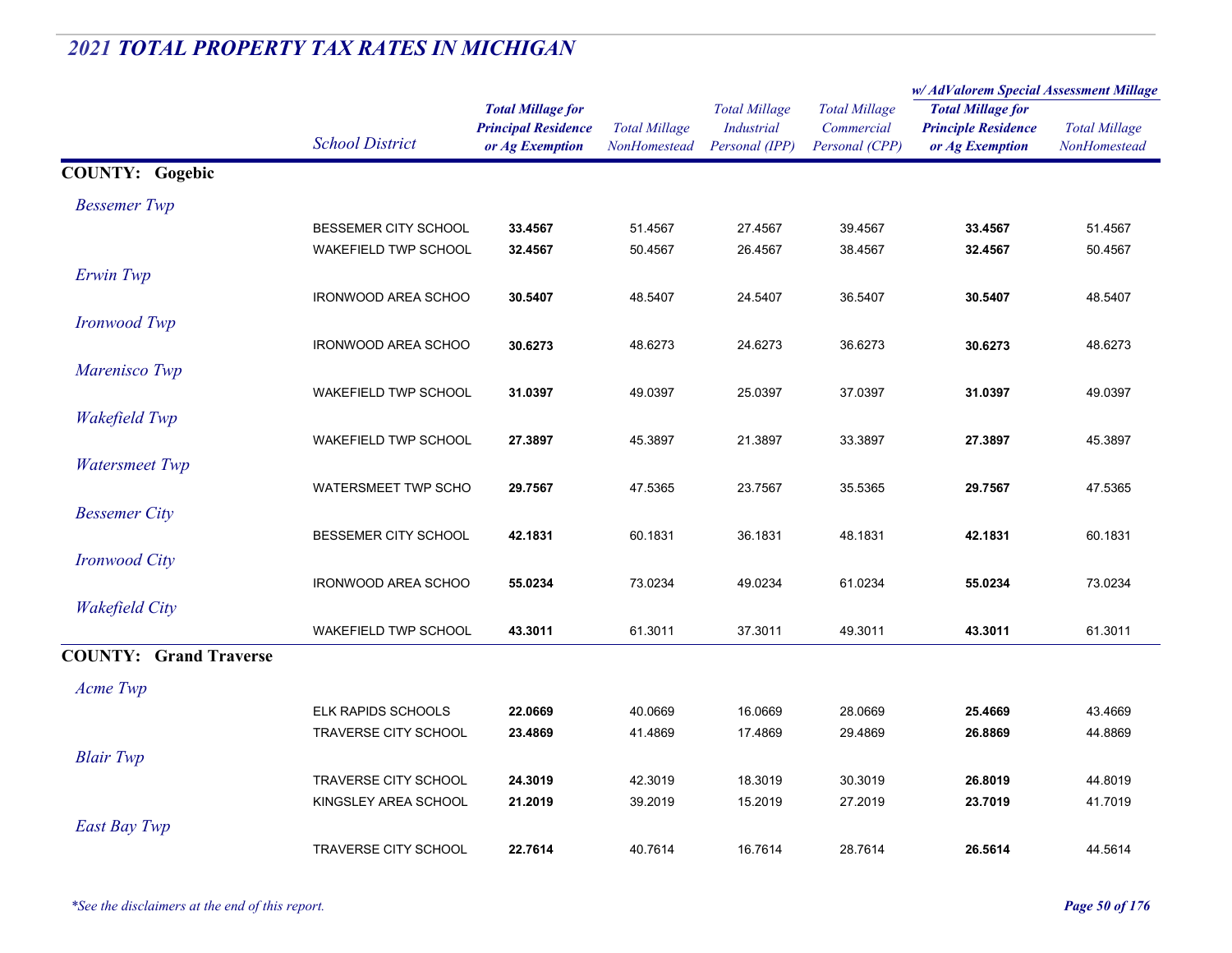## *2021 TOTAL PROPERTY TAX RATES IN MICHIGAN*

| | School District | Total Millage for Principal Residence or Ag Exemption | Total Millage NonHomestead | Total Millage Industrial Personal (IPP) | Total Millage Commercial Personal (CPP) | w/ AdValorem Special Assessment Millage Total Millage for Principle Residence or Ag Exemption | w/ AdValorem Special Assessment Millage Total Millage NonHomestead |
|---|---|---|---|---|---|---|---|
| **COUNTY: Gogebic** | | | | | | | |
| *Bessemer Twp* | | | | | | | |
| | BESSEMER CITY SCHOOL | **33.4567** | 51.4567 | 27.4567 | 39.4567 | **33.4567** | 51.4567 |
| | WAKEFIELD TWP SCHOOL | **32.4567** | 50.4567 | 26.4567 | 38.4567 | **32.4567** | 50.4567 |
| *Erwin Twp* | | | | | | | |
| | IRONWOOD AREA SCHOO | **30.5407** | 48.5407 | 24.5407 | 36.5407 | **30.5407** | 48.5407 |
| *Ironwood Twp* | | | | | | | |
| | IRONWOOD AREA SCHOO | **30.6273** | 48.6273 | 24.6273 | 36.6273 | **30.6273** | 48.6273 |
| *Marenisco Twp* | | | | | | | |
| | WAKEFIELD TWP SCHOOL | **31.0397** | 49.0397 | 25.0397 | 37.0397 | **31.0397** | 49.0397 |
| *Wakefield Twp* | | | | | | | |
| | WAKEFIELD TWP SCHOOL | **27.3897** | 45.3897 | 21.3897 | 33.3897 | **27.3897** | 45.3897 |
| *Watersmeet Twp* | | | | | | | |
| | WATERSMEET TWP SCHO | **29.7567** | 47.5365 | 23.7567 | 35.5365 | **29.7567** | 47.5365 |
| *Bessemer City* | | | | | | | |
| | BESSEMER CITY SCHOOL | **42.1831** | 60.1831 | 36.1831 | 48.1831 | **42.1831** | 60.1831 |
| *Ironwood City* | | | | | | | |
| | IRONWOOD AREA SCHOO | **55.0234** | 73.0234 | 49.0234 | 61.0234 | **55.0234** | 73.0234 |
| *Wakefield City* | | | | | | | |
| | WAKEFIELD TWP SCHOOL | **43.3011** | 61.3011 | 37.3011 | 49.3011 | **43.3011** | 61.3011 |
| **COUNTY: Grand Traverse** | | | | | | | |
| *Acme Twp* | | | | | | | |
| | ELK RAPIDS SCHOOLS | **22.0669** | 40.0669 | 16.0669 | 28.0669 | **25.4669** | 43.4669 |
| | TRAVERSE CITY SCHOOL | **23.4869** | 41.4869 | 17.4869 | 29.4869 | **26.8869** | 44.8869 |
| *Blair Twp* | | | | | | | |
| | TRAVERSE CITY SCHOOL | **24.3019** | 42.3019 | 18.3019 | 30.3019 | **26.8019** | 44.8019 |
| | KINGSLEY AREA SCHOOL | **21.2019** | 39.2019 | 15.2019 | 27.2019 | **23.7019** | 41.7019 |
| *East Bay Twp* | | | | | | | |
| | TRAVERSE CITY SCHOOL | **22.7614** | 40.7614 | 16.7614 | 28.7614 | **26.5614** | 44.5614 |

*\*See the disclaimers at the end of this report.*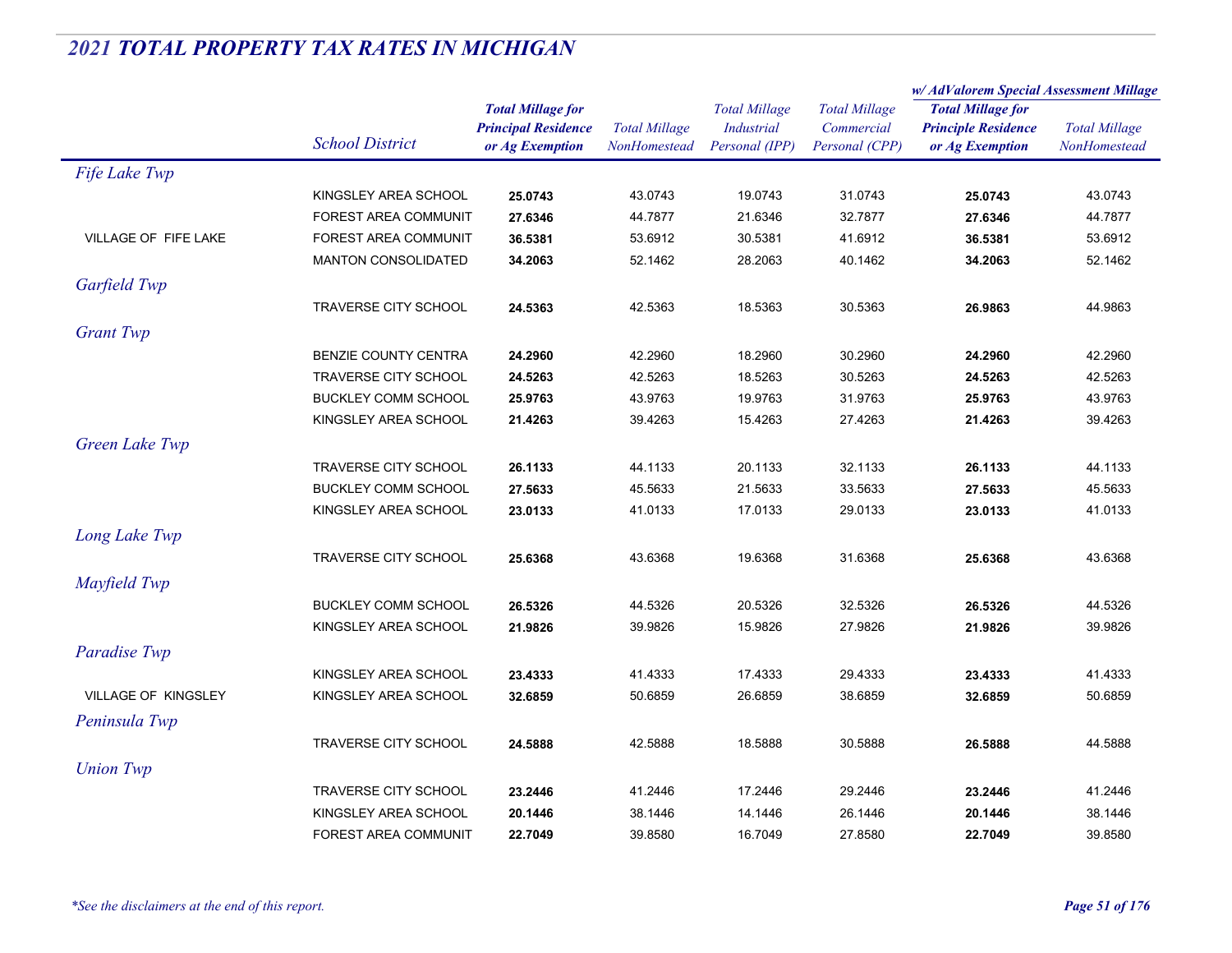## 2021 TOTAL PROPERTY TAX RATES IN MICHIGAN

| | School District | Total Millage for Principal Residence or Ag Exemption | Total Millage NonHomestead | Total Millage Industrial Personal (IPP) | Total Millage Commercial Personal (CPP) | w/ AdValorem Special Assessment Millage: Total Millage for Principle Residence or Ag Exemption | w/ AdValorem Special Assessment Millage: Total Millage NonHomestead |
|---|---|---|---|---|---|---|---|
| *Fife Lake Twp* | | | | | | | |
| | KINGSLEY AREA SCHOOL | **25.0743** | 43.0743 | 19.0743 | 31.0743 | **25.0743** | 43.0743 |
| | FOREST AREA COMMUNIT | **27.6346** | 44.7877 | 21.6346 | 32.7877 | **27.6346** | 44.7877 |
| VILLAGE OF FIFE LAKE | FOREST AREA COMMUNIT | **36.5381** | 53.6912 | 30.5381 | 41.6912 | **36.5381** | 53.6912 |
| | MANTON CONSOLIDATED | **34.2063** | 52.1462 | 28.2063 | 40.1462 | **34.2063** | 52.1462 |
| *Garfield Twp* | | | | | | | |
| | TRAVERSE CITY SCHOOL | **24.5363** | 42.5363 | 18.5363 | 30.5363 | **26.9863** | 44.9863 |
| *Grant Twp* | | | | | | | |
| | BENZIE COUNTY CENTRA | **24.2960** | 42.2960 | 18.2960 | 30.2960 | **24.2960** | 42.2960 |
| | TRAVERSE CITY SCHOOL | **24.5263** | 42.5263 | 18.5263 | 30.5263 | **24.5263** | 42.5263 |
| | BUCKLEY COMM SCHOOL | **25.9763** | 43.9763 | 19.9763 | 31.9763 | **25.9763** | 43.9763 |
| | KINGSLEY AREA SCHOOL | **21.4263** | 39.4263 | 15.4263 | 27.4263 | **21.4263** | 39.4263 |
| *Green Lake Twp* | | | | | | | |
| | TRAVERSE CITY SCHOOL | **26.1133** | 44.1133 | 20.1133 | 32.1133 | **26.1133** | 44.1133 |
| | BUCKLEY COMM SCHOOL | **27.5633** | 45.5633 | 21.5633 | 33.5633 | **27.5633** | 45.5633 |
| | KINGSLEY AREA SCHOOL | **23.0133** | 41.0133 | 17.0133 | 29.0133 | **23.0133** | 41.0133 |
| *Long Lake Twp* | | | | | | | |
| | TRAVERSE CITY SCHOOL | **25.6368** | 43.6368 | 19.6368 | 31.6368 | **25.6368** | 43.6368 |
| *Mayfield Twp* | | | | | | | |
| | BUCKLEY COMM SCHOOL | **26.5326** | 44.5326 | 20.5326 | 32.5326 | **26.5326** | 44.5326 |
| | KINGSLEY AREA SCHOOL | **21.9826** | 39.9826 | 15.9826 | 27.9826 | **21.9826** | 39.9826 |
| *Paradise Twp* | | | | | | | |
| | KINGSLEY AREA SCHOOL | **23.4333** | 41.4333 | 17.4333 | 29.4333 | **23.4333** | 41.4333 |
| VILLAGE OF KINGSLEY | KINGSLEY AREA SCHOOL | **32.6859** | 50.6859 | 26.6859 | 38.6859 | **32.6859** | 50.6859 |
| *Peninsula Twp* | | | | | | | |
| | TRAVERSE CITY SCHOOL | **24.5888** | 42.5888 | 18.5888 | 30.5888 | **26.5888** | 44.5888 |
| *Union Twp* | | | | | | | |
| | TRAVERSE CITY SCHOOL | **23.2446** | 41.2446 | 17.2446 | 29.2446 | **23.2446** | 41.2446 |
| | KINGSLEY AREA SCHOOL | **20.1446** | 38.1446 | 14.1446 | 26.1446 | **20.1446** | 38.1446 |
| | FOREST AREA COMMUNIT | **22.7049** | 39.8580 | 16.7049 | 27.8580 | **22.7049** | 39.8580 |

*\*See the disclaimers at the end of this report.*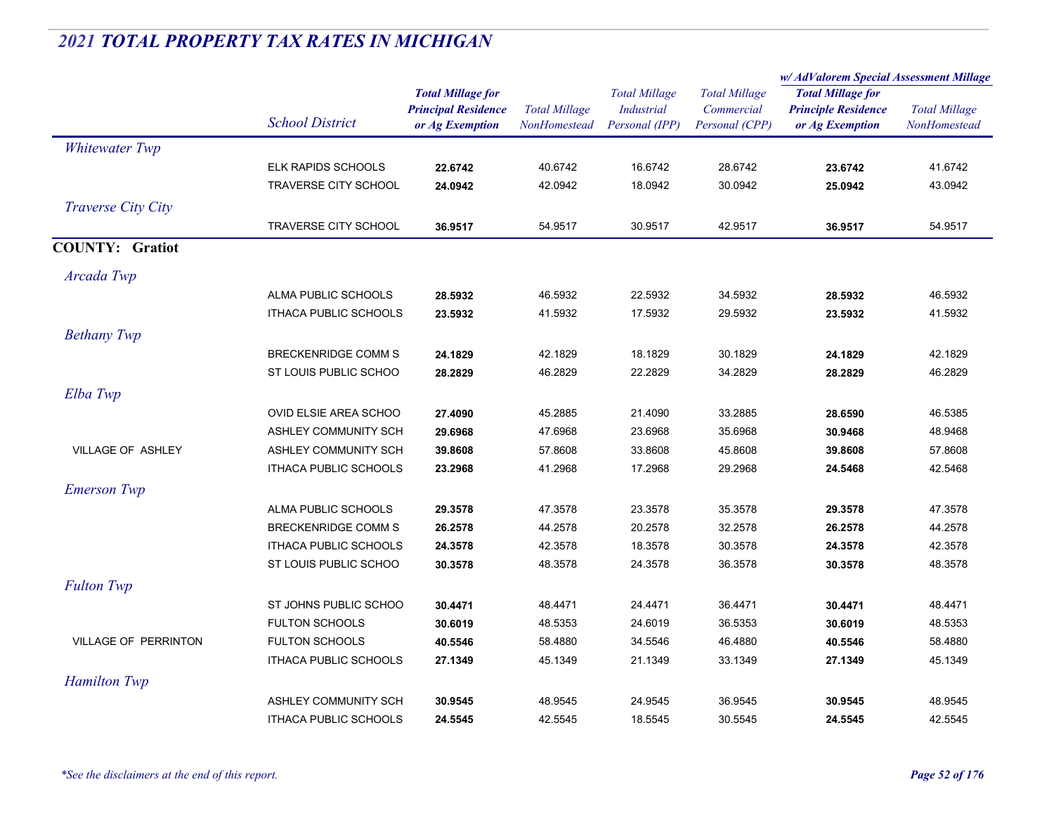# 2021 TOTAL PROPERTY TAX RATES IN MICHIGAN

| | School District | Total Millage for Principal Residence or Ag Exemption | Total Millage NonHomestead | Total Millage Industrial Personal (IPP) | Total Millage Commercial Personal (CPP) | w/ AdValorem Special Assessment Millage: Total Millage for Principle Residence or Ag Exemption | w/ AdValorem Special Assessment Millage: Total Millage NonHomestead |
|---|---|---|---|---|---|---|---|
| *Whitewater Twp* | | | | | | | |
| | ELK RAPIDS SCHOOLS | **22.6742** | 40.6742 | 16.6742 | 28.6742 | **23.6742** | 41.6742 |
| | TRAVERSE CITY SCHOOL | **24.0942** | 42.0942 | 18.0942 | 30.0942 | **25.0942** | 43.0942 |
| *Traverse City City* | | | | | | | |
| | TRAVERSE CITY SCHOOL | **36.9517** | 54.9517 | 30.9517 | 42.9517 | **36.9517** | 54.9517 |
| **COUNTY: Gratiot** | | | | | | | |
| *Arcada Twp* | | | | | | | |
| | ALMA PUBLIC SCHOOLS | **28.5932** | 46.5932 | 22.5932 | 34.5932 | **28.5932** | 46.5932 |
| | ITHACA PUBLIC SCHOOLS | **23.5932** | 41.5932 | 17.5932 | 29.5932 | **23.5932** | 41.5932 |
| *Bethany Twp* | | | | | | | |
| | BRECKENRIDGE COMM S | **24.1829** | 42.1829 | 18.1829 | 30.1829 | **24.1829** | 42.1829 |
| | ST LOUIS PUBLIC SCHOO | **28.2829** | 46.2829 | 22.2829 | 34.2829 | **28.2829** | 46.2829 |
| *Elba Twp* | | | | | | | |
| | OVID ELSIE AREA SCHOO | **27.4090** | 45.2885 | 21.4090 | 33.2885 | **28.6590** | 46.5385 |
| | ASHLEY COMMUNITY SCH | **29.6968** | 47.6968 | 23.6968 | 35.6968 | **30.9468** | 48.9468 |
| VILLAGE OF ASHLEY | ASHLEY COMMUNITY SCH | **39.8608** | 57.8608 | 33.8608 | 45.8608 | **39.8608** | 57.8608 |
| | ITHACA PUBLIC SCHOOLS | **23.2968** | 41.2968 | 17.2968 | 29.2968 | **24.5468** | 42.5468 |
| *Emerson Twp* | | | | | | | |
| | ALMA PUBLIC SCHOOLS | **29.3578** | 47.3578 | 23.3578 | 35.3578 | **29.3578** | 47.3578 |
| | BRECKENRIDGE COMM S | **26.2578** | 44.2578 | 20.2578 | 32.2578 | **26.2578** | 44.2578 |
| | ITHACA PUBLIC SCHOOLS | **24.3578** | 42.3578 | 18.3578 | 30.3578 | **24.3578** | 42.3578 |
| | ST LOUIS PUBLIC SCHOO | **30.3578** | 48.3578 | 24.3578 | 36.3578 | **30.3578** | 48.3578 |
| *Fulton Twp* | | | | | | | |
| | ST JOHNS PUBLIC SCHOO | **30.4471** | 48.4471 | 24.4471 | 36.4471 | **30.4471** | 48.4471 |
| | FULTON SCHOOLS | **30.6019** | 48.5353 | 24.6019 | 36.5353 | **30.6019** | 48.5353 |
| VILLAGE OF PERRINTON | FULTON SCHOOLS | **40.5546** | 58.4880 | 34.5546 | 46.4880 | **40.5546** | 58.4880 |
| | ITHACA PUBLIC SCHOOLS | **27.1349** | 45.1349 | 21.1349 | 33.1349 | **27.1349** | 45.1349 |
| *Hamilton Twp* | | | | | | | |
| | ASHLEY COMMUNITY SCH | **30.9545** | 48.9545 | 24.9545 | 36.9545 | **30.9545** | 48.9545 |
| | ITHACA PUBLIC SCHOOLS | **24.5545** | 42.5545 | 18.5545 | 30.5545 | **24.5545** | 42.5545 |

*\*See the disclaimers at the end of this report.*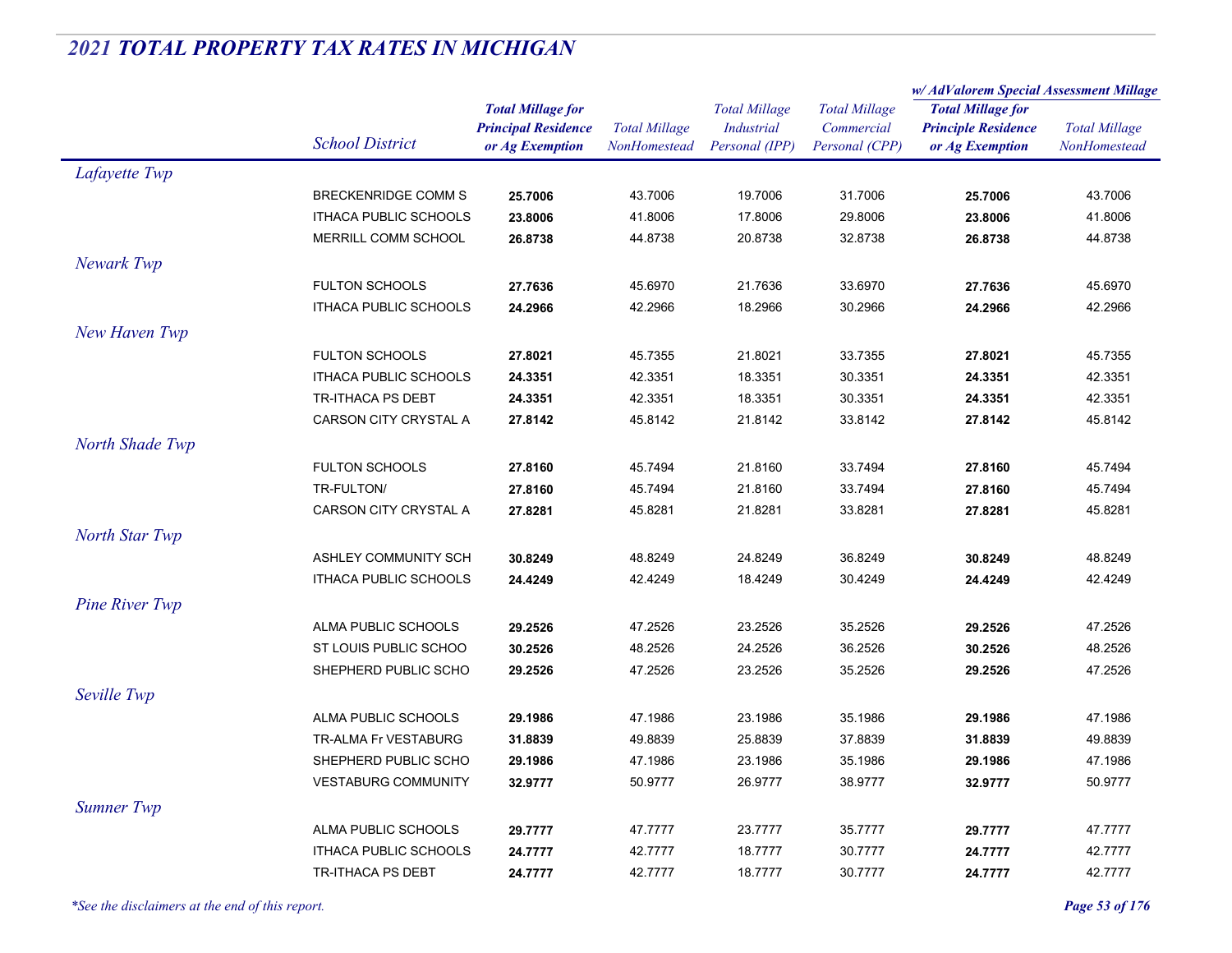## 2021 TOTAL PROPERTY TAX RATES IN MICHIGAN

| | School District | Total Millage for Principal Residence or Ag Exemption | Total Millage NonHomestead | Total Millage Industrial Personal (IPP) | Total Millage Commercial Personal (CPP) | w/ AdValorem Special Assessment Millage: Total Millage for Principle Residence or Ag Exemption | w/ AdValorem Special Assessment Millage: Total Millage NonHomestead |
|---|---|---|---|---|---|---|---|
| *Lafayette Twp* | | | | | | | |
| | BRECKENRIDGE COMM S | **25.7006** | 43.7006 | 19.7006 | 31.7006 | **25.7006** | 43.7006 |
| | ITHACA PUBLIC SCHOOLS | **23.8006** | 41.8006 | 17.8006 | 29.8006 | **23.8006** | 41.8006 |
| | MERRILL COMM SCHOOL | **26.8738** | 44.8738 | 20.8738 | 32.8738 | **26.8738** | 44.8738 |
| *Newark Twp* | | | | | | | |
| | FULTON SCHOOLS | **27.7636** | 45.6970 | 21.7636 | 33.6970 | **27.7636** | 45.6970 |
| | ITHACA PUBLIC SCHOOLS | **24.2966** | 42.2966 | 18.2966 | 30.2966 | **24.2966** | 42.2966 |
| *New Haven Twp* | | | | | | | |
| | FULTON SCHOOLS | **27.8021** | 45.7355 | 21.8021 | 33.7355 | **27.8021** | 45.7355 |
| | ITHACA PUBLIC SCHOOLS | **24.3351** | 42.3351 | 18.3351 | 30.3351 | **24.3351** | 42.3351 |
| | TR-ITHACA PS DEBT | **24.3351** | 42.3351 | 18.3351 | 30.3351 | **24.3351** | 42.3351 |
| | CARSON CITY CRYSTAL A | **27.8142** | 45.8142 | 21.8142 | 33.8142 | **27.8142** | 45.8142 |
| *North Shade Twp* | | | | | | | |
| | FULTON SCHOOLS | **27.8160** | 45.7494 | 21.8160 | 33.7494 | **27.8160** | 45.7494 |
| | TR-FULTON/ | **27.8160** | 45.7494 | 21.8160 | 33.7494 | **27.8160** | 45.7494 |
| | CARSON CITY CRYSTAL A | **27.8281** | 45.8281 | 21.8281 | 33.8281 | **27.8281** | 45.8281 |
| *North Star Twp* | | | | | | | |
| | ASHLEY COMMUNITY SCH | **30.8249** | 48.8249 | 24.8249 | 36.8249 | **30.8249** | 48.8249 |
| | ITHACA PUBLIC SCHOOLS | **24.4249** | 42.4249 | 18.4249 | 30.4249 | **24.4249** | 42.4249 |
| *Pine River Twp* | | | | | | | |
| | ALMA PUBLIC SCHOOLS | **29.2526** | 47.2526 | 23.2526 | 35.2526 | **29.2526** | 47.2526 |
| | ST LOUIS PUBLIC SCHOO | **30.2526** | 48.2526 | 24.2526 | 36.2526 | **30.2526** | 48.2526 |
| | SHEPHERD PUBLIC SCHO | **29.2526** | 47.2526 | 23.2526 | 35.2526 | **29.2526** | 47.2526 |
| *Seville Twp* | | | | | | | |
| | ALMA PUBLIC SCHOOLS | **29.1986** | 47.1986 | 23.1986 | 35.1986 | **29.1986** | 47.1986 |
| | TR-ALMA Fr VESTABURG | **31.8839** | 49.8839 | 25.8839 | 37.8839 | **31.8839** | 49.8839 |
| | SHEPHERD PUBLIC SCHO | **29.1986** | 47.1986 | 23.1986 | 35.1986 | **29.1986** | 47.1986 |
| | VESTABURG COMMUNITY | **32.9777** | 50.9777 | 26.9777 | 38.9777 | **32.9777** | 50.9777 |
| *Sumner Twp* | | | | | | | |
| | ALMA PUBLIC SCHOOLS | **29.7777** | 47.7777 | 23.7777 | 35.7777 | **29.7777** | 47.7777 |
| | ITHACA PUBLIC SCHOOLS | **24.7777** | 42.7777 | 18.7777 | 30.7777 | **24.7777** | 42.7777 |
| | TR-ITHACA PS DEBT | **24.7777** | 42.7777 | 18.7777 | 30.7777 | **24.7777** | 42.7777 |

*\*See the disclaimers at the end of this report.*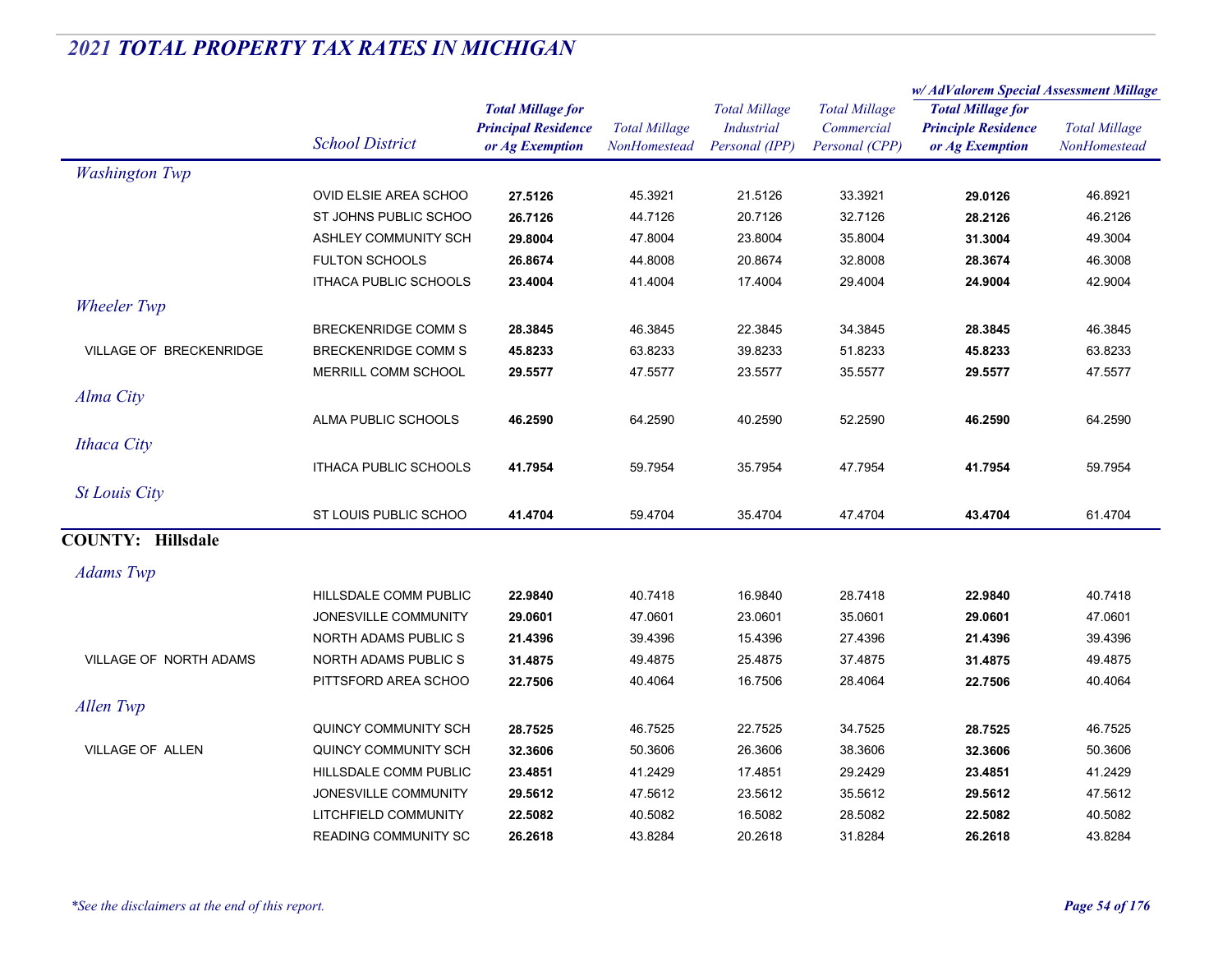## 2021 TOTAL PROPERTY TAX RATES IN MICHIGAN

| | School District | Total Millage for Principal Residence or Ag Exemption | Total Millage NonHomestead | Total Millage Industrial Personal (IPP) | Total Millage Commercial Personal (CPP) | w/ AdValorem Special Assessment Millage: Total Millage for Principle Residence or Ag Exemption | w/ AdValorem Special Assessment Millage: Total Millage NonHomestead |
|---|---|---|---|---|---|---|---|
| *Washington Twp* | | | | | | | |
| | OVID ELSIE AREA SCHOO | **27.5126** | 45.3921 | 21.5126 | 33.3921 | **29.0126** | 46.8921 |
| | ST JOHNS PUBLIC SCHOO | **26.7126** | 44.7126 | 20.7126 | 32.7126 | **28.2126** | 46.2126 |
| | ASHLEY COMMUNITY SCH | **29.8004** | 47.8004 | 23.8004 | 35.8004 | **31.3004** | 49.3004 |
| | FULTON SCHOOLS | **26.8674** | 44.8008 | 20.8674 | 32.8008 | **28.3674** | 46.3008 |
| | ITHACA PUBLIC SCHOOLS | **23.4004** | 41.4004 | 17.4004 | 29.4004 | **24.9004** | 42.9004 |
| *Wheeler Twp* | | | | | | | |
| | BRECKENRIDGE COMM S | **28.3845** | 46.3845 | 22.3845 | 34.3845 | **28.3845** | 46.3845 |
| VILLAGE OF BRECKENRIDGE | BRECKENRIDGE COMM S | **45.8233** | 63.8233 | 39.8233 | 51.8233 | **45.8233** | 63.8233 |
| | MERRILL COMM SCHOOL | **29.5577** | 47.5577 | 23.5577 | 35.5577 | **29.5577** | 47.5577 |
| *Alma City* | | | | | | | |
| | ALMA PUBLIC SCHOOLS | **46.2590** | 64.2590 | 40.2590 | 52.2590 | **46.2590** | 64.2590 |
| *Ithaca City* | | | | | | | |
| | ITHACA PUBLIC SCHOOLS | **41.7954** | 59.7954 | 35.7954 | 47.7954 | **41.7954** | 59.7954 |
| *St Louis City* | | | | | | | |
| | ST LOUIS PUBLIC SCHOO | **41.4704** | 59.4704 | 35.4704 | 47.4704 | **43.4704** | 61.4704 |
| **COUNTY: Hillsdale** | | | | | | | |
| *Adams Twp* | | | | | | | |
| | HILLSDALE COMM PUBLIC | **22.9840** | 40.7418 | 16.9840 | 28.7418 | **22.9840** | 40.7418 |
| | JONESVILLE COMMUNITY | **29.0601** | 47.0601 | 23.0601 | 35.0601 | **29.0601** | 47.0601 |
| | NORTH ADAMS PUBLIC S | **21.4396** | 39.4396 | 15.4396 | 27.4396 | **21.4396** | 39.4396 |
| VILLAGE OF NORTH ADAMS | NORTH ADAMS PUBLIC S | **31.4875** | 49.4875 | 25.4875 | 37.4875 | **31.4875** | 49.4875 |
| | PITTSFORD AREA SCHOO | **22.7506** | 40.4064 | 16.7506 | 28.4064 | **22.7506** | 40.4064 |
| *Allen Twp* | | | | | | | |
| | QUINCY COMMUNITY SCH | **28.7525** | 46.7525 | 22.7525 | 34.7525 | **28.7525** | 46.7525 |
| VILLAGE OF ALLEN | QUINCY COMMUNITY SCH | **32.3606** | 50.3606 | 26.3606 | 38.3606 | **32.3606** | 50.3606 |
| | HILLSDALE COMM PUBLIC | **23.4851** | 41.2429 | 17.4851 | 29.2429 | **23.4851** | 41.2429 |
| | JONESVILLE COMMUNITY | **29.5612** | 47.5612 | 23.5612 | 35.5612 | **29.5612** | 47.5612 |
| | LITCHFIELD COMMUNITY | **22.5082** | 40.5082 | 16.5082 | 28.5082 | **22.5082** | 40.5082 |
| | READING COMMUNITY SC | **26.2618** | 43.8284 | 20.2618 | 31.8284 | **26.2618** | 43.8284 |

*\*See the disclaimers at the end of this report.*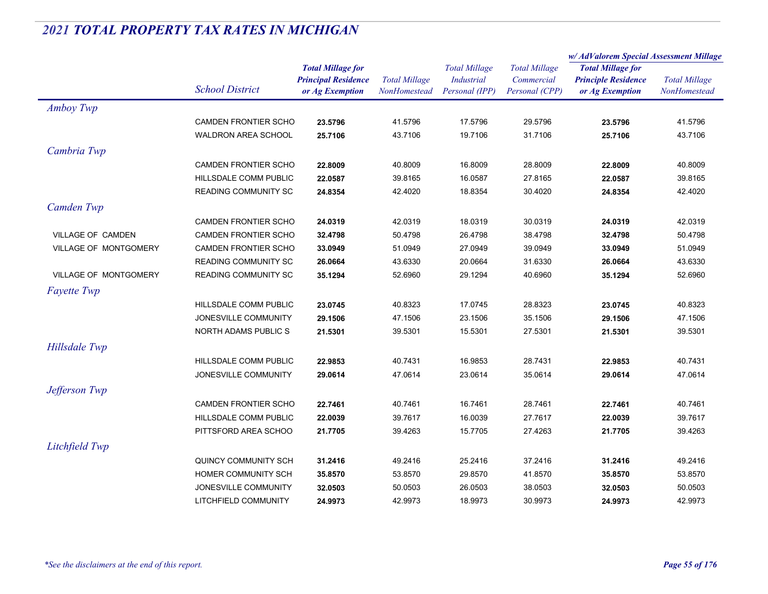## *2021 TOTAL PROPERTY TAX RATES IN MICHIGAN*

| | School District | Total Millage for Principal Residence or Ag Exemption | Total Millage NonHomestead | Total Millage Industrial Personal (IPP) | Total Millage Commercial Personal (CPP) | w/ AdValorem Special Assessment Millage: Total Millage for Principle Residence or Ag Exemption | w/ AdValorem Special Assessment Millage: Total Millage NonHomestead |
|---|---|---|---|---|---|---|---|
| *Amboy Twp* | | | | | | | |
| | CAMDEN FRONTIER SCHO | **23.5796** | 41.5796 | 17.5796 | 29.5796 | **23.5796** | 41.5796 |
| | WALDRON AREA SCHOOL | **25.7106** | 43.7106 | 19.7106 | 31.7106 | **25.7106** | 43.7106 |
| *Cambria Twp* | | | | | | | |
| | CAMDEN FRONTIER SCHO | **22.8009** | 40.8009 | 16.8009 | 28.8009 | **22.8009** | 40.8009 |
| | HILLSDALE COMM PUBLIC | **22.0587** | 39.8165 | 16.0587 | 27.8165 | **22.0587** | 39.8165 |
| | READING COMMUNITY SC | **24.8354** | 42.4020 | 18.8354 | 30.4020 | **24.8354** | 42.4020 |
| *Camden Twp* | | | | | | | |
| | CAMDEN FRONTIER SCHO | **24.0319** | 42.0319 | 18.0319 | 30.0319 | **24.0319** | 42.0319 |
| VILLAGE OF CAMDEN | CAMDEN FRONTIER SCHO | **32.4798** | 50.4798 | 26.4798 | 38.4798 | **32.4798** | 50.4798 |
| VILLAGE OF MONTGOMERY | CAMDEN FRONTIER SCHO | **33.0949** | 51.0949 | 27.0949 | 39.0949 | **33.0949** | 51.0949 |
| | READING COMMUNITY SC | **26.0664** | 43.6330 | 20.0664 | 31.6330 | **26.0664** | 43.6330 |
| VILLAGE OF MONTGOMERY | READING COMMUNITY SC | **35.1294** | 52.6960 | 29.1294 | 40.6960 | **35.1294** | 52.6960 |
| *Fayette Twp* | | | | | | | |
| | HILLSDALE COMM PUBLIC | **23.0745** | 40.8323 | 17.0745 | 28.8323 | **23.0745** | 40.8323 |
| | JONESVILLE COMMUNITY | **29.1506** | 47.1506 | 23.1506 | 35.1506 | **29.1506** | 47.1506 |
| | NORTH ADAMS PUBLIC S | **21.5301** | 39.5301 | 15.5301 | 27.5301 | **21.5301** | 39.5301 |
| *Hillsdale Twp* | | | | | | | |
| | HILLSDALE COMM PUBLIC | **22.9853** | 40.7431 | 16.9853 | 28.7431 | **22.9853** | 40.7431 |
| | JONESVILLE COMMUNITY | **29.0614** | 47.0614 | 23.0614 | 35.0614 | **29.0614** | 47.0614 |
| *Jefferson Twp* | | | | | | | |
| | CAMDEN FRONTIER SCHO | **22.7461** | 40.7461 | 16.7461 | 28.7461 | **22.7461** | 40.7461 |
| | HILLSDALE COMM PUBLIC | **22.0039** | 39.7617 | 16.0039 | 27.7617 | **22.0039** | 39.7617 |
| | PITTSFORD AREA SCHOO | **21.7705** | 39.4263 | 15.7705 | 27.4263 | **21.7705** | 39.4263 |
| *Litchfield Twp* | | | | | | | |
| | QUINCY COMMUNITY SCH | **31.2416** | 49.2416 | 25.2416 | 37.2416 | **31.2416** | 49.2416 |
| | HOMER COMMUNITY SCH | **35.8570** | 53.8570 | 29.8570 | 41.8570 | **35.8570** | 53.8570 |
| | JONESVILLE COMMUNITY | **32.0503** | 50.0503 | 26.0503 | 38.0503 | **32.0503** | 50.0503 |
| | LITCHFIELD COMMUNITY | **24.9973** | 42.9973 | 18.9973 | 30.9973 | **24.9973** | 42.9973 |

*\*See the disclaimers at the end of this report.*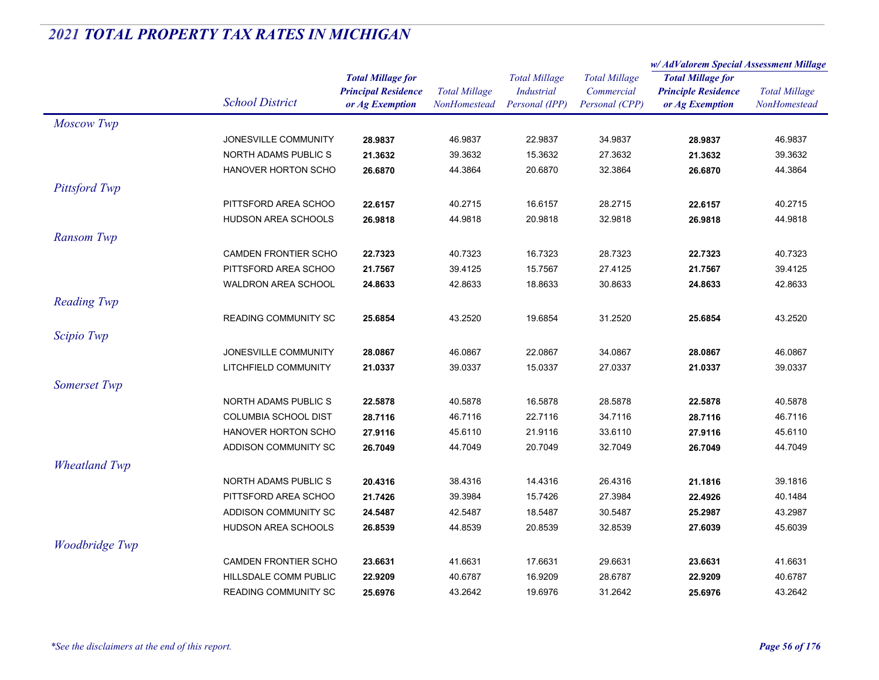# 2021 TOTAL PROPERTY TAX RATES IN MICHIGAN

| | School District | Total Millage for Principal Residence or Ag Exemption | Total Millage NonHomestead | Total Millage Industrial Personal (IPP) | Total Millage Commercial Personal (CPP) | w/ AdValorem Special Assessment Millage: Total Millage for Principle Residence or Ag Exemption | w/ AdValorem Special Assessment Millage: Total Millage NonHomestead |
|---|---|---|---|---|---|---|---|
| *Moscow Twp* | | | | | | | |
| | JONESVILLE COMMUNITY | **28.9837** | 46.9837 | 22.9837 | 34.9837 | **28.9837** | 46.9837 |
| | NORTH ADAMS PUBLIC S | **21.3632** | 39.3632 | 15.3632 | 27.3632 | **21.3632** | 39.3632 |
| | HANOVER HORTON SCHO | **26.6870** | 44.3864 | 20.6870 | 32.3864 | **26.6870** | 44.3864 |
| *Pittsford Twp* | | | | | | | |
| | PITTSFORD AREA SCHOO | **22.6157** | 40.2715 | 16.6157 | 28.2715 | **22.6157** | 40.2715 |
| | HUDSON AREA SCHOOLS | **26.9818** | 44.9818 | 20.9818 | 32.9818 | **26.9818** | 44.9818 |
| *Ransom Twp* | | | | | | | |
| | CAMDEN FRONTIER SCHO | **22.7323** | 40.7323 | 16.7323 | 28.7323 | **22.7323** | 40.7323 |
| | PITTSFORD AREA SCHOO | **21.7567** | 39.4125 | 15.7567 | 27.4125 | **21.7567** | 39.4125 |
| | WALDRON AREA SCHOOL | **24.8633** | 42.8633 | 18.8633 | 30.8633 | **24.8633** | 42.8633 |
| *Reading Twp* | | | | | | | |
| | READING COMMUNITY SC | **25.6854** | 43.2520 | 19.6854 | 31.2520 | **25.6854** | 43.2520 |
| *Scipio Twp* | | | | | | | |
| | JONESVILLE COMMUNITY | **28.0867** | 46.0867 | 22.0867 | 34.0867 | **28.0867** | 46.0867 |
| | LITCHFIELD COMMUNITY | **21.0337** | 39.0337 | 15.0337 | 27.0337 | **21.0337** | 39.0337 |
| *Somerset Twp* | | | | | | | |
| | NORTH ADAMS PUBLIC S | **22.5878** | 40.5878 | 16.5878 | 28.5878 | **22.5878** | 40.5878 |
| | COLUMBIA SCHOOL DIST | **28.7116** | 46.7116 | 22.7116 | 34.7116 | **28.7116** | 46.7116 |
| | HANOVER HORTON SCHO | **27.9116** | 45.6110 | 21.9116 | 33.6110 | **27.9116** | 45.6110 |
| | ADDISON COMMUNITY SC | **26.7049** | 44.7049 | 20.7049 | 32.7049 | **26.7049** | 44.7049 |
| *Wheatland Twp* | | | | | | | |
| | NORTH ADAMS PUBLIC S | **20.4316** | 38.4316 | 14.4316 | 26.4316 | **21.1816** | 39.1816 |
| | PITTSFORD AREA SCHOO | **21.7426** | 39.3984 | 15.7426 | 27.3984 | **22.4926** | 40.1484 |
| | ADDISON COMMUNITY SC | **24.5487** | 42.5487 | 18.5487 | 30.5487 | **25.2987** | 43.2987 |
| | HUDSON AREA SCHOOLS | **26.8539** | 44.8539 | 20.8539 | 32.8539 | **27.6039** | 45.6039 |
| *Woodbridge Twp* | | | | | | | |
| | CAMDEN FRONTIER SCHO | **23.6631** | 41.6631 | 17.6631 | 29.6631 | **23.6631** | 41.6631 |
| | HILLSDALE COMM PUBLIC | **22.9209** | 40.6787 | 16.9209 | 28.6787 | **22.9209** | 40.6787 |
| | READING COMMUNITY SC | **25.6976** | 43.2642 | 19.6976 | 31.2642 | **25.6976** | 43.2642 |

*\*See the disclaimers at the end of this report.*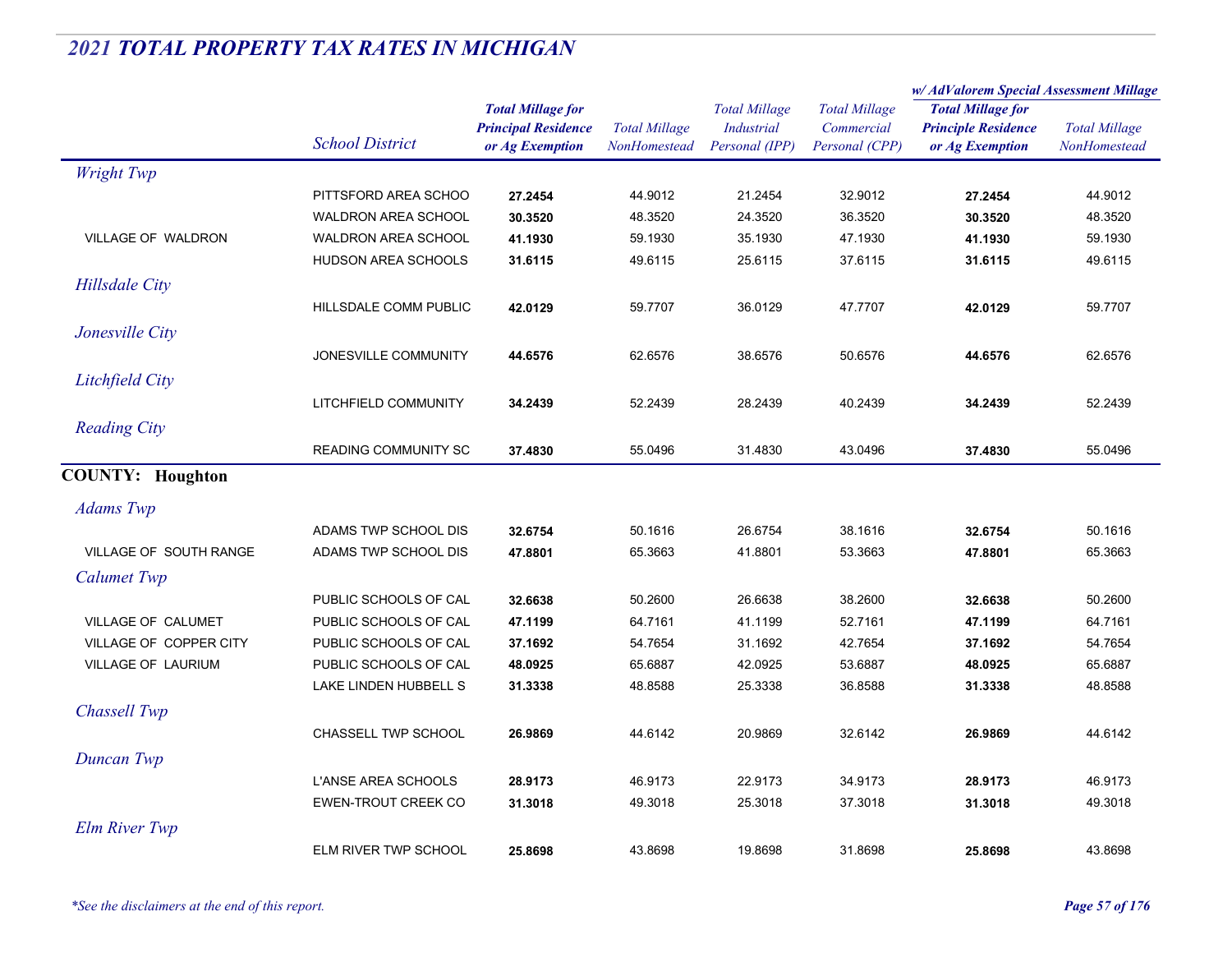## 2021 TOTAL PROPERTY TAX RATES IN MICHIGAN

| | School District | Total Millage for Principal Residence or Ag Exemption | Total Millage NonHomestead | Total Millage Industrial Personal (IPP) | Total Millage Commercial Personal (CPP) | w/ AdValorem Special Assessment Millage: Total Millage for Principle Residence or Ag Exemption | w/ AdValorem Special Assessment Millage: Total Millage NonHomestead |
|---|---|---|---|---|---|---|---|
| *Wright Twp* | | | | | | | |
| | PITTSFORD AREA SCHOO | **27.2454** | 44.9012 | 21.2454 | 32.9012 | **27.2454** | 44.9012 |
| | WALDRON AREA SCHOOL | **30.3520** | 48.3520 | 24.3520 | 36.3520 | **30.3520** | 48.3520 |
| VILLAGE OF WALDRON | WALDRON AREA SCHOOL | **41.1930** | 59.1930 | 35.1930 | 47.1930 | **41.1930** | 59.1930 |
| | HUDSON AREA SCHOOLS | **31.6115** | 49.6115 | 25.6115 | 37.6115 | **31.6115** | 49.6115 |
| *Hillsdale City* | | | | | | | |
| | HILLSDALE COMM PUBLIC | **42.0129** | 59.7707 | 36.0129 | 47.7707 | **42.0129** | 59.7707 |
| *Jonesville City* | | | | | | | |
| | JONESVILLE COMMUNITY | **44.6576** | 62.6576 | 38.6576 | 50.6576 | **44.6576** | 62.6576 |
| *Litchfield City* | | | | | | | |
| | LITCHFIELD COMMUNITY | **34.2439** | 52.2439 | 28.2439 | 40.2439 | **34.2439** | 52.2439 |
| *Reading City* | | | | | | | |
| | READING COMMUNITY SC | **37.4830** | 55.0496 | 31.4830 | 43.0496 | **37.4830** | 55.0496 |
| **COUNTY: Houghton** | | | | | | | |
| *Adams Twp* | | | | | | | |
| | ADAMS TWP SCHOOL DIS | **32.6754** | 50.1616 | 26.6754 | 38.1616 | **32.6754** | 50.1616 |
| VILLAGE OF SOUTH RANGE | ADAMS TWP SCHOOL DIS | **47.8801** | 65.3663 | 41.8801 | 53.3663 | **47.8801** | 65.3663 |
| *Calumet Twp* | | | | | | | |
| | PUBLIC SCHOOLS OF CAL | **32.6638** | 50.2600 | 26.6638 | 38.2600 | **32.6638** | 50.2600 |
| VILLAGE OF CALUMET | PUBLIC SCHOOLS OF CAL | **47.1199** | 64.7161 | 41.1199 | 52.7161 | **47.1199** | 64.7161 |
| VILLAGE OF COPPER CITY | PUBLIC SCHOOLS OF CAL | **37.1692** | 54.7654 | 31.1692 | 42.7654 | **37.1692** | 54.7654 |
| VILLAGE OF LAURIUM | PUBLIC SCHOOLS OF CAL | **48.0925** | 65.6887 | 42.0925 | 53.6887 | **48.0925** | 65.6887 |
| | LAKE LINDEN HUBBELL S | **31.3338** | 48.8588 | 25.3338 | 36.8588 | **31.3338** | 48.8588 |
| *Chassell Twp* | | | | | | | |
| | CHASSELL TWP SCHOOL | **26.9869** | 44.6142 | 20.9869 | 32.6142 | **26.9869** | 44.6142 |
| *Duncan Twp* | | | | | | | |
| | L'ANSE AREA SCHOOLS | **28.9173** | 46.9173 | 22.9173 | 34.9173 | **28.9173** | 46.9173 |
| | EWEN-TROUT CREEK CO | **31.3018** | 49.3018 | 25.3018 | 37.3018 | **31.3018** | 49.3018 |
| *Elm River Twp* | | | | | | | |
| | ELM RIVER TWP SCHOOL | **25.8698** | 43.8698 | 19.8698 | 31.8698 | **25.8698** | 43.8698 |

*\*See the disclaimers at the end of this report.*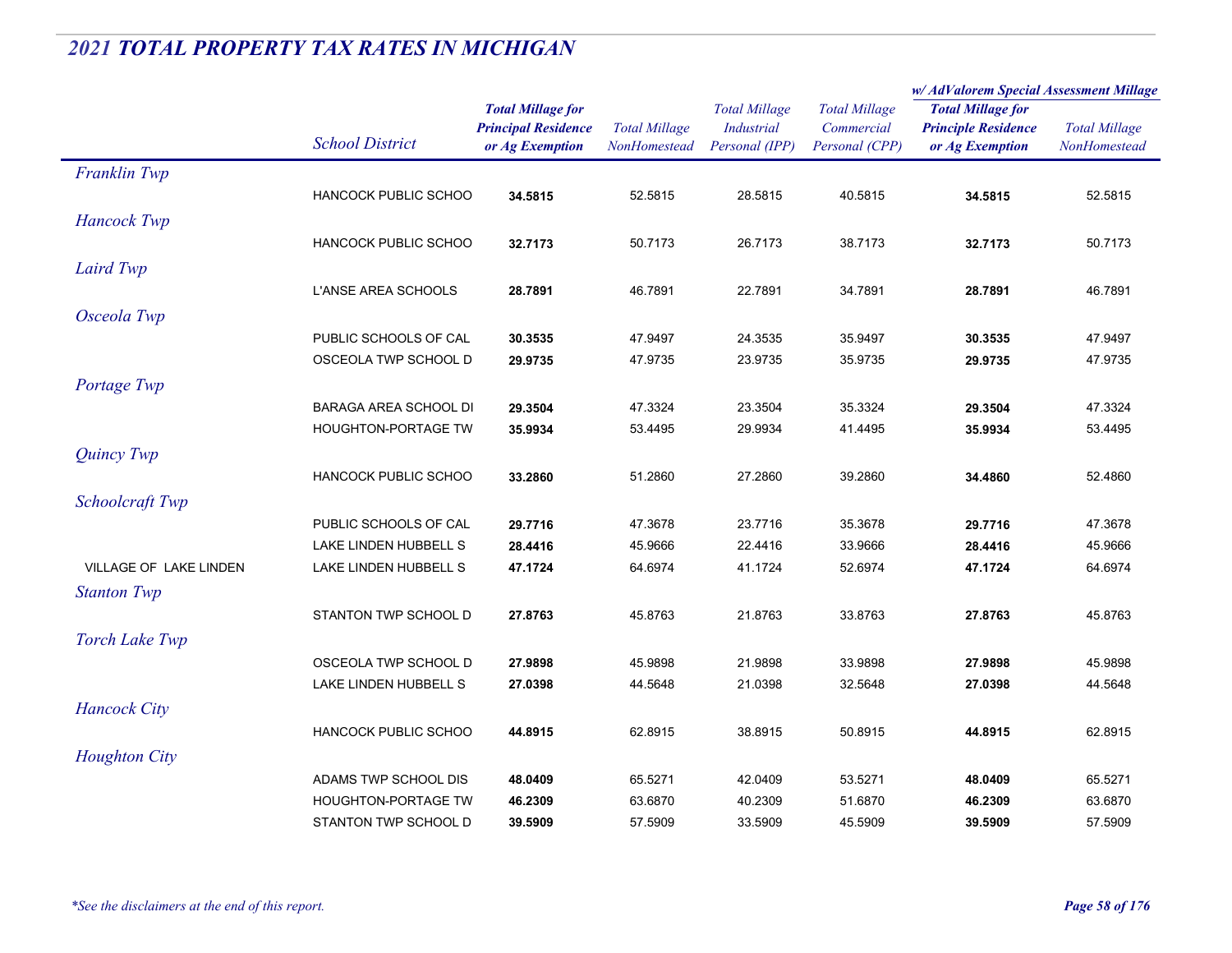## *2021 TOTAL PROPERTY TAX RATES IN MICHIGAN*

| | School District | Total Millage for Principal Residence or Ag Exemption | Total Millage NonHomestead | Total Millage Industrial Personal (IPP) | Total Millage Commercial Personal (CPP) | w/ AdValorem Special Assessment Millage Total Millage for Principle Residence or Ag Exemption | w/ AdValorem Special Assessment Millage Total Millage NonHomestead |
|---|---|---|---|---|---|---|---|
| *Franklin Twp* | | | | | | | |
| | HANCOCK PUBLIC SCHOO | **34.5815** | 52.5815 | 28.5815 | 40.5815 | **34.5815** | 52.5815 |
| *Hancock Twp* | | | | | | | |
| | HANCOCK PUBLIC SCHOO | **32.7173** | 50.7173 | 26.7173 | 38.7173 | **32.7173** | 50.7173 |
| *Laird Twp* | | | | | | | |
| | L'ANSE AREA SCHOOLS | **28.7891** | 46.7891 | 22.7891 | 34.7891 | **28.7891** | 46.7891 |
| *Osceola Twp* | | | | | | | |
| | PUBLIC SCHOOLS OF CAL | **30.3535** | 47.9497 | 24.3535 | 35.9497 | **30.3535** | 47.9497 |
| | OSCEOLA TWP SCHOOL D | **29.9735** | 47.9735 | 23.9735 | 35.9735 | **29.9735** | 47.9735 |
| *Portage Twp* | | | | | | | |
| | BARAGA AREA SCHOOL DI | **29.3504** | 47.3324 | 23.3504 | 35.3324 | **29.3504** | 47.3324 |
| | HOUGHTON-PORTAGE TW | **35.9934** | 53.4495 | 29.9934 | 41.4495 | **35.9934** | 53.4495 |
| *Quincy Twp* | | | | | | | |
| | HANCOCK PUBLIC SCHOO | **33.2860** | 51.2860 | 27.2860 | 39.2860 | **34.4860** | 52.4860 |
| *Schoolcraft Twp* | | | | | | | |
| | PUBLIC SCHOOLS OF CAL | **29.7716** | 47.3678 | 23.7716 | 35.3678 | **29.7716** | 47.3678 |
| | LAKE LINDEN HUBBELL S | **28.4416** | 45.9666 | 22.4416 | 33.9666 | **28.4416** | 45.9666 |
| VILLAGE OF LAKE LINDEN | LAKE LINDEN HUBBELL S | **47.1724** | 64.6974 | 41.1724 | 52.6974 | **47.1724** | 64.6974 |
| *Stanton Twp* | | | | | | | |
| | STANTON TWP SCHOOL D | **27.8763** | 45.8763 | 21.8763 | 33.8763 | **27.8763** | 45.8763 |
| *Torch Lake Twp* | | | | | | | |
| | OSCEOLA TWP SCHOOL D | **27.9898** | 45.9898 | 21.9898 | 33.9898 | **27.9898** | 45.9898 |
| | LAKE LINDEN HUBBELL S | **27.0398** | 44.5648 | 21.0398 | 32.5648 | **27.0398** | 44.5648 |
| *Hancock City* | | | | | | | |
| | HANCOCK PUBLIC SCHOO | **44.8915** | 62.8915 | 38.8915 | 50.8915 | **44.8915** | 62.8915 |
| *Houghton City* | | | | | | | |
| | ADAMS TWP SCHOOL DIS | **48.0409** | 65.5271 | 42.0409 | 53.5271 | **48.0409** | 65.5271 |
| | HOUGHTON-PORTAGE TW | **46.2309** | 63.6870 | 40.2309 | 51.6870 | **46.2309** | 63.6870 |
| | STANTON TWP SCHOOL D | **39.5909** | 57.5909 | 33.5909 | 45.5909 | **39.5909** | 57.5909 |

*\*See the disclaimers at the end of this report.*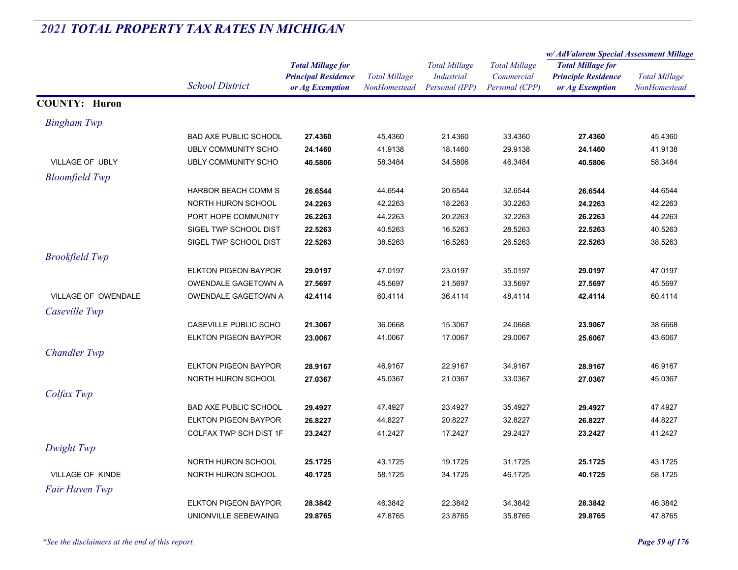## *2021 TOTAL PROPERTY TAX RATES IN MICHIGAN*

| | School District | Total Millage for Principal Residence or Ag Exemption | Total Millage NonHomestead | Total Millage Industrial Personal (IPP) | Total Millage Commercial Personal (CPP) | w/ AdValorem Special Assessment Millage: Total Millage for Principle Residence or Ag Exemption | w/ AdValorem Special Assessment Millage: Total Millage NonHomestead |
|---|---|---|---|---|---|---|---|
| **COUNTY: Huron** | | | | | | | |
| *Bingham Twp* | | | | | | | |
| | BAD AXE PUBLIC SCHOOL | **27.4360** | 45.4360 | 21.4360 | 33.4360 | **27.4360** | 45.4360 |
| | UBLY COMMUNITY SCHO | **24.1460** | 41.9138 | 18.1460 | 29.9138 | **24.1460** | 41.9138 |
| VILLAGE OF UBLY | UBLY COMMUNITY SCHO | **40.5806** | 58.3484 | 34.5806 | 46.3484 | **40.5806** | 58.3484 |
| *Bloomfield Twp* | | | | | | | |
| | HARBOR BEACH COMM S | **26.6544** | 44.6544 | 20.6544 | 32.6544 | **26.6544** | 44.6544 |
| | NORTH HURON SCHOOL | **24.2263** | 42.2263 | 18.2263 | 30.2263 | **24.2263** | 42.2263 |
| | PORT HOPE COMMUNITY | **26.2263** | 44.2263 | 20.2263 | 32.2263 | **26.2263** | 44.2263 |
| | SIGEL TWP SCHOOL DIST | **22.5263** | 40.5263 | 16.5263 | 28.5263 | **22.5263** | 40.5263 |
| | SIGEL TWP SCHOOL DIST | **22.5263** | 38.5263 | 16.5263 | 26.5263 | **22.5263** | 38.5263 |
| *Brookfield Twp* | | | | | | | |
| | ELKTON PIGEON BAYPOR | **29.0197** | 47.0197 | 23.0197 | 35.0197 | **29.0197** | 47.0197 |
| | OWENDALE GAGETOWN A | **27.5697** | 45.5697 | 21.5697 | 33.5697 | **27.5697** | 45.5697 |
| VILLAGE OF OWENDALE | OWENDALE GAGETOWN A | **42.4114** | 60.4114 | 36.4114 | 48.4114 | **42.4114** | 60.4114 |
| *Caseville Twp* | | | | | | | |
| | CASEVILLE PUBLIC SCHO | **21.3067** | 36.0668 | 15.3067 | 24.0668 | **23.9067** | 38.6668 |
| | ELKTON PIGEON BAYPOR | **23.0067** | 41.0067 | 17.0067 | 29.0067 | **25.6067** | 43.6067 |
| *Chandler Twp* | | | | | | | |
| | ELKTON PIGEON BAYPOR | **28.9167** | 46.9167 | 22.9167 | 34.9167 | **28.9167** | 46.9167 |
| | NORTH HURON SCHOOL | **27.0367** | 45.0367 | 21.0367 | 33.0367 | **27.0367** | 45.0367 |
| *Colfax Twp* | | | | | | | |
| | BAD AXE PUBLIC SCHOOL | **29.4927** | 47.4927 | 23.4927 | 35.4927 | **29.4927** | 47.4927 |
| | ELKTON PIGEON BAYPOR | **26.8227** | 44.8227 | 20.8227 | 32.8227 | **26.8227** | 44.8227 |
| | COLFAX TWP SCH DIST 1F | **23.2427** | 41.2427 | 17.2427 | 29.2427 | **23.2427** | 41.2427 |
| *Dwight Twp* | | | | | | | |
| | NORTH HURON SCHOOL | **25.1725** | 43.1725 | 19.1725 | 31.1725 | **25.1725** | 43.1725 |
| VILLAGE OF KINDE | NORTH HURON SCHOOL | **40.1725** | 58.1725 | 34.1725 | 46.1725 | **40.1725** | 58.1725 |
| *Fair Haven Twp* | | | | | | | |
| | ELKTON PIGEON BAYPOR | **28.3842** | 46.3842 | 22.3842 | 34.3842 | **28.3842** | 46.3842 |
| | UNIONVILLE SEBEWAING | **29.8765** | 47.8765 | 23.8765 | 35.8765 | **29.8765** | 47.8765 |

*\*See the disclaimers at the end of this report.*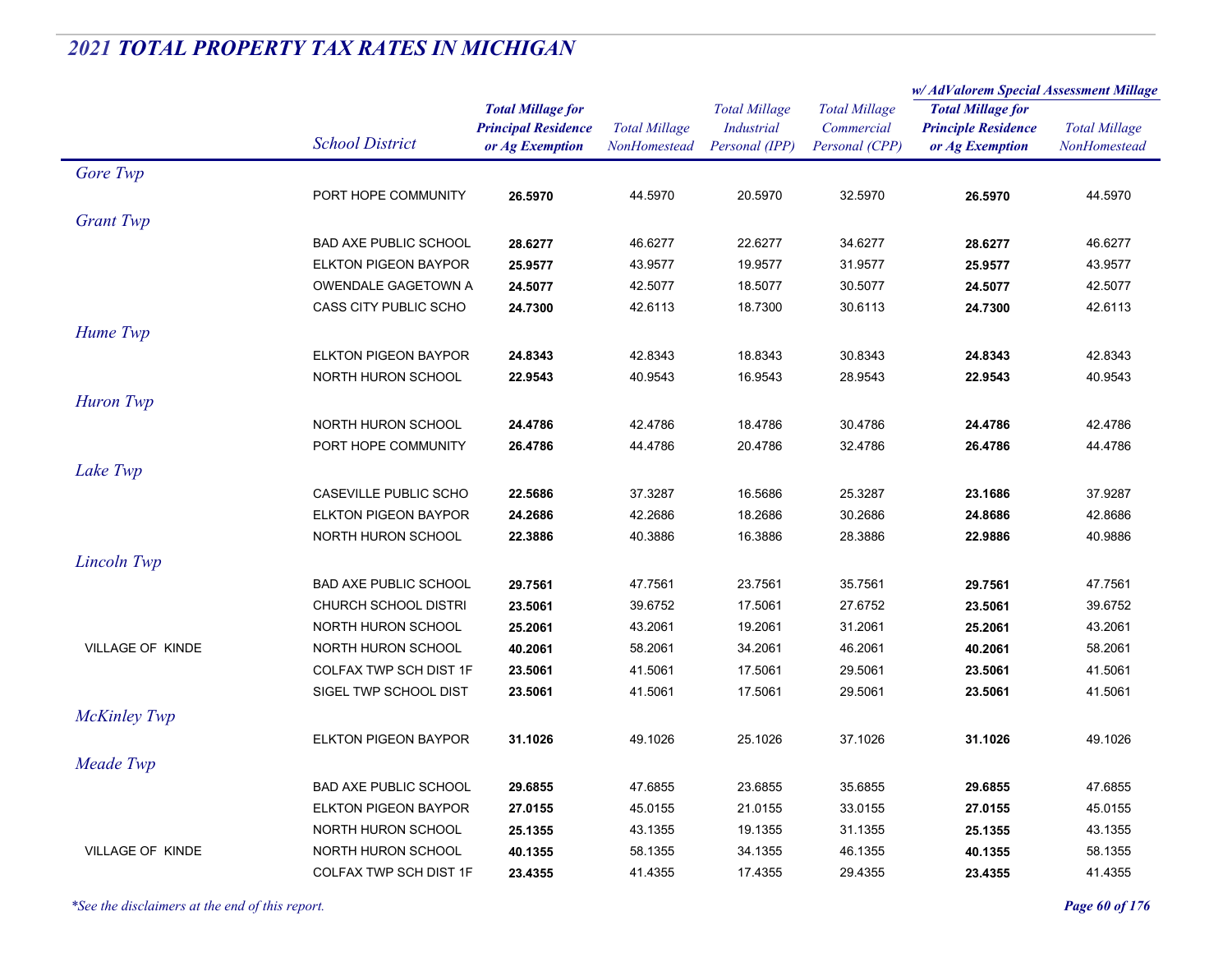# 2021 TOTAL PROPERTY TAX RATES IN MICHIGAN

| | School District | Total Millage for Principal Residence or Ag Exemption | Total Millage NonHomestead | Total Millage Industrial Personal (IPP) | Total Millage Commercial Personal (CPP) | w/ AdValorem Special Assessment Millage: Total Millage for Principle Residence or Ag Exemption | w/ AdValorem Special Assessment Millage: Total Millage NonHomestead |
|---|---|---|---|---|---|---|---|
| *Gore Twp* | | | | | | | |
| | PORT HOPE COMMUNITY | **26.5970** | 44.5970 | 20.5970 | 32.5970 | **26.5970** | 44.5970 |
| *Grant Twp* | | | | | | | |
| | BAD AXE PUBLIC SCHOOL | **28.6277** | 46.6277 | 22.6277 | 34.6277 | **28.6277** | 46.6277 |
| | ELKTON PIGEON BAYPOR | **25.9577** | 43.9577 | 19.9577 | 31.9577 | **25.9577** | 43.9577 |
| | OWENDALE GAGETOWN A | **24.5077** | 42.5077 | 18.5077 | 30.5077 | **24.5077** | 42.5077 |
| | CASS CITY PUBLIC SCHO | **24.7300** | 42.6113 | 18.7300 | 30.6113 | **24.7300** | 42.6113 |
| *Hume Twp* | | | | | | | |
| | ELKTON PIGEON BAYPOR | **24.8343** | 42.8343 | 18.8343 | 30.8343 | **24.8343** | 42.8343 |
| | NORTH HURON SCHOOL | **22.9543** | 40.9543 | 16.9543 | 28.9543 | **22.9543** | 40.9543 |
| *Huron Twp* | | | | | | | |
| | NORTH HURON SCHOOL | **24.4786** | 42.4786 | 18.4786 | 30.4786 | **24.4786** | 42.4786 |
| | PORT HOPE COMMUNITY | **26.4786** | 44.4786 | 20.4786 | 32.4786 | **26.4786** | 44.4786 |
| *Lake Twp* | | | | | | | |
| | CASEVILLE PUBLIC SCHO | **22.5686** | 37.3287 | 16.5686 | 25.3287 | **23.1686** | 37.9287 |
| | ELKTON PIGEON BAYPOR | **24.2686** | 42.2686 | 18.2686 | 30.2686 | **24.8686** | 42.8686 |
| | NORTH HURON SCHOOL | **22.3886** | 40.3886 | 16.3886 | 28.3886 | **22.9886** | 40.9886 |
| *Lincoln Twp* | | | | | | | |
| | BAD AXE PUBLIC SCHOOL | **29.7561** | 47.7561 | 23.7561 | 35.7561 | **29.7561** | 47.7561 |
| | CHURCH SCHOOL DISTRI | **23.5061** | 39.6752 | 17.5061 | 27.6752 | **23.5061** | 39.6752 |
| | NORTH HURON SCHOOL | **25.2061** | 43.2061 | 19.2061 | 31.2061 | **25.2061** | 43.2061 |
| VILLAGE OF KINDE | NORTH HURON SCHOOL | **40.2061** | 58.2061 | 34.2061 | 46.2061 | **40.2061** | 58.2061 |
| | COLFAX TWP SCH DIST 1F | **23.5061** | 41.5061 | 17.5061 | 29.5061 | **23.5061** | 41.5061 |
| | SIGEL TWP SCHOOL DIST | **23.5061** | 41.5061 | 17.5061 | 29.5061 | **23.5061** | 41.5061 |
| *McKinley Twp* | | | | | | | |
| | ELKTON PIGEON BAYPOR | **31.1026** | 49.1026 | 25.1026 | 37.1026 | **31.1026** | 49.1026 |
| *Meade Twp* | | | | | | | |
| | BAD AXE PUBLIC SCHOOL | **29.6855** | 47.6855 | 23.6855 | 35.6855 | **29.6855** | 47.6855 |
| | ELKTON PIGEON BAYPOR | **27.0155** | 45.0155 | 21.0155 | 33.0155 | **27.0155** | 45.0155 |
| | NORTH HURON SCHOOL | **25.1355** | 43.1355 | 19.1355 | 31.1355 | **25.1355** | 43.1355 |
| VILLAGE OF KINDE | NORTH HURON SCHOOL | **40.1355** | 58.1355 | 34.1355 | 46.1355 | **40.1355** | 58.1355 |
| | COLFAX TWP SCH DIST 1F | **23.4355** | 41.4355 | 17.4355 | 29.4355 | **23.4355** | 41.4355 |

*\*See the disclaimers at the end of this report.*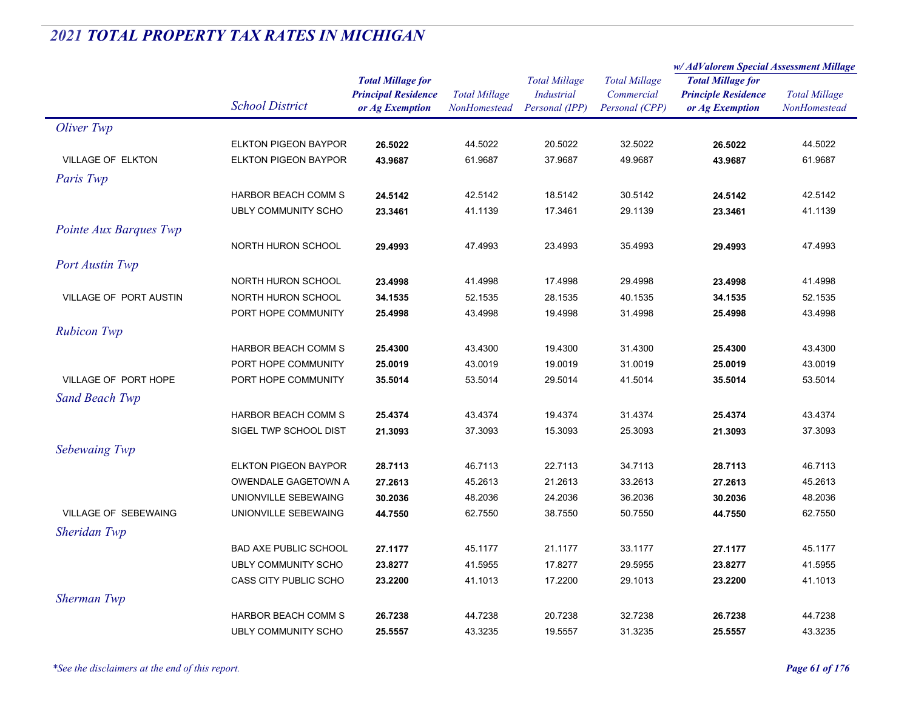# 2021 TOTAL PROPERTY TAX RATES IN MICHIGAN

| | School District | Total Millage for Principal Residence or Ag Exemption | Total Millage NonHomestead | Total Millage Industrial Personal (IPP) | Total Millage Commercial Personal (CPP) | w/ AdValorem Special Assessment Millage: Total Millage for Principle Residence or Ag Exemption | w/ AdValorem Special Assessment Millage: Total Millage NonHomestead |
|---|---|---|---|---|---|---|---|
| *Oliver Twp* | | | | | | | |
| | ELKTON PIGEON BAYPOR | **26.5022** | 44.5022 | 20.5022 | 32.5022 | **26.5022** | 44.5022 |
| VILLAGE OF ELKTON | ELKTON PIGEON BAYPOR | **43.9687** | 61.9687 | 37.9687 | 49.9687 | **43.9687** | 61.9687 |
| *Paris Twp* | | | | | | | |
| | HARBOR BEACH COMM S | **24.5142** | 42.5142 | 18.5142 | 30.5142 | **24.5142** | 42.5142 |
| | UBLY COMMUNITY SCHO | **23.3461** | 41.1139 | 17.3461 | 29.1139 | **23.3461** | 41.1139 |
| *Pointe Aux Barques Twp* | | | | | | | |
| | NORTH HURON SCHOOL | **29.4993** | 47.4993 | 23.4993 | 35.4993 | **29.4993** | 47.4993 |
| *Port Austin Twp* | | | | | | | |
| | NORTH HURON SCHOOL | **23.4998** | 41.4998 | 17.4998 | 29.4998 | **23.4998** | 41.4998 |
| VILLAGE OF PORT AUSTIN | NORTH HURON SCHOOL | **34.1535** | 52.1535 | 28.1535 | 40.1535 | **34.1535** | 52.1535 |
| | PORT HOPE COMMUNITY | **25.4998** | 43.4998 | 19.4998 | 31.4998 | **25.4998** | 43.4998 |
| *Rubicon Twp* | | | | | | | |
| | HARBOR BEACH COMM S | **25.4300** | 43.4300 | 19.4300 | 31.4300 | **25.4300** | 43.4300 |
| | PORT HOPE COMMUNITY | **25.0019** | 43.0019 | 19.0019 | 31.0019 | **25.0019** | 43.0019 |
| VILLAGE OF PORT HOPE | PORT HOPE COMMUNITY | **35.5014** | 53.5014 | 29.5014 | 41.5014 | **35.5014** | 53.5014 |
| *Sand Beach Twp* | | | | | | | |
| | HARBOR BEACH COMM S | **25.4374** | 43.4374 | 19.4374 | 31.4374 | **25.4374** | 43.4374 |
| | SIGEL TWP SCHOOL DIST | **21.3093** | 37.3093 | 15.3093 | 25.3093 | **21.3093** | 37.3093 |
| *Sebewaing Twp* | | | | | | | |
| | ELKTON PIGEON BAYPOR | **28.7113** | 46.7113 | 22.7113 | 34.7113 | **28.7113** | 46.7113 |
| | OWENDALE GAGETOWN A | **27.2613** | 45.2613 | 21.2613 | 33.2613 | **27.2613** | 45.2613 |
| | UNIONVILLE SEBEWAING | **30.2036** | 48.2036 | 24.2036 | 36.2036 | **30.2036** | 48.2036 |
| VILLAGE OF SEBEWAING | UNIONVILLE SEBEWAING | **44.7550** | 62.7550 | 38.7550 | 50.7550 | **44.7550** | 62.7550 |
| *Sheridan Twp* | | | | | | | |
| | BAD AXE PUBLIC SCHOOL | **27.1177** | 45.1177 | 21.1177 | 33.1177 | **27.1177** | 45.1177 |
| | UBLY COMMUNITY SCHO | **23.8277** | 41.5955 | 17.8277 | 29.5955 | **23.8277** | 41.5955 |
| | CASS CITY PUBLIC SCHO | **23.2200** | 41.1013 | 17.2200 | 29.1013 | **23.2200** | 41.1013 |
| *Sherman Twp* | | | | | | | |
| | HARBOR BEACH COMM S | **26.7238** | 44.7238 | 20.7238 | 32.7238 | **26.7238** | 44.7238 |
| | UBLY COMMUNITY SCHO | **25.5557** | 43.3235 | 19.5557 | 31.3235 | **25.5557** | 43.3235 |

*\*See the disclaimers at the end of this report.*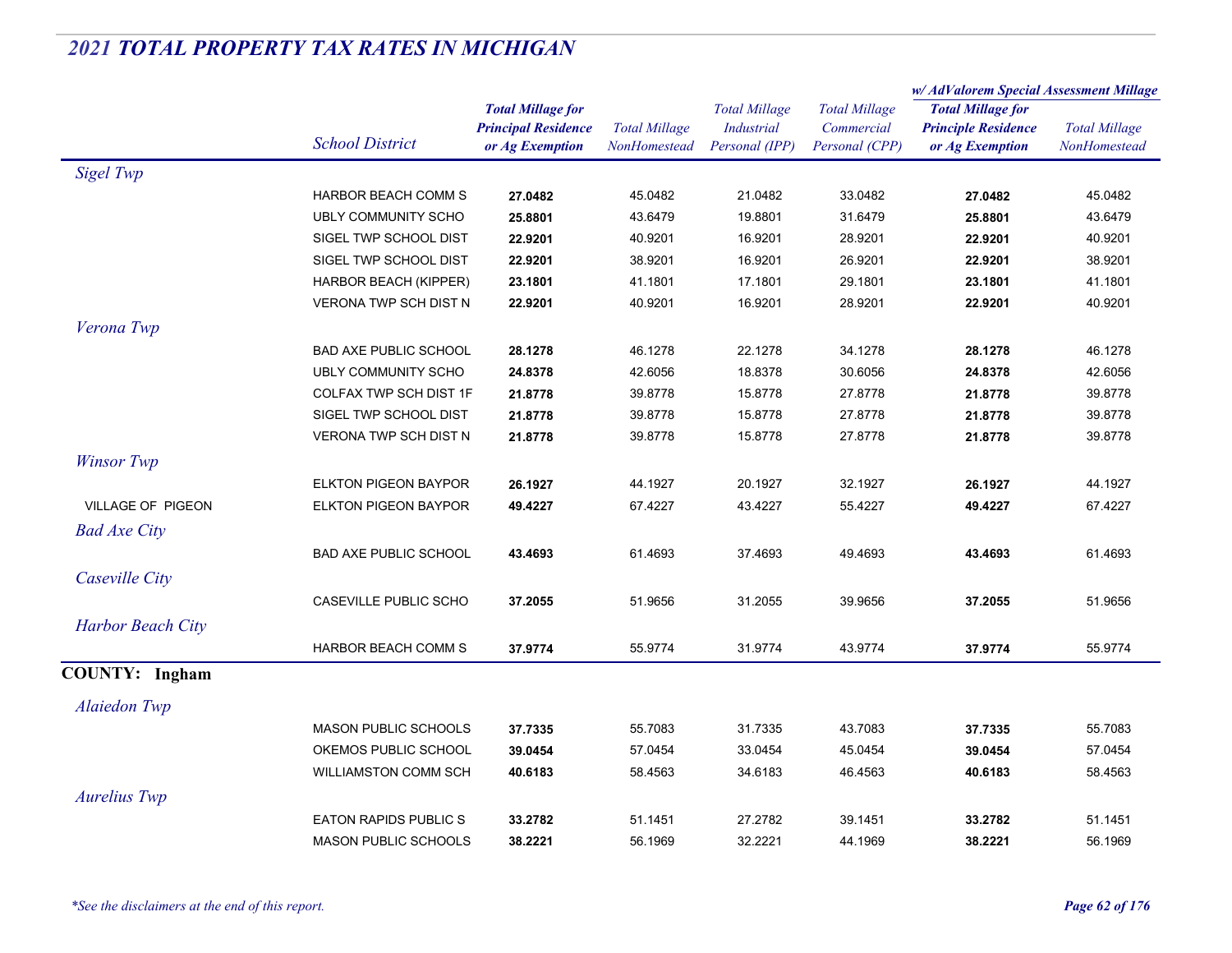## *2021 TOTAL PROPERTY TAX RATES IN MICHIGAN*

| | School District | Total Millage for Principal Residence or Ag Exemption | Total Millage NonHomestead | Total Millage Industrial Personal (IPP) | Total Millage Commercial Personal (CPP) | w/ AdValorem Special Assessment Millage: Total Millage for Principle Residence or Ag Exemption | w/ AdValorem Special Assessment Millage: Total Millage NonHomestead |
|---|---|---|---|---|---|---|---|
| *Sigel Twp* | | | | | | | |
| | HARBOR BEACH COMM S | **27.0482** | 45.0482 | 21.0482 | 33.0482 | **27.0482** | 45.0482 |
| | UBLY COMMUNITY SCHO | **25.8801** | 43.6479 | 19.8801 | 31.6479 | **25.8801** | 43.6479 |
| | SIGEL TWP SCHOOL DIST | **22.9201** | 40.9201 | 16.9201 | 28.9201 | **22.9201** | 40.9201 |
| | SIGEL TWP SCHOOL DIST | **22.9201** | 38.9201 | 16.9201 | 26.9201 | **22.9201** | 38.9201 |
| | HARBOR BEACH (KIPPER) | **23.1801** | 41.1801 | 17.1801 | 29.1801 | **23.1801** | 41.1801 |
| | VERONA TWP SCH DIST N | **22.9201** | 40.9201 | 16.9201 | 28.9201 | **22.9201** | 40.9201 |
| *Verona Twp* | | | | | | | |
| | BAD AXE PUBLIC SCHOOL | **28.1278** | 46.1278 | 22.1278 | 34.1278 | **28.1278** | 46.1278 |
| | UBLY COMMUNITY SCHO | **24.8378** | 42.6056 | 18.8378 | 30.6056 | **24.8378** | 42.6056 |
| | COLFAX TWP SCH DIST 1F | **21.8778** | 39.8778 | 15.8778 | 27.8778 | **21.8778** | 39.8778 |
| | SIGEL TWP SCHOOL DIST | **21.8778** | 39.8778 | 15.8778 | 27.8778 | **21.8778** | 39.8778 |
| | VERONA TWP SCH DIST N | **21.8778** | 39.8778 | 15.8778 | 27.8778 | **21.8778** | 39.8778 |
| *Winsor Twp* | | | | | | | |
| | ELKTON PIGEON BAYPOR | **26.1927** | 44.1927 | 20.1927 | 32.1927 | **26.1927** | 44.1927 |
| VILLAGE OF PIGEON | ELKTON PIGEON BAYPOR | **49.4227** | 67.4227 | 43.4227 | 55.4227 | **49.4227** | 67.4227 |
| *Bad Axe City* | | | | | | | |
| | BAD AXE PUBLIC SCHOOL | **43.4693** | 61.4693 | 37.4693 | 49.4693 | **43.4693** | 61.4693 |
| *Caseville City* | | | | | | | |
| | CASEVILLE PUBLIC SCHO | **37.2055** | 51.9656 | 31.2055 | 39.9656 | **37.2055** | 51.9656 |
| *Harbor Beach City* | | | | | | | |
| | HARBOR BEACH COMM S | **37.9774** | 55.9774 | 31.9774 | 43.9774 | **37.9774** | 55.9774 |

### COUNTY: Ingham

| | School District | Total Millage for Principal Residence or Ag Exemption | Total Millage NonHomestead | Total Millage Industrial Personal (IPP) | Total Millage Commercial Personal (CPP) | w/ AdValorem Special Assessment Millage: Total Millage for Principle Residence or Ag Exemption | w/ AdValorem Special Assessment Millage: Total Millage NonHomestead |
|---|---|---|---|---|---|---|---|
| *Alaiedon Twp* | | | | | | | |
| | MASON PUBLIC SCHOOLS | **37.7335** | 55.7083 | 31.7335 | 43.7083 | **37.7335** | 55.7083 |
| | OKEMOS PUBLIC SCHOOL | **39.0454** | 57.0454 | 33.0454 | 45.0454 | **39.0454** | 57.0454 |
| | WILLIAMSTON COMM SCH | **40.6183** | 58.4563 | 34.6183 | 46.4563 | **40.6183** | 58.4563 |
| *Aurelius Twp* | | | | | | | |
| | EATON RAPIDS PUBLIC S | **33.2782** | 51.1451 | 27.2782 | 39.1451 | **33.2782** | 51.1451 |
| | MASON PUBLIC SCHOOLS | **38.2221** | 56.1969 | 32.2221 | 44.1969 | **38.2221** | 56.1969 |

*\*See the disclaimers at the end of this report.*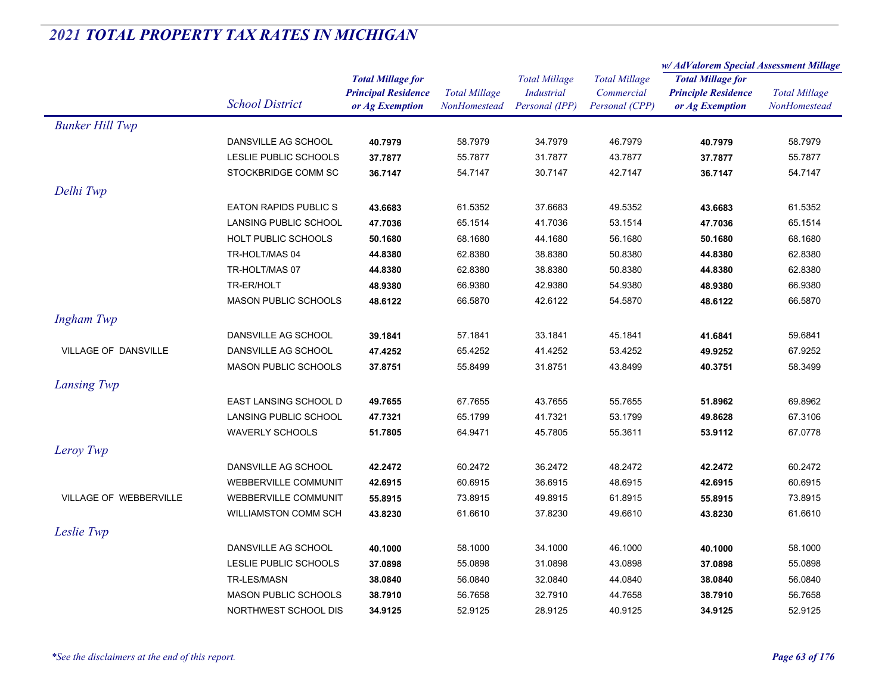## *2021 TOTAL PROPERTY TAX RATES IN MICHIGAN*

| | School District | Total Millage for Principal Residence or Ag Exemption | Total Millage NonHomestead | Total Millage Industrial Personal (IPP) | Total Millage Commercial Personal (CPP) | w/ AdValorem Special Assessment Millage: Total Millage for Principle Residence or Ag Exemption | w/ AdValorem Special Assessment Millage: Total Millage NonHomestead |
|---|---|---|---|---|---|---|---|
| *Bunker Hill Twp* | | | | | | | |
| | DANSVILLE AG SCHOOL | **40.7979** | 58.7979 | 34.7979 | 46.7979 | **40.7979** | 58.7979 |
| | LESLIE PUBLIC SCHOOLS | **37.7877** | 55.7877 | 31.7877 | 43.7877 | **37.7877** | 55.7877 |
| | STOCKBRIDGE COMM SC | **36.7147** | 54.7147 | 30.7147 | 42.7147 | **36.7147** | 54.7147 |
| *Delhi Twp* | | | | | | | |
| | EATON RAPIDS PUBLIC S | **43.6683** | 61.5352 | 37.6683 | 49.5352 | **43.6683** | 61.5352 |
| | LANSING PUBLIC SCHOOL | **47.7036** | 65.1514 | 41.7036 | 53.1514 | **47.7036** | 65.1514 |
| | HOLT PUBLIC SCHOOLS | **50.1680** | 68.1680 | 44.1680 | 56.1680 | **50.1680** | 68.1680 |
| | TR-HOLT/MAS 04 | **44.8380** | 62.8380 | 38.8380 | 50.8380 | **44.8380** | 62.8380 |
| | TR-HOLT/MAS 07 | **44.8380** | 62.8380 | 38.8380 | 50.8380 | **44.8380** | 62.8380 |
| | TR-ER/HOLT | **48.9380** | 66.9380 | 42.9380 | 54.9380 | **48.9380** | 66.9380 |
| | MASON PUBLIC SCHOOLS | **48.6122** | 66.5870 | 42.6122 | 54.5870 | **48.6122** | 66.5870 |
| *Ingham Twp* | | | | | | | |
| | DANSVILLE AG SCHOOL | **39.1841** | 57.1841 | 33.1841 | 45.1841 | **41.6841** | 59.6841 |
| VILLAGE OF DANSVILLE | DANSVILLE AG SCHOOL | **47.4252** | 65.4252 | 41.4252 | 53.4252 | **49.9252** | 67.9252 |
| | MASON PUBLIC SCHOOLS | **37.8751** | 55.8499 | 31.8751 | 43.8499 | **40.3751** | 58.3499 |
| *Lansing Twp* | | | | | | | |
| | EAST LANSING SCHOOL D | **49.7655** | 67.7655 | 43.7655 | 55.7655 | **51.8962** | 69.8962 |
| | LANSING PUBLIC SCHOOL | **47.7321** | 65.1799 | 41.7321 | 53.1799 | **49.8628** | 67.3106 |
| | WAVERLY SCHOOLS | **51.7805** | 64.9471 | 45.7805 | 55.3611 | **53.9112** | 67.0778 |
| *Leroy Twp* | | | | | | | |
| | DANSVILLE AG SCHOOL | **42.2472** | 60.2472 | 36.2472 | 48.2472 | **42.2472** | 60.2472 |
| | WEBBERVILLE COMMUNIT | **42.6915** | 60.6915 | 36.6915 | 48.6915 | **42.6915** | 60.6915 |
| VILLAGE OF WEBBERVILLE | WEBBERVILLE COMMUNIT | **55.8915** | 73.8915 | 49.8915 | 61.8915 | **55.8915** | 73.8915 |
| | WILLIAMSTON COMM SCH | **43.8230** | 61.6610 | 37.8230 | 49.6610 | **43.8230** | 61.6610 |
| *Leslie Twp* | | | | | | | |
| | DANSVILLE AG SCHOOL | **40.1000** | 58.1000 | 34.1000 | 46.1000 | **40.1000** | 58.1000 |
| | LESLIE PUBLIC SCHOOLS | **37.0898** | 55.0898 | 31.0898 | 43.0898 | **37.0898** | 55.0898 |
| | TR-LES/MASN | **38.0840** | 56.0840 | 32.0840 | 44.0840 | **38.0840** | 56.0840 |
| | MASON PUBLIC SCHOOLS | **38.7910** | 56.7658 | 32.7910 | 44.7658 | **38.7910** | 56.7658 |
| | NORTHWEST SCHOOL DIS | **34.9125** | 52.9125 | 28.9125 | 40.9125 | **34.9125** | 52.9125 |

*\*See the disclaimers at the end of this report.*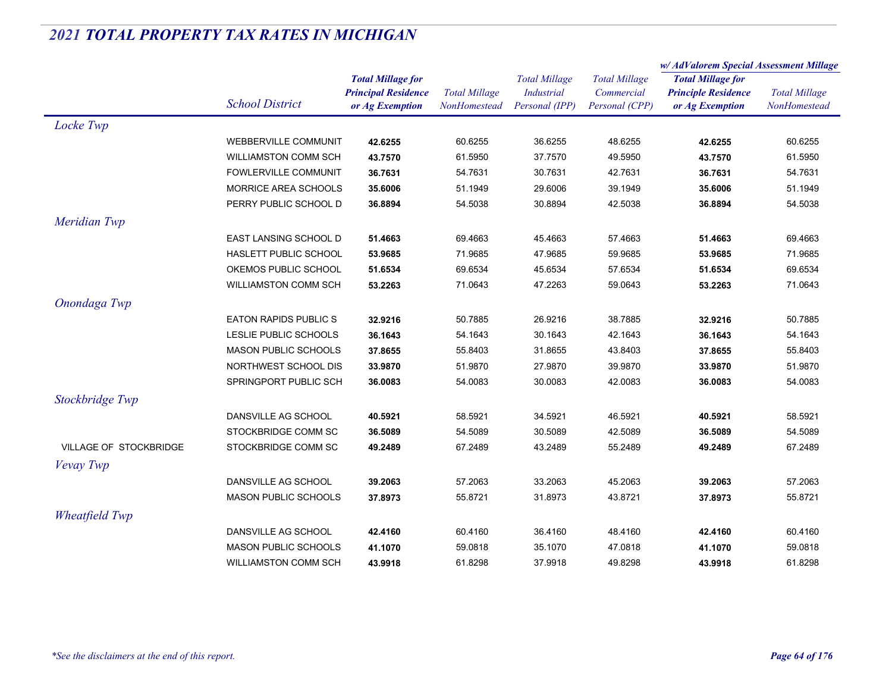# *2021 TOTAL PROPERTY TAX RATES IN MICHIGAN*

| | School District | Total Millage for Principal Residence or Ag Exemption | Total Millage NonHomestead | Total Millage Industrial Personal (IPP) | Total Millage Commercial Personal (CPP) | w/ AdValorem Special Assessment Millage: Total Millage for Principle Residence or Ag Exemption | w/ AdValorem Special Assessment Millage: Total Millage NonHomestead |
|---|---|---|---|---|---|---|---|
| ***Locke Twp*** | | | | | | | |
| | WEBBERVILLE COMMUNIT | **42.6255** | 60.6255 | 36.6255 | 48.6255 | **42.6255** | 60.6255 |
| | WILLIAMSTON COMM SCH | **43.7570** | 61.5950 | 37.7570 | 49.5950 | **43.7570** | 61.5950 |
| | FOWLERVILLE COMMUNIT | **36.7631** | 54.7631 | 30.7631 | 42.7631 | **36.7631** | 54.7631 |
| | MORRICE AREA SCHOOLS | **35.6006** | 51.1949 | 29.6006 | 39.1949 | **35.6006** | 51.1949 |
| | PERRY PUBLIC SCHOOL D | **36.8894** | 54.5038 | 30.8894 | 42.5038 | **36.8894** | 54.5038 |
| ***Meridian Twp*** | | | | | | | |
| | EAST LANSING SCHOOL D | **51.4663** | 69.4663 | 45.4663 | 57.4663 | **51.4663** | 69.4663 |
| | HASLETT PUBLIC SCHOOL | **53.9685** | 71.9685 | 47.9685 | 59.9685 | **53.9685** | 71.9685 |
| | OKEMOS PUBLIC SCHOOL | **51.6534** | 69.6534 | 45.6534 | 57.6534 | **51.6534** | 69.6534 |
| | WILLIAMSTON COMM SCH | **53.2263** | 71.0643 | 47.2263 | 59.0643 | **53.2263** | 71.0643 |
| ***Onondaga Twp*** | | | | | | | |
| | EATON RAPIDS PUBLIC S | **32.9216** | 50.7885 | 26.9216 | 38.7885 | **32.9216** | 50.7885 |
| | LESLIE PUBLIC SCHOOLS | **36.1643** | 54.1643 | 30.1643 | 42.1643 | **36.1643** | 54.1643 |
| | MASON PUBLIC SCHOOLS | **37.8655** | 55.8403 | 31.8655 | 43.8403 | **37.8655** | 55.8403 |
| | NORTHWEST SCHOOL DIS | **33.9870** | 51.9870 | 27.9870 | 39.9870 | **33.9870** | 51.9870 |
| | SPRINGPORT PUBLIC SCH | **36.0083** | 54.0083 | 30.0083 | 42.0083 | **36.0083** | 54.0083 |
| ***Stockbridge Twp*** | | | | | | | |
| | DANSVILLE AG SCHOOL | **40.5921** | 58.5921 | 34.5921 | 46.5921 | **40.5921** | 58.5921 |
| | STOCKBRIDGE COMM SC | **36.5089** | 54.5089 | 30.5089 | 42.5089 | **36.5089** | 54.5089 |
| VILLAGE OF STOCKBRIDGE | STOCKBRIDGE COMM SC | **49.2489** | 67.2489 | 43.2489 | 55.2489 | **49.2489** | 67.2489 |
| ***Vevay Twp*** | | | | | | | |
| | DANSVILLE AG SCHOOL | **39.2063** | 57.2063 | 33.2063 | 45.2063 | **39.2063** | 57.2063 |
| | MASON PUBLIC SCHOOLS | **37.8973** | 55.8721 | 31.8973 | 43.8721 | **37.8973** | 55.8721 |
| ***Wheatfield Twp*** | | | | | | | |
| | DANSVILLE AG SCHOOL | **42.4160** | 60.4160 | 36.4160 | 48.4160 | **42.4160** | 60.4160 |
| | MASON PUBLIC SCHOOLS | **41.1070** | 59.0818 | 35.1070 | 47.0818 | **41.1070** | 59.0818 |
| | WILLIAMSTON COMM SCH | **43.9918** | 61.8298 | 37.9918 | 49.8298 | **43.9918** | 61.8298 |

*\*See the disclaimers at the end of this report.*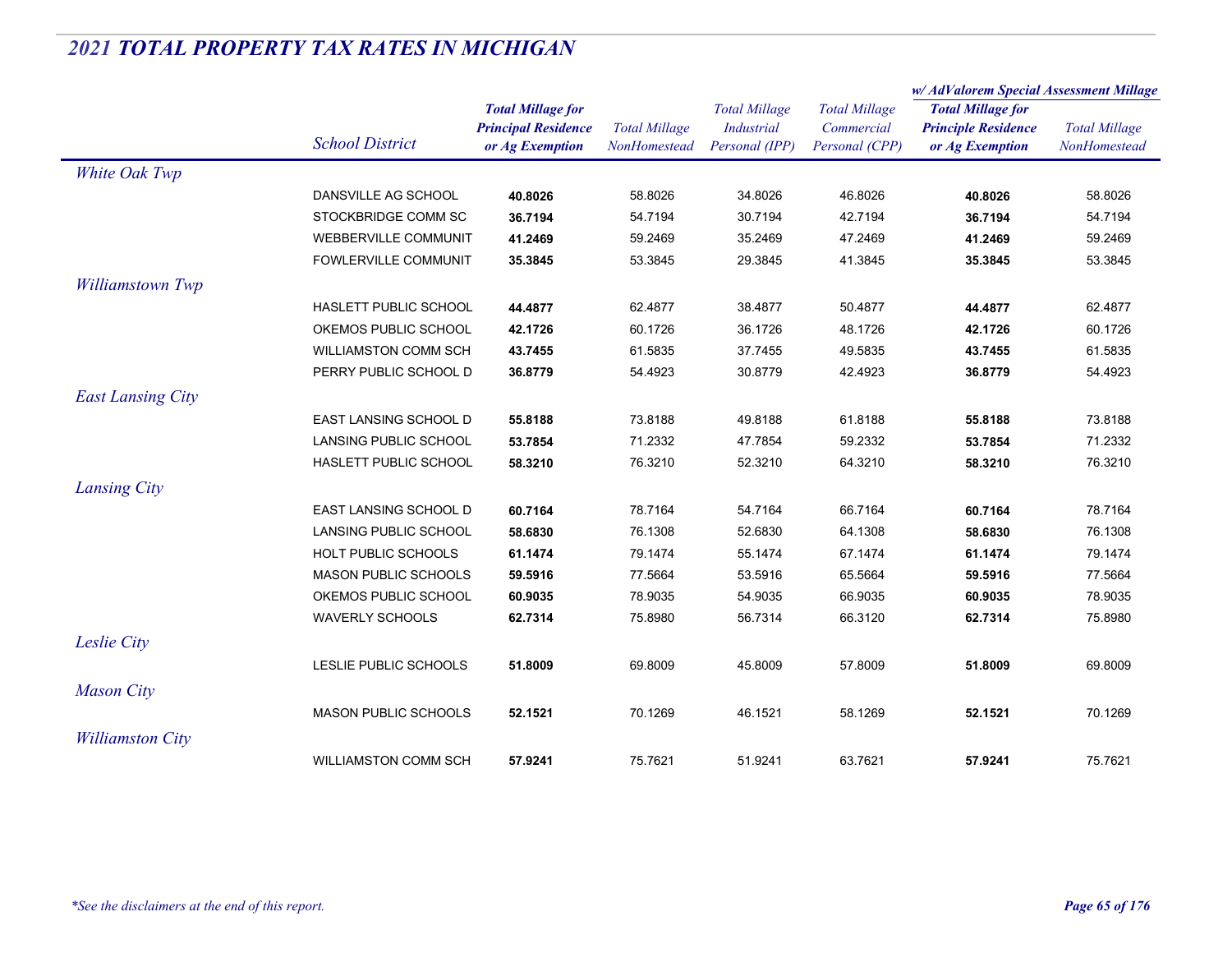## *2021 TOTAL PROPERTY TAX RATES IN MICHIGAN*

| | School District | Total Millage for Principal Residence or Ag Exemption | Total Millage NonHomestead | Total Millage Industrial Personal (IPP) | Total Millage Commercial Personal (CPP) | w/ AdValorem Special Assessment Millage: Total Millage for Principle Residence or Ag Exemption | w/ AdValorem Special Assessment Millage: Total Millage NonHomestead |
|---|---|---|---|---|---|---|---|
| *White Oak Twp* | | | | | | | |
| | DANSVILLE AG SCHOOL | **40.8026** | 58.8026 | 34.8026 | 46.8026 | **40.8026** | 58.8026 |
| | STOCKBRIDGE COMM SC | **36.7194** | 54.7194 | 30.7194 | 42.7194 | **36.7194** | 54.7194 |
| | WEBBERVILLE COMMUNIT | **41.2469** | 59.2469 | 35.2469 | 47.2469 | **41.2469** | 59.2469 |
| | FOWLERVILLE COMMUNIT | **35.3845** | 53.3845 | 29.3845 | 41.3845 | **35.3845** | 53.3845 |
| *Williamstown Twp* | | | | | | | |
| | HASLETT PUBLIC SCHOOL | **44.4877** | 62.4877 | 38.4877 | 50.4877 | **44.4877** | 62.4877 |
| | OKEMOS PUBLIC SCHOOL | **42.1726** | 60.1726 | 36.1726 | 48.1726 | **42.1726** | 60.1726 |
| | WILLIAMSTON COMM SCH | **43.7455** | 61.5835 | 37.7455 | 49.5835 | **43.7455** | 61.5835 |
| | PERRY PUBLIC SCHOOL D | **36.8779** | 54.4923 | 30.8779 | 42.4923 | **36.8779** | 54.4923 |
| *East Lansing City* | | | | | | | |
| | EAST LANSING SCHOOL D | **55.8188** | 73.8188 | 49.8188 | 61.8188 | **55.8188** | 73.8188 |
| | LANSING PUBLIC SCHOOL | **53.7854** | 71.2332 | 47.7854 | 59.2332 | **53.7854** | 71.2332 |
| | HASLETT PUBLIC SCHOOL | **58.3210** | 76.3210 | 52.3210 | 64.3210 | **58.3210** | 76.3210 |
| *Lansing City* | | | | | | | |
| | EAST LANSING SCHOOL D | **60.7164** | 78.7164 | 54.7164 | 66.7164 | **60.7164** | 78.7164 |
| | LANSING PUBLIC SCHOOL | **58.6830** | 76.1308 | 52.6830 | 64.1308 | **58.6830** | 76.1308 |
| | HOLT PUBLIC SCHOOLS | **61.1474** | 79.1474 | 55.1474 | 67.1474 | **61.1474** | 79.1474 |
| | MASON PUBLIC SCHOOLS | **59.5916** | 77.5664 | 53.5916 | 65.5664 | **59.5916** | 77.5664 |
| | OKEMOS PUBLIC SCHOOL | **60.9035** | 78.9035 | 54.9035 | 66.9035 | **60.9035** | 78.9035 |
| | WAVERLY SCHOOLS | **62.7314** | 75.8980 | 56.7314 | 66.3120 | **62.7314** | 75.8980 |
| *Leslie City* | | | | | | | |
| | LESLIE PUBLIC SCHOOLS | **51.8009** | 69.8009 | 45.8009 | 57.8009 | **51.8009** | 69.8009 |
| *Mason City* | | | | | | | |
| | MASON PUBLIC SCHOOLS | **52.1521** | 70.1269 | 46.1521 | 58.1269 | **52.1521** | 70.1269 |
| *Williamston City* | | | | | | | |
| | WILLIAMSTON COMM SCH | **57.9241** | 75.7621 | 51.9241 | 63.7621 | **57.9241** | 75.7621 |

*\*See the disclaimers at the end of this report.*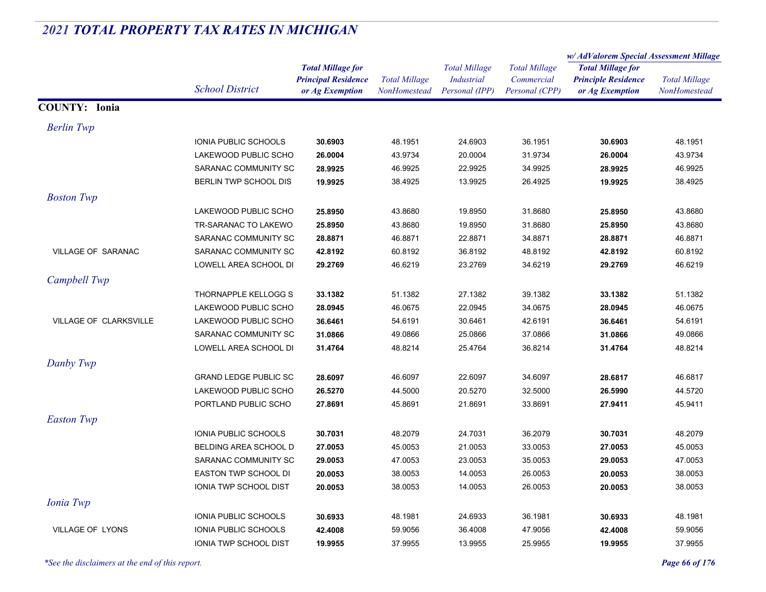## *2021 TOTAL PROPERTY TAX RATES IN MICHIGAN*

| | School District | Total Millage for Principal Residence or Ag Exemption | Total Millage NonHomestead | Total Millage Industrial Personal (IPP) | Total Millage Commercial Personal (CPP) | w/ AdValorem Special Assessment Millage: Total Millage for Principle Residence or Ag Exemption | w/ AdValorem Special Assessment Millage: Total Millage NonHomestead |
|---|---|---|---|---|---|---|---|
| **COUNTY: Ionia** | | | | | | | |
| *Berlin Twp* | | | | | | | |
| | IONIA PUBLIC SCHOOLS | **30.6903** | 48.1951 | 24.6903 | 36.1951 | **30.6903** | 48.1951 |
| | LAKEWOOD PUBLIC SCHO | **26.0004** | 43.9734 | 20.0004 | 31.9734 | **26.0004** | 43.9734 |
| | SARANAC COMMUNITY SC | **28.9925** | 46.9925 | 22.9925 | 34.9925 | **28.9925** | 46.9925 |
| | BERLIN TWP SCHOOL DIS | **19.9925** | 38.4925 | 13.9925 | 26.4925 | **19.9925** | 38.4925 |
| *Boston Twp* | | | | | | | |
| | LAKEWOOD PUBLIC SCHO | **25.8950** | 43.8680 | 19.8950 | 31.8680 | **25.8950** | 43.8680 |
| | TR-SARANAC TO LAKEWO | **25.8950** | 43.8680 | 19.8950 | 31.8680 | **25.8950** | 43.8680 |
| | SARANAC COMMUNITY SC | **28.8871** | 46.8871 | 22.8871 | 34.8871 | **28.8871** | 46.8871 |
| VILLAGE OF SARANAC | SARANAC COMMUNITY SC | **42.8192** | 60.8192 | 36.8192 | 48.8192 | **42.8192** | 60.8192 |
| | LOWELL AREA SCHOOL DI | **29.2769** | 46.6219 | 23.2769 | 34.6219 | **29.2769** | 46.6219 |
| *Campbell Twp* | | | | | | | |
| | THORNAPPLE KELLOGG S | **33.1382** | 51.1382 | 27.1382 | 39.1382 | **33.1382** | 51.1382 |
| | LAKEWOOD PUBLIC SCHO | **28.0945** | 46.0675 | 22.0945 | 34.0675 | **28.0945** | 46.0675 |
| VILLAGE OF CLARKSVILLE | LAKEWOOD PUBLIC SCHO | **36.6461** | 54.6191 | 30.6461 | 42.6191 | **36.6461** | 54.6191 |
| | SARANAC COMMUNITY SC | **31.0866** | 49.0866 | 25.0866 | 37.0866 | **31.0866** | 49.0866 |
| | LOWELL AREA SCHOOL DI | **31.4764** | 48.8214 | 25.4764 | 36.8214 | **31.4764** | 48.8214 |
| *Danby Twp* | | | | | | | |
| | GRAND LEDGE PUBLIC SC | **28.6097** | 46.6097 | 22.6097 | 34.6097 | **28.6817** | 46.6817 |
| | LAKEWOOD PUBLIC SCHO | **26.5270** | 44.5000 | 20.5270 | 32.5000 | **26.5990** | 44.5720 |
| | PORTLAND PUBLIC SCHO | **27.8691** | 45.8691 | 21.8691 | 33.8691 | **27.9411** | 45.9411 |
| *Easton Twp* | | | | | | | |
| | IONIA PUBLIC SCHOOLS | **30.7031** | 48.2079 | 24.7031 | 36.2079 | **30.7031** | 48.2079 |
| | BELDING AREA SCHOOL D | **27.0053** | 45.0053 | 21.0053 | 33.0053 | **27.0053** | 45.0053 |
| | SARANAC COMMUNITY SC | **29.0053** | 47.0053 | 23.0053 | 35.0053 | **29.0053** | 47.0053 |
| | EASTON TWP SCHOOL DI | **20.0053** | 38.0053 | 14.0053 | 26.0053 | **20.0053** | 38.0053 |
| | IONIA TWP SCHOOL DIST | **20.0053** | 38.0053 | 14.0053 | 26.0053 | **20.0053** | 38.0053 |
| *Ionia Twp* | | | | | | | |
| | IONIA PUBLIC SCHOOLS | **30.6933** | 48.1981 | 24.6933 | 36.1981 | **30.6933** | 48.1981 |
| VILLAGE OF LYONS | IONIA PUBLIC SCHOOLS | **42.4008** | 59.9056 | 36.4008 | 47.9056 | **42.4008** | 59.9056 |
| | IONIA TWP SCHOOL DIST | **19.9955** | 37.9955 | 13.9955 | 25.9955 | **19.9955** | 37.9955 |

*\*See the disclaimers at the end of this report.*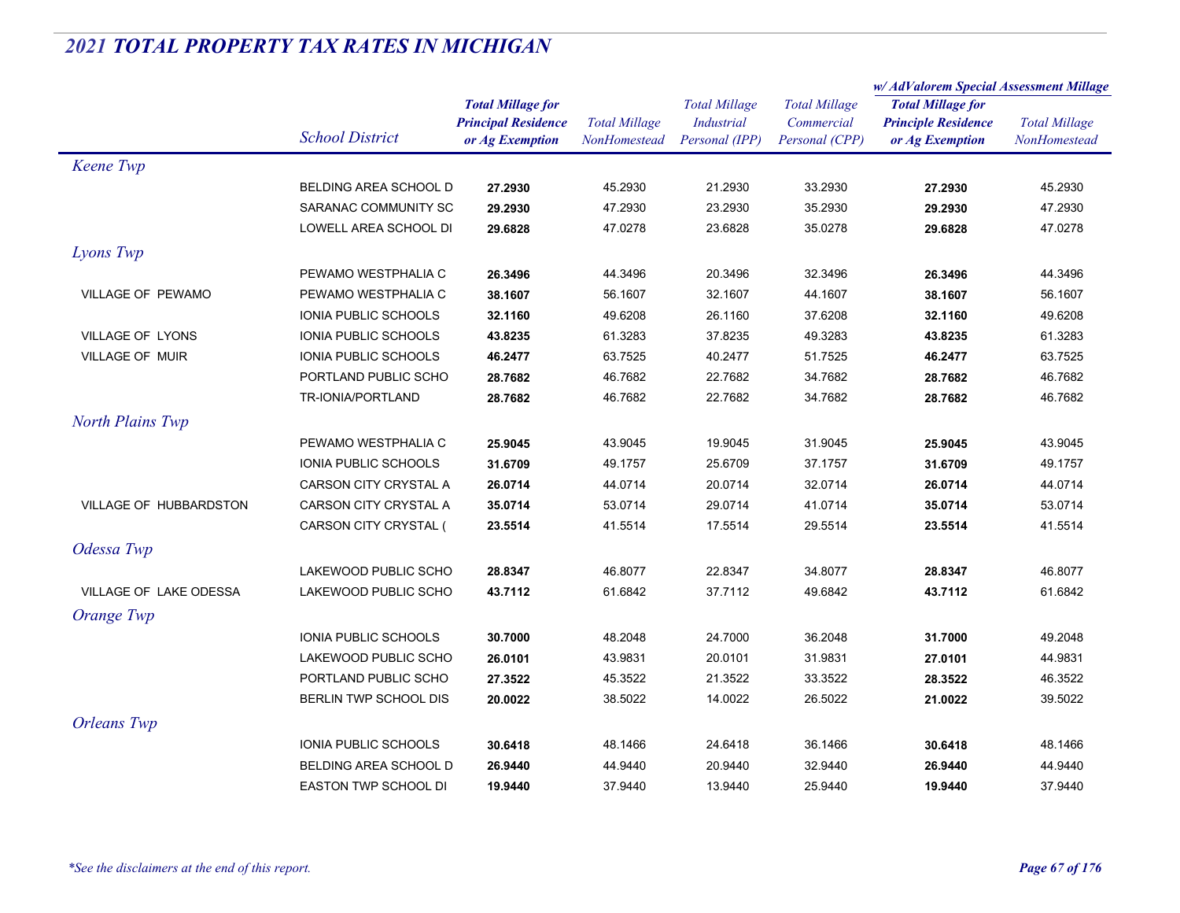## 2021 TOTAL PROPERTY TAX RATES IN MICHIGAN

| | School District | Total Millage for Principal Residence or Ag Exemption | Total Millage NonHomestead | Total Millage Industrial Personal (IPP) | Total Millage Commercial Personal (CPP) | w/ AdValorem Special Assessment Millage: Total Millage for Principle Residence or Ag Exemption | w/ AdValorem Special Assessment Millage: Total Millage NonHomestead |
|---|---|---|---|---|---|---|---|
| *Keene Twp* | | | | | | | |
| | BELDING AREA SCHOOL D | **27.2930** | 45.2930 | 21.2930 | 33.2930 | **27.2930** | 45.2930 |
| | SARANAC COMMUNITY SC | **29.2930** | 47.2930 | 23.2930 | 35.2930 | **29.2930** | 47.2930 |
| | LOWELL AREA SCHOOL DI | **29.6828** | 47.0278 | 23.6828 | 35.0278 | **29.6828** | 47.0278 |
| *Lyons Twp* | | | | | | | |
| | PEWAMO WESTPHALIA C | **26.3496** | 44.3496 | 20.3496 | 32.3496 | **26.3496** | 44.3496 |
| VILLAGE OF PEWAMO | PEWAMO WESTPHALIA C | **38.1607** | 56.1607 | 32.1607 | 44.1607 | **38.1607** | 56.1607 |
| | IONIA PUBLIC SCHOOLS | **32.1160** | 49.6208 | 26.1160 | 37.6208 | **32.1160** | 49.6208 |
| VILLAGE OF LYONS | IONIA PUBLIC SCHOOLS | **43.8235** | 61.3283 | 37.8235 | 49.3283 | **43.8235** | 61.3283 |
| VILLAGE OF MUIR | IONIA PUBLIC SCHOOLS | **46.2477** | 63.7525 | 40.2477 | 51.7525 | **46.2477** | 63.7525 |
| | PORTLAND PUBLIC SCHO | **28.7682** | 46.7682 | 22.7682 | 34.7682 | **28.7682** | 46.7682 |
| | TR-IONIA/PORTLAND | **28.7682** | 46.7682 | 22.7682 | 34.7682 | **28.7682** | 46.7682 |
| *North Plains Twp* | | | | | | | |
| | PEWAMO WESTPHALIA C | **25.9045** | 43.9045 | 19.9045 | 31.9045 | **25.9045** | 43.9045 |
| | IONIA PUBLIC SCHOOLS | **31.6709** | 49.1757 | 25.6709 | 37.1757 | **31.6709** | 49.1757 |
| | CARSON CITY CRYSTAL A | **26.0714** | 44.0714 | 20.0714 | 32.0714 | **26.0714** | 44.0714 |
| VILLAGE OF HUBBARDSTON | CARSON CITY CRYSTAL A | **35.0714** | 53.0714 | 29.0714 | 41.0714 | **35.0714** | 53.0714 |
| | CARSON CITY CRYSTAL ( | **23.5514** | 41.5514 | 17.5514 | 29.5514 | **23.5514** | 41.5514 |
| *Odessa Twp* | | | | | | | |
| | LAKEWOOD PUBLIC SCHO | **28.8347** | 46.8077 | 22.8347 | 34.8077 | **28.8347** | 46.8077 |
| VILLAGE OF LAKE ODESSA | LAKEWOOD PUBLIC SCHO | **43.7112** | 61.6842 | 37.7112 | 49.6842 | **43.7112** | 61.6842 |
| *Orange Twp* | | | | | | | |
| | IONIA PUBLIC SCHOOLS | **30.7000** | 48.2048 | 24.7000 | 36.2048 | **31.7000** | 49.2048 |
| | LAKEWOOD PUBLIC SCHO | **26.0101** | 43.9831 | 20.0101 | 31.9831 | **27.0101** | 44.9831 |
| | PORTLAND PUBLIC SCHO | **27.3522** | 45.3522 | 21.3522 | 33.3522 | **28.3522** | 46.3522 |
| | BERLIN TWP SCHOOL DIS | **20.0022** | 38.5022 | 14.0022 | 26.5022 | **21.0022** | 39.5022 |
| *Orleans Twp* | | | | | | | |
| | IONIA PUBLIC SCHOOLS | **30.6418** | 48.1466 | 24.6418 | 36.1466 | **30.6418** | 48.1466 |
| | BELDING AREA SCHOOL D | **26.9440** | 44.9440 | 20.9440 | 32.9440 | **26.9440** | 44.9440 |
| | EASTON TWP SCHOOL DI | **19.9440** | 37.9440 | 13.9440 | 25.9440 | **19.9440** | 37.9440 |

*\*See the disclaimers at the end of this report.*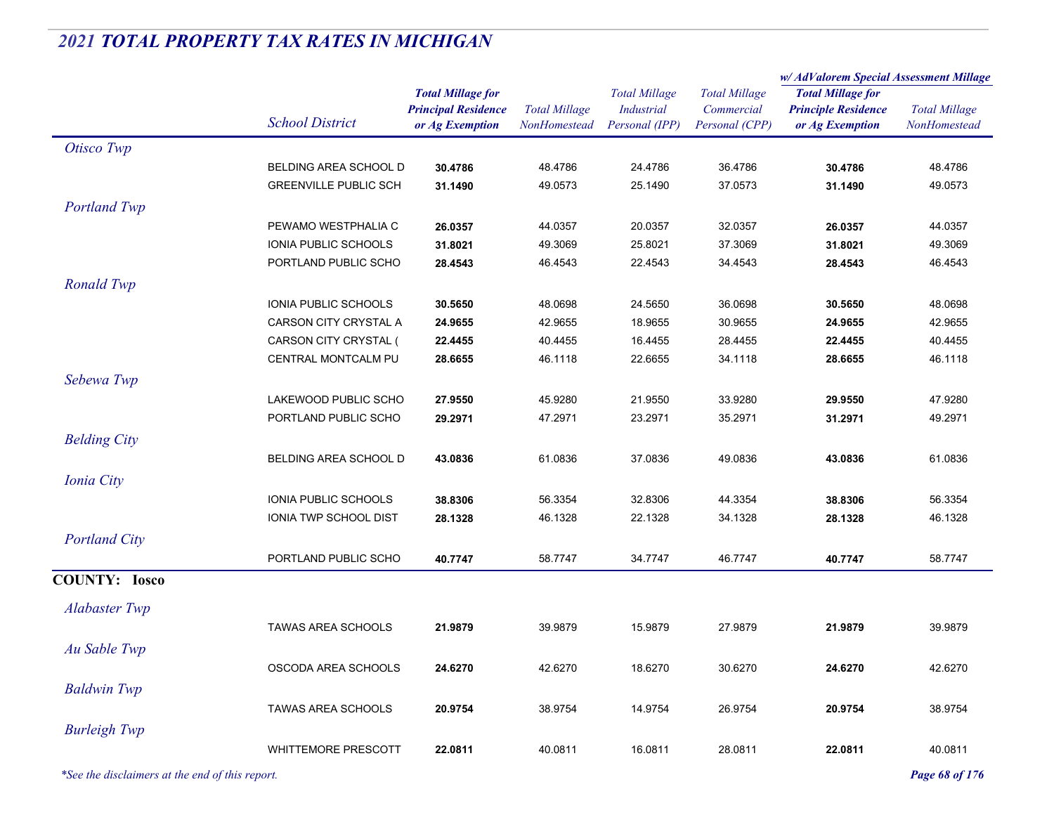## 2021 TOTAL PROPERTY TAX RATES IN MICHIGAN

| | School District | Total Millage for Principal Residence or Ag Exemption | Total Millage NonHomestead | Total Millage Industrial Personal (IPP) | Total Millage Commercial Personal (CPP) | w/ AdValorem Special Assessment Millage: Total Millage for Principle Residence or Ag Exemption | w/ AdValorem Special Assessment Millage: Total Millage NonHomestead |
|---|---|---|---|---|---|---|---|
| *Otisco Twp* | | | | | | | |
| | BELDING AREA SCHOOL D | **30.4786** | 48.4786 | 24.4786 | 36.4786 | **30.4786** | 48.4786 |
| | GREENVILLE PUBLIC SCH | **31.1490** | 49.0573 | 25.1490 | 37.0573 | **31.1490** | 49.0573 |
| *Portland Twp* | | | | | | | |
| | PEWAMO WESTPHALIA C | **26.0357** | 44.0357 | 20.0357 | 32.0357 | **26.0357** | 44.0357 |
| | IONIA PUBLIC SCHOOLS | **31.8021** | 49.3069 | 25.8021 | 37.3069 | **31.8021** | 49.3069 |
| | PORTLAND PUBLIC SCHO | **28.4543** | 46.4543 | 22.4543 | 34.4543 | **28.4543** | 46.4543 |
| *Ronald Twp* | | | | | | | |
| | IONIA PUBLIC SCHOOLS | **30.5650** | 48.0698 | 24.5650 | 36.0698 | **30.5650** | 48.0698 |
| | CARSON CITY CRYSTAL A | **24.9655** | 42.9655 | 18.9655 | 30.9655 | **24.9655** | 42.9655 |
| | CARSON CITY CRYSTAL ( | **22.4455** | 40.4455 | 16.4455 | 28.4455 | **22.4455** | 40.4455 |
| | CENTRAL MONTCALM PU | **28.6655** | 46.1118 | 22.6655 | 34.1118 | **28.6655** | 46.1118 |
| *Sebewa Twp* | | | | | | | |
| | LAKEWOOD PUBLIC SCHO | **27.9550** | 45.9280 | 21.9550 | 33.9280 | **29.9550** | 47.9280 |
| | PORTLAND PUBLIC SCHO | **29.2971** | 47.2971 | 23.2971 | 35.2971 | **31.2971** | 49.2971 |
| *Belding City* | | | | | | | |
| | BELDING AREA SCHOOL D | **43.0836** | 61.0836 | 37.0836 | 49.0836 | **43.0836** | 61.0836 |
| *Ionia City* | | | | | | | |
| | IONIA PUBLIC SCHOOLS | **38.8306** | 56.3354 | 32.8306 | 44.3354 | **38.8306** | 56.3354 |
| | IONIA TWP SCHOOL DIST | **28.1328** | 46.1328 | 22.1328 | 34.1328 | **28.1328** | 46.1328 |
| *Portland City* | | | | | | | |
| | PORTLAND PUBLIC SCHO | **40.7747** | 58.7747 | 34.7747 | 46.7747 | **40.7747** | 58.7747 |

### COUNTY: Iosco

| | School District | Total Millage for Principal Residence or Ag Exemption | Total Millage NonHomestead | Total Millage Industrial Personal (IPP) | Total Millage Commercial Personal (CPP) | w/ AdValorem Special Assessment Millage: Total Millage for Principle Residence or Ag Exemption | w/ AdValorem Special Assessment Millage: Total Millage NonHomestead |
|---|---|---|---|---|---|---|---|
| *Alabaster Twp* | | | | | | | |
| | TAWAS AREA SCHOOLS | **21.9879** | 39.9879 | 15.9879 | 27.9879 | **21.9879** | 39.9879 |
| *Au Sable Twp* | | | | | | | |
| | OSCODA AREA SCHOOLS | **24.6270** | 42.6270 | 18.6270 | 30.6270 | **24.6270** | 42.6270 |
| *Baldwin Twp* | | | | | | | |
| | TAWAS AREA SCHOOLS | **20.9754** | 38.9754 | 14.9754 | 26.9754 | **20.9754** | 38.9754 |
| *Burleigh Twp* | | | | | | | |
| | WHITTEMORE PRESCOTT | **22.0811** | 40.0811 | 16.0811 | 28.0811 | **22.0811** | 40.0811 |

*\*See the disclaimers at the end of this report.*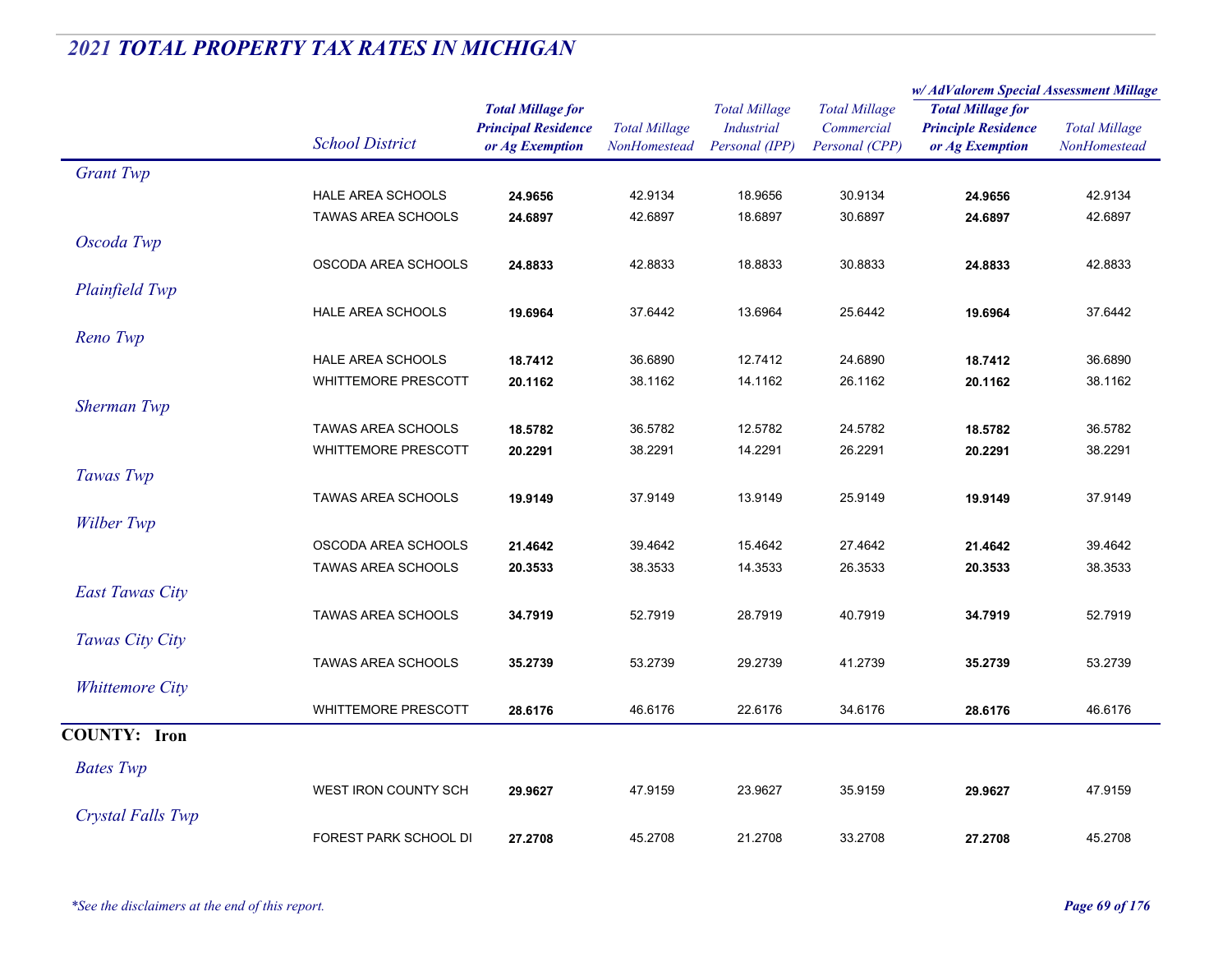# 2021 TOTAL PROPERTY TAX RATES IN MICHIGAN

| | School District | Total Millage for Principal Residence or Ag Exemption | Total Millage NonHomestead | Total Millage Industrial Personal (IPP) | Total Millage Commercial Personal (CPP) | w/ AdValorem Special Assessment Millage: Total Millage for Principle Residence or Ag Exemption | w/ AdValorem Special Assessment Millage: Total Millage NonHomestead |
|---|---|---|---|---|---|---|---|
| *Grant Twp* | | | | | | | |
| | HALE AREA SCHOOLS | **24.9656** | 42.9134 | 18.9656 | 30.9134 | **24.9656** | 42.9134 |
| | TAWAS AREA SCHOOLS | **24.6897** | 42.6897 | 18.6897 | 30.6897 | **24.6897** | 42.6897 |
| *Oscoda Twp* | | | | | | | |
| | OSCODA AREA SCHOOLS | **24.8833** | 42.8833 | 18.8833 | 30.8833 | **24.8833** | 42.8833 |
| *Plainfield Twp* | | | | | | | |
| | HALE AREA SCHOOLS | **19.6964** | 37.6442 | 13.6964 | 25.6442 | **19.6964** | 37.6442 |
| *Reno Twp* | | | | | | | |
| | HALE AREA SCHOOLS | **18.7412** | 36.6890 | 12.7412 | 24.6890 | **18.7412** | 36.6890 |
| | WHITTEMORE PRESCOTT | **20.1162** | 38.1162 | 14.1162 | 26.1162 | **20.1162** | 38.1162 |
| *Sherman Twp* | | | | | | | |
| | TAWAS AREA SCHOOLS | **18.5782** | 36.5782 | 12.5782 | 24.5782 | **18.5782** | 36.5782 |
| | WHITTEMORE PRESCOTT | **20.2291** | 38.2291 | 14.2291 | 26.2291 | **20.2291** | 38.2291 |
| *Tawas Twp* | | | | | | | |
| | TAWAS AREA SCHOOLS | **19.9149** | 37.9149 | 13.9149 | 25.9149 | **19.9149** | 37.9149 |
| *Wilber Twp* | | | | | | | |
| | OSCODA AREA SCHOOLS | **21.4642** | 39.4642 | 15.4642 | 27.4642 | **21.4642** | 39.4642 |
| | TAWAS AREA SCHOOLS | **20.3533** | 38.3533 | 14.3533 | 26.3533 | **20.3533** | 38.3533 |
| *East Tawas City* | | | | | | | |
| | TAWAS AREA SCHOOLS | **34.7919** | 52.7919 | 28.7919 | 40.7919 | **34.7919** | 52.7919 |
| *Tawas City City* | | | | | | | |
| | TAWAS AREA SCHOOLS | **35.2739** | 53.2739 | 29.2739 | 41.2739 | **35.2739** | 53.2739 |
| *Whittemore City* | | | | | | | |
| | WHITTEMORE PRESCOTT | **28.6176** | 46.6176 | 22.6176 | 34.6176 | **28.6176** | 46.6176 |
| **COUNTY: Iron** | | | | | | | |
| *Bates Twp* | | | | | | | |
| | WEST IRON COUNTY SCH | **29.9627** | 47.9159 | 23.9627 | 35.9159 | **29.9627** | 47.9159 |
| *Crystal Falls Twp* | | | | | | | |
| | FOREST PARK SCHOOL DI | **27.2708** | 45.2708 | 21.2708 | 33.2708 | **27.2708** | 45.2708 |

*\*See the disclaimers at the end of this report.*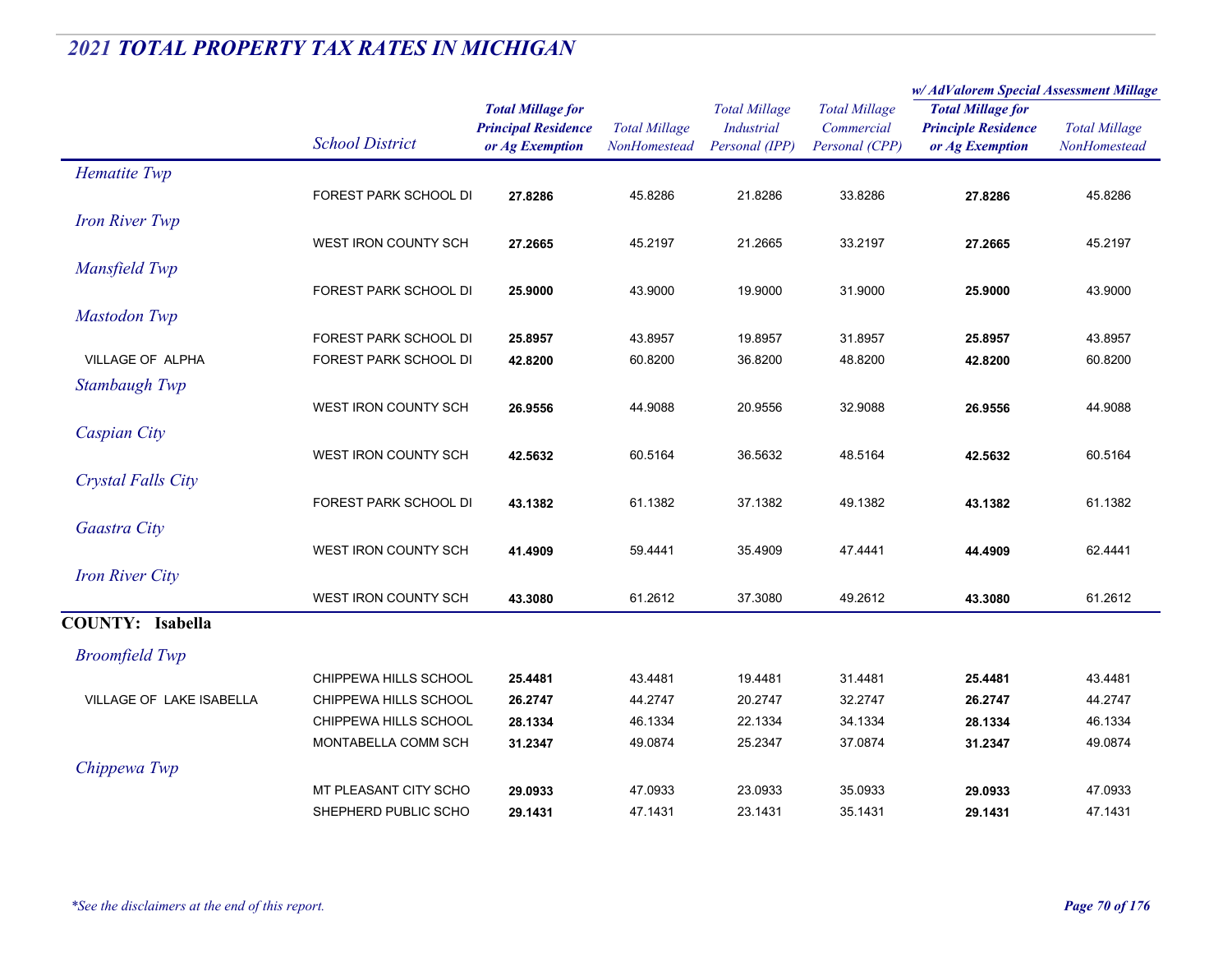## 2021 TOTAL PROPERTY TAX RATES IN MICHIGAN

| | School District | Total Millage for Principal Residence or Ag Exemption | Total Millage NonHomestead | Total Millage Industrial Personal (IPP) | Total Millage Commercial Personal (CPP) | w/ AdValorem Special Assessment Millage: Total Millage for Principle Residence or Ag Exemption | w/ AdValorem Special Assessment Millage: Total Millage NonHomestead |
|---|---|---|---|---|---|---|---|
| *Hematite Twp* | | | | | | | |
| | FOREST PARK SCHOOL DI | **27.8286** | 45.8286 | 21.8286 | 33.8286 | **27.8286** | 45.8286 |
| *Iron River Twp* | | | | | | | |
| | WEST IRON COUNTY SCH | **27.2665** | 45.2197 | 21.2665 | 33.2197 | **27.2665** | 45.2197 |
| *Mansfield Twp* | | | | | | | |
| | FOREST PARK SCHOOL DI | **25.9000** | 43.9000 | 19.9000 | 31.9000 | **25.9000** | 43.9000 |
| *Mastodon Twp* | | | | | | | |
| | FOREST PARK SCHOOL DI | **25.8957** | 43.8957 | 19.8957 | 31.8957 | **25.8957** | 43.8957 |
| VILLAGE OF ALPHA | FOREST PARK SCHOOL DI | **42.8200** | 60.8200 | 36.8200 | 48.8200 | **42.8200** | 60.8200 |
| *Stambaugh Twp* | | | | | | | |
| | WEST IRON COUNTY SCH | **26.9556** | 44.9088 | 20.9556 | 32.9088 | **26.9556** | 44.9088 |
| *Caspian City* | | | | | | | |
| | WEST IRON COUNTY SCH | **42.5632** | 60.5164 | 36.5632 | 48.5164 | **42.5632** | 60.5164 |
| *Crystal Falls City* | | | | | | | |
| | FOREST PARK SCHOOL DI | **43.1382** | 61.1382 | 37.1382 | 49.1382 | **43.1382** | 61.1382 |
| *Gaastra City* | | | | | | | |
| | WEST IRON COUNTY SCH | **41.4909** | 59.4441 | 35.4909 | 47.4441 | **44.4909** | 62.4441 |
| *Iron River City* | | | | | | | |
| | WEST IRON COUNTY SCH | **43.3080** | 61.2612 | 37.3080 | 49.2612 | **43.3080** | 61.2612 |
| **COUNTY: Isabella** | | | | | | | |
| *Broomfield Twp* | | | | | | | |
| | CHIPPEWA HILLS SCHOOL | **25.4481** | 43.4481 | 19.4481 | 31.4481 | **25.4481** | 43.4481 |
| VILLAGE OF LAKE ISABELLA | CHIPPEWA HILLS SCHOOL | **26.2747** | 44.2747 | 20.2747 | 32.2747 | **26.2747** | 44.2747 |
| | CHIPPEWA HILLS SCHOOL | **28.1334** | 46.1334 | 22.1334 | 34.1334 | **28.1334** | 46.1334 |
| | MONTABELLA COMM SCH | **31.2347** | 49.0874 | 25.2347 | 37.0874 | **31.2347** | 49.0874 |
| *Chippewa Twp* | | | | | | | |
| | MT PLEASANT CITY SCHO | **29.0933** | 47.0933 | 23.0933 | 35.0933 | **29.0933** | 47.0933 |
| | SHEPHERD PUBLIC SCHO | **29.1431** | 47.1431 | 23.1431 | 35.1431 | **29.1431** | 47.1431 |

*\*See the disclaimers at the end of this report.*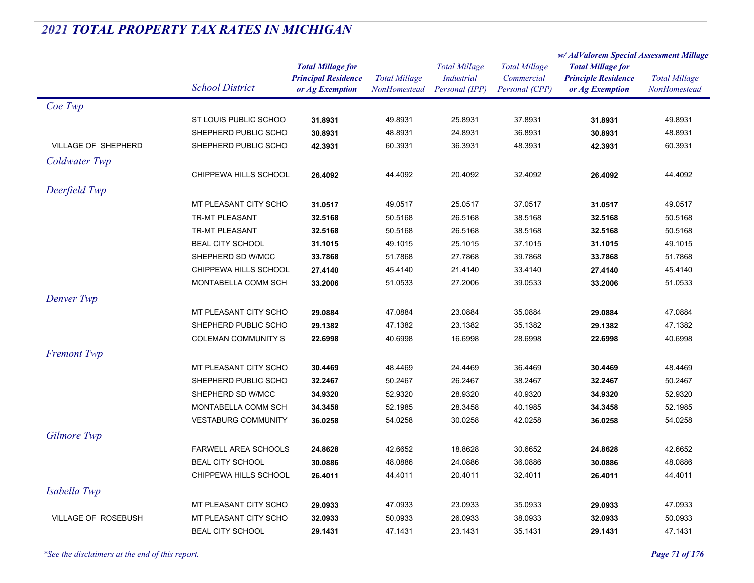## 2021 TOTAL PROPERTY TAX RATES IN MICHIGAN

| | School District | Total Millage for Principal Residence or Ag Exemption | Total Millage NonHomestead | Total Millage Industrial Personal (IPP) | Total Millage Commercial Personal (CPP) | w/ AdValorem Special Assessment Millage: Total Millage for Principle Residence or Ag Exemption | w/ AdValorem Special Assessment Millage: Total Millage NonHomestead |
|---|---|---|---|---|---|---|---|
| *Coe Twp* | | | | | | | |
| | ST LOUIS PUBLIC SCHOO | **31.8931** | 49.8931 | 25.8931 | 37.8931 | **31.8931** | 49.8931 |
| | SHEPHERD PUBLIC SCHO | **30.8931** | 48.8931 | 24.8931 | 36.8931 | **30.8931** | 48.8931 |
| VILLAGE OF SHEPHERD | SHEPHERD PUBLIC SCHO | **42.3931** | 60.3931 | 36.3931 | 48.3931 | **42.3931** | 60.3931 |
| *Coldwater Twp* | | | | | | | |
| | CHIPPEWA HILLS SCHOOL | **26.4092** | 44.4092 | 20.4092 | 32.4092 | **26.4092** | 44.4092 |
| *Deerfield Twp* | | | | | | | |
| | MT PLEASANT CITY SCHO | **31.0517** | 49.0517 | 25.0517 | 37.0517 | **31.0517** | 49.0517 |
| | TR-MT PLEASANT | **32.5168** | 50.5168 | 26.5168 | 38.5168 | **32.5168** | 50.5168 |
| | TR-MT PLEASANT | **32.5168** | 50.5168 | 26.5168 | 38.5168 | **32.5168** | 50.5168 |
| | BEAL CITY SCHOOL | **31.1015** | 49.1015 | 25.1015 | 37.1015 | **31.1015** | 49.1015 |
| | SHEPHERD SD W/MCC | **33.7868** | 51.7868 | 27.7868 | 39.7868 | **33.7868** | 51.7868 |
| | CHIPPEWA HILLS SCHOOL | **27.4140** | 45.4140 | 21.4140 | 33.4140 | **27.4140** | 45.4140 |
| | MONTABELLA COMM SCH | **33.2006** | 51.0533 | 27.2006 | 39.0533 | **33.2006** | 51.0533 |
| *Denver Twp* | | | | | | | |
| | MT PLEASANT CITY SCHO | **29.0884** | 47.0884 | 23.0884 | 35.0884 | **29.0884** | 47.0884 |
| | SHEPHERD PUBLIC SCHO | **29.1382** | 47.1382 | 23.1382 | 35.1382 | **29.1382** | 47.1382 |
| | COLEMAN COMMUNITY S | **22.6998** | 40.6998 | 16.6998 | 28.6998 | **22.6998** | 40.6998 |
| *Fremont Twp* | | | | | | | |
| | MT PLEASANT CITY SCHO | **30.4469** | 48.4469 | 24.4469 | 36.4469 | **30.4469** | 48.4469 |
| | SHEPHERD PUBLIC SCHO | **32.2467** | 50.2467 | 26.2467 | 38.2467 | **32.2467** | 50.2467 |
| | SHEPHERD SD W/MCC | **34.9320** | 52.9320 | 28.9320 | 40.9320 | **34.9320** | 52.9320 |
| | MONTABELLA COMM SCH | **34.3458** | 52.1985 | 28.3458 | 40.1985 | **34.3458** | 52.1985 |
| | VESTABURG COMMUNITY | **36.0258** | 54.0258 | 30.0258 | 42.0258 | **36.0258** | 54.0258 |
| *Gilmore Twp* | | | | | | | |
| | FARWELL AREA SCHOOLS | **24.8628** | 42.6652 | 18.8628 | 30.6652 | **24.8628** | 42.6652 |
| | BEAL CITY SCHOOL | **30.0886** | 48.0886 | 24.0886 | 36.0886 | **30.0886** | 48.0886 |
| | CHIPPEWA HILLS SCHOOL | **26.4011** | 44.4011 | 20.4011 | 32.4011 | **26.4011** | 44.4011 |
| *Isabella Twp* | | | | | | | |
| | MT PLEASANT CITY SCHO | **29.0933** | 47.0933 | 23.0933 | 35.0933 | **29.0933** | 47.0933 |
| VILLAGE OF ROSEBUSH | MT PLEASANT CITY SCHO | **32.0933** | 50.0933 | 26.0933 | 38.0933 | **32.0933** | 50.0933 |
| | BEAL CITY SCHOOL | **29.1431** | 47.1431 | 23.1431 | 35.1431 | **29.1431** | 47.1431 |

*\*See the disclaimers at the end of this report.*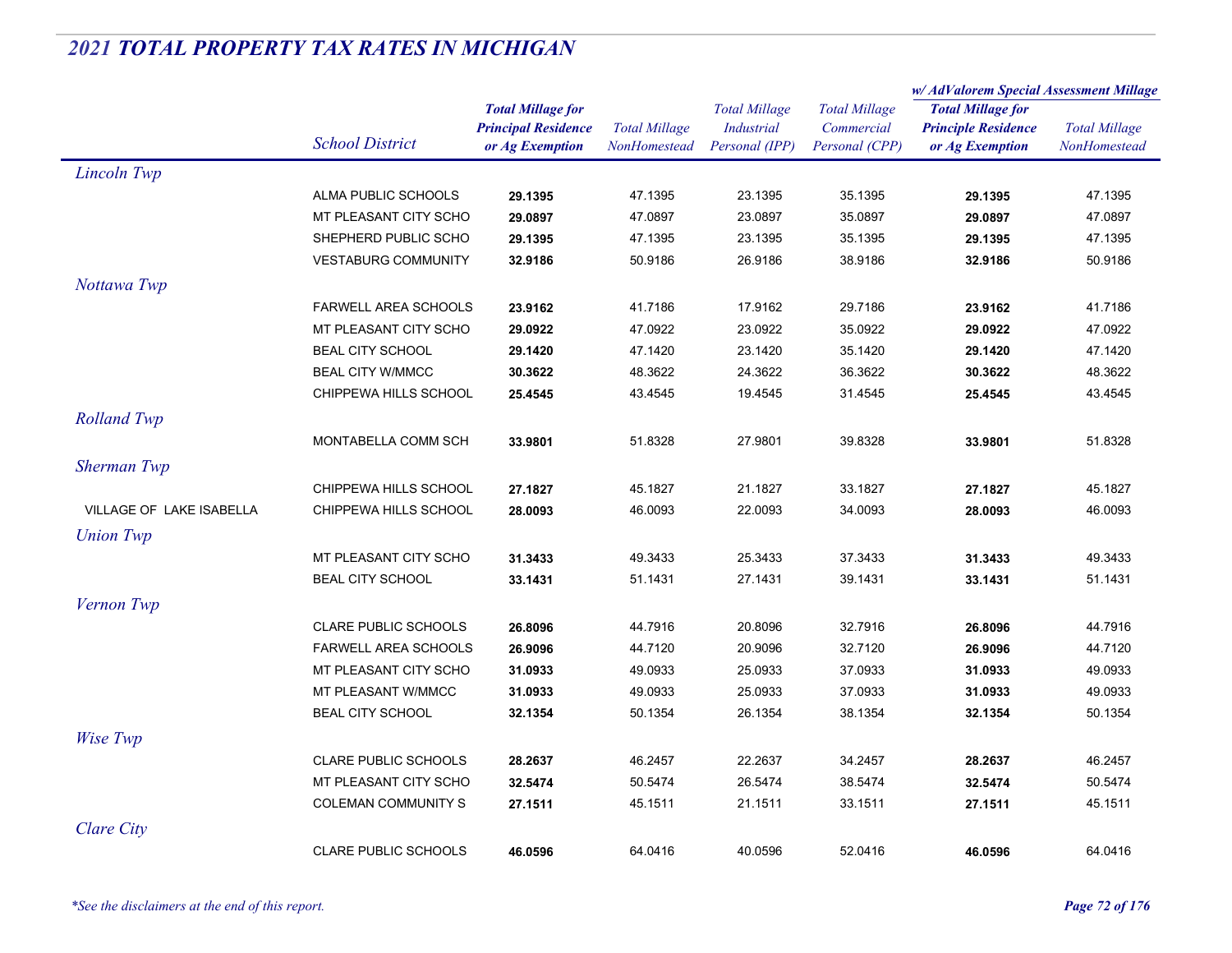## 2021 TOTAL PROPERTY TAX RATES IN MICHIGAN

| | School District | Total Millage for Principal Residence or Ag Exemption | Total Millage NonHomestead | Total Millage Industrial Personal (IPP) | Total Millage Commercial Personal (CPP) | w/ AdValorem Special Assessment Millage Total Millage for Principle Residence or Ag Exemption | w/ AdValorem Special Assessment Millage Total Millage NonHomestead |
|---|---|---|---|---|---|---|---|
| *Lincoln Twp* | | | | | | | |
| | ALMA PUBLIC SCHOOLS | **29.1395** | 47.1395 | 23.1395 | 35.1395 | **29.1395** | 47.1395 |
| | MT PLEASANT CITY SCHO | **29.0897** | 47.0897 | 23.0897 | 35.0897 | **29.0897** | 47.0897 |
| | SHEPHERD PUBLIC SCHO | **29.1395** | 47.1395 | 23.1395 | 35.1395 | **29.1395** | 47.1395 |
| | VESTABURG COMMUNITY | **32.9186** | 50.9186 | 26.9186 | 38.9186 | **32.9186** | 50.9186 |
| *Nottawa Twp* | | | | | | | |
| | FARWELL AREA SCHOOLS | **23.9162** | 41.7186 | 17.9162 | 29.7186 | **23.9162** | 41.7186 |
| | MT PLEASANT CITY SCHO | **29.0922** | 47.0922 | 23.0922 | 35.0922 | **29.0922** | 47.0922 |
| | BEAL CITY SCHOOL | **29.1420** | 47.1420 | 23.1420 | 35.1420 | **29.1420** | 47.1420 |
| | BEAL CITY W/MMCC | **30.3622** | 48.3622 | 24.3622 | 36.3622 | **30.3622** | 48.3622 |
| | CHIPPEWA HILLS SCHOOL | **25.4545** | 43.4545 | 19.4545 | 31.4545 | **25.4545** | 43.4545 |
| *Rolland Twp* | | | | | | | |
| | MONTABELLA COMM SCH | **33.9801** | 51.8328 | 27.9801 | 39.8328 | **33.9801** | 51.8328 |
| *Sherman Twp* | | | | | | | |
| | CHIPPEWA HILLS SCHOOL | **27.1827** | 45.1827 | 21.1827 | 33.1827 | **27.1827** | 45.1827 |
| VILLAGE OF LAKE ISABELLA | CHIPPEWA HILLS SCHOOL | **28.0093** | 46.0093 | 22.0093 | 34.0093 | **28.0093** | 46.0093 |
| *Union Twp* | | | | | | | |
| | MT PLEASANT CITY SCHO | **31.3433** | 49.3433 | 25.3433 | 37.3433 | **31.3433** | 49.3433 |
| | BEAL CITY SCHOOL | **33.1431** | 51.1431 | 27.1431 | 39.1431 | **33.1431** | 51.1431 |
| *Vernon Twp* | | | | | | | |
| | CLARE PUBLIC SCHOOLS | **26.8096** | 44.7916 | 20.8096 | 32.7916 | **26.8096** | 44.7916 |
| | FARWELL AREA SCHOOLS | **26.9096** | 44.7120 | 20.9096 | 32.7120 | **26.9096** | 44.7120 |
| | MT PLEASANT CITY SCHO | **31.0933** | 49.0933 | 25.0933 | 37.0933 | **31.0933** | 49.0933 |
| | MT PLEASANT W/MMCC | **31.0933** | 49.0933 | 25.0933 | 37.0933 | **31.0933** | 49.0933 |
| | BEAL CITY SCHOOL | **32.1354** | 50.1354 | 26.1354 | 38.1354 | **32.1354** | 50.1354 |
| *Wise Twp* | | | | | | | |
| | CLARE PUBLIC SCHOOLS | **28.2637** | 46.2457 | 22.2637 | 34.2457 | **28.2637** | 46.2457 |
| | MT PLEASANT CITY SCHO | **32.5474** | 50.5474 | 26.5474 | 38.5474 | **32.5474** | 50.5474 |
| | COLEMAN COMMUNITY S | **27.1511** | 45.1511 | 21.1511 | 33.1511 | **27.1511** | 45.1511 |
| *Clare City* | | | | | | | |
| | CLARE PUBLIC SCHOOLS | **46.0596** | 64.0416 | 40.0596 | 52.0416 | **46.0596** | 64.0416 |

*\*See the disclaimers at the end of this report.*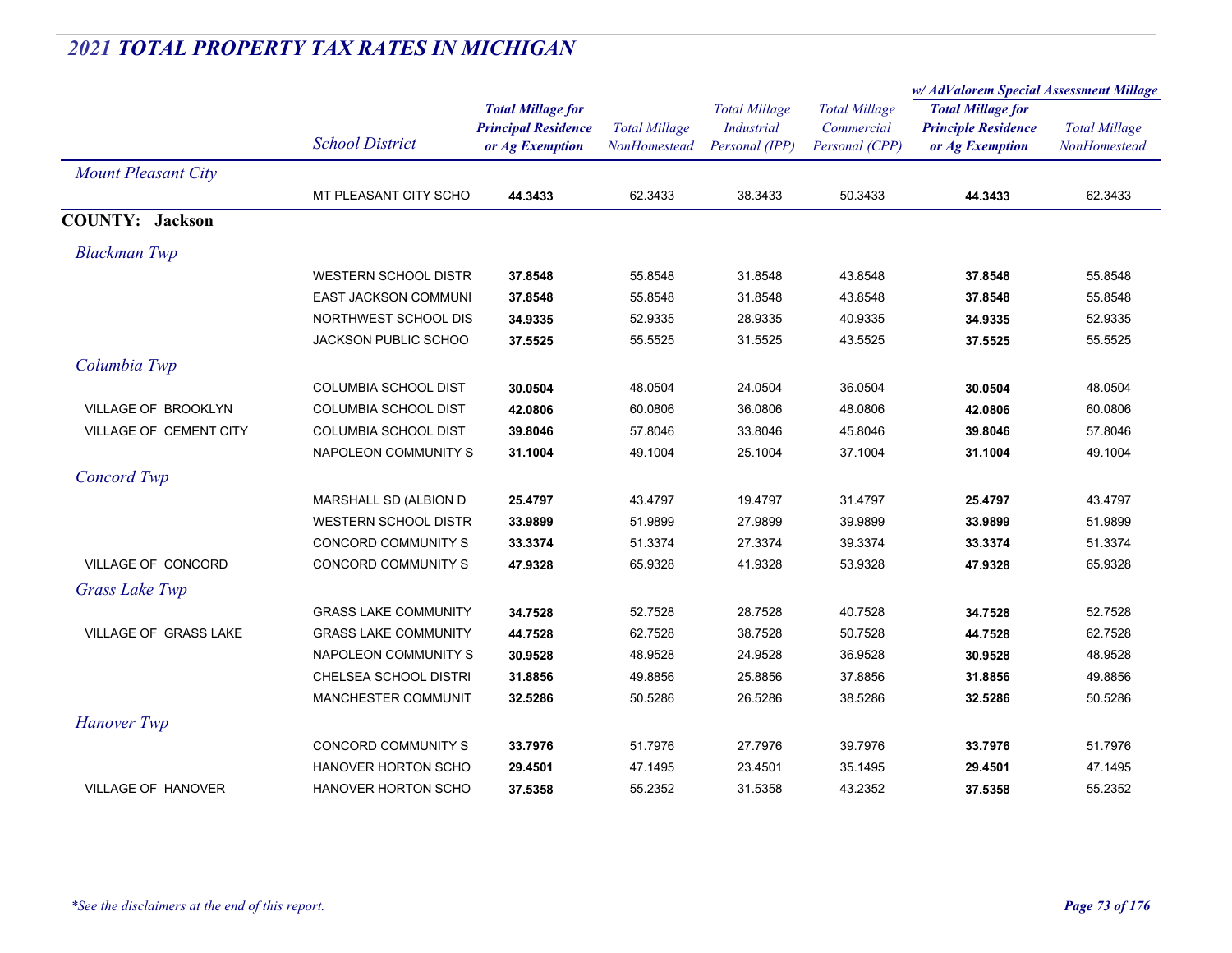## *2021 TOTAL PROPERTY TAX RATES IN MICHIGAN*

| | School District | Total Millage for Principal Residence or Ag Exemption | Total Millage NonHomestead | Total Millage Industrial Personal (IPP) | Total Millage Commercial Personal (CPP) | w/ AdValorem Special Assessment Millage Total Millage for Principle Residence or Ag Exemption | w/ AdValorem Special Assessment Millage Total Millage NonHomestead |
|---|---|---|---|---|---|---|---|
| *Mount Pleasant City* | | | | | | | |
| | MT PLEASANT CITY SCHO | **44.3433** | 62.3433 | 38.3433 | 50.3433 | **44.3433** | 62.3433 |
| **COUNTY: Jackson** | | | | | | | |
| *Blackman Twp* | | | | | | | |
| | WESTERN SCHOOL DISTR | **37.8548** | 55.8548 | 31.8548 | 43.8548 | **37.8548** | 55.8548 |
| | EAST JACKSON COMMUNI | **37.8548** | 55.8548 | 31.8548 | 43.8548 | **37.8548** | 55.8548 |
| | NORTHWEST SCHOOL DIS | **34.9335** | 52.9335 | 28.9335 | 40.9335 | **34.9335** | 52.9335 |
| | JACKSON PUBLIC SCHOO | **37.5525** | 55.5525 | 31.5525 | 43.5525 | **37.5525** | 55.5525 |
| *Columbia Twp* | | | | | | | |
| | COLUMBIA SCHOOL DIST | **30.0504** | 48.0504 | 24.0504 | 36.0504 | **30.0504** | 48.0504 |
| VILLAGE OF BROOKLYN | COLUMBIA SCHOOL DIST | **42.0806** | 60.0806 | 36.0806 | 48.0806 | **42.0806** | 60.0806 |
| VILLAGE OF CEMENT CITY | COLUMBIA SCHOOL DIST | **39.8046** | 57.8046 | 33.8046 | 45.8046 | **39.8046** | 57.8046 |
| | NAPOLEON COMMUNITY S | **31.1004** | 49.1004 | 25.1004 | 37.1004 | **31.1004** | 49.1004 |
| *Concord Twp* | | | | | | | |
| | MARSHALL SD (ALBION D | **25.4797** | 43.4797 | 19.4797 | 31.4797 | **25.4797** | 43.4797 |
| | WESTERN SCHOOL DISTR | **33.9899** | 51.9899 | 27.9899 | 39.9899 | **33.9899** | 51.9899 |
| | CONCORD COMMUNITY S | **33.3374** | 51.3374 | 27.3374 | 39.3374 | **33.3374** | 51.3374 |
| VILLAGE OF CONCORD | CONCORD COMMUNITY S | **47.9328** | 65.9328 | 41.9328 | 53.9328 | **47.9328** | 65.9328 |
| *Grass Lake Twp* | | | | | | | |
| | GRASS LAKE COMMUNITY | **34.7528** | 52.7528 | 28.7528 | 40.7528 | **34.7528** | 52.7528 |
| VILLAGE OF GRASS LAKE | GRASS LAKE COMMUNITY | **44.7528** | 62.7528 | 38.7528 | 50.7528 | **44.7528** | 62.7528 |
| | NAPOLEON COMMUNITY S | **30.9528** | 48.9528 | 24.9528 | 36.9528 | **30.9528** | 48.9528 |
| | CHELSEA SCHOOL DISTRI | **31.8856** | 49.8856 | 25.8856 | 37.8856 | **31.8856** | 49.8856 |
| | MANCHESTER COMMUNIT | **32.5286** | 50.5286 | 26.5286 | 38.5286 | **32.5286** | 50.5286 |
| *Hanover Twp* | | | | | | | |
| | CONCORD COMMUNITY S | **33.7976** | 51.7976 | 27.7976 | 39.7976 | **33.7976** | 51.7976 |
| | HANOVER HORTON SCHO | **29.4501** | 47.1495 | 23.4501 | 35.1495 | **29.4501** | 47.1495 |
| VILLAGE OF HANOVER | HANOVER HORTON SCHO | **37.5358** | 55.2352 | 31.5358 | 43.2352 | **37.5358** | 55.2352 |

*\*See the disclaimers at the end of this report.*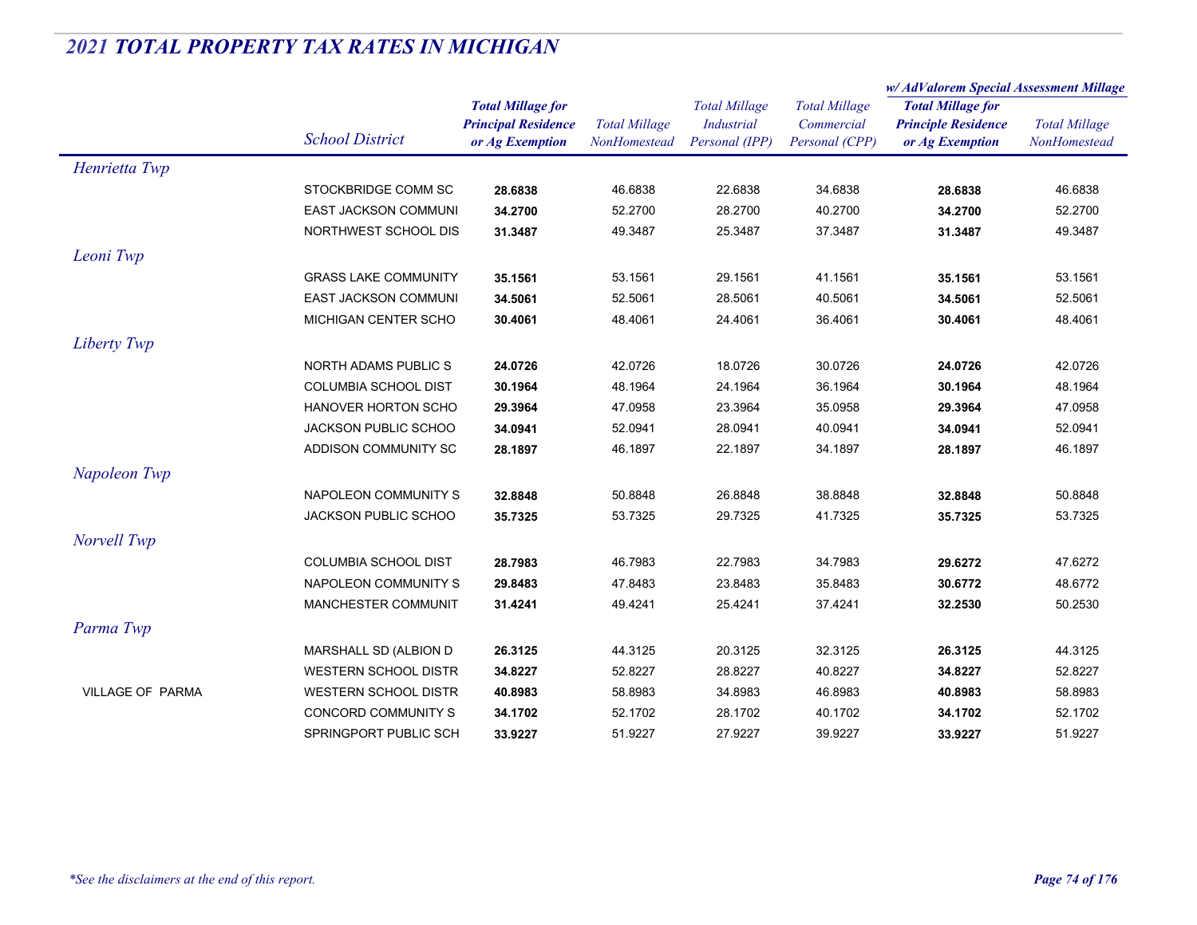# 2021 TOTAL PROPERTY TAX RATES IN MICHIGAN

| | School District | Total Millage for Principal Residence or Ag Exemption | Total Millage NonHomestead | Total Millage Industrial Personal (IPP) | Total Millage Commercial Personal (CPP) | w/ AdValorem Special Assessment Millage: Total Millage for Principle Residence or Ag Exemption | w/ AdValorem Special Assessment Millage: Total Millage NonHomestead |
|---|---|---|---|---|---|---|---|
| *Henrietta Twp* | | | | | | | |
| | STOCKBRIDGE COMM SC | **28.6838** | 46.6838 | 22.6838 | 34.6838 | **28.6838** | 46.6838 |
| | EAST JACKSON COMMUNI | **34.2700** | 52.2700 | 28.2700 | 40.2700 | **34.2700** | 52.2700 |
| | NORTHWEST SCHOOL DIS | **31.3487** | 49.3487 | 25.3487 | 37.3487 | **31.3487** | 49.3487 |
| *Leoni Twp* | | | | | | | |
| | GRASS LAKE COMMUNITY | **35.1561** | 53.1561 | 29.1561 | 41.1561 | **35.1561** | 53.1561 |
| | EAST JACKSON COMMUNI | **34.5061** | 52.5061 | 28.5061 | 40.5061 | **34.5061** | 52.5061 |
| | MICHIGAN CENTER SCHO | **30.4061** | 48.4061 | 24.4061 | 36.4061 | **30.4061** | 48.4061 |
| *Liberty Twp* | | | | | | | |
| | NORTH ADAMS PUBLIC S | **24.0726** | 42.0726 | 18.0726 | 30.0726 | **24.0726** | 42.0726 |
| | COLUMBIA SCHOOL DIST | **30.1964** | 48.1964 | 24.1964 | 36.1964 | **30.1964** | 48.1964 |
| | HANOVER HORTON SCHO | **29.3964** | 47.0958 | 23.3964 | 35.0958 | **29.3964** | 47.0958 |
| | JACKSON PUBLIC SCHOO | **34.0941** | 52.0941 | 28.0941 | 40.0941 | **34.0941** | 52.0941 |
| | ADDISON COMMUNITY SC | **28.1897** | 46.1897 | 22.1897 | 34.1897 | **28.1897** | 46.1897 |
| *Napoleon Twp* | | | | | | | |
| | NAPOLEON COMMUNITY S | **32.8848** | 50.8848 | 26.8848 | 38.8848 | **32.8848** | 50.8848 |
| | JACKSON PUBLIC SCHOO | **35.7325** | 53.7325 | 29.7325 | 41.7325 | **35.7325** | 53.7325 |
| *Norvell Twp* | | | | | | | |
| | COLUMBIA SCHOOL DIST | **28.7983** | 46.7983 | 22.7983 | 34.7983 | **29.6272** | 47.6272 |
| | NAPOLEON COMMUNITY S | **29.8483** | 47.8483 | 23.8483 | 35.8483 | **30.6772** | 48.6772 |
| | MANCHESTER COMMUNIT | **31.4241** | 49.4241 | 25.4241 | 37.4241 | **32.2530** | 50.2530 |
| *Parma Twp* | | | | | | | |
| | MARSHALL SD (ALBION D | **26.3125** | 44.3125 | 20.3125 | 32.3125 | **26.3125** | 44.3125 |
| | WESTERN SCHOOL DISTR | **34.8227** | 52.8227 | 28.8227 | 40.8227 | **34.8227** | 52.8227 |
| VILLAGE OF PARMA | WESTERN SCHOOL DISTR | **40.8983** | 58.8983 | 34.8983 | 46.8983 | **40.8983** | 58.8983 |
| | CONCORD COMMUNITY S | **34.1702** | 52.1702 | 28.1702 | 40.1702 | **34.1702** | 52.1702 |
| | SPRINGPORT PUBLIC SCH | **33.9227** | 51.9227 | 27.9227 | 39.9227 | **33.9227** | 51.9227 |

*\*See the disclaimers at the end of this report.*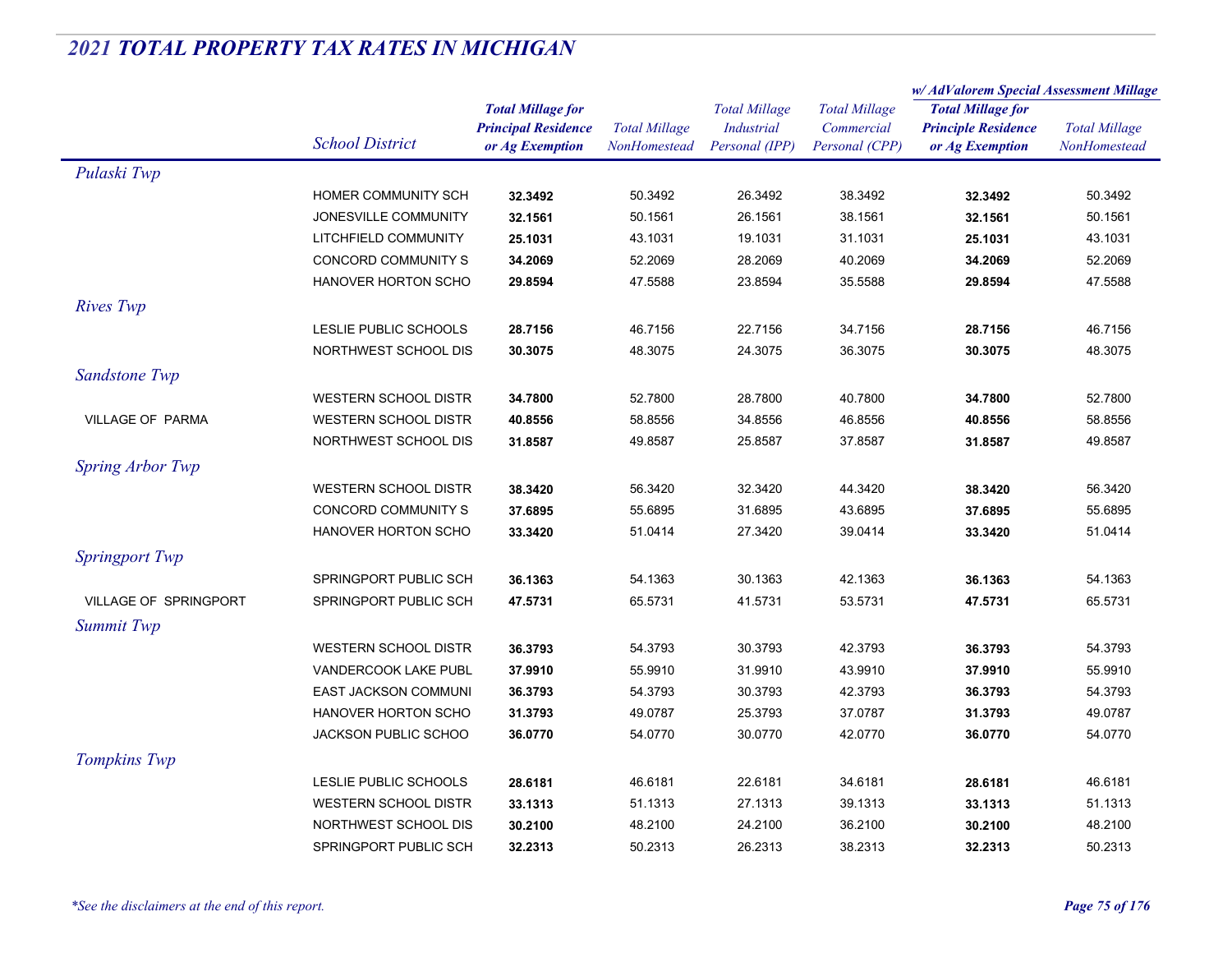## 2021 TOTAL PROPERTY TAX RATES IN MICHIGAN

| | School District | Total Millage for Principal Residence or Ag Exemption | Total Millage NonHomestead | Total Millage Industrial Personal (IPP) | Total Millage Commercial Personal (CPP) | w/ AdValorem Special Assessment Millage: Total Millage for Principle Residence or Ag Exemption | w/ AdValorem Special Assessment Millage: Total Millage NonHomestead |
|---|---|---|---|---|---|---|---|
| *Pulaski Twp* | | | | | | | |
| | HOMER COMMUNITY SCH | **32.3492** | 50.3492 | 26.3492 | 38.3492 | **32.3492** | 50.3492 |
| | JONESVILLE COMMUNITY | **32.1561** | 50.1561 | 26.1561 | 38.1561 | **32.1561** | 50.1561 |
| | LITCHFIELD COMMUNITY | **25.1031** | 43.1031 | 19.1031 | 31.1031 | **25.1031** | 43.1031 |
| | CONCORD COMMUNITY S | **34.2069** | 52.2069 | 28.2069 | 40.2069 | **34.2069** | 52.2069 |
| | HANOVER HORTON SCHO | **29.8594** | 47.5588 | 23.8594 | 35.5588 | **29.8594** | 47.5588 |
| *Rives Twp* | | | | | | | |
| | LESLIE PUBLIC SCHOOLS | **28.7156** | 46.7156 | 22.7156 | 34.7156 | **28.7156** | 46.7156 |
| | NORTHWEST SCHOOL DIS | **30.3075** | 48.3075 | 24.3075 | 36.3075 | **30.3075** | 48.3075 |
| *Sandstone Twp* | | | | | | | |
| | WESTERN SCHOOL DISTR | **34.7800** | 52.7800 | 28.7800 | 40.7800 | **34.7800** | 52.7800 |
| VILLAGE OF PARMA | WESTERN SCHOOL DISTR | **40.8556** | 58.8556 | 34.8556 | 46.8556 | **40.8556** | 58.8556 |
| | NORTHWEST SCHOOL DIS | **31.8587** | 49.8587 | 25.8587 | 37.8587 | **31.8587** | 49.8587 |
| *Spring Arbor Twp* | | | | | | | |
| | WESTERN SCHOOL DISTR | **38.3420** | 56.3420 | 32.3420 | 44.3420 | **38.3420** | 56.3420 |
| | CONCORD COMMUNITY S | **37.6895** | 55.6895 | 31.6895 | 43.6895 | **37.6895** | 55.6895 |
| | HANOVER HORTON SCHO | **33.3420** | 51.0414 | 27.3420 | 39.0414 | **33.3420** | 51.0414 |
| *Springport Twp* | | | | | | | |
| | SPRINGPORT PUBLIC SCH | **36.1363** | 54.1363 | 30.1363 | 42.1363 | **36.1363** | 54.1363 |
| VILLAGE OF SPRINGPORT | SPRINGPORT PUBLIC SCH | **47.5731** | 65.5731 | 41.5731 | 53.5731 | **47.5731** | 65.5731 |
| *Summit Twp* | | | | | | | |
| | WESTERN SCHOOL DISTR | **36.3793** | 54.3793 | 30.3793 | 42.3793 | **36.3793** | 54.3793 |
| | VANDERCOOK LAKE PUBL | **37.9910** | 55.9910 | 31.9910 | 43.9910 | **37.9910** | 55.9910 |
| | EAST JACKSON COMMUNI | **36.3793** | 54.3793 | 30.3793 | 42.3793 | **36.3793** | 54.3793 |
| | HANOVER HORTON SCHO | **31.3793** | 49.0787 | 25.3793 | 37.0787 | **31.3793** | 49.0787 |
| | JACKSON PUBLIC SCHOO | **36.0770** | 54.0770 | 30.0770 | 42.0770 | **36.0770** | 54.0770 |
| *Tompkins Twp* | | | | | | | |
| | LESLIE PUBLIC SCHOOLS | **28.6181** | 46.6181 | 22.6181 | 34.6181 | **28.6181** | 46.6181 |
| | WESTERN SCHOOL DISTR | **33.1313** | 51.1313 | 27.1313 | 39.1313 | **33.1313** | 51.1313 |
| | NORTHWEST SCHOOL DIS | **30.2100** | 48.2100 | 24.2100 | 36.2100 | **30.2100** | 48.2100 |
| | SPRINGPORT PUBLIC SCH | **32.2313** | 50.2313 | 26.2313 | 38.2313 | **32.2313** | 50.2313 |

*\*See the disclaimers at the end of this report.*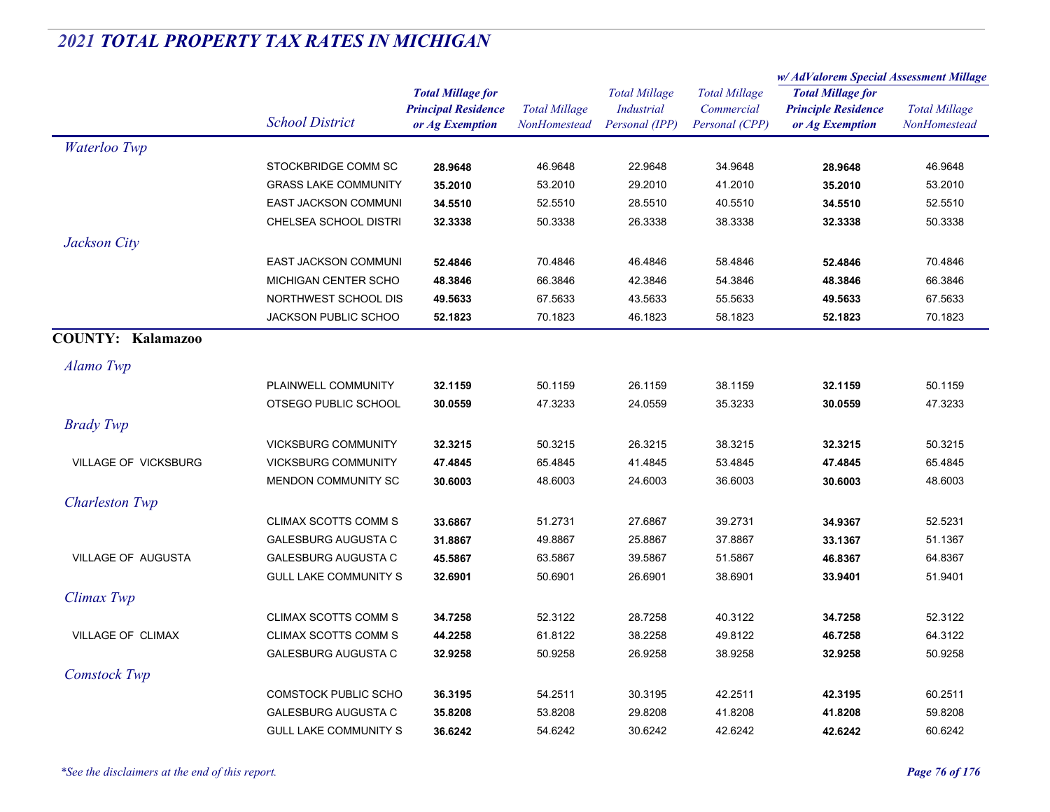# 2021 TOTAL PROPERTY TAX RATES IN MICHIGAN

| | School District | Total Millage for Principal Residence or Ag Exemption | Total Millage NonHomestead | Total Millage Industrial Personal (IPP) | Total Millage Commercial Personal (CPP) | w/ AdValorem Special Assessment Millage: Total Millage for Principle Residence or Ag Exemption | w/ AdValorem Special Assessment Millage: Total Millage NonHomestead |
|---|---|---|---|---|---|---|---|
| *Waterloo Twp* | | | | | | | |
| | STOCKBRIDGE COMM SC | **28.9648** | 46.9648 | 22.9648 | 34.9648 | **28.9648** | 46.9648 |
| | GRASS LAKE COMMUNITY | **35.2010** | 53.2010 | 29.2010 | 41.2010 | **35.2010** | 53.2010 |
| | EAST JACKSON COMMUNI | **34.5510** | 52.5510 | 28.5510 | 40.5510 | **34.5510** | 52.5510 |
| | CHELSEA SCHOOL DISTRI | **32.3338** | 50.3338 | 26.3338 | 38.3338 | **32.3338** | 50.3338 |
| *Jackson City* | | | | | | | |
| | EAST JACKSON COMMUNI | **52.4846** | 70.4846 | 46.4846 | 58.4846 | **52.4846** | 70.4846 |
| | MICHIGAN CENTER SCHO | **48.3846** | 66.3846 | 42.3846 | 54.3846 | **48.3846** | 66.3846 |
| | NORTHWEST SCHOOL DIS | **49.5633** | 67.5633 | 43.5633 | 55.5633 | **49.5633** | 67.5633 |
| | JACKSON PUBLIC SCHOO | **52.1823** | 70.1823 | 46.1823 | 58.1823 | **52.1823** | 70.1823 |
| **COUNTY: Kalamazoo** | | | | | | | |
| *Alamo Twp* | | | | | | | |
| | PLAINWELL COMMUNITY | **32.1159** | 50.1159 | 26.1159 | 38.1159 | **32.1159** | 50.1159 |
| | OTSEGO PUBLIC SCHOOL | **30.0559** | 47.3233 | 24.0559 | 35.3233 | **30.0559** | 47.3233 |
| *Brady Twp* | | | | | | | |
| | VICKSBURG COMMUNITY | **32.3215** | 50.3215 | 26.3215 | 38.3215 | **32.3215** | 50.3215 |
| VILLAGE OF VICKSBURG | VICKSBURG COMMUNITY | **47.4845** | 65.4845 | 41.4845 | 53.4845 | **47.4845** | 65.4845 |
| | MENDON COMMUNITY SC | **30.6003** | 48.6003 | 24.6003 | 36.6003 | **30.6003** | 48.6003 |
| *Charleston Twp* | | | | | | | |
| | CLIMAX SCOTTS COMM S | **33.6867** | 51.2731 | 27.6867 | 39.2731 | **34.9367** | 52.5231 |
| | GALESBURG AUGUSTA C | **31.8867** | 49.8867 | 25.8867 | 37.8867 | **33.1367** | 51.1367 |
| VILLAGE OF AUGUSTA | GALESBURG AUGUSTA C | **45.5867** | 63.5867 | 39.5867 | 51.5867 | **46.8367** | 64.8367 |
| | GULL LAKE COMMUNITY S | **32.6901** | 50.6901 | 26.6901 | 38.6901 | **33.9401** | 51.9401 |
| *Climax Twp* | | | | | | | |
| | CLIMAX SCOTTS COMM S | **34.7258** | 52.3122 | 28.7258 | 40.3122 | **34.7258** | 52.3122 |
| VILLAGE OF CLIMAX | CLIMAX SCOTTS COMM S | **44.2258** | 61.8122 | 38.2258 | 49.8122 | **46.7258** | 64.3122 |
| | GALESBURG AUGUSTA C | **32.9258** | 50.9258 | 26.9258 | 38.9258 | **32.9258** | 50.9258 |
| *Comstock Twp* | | | | | | | |
| | COMSTOCK PUBLIC SCHO | **36.3195** | 54.2511 | 30.3195 | 42.2511 | **42.3195** | 60.2511 |
| | GALESBURG AUGUSTA C | **35.8208** | 53.8208 | 29.8208 | 41.8208 | **41.8208** | 59.8208 |
| | GULL LAKE COMMUNITY S | **36.6242** | 54.6242 | 30.6242 | 42.6242 | **42.6242** | 60.6242 |

*\*See the disclaimers at the end of this report.*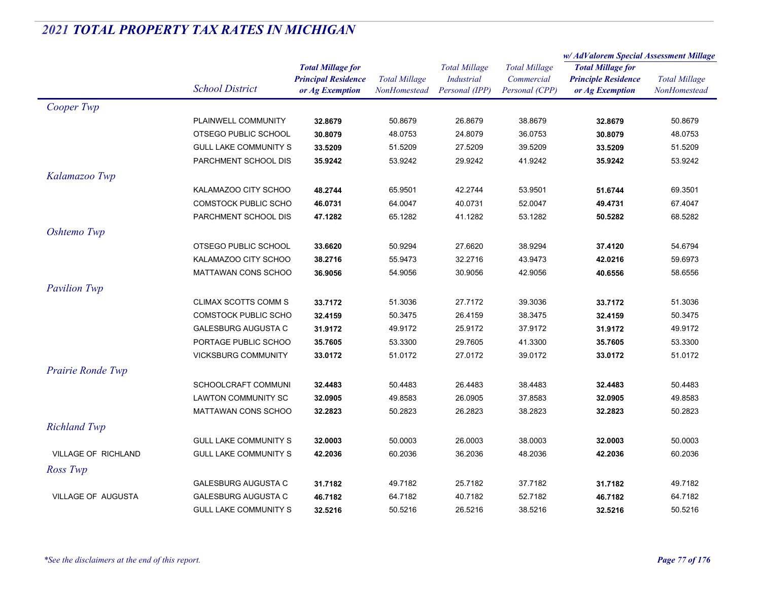## *2021 TOTAL PROPERTY TAX RATES IN MICHIGAN*

| | School District | Total Millage for Principal Residence or Ag Exemption | Total Millage NonHomestead | Total Millage Industrial Personal (IPP) | Total Millage Commercial Personal (CPP) | w/ AdValorem Special Assessment Millage: Total Millage for Principle Residence or Ag Exemption | w/ AdValorem Special Assessment Millage: Total Millage NonHomestead |
|---|---|---|---|---|---|---|---|
| *Cooper Twp* | | | | | | | |
| | PLAINWELL COMMUNITY | **32.8679** | 50.8679 | 26.8679 | 38.8679 | **32.8679** | 50.8679 |
| | OTSEGO PUBLIC SCHOOL | **30.8079** | 48.0753 | 24.8079 | 36.0753 | **30.8079** | 48.0753 |
| | GULL LAKE COMMUNITY S | **33.5209** | 51.5209 | 27.5209 | 39.5209 | **33.5209** | 51.5209 |
| | PARCHMENT SCHOOL DIS | **35.9242** | 53.9242 | 29.9242 | 41.9242 | **35.9242** | 53.9242 |
| *Kalamazoo Twp* | | | | | | | |
| | KALAMAZOO CITY SCHOO | **48.2744** | 65.9501 | 42.2744 | 53.9501 | **51.6744** | 69.3501 |
| | COMSTOCK PUBLIC SCHO | **46.0731** | 64.0047 | 40.0731 | 52.0047 | **49.4731** | 67.4047 |
| | PARCHMENT SCHOOL DIS | **47.1282** | 65.1282 | 41.1282 | 53.1282 | **50.5282** | 68.5282 |
| *Oshtemo Twp* | | | | | | | |
| | OTSEGO PUBLIC SCHOOL | **33.6620** | 50.9294 | 27.6620 | 38.9294 | **37.4120** | 54.6794 |
| | KALAMAZOO CITY SCHOO | **38.2716** | 55.9473 | 32.2716 | 43.9473 | **42.0216** | 59.6973 |
| | MATTAWAN CONS SCHOO | **36.9056** | 54.9056 | 30.9056 | 42.9056 | **40.6556** | 58.6556 |
| *Pavilion Twp* | | | | | | | |
| | CLIMAX SCOTTS COMM S | **33.7172** | 51.3036 | 27.7172 | 39.3036 | **33.7172** | 51.3036 |
| | COMSTOCK PUBLIC SCHO | **32.4159** | 50.3475 | 26.4159 | 38.3475 | **32.4159** | 50.3475 |
| | GALESBURG AUGUSTA C | **31.9172** | 49.9172 | 25.9172 | 37.9172 | **31.9172** | 49.9172 |
| | PORTAGE PUBLIC SCHOO | **35.7605** | 53.3300 | 29.7605 | 41.3300 | **35.7605** | 53.3300 |
| | VICKSBURG COMMUNITY | **33.0172** | 51.0172 | 27.0172 | 39.0172 | **33.0172** | 51.0172 |
| *Prairie Ronde Twp* | | | | | | | |
| | SCHOOLCRAFT COMMUNI | **32.4483** | 50.4483 | 26.4483 | 38.4483 | **32.4483** | 50.4483 |
| | LAWTON COMMUNITY SC | **32.0905** | 49.8583 | 26.0905 | 37.8583 | **32.0905** | 49.8583 |
| | MATTAWAN CONS SCHOO | **32.2823** | 50.2823 | 26.2823 | 38.2823 | **32.2823** | 50.2823 |
| *Richland Twp* | | | | | | | |
| | GULL LAKE COMMUNITY S | **32.0003** | 50.0003 | 26.0003 | 38.0003 | **32.0003** | 50.0003 |
| VILLAGE OF RICHLAND | GULL LAKE COMMUNITY S | **42.2036** | 60.2036 | 36.2036 | 48.2036 | **42.2036** | 60.2036 |
| *Ross Twp* | | | | | | | |
| | GALESBURG AUGUSTA C | **31.7182** | 49.7182 | 25.7182 | 37.7182 | **31.7182** | 49.7182 |
| VILLAGE OF AUGUSTA | GALESBURG AUGUSTA C | **46.7182** | 64.7182 | 40.7182 | 52.7182 | **46.7182** | 64.7182 |
| | GULL LAKE COMMUNITY S | **32.5216** | 50.5216 | 26.5216 | 38.5216 | **32.5216** | 50.5216 |

*\*See the disclaimers at the end of this report.*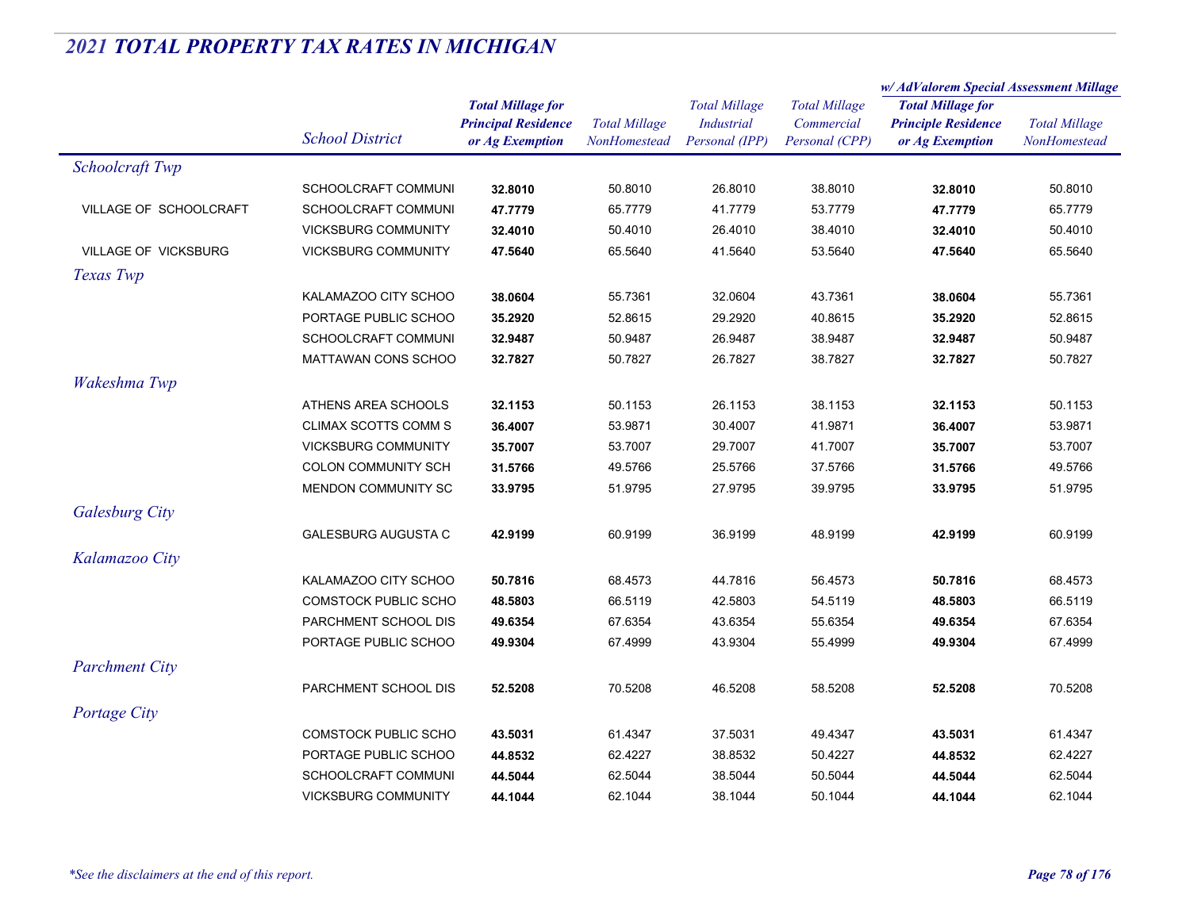# 2021 TOTAL PROPERTY TAX RATES IN MICHIGAN

| | School District | Total Millage for Principal Residence or Ag Exemption | Total Millage NonHomestead | Total Millage Industrial Personal (IPP) | Total Millage Commercial Personal (CPP) | w/ AdValorem Special Assessment Millage: Total Millage for Principle Residence or Ag Exemption | w/ AdValorem Special Assessment Millage: Total Millage NonHomestead |
|---|---|---|---|---|---|---|---|
| *Schoolcraft Twp* | | | | | | | |
| | SCHOOLCRAFT COMMUNI | **32.8010** | 50.8010 | 26.8010 | 38.8010 | **32.8010** | 50.8010 |
| VILLAGE OF SCHOOLCRAFT | SCHOOLCRAFT COMMUNI | **47.7779** | 65.7779 | 41.7779 | 53.7779 | **47.7779** | 65.7779 |
| | VICKSBURG COMMUNITY | **32.4010** | 50.4010 | 26.4010 | 38.4010 | **32.4010** | 50.4010 |
| VILLAGE OF VICKSBURG | VICKSBURG COMMUNITY | **47.5640** | 65.5640 | 41.5640 | 53.5640 | **47.5640** | 65.5640 |
| *Texas Twp* | | | | | | | |
| | KALAMAZOO CITY SCHOO | **38.0604** | 55.7361 | 32.0604 | 43.7361 | **38.0604** | 55.7361 |
| | PORTAGE PUBLIC SCHOO | **35.2920** | 52.8615 | 29.2920 | 40.8615 | **35.2920** | 52.8615 |
| | SCHOOLCRAFT COMMUNI | **32.9487** | 50.9487 | 26.9487 | 38.9487 | **32.9487** | 50.9487 |
| | MATTAWAN CONS SCHOO | **32.7827** | 50.7827 | 26.7827 | 38.7827 | **32.7827** | 50.7827 |
| *Wakeshma Twp* | | | | | | | |
| | ATHENS AREA SCHOOLS | **32.1153** | 50.1153 | 26.1153 | 38.1153 | **32.1153** | 50.1153 |
| | CLIMAX SCOTTS COMM S | **36.4007** | 53.9871 | 30.4007 | 41.9871 | **36.4007** | 53.9871 |
| | VICKSBURG COMMUNITY | **35.7007** | 53.7007 | 29.7007 | 41.7007 | **35.7007** | 53.7007 |
| | COLON COMMUNITY SCH | **31.5766** | 49.5766 | 25.5766 | 37.5766 | **31.5766** | 49.5766 |
| | MENDON COMMUNITY SC | **33.9795** | 51.9795 | 27.9795 | 39.9795 | **33.9795** | 51.9795 |
| *Galesburg City* | | | | | | | |
| | GALESBURG AUGUSTA C | **42.9199** | 60.9199 | 36.9199 | 48.9199 | **42.9199** | 60.9199 |
| *Kalamazoo City* | | | | | | | |
| | KALAMAZOO CITY SCHOO | **50.7816** | 68.4573 | 44.7816 | 56.4573 | **50.7816** | 68.4573 |
| | COMSTOCK PUBLIC SCHO | **48.5803** | 66.5119 | 42.5803 | 54.5119 | **48.5803** | 66.5119 |
| | PARCHMENT SCHOOL DIS | **49.6354** | 67.6354 | 43.6354 | 55.6354 | **49.6354** | 67.6354 |
| | PORTAGE PUBLIC SCHOO | **49.9304** | 67.4999 | 43.9304 | 55.4999 | **49.9304** | 67.4999 |
| *Parchment City* | | | | | | | |
| | PARCHMENT SCHOOL DIS | **52.5208** | 70.5208 | 46.5208 | 58.5208 | **52.5208** | 70.5208 |
| *Portage City* | | | | | | | |
| | COMSTOCK PUBLIC SCHO | **43.5031** | 61.4347 | 37.5031 | 49.4347 | **43.5031** | 61.4347 |
| | PORTAGE PUBLIC SCHOO | **44.8532** | 62.4227 | 38.8532 | 50.4227 | **44.8532** | 62.4227 |
| | SCHOOLCRAFT COMMUNI | **44.5044** | 62.5044 | 38.5044 | 50.5044 | **44.5044** | 62.5044 |
| | VICKSBURG COMMUNITY | **44.1044** | 62.1044 | 38.1044 | 50.1044 | **44.1044** | 62.1044 |

*\*See the disclaimers at the end of this report.*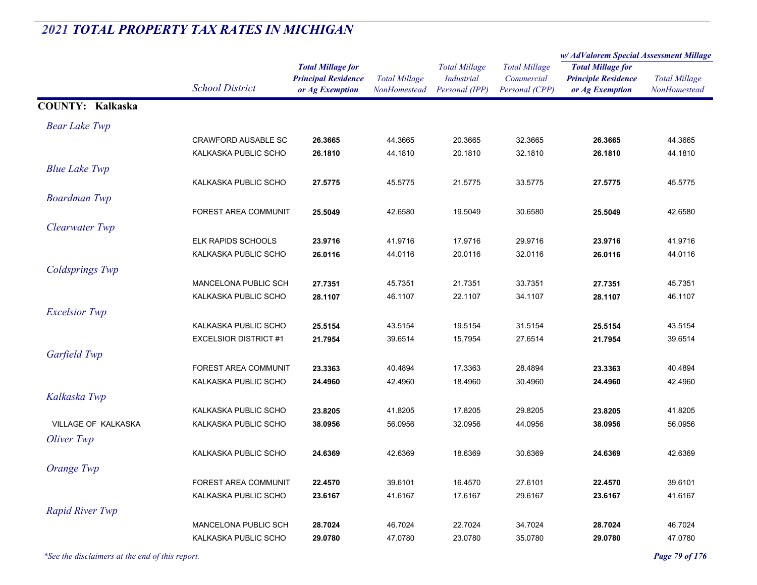# 2021 TOTAL PROPERTY TAX RATES IN MICHIGAN

| | School District | Total Millage for Principal Residence or Ag Exemption | Total Millage NonHomestead | Total Millage Industrial Personal (IPP) | Total Millage Commercial Personal (CPP) | w/ AdValorem Special Assessment Millage: Total Millage for Principle Residence or Ag Exemption | w/ AdValorem Special Assessment Millage: Total Millage NonHomestead |
|---|---|---|---|---|---|---|---|
| **COUNTY: Kalkaska** | | | | | | | |
| *Bear Lake Twp* | | | | | | | |
| | CRAWFORD AUSABLE SC | **26.3665** | 44.3665 | 20.3665 | 32.3665 | **26.3665** | 44.3665 |
| | KALKASKA PUBLIC SCHO | **26.1810** | 44.1810 | 20.1810 | 32.1810 | **26.1810** | 44.1810 |
| *Blue Lake Twp* | | | | | | | |
| | KALKASKA PUBLIC SCHO | **27.5775** | 45.5775 | 21.5775 | 33.5775 | **27.5775** | 45.5775 |
| *Boardman Twp* | | | | | | | |
| | FOREST AREA COMMUNIT | **25.5049** | 42.6580 | 19.5049 | 30.6580 | **25.5049** | 42.6580 |
| *Clearwater Twp* | | | | | | | |
| | ELK RAPIDS SCHOOLS | **23.9716** | 41.9716 | 17.9716 | 29.9716 | **23.9716** | 41.9716 |
| | KALKASKA PUBLIC SCHO | **26.0116** | 44.0116 | 20.0116 | 32.0116 | **26.0116** | 44.0116 |
| *Coldsprings Twp* | | | | | | | |
| | MANCELONA PUBLIC SCH | **27.7351** | 45.7351 | 21.7351 | 33.7351 | **27.7351** | 45.7351 |
| | KALKASKA PUBLIC SCHO | **28.1107** | 46.1107 | 22.1107 | 34.1107 | **28.1107** | 46.1107 |
| *Excelsior Twp* | | | | | | | |
| | KALKASKA PUBLIC SCHO | **25.5154** | 43.5154 | 19.5154 | 31.5154 | **25.5154** | 43.5154 |
| | EXCELSIOR DISTRICT #1 | **21.7954** | 39.6514 | 15.7954 | 27.6514 | **21.7954** | 39.6514 |
| *Garfield Twp* | | | | | | | |
| | FOREST AREA COMMUNIT | **23.3363** | 40.4894 | 17.3363 | 28.4894 | **23.3363** | 40.4894 |
| | KALKASKA PUBLIC SCHO | **24.4960** | 42.4960 | 18.4960 | 30.4960 | **24.4960** | 42.4960 |
| *Kalkaska Twp* | | | | | | | |
| | KALKASKA PUBLIC SCHO | **23.8205** | 41.8205 | 17.8205 | 29.8205 | **23.8205** | 41.8205 |
| VILLAGE OF KALKASKA | KALKASKA PUBLIC SCHO | **38.0956** | 56.0956 | 32.0956 | 44.0956 | **38.0956** | 56.0956 |
| *Oliver Twp* | | | | | | | |
| | KALKASKA PUBLIC SCHO | **24.6369** | 42.6369 | 18.6369 | 30.6369 | **24.6369** | 42.6369 |
| *Orange Twp* | | | | | | | |
| | FOREST AREA COMMUNIT | **22.4570** | 39.6101 | 16.4570 | 27.6101 | **22.4570** | 39.6101 |
| | KALKASKA PUBLIC SCHO | **23.6167** | 41.6167 | 17.6167 | 29.6167 | **23.6167** | 41.6167 |
| *Rapid River Twp* | | | | | | | |
| | MANCELONA PUBLIC SCH | **28.7024** | 46.7024 | 22.7024 | 34.7024 | **28.7024** | 46.7024 |
| | KALKASKA PUBLIC SCHO | **29.0780** | 47.0780 | 23.0780 | 35.0780 | **29.0780** | 47.0780 |

*\*See the disclaimers at the end of this report.*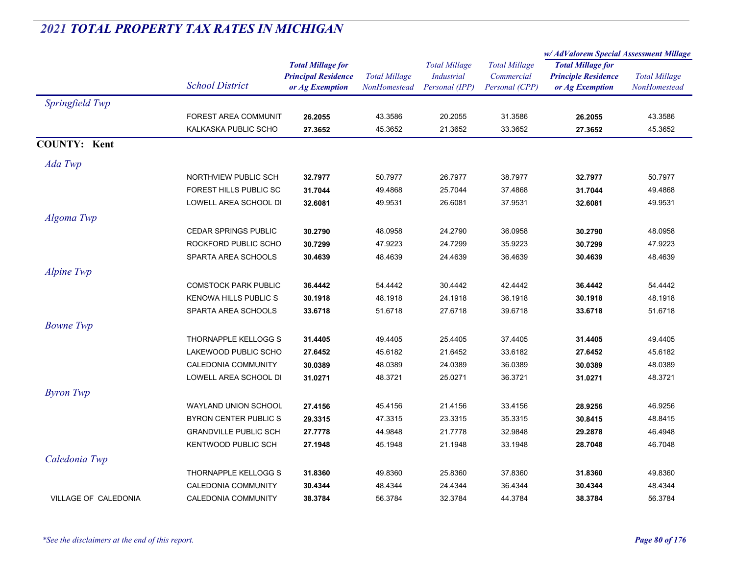# 2021 TOTAL PROPERTY TAX RATES IN MICHIGAN

| | School District | Total Millage for Principal Residence or Ag Exemption | Total Millage NonHomestead | Total Millage Industrial Personal (IPP) | Total Millage Commercial Personal (CPP) | w/ AdValorem Special Assessment Millage: Total Millage for Principle Residence or Ag Exemption | w/ AdValorem Special Assessment Millage: Total Millage NonHomestead |
|---|---|---|---|---|---|---|---|
| *Springfield Twp* | | | | | | | |
| | FOREST AREA COMMUNIT | **26.2055** | 43.3586 | 20.2055 | 31.3586 | **26.2055** | 43.3586 |
| | KALKASKA PUBLIC SCHO | **27.3652** | 45.3652 | 21.3652 | 33.3652 | **27.3652** | 45.3652 |
| **COUNTY: Kent** | | | | | | | |
| *Ada Twp* | | | | | | | |
| | NORTHVIEW PUBLIC SCH | **32.7977** | 50.7977 | 26.7977 | 38.7977 | **32.7977** | 50.7977 |
| | FOREST HILLS PUBLIC SC | **31.7044** | 49.4868 | 25.7044 | 37.4868 | **31.7044** | 49.4868 |
| | LOWELL AREA SCHOOL DI | **32.6081** | 49.9531 | 26.6081 | 37.9531 | **32.6081** | 49.9531 |
| *Algoma Twp* | | | | | | | |
| | CEDAR SPRINGS PUBLIC | **30.2790** | 48.0958 | 24.2790 | 36.0958 | **30.2790** | 48.0958 |
| | ROCKFORD PUBLIC SCHO | **30.7299** | 47.9223 | 24.7299 | 35.9223 | **30.7299** | 47.9223 |
| | SPARTA AREA SCHOOLS | **30.4639** | 48.4639 | 24.4639 | 36.4639 | **30.4639** | 48.4639 |
| *Alpine Twp* | | | | | | | |
| | COMSTOCK PARK PUBLIC | **36.4442** | 54.4442 | 30.4442 | 42.4442 | **36.4442** | 54.4442 |
| | KENOWA HILLS PUBLIC S | **30.1918** | 48.1918 | 24.1918 | 36.1918 | **30.1918** | 48.1918 |
| | SPARTA AREA SCHOOLS | **33.6718** | 51.6718 | 27.6718 | 39.6718 | **33.6718** | 51.6718 |
| *Bowne Twp* | | | | | | | |
| | THORNAPPLE KELLOGG S | **31.4405** | 49.4405 | 25.4405 | 37.4405 | **31.4405** | 49.4405 |
| | LAKEWOOD PUBLIC SCHO | **27.6452** | 45.6182 | 21.6452 | 33.6182 | **27.6452** | 45.6182 |
| | CALEDONIA COMMUNITY | **30.0389** | 48.0389 | 24.0389 | 36.0389 | **30.0389** | 48.0389 |
| | LOWELL AREA SCHOOL DI | **31.0271** | 48.3721 | 25.0271 | 36.3721 | **31.0271** | 48.3721 |
| *Byron Twp* | | | | | | | |
| | WAYLAND UNION SCHOOL | **27.4156** | 45.4156 | 21.4156 | 33.4156 | **28.9256** | 46.9256 |
| | BYRON CENTER PUBLIC S | **29.3315** | 47.3315 | 23.3315 | 35.3315 | **30.8415** | 48.8415 |
| | GRANDVILLE PUBLIC SCH | **27.7778** | 44.9848 | 21.7778 | 32.9848 | **29.2878** | 46.4948 |
| | KENTWOOD PUBLIC SCH | **27.1948** | 45.1948 | 21.1948 | 33.1948 | **28.7048** | 46.7048 |
| *Caledonia Twp* | | | | | | | |
| | THORNAPPLE KELLOGG S | **31.8360** | 49.8360 | 25.8360 | 37.8360 | **31.8360** | 49.8360 |
| | CALEDONIA COMMUNITY | **30.4344** | 48.4344 | 24.4344 | 36.4344 | **30.4344** | 48.4344 |
| VILLAGE OF CALEDONIA | CALEDONIA COMMUNITY | **38.3784** | 56.3784 | 32.3784 | 44.3784 | **38.3784** | 56.3784 |

*\*See the disclaimers at the end of this report.*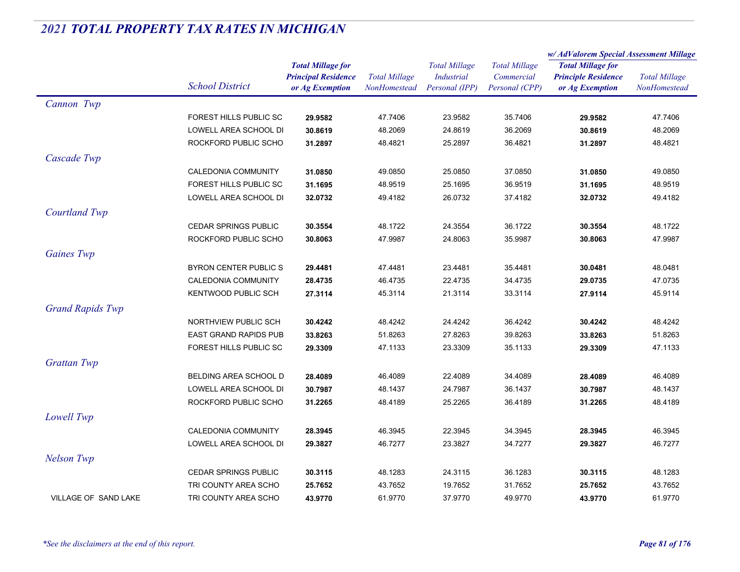## 2021 TOTAL PROPERTY TAX RATES IN MICHIGAN

| | School District | Total Millage for Principal Residence or Ag Exemption | Total Millage NonHomestead | Total Millage Industrial Personal (IPP) | Total Millage Commercial Personal (CPP) | w/ AdValorem Special Assessment Millage: Total Millage for Principle Residence or Ag Exemption | w/ AdValorem Special Assessment Millage: Total Millage NonHomestead |
|---|---|---|---|---|---|---|---|
| *Cannon Twp* | | | | | | | |
| | FOREST HILLS PUBLIC SC | **29.9582** | 47.7406 | 23.9582 | 35.7406 | **29.9582** | 47.7406 |
| | LOWELL AREA SCHOOL DI | **30.8619** | 48.2069 | 24.8619 | 36.2069 | **30.8619** | 48.2069 |
| | ROCKFORD PUBLIC SCHO | **31.2897** | 48.4821 | 25.2897 | 36.4821 | **31.2897** | 48.4821 |
| *Cascade Twp* | | | | | | | |
| | CALEDONIA COMMUNITY | **31.0850** | 49.0850 | 25.0850 | 37.0850 | **31.0850** | 49.0850 |
| | FOREST HILLS PUBLIC SC | **31.1695** | 48.9519 | 25.1695 | 36.9519 | **31.1695** | 48.9519 |
| | LOWELL AREA SCHOOL DI | **32.0732** | 49.4182 | 26.0732 | 37.4182 | **32.0732** | 49.4182 |
| *Courtland Twp* | | | | | | | |
| | CEDAR SPRINGS PUBLIC | **30.3554** | 48.1722 | 24.3554 | 36.1722 | **30.3554** | 48.1722 |
| | ROCKFORD PUBLIC SCHO | **30.8063** | 47.9987 | 24.8063 | 35.9987 | **30.8063** | 47.9987 |
| *Gaines Twp* | | | | | | | |
| | BYRON CENTER PUBLIC S | **29.4481** | 47.4481 | 23.4481 | 35.4481 | **30.0481** | 48.0481 |
| | CALEDONIA COMMUNITY | **28.4735** | 46.4735 | 22.4735 | 34.4735 | **29.0735** | 47.0735 |
| | KENTWOOD PUBLIC SCH | **27.3114** | 45.3114 | 21.3114 | 33.3114 | **27.9114** | 45.9114 |
| *Grand Rapids Twp* | | | | | | | |
| | NORTHVIEW PUBLIC SCH | **30.4242** | 48.4242 | 24.4242 | 36.4242 | **30.4242** | 48.4242 |
| | EAST GRAND RAPIDS PUB | **33.8263** | 51.8263 | 27.8263 | 39.8263 | **33.8263** | 51.8263 |
| | FOREST HILLS PUBLIC SC | **29.3309** | 47.1133 | 23.3309 | 35.1133 | **29.3309** | 47.1133 |
| *Grattan Twp* | | | | | | | |
| | BELDING AREA SCHOOL D | **28.4089** | 46.4089 | 22.4089 | 34.4089 | **28.4089** | 46.4089 |
| | LOWELL AREA SCHOOL DI | **30.7987** | 48.1437 | 24.7987 | 36.1437 | **30.7987** | 48.1437 |
| | ROCKFORD PUBLIC SCHO | **31.2265** | 48.4189 | 25.2265 | 36.4189 | **31.2265** | 48.4189 |
| *Lowell Twp* | | | | | | | |
| | CALEDONIA COMMUNITY | **28.3945** | 46.3945 | 22.3945 | 34.3945 | **28.3945** | 46.3945 |
| | LOWELL AREA SCHOOL DI | **29.3827** | 46.7277 | 23.3827 | 34.7277 | **29.3827** | 46.7277 |
| *Nelson Twp* | | | | | | | |
| | CEDAR SPRINGS PUBLIC | **30.3115** | 48.1283 | 24.3115 | 36.1283 | **30.3115** | 48.1283 |
| | TRI COUNTY AREA SCHO | **25.7652** | 43.7652 | 19.7652 | 31.7652 | **25.7652** | 43.7652 |
| VILLAGE OF SAND LAKE | TRI COUNTY AREA SCHO | **43.9770** | 61.9770 | 37.9770 | 49.9770 | **43.9770** | 61.9770 |

*\*See the disclaimers at the end of this report.*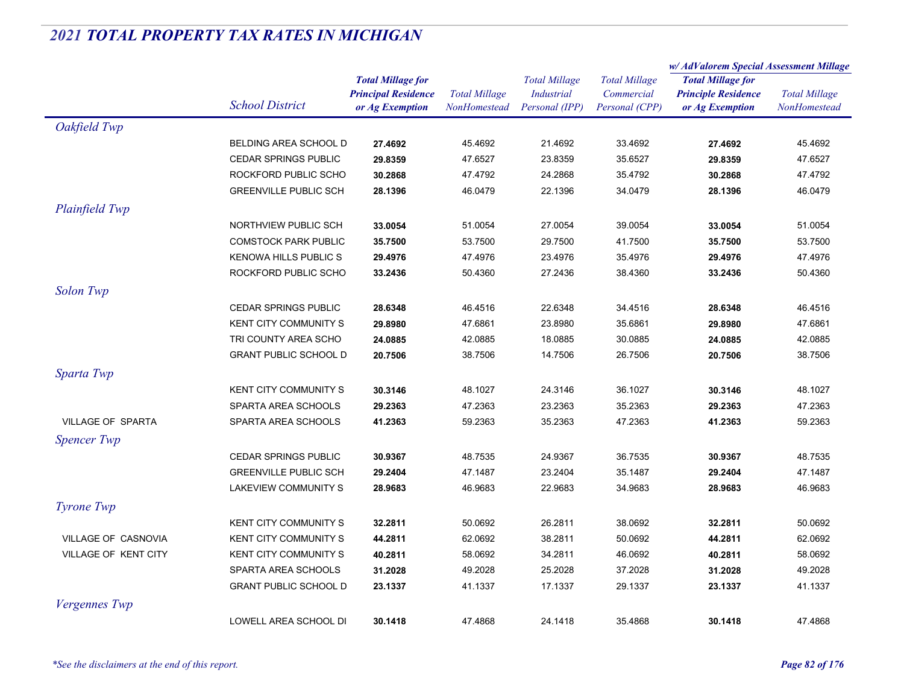## *2021 TOTAL PROPERTY TAX RATES IN MICHIGAN*

| | School District | Total Millage for Principal Residence or Ag Exemption | Total Millage NonHomestead | Total Millage Industrial Personal (IPP) | Total Millage Commercial Personal (CPP) | w/ AdValorem Special Assessment Millage: Total Millage for Principle Residence or Ag Exemption | w/ AdValorem Special Assessment Millage: Total Millage NonHomestead |
|---|---|---|---|---|---|---|---|
| *Oakfield Twp* | | | | | | | |
| | BELDING AREA SCHOOL D | **27.4692** | 45.4692 | 21.4692 | 33.4692 | **27.4692** | 45.4692 |
| | CEDAR SPRINGS PUBLIC | **29.8359** | 47.6527 | 23.8359 | 35.6527 | **29.8359** | 47.6527 |
| | ROCKFORD PUBLIC SCHO | **30.2868** | 47.4792 | 24.2868 | 35.4792 | **30.2868** | 47.4792 |
| | GREENVILLE PUBLIC SCH | **28.1396** | 46.0479 | 22.1396 | 34.0479 | **28.1396** | 46.0479 |
| *Plainfield Twp* | | | | | | | |
| | NORTHVIEW PUBLIC SCH | **33.0054** | 51.0054 | 27.0054 | 39.0054 | **33.0054** | 51.0054 |
| | COMSTOCK PARK PUBLIC | **35.7500** | 53.7500 | 29.7500 | 41.7500 | **35.7500** | 53.7500 |
| | KENOWA HILLS PUBLIC S | **29.4976** | 47.4976 | 23.4976 | 35.4976 | **29.4976** | 47.4976 |
| | ROCKFORD PUBLIC SCHO | **33.2436** | 50.4360 | 27.2436 | 38.4360 | **33.2436** | 50.4360 |
| *Solon Twp* | | | | | | | |
| | CEDAR SPRINGS PUBLIC | **28.6348** | 46.4516 | 22.6348 | 34.4516 | **28.6348** | 46.4516 |
| | KENT CITY COMMUNITY S | **29.8980** | 47.6861 | 23.8980 | 35.6861 | **29.8980** | 47.6861 |
| | TRI COUNTY AREA SCHO | **24.0885** | 42.0885 | 18.0885 | 30.0885 | **24.0885** | 42.0885 |
| | GRANT PUBLIC SCHOOL D | **20.7506** | 38.7506 | 14.7506 | 26.7506 | **20.7506** | 38.7506 |
| *Sparta Twp* | | | | | | | |
| | KENT CITY COMMUNITY S | **30.3146** | 48.1027 | 24.3146 | 36.1027 | **30.3146** | 48.1027 |
| | SPARTA AREA SCHOOLS | **29.2363** | 47.2363 | 23.2363 | 35.2363 | **29.2363** | 47.2363 |
| VILLAGE OF SPARTA | SPARTA AREA SCHOOLS | **41.2363** | 59.2363 | 35.2363 | 47.2363 | **41.2363** | 59.2363 |
| *Spencer Twp* | | | | | | | |
| | CEDAR SPRINGS PUBLIC | **30.9367** | 48.7535 | 24.9367 | 36.7535 | **30.9367** | 48.7535 |
| | GREENVILLE PUBLIC SCH | **29.2404** | 47.1487 | 23.2404 | 35.1487 | **29.2404** | 47.1487 |
| | LAKEVIEW COMMUNITY S | **28.9683** | 46.9683 | 22.9683 | 34.9683 | **28.9683** | 46.9683 |
| *Tyrone Twp* | | | | | | | |
| | KENT CITY COMMUNITY S | **32.2811** | 50.0692 | 26.2811 | 38.0692 | **32.2811** | 50.0692 |
| VILLAGE OF CASNOVIA | KENT CITY COMMUNITY S | **44.2811** | 62.0692 | 38.2811 | 50.0692 | **44.2811** | 62.0692 |
| VILLAGE OF KENT CITY | KENT CITY COMMUNITY S | **40.2811** | 58.0692 | 34.2811 | 46.0692 | **40.2811** | 58.0692 |
| | SPARTA AREA SCHOOLS | **31.2028** | 49.2028 | 25.2028 | 37.2028 | **31.2028** | 49.2028 |
| | GRANT PUBLIC SCHOOL D | **23.1337** | 41.1337 | 17.1337 | 29.1337 | **23.1337** | 41.1337 |
| *Vergennes Twp* | | | | | | | |
| | LOWELL AREA SCHOOL DI | **30.1418** | 47.4868 | 24.1418 | 35.4868 | **30.1418** | 47.4868 |

*\*See the disclaimers at the end of this report.*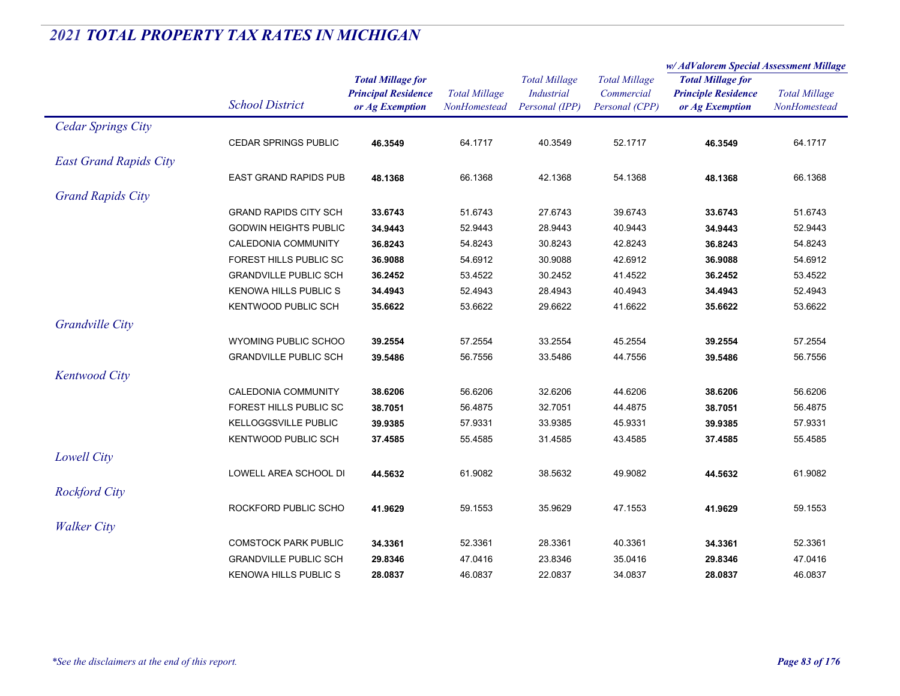## *2021 TOTAL PROPERTY TAX RATES IN MICHIGAN*

| | School District | Total Millage for Principal Residence or Ag Exemption | Total Millage NonHomestead | Total Millage Industrial Personal (IPP) | Total Millage Commercial Personal (CPP) | w/ AdValorem Special Assessment Millage: Total Millage for Principle Residence or Ag Exemption | w/ AdValorem Special Assessment Millage: Total Millage NonHomestead |
|---|---|---|---|---|---|---|---|
| *Cedar Springs City* | | | | | | | |
| | CEDAR SPRINGS PUBLIC | **46.3549** | 64.1717 | 40.3549 | 52.1717 | **46.3549** | 64.1717 |
| *East Grand Rapids City* | | | | | | | |
| | EAST GRAND RAPIDS PUB | **48.1368** | 66.1368 | 42.1368 | 54.1368 | **48.1368** | 66.1368 |
| *Grand Rapids City* | | | | | | | |
| | GRAND RAPIDS CITY SCH | **33.6743** | 51.6743 | 27.6743 | 39.6743 | **33.6743** | 51.6743 |
| | GODWIN HEIGHTS PUBLIC | **34.9443** | 52.9443 | 28.9443 | 40.9443 | **34.9443** | 52.9443 |
| | CALEDONIA COMMUNITY | **36.8243** | 54.8243 | 30.8243 | 42.8243 | **36.8243** | 54.8243 |
| | FOREST HILLS PUBLIC SC | **36.9088** | 54.6912 | 30.9088 | 42.6912 | **36.9088** | 54.6912 |
| | GRANDVILLE PUBLIC SCH | **36.2452** | 53.4522 | 30.2452 | 41.4522 | **36.2452** | 53.4522 |
| | KENOWA HILLS PUBLIC S | **34.4943** | 52.4943 | 28.4943 | 40.4943 | **34.4943** | 52.4943 |
| | KENTWOOD PUBLIC SCH | **35.6622** | 53.6622 | 29.6622 | 41.6622 | **35.6622** | 53.6622 |
| *Grandville City* | | | | | | | |
| | WYOMING PUBLIC SCHOO | **39.2554** | 57.2554 | 33.2554 | 45.2554 | **39.2554** | 57.2554 |
| | GRANDVILLE PUBLIC SCH | **39.5486** | 56.7556 | 33.5486 | 44.7556 | **39.5486** | 56.7556 |
| *Kentwood City* | | | | | | | |
| | CALEDONIA COMMUNITY | **38.6206** | 56.6206 | 32.6206 | 44.6206 | **38.6206** | 56.6206 |
| | FOREST HILLS PUBLIC SC | **38.7051** | 56.4875 | 32.7051 | 44.4875 | **38.7051** | 56.4875 |
| | KELLOGGSVILLE PUBLIC | **39.9385** | 57.9331 | 33.9385 | 45.9331 | **39.9385** | 57.9331 |
| | KENTWOOD PUBLIC SCH | **37.4585** | 55.4585 | 31.4585 | 43.4585 | **37.4585** | 55.4585 |
| *Lowell City* | | | | | | | |
| | LOWELL AREA SCHOOL DI | **44.5632** | 61.9082 | 38.5632 | 49.9082 | **44.5632** | 61.9082 |
| *Rockford City* | | | | | | | |
| | ROCKFORD PUBLIC SCHO | **41.9629** | 59.1553 | 35.9629 | 47.1553 | **41.9629** | 59.1553 |
| *Walker City* | | | | | | | |
| | COMSTOCK PARK PUBLIC | **34.3361** | 52.3361 | 28.3361 | 40.3361 | **34.3361** | 52.3361 |
| | GRANDVILLE PUBLIC SCH | **29.8346** | 47.0416 | 23.8346 | 35.0416 | **29.8346** | 47.0416 |
| | KENOWA HILLS PUBLIC S | **28.0837** | 46.0837 | 22.0837 | 34.0837 | **28.0837** | 46.0837 |

*\*See the disclaimers at the end of this report.*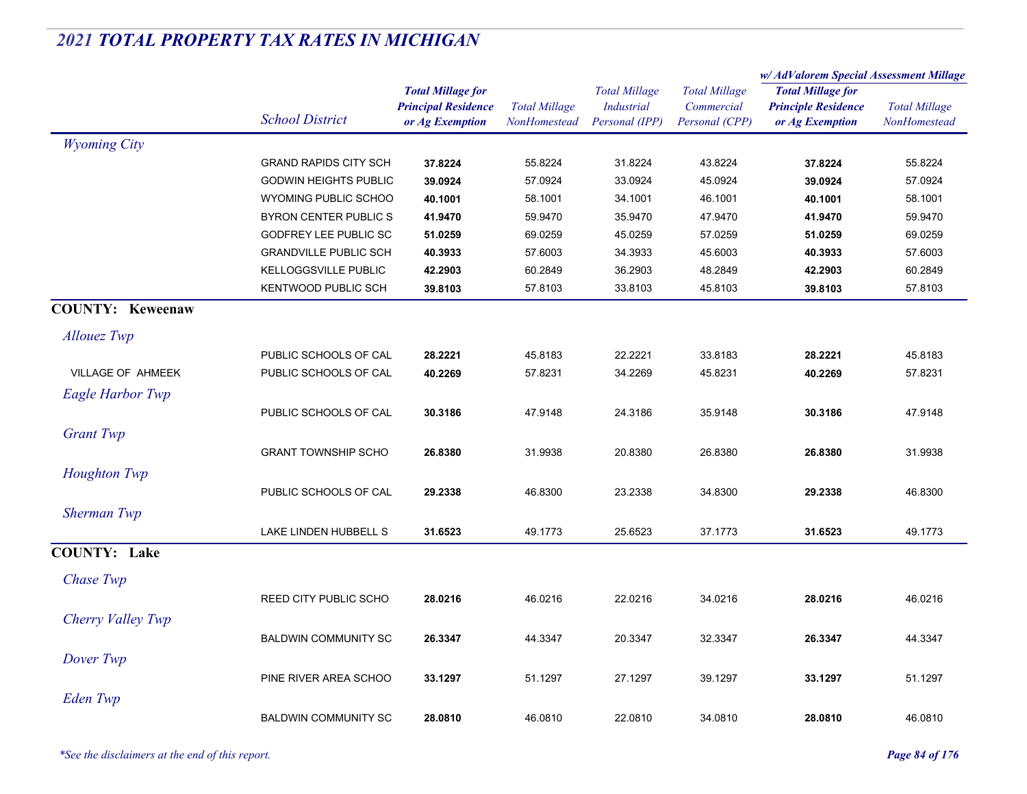# 2021 TOTAL PROPERTY TAX RATES IN MICHIGAN

| | School District | Total Millage for Principal Residence or Ag Exemption | Total Millage NonHomestead | Total Millage Industrial Personal (IPP) | Total Millage Commercial Personal (CPP) | w/ AdValorem Special Assessment Millage: Total Millage for Principle Residence or Ag Exemption | w/ AdValorem Special Assessment Millage: Total Millage NonHomestead |
|---|---|---|---|---|---|---|---|
| *Wyoming City* | | | | | | | |
| | GRAND RAPIDS CITY SCH | **37.8224** | 55.8224 | 31.8224 | 43.8224 | **37.8224** | 55.8224 |
| | GODWIN HEIGHTS PUBLIC | **39.0924** | 57.0924 | 33.0924 | 45.0924 | **39.0924** | 57.0924 |
| | WYOMING PUBLIC SCHOO | **40.1001** | 58.1001 | 34.1001 | 46.1001 | **40.1001** | 58.1001 |
| | BYRON CENTER PUBLIC S | **41.9470** | 59.9470 | 35.9470 | 47.9470 | **41.9470** | 59.9470 |
| | GODFREY LEE PUBLIC SC | **51.0259** | 69.0259 | 45.0259 | 57.0259 | **51.0259** | 69.0259 |
| | GRANDVILLE PUBLIC SCH | **40.3933** | 57.6003 | 34.3933 | 45.6003 | **40.3933** | 57.6003 |
| | KELLOGGSVILLE PUBLIC | **42.2903** | 60.2849 | 36.2903 | 48.2849 | **42.2903** | 60.2849 |
| | KENTWOOD PUBLIC SCH | **39.8103** | 57.8103 | 33.8103 | 45.8103 | **39.8103** | 57.8103 |
| **COUNTY: Keweenaw** | | | | | | | |
| *Allouez Twp* | | | | | | | |
| | PUBLIC SCHOOLS OF CAL | **28.2221** | 45.8183 | 22.2221 | 33.8183 | **28.2221** | 45.8183 |
| VILLAGE OF AHMEEK | PUBLIC SCHOOLS OF CAL | **40.2269** | 57.8231 | 34.2269 | 45.8231 | **40.2269** | 57.8231 |
| *Eagle Harbor Twp* | | | | | | | |
| | PUBLIC SCHOOLS OF CAL | **30.3186** | 47.9148 | 24.3186 | 35.9148 | **30.3186** | 47.9148 |
| *Grant Twp* | | | | | | | |
| | GRANT TOWNSHIP SCHO | **26.8380** | 31.9938 | 20.8380 | 26.8380 | **26.8380** | 31.9938 |
| *Houghton Twp* | | | | | | | |
| | PUBLIC SCHOOLS OF CAL | **29.2338** | 46.8300 | 23.2338 | 34.8300 | **29.2338** | 46.8300 |
| *Sherman Twp* | | | | | | | |
| | LAKE LINDEN HUBBELL S | **31.6523** | 49.1773 | 25.6523 | 37.1773 | **31.6523** | 49.1773 |
| **COUNTY: Lake** | | | | | | | |
| *Chase Twp* | | | | | | | |
| | REED CITY PUBLIC SCHO | **28.0216** | 46.0216 | 22.0216 | 34.0216 | **28.0216** | 46.0216 |
| *Cherry Valley Twp* | | | | | | | |
| | BALDWIN COMMUNITY SC | **26.3347** | 44.3347 | 20.3347 | 32.3347 | **26.3347** | 44.3347 |
| *Dover Twp* | | | | | | | |
| | PINE RIVER AREA SCHOO | **33.1297** | 51.1297 | 27.1297 | 39.1297 | **33.1297** | 51.1297 |
| *Eden Twp* | | | | | | | |
| | BALDWIN COMMUNITY SC | **28.0810** | 46.0810 | 22.0810 | 34.0810 | **28.0810** | 46.0810 |

*\*See the disclaimers at the end of this report.*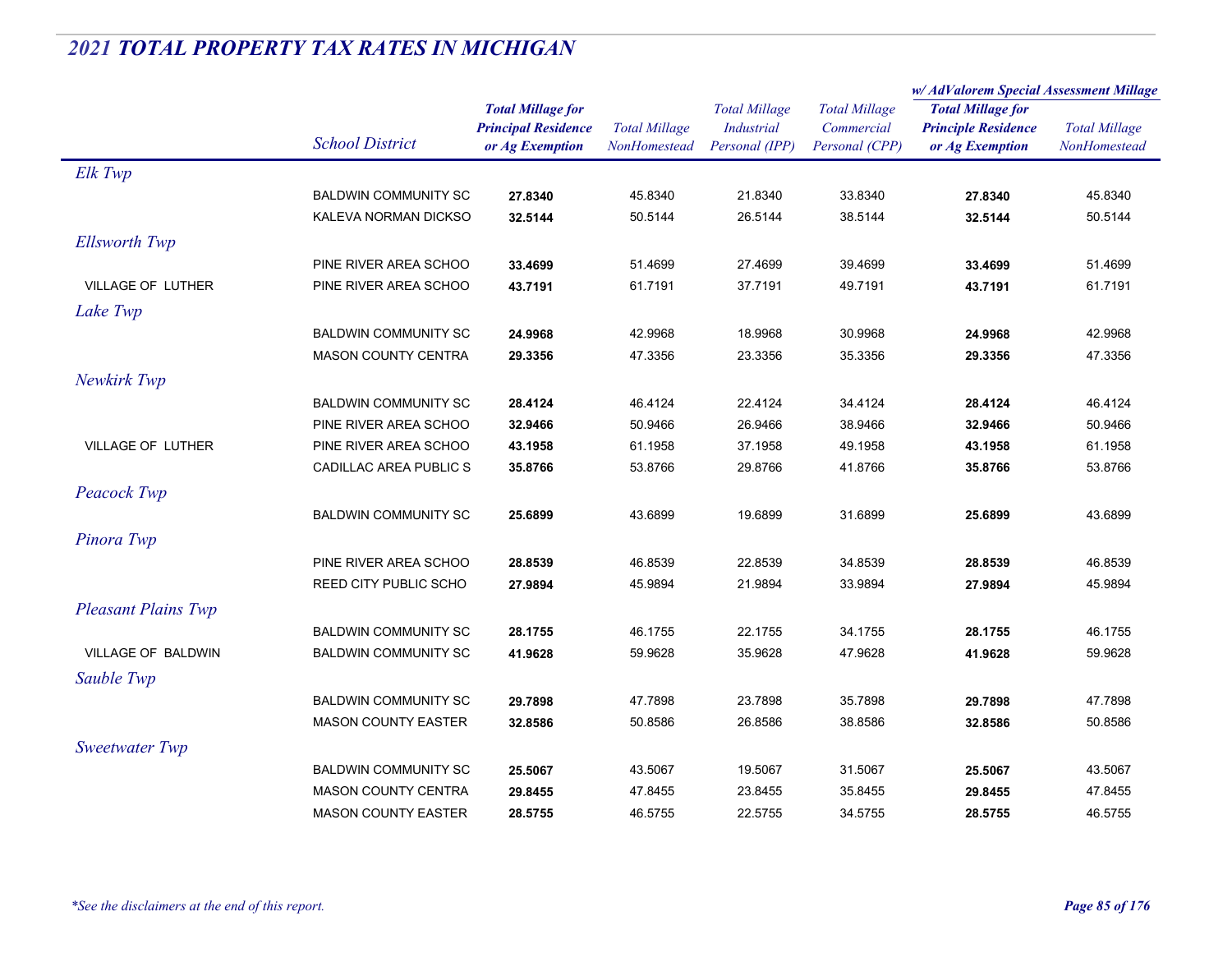# 2021 TOTAL PROPERTY TAX RATES IN MICHIGAN

| | School District | Total Millage for Principal Residence or Ag Exemption | Total Millage NonHomestead | Total Millage Industrial Personal (IPP) | Total Millage Commercial Personal (CPP) | w/ AdValorem Special Assessment Millage: Total Millage for Principle Residence or Ag Exemption | w/ AdValorem Special Assessment Millage: Total Millage NonHomestead |
|---|---|---|---|---|---|---|---|
| *Elk Twp* | | | | | | | |
| | BALDWIN COMMUNITY SC | **27.8340** | 45.8340 | 21.8340 | 33.8340 | **27.8340** | 45.8340 |
| | KALEVA NORMAN DICKSO | **32.5144** | 50.5144 | 26.5144 | 38.5144 | **32.5144** | 50.5144 |
| *Ellsworth Twp* | | | | | | | |
| | PINE RIVER AREA SCHOO | **33.4699** | 51.4699 | 27.4699 | 39.4699 | **33.4699** | 51.4699 |
| VILLAGE OF LUTHER | PINE RIVER AREA SCHOO | **43.7191** | 61.7191 | 37.7191 | 49.7191 | **43.7191** | 61.7191 |
| *Lake Twp* | | | | | | | |
| | BALDWIN COMMUNITY SC | **24.9968** | 42.9968 | 18.9968 | 30.9968 | **24.9968** | 42.9968 |
| | MASON COUNTY CENTRA | **29.3356** | 47.3356 | 23.3356 | 35.3356 | **29.3356** | 47.3356 |
| *Newkirk Twp* | | | | | | | |
| | BALDWIN COMMUNITY SC | **28.4124** | 46.4124 | 22.4124 | 34.4124 | **28.4124** | 46.4124 |
| | PINE RIVER AREA SCHOO | **32.9466** | 50.9466 | 26.9466 | 38.9466 | **32.9466** | 50.9466 |
| VILLAGE OF LUTHER | PINE RIVER AREA SCHOO | **43.1958** | 61.1958 | 37.1958 | 49.1958 | **43.1958** | 61.1958 |
| | CADILLAC AREA PUBLIC S | **35.8766** | 53.8766 | 29.8766 | 41.8766 | **35.8766** | 53.8766 |
| *Peacock Twp* | | | | | | | |
| | BALDWIN COMMUNITY SC | **25.6899** | 43.6899 | 19.6899 | 31.6899 | **25.6899** | 43.6899 |
| *Pinora Twp* | | | | | | | |
| | PINE RIVER AREA SCHOO | **28.8539** | 46.8539 | 22.8539 | 34.8539 | **28.8539** | 46.8539 |
| | REED CITY PUBLIC SCHO | **27.9894** | 45.9894 | 21.9894 | 33.9894 | **27.9894** | 45.9894 |
| *Pleasant Plains Twp* | | | | | | | |
| | BALDWIN COMMUNITY SC | **28.1755** | 46.1755 | 22.1755 | 34.1755 | **28.1755** | 46.1755 |
| VILLAGE OF BALDWIN | BALDWIN COMMUNITY SC | **41.9628** | 59.9628 | 35.9628 | 47.9628 | **41.9628** | 59.9628 |
| *Sauble Twp* | | | | | | | |
| | BALDWIN COMMUNITY SC | **29.7898** | 47.7898 | 23.7898 | 35.7898 | **29.7898** | 47.7898 |
| | MASON COUNTY EASTER | **32.8586** | 50.8586 | 26.8586 | 38.8586 | **32.8586** | 50.8586 |
| *Sweetwater Twp* | | | | | | | |
| | BALDWIN COMMUNITY SC | **25.5067** | 43.5067 | 19.5067 | 31.5067 | **25.5067** | 43.5067 |
| | MASON COUNTY CENTRA | **29.8455** | 47.8455 | 23.8455 | 35.8455 | **29.8455** | 47.8455 |
| | MASON COUNTY EASTER | **28.5755** | 46.5755 | 22.5755 | 34.5755 | **28.5755** | 46.5755 |

*\*See the disclaimers at the end of this report.*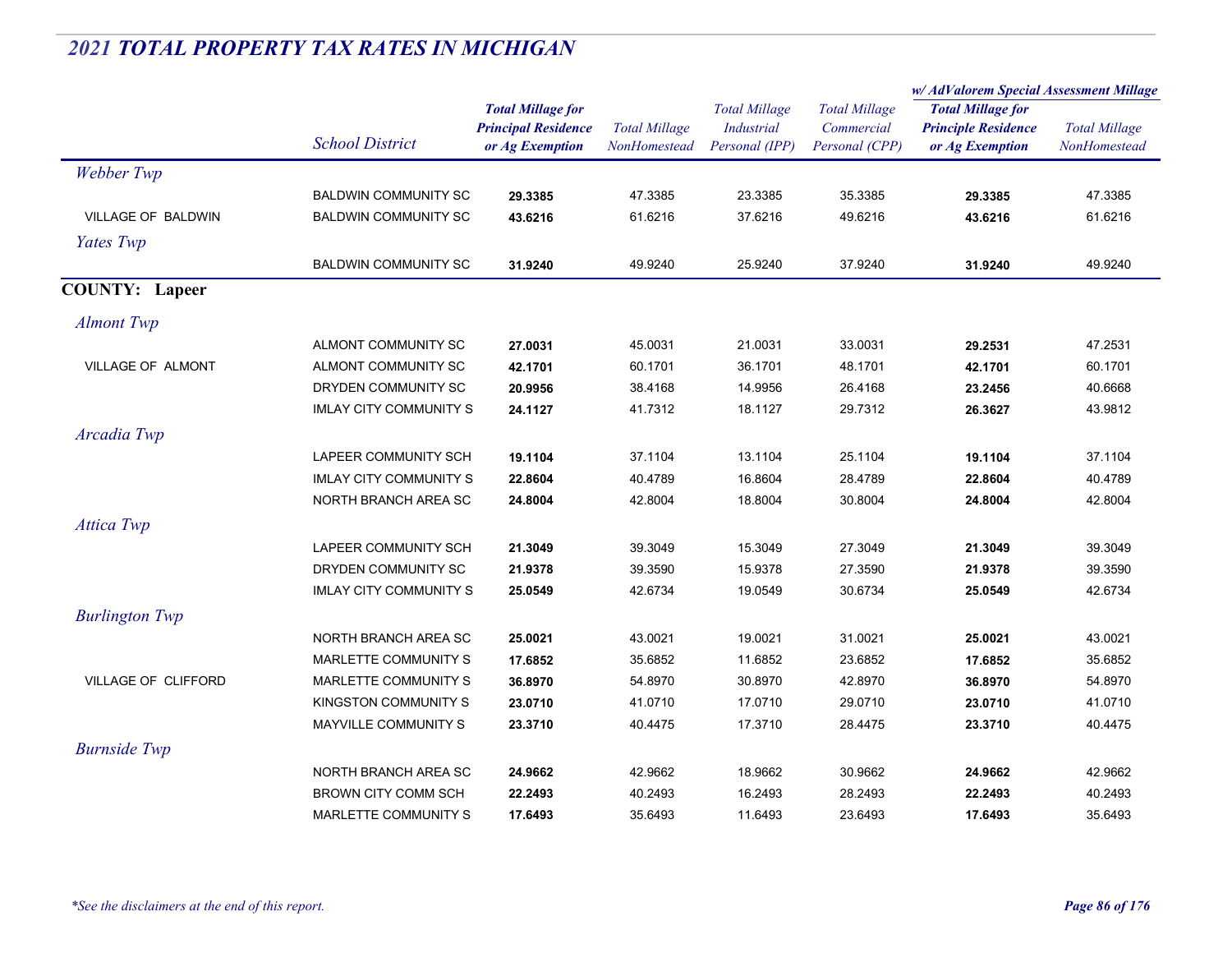## 2021 TOTAL PROPERTY TAX RATES IN MICHIGAN

| | School District | Total Millage for Principal Residence or Ag Exemption | Total Millage NonHomestead | Total Millage Industrial Personal (IPP) | Total Millage Commercial Personal (CPP) | w/ AdValorem Special Assessment Millage Total Millage for Principle Residence or Ag Exemption | w/ AdValorem Special Assessment Millage Total Millage NonHomestead |
|---|---|---|---|---|---|---|---|
| *Webber Twp* | | | | | | | |
| | BALDWIN COMMUNITY SC | **29.3385** | 47.3385 | 23.3385 | 35.3385 | **29.3385** | 47.3385 |
| VILLAGE OF BALDWIN | BALDWIN COMMUNITY SC | **43.6216** | 61.6216 | 37.6216 | 49.6216 | **43.6216** | 61.6216 |
| *Yates Twp* | | | | | | | |
| | BALDWIN COMMUNITY SC | **31.9240** | 49.9240 | 25.9240 | 37.9240 | **31.9240** | 49.9240 |
| **COUNTY: Lapeer** | | | | | | | |
| *Almont Twp* | | | | | | | |
| | ALMONT COMMUNITY SC | **27.0031** | 45.0031 | 21.0031 | 33.0031 | **29.2531** | 47.2531 |
| VILLAGE OF ALMONT | ALMONT COMMUNITY SC | **42.1701** | 60.1701 | 36.1701 | 48.1701 | **42.1701** | 60.1701 |
| | DRYDEN COMMUNITY SC | **20.9956** | 38.4168 | 14.9956 | 26.4168 | **23.2456** | 40.6668 |
| | IMLAY CITY COMMUNITY S | **24.1127** | 41.7312 | 18.1127 | 29.7312 | **26.3627** | 43.9812 |
| *Arcadia Twp* | | | | | | | |
| | LAPEER COMMUNITY SCH | **19.1104** | 37.1104 | 13.1104 | 25.1104 | **19.1104** | 37.1104 |
| | IMLAY CITY COMMUNITY S | **22.8604** | 40.4789 | 16.8604 | 28.4789 | **22.8604** | 40.4789 |
| | NORTH BRANCH AREA SC | **24.8004** | 42.8004 | 18.8004 | 30.8004 | **24.8004** | 42.8004 |
| *Attica Twp* | | | | | | | |
| | LAPEER COMMUNITY SCH | **21.3049** | 39.3049 | 15.3049 | 27.3049 | **21.3049** | 39.3049 |
| | DRYDEN COMMUNITY SC | **21.9378** | 39.3590 | 15.9378 | 27.3590 | **21.9378** | 39.3590 |
| | IMLAY CITY COMMUNITY S | **25.0549** | 42.6734 | 19.0549 | 30.6734 | **25.0549** | 42.6734 |
| *Burlington Twp* | | | | | | | |
| | NORTH BRANCH AREA SC | **25.0021** | 43.0021 | 19.0021 | 31.0021 | **25.0021** | 43.0021 |
| | MARLETTE COMMUNITY S | **17.6852** | 35.6852 | 11.6852 | 23.6852 | **17.6852** | 35.6852 |
| VILLAGE OF CLIFFORD | MARLETTE COMMUNITY S | **36.8970** | 54.8970 | 30.8970 | 42.8970 | **36.8970** | 54.8970 |
| | KINGSTON COMMUNITY S | **23.0710** | 41.0710 | 17.0710 | 29.0710 | **23.0710** | 41.0710 |
| | MAYVILLE COMMUNITY S | **23.3710** | 40.4475 | 17.3710 | 28.4475 | **23.3710** | 40.4475 |
| *Burnside Twp* | | | | | | | |
| | NORTH BRANCH AREA SC | **24.9662** | 42.9662 | 18.9662 | 30.9662 | **24.9662** | 42.9662 |
| | BROWN CITY COMM SCH | **22.2493** | 40.2493 | 16.2493 | 28.2493 | **22.2493** | 40.2493 |
| | MARLETTE COMMUNITY S | **17.6493** | 35.6493 | 11.6493 | 23.6493 | **17.6493** | 35.6493 |

*\*See the disclaimers at the end of this report.*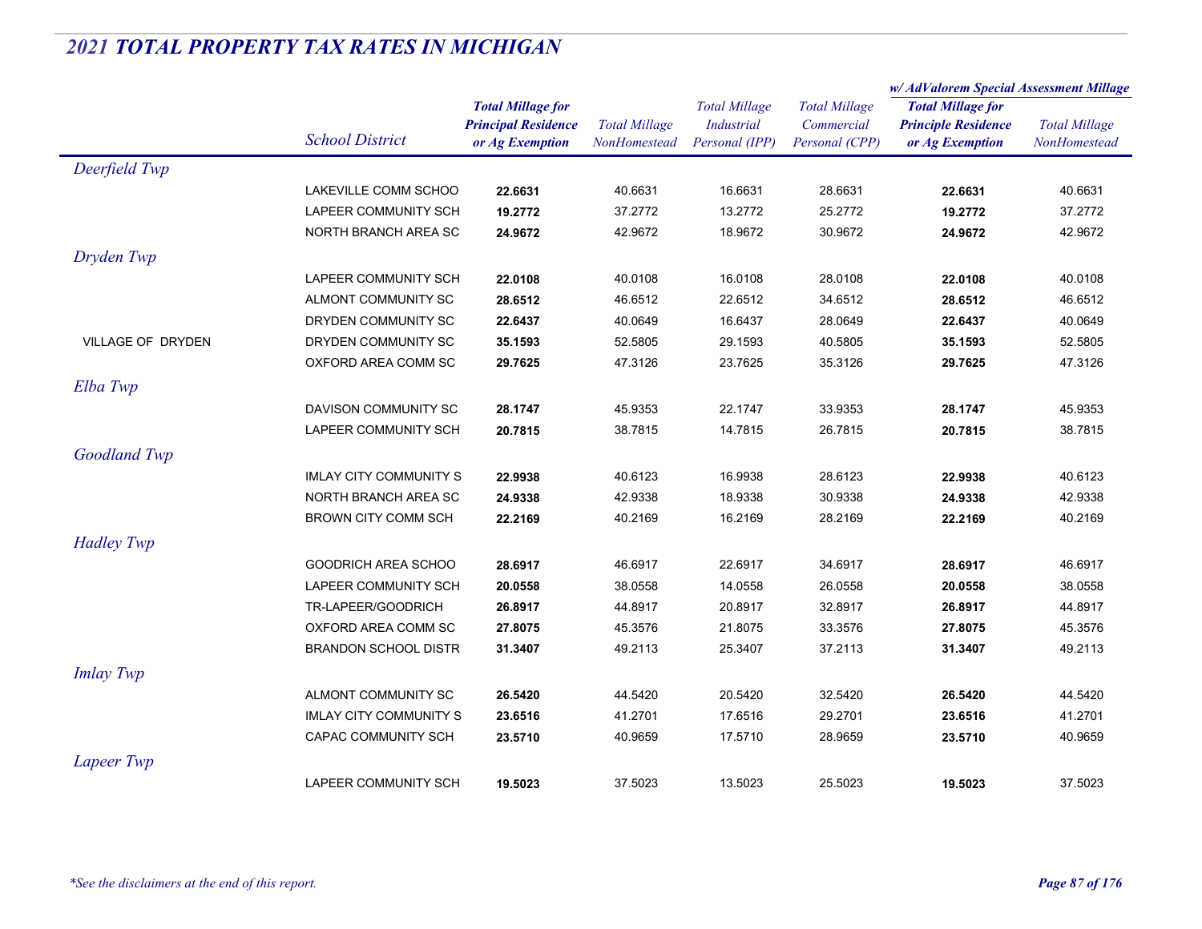## *2021 TOTAL PROPERTY TAX RATES IN MICHIGAN*

| | School District | Total Millage for Principal Residence or Ag Exemption | Total Millage NonHomestead | Total Millage Industrial Personal (IPP) | Total Millage Commercial Personal (CPP) | w/ AdValorem Special Assessment Millage: Total Millage for Principle Residence or Ag Exemption | w/ AdValorem Special Assessment Millage: Total Millage NonHomestead |
|---|---|---|---|---|---|---|---|
| *Deerfield Twp* | | | | | | | |
| | LAKEVILLE COMM SCHOO | **22.6631** | 40.6631 | 16.6631 | 28.6631 | **22.6631** | 40.6631 |
| | LAPEER COMMUNITY SCH | **19.2772** | 37.2772 | 13.2772 | 25.2772 | **19.2772** | 37.2772 |
| | NORTH BRANCH AREA SC | **24.9672** | 42.9672 | 18.9672 | 30.9672 | **24.9672** | 42.9672 |
| *Dryden Twp* | | | | | | | |
| | LAPEER COMMUNITY SCH | **22.0108** | 40.0108 | 16.0108 | 28.0108 | **22.0108** | 40.0108 |
| | ALMONT COMMUNITY SC | **28.6512** | 46.6512 | 22.6512 | 34.6512 | **28.6512** | 46.6512 |
| | DRYDEN COMMUNITY SC | **22.6437** | 40.0649 | 16.6437 | 28.0649 | **22.6437** | 40.0649 |
| VILLAGE OF DRYDEN | DRYDEN COMMUNITY SC | **35.1593** | 52.5805 | 29.1593 | 40.5805 | **35.1593** | 52.5805 |
| | OXFORD AREA COMM SC | **29.7625** | 47.3126 | 23.7625 | 35.3126 | **29.7625** | 47.3126 |
| *Elba Twp* | | | | | | | |
| | DAVISON COMMUNITY SC | **28.1747** | 45.9353 | 22.1747 | 33.9353 | **28.1747** | 45.9353 |
| | LAPEER COMMUNITY SCH | **20.7815** | 38.7815 | 14.7815 | 26.7815 | **20.7815** | 38.7815 |
| *Goodland Twp* | | | | | | | |
| | IMLAY CITY COMMUNITY S | **22.9938** | 40.6123 | 16.9938 | 28.6123 | **22.9938** | 40.6123 |
| | NORTH BRANCH AREA SC | **24.9338** | 42.9338 | 18.9338 | 30.9338 | **24.9338** | 42.9338 |
| | BROWN CITY COMM SCH | **22.2169** | 40.2169 | 16.2169 | 28.2169 | **22.2169** | 40.2169 |
| *Hadley Twp* | | | | | | | |
| | GOODRICH AREA SCHOO | **28.6917** | 46.6917 | 22.6917 | 34.6917 | **28.6917** | 46.6917 |
| | LAPEER COMMUNITY SCH | **20.0558** | 38.0558 | 14.0558 | 26.0558 | **20.0558** | 38.0558 |
| | TR-LAPEER/GOODRICH | **26.8917** | 44.8917 | 20.8917 | 32.8917 | **26.8917** | 44.8917 |
| | OXFORD AREA COMM SC | **27.8075** | 45.3576 | 21.8075 | 33.3576 | **27.8075** | 45.3576 |
| | BRANDON SCHOOL DISTR | **31.3407** | 49.2113 | 25.3407 | 37.2113 | **31.3407** | 49.2113 |
| *Imlay Twp* | | | | | | | |
| | ALMONT COMMUNITY SC | **26.5420** | 44.5420 | 20.5420 | 32.5420 | **26.5420** | 44.5420 |
| | IMLAY CITY COMMUNITY S | **23.6516** | 41.2701 | 17.6516 | 29.2701 | **23.6516** | 41.2701 |
| | CAPAC COMMUNITY SCH | **23.5710** | 40.9659 | 17.5710 | 28.9659 | **23.5710** | 40.9659 |
| *Lapeer Twp* | | | | | | | |
| | LAPEER COMMUNITY SCH | **19.5023** | 37.5023 | 13.5023 | 25.5023 | **19.5023** | 37.5023 |

*\*See the disclaimers at the end of this report.*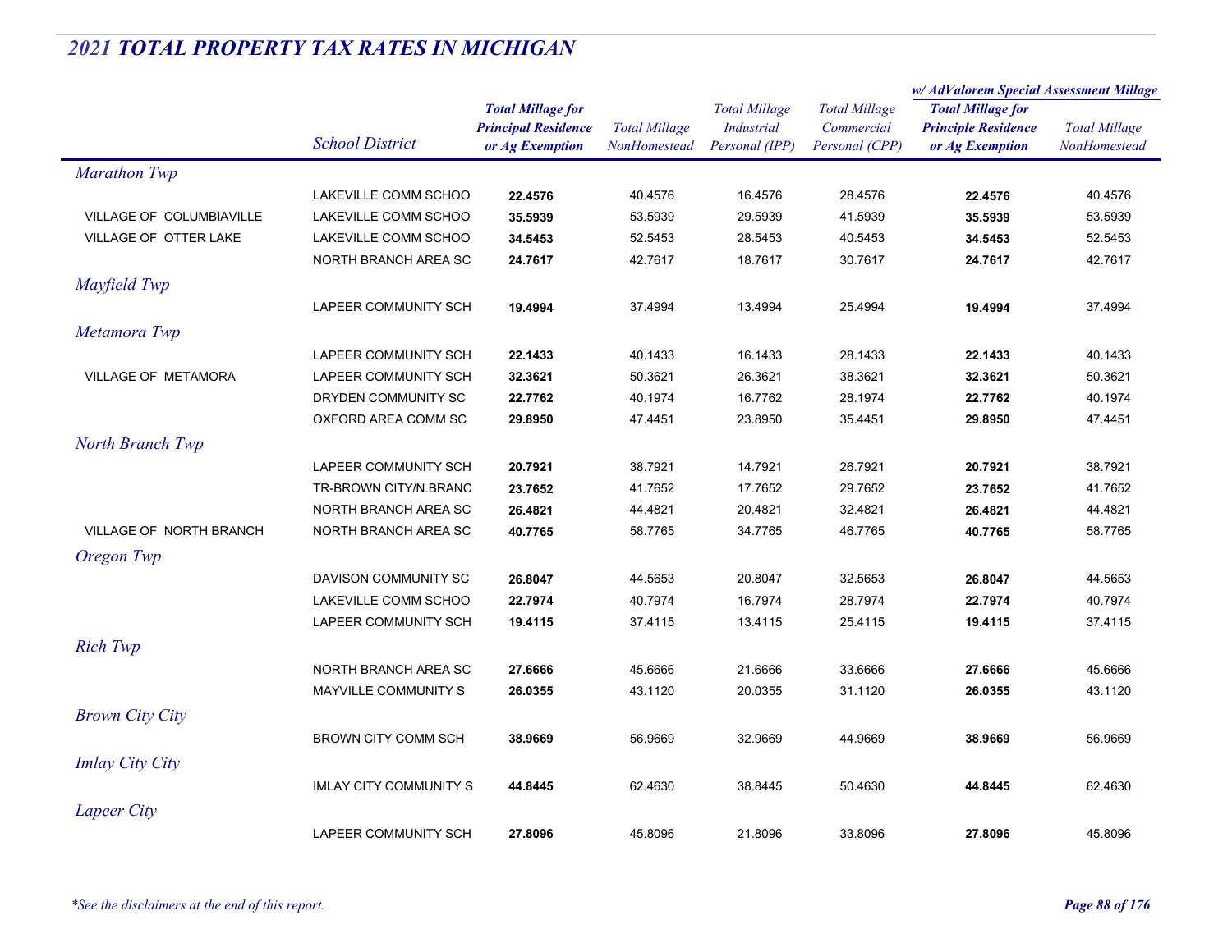## 2021 TOTAL PROPERTY TAX RATES IN MICHIGAN

| | School District | Total Millage for Principal Residence or Ag Exemption | Total Millage NonHomestead | Total Millage Industrial Personal (IPP) | Total Millage Commercial Personal (CPP) | w/ AdValorem Special Assessment Millage: Total Millage for Principle Residence or Ag Exemption | w/ AdValorem Special Assessment Millage: Total Millage NonHomestead |
|---|---|---|---|---|---|---|---|
| *Marathon Twp* | | | | | | | |
| | LAKEVILLE COMM SCHOO | **22.4576** | 40.4576 | 16.4576 | 28.4576 | **22.4576** | 40.4576 |
| VILLAGE OF COLUMBIAVILLE | LAKEVILLE COMM SCHOO | **35.5939** | 53.5939 | 29.5939 | 41.5939 | **35.5939** | 53.5939 |
| VILLAGE OF OTTER LAKE | LAKEVILLE COMM SCHOO | **34.5453** | 52.5453 | 28.5453 | 40.5453 | **34.5453** | 52.5453 |
| | NORTH BRANCH AREA SC | **24.7617** | 42.7617 | 18.7617 | 30.7617 | **24.7617** | 42.7617 |
| *Mayfield Twp* | | | | | | | |
| | LAPEER COMMUNITY SCH | **19.4994** | 37.4994 | 13.4994 | 25.4994 | **19.4994** | 37.4994 |
| *Metamora Twp* | | | | | | | |
| | LAPEER COMMUNITY SCH | **22.1433** | 40.1433 | 16.1433 | 28.1433 | **22.1433** | 40.1433 |
| VILLAGE OF METAMORA | LAPEER COMMUNITY SCH | **32.3621** | 50.3621 | 26.3621 | 38.3621 | **32.3621** | 50.3621 |
| | DRYDEN COMMUNITY SC | **22.7762** | 40.1974 | 16.7762 | 28.1974 | **22.7762** | 40.1974 |
| | OXFORD AREA COMM SC | **29.8950** | 47.4451 | 23.8950 | 35.4451 | **29.8950** | 47.4451 |
| *North Branch Twp* | | | | | | | |
| | LAPEER COMMUNITY SCH | **20.7921** | 38.7921 | 14.7921 | 26.7921 | **20.7921** | 38.7921 |
| | TR-BROWN CITY/N.BRANC | **23.7652** | 41.7652 | 17.7652 | 29.7652 | **23.7652** | 41.7652 |
| | NORTH BRANCH AREA SC | **26.4821** | 44.4821 | 20.4821 | 32.4821 | **26.4821** | 44.4821 |
| VILLAGE OF NORTH BRANCH | NORTH BRANCH AREA SC | **40.7765** | 58.7765 | 34.7765 | 46.7765 | **40.7765** | 58.7765 |
| *Oregon Twp* | | | | | | | |
| | DAVISON COMMUNITY SC | **26.8047** | 44.5653 | 20.8047 | 32.5653 | **26.8047** | 44.5653 |
| | LAKEVILLE COMM SCHOO | **22.7974** | 40.7974 | 16.7974 | 28.7974 | **22.7974** | 40.7974 |
| | LAPEER COMMUNITY SCH | **19.4115** | 37.4115 | 13.4115 | 25.4115 | **19.4115** | 37.4115 |
| *Rich Twp* | | | | | | | |
| | NORTH BRANCH AREA SC | **27.6666** | 45.6666 | 21.6666 | 33.6666 | **27.6666** | 45.6666 |
| | MAYVILLE COMMUNITY S | **26.0355** | 43.1120 | 20.0355 | 31.1120 | **26.0355** | 43.1120 |
| *Brown City City* | | | | | | | |
| | BROWN CITY COMM SCH | **38.9669** | 56.9669 | 32.9669 | 44.9669 | **38.9669** | 56.9669 |
| *Imlay City City* | | | | | | | |
| | IMLAY CITY COMMUNITY S | **44.8445** | 62.4630 | 38.8445 | 50.4630 | **44.8445** | 62.4630 |
| *Lapeer City* | | | | | | | |
| | LAPEER COMMUNITY SCH | **27.8096** | 45.8096 | 21.8096 | 33.8096 | **27.8096** | 45.8096 |

*\*See the disclaimers at the end of this report.*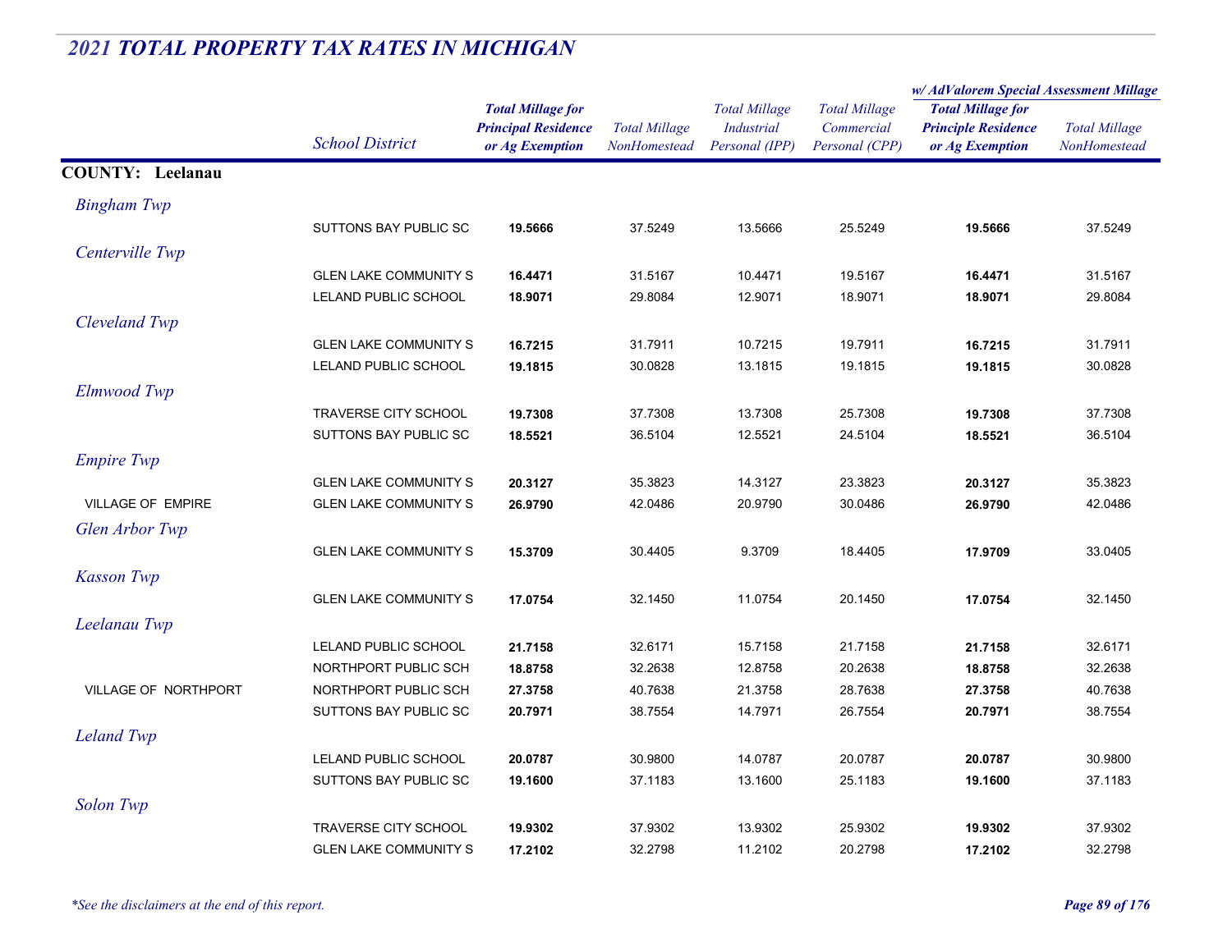## *2021 TOTAL PROPERTY TAX RATES IN MICHIGAN*

| | School District | Total Millage for Principal Residence or Ag Exemption | Total Millage NonHomestead | Total Millage Industrial Personal (IPP) | Total Millage Commercial Personal (CPP) | w/ AdValorem Special Assessment Millage: Total Millage for Principle Residence or Ag Exemption | w/ AdValorem Special Assessment Millage: Total Millage NonHomestead |
|---|---|---|---|---|---|---|---|
| **COUNTY: Leelanau** | | | | | | | |
| *Bingham Twp* | | | | | | | |
| | SUTTONS BAY PUBLIC SC | **19.5666** | 37.5249 | 13.5666 | 25.5249 | **19.5666** | 37.5249 |
| *Centerville Twp* | | | | | | | |
| | GLEN LAKE COMMUNITY S | **16.4471** | 31.5167 | 10.4471 | 19.5167 | **16.4471** | 31.5167 |
| | LELAND PUBLIC SCHOOL | **18.9071** | 29.8084 | 12.9071 | 18.9071 | **18.9071** | 29.8084 |
| *Cleveland Twp* | | | | | | | |
| | GLEN LAKE COMMUNITY S | **16.7215** | 31.7911 | 10.7215 | 19.7911 | **16.7215** | 31.7911 |
| | LELAND PUBLIC SCHOOL | **19.1815** | 30.0828 | 13.1815 | 19.1815 | **19.1815** | 30.0828 |
| *Elmwood Twp* | | | | | | | |
| | TRAVERSE CITY SCHOOL | **19.7308** | 37.7308 | 13.7308 | 25.7308 | **19.7308** | 37.7308 |
| | SUTTONS BAY PUBLIC SC | **18.5521** | 36.5104 | 12.5521 | 24.5104 | **18.5521** | 36.5104 |
| *Empire Twp* | | | | | | | |
| | GLEN LAKE COMMUNITY S | **20.3127** | 35.3823 | 14.3127 | 23.3823 | **20.3127** | 35.3823 |
| VILLAGE OF EMPIRE | GLEN LAKE COMMUNITY S | **26.9790** | 42.0486 | 20.9790 | 30.0486 | **26.9790** | 42.0486 |
| *Glen Arbor Twp* | | | | | | | |
| | GLEN LAKE COMMUNITY S | **15.3709** | 30.4405 | 9.3709 | 18.4405 | **17.9709** | 33.0405 |
| *Kasson Twp* | | | | | | | |
| | GLEN LAKE COMMUNITY S | **17.0754** | 32.1450 | 11.0754 | 20.1450 | **17.0754** | 32.1450 |
| *Leelanau Twp* | | | | | | | |
| | LELAND PUBLIC SCHOOL | **21.7158** | 32.6171 | 15.7158 | 21.7158 | **21.7158** | 32.6171 |
| | NORTHPORT PUBLIC SCH | **18.8758** | 32.2638 | 12.8758 | 20.2638 | **18.8758** | 32.2638 |
| VILLAGE OF NORTHPORT | NORTHPORT PUBLIC SCH | **27.3758** | 40.7638 | 21.3758 | 28.7638 | **27.3758** | 40.7638 |
| | SUTTONS BAY PUBLIC SC | **20.7971** | 38.7554 | 14.7971 | 26.7554 | **20.7971** | 38.7554 |
| *Leland Twp* | | | | | | | |
| | LELAND PUBLIC SCHOOL | **20.0787** | 30.9800 | 14.0787 | 20.0787 | **20.0787** | 30.9800 |
| | SUTTONS BAY PUBLIC SC | **19.1600** | 37.1183 | 13.1600 | 25.1183 | **19.1600** | 37.1183 |
| *Solon Twp* | | | | | | | |
| | TRAVERSE CITY SCHOOL | **19.9302** | 37.9302 | 13.9302 | 25.9302 | **19.9302** | 37.9302 |
| | GLEN LAKE COMMUNITY S | **17.2102** | 32.2798 | 11.2102 | 20.2798 | **17.2102** | 32.2798 |

*\*See the disclaimers at the end of this report.*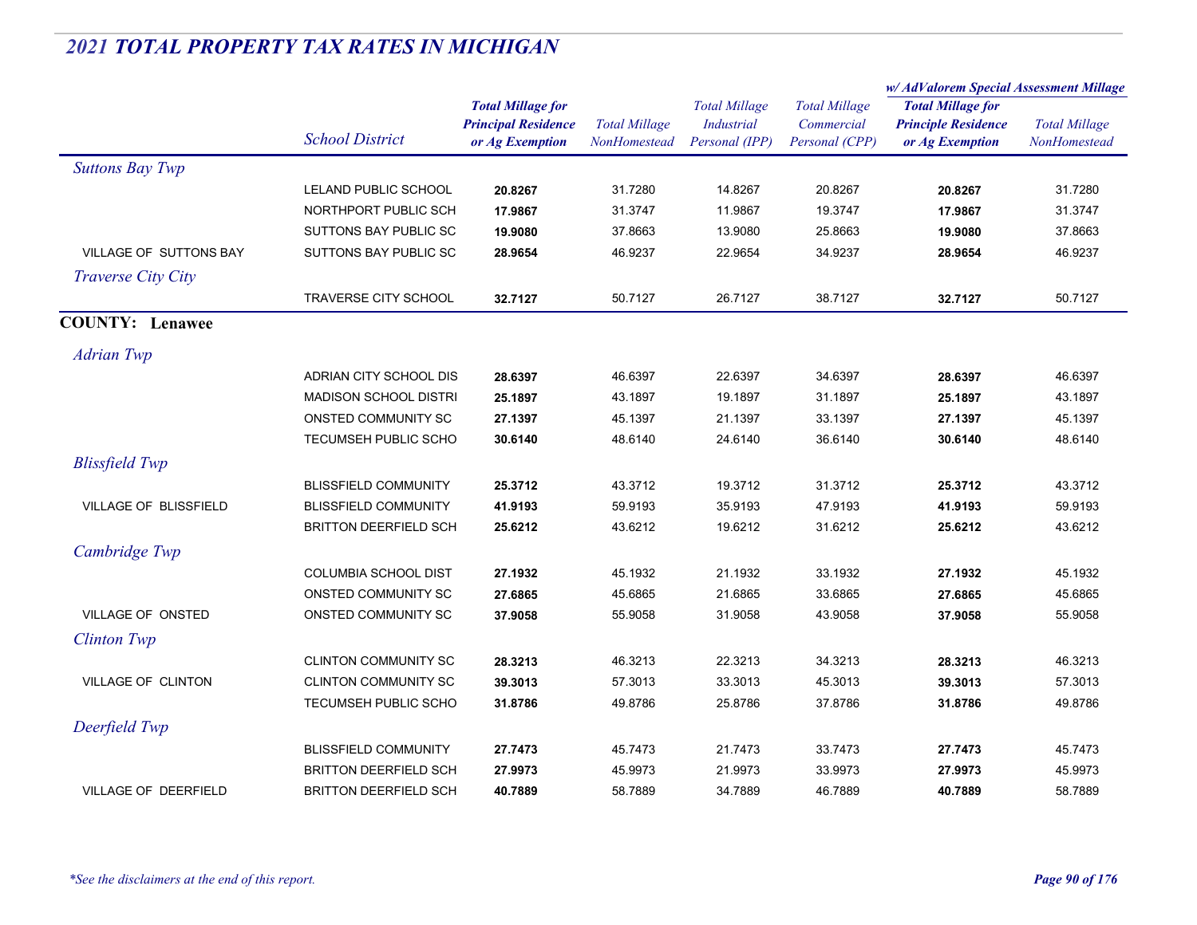## 2021 TOTAL PROPERTY TAX RATES IN MICHIGAN

| | School District | Total Millage for Principal Residence or Ag Exemption | Total Millage NonHomestead | Total Millage Industrial Personal (IPP) | Total Millage Commercial Personal (CPP) | w/ AdValorem Special Assessment Millage: Total Millage for Principle Residence or Ag Exemption | w/ AdValorem Special Assessment Millage: Total Millage NonHomestead |
|---|---|---|---|---|---|---|---|
| *Suttons Bay Twp* | | | | | | | |
| | LELAND PUBLIC SCHOOL | **20.8267** | 31.7280 | 14.8267 | 20.8267 | **20.8267** | 31.7280 |
| | NORTHPORT PUBLIC SCH | **17.9867** | 31.3747 | 11.9867 | 19.3747 | **17.9867** | 31.3747 |
| | SUTTONS BAY PUBLIC SC | **19.9080** | 37.8663 | 13.9080 | 25.8663 | **19.9080** | 37.8663 |
| VILLAGE OF SUTTONS BAY | SUTTONS BAY PUBLIC SC | **28.9654** | 46.9237 | 22.9654 | 34.9237 | **28.9654** | 46.9237 |
| *Traverse City City* | | | | | | | |
| | TRAVERSE CITY SCHOOL | **32.7127** | 50.7127 | 26.7127 | 38.7127 | **32.7127** | 50.7127 |
| **COUNTY: Lenawee** | | | | | | | |
| *Adrian Twp* | | | | | | | |
| | ADRIAN CITY SCHOOL DIS | **28.6397** | 46.6397 | 22.6397 | 34.6397 | **28.6397** | 46.6397 |
| | MADISON SCHOOL DISTRI | **25.1897** | 43.1897 | 19.1897 | 31.1897 | **25.1897** | 43.1897 |
| | ONSTED COMMUNITY SC | **27.1397** | 45.1397 | 21.1397 | 33.1397 | **27.1397** | 45.1397 |
| | TECUMSEH PUBLIC SCHO | **30.6140** | 48.6140 | 24.6140 | 36.6140 | **30.6140** | 48.6140 |
| *Blissfield Twp* | | | | | | | |
| | BLISSFIELD COMMUNITY | **25.3712** | 43.3712 | 19.3712 | 31.3712 | **25.3712** | 43.3712 |
| VILLAGE OF BLISSFIELD | BLISSFIELD COMMUNITY | **41.9193** | 59.9193 | 35.9193 | 47.9193 | **41.9193** | 59.9193 |
| | BRITTON DEERFIELD SCH | **25.6212** | 43.6212 | 19.6212 | 31.6212 | **25.6212** | 43.6212 |
| *Cambridge Twp* | | | | | | | |
| | COLUMBIA SCHOOL DIST | **27.1932** | 45.1932 | 21.1932 | 33.1932 | **27.1932** | 45.1932 |
| | ONSTED COMMUNITY SC | **27.6865** | 45.6865 | 21.6865 | 33.6865 | **27.6865** | 45.6865 |
| VILLAGE OF ONSTED | ONSTED COMMUNITY SC | **37.9058** | 55.9058 | 31.9058 | 43.9058 | **37.9058** | 55.9058 |
| *Clinton Twp* | | | | | | | |
| | CLINTON COMMUNITY SC | **28.3213** | 46.3213 | 22.3213 | 34.3213 | **28.3213** | 46.3213 |
| VILLAGE OF CLINTON | CLINTON COMMUNITY SC | **39.3013** | 57.3013 | 33.3013 | 45.3013 | **39.3013** | 57.3013 |
| | TECUMSEH PUBLIC SCHO | **31.8786** | 49.8786 | 25.8786 | 37.8786 | **31.8786** | 49.8786 |
| *Deerfield Twp* | | | | | | | |
| | BLISSFIELD COMMUNITY | **27.7473** | 45.7473 | 21.7473 | 33.7473 | **27.7473** | 45.7473 |
| | BRITTON DEERFIELD SCH | **27.9973** | 45.9973 | 21.9973 | 33.9973 | **27.9973** | 45.9973 |
| VILLAGE OF DEERFIELD | BRITTON DEERFIELD SCH | **40.7889** | 58.7889 | 34.7889 | 46.7889 | **40.7889** | 58.7889 |

*\*See the disclaimers at the end of this report.*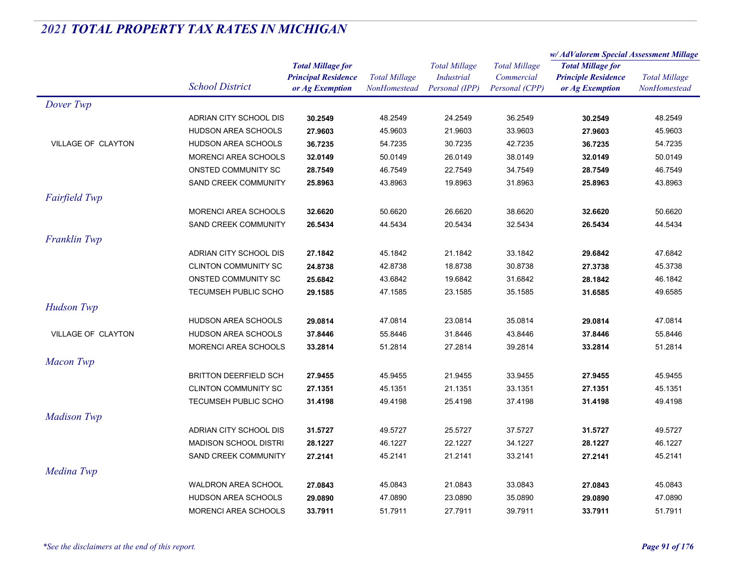# 2021 TOTAL PROPERTY TAX RATES IN MICHIGAN

| | School District | Total Millage for Principal Residence or Ag Exemption | Total Millage NonHomestead | Total Millage Industrial Personal (IPP) | Total Millage Commercial Personal (CPP) | w/ AdValorem Special Assessment Millage: Total Millage for Principle Residence or Ag Exemption | w/ AdValorem Special Assessment Millage: Total Millage NonHomestead |
|---|---|---|---|---|---|---|---|
| *Dover Twp* | | | | | | | |
| | ADRIAN CITY SCHOOL DIS | **30.2549** | 48.2549 | 24.2549 | 36.2549 | **30.2549** | 48.2549 |
| | HUDSON AREA SCHOOLS | **27.9603** | 45.9603 | 21.9603 | 33.9603 | **27.9603** | 45.9603 |
| VILLAGE OF CLAYTON | HUDSON AREA SCHOOLS | **36.7235** | 54.7235 | 30.7235 | 42.7235 | **36.7235** | 54.7235 |
| | MORENCI AREA SCHOOLS | **32.0149** | 50.0149 | 26.0149 | 38.0149 | **32.0149** | 50.0149 |
| | ONSTED COMMUNITY SC | **28.7549** | 46.7549 | 22.7549 | 34.7549 | **28.7549** | 46.7549 |
| | SAND CREEK COMMUNITY | **25.8963** | 43.8963 | 19.8963 | 31.8963 | **25.8963** | 43.8963 |
| *Fairfield Twp* | | | | | | | |
| | MORENCI AREA SCHOOLS | **32.6620** | 50.6620 | 26.6620 | 38.6620 | **32.6620** | 50.6620 |
| | SAND CREEK COMMUNITY | **26.5434** | 44.5434 | 20.5434 | 32.5434 | **26.5434** | 44.5434 |
| *Franklin Twp* | | | | | | | |
| | ADRIAN CITY SCHOOL DIS | **27.1842** | 45.1842 | 21.1842 | 33.1842 | **29.6842** | 47.6842 |
| | CLINTON COMMUNITY SC | **24.8738** | 42.8738 | 18.8738 | 30.8738 | **27.3738** | 45.3738 |
| | ONSTED COMMUNITY SC | **25.6842** | 43.6842 | 19.6842 | 31.6842 | **28.1842** | 46.1842 |
| | TECUMSEH PUBLIC SCHO | **29.1585** | 47.1585 | 23.1585 | 35.1585 | **31.6585** | 49.6585 |
| *Hudson Twp* | | | | | | | |
| | HUDSON AREA SCHOOLS | **29.0814** | 47.0814 | 23.0814 | 35.0814 | **29.0814** | 47.0814 |
| VILLAGE OF CLAYTON | HUDSON AREA SCHOOLS | **37.8446** | 55.8446 | 31.8446 | 43.8446 | **37.8446** | 55.8446 |
| | MORENCI AREA SCHOOLS | **33.2814** | 51.2814 | 27.2814 | 39.2814 | **33.2814** | 51.2814 |
| *Macon Twp* | | | | | | | |
| | BRITTON DEERFIELD SCH | **27.9455** | 45.9455 | 21.9455 | 33.9455 | **27.9455** | 45.9455 |
| | CLINTON COMMUNITY SC | **27.1351** | 45.1351 | 21.1351 | 33.1351 | **27.1351** | 45.1351 |
| | TECUMSEH PUBLIC SCHO | **31.4198** | 49.4198 | 25.4198 | 37.4198 | **31.4198** | 49.4198 |
| *Madison Twp* | | | | | | | |
| | ADRIAN CITY SCHOOL DIS | **31.5727** | 49.5727 | 25.5727 | 37.5727 | **31.5727** | 49.5727 |
| | MADISON SCHOOL DISTRI | **28.1227** | 46.1227 | 22.1227 | 34.1227 | **28.1227** | 46.1227 |
| | SAND CREEK COMMUNITY | **27.2141** | 45.2141 | 21.2141 | 33.2141 | **27.2141** | 45.2141 |
| *Medina Twp* | | | | | | | |
| | WALDRON AREA SCHOOL | **27.0843** | 45.0843 | 21.0843 | 33.0843 | **27.0843** | 45.0843 |
| | HUDSON AREA SCHOOLS | **29.0890** | 47.0890 | 23.0890 | 35.0890 | **29.0890** | 47.0890 |
| | MORENCI AREA SCHOOLS | **33.7911** | 51.7911 | 27.7911 | 39.7911 | **33.7911** | 51.7911 |

*\*See the disclaimers at the end of this report.*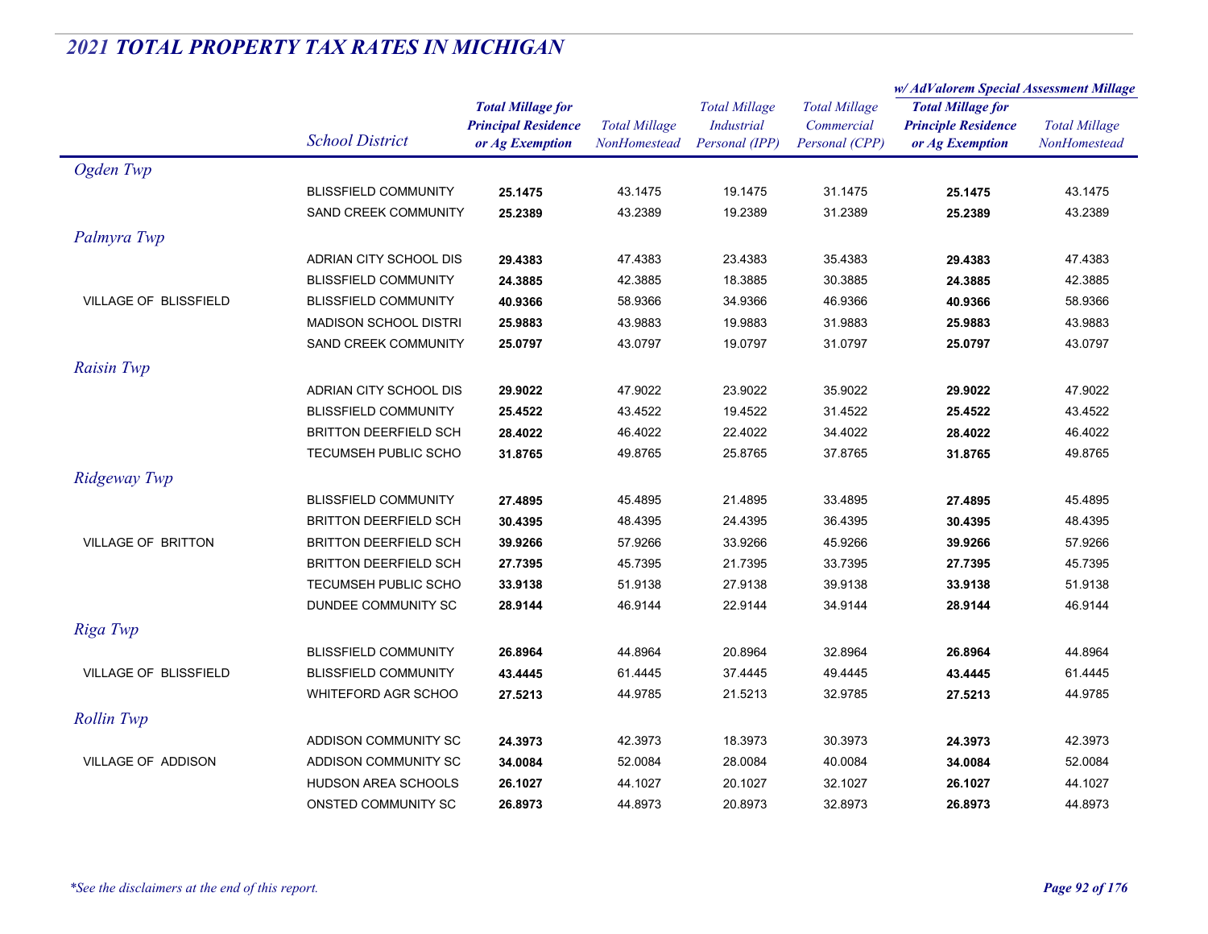## *2021 TOTAL PROPERTY TAX RATES IN MICHIGAN*

| | School District | Total Millage for Principal Residence or Ag Exemption | Total Millage NonHomestead | Total Millage Industrial Personal (IPP) | Total Millage Commercial Personal (CPP) | w/ AdValorem Special Assessment Millage: Total Millage for Principle Residence or Ag Exemption | w/ AdValorem Special Assessment Millage: Total Millage NonHomestead |
|---|---|---|---|---|---|---|---|
| *Ogden Twp* | | | | | | | |
| | BLISSFIELD COMMUNITY | **25.1475** | 43.1475 | 19.1475 | 31.1475 | **25.1475** | 43.1475 |
| | SAND CREEK COMMUNITY | **25.2389** | 43.2389 | 19.2389 | 31.2389 | **25.2389** | 43.2389 |
| *Palmyra Twp* | | | | | | | |
| | ADRIAN CITY SCHOOL DIS | **29.4383** | 47.4383 | 23.4383 | 35.4383 | **29.4383** | 47.4383 |
| | BLISSFIELD COMMUNITY | **24.3885** | 42.3885 | 18.3885 | 30.3885 | **24.3885** | 42.3885 |
| VILLAGE OF BLISSFIELD | BLISSFIELD COMMUNITY | **40.9366** | 58.9366 | 34.9366 | 46.9366 | **40.9366** | 58.9366 |
| | MADISON SCHOOL DISTRI | **25.9883** | 43.9883 | 19.9883 | 31.9883 | **25.9883** | 43.9883 |
| | SAND CREEK COMMUNITY | **25.0797** | 43.0797 | 19.0797 | 31.0797 | **25.0797** | 43.0797 |
| *Raisin Twp* | | | | | | | |
| | ADRIAN CITY SCHOOL DIS | **29.9022** | 47.9022 | 23.9022 | 35.9022 | **29.9022** | 47.9022 |
| | BLISSFIELD COMMUNITY | **25.4522** | 43.4522 | 19.4522 | 31.4522 | **25.4522** | 43.4522 |
| | BRITTON DEERFIELD SCH | **28.4022** | 46.4022 | 22.4022 | 34.4022 | **28.4022** | 46.4022 |
| | TECUMSEH PUBLIC SCHO | **31.8765** | 49.8765 | 25.8765 | 37.8765 | **31.8765** | 49.8765 |
| *Ridgeway Twp* | | | | | | | |
| | BLISSFIELD COMMUNITY | **27.4895** | 45.4895 | 21.4895 | 33.4895 | **27.4895** | 45.4895 |
| | BRITTON DEERFIELD SCH | **30.4395** | 48.4395 | 24.4395 | 36.4395 | **30.4395** | 48.4395 |
| VILLAGE OF BRITTON | BRITTON DEERFIELD SCH | **39.9266** | 57.9266 | 33.9266 | 45.9266 | **39.9266** | 57.9266 |
| | BRITTON DEERFIELD SCH | **27.7395** | 45.7395 | 21.7395 | 33.7395 | **27.7395** | 45.7395 |
| | TECUMSEH PUBLIC SCHO | **33.9138** | 51.9138 | 27.9138 | 39.9138 | **33.9138** | 51.9138 |
| | DUNDEE COMMUNITY SC | **28.9144** | 46.9144 | 22.9144 | 34.9144 | **28.9144** | 46.9144 |
| *Riga Twp* | | | | | | | |
| | BLISSFIELD COMMUNITY | **26.8964** | 44.8964 | 20.8964 | 32.8964 | **26.8964** | 44.8964 |
| VILLAGE OF BLISSFIELD | BLISSFIELD COMMUNITY | **43.4445** | 61.4445 | 37.4445 | 49.4445 | **43.4445** | 61.4445 |
| | WHITEFORD AGR SCHOO | **27.5213** | 44.9785 | 21.5213 | 32.9785 | **27.5213** | 44.9785 |
| *Rollin Twp* | | | | | | | |
| | ADDISON COMMUNITY SC | **24.3973** | 42.3973 | 18.3973 | 30.3973 | **24.3973** | 42.3973 |
| VILLAGE OF ADDISON | ADDISON COMMUNITY SC | **34.0084** | 52.0084 | 28.0084 | 40.0084 | **34.0084** | 52.0084 |
| | HUDSON AREA SCHOOLS | **26.1027** | 44.1027 | 20.1027 | 32.1027 | **26.1027** | 44.1027 |
| | ONSTED COMMUNITY SC | **26.8973** | 44.8973 | 20.8973 | 32.8973 | **26.8973** | 44.8973 |

*\*See the disclaimers at the end of this report.*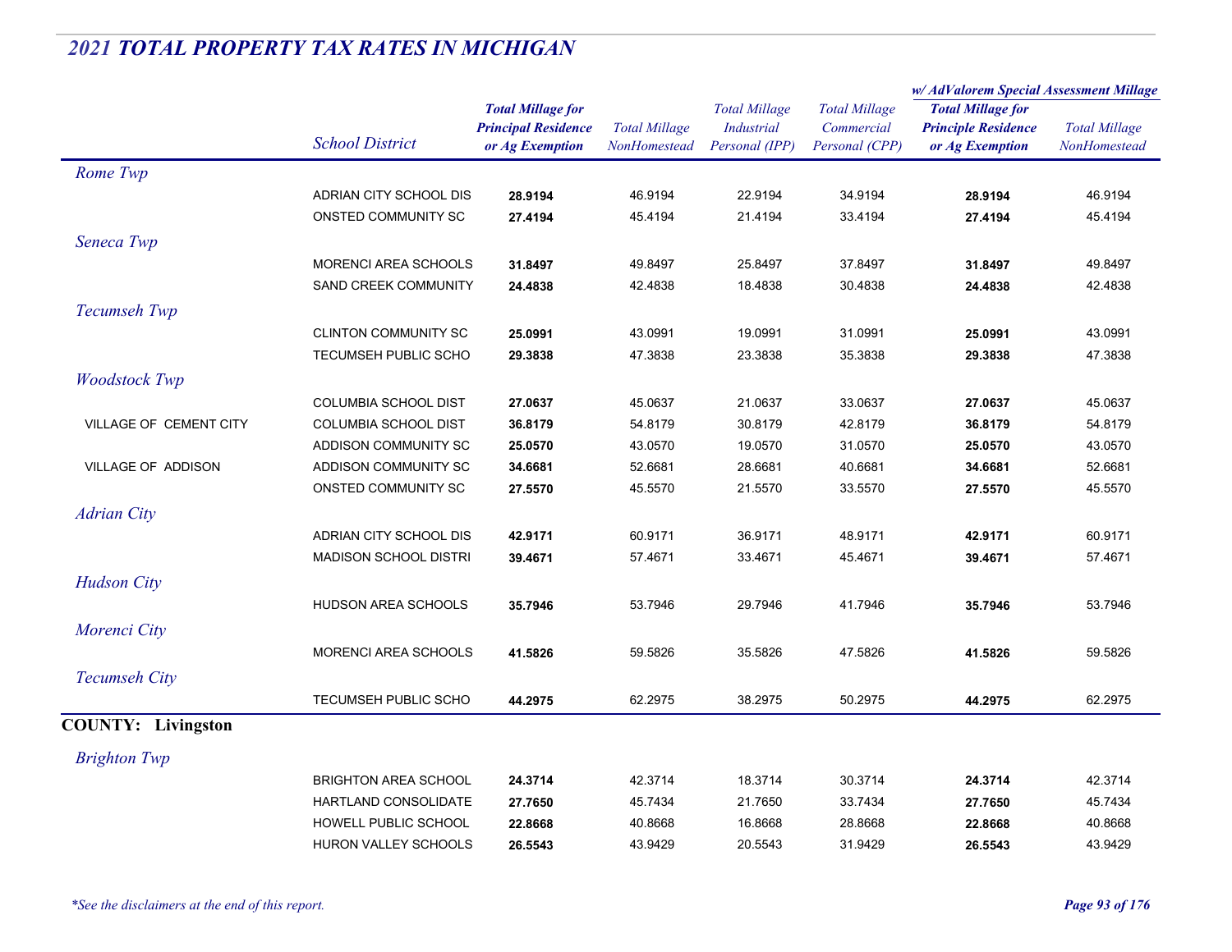## 2021 TOTAL PROPERTY TAX RATES IN MICHIGAN

| | School District | Total Millage for Principal Residence or Ag Exemption | Total Millage NonHomestead | Total Millage Industrial Personal (IPP) | Total Millage Commercial Personal (CPP) | w/ AdValorem Special Assessment Millage: Total Millage for Principle Residence or Ag Exemption | w/ AdValorem Special Assessment Millage: Total Millage NonHomestead |
|---|---|---|---|---|---|---|---|
| *Rome Twp* | | | | | | | |
| | ADRIAN CITY SCHOOL DIS | **28.9194** | 46.9194 | 22.9194 | 34.9194 | **28.9194** | 46.9194 |
| | ONSTED COMMUNITY SC | **27.4194** | 45.4194 | 21.4194 | 33.4194 | **27.4194** | 45.4194 |
| *Seneca Twp* | | | | | | | |
| | MORENCI AREA SCHOOLS | **31.8497** | 49.8497 | 25.8497 | 37.8497 | **31.8497** | 49.8497 |
| | SAND CREEK COMMUNITY | **24.4838** | 42.4838 | 18.4838 | 30.4838 | **24.4838** | 42.4838 |
| *Tecumseh Twp* | | | | | | | |
| | CLINTON COMMUNITY SC | **25.0991** | 43.0991 | 19.0991 | 31.0991 | **25.0991** | 43.0991 |
| | TECUMSEH PUBLIC SCHO | **29.3838** | 47.3838 | 23.3838 | 35.3838 | **29.3838** | 47.3838 |
| *Woodstock Twp* | | | | | | | |
| | COLUMBIA SCHOOL DIST | **27.0637** | 45.0637 | 21.0637 | 33.0637 | **27.0637** | 45.0637 |
| VILLAGE OF CEMENT CITY | COLUMBIA SCHOOL DIST | **36.8179** | 54.8179 | 30.8179 | 42.8179 | **36.8179** | 54.8179 |
| | ADDISON COMMUNITY SC | **25.0570** | 43.0570 | 19.0570 | 31.0570 | **25.0570** | 43.0570 |
| VILLAGE OF ADDISON | ADDISON COMMUNITY SC | **34.6681** | 52.6681 | 28.6681 | 40.6681 | **34.6681** | 52.6681 |
| | ONSTED COMMUNITY SC | **27.5570** | 45.5570 | 21.5570 | 33.5570 | **27.5570** | 45.5570 |
| *Adrian City* | | | | | | | |
| | ADRIAN CITY SCHOOL DIS | **42.9171** | 60.9171 | 36.9171 | 48.9171 | **42.9171** | 60.9171 |
| | MADISON SCHOOL DISTRI | **39.4671** | 57.4671 | 33.4671 | 45.4671 | **39.4671** | 57.4671 |
| *Hudson City* | | | | | | | |
| | HUDSON AREA SCHOOLS | **35.7946** | 53.7946 | 29.7946 | 41.7946 | **35.7946** | 53.7946 |
| *Morenci City* | | | | | | | |
| | MORENCI AREA SCHOOLS | **41.5826** | 59.5826 | 35.5826 | 47.5826 | **41.5826** | 59.5826 |
| *Tecumseh City* | | | | | | | |
| | TECUMSEH PUBLIC SCHO | **44.2975** | 62.2975 | 38.2975 | 50.2975 | **44.2975** | 62.2975 |

### COUNTY: Livingston

| | School District | Total Millage for Principal Residence or Ag Exemption | Total Millage NonHomestead | Total Millage Industrial Personal (IPP) | Total Millage Commercial Personal (CPP) | w/ AdValorem Special Assessment Millage: Total Millage for Principle Residence or Ag Exemption | w/ AdValorem Special Assessment Millage: Total Millage NonHomestead |
|---|---|---|---|---|---|---|---|
| *Brighton Twp* | | | | | | | |
| | BRIGHTON AREA SCHOOL | **24.3714** | 42.3714 | 18.3714 | 30.3714 | **24.3714** | 42.3714 |
| | HARTLAND CONSOLIDATE | **27.7650** | 45.7434 | 21.7650 | 33.7434 | **27.7650** | 45.7434 |
| | HOWELL PUBLIC SCHOOL | **22.8668** | 40.8668 | 16.8668 | 28.8668 | **22.8668** | 40.8668 |
| | HURON VALLEY SCHOOLS | **26.5543** | 43.9429 | 20.5543 | 31.9429 | **26.5543** | 43.9429 |

*\*See the disclaimers at the end of this report.*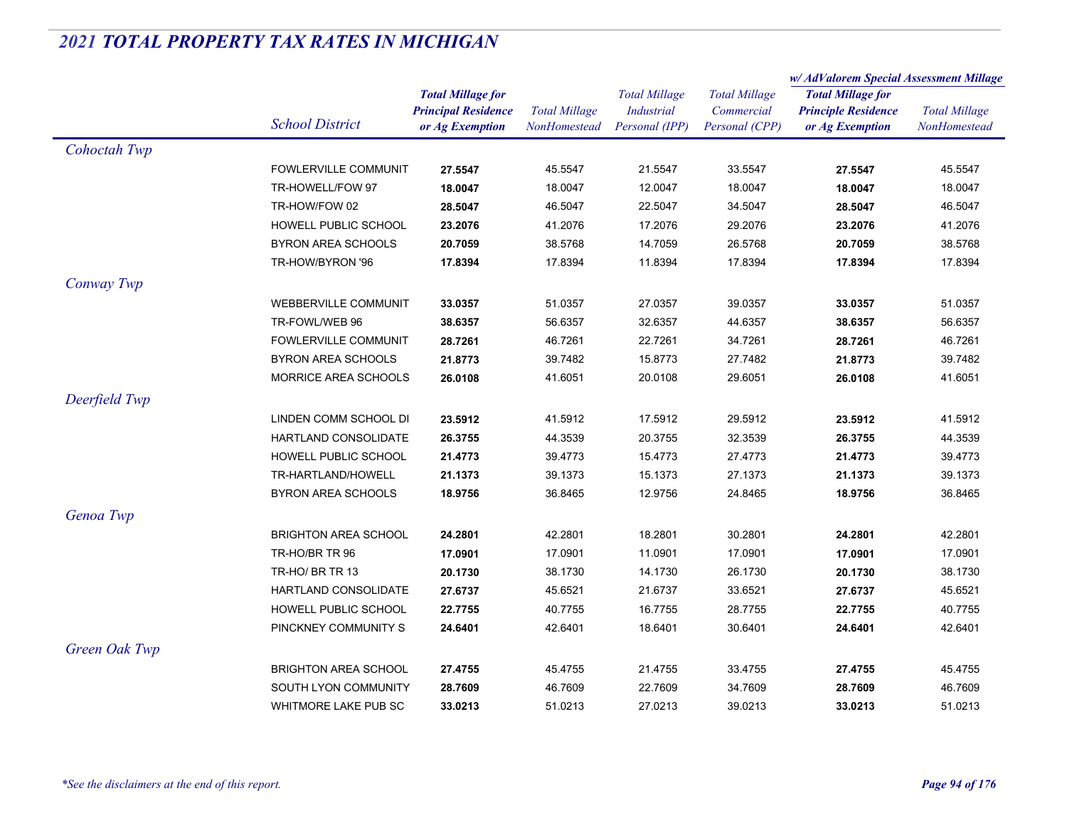# 2021 TOTAL PROPERTY TAX RATES IN MICHIGAN

| | School District | Total Millage for Principal Residence or Ag Exemption | Total Millage NonHomestead | Total Millage Industrial Personal (IPP) | Total Millage Commercial Personal (CPP) | w/ AdValorem Special Assessment Millage: Total Millage for Principle Residence or Ag Exemption | w/ AdValorem Special Assessment Millage: Total Millage NonHomestead |
|---|---|---|---|---|---|---|---|
| *Cohoctah Twp* | | | | | | | |
| | FOWLERVILLE COMMUNIT | **27.5547** | 45.5547 | 21.5547 | 33.5547 | **27.5547** | 45.5547 |
| | TR-HOWELL/FOW 97 | **18.0047** | 18.0047 | 12.0047 | 18.0047 | **18.0047** | 18.0047 |
| | TR-HOW/FOW 02 | **28.5047** | 46.5047 | 22.5047 | 34.5047 | **28.5047** | 46.5047 |
| | HOWELL PUBLIC SCHOOL | **23.2076** | 41.2076 | 17.2076 | 29.2076 | **23.2076** | 41.2076 |
| | BYRON AREA SCHOOLS | **20.7059** | 38.5768 | 14.7059 | 26.5768 | **20.7059** | 38.5768 |
| | TR-HOW/BYRON '96 | **17.8394** | 17.8394 | 11.8394 | 17.8394 | **17.8394** | 17.8394 |
| *Conway Twp* | | | | | | | |
| | WEBBERVILLE COMMUNIT | **33.0357** | 51.0357 | 27.0357 | 39.0357 | **33.0357** | 51.0357 |
| | TR-FOWL/WEB 96 | **38.6357** | 56.6357 | 32.6357 | 44.6357 | **38.6357** | 56.6357 |
| | FOWLERVILLE COMMUNIT | **28.7261** | 46.7261 | 22.7261 | 34.7261 | **28.7261** | 46.7261 |
| | BYRON AREA SCHOOLS | **21.8773** | 39.7482 | 15.8773 | 27.7482 | **21.8773** | 39.7482 |
| | MORRICE AREA SCHOOLS | **26.0108** | 41.6051 | 20.0108 | 29.6051 | **26.0108** | 41.6051 |
| *Deerfield Twp* | | | | | | | |
| | LINDEN COMM SCHOOL DI | **23.5912** | 41.5912 | 17.5912 | 29.5912 | **23.5912** | 41.5912 |
| | HARTLAND CONSOLIDATE | **26.3755** | 44.3539 | 20.3755 | 32.3539 | **26.3755** | 44.3539 |
| | HOWELL PUBLIC SCHOOL | **21.4773** | 39.4773 | 15.4773 | 27.4773 | **21.4773** | 39.4773 |
| | TR-HARTLAND/HOWELL | **21.1373** | 39.1373 | 15.1373 | 27.1373 | **21.1373** | 39.1373 |
| | BYRON AREA SCHOOLS | **18.9756** | 36.8465 | 12.9756 | 24.8465 | **18.9756** | 36.8465 |
| *Genoa Twp* | | | | | | | |
| | BRIGHTON AREA SCHOOL | **24.2801** | 42.2801 | 18.2801 | 30.2801 | **24.2801** | 42.2801 |
| | TR-HO/BR TR 96 | **17.0901** | 17.0901 | 11.0901 | 17.0901 | **17.0901** | 17.0901 |
| | TR-HO/ BR TR 13 | **20.1730** | 38.1730 | 14.1730 | 26.1730 | **20.1730** | 38.1730 |
| | HARTLAND CONSOLIDATE | **27.6737** | 45.6521 | 21.6737 | 33.6521 | **27.6737** | 45.6521 |
| | HOWELL PUBLIC SCHOOL | **22.7755** | 40.7755 | 16.7755 | 28.7755 | **22.7755** | 40.7755 |
| | PINCKNEY COMMUNITY S | **24.6401** | 42.6401 | 18.6401 | 30.6401 | **24.6401** | 42.6401 |
| *Green Oak Twp* | | | | | | | |
| | BRIGHTON AREA SCHOOL | **27.4755** | 45.4755 | 21.4755 | 33.4755 | **27.4755** | 45.4755 |
| | SOUTH LYON COMMUNITY | **28.7609** | 46.7609 | 22.7609 | 34.7609 | **28.7609** | 46.7609 |
| | WHITMORE LAKE PUB SC | **33.0213** | 51.0213 | 27.0213 | 39.0213 | **33.0213** | 51.0213 |

*\*See the disclaimers at the end of this report.*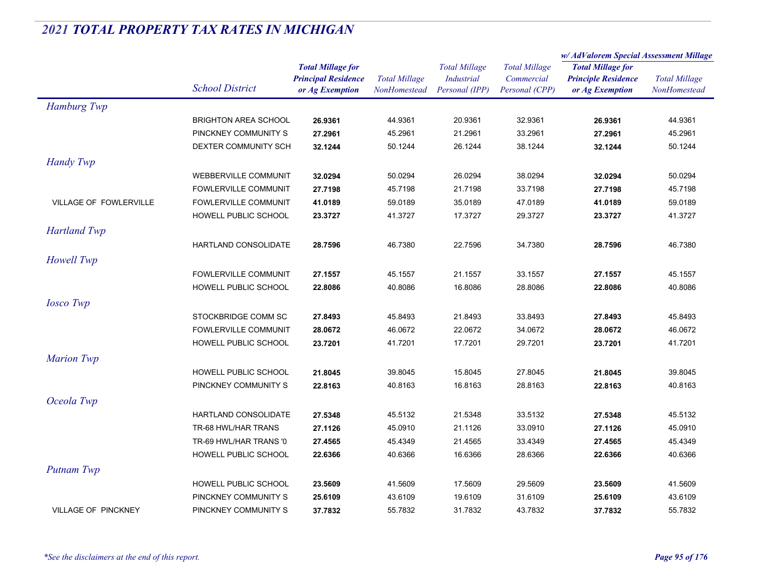# 2021 TOTAL PROPERTY TAX RATES IN MICHIGAN

| | School District | Total Millage for Principal Residence or Ag Exemption | Total Millage NonHomestead | Total Millage Industrial Personal (IPP) | Total Millage Commercial Personal (CPP) | w/ AdValorem Special Assessment Millage: Total Millage for Principle Residence or Ag Exemption | w/ AdValorem Special Assessment Millage: Total Millage NonHomestead |
|---|---|---|---|---|---|---|---|
| *Hamburg Twp* | | | | | | | |
| | BRIGHTON AREA SCHOOL | **26.9361** | 44.9361 | 20.9361 | 32.9361 | **26.9361** | 44.9361 |
| | PINCKNEY COMMUNITY S | **27.2961** | 45.2961 | 21.2961 | 33.2961 | **27.2961** | 45.2961 |
| | DEXTER COMMUNITY SCH | **32.1244** | 50.1244 | 26.1244 | 38.1244 | **32.1244** | 50.1244 |
| *Handy Twp* | | | | | | | |
| | WEBBERVILLE COMMUNIT | **32.0294** | 50.0294 | 26.0294 | 38.0294 | **32.0294** | 50.0294 |
| | FOWLERVILLE COMMUNIT | **27.7198** | 45.7198 | 21.7198 | 33.7198 | **27.7198** | 45.7198 |
| VILLAGE OF FOWLERVILLE | FOWLERVILLE COMMUNIT | **41.0189** | 59.0189 | 35.0189 | 47.0189 | **41.0189** | 59.0189 |
| | HOWELL PUBLIC SCHOOL | **23.3727** | 41.3727 | 17.3727 | 29.3727 | **23.3727** | 41.3727 |
| *Hartland Twp* | | | | | | | |
| | HARTLAND CONSOLIDATE | **28.7596** | 46.7380 | 22.7596 | 34.7380 | **28.7596** | 46.7380 |
| *Howell Twp* | | | | | | | |
| | FOWLERVILLE COMMUNIT | **27.1557** | 45.1557 | 21.1557 | 33.1557 | **27.1557** | 45.1557 |
| | HOWELL PUBLIC SCHOOL | **22.8086** | 40.8086 | 16.8086 | 28.8086 | **22.8086** | 40.8086 |
| *Iosco Twp* | | | | | | | |
| | STOCKBRIDGE COMM SC | **27.8493** | 45.8493 | 21.8493 | 33.8493 | **27.8493** | 45.8493 |
| | FOWLERVILLE COMMUNIT | **28.0672** | 46.0672 | 22.0672 | 34.0672 | **28.0672** | 46.0672 |
| | HOWELL PUBLIC SCHOOL | **23.7201** | 41.7201 | 17.7201 | 29.7201 | **23.7201** | 41.7201 |
| *Marion Twp* | | | | | | | |
| | HOWELL PUBLIC SCHOOL | **21.8045** | 39.8045 | 15.8045 | 27.8045 | **21.8045** | 39.8045 |
| | PINCKNEY COMMUNITY S | **22.8163** | 40.8163 | 16.8163 | 28.8163 | **22.8163** | 40.8163 |
| *Oceola Twp* | | | | | | | |
| | HARTLAND CONSOLIDATE | **27.5348** | 45.5132 | 21.5348 | 33.5132 | **27.5348** | 45.5132 |
| | TR-68 HWL/HAR TRANS | **27.1126** | 45.0910 | 21.1126 | 33.0910 | **27.1126** | 45.0910 |
| | TR-69 HWL/HAR TRANS '0 | **27.4565** | 45.4349 | 21.4565 | 33.4349 | **27.4565** | 45.4349 |
| | HOWELL PUBLIC SCHOOL | **22.6366** | 40.6366 | 16.6366 | 28.6366 | **22.6366** | 40.6366 |
| *Putnam Twp* | | | | | | | |
| | HOWELL PUBLIC SCHOOL | **23.5609** | 41.5609 | 17.5609 | 29.5609 | **23.5609** | 41.5609 |
| | PINCKNEY COMMUNITY S | **25.6109** | 43.6109 | 19.6109 | 31.6109 | **25.6109** | 43.6109 |
| VILLAGE OF PINCKNEY | PINCKNEY COMMUNITY S | **37.7832** | 55.7832 | 31.7832 | 43.7832 | **37.7832** | 55.7832 |

*\*See the disclaimers at the end of this report.*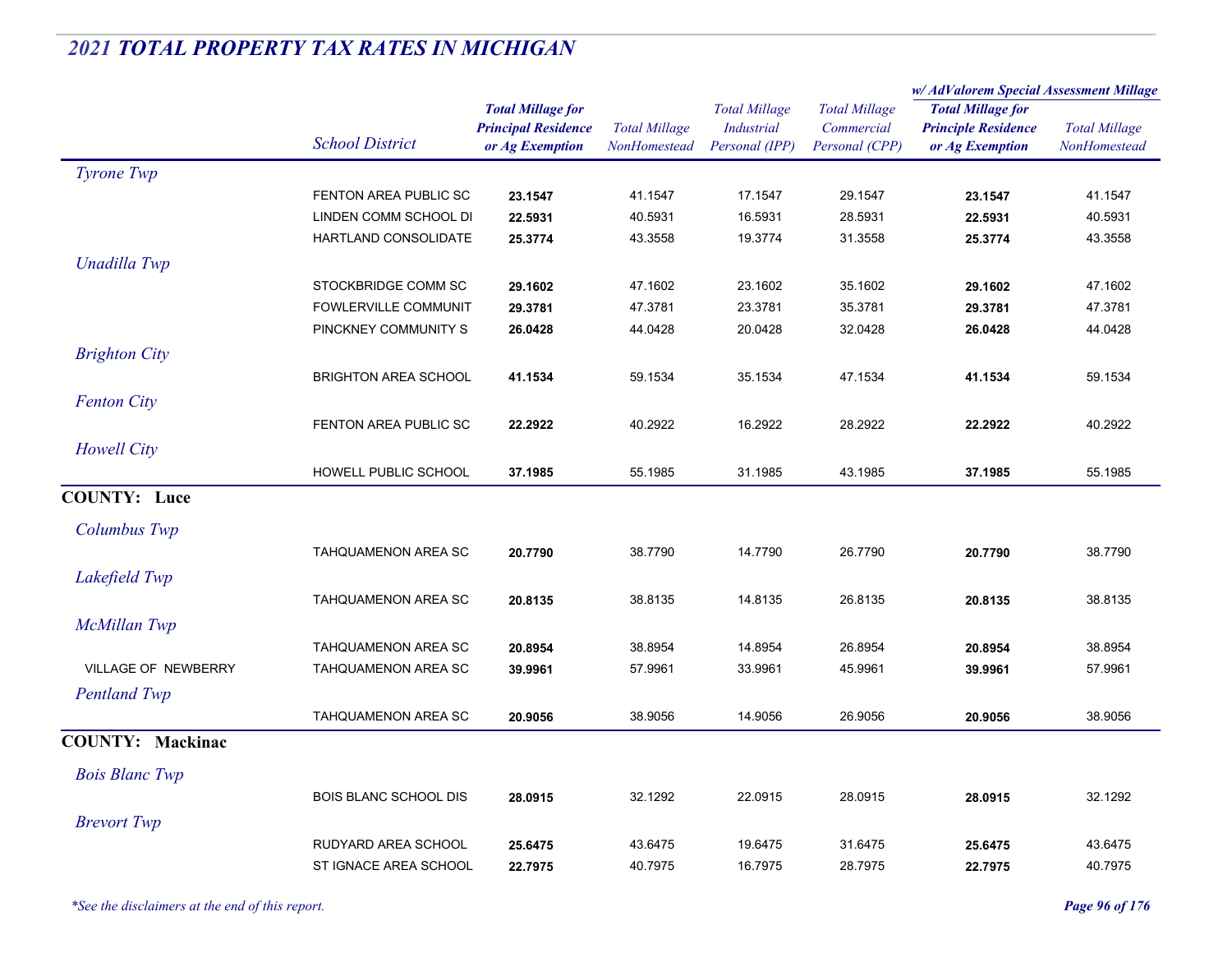## 2021 TOTAL PROPERTY TAX RATES IN MICHIGAN

| | School District | Total Millage for Principal Residence or Ag Exemption | Total Millage NonHomestead | Total Millage Industrial Personal (IPP) | Total Millage Commercial Personal (CPP) | w/ AdValorem Special Assessment Millage: Total Millage for Principle Residence or Ag Exemption | w/ AdValorem Special Assessment Millage: Total Millage NonHomestead |
|---|---|---|---|---|---|---|---|
| *Tyrone Twp* | | | | | | | |
| | FENTON AREA PUBLIC SC | **23.1547** | 41.1547 | 17.1547 | 29.1547 | **23.1547** | 41.1547 |
| | LINDEN COMM SCHOOL DI | **22.5931** | 40.5931 | 16.5931 | 28.5931 | **22.5931** | 40.5931 |
| | HARTLAND CONSOLIDATE | **25.3774** | 43.3558 | 19.3774 | 31.3558 | **25.3774** | 43.3558 |
| *Unadilla Twp* | | | | | | | |
| | STOCKBRIDGE COMM SC | **29.1602** | 47.1602 | 23.1602 | 35.1602 | **29.1602** | 47.1602 |
| | FOWLERVILLE COMMUNIT | **29.3781** | 47.3781 | 23.3781 | 35.3781 | **29.3781** | 47.3781 |
| | PINCKNEY COMMUNITY S | **26.0428** | 44.0428 | 20.0428 | 32.0428 | **26.0428** | 44.0428 |
| *Brighton City* | | | | | | | |
| | BRIGHTON AREA SCHOOL | **41.1534** | 59.1534 | 35.1534 | 47.1534 | **41.1534** | 59.1534 |
| *Fenton City* | | | | | | | |
| | FENTON AREA PUBLIC SC | **22.2922** | 40.2922 | 16.2922 | 28.2922 | **22.2922** | 40.2922 |
| *Howell City* | | | | | | | |
| | HOWELL PUBLIC SCHOOL | **37.1985** | 55.1985 | 31.1985 | 43.1985 | **37.1985** | 55.1985 |
| **COUNTY: Luce** | | | | | | | |
| *Columbus Twp* | | | | | | | |
| | TAHQUAMENON AREA SC | **20.7790** | 38.7790 | 14.7790 | 26.7790 | **20.7790** | 38.7790 |
| *Lakefield Twp* | | | | | | | |
| | TAHQUAMENON AREA SC | **20.8135** | 38.8135 | 14.8135 | 26.8135 | **20.8135** | 38.8135 |
| *McMillan Twp* | | | | | | | |
| | TAHQUAMENON AREA SC | **20.8954** | 38.8954 | 14.8954 | 26.8954 | **20.8954** | 38.8954 |
| VILLAGE OF NEWBERRY | TAHQUAMENON AREA SC | **39.9961** | 57.9961 | 33.9961 | 45.9961 | **39.9961** | 57.9961 |
| *Pentland Twp* | | | | | | | |
| | TAHQUAMENON AREA SC | **20.9056** | 38.9056 | 14.9056 | 26.9056 | **20.9056** | 38.9056 |
| **COUNTY: Mackinac** | | | | | | | |
| *Bois Blanc Twp* | | | | | | | |
| | BOIS BLANC SCHOOL DIS | **28.0915** | 32.1292 | 22.0915 | 28.0915 | **28.0915** | 32.1292 |
| *Brevort Twp* | | | | | | | |
| | RUDYARD AREA SCHOOL | **25.6475** | 43.6475 | 19.6475 | 31.6475 | **25.6475** | 43.6475 |
| | ST IGNACE AREA SCHOOL | **22.7975** | 40.7975 | 16.7975 | 28.7975 | **22.7975** | 40.7975 |

*\*See the disclaimers at the end of this report.*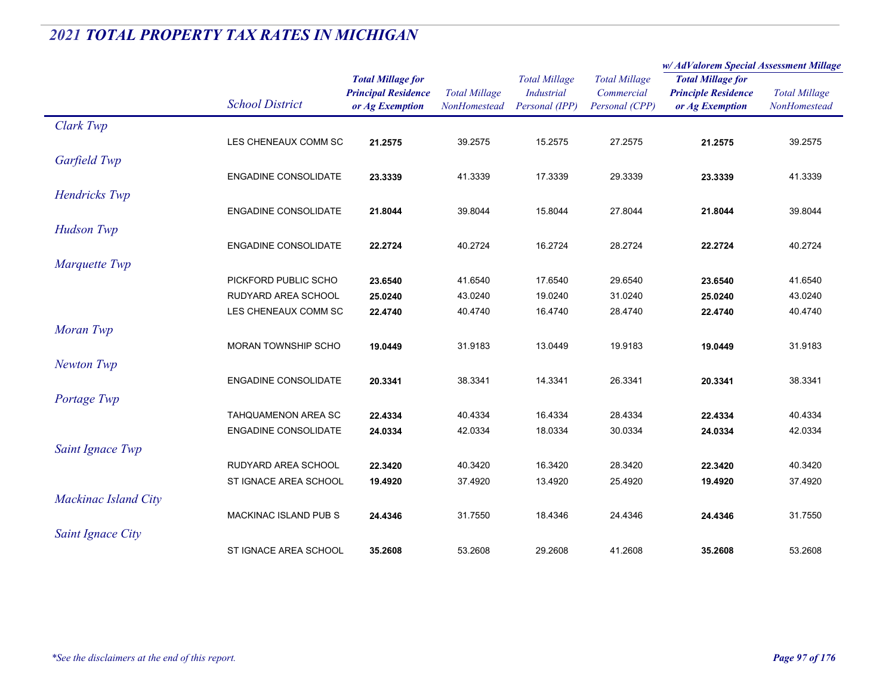## *2021 TOTAL PROPERTY TAX RATES IN MICHIGAN*

| | School District | Total Millage for Principal Residence or Ag Exemption | Total Millage NonHomestead | Total Millage Industrial Personal (IPP) | Total Millage Commercial Personal (CPP) | w/ AdValorem Special Assessment Millage: Total Millage for Principle Residence or Ag Exemption | w/ AdValorem Special Assessment Millage: Total Millage NonHomestead |
|---|---|---|---|---|---|---|---|
| *Clark Twp* | | | | | | | |
| | LES CHENEAUX COMM SC | **21.2575** | 39.2575 | 15.2575 | 27.2575 | **21.2575** | 39.2575 |
| *Garfield Twp* | | | | | | | |
| | ENGADINE CONSOLIDATE | **23.3339** | 41.3339 | 17.3339 | 29.3339 | **23.3339** | 41.3339 |
| *Hendricks Twp* | | | | | | | |
| | ENGADINE CONSOLIDATE | **21.8044** | 39.8044 | 15.8044 | 27.8044 | **21.8044** | 39.8044 |
| *Hudson Twp* | | | | | | | |
| | ENGADINE CONSOLIDATE | **22.2724** | 40.2724 | 16.2724 | 28.2724 | **22.2724** | 40.2724 |
| *Marquette Twp* | | | | | | | |
| | PICKFORD PUBLIC SCHO | **23.6540** | 41.6540 | 17.6540 | 29.6540 | **23.6540** | 41.6540 |
| | RUDYARD AREA SCHOOL | **25.0240** | 43.0240 | 19.0240 | 31.0240 | **25.0240** | 43.0240 |
| | LES CHENEAUX COMM SC | **22.4740** | 40.4740 | 16.4740 | 28.4740 | **22.4740** | 40.4740 |
| *Moran Twp* | | | | | | | |
| | MORAN TOWNSHIP SCHO | **19.0449** | 31.9183 | 13.0449 | 19.9183 | **19.0449** | 31.9183 |
| *Newton Twp* | | | | | | | |
| | ENGADINE CONSOLIDATE | **20.3341** | 38.3341 | 14.3341 | 26.3341 | **20.3341** | 38.3341 |
| *Portage Twp* | | | | | | | |
| | TAHQUAMENON AREA SC | **22.4334** | 40.4334 | 16.4334 | 28.4334 | **22.4334** | 40.4334 |
| | ENGADINE CONSOLIDATE | **24.0334** | 42.0334 | 18.0334 | 30.0334 | **24.0334** | 42.0334 |
| *Saint Ignace Twp* | | | | | | | |
| | RUDYARD AREA SCHOOL | **22.3420** | 40.3420 | 16.3420 | 28.3420 | **22.3420** | 40.3420 |
| | ST IGNACE AREA SCHOOL | **19.4920** | 37.4920 | 13.4920 | 25.4920 | **19.4920** | 37.4920 |
| *Mackinac Island City* | | | | | | | |
| | MACKINAC ISLAND PUB S | **24.4346** | 31.7550 | 18.4346 | 24.4346 | **24.4346** | 31.7550 |
| *Saint Ignace City* | | | | | | | |
| | ST IGNACE AREA SCHOOL | **35.2608** | 53.2608 | 29.2608 | 41.2608 | **35.2608** | 53.2608 |

*\*See the disclaimers at the end of this report.*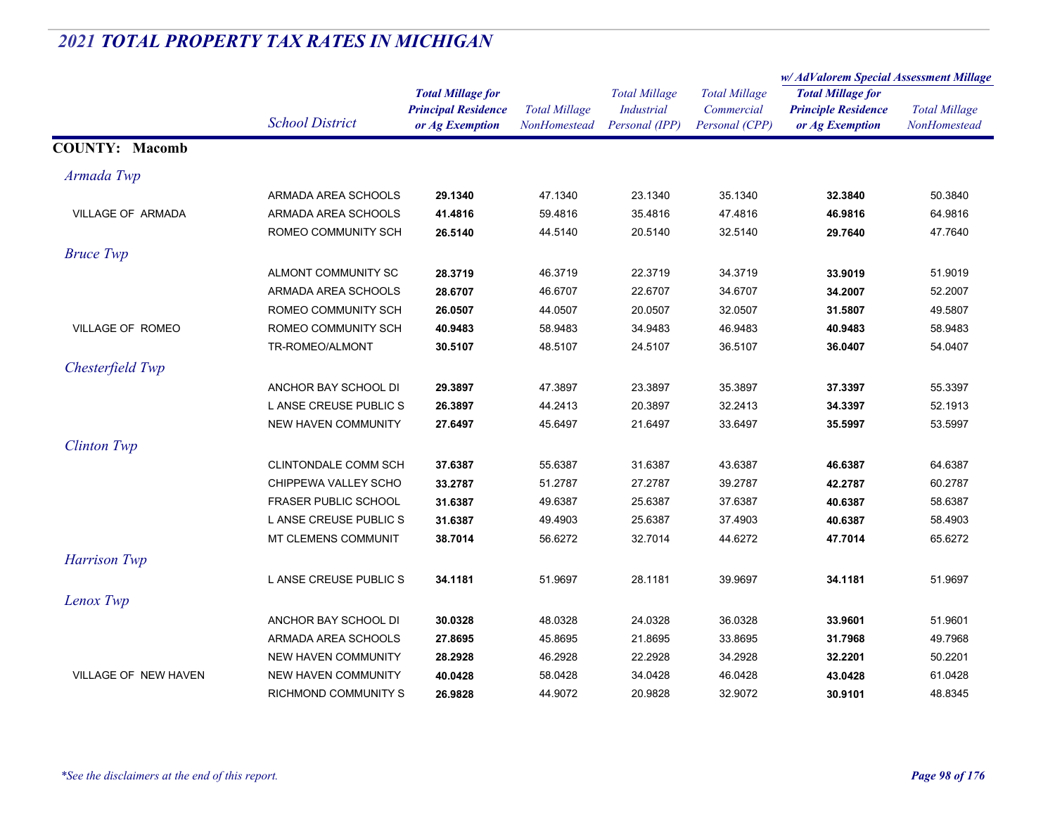## *2021 TOTAL PROPERTY TAX RATES IN MICHIGAN*

| | School District | Total Millage for Principal Residence or Ag Exemption | Total Millage NonHomestead | Total Millage Industrial Personal (IPP) | Total Millage Commercial Personal (CPP) | w/ AdValorem Special Assessment Millage Total Millage for Principle Residence or Ag Exemption | w/ AdValorem Special Assessment Millage Total Millage NonHomestead |
|---|---|---|---|---|---|---|---|
| **COUNTY: Macomb** | | | | | | | |
| *Armada Twp* | | | | | | | |
| | ARMADA AREA SCHOOLS | **29.1340** | 47.1340 | 23.1340 | 35.1340 | **32.3840** | 50.3840 |
| VILLAGE OF ARMADA | ARMADA AREA SCHOOLS | **41.4816** | 59.4816 | 35.4816 | 47.4816 | **46.9816** | 64.9816 |
| | ROMEO COMMUNITY SCH | **26.5140** | 44.5140 | 20.5140 | 32.5140 | **29.7640** | 47.7640 |
| *Bruce Twp* | | | | | | | |
| | ALMONT COMMUNITY SC | **28.3719** | 46.3719 | 22.3719 | 34.3719 | **33.9019** | 51.9019 |
| | ARMADA AREA SCHOOLS | **28.6707** | 46.6707 | 22.6707 | 34.6707 | **34.2007** | 52.2007 |
| | ROMEO COMMUNITY SCH | **26.0507** | 44.0507 | 20.0507 | 32.0507 | **31.5807** | 49.5807 |
| VILLAGE OF ROMEO | ROMEO COMMUNITY SCH | **40.9483** | 58.9483 | 34.9483 | 46.9483 | **40.9483** | 58.9483 |
| | TR-ROMEO/ALMONT | **30.5107** | 48.5107 | 24.5107 | 36.5107 | **36.0407** | 54.0407 |
| *Chesterfield Twp* | | | | | | | |
| | ANCHOR BAY SCHOOL DI | **29.3897** | 47.3897 | 23.3897 | 35.3897 | **37.3397** | 55.3397 |
| | L ANSE CREUSE PUBLIC S | **26.3897** | 44.2413 | 20.3897 | 32.2413 | **34.3397** | 52.1913 |
| | NEW HAVEN COMMUNITY | **27.6497** | 45.6497 | 21.6497 | 33.6497 | **35.5997** | 53.5997 |
| *Clinton Twp* | | | | | | | |
| | CLINTONDALE COMM SCH | **37.6387** | 55.6387 | 31.6387 | 43.6387 | **46.6387** | 64.6387 |
| | CHIPPEWA VALLEY SCHO | **33.2787** | 51.2787 | 27.2787 | 39.2787 | **42.2787** | 60.2787 |
| | FRASER PUBLIC SCHOOL | **31.6387** | 49.6387 | 25.6387 | 37.6387 | **40.6387** | 58.6387 |
| | L ANSE CREUSE PUBLIC S | **31.6387** | 49.4903 | 25.6387 | 37.4903 | **40.6387** | 58.4903 |
| | MT CLEMENS COMMUNIT | **38.7014** | 56.6272 | 32.7014 | 44.6272 | **47.7014** | 65.6272 |
| *Harrison Twp* | | | | | | | |
| | L ANSE CREUSE PUBLIC S | **34.1181** | 51.9697 | 28.1181 | 39.9697 | **34.1181** | 51.9697 |
| *Lenox Twp* | | | | | | | |
| | ANCHOR BAY SCHOOL DI | **30.0328** | 48.0328 | 24.0328 | 36.0328 | **33.9601** | 51.9601 |
| | ARMADA AREA SCHOOLS | **27.8695** | 45.8695 | 21.8695 | 33.8695 | **31.7968** | 49.7968 |
| | NEW HAVEN COMMUNITY | **28.2928** | 46.2928 | 22.2928 | 34.2928 | **32.2201** | 50.2201 |
| VILLAGE OF NEW HAVEN | NEW HAVEN COMMUNITY | **40.0428** | 58.0428 | 34.0428 | 46.0428 | **43.0428** | 61.0428 |
| | RICHMOND COMMUNITY S | **26.9828** | 44.9072 | 20.9828 | 32.9072 | **30.9101** | 48.8345 |

*\*See the disclaimers at the end of this report.*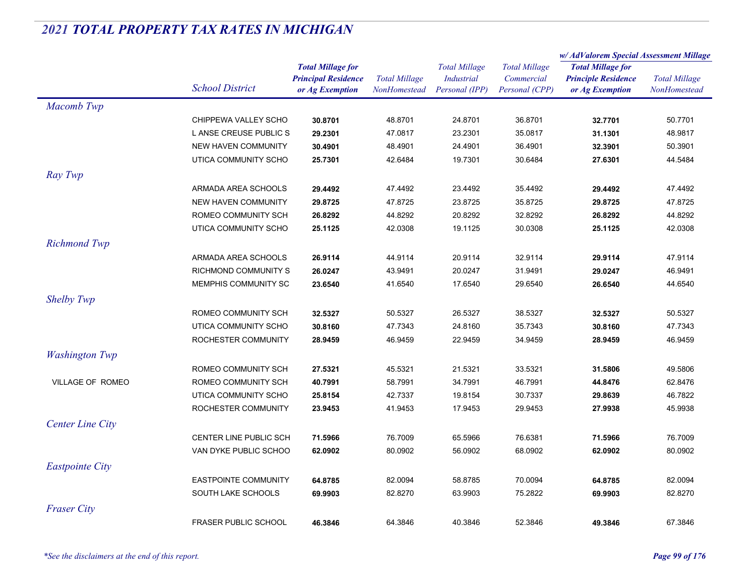## *2021 TOTAL PROPERTY TAX RATES IN MICHIGAN*

| | School District | Total Millage for Principal Residence or Ag Exemption | Total Millage NonHomestead | Total Millage Industrial Personal (IPP) | Total Millage Commercial Personal (CPP) | w/ AdValorem Special Assessment Millage: Total Millage for Principle Residence or Ag Exemption | w/ AdValorem Special Assessment Millage: Total Millage NonHomestead |
|---|---|---|---|---|---|---|---|
| *Macomb Twp* | | | | | | | |
| | CHIPPEWA VALLEY SCHO | **30.8701** | 48.8701 | 24.8701 | 36.8701 | **32.7701** | 50.7701 |
| | L ANSE CREUSE PUBLIC S | **29.2301** | 47.0817 | 23.2301 | 35.0817 | **31.1301** | 48.9817 |
| | NEW HAVEN COMMUNITY | **30.4901** | 48.4901 | 24.4901 | 36.4901 | **32.3901** | 50.3901 |
| | UTICA COMMUNITY SCHO | **25.7301** | 42.6484 | 19.7301 | 30.6484 | **27.6301** | 44.5484 |
| *Ray Twp* | | | | | | | |
| | ARMADA AREA SCHOOLS | **29.4492** | 47.4492 | 23.4492 | 35.4492 | **29.4492** | 47.4492 |
| | NEW HAVEN COMMUNITY | **29.8725** | 47.8725 | 23.8725 | 35.8725 | **29.8725** | 47.8725 |
| | ROMEO COMMUNITY SCH | **26.8292** | 44.8292 | 20.8292 | 32.8292 | **26.8292** | 44.8292 |
| | UTICA COMMUNITY SCHO | **25.1125** | 42.0308 | 19.1125 | 30.0308 | **25.1125** | 42.0308 |
| *Richmond Twp* | | | | | | | |
| | ARMADA AREA SCHOOLS | **26.9114** | 44.9114 | 20.9114 | 32.9114 | **29.9114** | 47.9114 |
| | RICHMOND COMMUNITY S | **26.0247** | 43.9491 | 20.0247 | 31.9491 | **29.0247** | 46.9491 |
| | MEMPHIS COMMUNITY SC | **23.6540** | 41.6540 | 17.6540 | 29.6540 | **26.6540** | 44.6540 |
| *Shelby Twp* | | | | | | | |
| | ROMEO COMMUNITY SCH | **32.5327** | 50.5327 | 26.5327 | 38.5327 | **32.5327** | 50.5327 |
| | UTICA COMMUNITY SCHO | **30.8160** | 47.7343 | 24.8160 | 35.7343 | **30.8160** | 47.7343 |
| | ROCHESTER COMMUNITY | **28.9459** | 46.9459 | 22.9459 | 34.9459 | **28.9459** | 46.9459 |
| *Washington Twp* | | | | | | | |
| | ROMEO COMMUNITY SCH | **27.5321** | 45.5321 | 21.5321 | 33.5321 | **31.5806** | 49.5806 |
| VILLAGE OF ROMEO | ROMEO COMMUNITY SCH | **40.7991** | 58.7991 | 34.7991 | 46.7991 | **44.8476** | 62.8476 |
| | UTICA COMMUNITY SCHO | **25.8154** | 42.7337 | 19.8154 | 30.7337 | **29.8639** | 46.7822 |
| | ROCHESTER COMMUNITY | **23.9453** | 41.9453 | 17.9453 | 29.9453 | **27.9938** | 45.9938 |
| *Center Line City* | | | | | | | |
| | CENTER LINE PUBLIC SCH | **71.5966** | 76.7009 | 65.5966 | 76.6381 | **71.5966** | 76.7009 |
| | VAN DYKE PUBLIC SCHOO | **62.0902** | 80.0902 | 56.0902 | 68.0902 | **62.0902** | 80.0902 |
| *Eastpointe City* | | | | | | | |
| | EASTPOINTE COMMUNITY | **64.8785** | 82.0094 | 58.8785 | 70.0094 | **64.8785** | 82.0094 |
| | SOUTH LAKE SCHOOLS | **69.9903** | 82.8270 | 63.9903 | 75.2822 | **69.9903** | 82.8270 |
| *Fraser City* | | | | | | | |
| | FRASER PUBLIC SCHOOL | **46.3846** | 64.3846 | 40.3846 | 52.3846 | **49.3846** | 67.3846 |

*\*See the disclaimers at the end of this report.*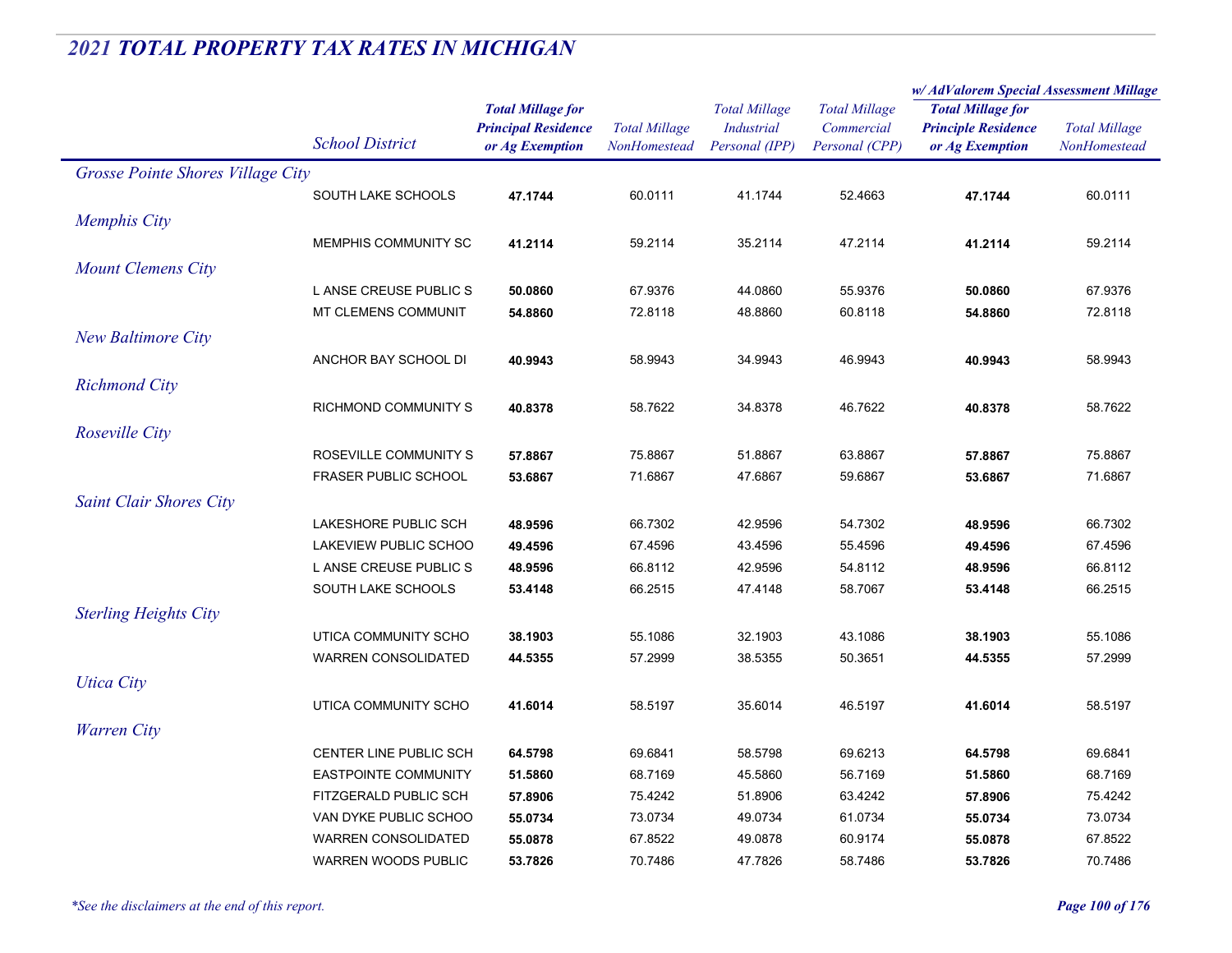# 2021 TOTAL PROPERTY TAX RATES IN MICHIGAN

| | School District | Total Millage for Principal Residence or Ag Exemption | Total Millage NonHomestead | Total Millage Industrial Personal (IPP) | Total Millage Commercial Personal (CPP) | w/ AdValorem Special Assessment Millage: Total Millage for Principle Residence or Ag Exemption | w/ AdValorem Special Assessment Millage: Total Millage NonHomestead |
|---|---|---|---|---|---|---|---|
| *Grosse Pointe Shores Village City* | | | | | | | |
| | SOUTH LAKE SCHOOLS | **47.1744** | 60.0111 | 41.1744 | 52.4663 | **47.1744** | 60.0111 |
| *Memphis City* | | | | | | | |
| | MEMPHIS COMMUNITY SC | **41.2114** | 59.2114 | 35.2114 | 47.2114 | **41.2114** | 59.2114 |
| *Mount Clemens City* | | | | | | | |
| | L ANSE CREUSE PUBLIC S | **50.0860** | 67.9376 | 44.0860 | 55.9376 | **50.0860** | 67.9376 |
| | MT CLEMENS COMMUNIT | **54.8860** | 72.8118 | 48.8860 | 60.8118 | **54.8860** | 72.8118 |
| *New Baltimore City* | | | | | | | |
| | ANCHOR BAY SCHOOL DI | **40.9943** | 58.9943 | 34.9943 | 46.9943 | **40.9943** | 58.9943 |
| *Richmond City* | | | | | | | |
| | RICHMOND COMMUNITY S | **40.8378** | 58.7622 | 34.8378 | 46.7622 | **40.8378** | 58.7622 |
| *Roseville City* | | | | | | | |
| | ROSEVILLE COMMUNITY S | **57.8867** | 75.8867 | 51.8867 | 63.8867 | **57.8867** | 75.8867 |
| | FRASER PUBLIC SCHOOL | **53.6867** | 71.6867 | 47.6867 | 59.6867 | **53.6867** | 71.6867 |
| *Saint Clair Shores City* | | | | | | | |
| | LAKESHORE PUBLIC SCH | **48.9596** | 66.7302 | 42.9596 | 54.7302 | **48.9596** | 66.7302 |
| | LAKEVIEW PUBLIC SCHOO | **49.4596** | 67.4596 | 43.4596 | 55.4596 | **49.4596** | 67.4596 |
| | L ANSE CREUSE PUBLIC S | **48.9596** | 66.8112 | 42.9596 | 54.8112 | **48.9596** | 66.8112 |
| | SOUTH LAKE SCHOOLS | **53.4148** | 66.2515 | 47.4148 | 58.7067 | **53.4148** | 66.2515 |
| *Sterling Heights City* | | | | | | | |
| | UTICA COMMUNITY SCHO | **38.1903** | 55.1086 | 32.1903 | 43.1086 | **38.1903** | 55.1086 |
| | WARREN CONSOLIDATED | **44.5355** | 57.2999 | 38.5355 | 50.3651 | **44.5355** | 57.2999 |
| *Utica City* | | | | | | | |
| | UTICA COMMUNITY SCHO | **41.6014** | 58.5197 | 35.6014 | 46.5197 | **41.6014** | 58.5197 |
| *Warren City* | | | | | | | |
| | CENTER LINE PUBLIC SCH | **64.5798** | 69.6841 | 58.5798 | 69.6213 | **64.5798** | 69.6841 |
| | EASTPOINTE COMMUNITY | **51.5860** | 68.7169 | 45.5860 | 56.7169 | **51.5860** | 68.7169 |
| | FITZGERALD PUBLIC SCH | **57.8906** | 75.4242 | 51.8906 | 63.4242 | **57.8906** | 75.4242 |
| | VAN DYKE PUBLIC SCHOO | **55.0734** | 73.0734 | 49.0734 | 61.0734 | **55.0734** | 73.0734 |
| | WARREN CONSOLIDATED | **55.0878** | 67.8522 | 49.0878 | 60.9174 | **55.0878** | 67.8522 |
| | WARREN WOODS PUBLIC | **53.7826** | 70.7486 | 47.7826 | 58.7486 | **53.7826** | 70.7486 |

*\*See the disclaimers at the end of this report.*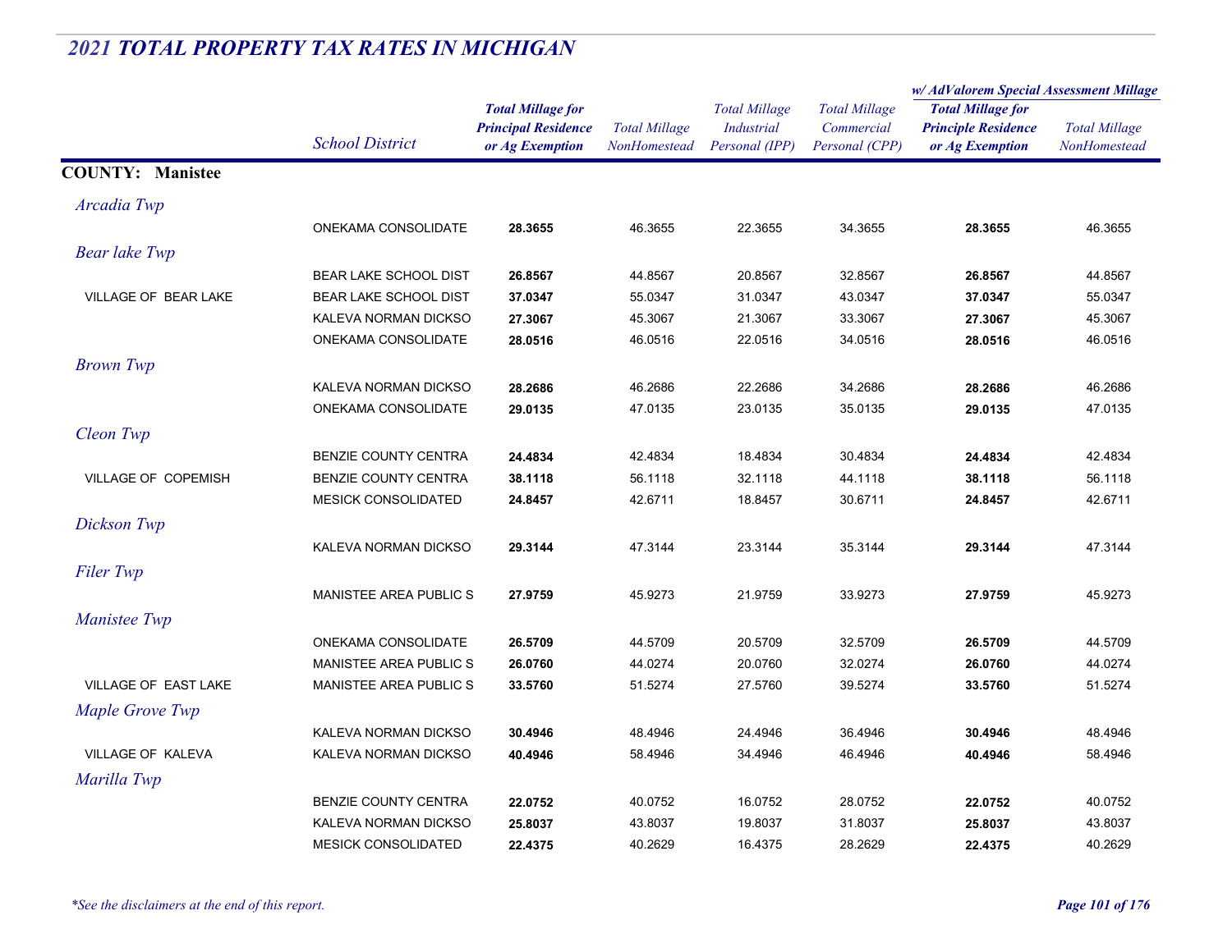# 2021 TOTAL PROPERTY TAX RATES IN MICHIGAN

| | School District | Total Millage for Principal Residence or Ag Exemption | Total Millage NonHomestead | Total Millage Industrial Personal (IPP) | Total Millage Commercial Personal (CPP) | w/ AdValorem Special Assessment Millage: Total Millage for Principle Residence or Ag Exemption | Total Millage NonHomestead |
|---|---|---|---|---|---|---|---|
| **COUNTY: Manistee** | | | | | | | |
| *Arcadia Twp* | | | | | | | |
| | ONEKAMA CONSOLIDATE | **28.3655** | 46.3655 | 22.3655 | 34.3655 | **28.3655** | 46.3655 |
| *Bear lake Twp* | | | | | | | |
| | BEAR LAKE SCHOOL DIST | **26.8567** | 44.8567 | 20.8567 | 32.8567 | **26.8567** | 44.8567 |
| VILLAGE OF BEAR LAKE | BEAR LAKE SCHOOL DIST | **37.0347** | 55.0347 | 31.0347 | 43.0347 | **37.0347** | 55.0347 |
| | KALEVA NORMAN DICKSO | **27.3067** | 45.3067 | 21.3067 | 33.3067 | **27.3067** | 45.3067 |
| | ONEKAMA CONSOLIDATE | **28.0516** | 46.0516 | 22.0516 | 34.0516 | **28.0516** | 46.0516 |
| *Brown Twp* | | | | | | | |
| | KALEVA NORMAN DICKSO | **28.2686** | 46.2686 | 22.2686 | 34.2686 | **28.2686** | 46.2686 |
| | ONEKAMA CONSOLIDATE | **29.0135** | 47.0135 | 23.0135 | 35.0135 | **29.0135** | 47.0135 |
| *Cleon Twp* | | | | | | | |
| | BENZIE COUNTY CENTRA | **24.4834** | 42.4834 | 18.4834 | 30.4834 | **24.4834** | 42.4834 |
| VILLAGE OF COPEMISH | BENZIE COUNTY CENTRA | **38.1118** | 56.1118 | 32.1118 | 44.1118 | **38.1118** | 56.1118 |
| | MESICK CONSOLIDATED | **24.8457** | 42.6711 | 18.8457 | 30.6711 | **24.8457** | 42.6711 |
| *Dickson Twp* | | | | | | | |
| | KALEVA NORMAN DICKSO | **29.3144** | 47.3144 | 23.3144 | 35.3144 | **29.3144** | 47.3144 |
| *Filer Twp* | | | | | | | |
| | MANISTEE AREA PUBLIC S | **27.9759** | 45.9273 | 21.9759 | 33.9273 | **27.9759** | 45.9273 |
| *Manistee Twp* | | | | | | | |
| | ONEKAMA CONSOLIDATE | **26.5709** | 44.5709 | 20.5709 | 32.5709 | **26.5709** | 44.5709 |
| | MANISTEE AREA PUBLIC S | **26.0760** | 44.0274 | 20.0760 | 32.0274 | **26.0760** | 44.0274 |
| VILLAGE OF EAST LAKE | MANISTEE AREA PUBLIC S | **33.5760** | 51.5274 | 27.5760 | 39.5274 | **33.5760** | 51.5274 |
| *Maple Grove Twp* | | | | | | | |
| | KALEVA NORMAN DICKSO | **30.4946** | 48.4946 | 24.4946 | 36.4946 | **30.4946** | 48.4946 |
| VILLAGE OF KALEVA | KALEVA NORMAN DICKSO | **40.4946** | 58.4946 | 34.4946 | 46.4946 | **40.4946** | 58.4946 |
| *Marilla Twp* | | | | | | | |
| | BENZIE COUNTY CENTRA | **22.0752** | 40.0752 | 16.0752 | 28.0752 | **22.0752** | 40.0752 |
| | KALEVA NORMAN DICKSO | **25.8037** | 43.8037 | 19.8037 | 31.8037 | **25.8037** | 43.8037 |
| | MESICK CONSOLIDATED | **22.4375** | 40.2629 | 16.4375 | 28.2629 | **22.4375** | 40.2629 |

*\*See the disclaimers at the end of this report.*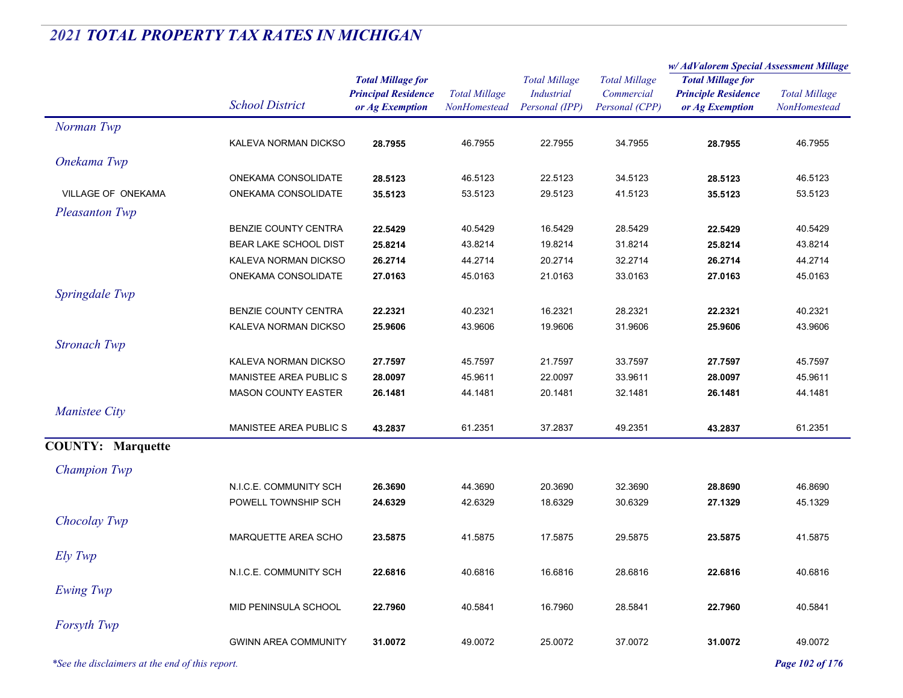## 2021 TOTAL PROPERTY TAX RATES IN MICHIGAN

| | School District | Total Millage for Principal Residence or Ag Exemption | Total Millage NonHomestead | Total Millage Industrial Personal (IPP) | Total Millage Commercial Personal (CPP) | w/ AdValorem Special Assessment Millage: Total Millage for Principle Residence or Ag Exemption | w/ AdValorem Special Assessment Millage: Total Millage NonHomestead |
|---|---|---|---|---|---|---|---|
| *Norman Twp* | | | | | | | |
| | KALEVA NORMAN DICKSO | **28.7955** | 46.7955 | 22.7955 | 34.7955 | **28.7955** | 46.7955 |
| *Onekama Twp* | | | | | | | |
| | ONEKAMA CONSOLIDATE | **28.5123** | 46.5123 | 22.5123 | 34.5123 | **28.5123** | 46.5123 |
| VILLAGE OF ONEKAMA | ONEKAMA CONSOLIDATE | **35.5123** | 53.5123 | 29.5123 | 41.5123 | **35.5123** | 53.5123 |
| *Pleasanton Twp* | | | | | | | |
| | BENZIE COUNTY CENTRA | **22.5429** | 40.5429 | 16.5429 | 28.5429 | **22.5429** | 40.5429 |
| | BEAR LAKE SCHOOL DIST | **25.8214** | 43.8214 | 19.8214 | 31.8214 | **25.8214** | 43.8214 |
| | KALEVA NORMAN DICKSO | **26.2714** | 44.2714 | 20.2714 | 32.2714 | **26.2714** | 44.2714 |
| | ONEKAMA CONSOLIDATE | **27.0163** | 45.0163 | 21.0163 | 33.0163 | **27.0163** | 45.0163 |
| *Springdale Twp* | | | | | | | |
| | BENZIE COUNTY CENTRA | **22.2321** | 40.2321 | 16.2321 | 28.2321 | **22.2321** | 40.2321 |
| | KALEVA NORMAN DICKSO | **25.9606** | 43.9606 | 19.9606 | 31.9606 | **25.9606** | 43.9606 |
| *Stronach Twp* | | | | | | | |
| | KALEVA NORMAN DICKSO | **27.7597** | 45.7597 | 21.7597 | 33.7597 | **27.7597** | 45.7597 |
| | MANISTEE AREA PUBLIC S | **28.0097** | 45.9611 | 22.0097 | 33.9611 | **28.0097** | 45.9611 |
| | MASON COUNTY EASTER | **26.1481** | 44.1481 | 20.1481 | 32.1481 | **26.1481** | 44.1481 |
| *Manistee City* | | | | | | | |
| | MANISTEE AREA PUBLIC S | **43.2837** | 61.2351 | 37.2837 | 49.2351 | **43.2837** | 61.2351 |
| **COUNTY: Marquette** | | | | | | | |
| *Champion Twp* | | | | | | | |
| | N.I.C.E. COMMUNITY SCH | **26.3690** | 44.3690 | 20.3690 | 32.3690 | **28.8690** | 46.8690 |
| | POWELL TOWNSHIP SCH | **24.6329** | 42.6329 | 18.6329 | 30.6329 | **27.1329** | 45.1329 |
| *Chocolay Twp* | | | | | | | |
| | MARQUETTE AREA SCHO | **23.5875** | 41.5875 | 17.5875 | 29.5875 | **23.5875** | 41.5875 |
| *Ely Twp* | | | | | | | |
| | N.I.C.E. COMMUNITY SCH | **22.6816** | 40.6816 | 16.6816 | 28.6816 | **22.6816** | 40.6816 |
| *Ewing Twp* | | | | | | | |
| | MID PENINSULA SCHOOL | **22.7960** | 40.5841 | 16.7960 | 28.5841 | **22.7960** | 40.5841 |
| *Forsyth Twp* | | | | | | | |
| | GWINN AREA COMMUNITY | **31.0072** | 49.0072 | 25.0072 | 37.0072 | **31.0072** | 49.0072 |

*See the disclaimers at the end of this report.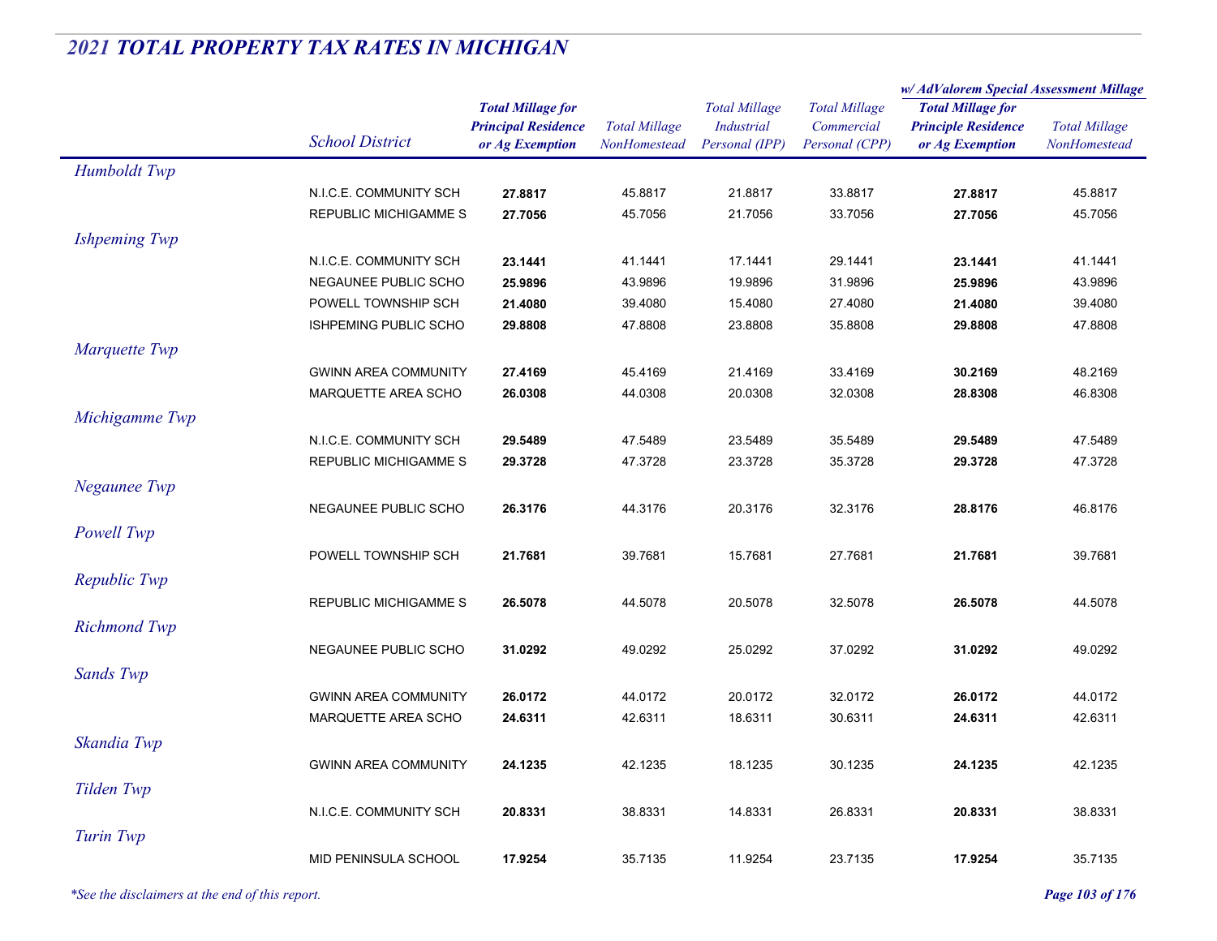## 2021 TOTAL PROPERTY TAX RATES IN MICHIGAN

| | School District | Total Millage for Principal Residence or Ag Exemption | Total Millage NonHomestead | Total Millage Industrial Personal (IPP) | Total Millage Commercial Personal (CPP) | w/ AdValorem Special Assessment Millage: Total Millage for Principle Residence or Ag Exemption | w/ AdValorem Special Assessment Millage: Total Millage NonHomestead |
|---|---|---|---|---|---|---|---|
| *Humboldt Twp* | | | | | | | |
| | N.I.C.E. COMMUNITY SCH | **27.8817** | 45.8817 | 21.8817 | 33.8817 | **27.8817** | 45.8817 |
| | REPUBLIC MICHIGAMME S | **27.7056** | 45.7056 | 21.7056 | 33.7056 | **27.7056** | 45.7056 |
| *Ishpeming Twp* | | | | | | | |
| | N.I.C.E. COMMUNITY SCH | **23.1441** | 41.1441 | 17.1441 | 29.1441 | **23.1441** | 41.1441 |
| | NEGAUNEE PUBLIC SCHO | **25.9896** | 43.9896 | 19.9896 | 31.9896 | **25.9896** | 43.9896 |
| | POWELL TOWNSHIP SCH | **21.4080** | 39.4080 | 15.4080 | 27.4080 | **21.4080** | 39.4080 |
| | ISHPEMING PUBLIC SCHO | **29.8808** | 47.8808 | 23.8808 | 35.8808 | **29.8808** | 47.8808 |
| *Marquette Twp* | | | | | | | |
| | GWINN AREA COMMUNITY | **27.4169** | 45.4169 | 21.4169 | 33.4169 | **30.2169** | 48.2169 |
| | MARQUETTE AREA SCHO | **26.0308** | 44.0308 | 20.0308 | 32.0308 | **28.8308** | 46.8308 |
| *Michigamme Twp* | | | | | | | |
| | N.I.C.E. COMMUNITY SCH | **29.5489** | 47.5489 | 23.5489 | 35.5489 | **29.5489** | 47.5489 |
| | REPUBLIC MICHIGAMME S | **29.3728** | 47.3728 | 23.3728 | 35.3728 | **29.3728** | 47.3728 |
| *Negaunee Twp* | | | | | | | |
| | NEGAUNEE PUBLIC SCHO | **26.3176** | 44.3176 | 20.3176 | 32.3176 | **28.8176** | 46.8176 |
| *Powell Twp* | | | | | | | |
| | POWELL TOWNSHIP SCH | **21.7681** | 39.7681 | 15.7681 | 27.7681 | **21.7681** | 39.7681 |
| *Republic Twp* | | | | | | | |
| | REPUBLIC MICHIGAMME S | **26.5078** | 44.5078 | 20.5078 | 32.5078 | **26.5078** | 44.5078 |
| *Richmond Twp* | | | | | | | |
| | NEGAUNEE PUBLIC SCHO | **31.0292** | 49.0292 | 25.0292 | 37.0292 | **31.0292** | 49.0292 |
| *Sands Twp* | | | | | | | |
| | GWINN AREA COMMUNITY | **26.0172** | 44.0172 | 20.0172 | 32.0172 | **26.0172** | 44.0172 |
| | MARQUETTE AREA SCHO | **24.6311** | 42.6311 | 18.6311 | 30.6311 | **24.6311** | 42.6311 |
| *Skandia Twp* | | | | | | | |
| | GWINN AREA COMMUNITY | **24.1235** | 42.1235 | 18.1235 | 30.1235 | **24.1235** | 42.1235 |
| *Tilden Twp* | | | | | | | |
| | N.I.C.E. COMMUNITY SCH | **20.8331** | 38.8331 | 14.8331 | 26.8331 | **20.8331** | 38.8331 |
| *Turin Twp* | | | | | | | |
| | MID PENINSULA SCHOOL | **17.9254** | 35.7135 | 11.9254 | 23.7135 | **17.9254** | 35.7135 |

*\*See the disclaimers at the end of this report.*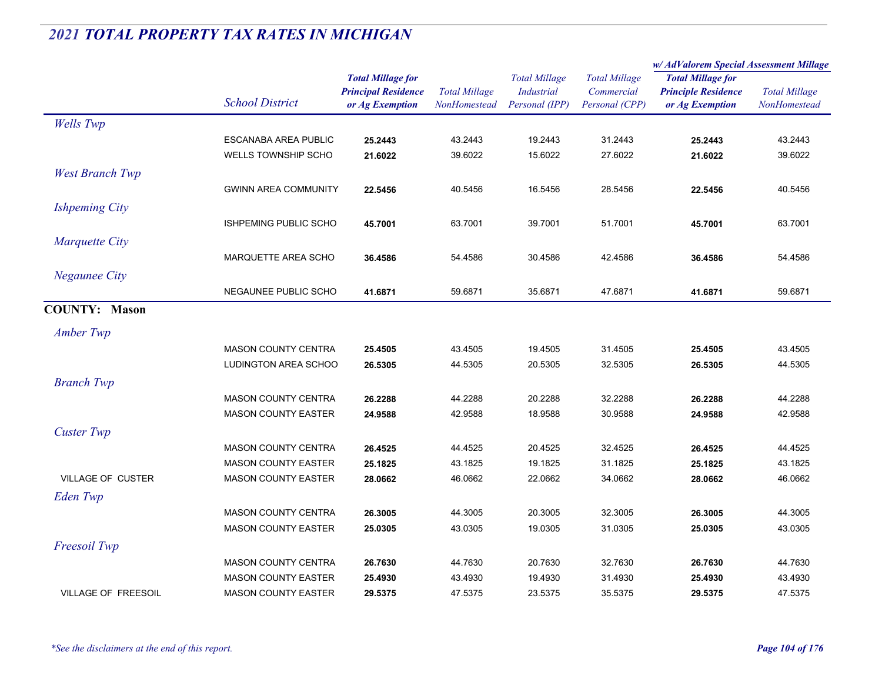# 2021 TOTAL PROPERTY TAX RATES IN MICHIGAN

| | School District | Total Millage for Principal Residence or Ag Exemption | Total Millage NonHomestead | Total Millage Industrial Personal (IPP) | Total Millage Commercial Personal (CPP) | w/ AdValorem Special Assessment Millage: Total Millage for Principle Residence or Ag Exemption | w/ AdValorem Special Assessment Millage: Total Millage NonHomestead |
|---|---|---|---|---|---|---|---|
| *Wells Twp* | | | | | | | |
| | ESCANABA AREA PUBLIC | **25.2443** | 43.2443 | 19.2443 | 31.2443 | **25.2443** | 43.2443 |
| | WELLS TOWNSHIP SCHO | **21.6022** | 39.6022 | 15.6022 | 27.6022 | **21.6022** | 39.6022 |
| *West Branch Twp* | | | | | | | |
| | GWINN AREA COMMUNITY | **22.5456** | 40.5456 | 16.5456 | 28.5456 | **22.5456** | 40.5456 |
| *Ishpeming City* | | | | | | | |
| | ISHPEMING PUBLIC SCHO | **45.7001** | 63.7001 | 39.7001 | 51.7001 | **45.7001** | 63.7001 |
| *Marquette City* | | | | | | | |
| | MARQUETTE AREA SCHO | **36.4586** | 54.4586 | 30.4586 | 42.4586 | **36.4586** | 54.4586 |
| *Negaunee City* | | | | | | | |
| | NEGAUNEE PUBLIC SCHO | **41.6871** | 59.6871 | 35.6871 | 47.6871 | **41.6871** | 59.6871 |
| **COUNTY: Mason** | | | | | | | |
| *Amber Twp* | | | | | | | |
| | MASON COUNTY CENTRA | **25.4505** | 43.4505 | 19.4505 | 31.4505 | **25.4505** | 43.4505 |
| | LUDINGTON AREA SCHOO | **26.5305** | 44.5305 | 20.5305 | 32.5305 | **26.5305** | 44.5305 |
| *Branch Twp* | | | | | | | |
| | MASON COUNTY CENTRA | **26.2288** | 44.2288 | 20.2288 | 32.2288 | **26.2288** | 44.2288 |
| | MASON COUNTY EASTER | **24.9588** | 42.9588 | 18.9588 | 30.9588 | **24.9588** | 42.9588 |
| *Custer Twp* | | | | | | | |
| | MASON COUNTY CENTRA | **26.4525** | 44.4525 | 20.4525 | 32.4525 | **26.4525** | 44.4525 |
| | MASON COUNTY EASTER | **25.1825** | 43.1825 | 19.1825 | 31.1825 | **25.1825** | 43.1825 |
| VILLAGE OF CUSTER | MASON COUNTY EASTER | **28.0662** | 46.0662 | 22.0662 | 34.0662 | **28.0662** | 46.0662 |
| *Eden Twp* | | | | | | | |
| | MASON COUNTY CENTRA | **26.3005** | 44.3005 | 20.3005 | 32.3005 | **26.3005** | 44.3005 |
| | MASON COUNTY EASTER | **25.0305** | 43.0305 | 19.0305 | 31.0305 | **25.0305** | 43.0305 |
| *Freesoil Twp* | | | | | | | |
| | MASON COUNTY CENTRA | **26.7630** | 44.7630 | 20.7630 | 32.7630 | **26.7630** | 44.7630 |
| | MASON COUNTY EASTER | **25.4930** | 43.4930 | 19.4930 | 31.4930 | **25.4930** | 43.4930 |
| VILLAGE OF FREESOIL | MASON COUNTY EASTER | **29.5375** | 47.5375 | 23.5375 | 35.5375 | **29.5375** | 47.5375 |

*\*See the disclaimers at the end of this report.*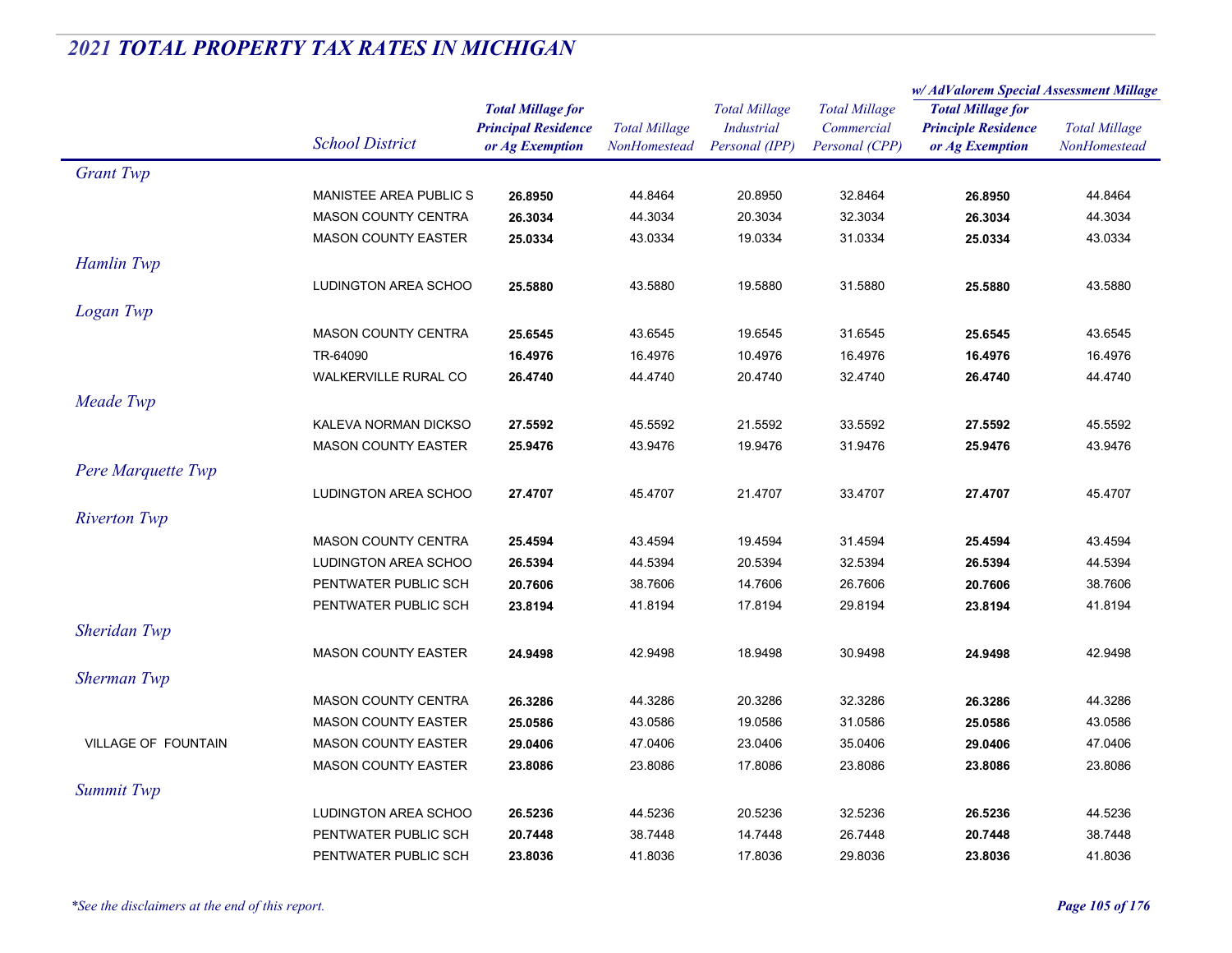# 2021 TOTAL PROPERTY TAX RATES IN MICHIGAN

| | School District | Total Millage for Principal Residence or Ag Exemption | Total Millage NonHomestead | Total Millage Industrial Personal (IPP) | Total Millage Commercial Personal (CPP) | w/ AdValorem Special Assessment Millage: Total Millage for Principle Residence or Ag Exemption | w/ AdValorem Special Assessment Millage: Total Millage NonHomestead |
|---|---|---|---|---|---|---|---|
| *Grant Twp* | | | | | | | |
| | MANISTEE AREA PUBLIC S | **26.8950** | 44.8464 | 20.8950 | 32.8464 | **26.8950** | 44.8464 |
| | MASON COUNTY CENTRA | **26.3034** | 44.3034 | 20.3034 | 32.3034 | **26.3034** | 44.3034 |
| | MASON COUNTY EASTER | **25.0334** | 43.0334 | 19.0334 | 31.0334 | **25.0334** | 43.0334 |
| *Hamlin Twp* | | | | | | | |
| | LUDINGTON AREA SCHOO | **25.5880** | 43.5880 | 19.5880 | 31.5880 | **25.5880** | 43.5880 |
| *Logan Twp* | | | | | | | |
| | MASON COUNTY CENTRA | **25.6545** | 43.6545 | 19.6545 | 31.6545 | **25.6545** | 43.6545 |
| | TR-64090 | **16.4976** | 16.4976 | 10.4976 | 16.4976 | **16.4976** | 16.4976 |
| | WALKERVILLE RURAL CO | **26.4740** | 44.4740 | 20.4740 | 32.4740 | **26.4740** | 44.4740 |
| *Meade Twp* | | | | | | | |
| | KALEVA NORMAN DICKSO | **27.5592** | 45.5592 | 21.5592 | 33.5592 | **27.5592** | 45.5592 |
| | MASON COUNTY EASTER | **25.9476** | 43.9476 | 19.9476 | 31.9476 | **25.9476** | 43.9476 |
| *Pere Marquette Twp* | | | | | | | |
| | LUDINGTON AREA SCHOO | **27.4707** | 45.4707 | 21.4707 | 33.4707 | **27.4707** | 45.4707 |
| *Riverton Twp* | | | | | | | |
| | MASON COUNTY CENTRA | **25.4594** | 43.4594 | 19.4594 | 31.4594 | **25.4594** | 43.4594 |
| | LUDINGTON AREA SCHOO | **26.5394** | 44.5394 | 20.5394 | 32.5394 | **26.5394** | 44.5394 |
| | PENTWATER PUBLIC SCH | **20.7606** | 38.7606 | 14.7606 | 26.7606 | **20.7606** | 38.7606 |
| | PENTWATER PUBLIC SCH | **23.8194** | 41.8194 | 17.8194 | 29.8194 | **23.8194** | 41.8194 |
| *Sheridan Twp* | | | | | | | |
| | MASON COUNTY EASTER | **24.9498** | 42.9498 | 18.9498 | 30.9498 | **24.9498** | 42.9498 |
| *Sherman Twp* | | | | | | | |
| | MASON COUNTY CENTRA | **26.3286** | 44.3286 | 20.3286 | 32.3286 | **26.3286** | 44.3286 |
| | MASON COUNTY EASTER | **25.0586** | 43.0586 | 19.0586 | 31.0586 | **25.0586** | 43.0586 |
| VILLAGE OF FOUNTAIN | MASON COUNTY EASTER | **29.0406** | 47.0406 | 23.0406 | 35.0406 | **29.0406** | 47.0406 |
| | MASON COUNTY EASTER | **23.8086** | 23.8086 | 17.8086 | 23.8086 | **23.8086** | 23.8086 |
| *Summit Twp* | | | | | | | |
| | LUDINGTON AREA SCHOO | **26.5236** | 44.5236 | 20.5236 | 32.5236 | **26.5236** | 44.5236 |
| | PENTWATER PUBLIC SCH | **20.7448** | 38.7448 | 14.7448 | 26.7448 | **20.7448** | 38.7448 |
| | PENTWATER PUBLIC SCH | **23.8036** | 41.8036 | 17.8036 | 29.8036 | **23.8036** | 41.8036 |

*\*See the disclaimers at the end of this report.*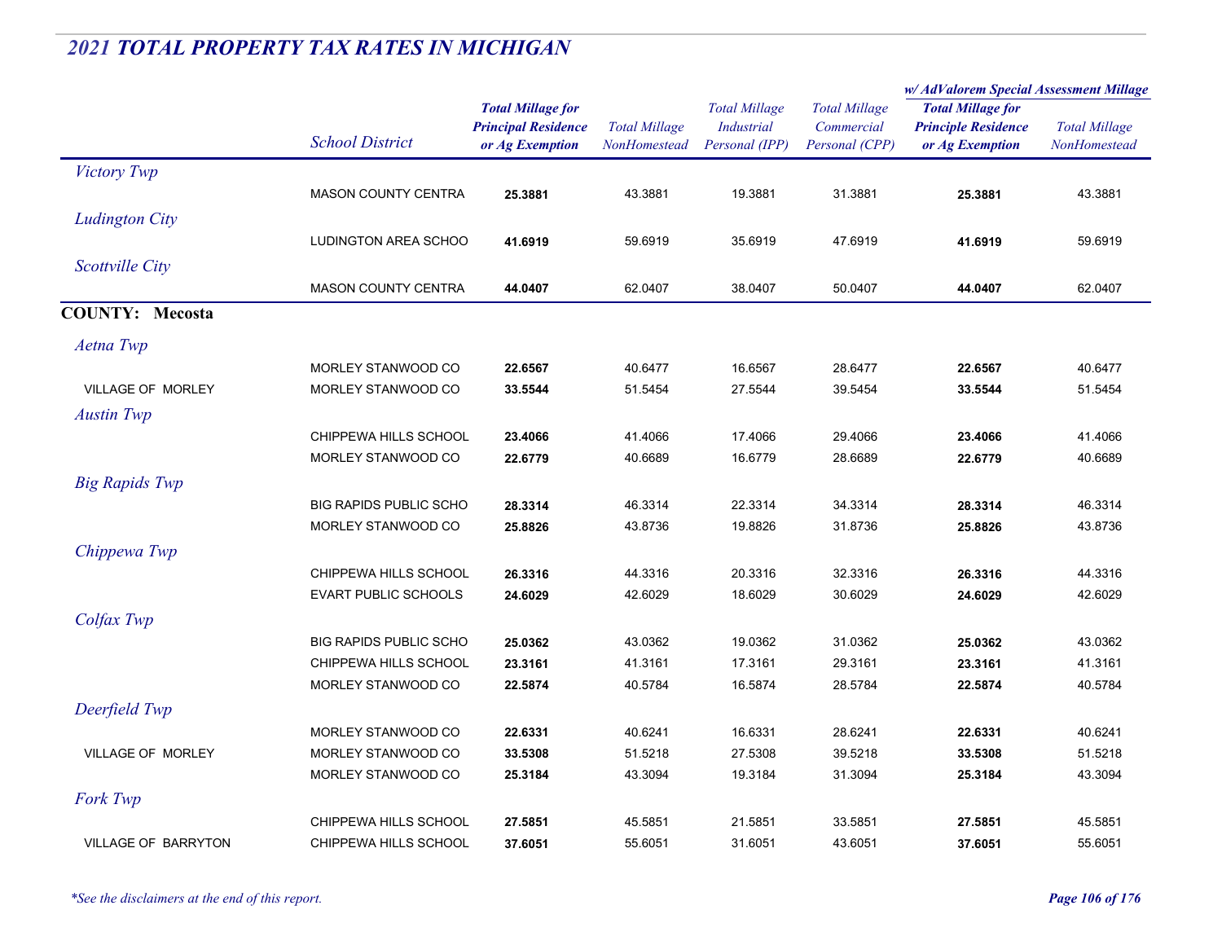## *2021 TOTAL PROPERTY TAX RATES IN MICHIGAN*

| | School District | Total Millage for Principal Residence or Ag Exemption | Total Millage NonHomestead | Total Millage Industrial Personal (IPP) | Total Millage Commercial Personal (CPP) | w/ AdValorem Special Assessment Millage: Total Millage for Principle Residence or Ag Exemption | w/ AdValorem Special Assessment Millage: Total Millage NonHomestead |
|---|---|---|---|---|---|---|---|
| *Victory Twp* | | | | | | | |
| | MASON COUNTY CENTRA | **25.3881** | 43.3881 | 19.3881 | 31.3881 | **25.3881** | 43.3881 |
| *Ludington City* | | | | | | | |
| | LUDINGTON AREA SCHOO | **41.6919** | 59.6919 | 35.6919 | 47.6919 | **41.6919** | 59.6919 |
| *Scottville City* | | | | | | | |
| | MASON COUNTY CENTRA | **44.0407** | 62.0407 | 38.0407 | 50.0407 | **44.0407** | 62.0407 |
| **COUNTY: Mecosta** | | | | | | | |
| *Aetna Twp* | | | | | | | |
| | MORLEY STANWOOD CO | **22.6567** | 40.6477 | 16.6567 | 28.6477 | **22.6567** | 40.6477 |
| VILLAGE OF MORLEY | MORLEY STANWOOD CO | **33.5544** | 51.5454 | 27.5544 | 39.5454 | **33.5544** | 51.5454 |
| *Austin Twp* | | | | | | | |
| | CHIPPEWA HILLS SCHOOL | **23.4066** | 41.4066 | 17.4066 | 29.4066 | **23.4066** | 41.4066 |
| | MORLEY STANWOOD CO | **22.6779** | 40.6689 | 16.6779 | 28.6689 | **22.6779** | 40.6689 |
| *Big Rapids Twp* | | | | | | | |
| | BIG RAPIDS PUBLIC SCHO | **28.3314** | 46.3314 | 22.3314 | 34.3314 | **28.3314** | 46.3314 |
| | MORLEY STANWOOD CO | **25.8826** | 43.8736 | 19.8826 | 31.8736 | **25.8826** | 43.8736 |
| *Chippewa Twp* | | | | | | | |
| | CHIPPEWA HILLS SCHOOL | **26.3316** | 44.3316 | 20.3316 | 32.3316 | **26.3316** | 44.3316 |
| | EVART PUBLIC SCHOOLS | **24.6029** | 42.6029 | 18.6029 | 30.6029 | **24.6029** | 42.6029 |
| *Colfax Twp* | | | | | | | |
| | BIG RAPIDS PUBLIC SCHO | **25.0362** | 43.0362 | 19.0362 | 31.0362 | **25.0362** | 43.0362 |
| | CHIPPEWA HILLS SCHOOL | **23.3161** | 41.3161 | 17.3161 | 29.3161 | **23.3161** | 41.3161 |
| | MORLEY STANWOOD CO | **22.5874** | 40.5784 | 16.5874 | 28.5784 | **22.5874** | 40.5784 |
| *Deerfield Twp* | | | | | | | |
| | MORLEY STANWOOD CO | **22.6331** | 40.6241 | 16.6331 | 28.6241 | **22.6331** | 40.6241 |
| VILLAGE OF MORLEY | MORLEY STANWOOD CO | **33.5308** | 51.5218 | 27.5308 | 39.5218 | **33.5308** | 51.5218 |
| | MORLEY STANWOOD CO | **25.3184** | 43.3094 | 19.3184 | 31.3094 | **25.3184** | 43.3094 |
| *Fork Twp* | | | | | | | |
| | CHIPPEWA HILLS SCHOOL | **27.5851** | 45.5851 | 21.5851 | 33.5851 | **27.5851** | 45.5851 |
| VILLAGE OF BARRYTON | CHIPPEWA HILLS SCHOOL | **37.6051** | 55.6051 | 31.6051 | 43.6051 | **37.6051** | 55.6051 |

*\*See the disclaimers at the end of this report.*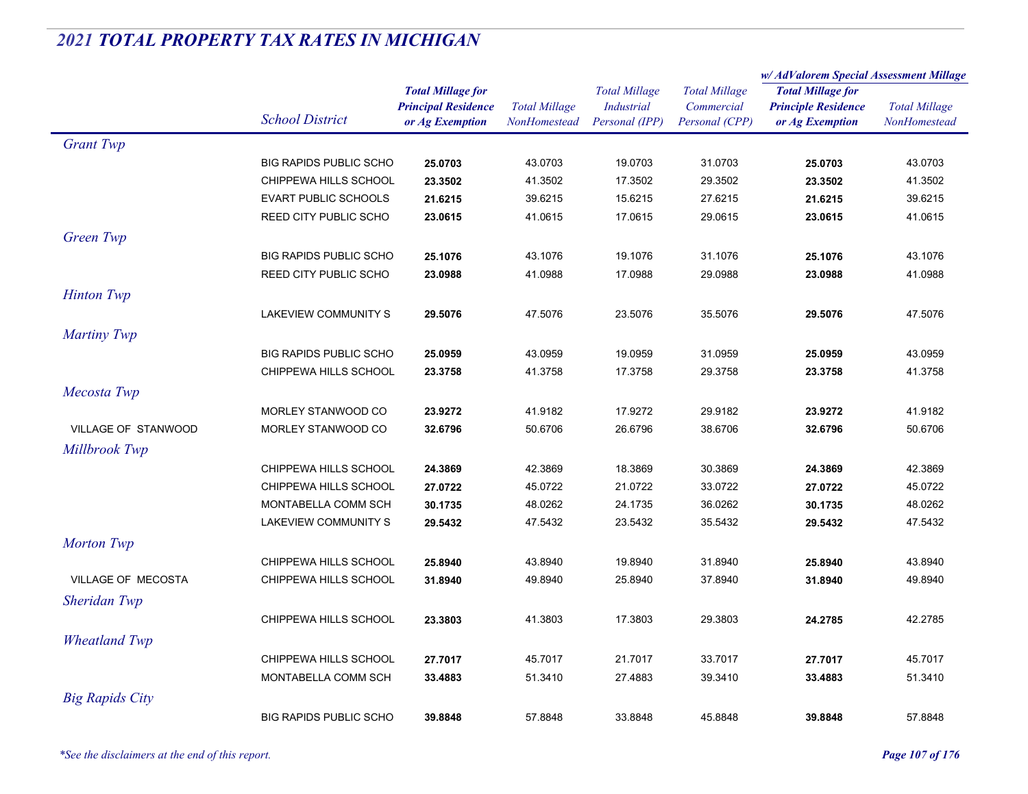# 2021 TOTAL PROPERTY TAX RATES IN MICHIGAN

| | School District | Total Millage for Principal Residence or Ag Exemption | Total Millage NonHomestead | Total Millage Industrial Personal (IPP) | Total Millage Commercial Personal (CPP) | w/ AdValorem Special Assessment Millage: Total Millage for Principle Residence or Ag Exemption | w/ AdValorem Special Assessment Millage: Total Millage NonHomestead |
|---|---|---|---|---|---|---|---|
| *Grant Twp* | | | | | | | |
| | BIG RAPIDS PUBLIC SCHO | **25.0703** | 43.0703 | 19.0703 | 31.0703 | **25.0703** | 43.0703 |
| | CHIPPEWA HILLS SCHOOL | **23.3502** | 41.3502 | 17.3502 | 29.3502 | **23.3502** | 41.3502 |
| | EVART PUBLIC SCHOOLS | **21.6215** | 39.6215 | 15.6215 | 27.6215 | **21.6215** | 39.6215 |
| | REED CITY PUBLIC SCHO | **23.0615** | 41.0615 | 17.0615 | 29.0615 | **23.0615** | 41.0615 |
| *Green Twp* | | | | | | | |
| | BIG RAPIDS PUBLIC SCHO | **25.1076** | 43.1076 | 19.1076 | 31.1076 | **25.1076** | 43.1076 |
| | REED CITY PUBLIC SCHO | **23.0988** | 41.0988 | 17.0988 | 29.0988 | **23.0988** | 41.0988 |
| *Hinton Twp* | | | | | | | |
| | LAKEVIEW COMMUNITY S | **29.5076** | 47.5076 | 23.5076 | 35.5076 | **29.5076** | 47.5076 |
| *Martiny Twp* | | | | | | | |
| | BIG RAPIDS PUBLIC SCHO | **25.0959** | 43.0959 | 19.0959 | 31.0959 | **25.0959** | 43.0959 |
| | CHIPPEWA HILLS SCHOOL | **23.3758** | 41.3758 | 17.3758 | 29.3758 | **23.3758** | 41.3758 |
| *Mecosta Twp* | | | | | | | |
| | MORLEY STANWOOD CO | **23.9272** | 41.9182 | 17.9272 | 29.9182 | **23.9272** | 41.9182 |
| VILLAGE OF STANWOOD | MORLEY STANWOOD CO | **32.6796** | 50.6706 | 26.6796 | 38.6706 | **32.6796** | 50.6706 |
| *Millbrook Twp* | | | | | | | |
| | CHIPPEWA HILLS SCHOOL | **24.3869** | 42.3869 | 18.3869 | 30.3869 | **24.3869** | 42.3869 |
| | CHIPPEWA HILLS SCHOOL | **27.0722** | 45.0722 | 21.0722 | 33.0722 | **27.0722** | 45.0722 |
| | MONTABELLA COMM SCH | **30.1735** | 48.0262 | 24.1735 | 36.0262 | **30.1735** | 48.0262 |
| | LAKEVIEW COMMUNITY S | **29.5432** | 47.5432 | 23.5432 | 35.5432 | **29.5432** | 47.5432 |
| *Morton Twp* | | | | | | | |
| | CHIPPEWA HILLS SCHOOL | **25.8940** | 43.8940 | 19.8940 | 31.8940 | **25.8940** | 43.8940 |
| VILLAGE OF MECOSTA | CHIPPEWA HILLS SCHOOL | **31.8940** | 49.8940 | 25.8940 | 37.8940 | **31.8940** | 49.8940 |
| *Sheridan Twp* | | | | | | | |
| | CHIPPEWA HILLS SCHOOL | **23.3803** | 41.3803 | 17.3803 | 29.3803 | **24.2785** | 42.2785 |
| *Wheatland Twp* | | | | | | | |
| | CHIPPEWA HILLS SCHOOL | **27.7017** | 45.7017 | 21.7017 | 33.7017 | **27.7017** | 45.7017 |
| | MONTABELLA COMM SCH | **33.4883** | 51.3410 | 27.4883 | 39.3410 | **33.4883** | 51.3410 |
| *Big Rapids City* | | | | | | | |
| | BIG RAPIDS PUBLIC SCHO | **39.8848** | 57.8848 | 33.8848 | 45.8848 | **39.8848** | 57.8848 |

*\*See the disclaimers at the end of this report.*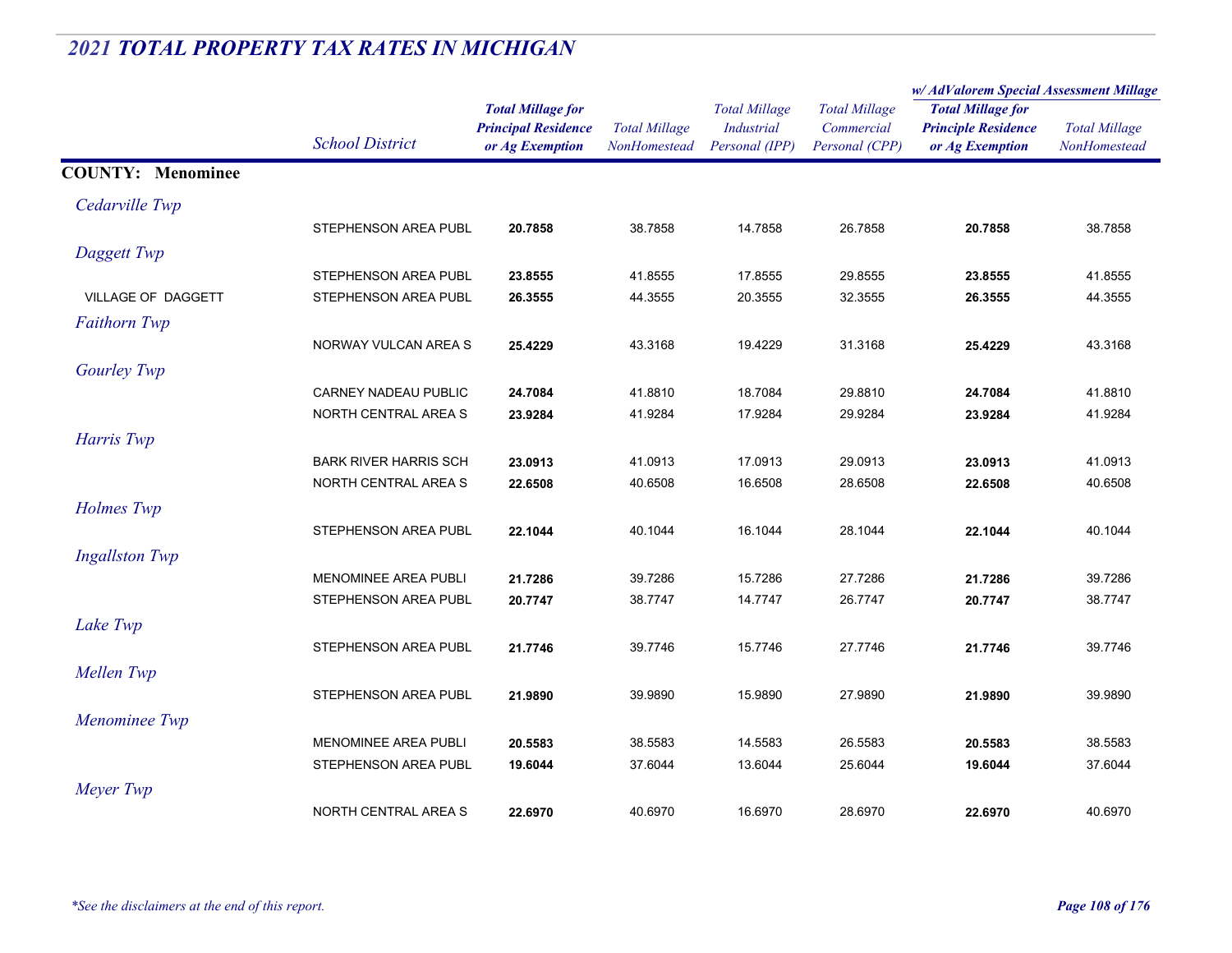## 2021 TOTAL PROPERTY TAX RATES IN MICHIGAN

| | School District | Total Millage for Principal Residence or Ag Exemption | Total Millage NonHomestead | Total Millage Industrial Personal (IPP) | Total Millage Commercial Personal (CPP) | w/ AdValorem Special Assessment Millage: Total Millage for Principle Residence or Ag Exemption | w/ AdValorem Special Assessment Millage: Total Millage NonHomestead |
|---|---|---|---|---|---|---|---|
| **COUNTY: Menominee** | | | | | | | |
| *Cedarville Twp* | | | | | | | |
| | STEPHENSON AREA PUBL | **20.7858** | 38.7858 | 14.7858 | 26.7858 | **20.7858** | 38.7858 |
| *Daggett Twp* | | | | | | | |
| | STEPHENSON AREA PUBL | **23.8555** | 41.8555 | 17.8555 | 29.8555 | **23.8555** | 41.8555 |
| VILLAGE OF DAGGETT | STEPHENSON AREA PUBL | **26.3555** | 44.3555 | 20.3555 | 32.3555 | **26.3555** | 44.3555 |
| *Faithorn Twp* | | | | | | | |
| | NORWAY VULCAN AREA S | **25.4229** | 43.3168 | 19.4229 | 31.3168 | **25.4229** | 43.3168 |
| *Gourley Twp* | | | | | | | |
| | CARNEY NADEAU PUBLIC | **24.7084** | 41.8810 | 18.7084 | 29.8810 | **24.7084** | 41.8810 |
| | NORTH CENTRAL AREA S | **23.9284** | 41.9284 | 17.9284 | 29.9284 | **23.9284** | 41.9284 |
| *Harris Twp* | | | | | | | |
| | BARK RIVER HARRIS SCH | **23.0913** | 41.0913 | 17.0913 | 29.0913 | **23.0913** | 41.0913 |
| | NORTH CENTRAL AREA S | **22.6508** | 40.6508 | 16.6508 | 28.6508 | **22.6508** | 40.6508 |
| *Holmes Twp* | | | | | | | |
| | STEPHENSON AREA PUBL | **22.1044** | 40.1044 | 16.1044 | 28.1044 | **22.1044** | 40.1044 |
| *Ingallston Twp* | | | | | | | |
| | MENOMINEE AREA PUBLI | **21.7286** | 39.7286 | 15.7286 | 27.7286 | **21.7286** | 39.7286 |
| | STEPHENSON AREA PUBL | **20.7747** | 38.7747 | 14.7747 | 26.7747 | **20.7747** | 38.7747 |
| *Lake Twp* | | | | | | | |
| | STEPHENSON AREA PUBL | **21.7746** | 39.7746 | 15.7746 | 27.7746 | **21.7746** | 39.7746 |
| *Mellen Twp* | | | | | | | |
| | STEPHENSON AREA PUBL | **21.9890** | 39.9890 | 15.9890 | 27.9890 | **21.9890** | 39.9890 |
| *Menominee Twp* | | | | | | | |
| | MENOMINEE AREA PUBLI | **20.5583** | 38.5583 | 14.5583 | 26.5583 | **20.5583** | 38.5583 |
| | STEPHENSON AREA PUBL | **19.6044** | 37.6044 | 13.6044 | 25.6044 | **19.6044** | 37.6044 |
| *Meyer Twp* | | | | | | | |
| | NORTH CENTRAL AREA S | **22.6970** | 40.6970 | 16.6970 | 28.6970 | **22.6970** | 40.6970 |

*\*See the disclaimers at the end of this report.*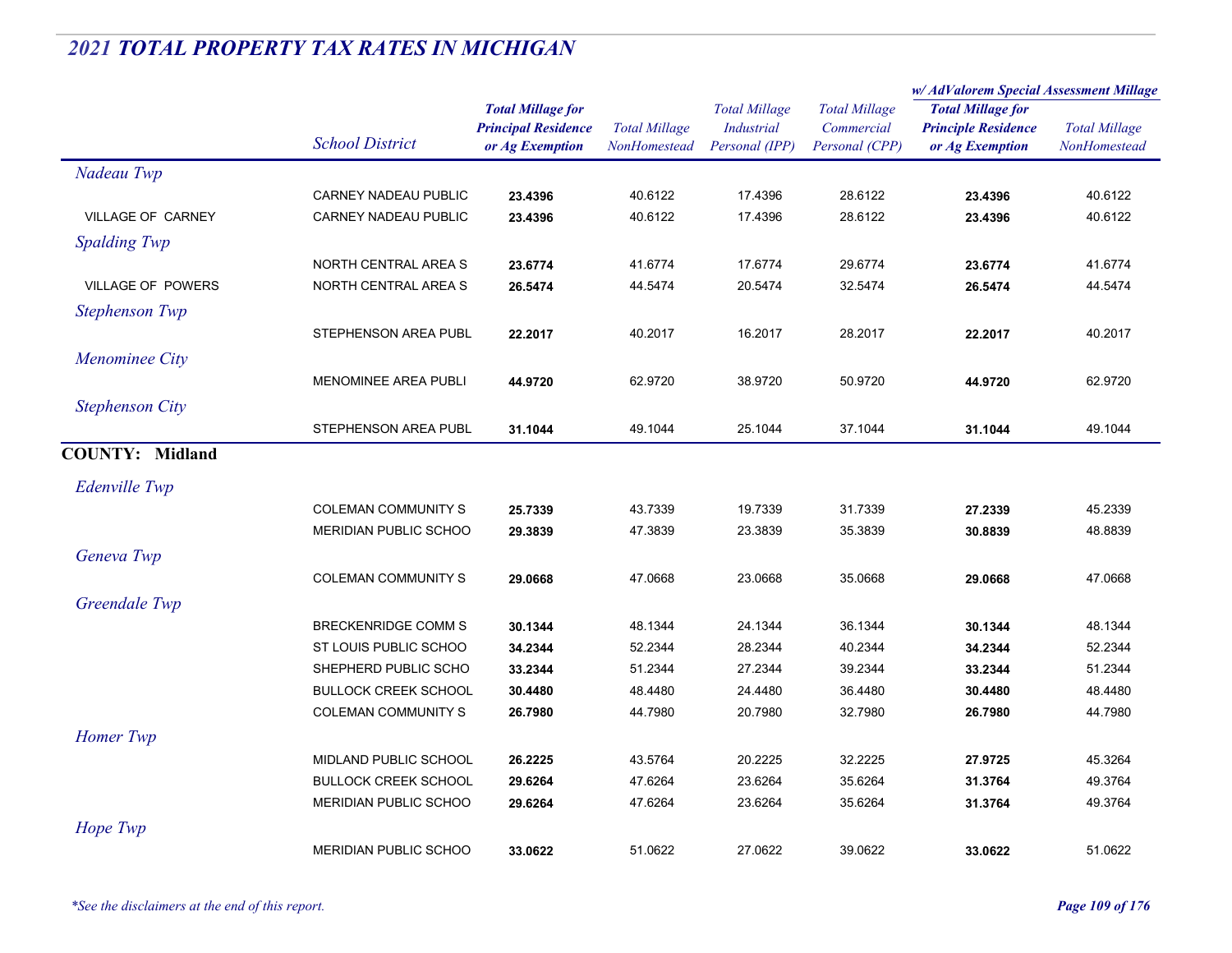## 2021 TOTAL PROPERTY TAX RATES IN MICHIGAN

| | School District | Total Millage for Principal Residence or Ag Exemption | Total Millage NonHomestead | Total Millage Industrial Personal (IPP) | Total Millage Commercial Personal (CPP) | w/ AdValorem Special Assessment Millage: Total Millage for Principle Residence or Ag Exemption | w/ AdValorem Special Assessment Millage: Total Millage NonHomestead |
|---|---|---|---|---|---|---|---|
| *Nadeau Twp* | | | | | | | |
| | CARNEY NADEAU PUBLIC | **23.4396** | 40.6122 | 17.4396 | 28.6122 | **23.4396** | 40.6122 |
| VILLAGE OF CARNEY | CARNEY NADEAU PUBLIC | **23.4396** | 40.6122 | 17.4396 | 28.6122 | **23.4396** | 40.6122 |
| *Spalding Twp* | | | | | | | |
| | NORTH CENTRAL AREA S | **23.6774** | 41.6774 | 17.6774 | 29.6774 | **23.6774** | 41.6774 |
| VILLAGE OF POWERS | NORTH CENTRAL AREA S | **26.5474** | 44.5474 | 20.5474 | 32.5474 | **26.5474** | 44.5474 |
| *Stephenson Twp* | | | | | | | |
| | STEPHENSON AREA PUBL | **22.2017** | 40.2017 | 16.2017 | 28.2017 | **22.2017** | 40.2017 |
| *Menominee City* | | | | | | | |
| | MENOMINEE AREA PUBLI | **44.9720** | 62.9720 | 38.9720 | 50.9720 | **44.9720** | 62.9720 |
| *Stephenson City* | | | | | | | |
| | STEPHENSON AREA PUBL | **31.1044** | 49.1044 | 25.1044 | 37.1044 | **31.1044** | 49.1044 |
| **COUNTY: Midland** | | | | | | | |
| *Edenville Twp* | | | | | | | |
| | COLEMAN COMMUNITY S | **25.7339** | 43.7339 | 19.7339 | 31.7339 | **27.2339** | 45.2339 |
| | MERIDIAN PUBLIC SCHOO | **29.3839** | 47.3839 | 23.3839 | 35.3839 | **30.8839** | 48.8839 |
| *Geneva Twp* | | | | | | | |
| | COLEMAN COMMUNITY S | **29.0668** | 47.0668 | 23.0668 | 35.0668 | **29.0668** | 47.0668 |
| *Greendale Twp* | | | | | | | |
| | BRECKENRIDGE COMM S | **30.1344** | 48.1344 | 24.1344 | 36.1344 | **30.1344** | 48.1344 |
| | ST LOUIS PUBLIC SCHOO | **34.2344** | 52.2344 | 28.2344 | 40.2344 | **34.2344** | 52.2344 |
| | SHEPHERD PUBLIC SCHO | **33.2344** | 51.2344 | 27.2344 | 39.2344 | **33.2344** | 51.2344 |
| | BULLOCK CREEK SCHOOL | **30.4480** | 48.4480 | 24.4480 | 36.4480 | **30.4480** | 48.4480 |
| | COLEMAN COMMUNITY S | **26.7980** | 44.7980 | 20.7980 | 32.7980 | **26.7980** | 44.7980 |
| *Homer Twp* | | | | | | | |
| | MIDLAND PUBLIC SCHOOL | **26.2225** | 43.5764 | 20.2225 | 32.2225 | **27.9725** | 45.3264 |
| | BULLOCK CREEK SCHOOL | **29.6264** | 47.6264 | 23.6264 | 35.6264 | **31.3764** | 49.3764 |
| | MERIDIAN PUBLIC SCHOO | **29.6264** | 47.6264 | 23.6264 | 35.6264 | **31.3764** | 49.3764 |
| *Hope Twp* | | | | | | | |
| | MERIDIAN PUBLIC SCHOO | **33.0622** | 51.0622 | 27.0622 | 39.0622 | **33.0622** | 51.0622 |

*\*See the disclaimers at the end of this report.*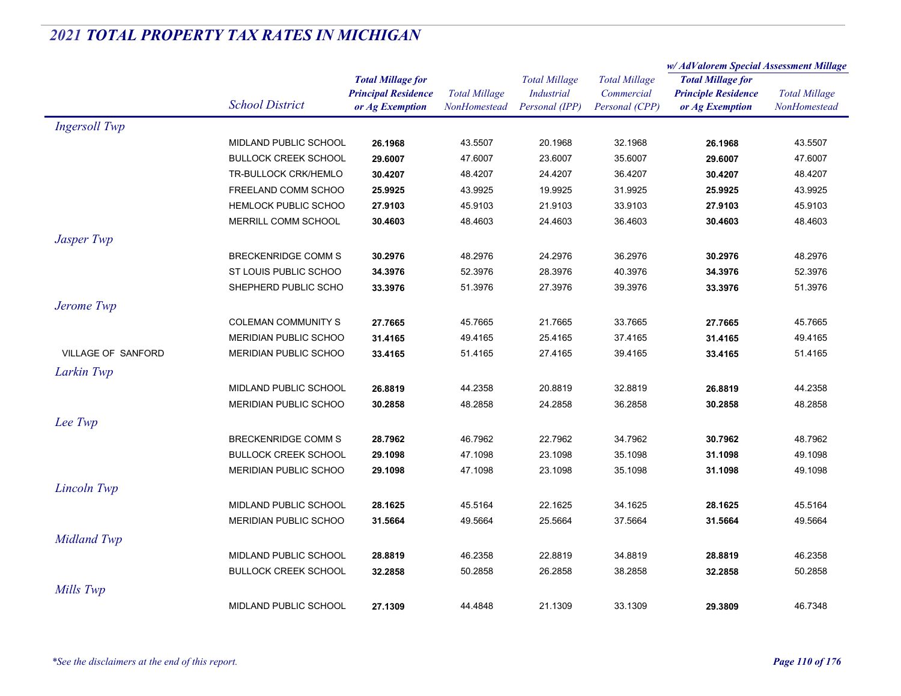## 2021 TOTAL PROPERTY TAX RATES IN MICHIGAN

| | School District | Total Millage for Principal Residence or Ag Exemption | Total Millage NonHomestead | Total Millage Industrial Personal (IPP) | Total Millage Commercial Personal (CPP) | w/ AdValorem Special Assessment Millage: Total Millage for Principle Residence or Ag Exemption | w/ AdValorem Special Assessment Millage: Total Millage NonHomestead |
|---|---|---|---|---|---|---|---|
| *Ingersoll Twp* | | | | | | | |
| | MIDLAND PUBLIC SCHOOL | **26.1968** | 43.5507 | 20.1968 | 32.1968 | **26.1968** | 43.5507 |
| | BULLOCK CREEK SCHOOL | **29.6007** | 47.6007 | 23.6007 | 35.6007 | **29.6007** | 47.6007 |
| | TR-BULLOCK CRK/HEMLO | **30.4207** | 48.4207 | 24.4207 | 36.4207 | **30.4207** | 48.4207 |
| | FREELAND COMM SCHOO | **25.9925** | 43.9925 | 19.9925 | 31.9925 | **25.9925** | 43.9925 |
| | HEMLOCK PUBLIC SCHOO | **27.9103** | 45.9103 | 21.9103 | 33.9103 | **27.9103** | 45.9103 |
| | MERRILL COMM SCHOOL | **30.4603** | 48.4603 | 24.4603 | 36.4603 | **30.4603** | 48.4603 |
| *Jasper Twp* | | | | | | | |
| | BRECKENRIDGE COMM S | **30.2976** | 48.2976 | 24.2976 | 36.2976 | **30.2976** | 48.2976 |
| | ST LOUIS PUBLIC SCHOO | **34.3976** | 52.3976 | 28.3976 | 40.3976 | **34.3976** | 52.3976 |
| | SHEPHERD PUBLIC SCHO | **33.3976** | 51.3976 | 27.3976 | 39.3976 | **33.3976** | 51.3976 |
| *Jerome Twp* | | | | | | | |
| | COLEMAN COMMUNITY S | **27.7665** | 45.7665 | 21.7665 | 33.7665 | **27.7665** | 45.7665 |
| | MERIDIAN PUBLIC SCHOO | **31.4165** | 49.4165 | 25.4165 | 37.4165 | **31.4165** | 49.4165 |
| VILLAGE OF SANFORD | MERIDIAN PUBLIC SCHOO | **33.4165** | 51.4165 | 27.4165 | 39.4165 | **33.4165** | 51.4165 |
| *Larkin Twp* | | | | | | | |
| | MIDLAND PUBLIC SCHOOL | **26.8819** | 44.2358 | 20.8819 | 32.8819 | **26.8819** | 44.2358 |
| | MERIDIAN PUBLIC SCHOO | **30.2858** | 48.2858 | 24.2858 | 36.2858 | **30.2858** | 48.2858 |
| *Lee Twp* | | | | | | | |
| | BRECKENRIDGE COMM S | **28.7962** | 46.7962 | 22.7962 | 34.7962 | **30.7962** | 48.7962 |
| | BULLOCK CREEK SCHOOL | **29.1098** | 47.1098 | 23.1098 | 35.1098 | **31.1098** | 49.1098 |
| | MERIDIAN PUBLIC SCHOO | **29.1098** | 47.1098 | 23.1098 | 35.1098 | **31.1098** | 49.1098 |
| *Lincoln Twp* | | | | | | | |
| | MIDLAND PUBLIC SCHOOL | **28.1625** | 45.5164 | 22.1625 | 34.1625 | **28.1625** | 45.5164 |
| | MERIDIAN PUBLIC SCHOO | **31.5664** | 49.5664 | 25.5664 | 37.5664 | **31.5664** | 49.5664 |
| *Midland Twp* | | | | | | | |
| | MIDLAND PUBLIC SCHOOL | **28.8819** | 46.2358 | 22.8819 | 34.8819 | **28.8819** | 46.2358 |
| | BULLOCK CREEK SCHOOL | **32.2858** | 50.2858 | 26.2858 | 38.2858 | **32.2858** | 50.2858 |
| *Mills Twp* | | | | | | | |
| | MIDLAND PUBLIC SCHOOL | **27.1309** | 44.4848 | 21.1309 | 33.1309 | **29.3809** | 46.7348 |

*\*See the disclaimers at the end of this report.*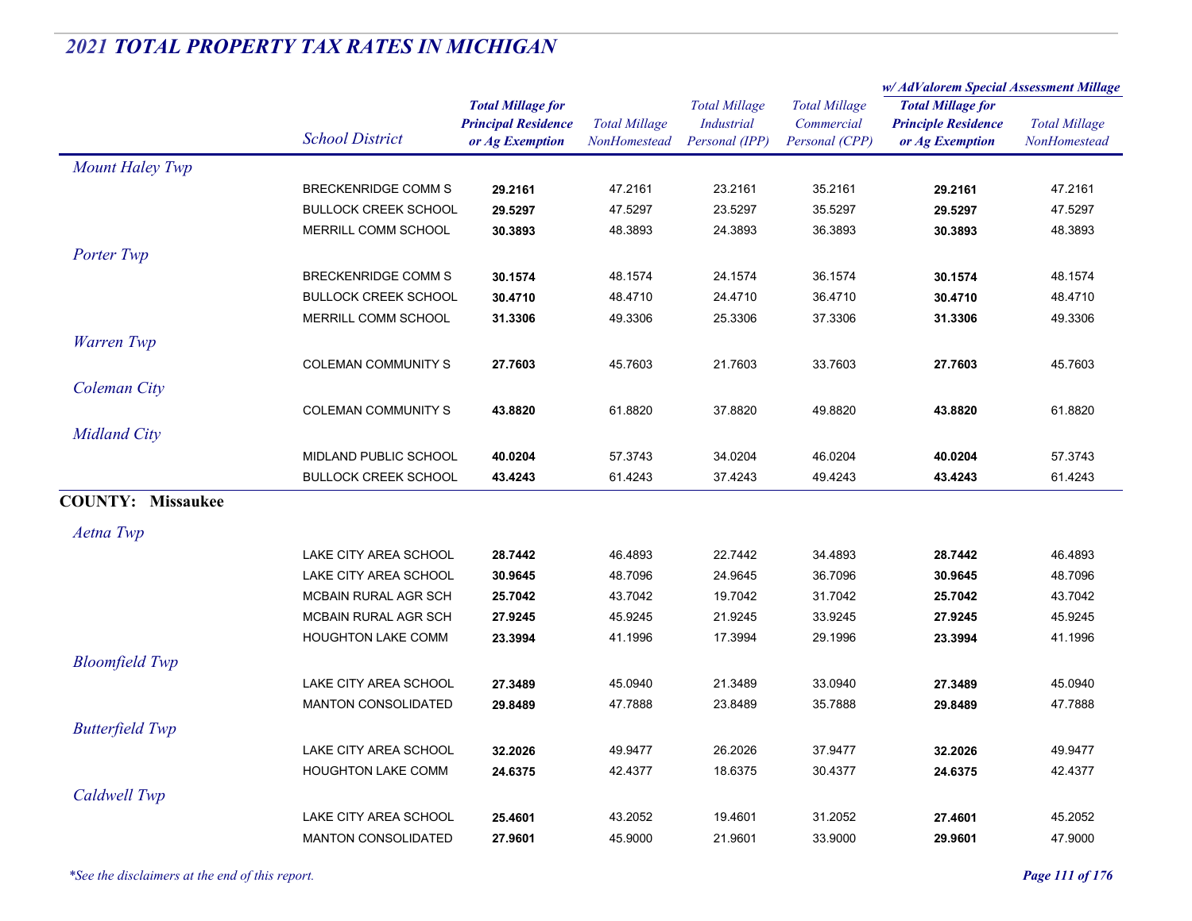## 2021 TOTAL PROPERTY TAX RATES IN MICHIGAN

| | School District | Total Millage for Principal Residence or Ag Exemption | Total Millage NonHomestead | Total Millage Industrial Personal (IPP) | Total Millage Commercial Personal (CPP) | w/ AdValorem Special Assessment Millage: Total Millage for Principle Residence or Ag Exemption | w/ AdValorem Special Assessment Millage: Total Millage NonHomestead |
|---|---|---|---|---|---|---|---|
| *Mount Haley Twp* | | | | | | | |
| | BRECKENRIDGE COMM S | **29.2161** | 47.2161 | 23.2161 | 35.2161 | **29.2161** | 47.2161 |
| | BULLOCK CREEK SCHOOL | **29.5297** | 47.5297 | 23.5297 | 35.5297 | **29.5297** | 47.5297 |
| | MERRILL COMM SCHOOL | **30.3893** | 48.3893 | 24.3893 | 36.3893 | **30.3893** | 48.3893 |
| *Porter Twp* | | | | | | | |
| | BRECKENRIDGE COMM S | **30.1574** | 48.1574 | 24.1574 | 36.1574 | **30.1574** | 48.1574 |
| | BULLOCK CREEK SCHOOL | **30.4710** | 48.4710 | 24.4710 | 36.4710 | **30.4710** | 48.4710 |
| | MERRILL COMM SCHOOL | **31.3306** | 49.3306 | 25.3306 | 37.3306 | **31.3306** | 49.3306 |
| *Warren Twp* | | | | | | | |
| | COLEMAN COMMUNITY S | **27.7603** | 45.7603 | 21.7603 | 33.7603 | **27.7603** | 45.7603 |
| *Coleman City* | | | | | | | |
| | COLEMAN COMMUNITY S | **43.8820** | 61.8820 | 37.8820 | 49.8820 | **43.8820** | 61.8820 |
| *Midland City* | | | | | | | |
| | MIDLAND PUBLIC SCHOOL | **40.0204** | 57.3743 | 34.0204 | 46.0204 | **40.0204** | 57.3743 |
| | BULLOCK CREEK SCHOOL | **43.4243** | 61.4243 | 37.4243 | 49.4243 | **43.4243** | 61.4243 |
| **COUNTY: Missaukee** | | | | | | | |
| *Aetna Twp* | | | | | | | |
| | LAKE CITY AREA SCHOOL | **28.7442** | 46.4893 | 22.7442 | 34.4893 | **28.7442** | 46.4893 |
| | LAKE CITY AREA SCHOOL | **30.9645** | 48.7096 | 24.9645 | 36.7096 | **30.9645** | 48.7096 |
| | MCBAIN RURAL AGR SCH | **25.7042** | 43.7042 | 19.7042 | 31.7042 | **25.7042** | 43.7042 |
| | MCBAIN RURAL AGR SCH | **27.9245** | 45.9245 | 21.9245 | 33.9245 | **27.9245** | 45.9245 |
| | HOUGHTON LAKE COMM | **23.3994** | 41.1996 | 17.3994 | 29.1996 | **23.3994** | 41.1996 |
| *Bloomfield Twp* | | | | | | | |
| | LAKE CITY AREA SCHOOL | **27.3489** | 45.0940 | 21.3489 | 33.0940 | **27.3489** | 45.0940 |
| | MANTON CONSOLIDATED | **29.8489** | 47.7888 | 23.8489 | 35.7888 | **29.8489** | 47.7888 |
| *Butterfield Twp* | | | | | | | |
| | LAKE CITY AREA SCHOOL | **32.2026** | 49.9477 | 26.2026 | 37.9477 | **32.2026** | 49.9477 |
| | HOUGHTON LAKE COMM | **24.6375** | 42.4377 | 18.6375 | 30.4377 | **24.6375** | 42.4377 |
| *Caldwell Twp* | | | | | | | |
| | LAKE CITY AREA SCHOOL | **25.4601** | 43.2052 | 19.4601 | 31.2052 | **27.4601** | 45.2052 |
| | MANTON CONSOLIDATED | **27.9601** | 45.9000 | 21.9601 | 33.9000 | **29.9601** | 47.9000 |

*\*See the disclaimers at the end of this report.*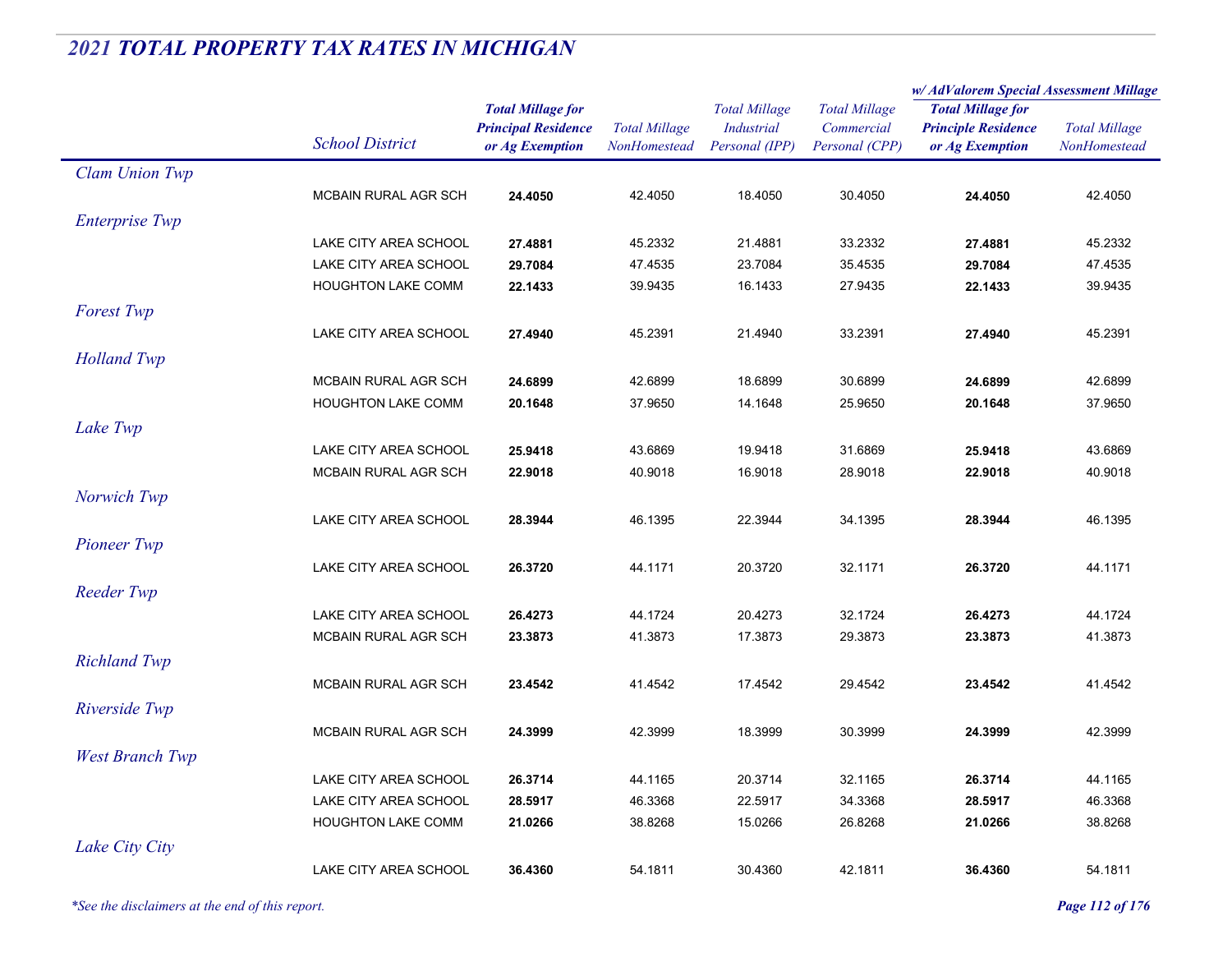# 2021 TOTAL PROPERTY TAX RATES IN MICHIGAN

| | School District | Total Millage for Principal Residence or Ag Exemption | Total Millage NonHomestead | Total Millage Industrial Personal (IPP) | Total Millage Commercial Personal (CPP) | w/ AdValorem Special Assessment Millage: Total Millage for Principle Residence or Ag Exemption | w/ AdValorem Special Assessment Millage: Total Millage NonHomestead |
|---|---|---|---|---|---|---|---|
| *Clam Union Twp* | | | | | | | |
| | MCBAIN RURAL AGR SCH | **24.4050** | 42.4050 | 18.4050 | 30.4050 | **24.4050** | 42.4050 |
| *Enterprise Twp* | | | | | | | |
| | LAKE CITY AREA SCHOOL | **27.4881** | 45.2332 | 21.4881 | 33.2332 | **27.4881** | 45.2332 |
| | LAKE CITY AREA SCHOOL | **29.7084** | 47.4535 | 23.7084 | 35.4535 | **29.7084** | 47.4535 |
| | HOUGHTON LAKE COMM | **22.1433** | 39.9435 | 16.1433 | 27.9435 | **22.1433** | 39.9435 |
| *Forest Twp* | | | | | | | |
| | LAKE CITY AREA SCHOOL | **27.4940** | 45.2391 | 21.4940 | 33.2391 | **27.4940** | 45.2391 |
| *Holland Twp* | | | | | | | |
| | MCBAIN RURAL AGR SCH | **24.6899** | 42.6899 | 18.6899 | 30.6899 | **24.6899** | 42.6899 |
| | HOUGHTON LAKE COMM | **20.1648** | 37.9650 | 14.1648 | 25.9650 | **20.1648** | 37.9650 |
| *Lake Twp* | | | | | | | |
| | LAKE CITY AREA SCHOOL | **25.9418** | 43.6869 | 19.9418 | 31.6869 | **25.9418** | 43.6869 |
| | MCBAIN RURAL AGR SCH | **22.9018** | 40.9018 | 16.9018 | 28.9018 | **22.9018** | 40.9018 |
| *Norwich Twp* | | | | | | | |
| | LAKE CITY AREA SCHOOL | **28.3944** | 46.1395 | 22.3944 | 34.1395 | **28.3944** | 46.1395 |
| *Pioneer Twp* | | | | | | | |
| | LAKE CITY AREA SCHOOL | **26.3720** | 44.1171 | 20.3720 | 32.1171 | **26.3720** | 44.1171 |
| *Reeder Twp* | | | | | | | |
| | LAKE CITY AREA SCHOOL | **26.4273** | 44.1724 | 20.4273 | 32.1724 | **26.4273** | 44.1724 |
| | MCBAIN RURAL AGR SCH | **23.3873** | 41.3873 | 17.3873 | 29.3873 | **23.3873** | 41.3873 |
| *Richland Twp* | | | | | | | |
| | MCBAIN RURAL AGR SCH | **23.4542** | 41.4542 | 17.4542 | 29.4542 | **23.4542** | 41.4542 |
| *Riverside Twp* | | | | | | | |
| | MCBAIN RURAL AGR SCH | **24.3999** | 42.3999 | 18.3999 | 30.3999 | **24.3999** | 42.3999 |
| *West Branch Twp* | | | | | | | |
| | LAKE CITY AREA SCHOOL | **26.3714** | 44.1165 | 20.3714 | 32.1165 | **26.3714** | 44.1165 |
| | LAKE CITY AREA SCHOOL | **28.5917** | 46.3368 | 22.5917 | 34.3368 | **28.5917** | 46.3368 |
| | HOUGHTON LAKE COMM | **21.0266** | 38.8268 | 15.0266 | 26.8268 | **21.0266** | 38.8268 |
| *Lake City City* | | | | | | | |
| | LAKE CITY AREA SCHOOL | **36.4360** | 54.1811 | 30.4360 | 42.1811 | **36.4360** | 54.1811 |

*\*See the disclaimers at the end of this report.*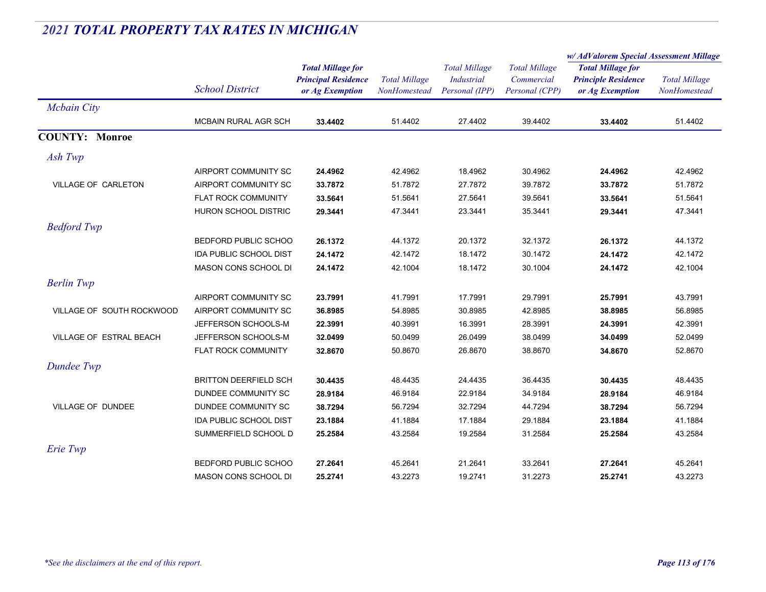## *2021 TOTAL PROPERTY TAX RATES IN MICHIGAN*

| | School District | Total Millage for Principal Residence or Ag Exemption | Total Millage NonHomestead | Total Millage Industrial Personal (IPP) | Total Millage Commercial Personal (CPP) | w/ AdValorem Special Assessment Millage: Total Millage for Principle Residence or Ag Exemption | w/ AdValorem Special Assessment Millage: Total Millage NonHomestead |
|---|---|---|---|---|---|---|---|
| *Mcbain City* | | | | | | | |
| | MCBAIN RURAL AGR SCH | **33.4402** | 51.4402 | 27.4402 | 39.4402 | **33.4402** | 51.4402 |
| **COUNTY: Monroe** | | | | | | | |
| *Ash Twp* | | | | | | | |
| | AIRPORT COMMUNITY SC | **24.4962** | 42.4962 | 18.4962 | 30.4962 | **24.4962** | 42.4962 |
| VILLAGE OF CARLETON | AIRPORT COMMUNITY SC | **33.7872** | 51.7872 | 27.7872 | 39.7872 | **33.7872** | 51.7872 |
| | FLAT ROCK COMMUNITY | **33.5641** | 51.5641 | 27.5641 | 39.5641 | **33.5641** | 51.5641 |
| | HURON SCHOOL DISTRIC | **29.3441** | 47.3441 | 23.3441 | 35.3441 | **29.3441** | 47.3441 |
| *Bedford Twp* | | | | | | | |
| | BEDFORD PUBLIC SCHOO | **26.1372** | 44.1372 | 20.1372 | 32.1372 | **26.1372** | 44.1372 |
| | IDA PUBLIC SCHOOL DIST | **24.1472** | 42.1472 | 18.1472 | 30.1472 | **24.1472** | 42.1472 |
| | MASON CONS SCHOOL DI | **24.1472** | 42.1004 | 18.1472 | 30.1004 | **24.1472** | 42.1004 |
| *Berlin Twp* | | | | | | | |
| | AIRPORT COMMUNITY SC | **23.7991** | 41.7991 | 17.7991 | 29.7991 | **25.7991** | 43.7991 |
| VILLAGE OF SOUTH ROCKWOOD | AIRPORT COMMUNITY SC | **36.8985** | 54.8985 | 30.8985 | 42.8985 | **38.8985** | 56.8985 |
| | JEFFERSON SCHOOLS-M | **22.3991** | 40.3991 | 16.3991 | 28.3991 | **24.3991** | 42.3991 |
| VILLAGE OF ESTRAL BEACH | JEFFERSON SCHOOLS-M | **32.0499** | 50.0499 | 26.0499 | 38.0499 | **34.0499** | 52.0499 |
| | FLAT ROCK COMMUNITY | **32.8670** | 50.8670 | 26.8670 | 38.8670 | **34.8670** | 52.8670 |
| *Dundee Twp* | | | | | | | |
| | BRITTON DEERFIELD SCH | **30.4435** | 48.4435 | 24.4435 | 36.4435 | **30.4435** | 48.4435 |
| | DUNDEE COMMUNITY SC | **28.9184** | 46.9184 | 22.9184 | 34.9184 | **28.9184** | 46.9184 |
| VILLAGE OF DUNDEE | DUNDEE COMMUNITY SC | **38.7294** | 56.7294 | 32.7294 | 44.7294 | **38.7294** | 56.7294 |
| | IDA PUBLIC SCHOOL DIST | **23.1884** | 41.1884 | 17.1884 | 29.1884 | **23.1884** | 41.1884 |
| | SUMMERFIELD SCHOOL D | **25.2584** | 43.2584 | 19.2584 | 31.2584 | **25.2584** | 43.2584 |
| *Erie Twp* | | | | | | | |
| | BEDFORD PUBLIC SCHOO | **27.2641** | 45.2641 | 21.2641 | 33.2641 | **27.2641** | 45.2641 |
| | MASON CONS SCHOOL DI | **25.2741** | 43.2273 | 19.2741 | 31.2273 | **25.2741** | 43.2273 |

*\*See the disclaimers at the end of this report.*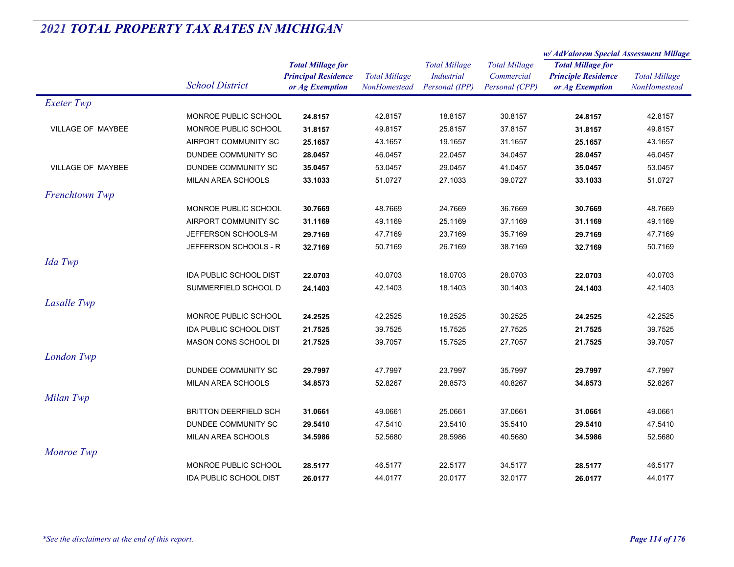## 2021 TOTAL PROPERTY TAX RATES IN MICHIGAN

| | School District | Total Millage for Principal Residence or Ag Exemption | Total Millage NonHomestead | Total Millage Industrial Personal (IPP) | Total Millage Commercial Personal (CPP) | w/ AdValorem Special Assessment Millage: Total Millage for Principle Residence or Ag Exemption | w/ AdValorem Special Assessment Millage: Total Millage NonHomestead |
|---|---|---|---|---|---|---|---|
| *Exeter Twp* | | | | | | | |
| | MONROE PUBLIC SCHOOL | **24.8157** | 42.8157 | 18.8157 | 30.8157 | **24.8157** | 42.8157 |
| VILLAGE OF MAYBEE | MONROE PUBLIC SCHOOL | **31.8157** | 49.8157 | 25.8157 | 37.8157 | **31.8157** | 49.8157 |
| | AIRPORT COMMUNITY SC | **25.1657** | 43.1657 | 19.1657 | 31.1657 | **25.1657** | 43.1657 |
| | DUNDEE COMMUNITY SC | **28.0457** | 46.0457 | 22.0457 | 34.0457 | **28.0457** | 46.0457 |
| VILLAGE OF MAYBEE | DUNDEE COMMUNITY SC | **35.0457** | 53.0457 | 29.0457 | 41.0457 | **35.0457** | 53.0457 |
| | MILAN AREA SCHOOLS | **33.1033** | 51.0727 | 27.1033 | 39.0727 | **33.1033** | 51.0727 |
| *Frenchtown Twp* | | | | | | | |
| | MONROE PUBLIC SCHOOL | **30.7669** | 48.7669 | 24.7669 | 36.7669 | **30.7669** | 48.7669 |
| | AIRPORT COMMUNITY SC | **31.1169** | 49.1169 | 25.1169 | 37.1169 | **31.1169** | 49.1169 |
| | JEFFERSON SCHOOLS-M | **29.7169** | 47.7169 | 23.7169 | 35.7169 | **29.7169** | 47.7169 |
| | JEFFERSON SCHOOLS - R | **32.7169** | 50.7169 | 26.7169 | 38.7169 | **32.7169** | 50.7169 |
| *Ida Twp* | | | | | | | |
| | IDA PUBLIC SCHOOL DIST | **22.0703** | 40.0703 | 16.0703 | 28.0703 | **22.0703** | 40.0703 |
| | SUMMERFIELD SCHOOL D | **24.1403** | 42.1403 | 18.1403 | 30.1403 | **24.1403** | 42.1403 |
| *Lasalle Twp* | | | | | | | |
| | MONROE PUBLIC SCHOOL | **24.2525** | 42.2525 | 18.2525 | 30.2525 | **24.2525** | 42.2525 |
| | IDA PUBLIC SCHOOL DIST | **21.7525** | 39.7525 | 15.7525 | 27.7525 | **21.7525** | 39.7525 |
| | MASON CONS SCHOOL DI | **21.7525** | 39.7057 | 15.7525 | 27.7057 | **21.7525** | 39.7057 |
| *London Twp* | | | | | | | |
| | DUNDEE COMMUNITY SC | **29.7997** | 47.7997 | 23.7997 | 35.7997 | **29.7997** | 47.7997 |
| | MILAN AREA SCHOOLS | **34.8573** | 52.8267 | 28.8573 | 40.8267 | **34.8573** | 52.8267 |
| *Milan Twp* | | | | | | | |
| | BRITTON DEERFIELD SCH | **31.0661** | 49.0661 | 25.0661 | 37.0661 | **31.0661** | 49.0661 |
| | DUNDEE COMMUNITY SC | **29.5410** | 47.5410 | 23.5410 | 35.5410 | **29.5410** | 47.5410 |
| | MILAN AREA SCHOOLS | **34.5986** | 52.5680 | 28.5986 | 40.5680 | **34.5986** | 52.5680 |
| *Monroe Twp* | | | | | | | |
| | MONROE PUBLIC SCHOOL | **28.5177** | 46.5177 | 22.5177 | 34.5177 | **28.5177** | 46.5177 |
| | IDA PUBLIC SCHOOL DIST | **26.0177** | 44.0177 | 20.0177 | 32.0177 | **26.0177** | 44.0177 |

*\*See the disclaimers at the end of this report.*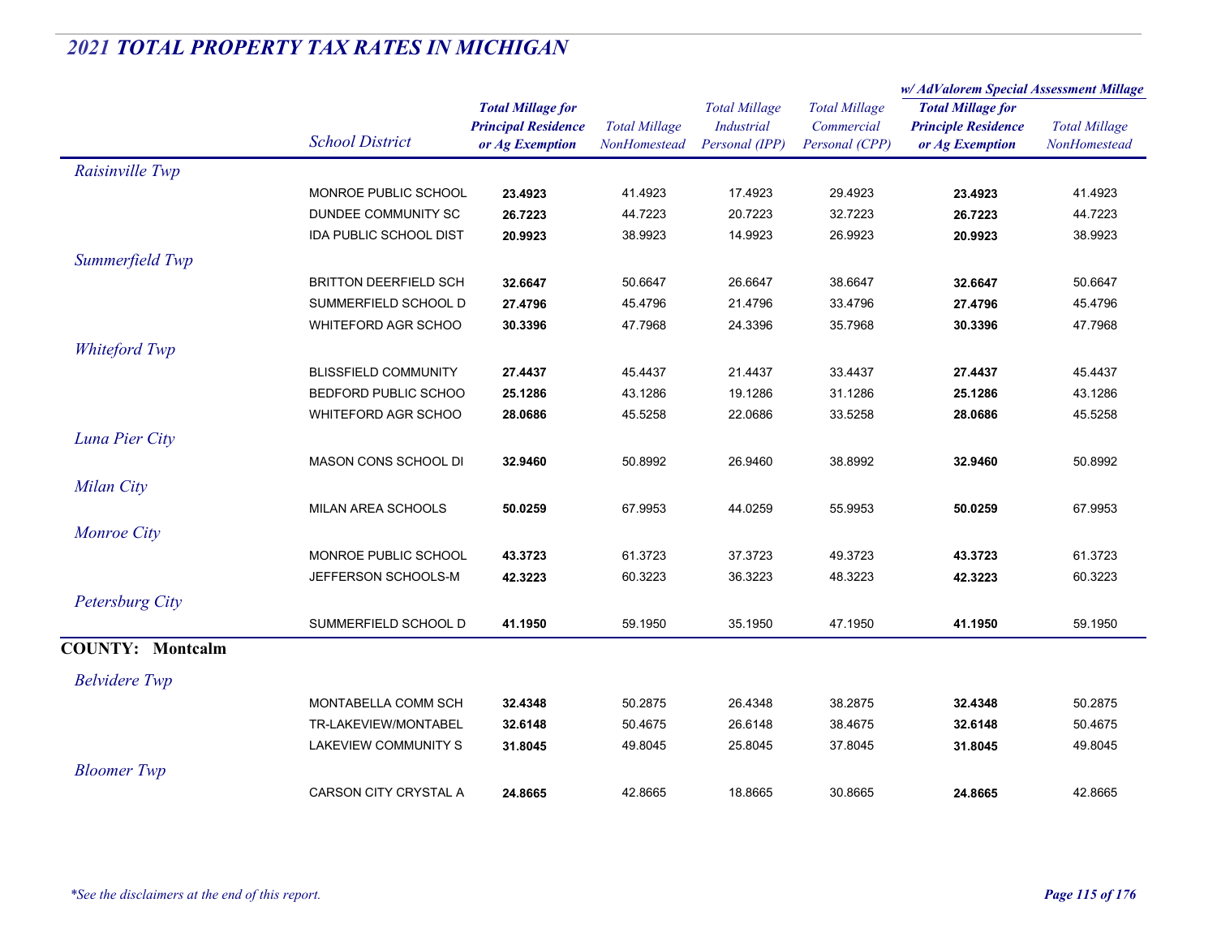## 2021 TOTAL PROPERTY TAX RATES IN MICHIGAN

| | School District | Total Millage for Principal Residence or Ag Exemption | Total Millage NonHomestead | Total Millage Industrial Personal (IPP) | Total Millage Commercial Personal (CPP) | w/ AdValorem Special Assessment Millage: Total Millage for Principle Residence or Ag Exemption | w/ AdValorem Special Assessment Millage: Total Millage NonHomestead |
|---|---|---|---|---|---|---|---|
| *Raisinville Twp* | | | | | | | |
| | MONROE PUBLIC SCHOOL | **23.4923** | 41.4923 | 17.4923 | 29.4923 | **23.4923** | 41.4923 |
| | DUNDEE COMMUNITY SC | **26.7223** | 44.7223 | 20.7223 | 32.7223 | **26.7223** | 44.7223 |
| | IDA PUBLIC SCHOOL DIST | **20.9923** | 38.9923 | 14.9923 | 26.9923 | **20.9923** | 38.9923 |
| *Summerfield Twp* | | | | | | | |
| | BRITTON DEERFIELD SCH | **32.6647** | 50.6647 | 26.6647 | 38.6647 | **32.6647** | 50.6647 |
| | SUMMERFIELD SCHOOL D | **27.4796** | 45.4796 | 21.4796 | 33.4796 | **27.4796** | 45.4796 |
| | WHITEFORD AGR SCHOO | **30.3396** | 47.7968 | 24.3396 | 35.7968 | **30.3396** | 47.7968 |
| *Whiteford Twp* | | | | | | | |
| | BLISSFIELD COMMUNITY | **27.4437** | 45.4437 | 21.4437 | 33.4437 | **27.4437** | 45.4437 |
| | BEDFORD PUBLIC SCHOO | **25.1286** | 43.1286 | 19.1286 | 31.1286 | **25.1286** | 43.1286 |
| | WHITEFORD AGR SCHOO | **28.0686** | 45.5258 | 22.0686 | 33.5258 | **28.0686** | 45.5258 |
| *Luna Pier City* | | | | | | | |
| | MASON CONS SCHOOL DI | **32.9460** | 50.8992 | 26.9460 | 38.8992 | **32.9460** | 50.8992 |
| *Milan City* | | | | | | | |
| | MILAN AREA SCHOOLS | **50.0259** | 67.9953 | 44.0259 | 55.9953 | **50.0259** | 67.9953 |
| *Monroe City* | | | | | | | |
| | MONROE PUBLIC SCHOOL | **43.3723** | 61.3723 | 37.3723 | 49.3723 | **43.3723** | 61.3723 |
| | JEFFERSON SCHOOLS-M | **42.3223** | 60.3223 | 36.3223 | 48.3223 | **42.3223** | 60.3223 |
| *Petersburg City* | | | | | | | |
| | SUMMERFIELD SCHOOL D | **41.1950** | 59.1950 | 35.1950 | 47.1950 | **41.1950** | 59.1950 |
| **COUNTY: Montcalm** | | | | | | | |
| *Belvidere Twp* | | | | | | | |
| | MONTABELLA COMM SCH | **32.4348** | 50.2875 | 26.4348 | 38.2875 | **32.4348** | 50.2875 |
| | TR-LAKEVIEW/MONTABEL | **32.6148** | 50.4675 | 26.6148 | 38.4675 | **32.6148** | 50.4675 |
| | LAKEVIEW COMMUNITY S | **31.8045** | 49.8045 | 25.8045 | 37.8045 | **31.8045** | 49.8045 |
| *Bloomer Twp* | | | | | | | |
| | CARSON CITY CRYSTAL A | **24.8665** | 42.8665 | 18.8665 | 30.8665 | **24.8665** | 42.8665 |

*\*See the disclaimers at the end of this report.*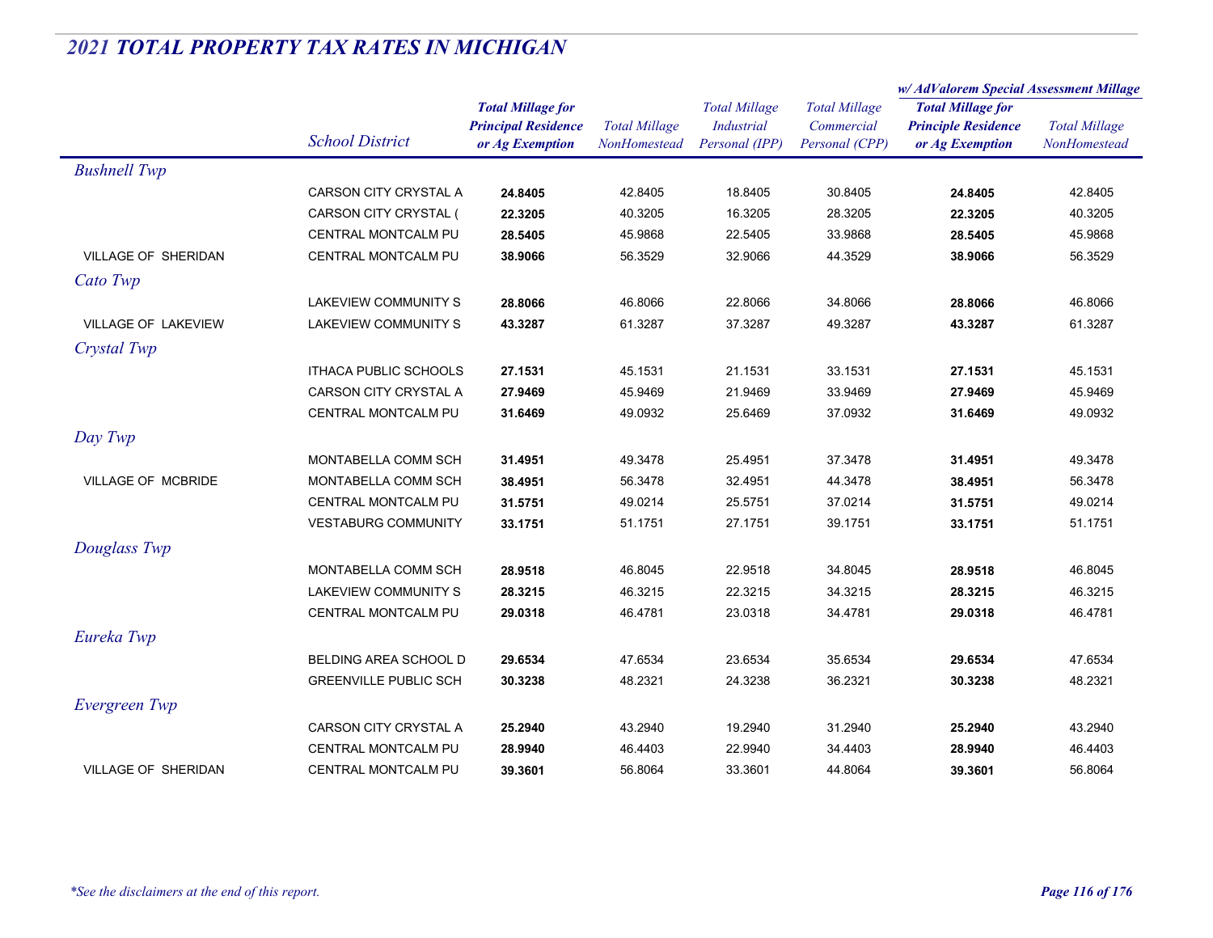# 2021 TOTAL PROPERTY TAX RATES IN MICHIGAN

| | School District | Total Millage for Principal Residence or Ag Exemption | Total Millage NonHomestead | Total Millage Industrial Personal (IPP) | Total Millage Commercial Personal (CPP) | w/ AdValorem Special Assessment Millage: Total Millage for Principle Residence or Ag Exemption | w/ AdValorem Special Assessment Millage: Total Millage NonHomestead |
|---|---|---|---|---|---|---|---|
| *Bushnell Twp* | | | | | | | |
| | CARSON CITY CRYSTAL A | **24.8405** | 42.8405 | 18.8405 | 30.8405 | **24.8405** | 42.8405 |
| | CARSON CITY CRYSTAL ( | **22.3205** | 40.3205 | 16.3205 | 28.3205 | **22.3205** | 40.3205 |
| | CENTRAL MONTCALM PU | **28.5405** | 45.9868 | 22.5405 | 33.9868 | **28.5405** | 45.9868 |
| VILLAGE OF SHERIDAN | CENTRAL MONTCALM PU | **38.9066** | 56.3529 | 32.9066 | 44.3529 | **38.9066** | 56.3529 |
| *Cato Twp* | | | | | | | |
| | LAKEVIEW COMMUNITY S | **28.8066** | 46.8066 | 22.8066 | 34.8066 | **28.8066** | 46.8066 |
| VILLAGE OF LAKEVIEW | LAKEVIEW COMMUNITY S | **43.3287** | 61.3287 | 37.3287 | 49.3287 | **43.3287** | 61.3287 |
| *Crystal Twp* | | | | | | | |
| | ITHACA PUBLIC SCHOOLS | **27.1531** | 45.1531 | 21.1531 | 33.1531 | **27.1531** | 45.1531 |
| | CARSON CITY CRYSTAL A | **27.9469** | 45.9469 | 21.9469 | 33.9469 | **27.9469** | 45.9469 |
| | CENTRAL MONTCALM PU | **31.6469** | 49.0932 | 25.6469 | 37.0932 | **31.6469** | 49.0932 |
| *Day Twp* | | | | | | | |
| | MONTABELLA COMM SCH | **31.4951** | 49.3478 | 25.4951 | 37.3478 | **31.4951** | 49.3478 |
| VILLAGE OF MCBRIDE | MONTABELLA COMM SCH | **38.4951** | 56.3478 | 32.4951 | 44.3478 | **38.4951** | 56.3478 |
| | CENTRAL MONTCALM PU | **31.5751** | 49.0214 | 25.5751 | 37.0214 | **31.5751** | 49.0214 |
| | VESTABURG COMMUNITY | **33.1751** | 51.1751 | 27.1751 | 39.1751 | **33.1751** | 51.1751 |
| *Douglass Twp* | | | | | | | |
| | MONTABELLA COMM SCH | **28.9518** | 46.8045 | 22.9518 | 34.8045 | **28.9518** | 46.8045 |
| | LAKEVIEW COMMUNITY S | **28.3215** | 46.3215 | 22.3215 | 34.3215 | **28.3215** | 46.3215 |
| | CENTRAL MONTCALM PU | **29.0318** | 46.4781 | 23.0318 | 34.4781 | **29.0318** | 46.4781 |
| *Eureka Twp* | | | | | | | |
| | BELDING AREA SCHOOL D | **29.6534** | 47.6534 | 23.6534 | 35.6534 | **29.6534** | 47.6534 |
| | GREENVILLE PUBLIC SCH | **30.3238** | 48.2321 | 24.3238 | 36.2321 | **30.3238** | 48.2321 |
| *Evergreen Twp* | | | | | | | |
| | CARSON CITY CRYSTAL A | **25.2940** | 43.2940 | 19.2940 | 31.2940 | **25.2940** | 43.2940 |
| | CENTRAL MONTCALM PU | **28.9940** | 46.4403 | 22.9940 | 34.4403 | **28.9940** | 46.4403 |
| VILLAGE OF SHERIDAN | CENTRAL MONTCALM PU | **39.3601** | 56.8064 | 33.3601 | 44.8064 | **39.3601** | 56.8064 |

*\*See the disclaimers at the end of this report.*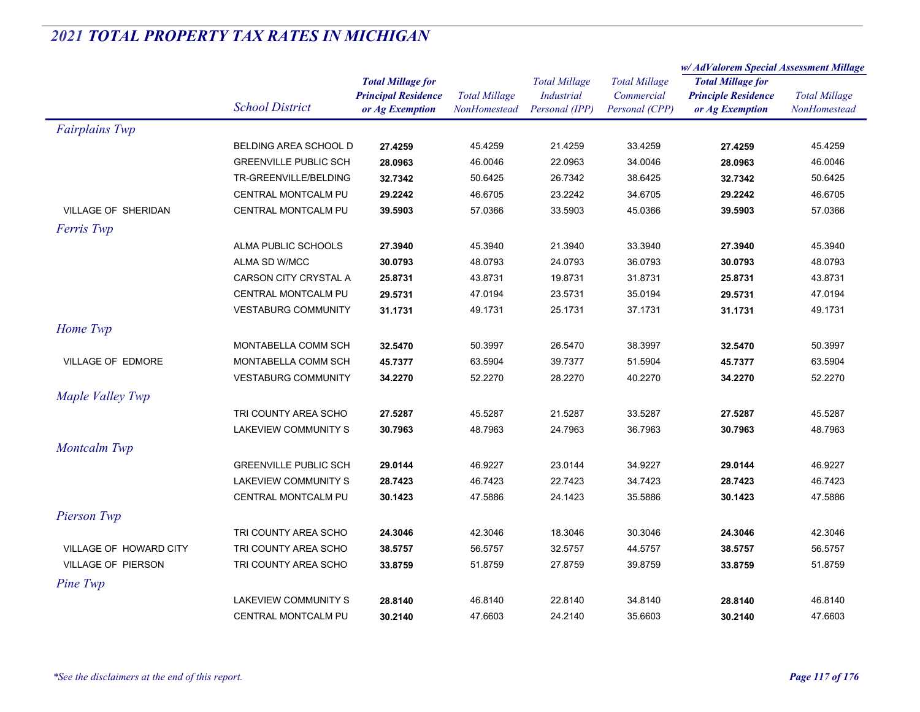## 2021 TOTAL PROPERTY TAX RATES IN MICHIGAN

| | School District | Total Millage for Principal Residence or Ag Exemption | Total Millage NonHomestead | Total Millage Industrial Personal (IPP) | Total Millage Commercial Personal (CPP) | w/ AdValorem Special Assessment Millage: Total Millage for Principle Residence or Ag Exemption | w/ AdValorem Special Assessment Millage: Total Millage NonHomestead |
|---|---|---|---|---|---|---|---|
| *Fairplains Twp* | | | | | | | |
| | BELDING AREA SCHOOL D | **27.4259** | 45.4259 | 21.4259 | 33.4259 | **27.4259** | 45.4259 |
| | GREENVILLE PUBLIC SCH | **28.0963** | 46.0046 | 22.0963 | 34.0046 | **28.0963** | 46.0046 |
| | TR-GREENVILLE/BELDING | **32.7342** | 50.6425 | 26.7342 | 38.6425 | **32.7342** | 50.6425 |
| | CENTRAL MONTCALM PU | **29.2242** | 46.6705 | 23.2242 | 34.6705 | **29.2242** | 46.6705 |
| VILLAGE OF SHERIDAN | CENTRAL MONTCALM PU | **39.5903** | 57.0366 | 33.5903 | 45.0366 | **39.5903** | 57.0366 |
| *Ferris Twp* | | | | | | | |
| | ALMA PUBLIC SCHOOLS | **27.3940** | 45.3940 | 21.3940 | 33.3940 | **27.3940** | 45.3940 |
| | ALMA SD W/MCC | **30.0793** | 48.0793 | 24.0793 | 36.0793 | **30.0793** | 48.0793 |
| | CARSON CITY CRYSTAL A | **25.8731** | 43.8731 | 19.8731 | 31.8731 | **25.8731** | 43.8731 |
| | CENTRAL MONTCALM PU | **29.5731** | 47.0194 | 23.5731 | 35.0194 | **29.5731** | 47.0194 |
| | VESTABURG COMMUNITY | **31.1731** | 49.1731 | 25.1731 | 37.1731 | **31.1731** | 49.1731 |
| *Home Twp* | | | | | | | |
| | MONTABELLA COMM SCH | **32.5470** | 50.3997 | 26.5470 | 38.3997 | **32.5470** | 50.3997 |
| VILLAGE OF EDMORE | MONTABELLA COMM SCH | **45.7377** | 63.5904 | 39.7377 | 51.5904 | **45.7377** | 63.5904 |
| | VESTABURG COMMUNITY | **34.2270** | 52.2270 | 28.2270 | 40.2270 | **34.2270** | 52.2270 |
| *Maple Valley Twp* | | | | | | | |
| | TRI COUNTY AREA SCHO | **27.5287** | 45.5287 | 21.5287 | 33.5287 | **27.5287** | 45.5287 |
| | LAKEVIEW COMMUNITY S | **30.7963** | 48.7963 | 24.7963 | 36.7963 | **30.7963** | 48.7963 |
| *Montcalm Twp* | | | | | | | |
| | GREENVILLE PUBLIC SCH | **29.0144** | 46.9227 | 23.0144 | 34.9227 | **29.0144** | 46.9227 |
| | LAKEVIEW COMMUNITY S | **28.7423** | 46.7423 | 22.7423 | 34.7423 | **28.7423** | 46.7423 |
| | CENTRAL MONTCALM PU | **30.1423** | 47.5886 | 24.1423 | 35.5886 | **30.1423** | 47.5886 |
| *Pierson Twp* | | | | | | | |
| | TRI COUNTY AREA SCHO | **24.3046** | 42.3046 | 18.3046 | 30.3046 | **24.3046** | 42.3046 |
| VILLAGE OF HOWARD CITY | TRI COUNTY AREA SCHO | **38.5757** | 56.5757 | 32.5757 | 44.5757 | **38.5757** | 56.5757 |
| VILLAGE OF PIERSON | TRI COUNTY AREA SCHO | **33.8759** | 51.8759 | 27.8759 | 39.8759 | **33.8759** | 51.8759 |
| *Pine Twp* | | | | | | | |
| | LAKEVIEW COMMUNITY S | **28.8140** | 46.8140 | 22.8140 | 34.8140 | **28.8140** | 46.8140 |
| | CENTRAL MONTCALM PU | **30.2140** | 47.6603 | 24.2140 | 35.6603 | **30.2140** | 47.6603 |

*\*See the disclaimers at the end of this report.*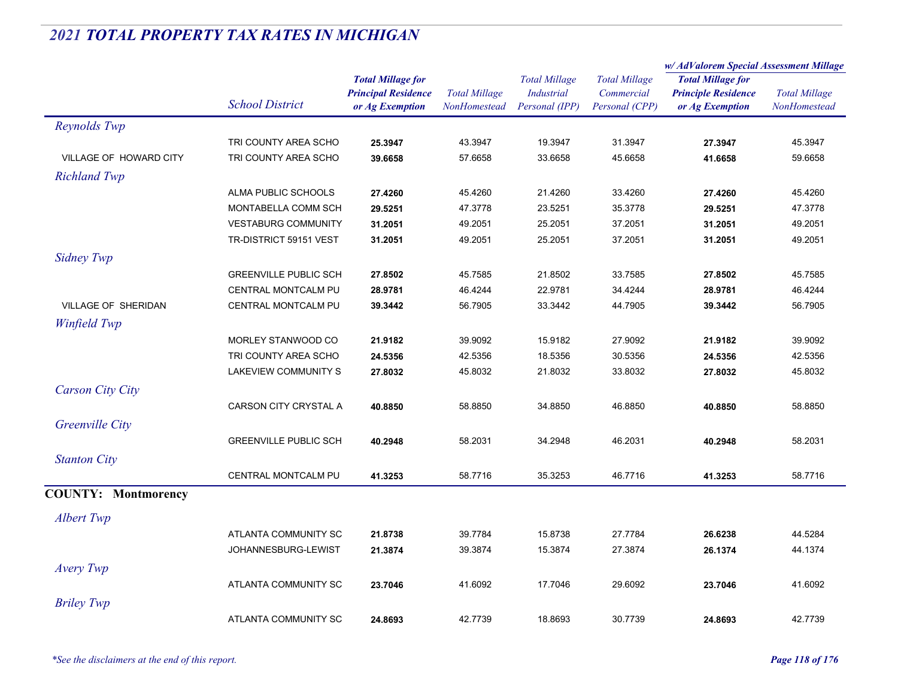## 2021 TOTAL PROPERTY TAX RATES IN MICHIGAN

| | School District | Total Millage for Principal Residence or Ag Exemption | Total Millage NonHomestead | Total Millage Industrial Personal (IPP) | Total Millage Commercial Personal (CPP) | w/ AdValorem Special Assessment Millage: Total Millage for Principle Residence or Ag Exemption | w/ AdValorem Special Assessment Millage: Total Millage NonHomestead |
|---|---|---|---|---|---|---|---|
| *Reynolds Twp* | | | | | | | |
| | TRI COUNTY AREA SCHO | **25.3947** | 43.3947 | 19.3947 | 31.3947 | **27.3947** | 45.3947 |
| VILLAGE OF HOWARD CITY | TRI COUNTY AREA SCHO | **39.6658** | 57.6658 | 33.6658 | 45.6658 | **41.6658** | 59.6658 |
| *Richland Twp* | | | | | | | |
| | ALMA PUBLIC SCHOOLS | **27.4260** | 45.4260 | 21.4260 | 33.4260 | **27.4260** | 45.4260 |
| | MONTABELLA COMM SCH | **29.5251** | 47.3778 | 23.5251 | 35.3778 | **29.5251** | 47.3778 |
| | VESTABURG COMMUNITY | **31.2051** | 49.2051 | 25.2051 | 37.2051 | **31.2051** | 49.2051 |
| | TR-DISTRICT 59151 VEST | **31.2051** | 49.2051 | 25.2051 | 37.2051 | **31.2051** | 49.2051 |
| *Sidney Twp* | | | | | | | |
| | GREENVILLE PUBLIC SCH | **27.8502** | 45.7585 | 21.8502 | 33.7585 | **27.8502** | 45.7585 |
| | CENTRAL MONTCALM PU | **28.9781** | 46.4244 | 22.9781 | 34.4244 | **28.9781** | 46.4244 |
| VILLAGE OF SHERIDAN | CENTRAL MONTCALM PU | **39.3442** | 56.7905 | 33.3442 | 44.7905 | **39.3442** | 56.7905 |
| *Winfield Twp* | | | | | | | |
| | MORLEY STANWOOD CO | **21.9182** | 39.9092 | 15.9182 | 27.9092 | **21.9182** | 39.9092 |
| | TRI COUNTY AREA SCHO | **24.5356** | 42.5356 | 18.5356 | 30.5356 | **24.5356** | 42.5356 |
| | LAKEVIEW COMMUNITY S | **27.8032** | 45.8032 | 21.8032 | 33.8032 | **27.8032** | 45.8032 |
| *Carson City City* | | | | | | | |
| | CARSON CITY CRYSTAL A | **40.8850** | 58.8850 | 34.8850 | 46.8850 | **40.8850** | 58.8850 |
| *Greenville City* | | | | | | | |
| | GREENVILLE PUBLIC SCH | **40.2948** | 58.2031 | 34.2948 | 46.2031 | **40.2948** | 58.2031 |
| *Stanton City* | | | | | | | |
| | CENTRAL MONTCALM PU | **41.3253** | 58.7716 | 35.3253 | 46.7716 | **41.3253** | 58.7716 |
| **COUNTY: Montmorency** | | | | | | | |
| *Albert Twp* | | | | | | | |
| | ATLANTA COMMUNITY SC | **21.8738** | 39.7784 | 15.8738 | 27.7784 | **26.6238** | 44.5284 |
| | JOHANNESBURG-LEWIST | **21.3874** | 39.3874 | 15.3874 | 27.3874 | **26.1374** | 44.1374 |
| *Avery Twp* | | | | | | | |
| | ATLANTA COMMUNITY SC | **23.7046** | 41.6092 | 17.7046 | 29.6092 | **23.7046** | 41.6092 |
| *Briley Twp* | | | | | | | |
| | ATLANTA COMMUNITY SC | **24.8693** | 42.7739 | 18.8693 | 30.7739 | **24.8693** | 42.7739 |

*\*See the disclaimers at the end of this report.*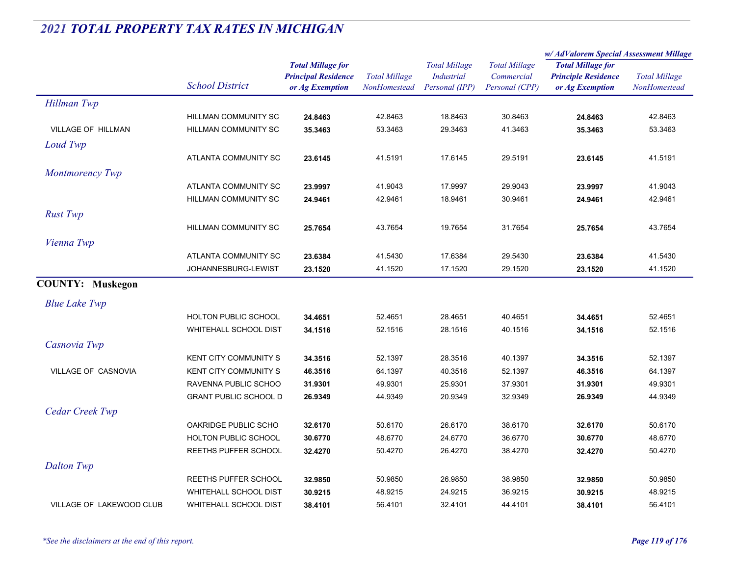# 2021 TOTAL PROPERTY TAX RATES IN MICHIGAN

| | School District | Total Millage for Principal Residence or Ag Exemption | Total Millage NonHomestead | Total Millage Industrial Personal (IPP) | Total Millage Commercial Personal (CPP) | w/ AdValorem Special Assessment Millage: Total Millage for Principle Residence or Ag Exemption | w/ AdValorem Special Assessment Millage: Total Millage NonHomestead |
|---|---|---|---|---|---|---|---|
| *Hillman Twp* | | | | | | | |
| | HILLMAN COMMUNITY SC | **24.8463** | 42.8463 | 18.8463 | 30.8463 | **24.8463** | 42.8463 |
| VILLAGE OF HILLMAN | HILLMAN COMMUNITY SC | **35.3463** | 53.3463 | 29.3463 | 41.3463 | **35.3463** | 53.3463 |
| *Loud Twp* | | | | | | | |
| | ATLANTA COMMUNITY SC | **23.6145** | 41.5191 | 17.6145 | 29.5191 | **23.6145** | 41.5191 |
| *Montmorency Twp* | | | | | | | |
| | ATLANTA COMMUNITY SC | **23.9997** | 41.9043 | 17.9997 | 29.9043 | **23.9997** | 41.9043 |
| | HILLMAN COMMUNITY SC | **24.9461** | 42.9461 | 18.9461 | 30.9461 | **24.9461** | 42.9461 |
| *Rust Twp* | | | | | | | |
| | HILLMAN COMMUNITY SC | **25.7654** | 43.7654 | 19.7654 | 31.7654 | **25.7654** | 43.7654 |
| *Vienna Twp* | | | | | | | |
| | ATLANTA COMMUNITY SC | **23.6384** | 41.5430 | 17.6384 | 29.5430 | **23.6384** | 41.5430 |
| | JOHANNESBURG-LEWIST | **23.1520** | 41.1520 | 17.1520 | 29.1520 | **23.1520** | 41.1520 |
| **COUNTY: Muskegon** | | | | | | | |
| *Blue Lake Twp* | | | | | | | |
| | HOLTON PUBLIC SCHOOL | **34.4651** | 52.4651 | 28.4651 | 40.4651 | **34.4651** | 52.4651 |
| | WHITEHALL SCHOOL DIST | **34.1516** | 52.1516 | 28.1516 | 40.1516 | **34.1516** | 52.1516 |
| *Casnovia Twp* | | | | | | | |
| | KENT CITY COMMUNITY S | **34.3516** | 52.1397 | 28.3516 | 40.1397 | **34.3516** | 52.1397 |
| VILLAGE OF CASNOVIA | KENT CITY COMMUNITY S | **46.3516** | 64.1397 | 40.3516 | 52.1397 | **46.3516** | 64.1397 |
| | RAVENNA PUBLIC SCHOO | **31.9301** | 49.9301 | 25.9301 | 37.9301 | **31.9301** | 49.9301 |
| | GRANT PUBLIC SCHOOL D | **26.9349** | 44.9349 | 20.9349 | 32.9349 | **26.9349** | 44.9349 |
| *Cedar Creek Twp* | | | | | | | |
| | OAKRIDGE PUBLIC SCHO | **32.6170** | 50.6170 | 26.6170 | 38.6170 | **32.6170** | 50.6170 |
| | HOLTON PUBLIC SCHOOL | **30.6770** | 48.6770 | 24.6770 | 36.6770 | **30.6770** | 48.6770 |
| | REETHS PUFFER SCHOOL | **32.4270** | 50.4270 | 26.4270 | 38.4270 | **32.4270** | 50.4270 |
| *Dalton Twp* | | | | | | | |
| | REETHS PUFFER SCHOOL | **32.9850** | 50.9850 | 26.9850 | 38.9850 | **32.9850** | 50.9850 |
| | WHITEHALL SCHOOL DIST | **30.9215** | 48.9215 | 24.9215 | 36.9215 | **30.9215** | 48.9215 |
| VILLAGE OF LAKEWOOD CLUB | WHITEHALL SCHOOL DIST | **38.4101** | 56.4101 | 32.4101 | 44.4101 | **38.4101** | 56.4101 |

*\*See the disclaimers at the end of this report.*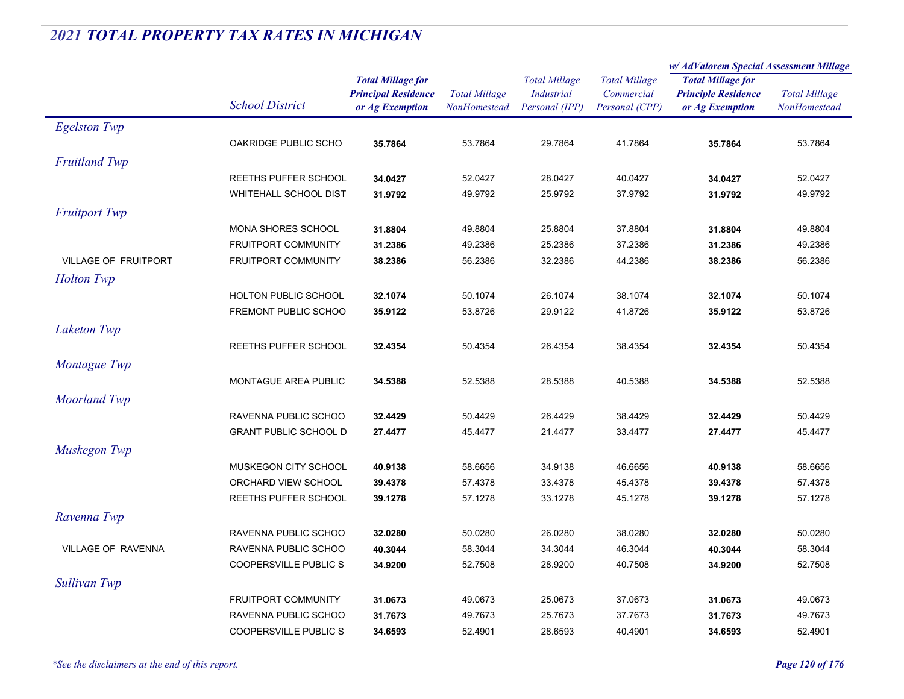# 2021 TOTAL PROPERTY TAX RATES IN MICHIGAN

| | School District | Total Millage for Principal Residence or Ag Exemption | Total Millage NonHomestead | Total Millage Industrial Personal (IPP) | Total Millage Commercial Personal (CPP) | w/ AdValorem Special Assessment Millage: Total Millage for Principle Residence or Ag Exemption | w/ AdValorem Special Assessment Millage: Total Millage NonHomestead |
|---|---|---|---|---|---|---|---|
| *Egelston Twp* | | | | | | | |
| | OAKRIDGE PUBLIC SCHO | **35.7864** | 53.7864 | 29.7864 | 41.7864 | **35.7864** | 53.7864 |
| *Fruitland Twp* | | | | | | | |
| | REETHS PUFFER SCHOOL | **34.0427** | 52.0427 | 28.0427 | 40.0427 | **34.0427** | 52.0427 |
| | WHITEHALL SCHOOL DIST | **31.9792** | 49.9792 | 25.9792 | 37.9792 | **31.9792** | 49.9792 |
| *Fruitport Twp* | | | | | | | |
| | MONA SHORES SCHOOL | **31.8804** | 49.8804 | 25.8804 | 37.8804 | **31.8804** | 49.8804 |
| | FRUITPORT COMMUNITY | **31.2386** | 49.2386 | 25.2386 | 37.2386 | **31.2386** | 49.2386 |
| VILLAGE OF FRUITPORT | FRUITPORT COMMUNITY | **38.2386** | 56.2386 | 32.2386 | 44.2386 | **38.2386** | 56.2386 |
| *Holton Twp* | | | | | | | |
| | HOLTON PUBLIC SCHOOL | **32.1074** | 50.1074 | 26.1074 | 38.1074 | **32.1074** | 50.1074 |
| | FREMONT PUBLIC SCHOO | **35.9122** | 53.8726 | 29.9122 | 41.8726 | **35.9122** | 53.8726 |
| *Laketon Twp* | | | | | | | |
| | REETHS PUFFER SCHOOL | **32.4354** | 50.4354 | 26.4354 | 38.4354 | **32.4354** | 50.4354 |
| *Montague Twp* | | | | | | | |
| | MONTAGUE AREA PUBLIC | **34.5388** | 52.5388 | 28.5388 | 40.5388 | **34.5388** | 52.5388 |
| *Moorland Twp* | | | | | | | |
| | RAVENNA PUBLIC SCHOO | **32.4429** | 50.4429 | 26.4429 | 38.4429 | **32.4429** | 50.4429 |
| | GRANT PUBLIC SCHOOL D | **27.4477** | 45.4477 | 21.4477 | 33.4477 | **27.4477** | 45.4477 |
| *Muskegon Twp* | | | | | | | |
| | MUSKEGON CITY SCHOOL | **40.9138** | 58.6656 | 34.9138 | 46.6656 | **40.9138** | 58.6656 |
| | ORCHARD VIEW SCHOOL | **39.4378** | 57.4378 | 33.4378 | 45.4378 | **39.4378** | 57.4378 |
| | REETHS PUFFER SCHOOL | **39.1278** | 57.1278 | 33.1278 | 45.1278 | **39.1278** | 57.1278 |
| *Ravenna Twp* | | | | | | | |
| | RAVENNA PUBLIC SCHOO | **32.0280** | 50.0280 | 26.0280 | 38.0280 | **32.0280** | 50.0280 |
| VILLAGE OF RAVENNA | RAVENNA PUBLIC SCHOO | **40.3044** | 58.3044 | 34.3044 | 46.3044 | **40.3044** | 58.3044 |
| | COOPERSVILLE PUBLIC S | **34.9200** | 52.7508 | 28.9200 | 40.7508 | **34.9200** | 52.7508 |
| *Sullivan Twp* | | | | | | | |
| | FRUITPORT COMMUNITY | **31.0673** | 49.0673 | 25.0673 | 37.0673 | **31.0673** | 49.0673 |
| | RAVENNA PUBLIC SCHOO | **31.7673** | 49.7673 | 25.7673 | 37.7673 | **31.7673** | 49.7673 |
| | COOPERSVILLE PUBLIC S | **34.6593** | 52.4901 | 28.6593 | 40.4901 | **34.6593** | 52.4901 |

*\*See the disclaimers at the end of this report.*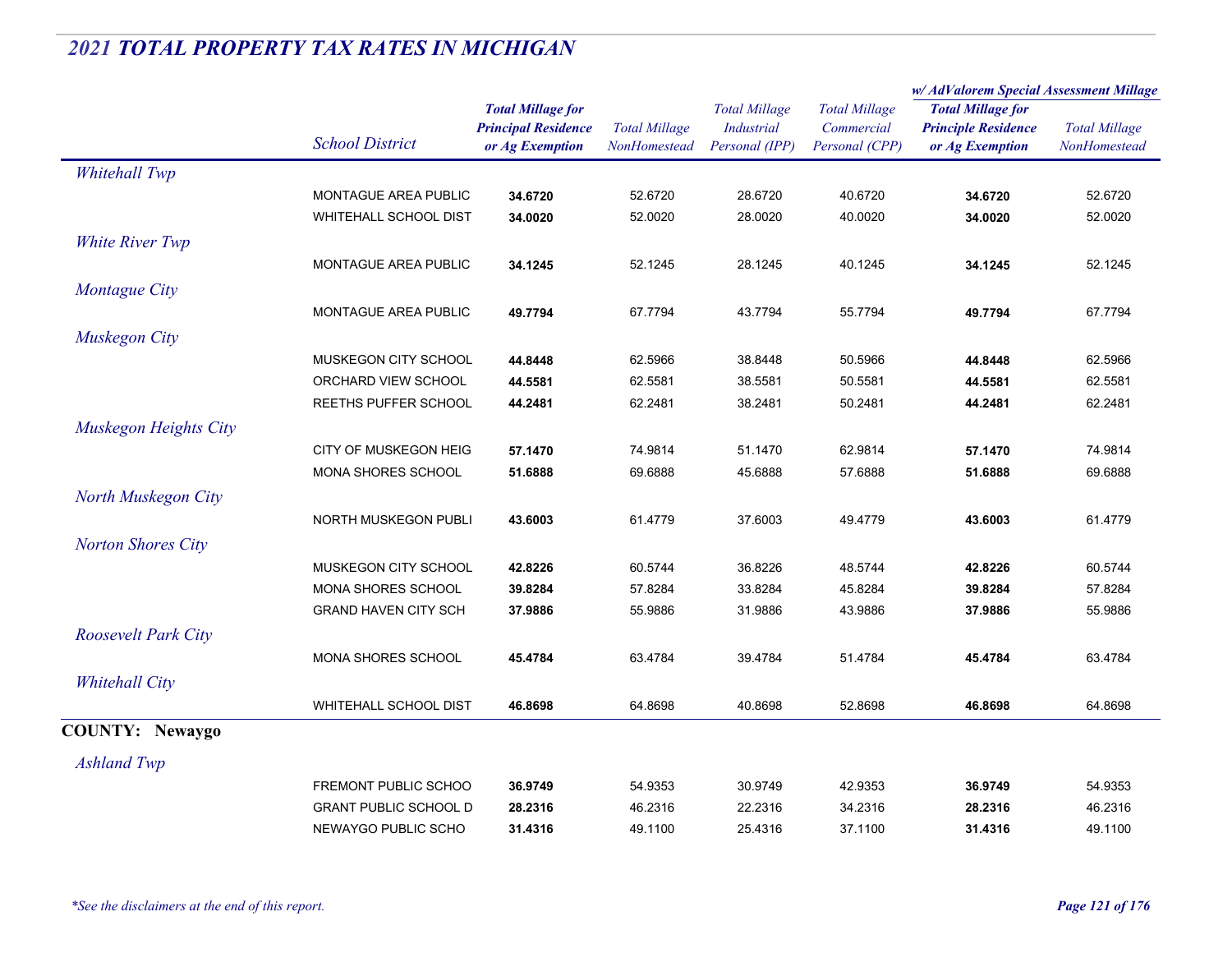## 2021 TOTAL PROPERTY TAX RATES IN MICHIGAN

| | School District | Total Millage for Principal Residence or Ag Exemption | Total Millage NonHomestead | Total Millage Industrial Personal (IPP) | Total Millage Commercial Personal (CPP) | w/ AdValorem Special Assessment Millage: Total Millage for Principle Residence or Ag Exemption | w/ AdValorem Special Assessment Millage: Total Millage NonHomestead |
|---|---|---|---|---|---|---|---|
| *Whitehall Twp* | | | | | | | |
| | MONTAGUE AREA PUBLIC | **34.6720** | 52.6720 | 28.6720 | 40.6720 | **34.6720** | 52.6720 |
| | WHITEHALL SCHOOL DIST | **34.0020** | 52.0020 | 28.0020 | 40.0020 | **34.0020** | 52.0020 |
| *White River Twp* | | | | | | | |
| | MONTAGUE AREA PUBLIC | **34.1245** | 52.1245 | 28.1245 | 40.1245 | **34.1245** | 52.1245 |
| *Montague City* | | | | | | | |
| | MONTAGUE AREA PUBLIC | **49.7794** | 67.7794 | 43.7794 | 55.7794 | **49.7794** | 67.7794 |
| *Muskegon City* | | | | | | | |
| | MUSKEGON CITY SCHOOL | **44.8448** | 62.5966 | 38.8448 | 50.5966 | **44.8448** | 62.5966 |
| | ORCHARD VIEW SCHOOL | **44.5581** | 62.5581 | 38.5581 | 50.5581 | **44.5581** | 62.5581 |
| | REETHS PUFFER SCHOOL | **44.2481** | 62.2481 | 38.2481 | 50.2481 | **44.2481** | 62.2481 |
| *Muskegon Heights City* | | | | | | | |
| | CITY OF MUSKEGON HEIG | **57.1470** | 74.9814 | 51.1470 | 62.9814 | **57.1470** | 74.9814 |
| | MONA SHORES SCHOOL | **51.6888** | 69.6888 | 45.6888 | 57.6888 | **51.6888** | 69.6888 |
| *North Muskegon City* | | | | | | | |
| | NORTH MUSKEGON PUBLI | **43.6003** | 61.4779 | 37.6003 | 49.4779 | **43.6003** | 61.4779 |
| *Norton Shores City* | | | | | | | |
| | MUSKEGON CITY SCHOOL | **42.8226** | 60.5744 | 36.8226 | 48.5744 | **42.8226** | 60.5744 |
| | MONA SHORES SCHOOL | **39.8284** | 57.8284 | 33.8284 | 45.8284 | **39.8284** | 57.8284 |
| | GRAND HAVEN CITY SCH | **37.9886** | 55.9886 | 31.9886 | 43.9886 | **37.9886** | 55.9886 |
| *Roosevelt Park City* | | | | | | | |
| | MONA SHORES SCHOOL | **45.4784** | 63.4784 | 39.4784 | 51.4784 | **45.4784** | 63.4784 |
| *Whitehall City* | | | | | | | |
| | WHITEHALL SCHOOL DIST | **46.8698** | 64.8698 | 40.8698 | 52.8698 | **46.8698** | 64.8698 |
| **COUNTY: Newaygo** | | | | | | | |
| *Ashland Twp* | | | | | | | |
| | FREMONT PUBLIC SCHOO | **36.9749** | 54.9353 | 30.9749 | 42.9353 | **36.9749** | 54.9353 |
| | GRANT PUBLIC SCHOOL D | **28.2316** | 46.2316 | 22.2316 | 34.2316 | **28.2316** | 46.2316 |
| | NEWAYGO PUBLIC SCHO | **31.4316** | 49.1100 | 25.4316 | 37.1100 | **31.4316** | 49.1100 |

*\*See the disclaimers at the end of this report.*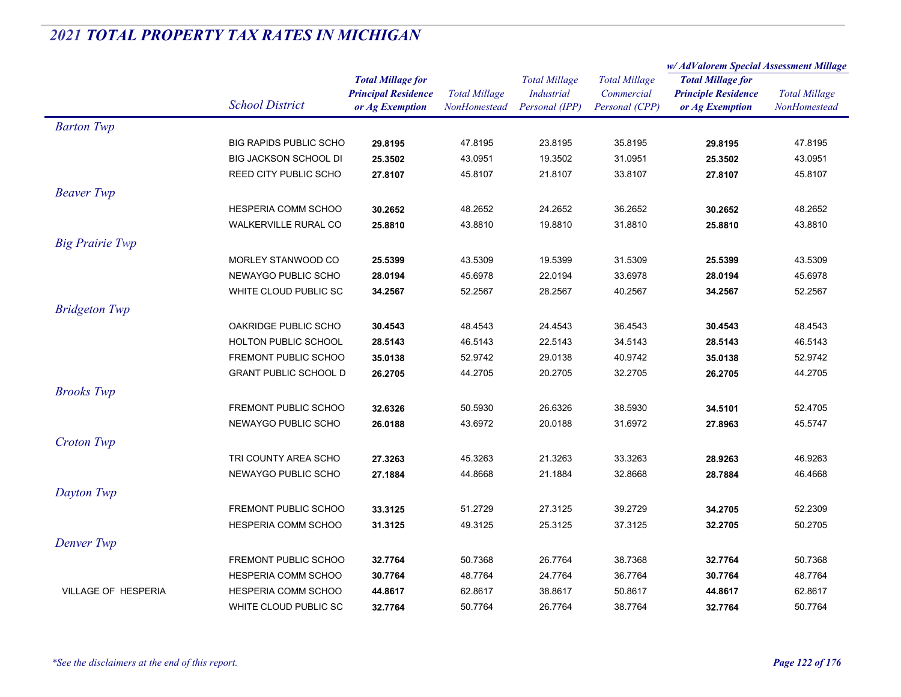# 2021 TOTAL PROPERTY TAX RATES IN MICHIGAN

| | School District | Total Millage for Principal Residence or Ag Exemption | Total Millage NonHomestead | Total Millage Industrial Personal (IPP) | Total Millage Commercial Personal (CPP) | w/ AdValorem Special Assessment Millage: Total Millage for Principle Residence or Ag Exemption | w/ AdValorem Special Assessment Millage: Total Millage NonHomestead |
|---|---|---|---|---|---|---|---|
| *Barton Twp* | | | | | | | |
| | BIG RAPIDS PUBLIC SCHO | **29.8195** | 47.8195 | 23.8195 | 35.8195 | **29.8195** | 47.8195 |
| | BIG JACKSON SCHOOL DI | **25.3502** | 43.0951 | 19.3502 | 31.0951 | **25.3502** | 43.0951 |
| | REED CITY PUBLIC SCHO | **27.8107** | 45.8107 | 21.8107 | 33.8107 | **27.8107** | 45.8107 |
| *Beaver Twp* | | | | | | | |
| | HESPERIA COMM SCHOO | **30.2652** | 48.2652 | 24.2652 | 36.2652 | **30.2652** | 48.2652 |
| | WALKERVILLE RURAL CO | **25.8810** | 43.8810 | 19.8810 | 31.8810 | **25.8810** | 43.8810 |
| *Big Prairie Twp* | | | | | | | |
| | MORLEY STANWOOD CO | **25.5399** | 43.5309 | 19.5399 | 31.5309 | **25.5399** | 43.5309 |
| | NEWAYGO PUBLIC SCHO | **28.0194** | 45.6978 | 22.0194 | 33.6978 | **28.0194** | 45.6978 |
| | WHITE CLOUD PUBLIC SC | **34.2567** | 52.2567 | 28.2567 | 40.2567 | **34.2567** | 52.2567 |
| *Bridgeton Twp* | | | | | | | |
| | OAKRIDGE PUBLIC SCHO | **30.4543** | 48.4543 | 24.4543 | 36.4543 | **30.4543** | 48.4543 |
| | HOLTON PUBLIC SCHOOL | **28.5143** | 46.5143 | 22.5143 | 34.5143 | **28.5143** | 46.5143 |
| | FREMONT PUBLIC SCHOO | **35.0138** | 52.9742 | 29.0138 | 40.9742 | **35.0138** | 52.9742 |
| | GRANT PUBLIC SCHOOL D | **26.2705** | 44.2705 | 20.2705 | 32.2705 | **26.2705** | 44.2705 |
| *Brooks Twp* | | | | | | | |
| | FREMONT PUBLIC SCHOO | **32.6326** | 50.5930 | 26.6326 | 38.5930 | **34.5101** | 52.4705 |
| | NEWAYGO PUBLIC SCHO | **26.0188** | 43.6972 | 20.0188 | 31.6972 | **27.8963** | 45.5747 |
| *Croton Twp* | | | | | | | |
| | TRI COUNTY AREA SCHO | **27.3263** | 45.3263 | 21.3263 | 33.3263 | **28.9263** | 46.9263 |
| | NEWAYGO PUBLIC SCHO | **27.1884** | 44.8668 | 21.1884 | 32.8668 | **28.7884** | 46.4668 |
| *Dayton Twp* | | | | | | | |
| | FREMONT PUBLIC SCHOO | **33.3125** | 51.2729 | 27.3125 | 39.2729 | **34.2705** | 52.2309 |
| | HESPERIA COMM SCHOO | **31.3125** | 49.3125 | 25.3125 | 37.3125 | **32.2705** | 50.2705 |
| *Denver Twp* | | | | | | | |
| | FREMONT PUBLIC SCHOO | **32.7764** | 50.7368 | 26.7764 | 38.7368 | **32.7764** | 50.7368 |
| | HESPERIA COMM SCHOO | **30.7764** | 48.7764 | 24.7764 | 36.7764 | **30.7764** | 48.7764 |
| VILLAGE OF HESPERIA | HESPERIA COMM SCHOO | **44.8617** | 62.8617 | 38.8617 | 50.8617 | **44.8617** | 62.8617 |
| | WHITE CLOUD PUBLIC SC | **32.7764** | 50.7764 | 26.7764 | 38.7764 | **32.7764** | 50.7764 |

*\*See the disclaimers at the end of this report.*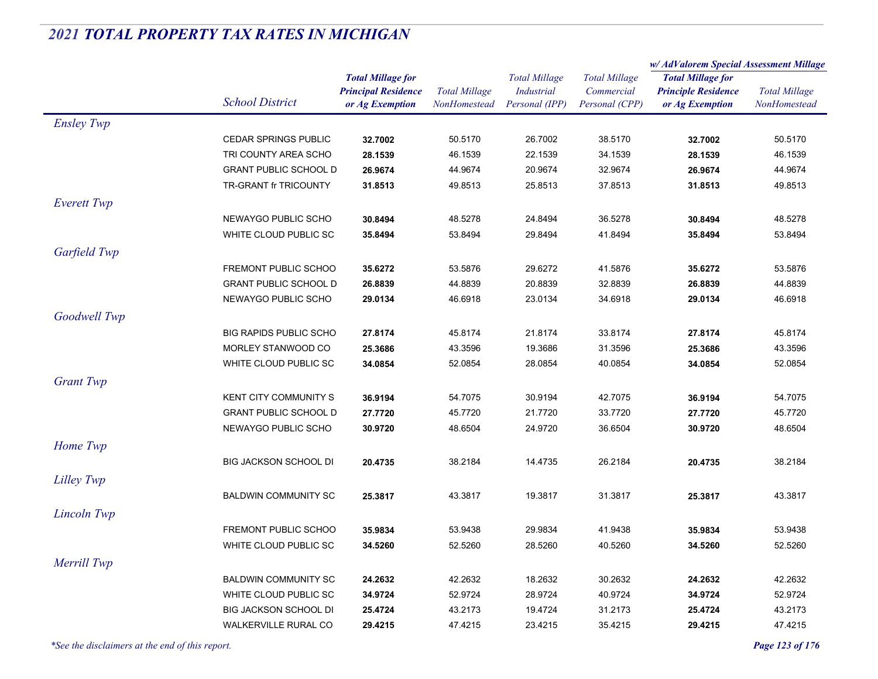# 2021 TOTAL PROPERTY TAX RATES IN MICHIGAN

| | School District | Total Millage for Principal Residence or Ag Exemption | Total Millage NonHomestead | Total Millage Industrial Personal (IPP) | Total Millage Commercial Personal (CPP) | w/ AdValorem Special Assessment Millage: Total Millage for Principle Residence or Ag Exemption | w/ AdValorem Special Assessment Millage: Total Millage NonHomestead |
|---|---|---|---|---|---|---|---|
| *Ensley Twp* | | | | | | | |
| | CEDAR SPRINGS PUBLIC | **32.7002** | 50.5170 | 26.7002 | 38.5170 | **32.7002** | 50.5170 |
| | TRI COUNTY AREA SCHO | **28.1539** | 46.1539 | 22.1539 | 34.1539 | **28.1539** | 46.1539 |
| | GRANT PUBLIC SCHOOL D | **26.9674** | 44.9674 | 20.9674 | 32.9674 | **26.9674** | 44.9674 |
| | TR-GRANT fr TRICOUNTY | **31.8513** | 49.8513 | 25.8513 | 37.8513 | **31.8513** | 49.8513 |
| *Everett Twp* | | | | | | | |
| | NEWAYGO PUBLIC SCHO | **30.8494** | 48.5278 | 24.8494 | 36.5278 | **30.8494** | 48.5278 |
| | WHITE CLOUD PUBLIC SC | **35.8494** | 53.8494 | 29.8494 | 41.8494 | **35.8494** | 53.8494 |
| *Garfield Twp* | | | | | | | |
| | FREMONT PUBLIC SCHOO | **35.6272** | 53.5876 | 29.6272 | 41.5876 | **35.6272** | 53.5876 |
| | GRANT PUBLIC SCHOOL D | **26.8839** | 44.8839 | 20.8839 | 32.8839 | **26.8839** | 44.8839 |
| | NEWAYGO PUBLIC SCHO | **29.0134** | 46.6918 | 23.0134 | 34.6918 | **29.0134** | 46.6918 |
| *Goodwell Twp* | | | | | | | |
| | BIG RAPIDS PUBLIC SCHO | **27.8174** | 45.8174 | 21.8174 | 33.8174 | **27.8174** | 45.8174 |
| | MORLEY STANWOOD CO | **25.3686** | 43.3596 | 19.3686 | 31.3596 | **25.3686** | 43.3596 |
| | WHITE CLOUD PUBLIC SC | **34.0854** | 52.0854 | 28.0854 | 40.0854 | **34.0854** | 52.0854 |
| *Grant Twp* | | | | | | | |
| | KENT CITY COMMUNITY S | **36.9194** | 54.7075 | 30.9194 | 42.7075 | **36.9194** | 54.7075 |
| | GRANT PUBLIC SCHOOL D | **27.7720** | 45.7720 | 21.7720 | 33.7720 | **27.7720** | 45.7720 |
| | NEWAYGO PUBLIC SCHO | **30.9720** | 48.6504 | 24.9720 | 36.6504 | **30.9720** | 48.6504 |
| *Home Twp* | | | | | | | |
| | BIG JACKSON SCHOOL DI | **20.4735** | 38.2184 | 14.4735 | 26.2184 | **20.4735** | 38.2184 |
| *Lilley Twp* | | | | | | | |
| | BALDWIN COMMUNITY SC | **25.3817** | 43.3817 | 19.3817 | 31.3817 | **25.3817** | 43.3817 |
| *Lincoln Twp* | | | | | | | |
| | FREMONT PUBLIC SCHOO | **35.9834** | 53.9438 | 29.9834 | 41.9438 | **35.9834** | 53.9438 |
| | WHITE CLOUD PUBLIC SC | **34.5260** | 52.5260 | 28.5260 | 40.5260 | **34.5260** | 52.5260 |
| *Merrill Twp* | | | | | | | |
| | BALDWIN COMMUNITY SC | **24.2632** | 42.2632 | 18.2632 | 30.2632 | **24.2632** | 42.2632 |
| | WHITE CLOUD PUBLIC SC | **34.9724** | 52.9724 | 28.9724 | 40.9724 | **34.9724** | 52.9724 |
| | BIG JACKSON SCHOOL DI | **25.4724** | 43.2173 | 19.4724 | 31.2173 | **25.4724** | 43.2173 |
| | WALKERVILLE RURAL CO | **29.4215** | 47.4215 | 23.4215 | 35.4215 | **29.4215** | 47.4215 |

*\*See the disclaimers at the end of this report.*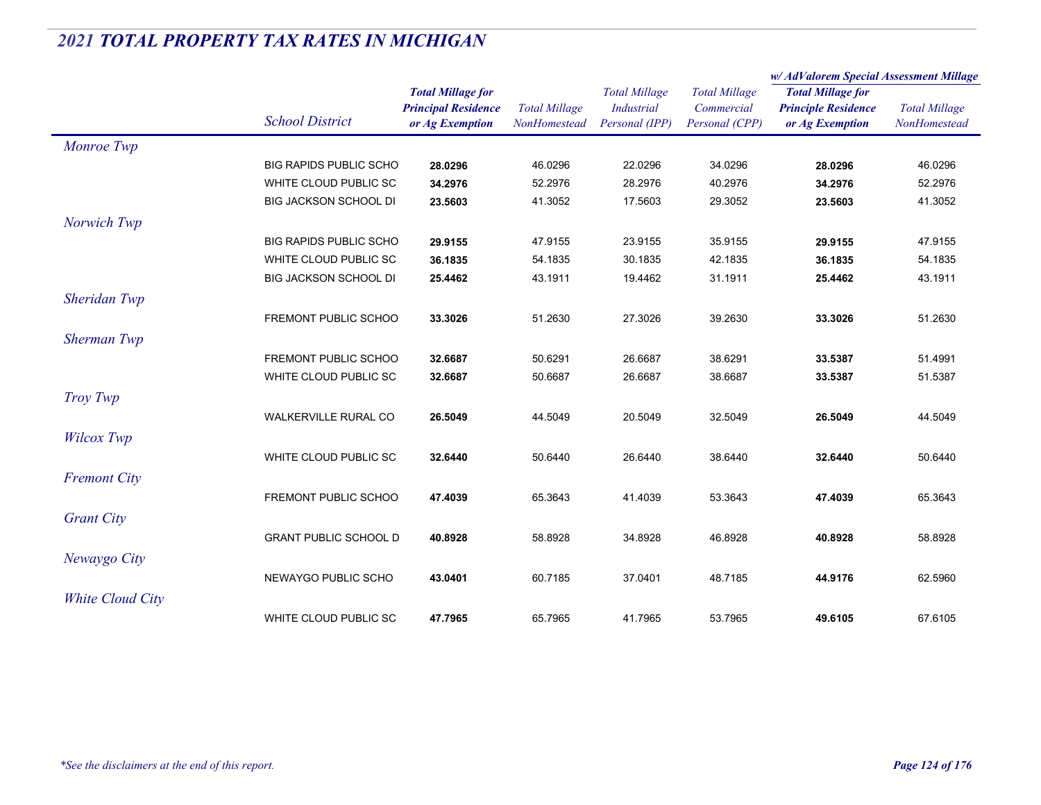## *2021 TOTAL PROPERTY TAX RATES IN MICHIGAN*

| | School District | Total Millage for Principal Residence or Ag Exemption | Total Millage NonHomestead | Total Millage Industrial Personal (IPP) | Total Millage Commercial Personal (CPP) | w/ AdValorem Special Assessment Millage: Total Millage for Principle Residence or Ag Exemption | w/ AdValorem Special Assessment Millage: Total Millage NonHomestead |
|---|---|---|---|---|---|---|---|
| *Monroe Twp* | | | | | | | |
| | BIG RAPIDS PUBLIC SCHO | **28.0296** | 46.0296 | 22.0296 | 34.0296 | **28.0296** | 46.0296 |
| | WHITE CLOUD PUBLIC SC | **34.2976** | 52.2976 | 28.2976 | 40.2976 | **34.2976** | 52.2976 |
| | BIG JACKSON SCHOOL DI | **23.5603** | 41.3052 | 17.5603 | 29.3052 | **23.5603** | 41.3052 |
| *Norwich Twp* | | | | | | | |
| | BIG RAPIDS PUBLIC SCHO | **29.9155** | 47.9155 | 23.9155 | 35.9155 | **29.9155** | 47.9155 |
| | WHITE CLOUD PUBLIC SC | **36.1835** | 54.1835 | 30.1835 | 42.1835 | **36.1835** | 54.1835 |
| | BIG JACKSON SCHOOL DI | **25.4462** | 43.1911 | 19.4462 | 31.1911 | **25.4462** | 43.1911 |
| *Sheridan Twp* | | | | | | | |
| | FREMONT PUBLIC SCHOO | **33.3026** | 51.2630 | 27.3026 | 39.2630 | **33.3026** | 51.2630 |
| *Sherman Twp* | | | | | | | |
| | FREMONT PUBLIC SCHOO | **32.6687** | 50.6291 | 26.6687 | 38.6291 | **33.5387** | 51.4991 |
| | WHITE CLOUD PUBLIC SC | **32.6687** | 50.6687 | 26.6687 | 38.6687 | **33.5387** | 51.5387 |
| *Troy Twp* | | | | | | | |
| | WALKERVILLE RURAL CO | **26.5049** | 44.5049 | 20.5049 | 32.5049 | **26.5049** | 44.5049 |
| *Wilcox Twp* | | | | | | | |
| | WHITE CLOUD PUBLIC SC | **32.6440** | 50.6440 | 26.6440 | 38.6440 | **32.6440** | 50.6440 |
| *Fremont City* | | | | | | | |
| | FREMONT PUBLIC SCHOO | **47.4039** | 65.3643 | 41.4039 | 53.3643 | **47.4039** | 65.3643 |
| *Grant City* | | | | | | | |
| | GRANT PUBLIC SCHOOL D | **40.8928** | 58.8928 | 34.8928 | 46.8928 | **40.8928** | 58.8928 |
| *Newaygo City* | | | | | | | |
| | NEWAYGO PUBLIC SCHO | **43.0401** | 60.7185 | 37.0401 | 48.7185 | **44.9176** | 62.5960 |
| *White Cloud City* | | | | | | | |
| | WHITE CLOUD PUBLIC SC | **47.7965** | 65.7965 | 41.7965 | 53.7965 | **49.6105** | 67.6105 |

*\*See the disclaimers at the end of this report.*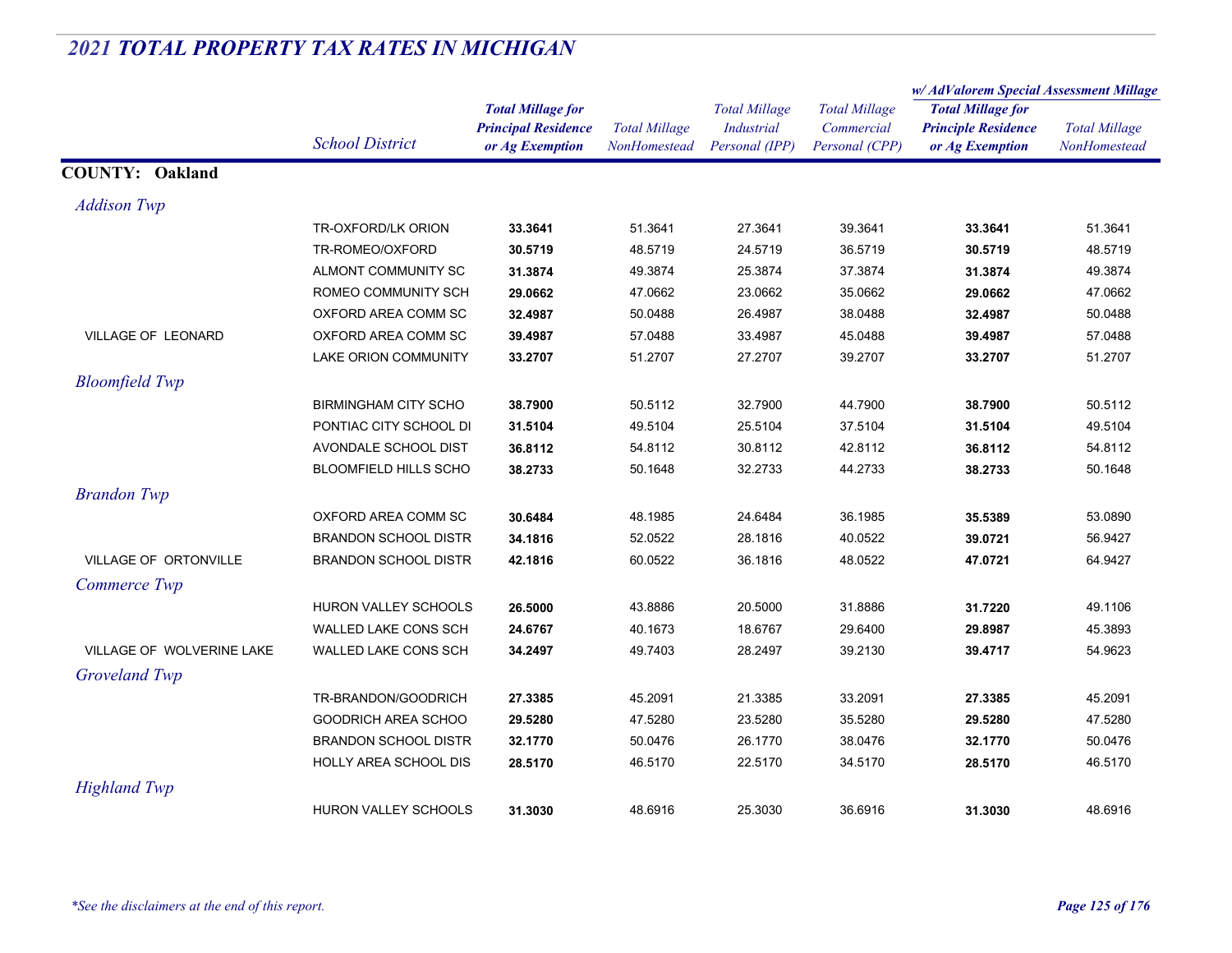## *2021 TOTAL PROPERTY TAX RATES IN MICHIGAN*

| | School District | Total Millage for Principal Residence or Ag Exemption | Total Millage NonHomestead | Total Millage Industrial Personal (IPP) | Total Millage Commercial Personal (CPP) | w/ AdValorem Special Assessment Millage: Total Millage for Principle Residence or Ag Exemption | w/ AdValorem Special Assessment Millage: Total Millage NonHomestead |
|---|---|---|---|---|---|---|---|
| **COUNTY: Oakland** | | | | | | | |
| *Addison Twp* | | | | | | | |
| | TR-OXFORD/LK ORION | **33.3641** | 51.3641 | 27.3641 | 39.3641 | **33.3641** | 51.3641 |
| | TR-ROMEO/OXFORD | **30.5719** | 48.5719 | 24.5719 | 36.5719 | **30.5719** | 48.5719 |
| | ALMONT COMMUNITY SC | **31.3874** | 49.3874 | 25.3874 | 37.3874 | **31.3874** | 49.3874 |
| | ROMEO COMMUNITY SCH | **29.0662** | 47.0662 | 23.0662 | 35.0662 | **29.0662** | 47.0662 |
| | OXFORD AREA COMM SC | **32.4987** | 50.0488 | 26.4987 | 38.0488 | **32.4987** | 50.0488 |
| VILLAGE OF LEONARD | OXFORD AREA COMM SC | **39.4987** | 57.0488 | 33.4987 | 45.0488 | **39.4987** | 57.0488 |
| | LAKE ORION COMMUNITY | **33.2707** | 51.2707 | 27.2707 | 39.2707 | **33.2707** | 51.2707 |
| *Bloomfield Twp* | | | | | | | |
| | BIRMINGHAM CITY SCHO | **38.7900** | 50.5112 | 32.7900 | 44.7900 | **38.7900** | 50.5112 |
| | PONTIAC CITY SCHOOL DI | **31.5104** | 49.5104 | 25.5104 | 37.5104 | **31.5104** | 49.5104 |
| | AVONDALE SCHOOL DIST | **36.8112** | 54.8112 | 30.8112 | 42.8112 | **36.8112** | 54.8112 |
| | BLOOMFIELD HILLS SCHO | **38.2733** | 50.1648 | 32.2733 | 44.2733 | **38.2733** | 50.1648 |
| *Brandon Twp* | | | | | | | |
| | OXFORD AREA COMM SC | **30.6484** | 48.1985 | 24.6484 | 36.1985 | **35.5389** | 53.0890 |
| | BRANDON SCHOOL DISTR | **34.1816** | 52.0522 | 28.1816 | 40.0522 | **39.0721** | 56.9427 |
| VILLAGE OF ORTONVILLE | BRANDON SCHOOL DISTR | **42.1816** | 60.0522 | 36.1816 | 48.0522 | **47.0721** | 64.9427 |
| *Commerce Twp* | | | | | | | |
| | HURON VALLEY SCHOOLS | **26.5000** | 43.8886 | 20.5000 | 31.8886 | **31.7220** | 49.1106 |
| | WALLED LAKE CONS SCH | **24.6767** | 40.1673 | 18.6767 | 29.6400 | **29.8987** | 45.3893 |
| VILLAGE OF WOLVERINE LAKE | WALLED LAKE CONS SCH | **34.2497** | 49.7403 | 28.2497 | 39.2130 | **39.4717** | 54.9623 |
| *Groveland Twp* | | | | | | | |
| | TR-BRANDON/GOODRICH | **27.3385** | 45.2091 | 21.3385 | 33.2091 | **27.3385** | 45.2091 |
| | GOODRICH AREA SCHOO | **29.5280** | 47.5280 | 23.5280 | 35.5280 | **29.5280** | 47.5280 |
| | BRANDON SCHOOL DISTR | **32.1770** | 50.0476 | 26.1770 | 38.0476 | **32.1770** | 50.0476 |
| | HOLLY AREA SCHOOL DIS | **28.5170** | 46.5170 | 22.5170 | 34.5170 | **28.5170** | 46.5170 |
| *Highland Twp* | | | | | | | |
| | HURON VALLEY SCHOOLS | **31.3030** | 48.6916 | 25.3030 | 36.6916 | **31.3030** | 48.6916 |

*\*See the disclaimers at the end of this report.*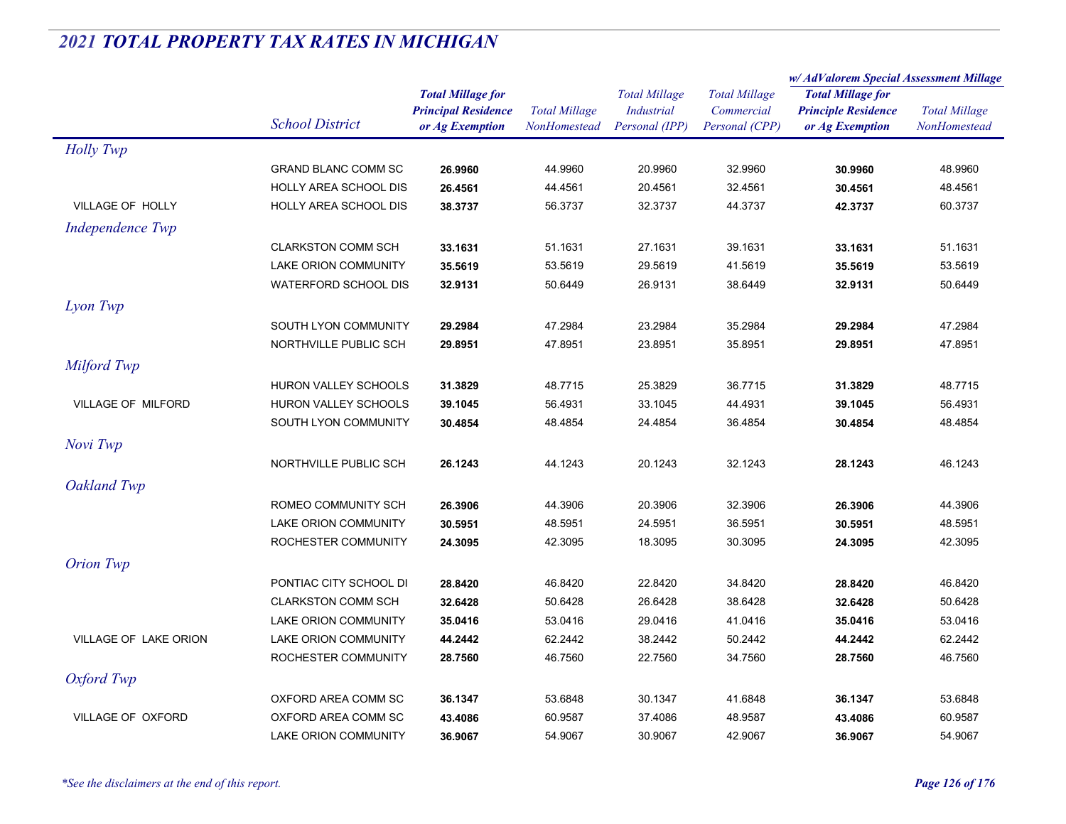## 2021 TOTAL PROPERTY TAX RATES IN MICHIGAN

| | School District | Total Millage for Principal Residence or Ag Exemption | Total Millage NonHomestead | Total Millage Industrial Personal (IPP) | Total Millage Commercial Personal (CPP) | w/ AdValorem Special Assessment Millage: Total Millage for Principle Residence or Ag Exemption | w/ AdValorem Special Assessment Millage: Total Millage NonHomestead |
|---|---|---|---|---|---|---|---|
| *Holly Twp* | | | | | | | |
| | GRAND BLANC COMM SC | **26.9960** | 44.9960 | 20.9960 | 32.9960 | **30.9960** | 48.9960 |
| | HOLLY AREA SCHOOL DIS | **26.4561** | 44.4561 | 20.4561 | 32.4561 | **30.4561** | 48.4561 |
| VILLAGE OF HOLLY | HOLLY AREA SCHOOL DIS | **38.3737** | 56.3737 | 32.3737 | 44.3737 | **42.3737** | 60.3737 |
| *Independence Twp* | | | | | | | |
| | CLARKSTON COMM SCH | **33.1631** | 51.1631 | 27.1631 | 39.1631 | **33.1631** | 51.1631 |
| | LAKE ORION COMMUNITY | **35.5619** | 53.5619 | 29.5619 | 41.5619 | **35.5619** | 53.5619 |
| | WATERFORD SCHOOL DIS | **32.9131** | 50.6449 | 26.9131 | 38.6449 | **32.9131** | 50.6449 |
| *Lyon Twp* | | | | | | | |
| | SOUTH LYON COMMUNITY | **29.2984** | 47.2984 | 23.2984 | 35.2984 | **29.2984** | 47.2984 |
| | NORTHVILLE PUBLIC SCH | **29.8951** | 47.8951 | 23.8951 | 35.8951 | **29.8951** | 47.8951 |
| *Milford Twp* | | | | | | | |
| | HURON VALLEY SCHOOLS | **31.3829** | 48.7715 | 25.3829 | 36.7715 | **31.3829** | 48.7715 |
| VILLAGE OF MILFORD | HURON VALLEY SCHOOLS | **39.1045** | 56.4931 | 33.1045 | 44.4931 | **39.1045** | 56.4931 |
| | SOUTH LYON COMMUNITY | **30.4854** | 48.4854 | 24.4854 | 36.4854 | **30.4854** | 48.4854 |
| *Novi Twp* | | | | | | | |
| | NORTHVILLE PUBLIC SCH | **26.1243** | 44.1243 | 20.1243 | 32.1243 | **28.1243** | 46.1243 |
| *Oakland Twp* | | | | | | | |
| | ROMEO COMMUNITY SCH | **26.3906** | 44.3906 | 20.3906 | 32.3906 | **26.3906** | 44.3906 |
| | LAKE ORION COMMUNITY | **30.5951** | 48.5951 | 24.5951 | 36.5951 | **30.5951** | 48.5951 |
| | ROCHESTER COMMUNITY | **24.3095** | 42.3095 | 18.3095 | 30.3095 | **24.3095** | 42.3095 |
| *Orion Twp* | | | | | | | |
| | PONTIAC CITY SCHOOL DI | **28.8420** | 46.8420 | 22.8420 | 34.8420 | **28.8420** | 46.8420 |
| | CLARKSTON COMM SCH | **32.6428** | 50.6428 | 26.6428 | 38.6428 | **32.6428** | 50.6428 |
| | LAKE ORION COMMUNITY | **35.0416** | 53.0416 | 29.0416 | 41.0416 | **35.0416** | 53.0416 |
| VILLAGE OF LAKE ORION | LAKE ORION COMMUNITY | **44.2442** | 62.2442 | 38.2442 | 50.2442 | **44.2442** | 62.2442 |
| | ROCHESTER COMMUNITY | **28.7560** | 46.7560 | 22.7560 | 34.7560 | **28.7560** | 46.7560 |
| *Oxford Twp* | | | | | | | |
| | OXFORD AREA COMM SC | **36.1347** | 53.6848 | 30.1347 | 41.6848 | **36.1347** | 53.6848 |
| VILLAGE OF OXFORD | OXFORD AREA COMM SC | **43.4086** | 60.9587 | 37.4086 | 48.9587 | **43.4086** | 60.9587 |
| | LAKE ORION COMMUNITY | **36.9067** | 54.9067 | 30.9067 | 42.9067 | **36.9067** | 54.9067 |

*\*See the disclaimers at the end of this report.*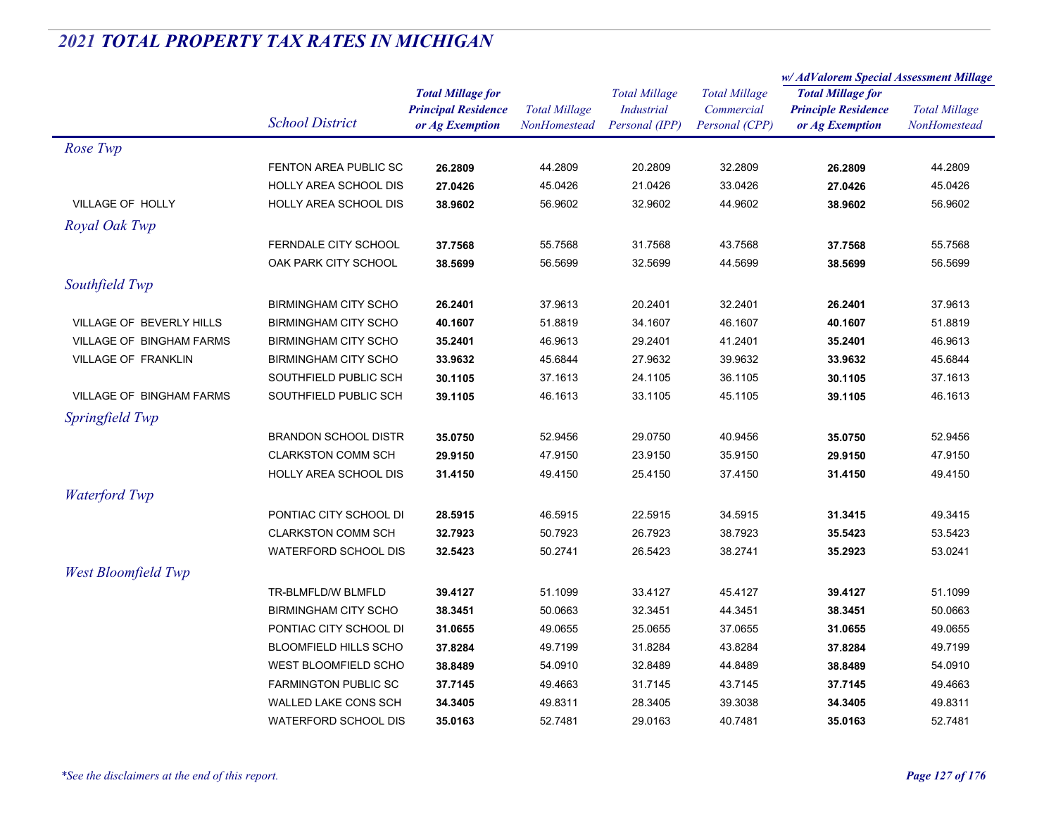## *2021 TOTAL PROPERTY TAX RATES IN MICHIGAN*

| | School District | Total Millage for Principal Residence or Ag Exemption | Total Millage NonHomestead | Total Millage Industrial Personal (IPP) | Total Millage Commercial Personal (CPP) | w/ AdValorem Special Assessment Millage: Total Millage for Principle Residence or Ag Exemption | w/ AdValorem Special Assessment Millage: Total Millage NonHomestead |
|---|---|---|---|---|---|---|---|
| *Rose Twp* | | | | | | | |
| | FENTON AREA PUBLIC SC | **26.2809** | 44.2809 | 20.2809 | 32.2809 | **26.2809** | 44.2809 |
| | HOLLY AREA SCHOOL DIS | **27.0426** | 45.0426 | 21.0426 | 33.0426 | **27.0426** | 45.0426 |
| VILLAGE OF HOLLY | HOLLY AREA SCHOOL DIS | **38.9602** | 56.9602 | 32.9602 | 44.9602 | **38.9602** | 56.9602 |
| *Royal Oak Twp* | | | | | | | |
| | FERNDALE CITY SCHOOL | **37.7568** | 55.7568 | 31.7568 | 43.7568 | **37.7568** | 55.7568 |
| | OAK PARK CITY SCHOOL | **38.5699** | 56.5699 | 32.5699 | 44.5699 | **38.5699** | 56.5699 |
| *Southfield Twp* | | | | | | | |
| | BIRMINGHAM CITY SCHO | **26.2401** | 37.9613 | 20.2401 | 32.2401 | **26.2401** | 37.9613 |
| VILLAGE OF BEVERLY HILLS | BIRMINGHAM CITY SCHO | **40.1607** | 51.8819 | 34.1607 | 46.1607 | **40.1607** | 51.8819 |
| VILLAGE OF BINGHAM FARMS | BIRMINGHAM CITY SCHO | **35.2401** | 46.9613 | 29.2401 | 41.2401 | **35.2401** | 46.9613 |
| VILLAGE OF FRANKLIN | BIRMINGHAM CITY SCHO | **33.9632** | 45.6844 | 27.9632 | 39.9632 | **33.9632** | 45.6844 |
| | SOUTHFIELD PUBLIC SCH | **30.1105** | 37.1613 | 24.1105 | 36.1105 | **30.1105** | 37.1613 |
| VILLAGE OF BINGHAM FARMS | SOUTHFIELD PUBLIC SCH | **39.1105** | 46.1613 | 33.1105 | 45.1105 | **39.1105** | 46.1613 |
| *Springfield Twp* | | | | | | | |
| | BRANDON SCHOOL DISTR | **35.0750** | 52.9456 | 29.0750 | 40.9456 | **35.0750** | 52.9456 |
| | CLARKSTON COMM SCH | **29.9150** | 47.9150 | 23.9150 | 35.9150 | **29.9150** | 47.9150 |
| | HOLLY AREA SCHOOL DIS | **31.4150** | 49.4150 | 25.4150 | 37.4150 | **31.4150** | 49.4150 |
| *Waterford Twp* | | | | | | | |
| | PONTIAC CITY SCHOOL DI | **28.5915** | 46.5915 | 22.5915 | 34.5915 | **31.3415** | 49.3415 |
| | CLARKSTON COMM SCH | **32.7923** | 50.7923 | 26.7923 | 38.7923 | **35.5423** | 53.5423 |
| | WATERFORD SCHOOL DIS | **32.5423** | 50.2741 | 26.5423 | 38.2741 | **35.2923** | 53.0241 |
| *West Bloomfield Twp* | | | | | | | |
| | TR-BLMFLD/W BLMFLD | **39.4127** | 51.1099 | 33.4127 | 45.4127 | **39.4127** | 51.1099 |
| | BIRMINGHAM CITY SCHO | **38.3451** | 50.0663 | 32.3451 | 44.3451 | **38.3451** | 50.0663 |
| | PONTIAC CITY SCHOOL DI | **31.0655** | 49.0655 | 25.0655 | 37.0655 | **31.0655** | 49.0655 |
| | BLOOMFIELD HILLS SCHO | **37.8284** | 49.7199 | 31.8284 | 43.8284 | **37.8284** | 49.7199 |
| | WEST BLOOMFIELD SCHO | **38.8489** | 54.0910 | 32.8489 | 44.8489 | **38.8489** | 54.0910 |
| | FARMINGTON PUBLIC SC | **37.7145** | 49.4663 | 31.7145 | 43.7145 | **37.7145** | 49.4663 |
| | WALLED LAKE CONS SCH | **34.3405** | 49.8311 | 28.3405 | 39.3038 | **34.3405** | 49.8311 |
| | WATERFORD SCHOOL DIS | **35.0163** | 52.7481 | 29.0163 | 40.7481 | **35.0163** | 52.7481 |

*\*See the disclaimers at the end of this report.*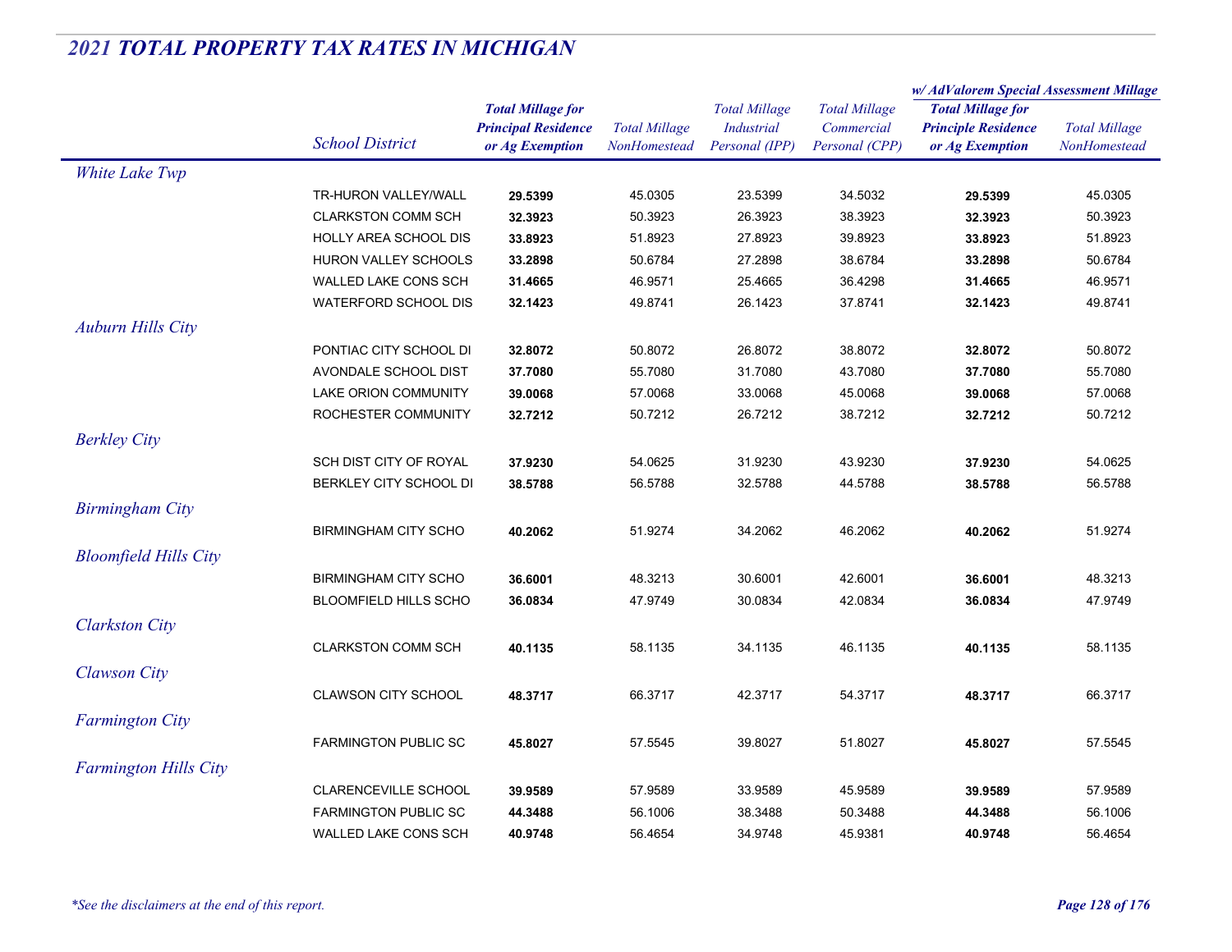# 2021 TOTAL PROPERTY TAX RATES IN MICHIGAN

| | School District | Total Millage for Principal Residence or Ag Exemption | Total Millage NonHomestead | Total Millage Industrial Personal (IPP) | Total Millage Commercial Personal (CPP) | w/ AdValorem Special Assessment Millage: Total Millage for Principle Residence or Ag Exemption | w/ AdValorem Special Assessment Millage: Total Millage NonHomestead |
|---|---|---|---|---|---|---|---|
| *White Lake Twp* | | | | | | | |
| | TR-HURON VALLEY/WALL | **29.5399** | 45.0305 | 23.5399 | 34.5032 | **29.5399** | 45.0305 |
| | CLARKSTON COMM SCH | **32.3923** | 50.3923 | 26.3923 | 38.3923 | **32.3923** | 50.3923 |
| | HOLLY AREA SCHOOL DIS | **33.8923** | 51.8923 | 27.8923 | 39.8923 | **33.8923** | 51.8923 |
| | HURON VALLEY SCHOOLS | **33.2898** | 50.6784 | 27.2898 | 38.6784 | **33.2898** | 50.6784 |
| | WALLED LAKE CONS SCH | **31.4665** | 46.9571 | 25.4665 | 36.4298 | **31.4665** | 46.9571 |
| | WATERFORD SCHOOL DIS | **32.1423** | 49.8741 | 26.1423 | 37.8741 | **32.1423** | 49.8741 |
| *Auburn Hills City* | | | | | | | |
| | PONTIAC CITY SCHOOL DI | **32.8072** | 50.8072 | 26.8072 | 38.8072 | **32.8072** | 50.8072 |
| | AVONDALE SCHOOL DIST | **37.7080** | 55.7080 | 31.7080 | 43.7080 | **37.7080** | 55.7080 |
| | LAKE ORION COMMUNITY | **39.0068** | 57.0068 | 33.0068 | 45.0068 | **39.0068** | 57.0068 |
| | ROCHESTER COMMUNITY | **32.7212** | 50.7212 | 26.7212 | 38.7212 | **32.7212** | 50.7212 |
| *Berkley City* | | | | | | | |
| | SCH DIST CITY OF ROYAL | **37.9230** | 54.0625 | 31.9230 | 43.9230 | **37.9230** | 54.0625 |
| | BERKLEY CITY SCHOOL DI | **38.5788** | 56.5788 | 32.5788 | 44.5788 | **38.5788** | 56.5788 |
| *Birmingham City* | | | | | | | |
| | BIRMINGHAM CITY SCHO | **40.2062** | 51.9274 | 34.2062 | 46.2062 | **40.2062** | 51.9274 |
| *Bloomfield Hills City* | | | | | | | |
| | BIRMINGHAM CITY SCHO | **36.6001** | 48.3213 | 30.6001 | 42.6001 | **36.6001** | 48.3213 |
| | BLOOMFIELD HILLS SCHO | **36.0834** | 47.9749 | 30.0834 | 42.0834 | **36.0834** | 47.9749 |
| *Clarkston City* | | | | | | | |
| | CLARKSTON COMM SCH | **40.1135** | 58.1135 | 34.1135 | 46.1135 | **40.1135** | 58.1135 |
| *Clawson City* | | | | | | | |
| | CLAWSON CITY SCHOOL | **48.3717** | 66.3717 | 42.3717 | 54.3717 | **48.3717** | 66.3717 |
| *Farmington City* | | | | | | | |
| | FARMINGTON PUBLIC SC | **45.8027** | 57.5545 | 39.8027 | 51.8027 | **45.8027** | 57.5545 |
| *Farmington Hills City* | | | | | | | |
| | CLARENCEVILLE SCHOOL | **39.9589** | 57.9589 | 33.9589 | 45.9589 | **39.9589** | 57.9589 |
| | FARMINGTON PUBLIC SC | **44.3488** | 56.1006 | 38.3488 | 50.3488 | **44.3488** | 56.1006 |
| | WALLED LAKE CONS SCH | **40.9748** | 56.4654 | 34.9748 | 45.9381 | **40.9748** | 56.4654 |

*\*See the disclaimers at the end of this report.*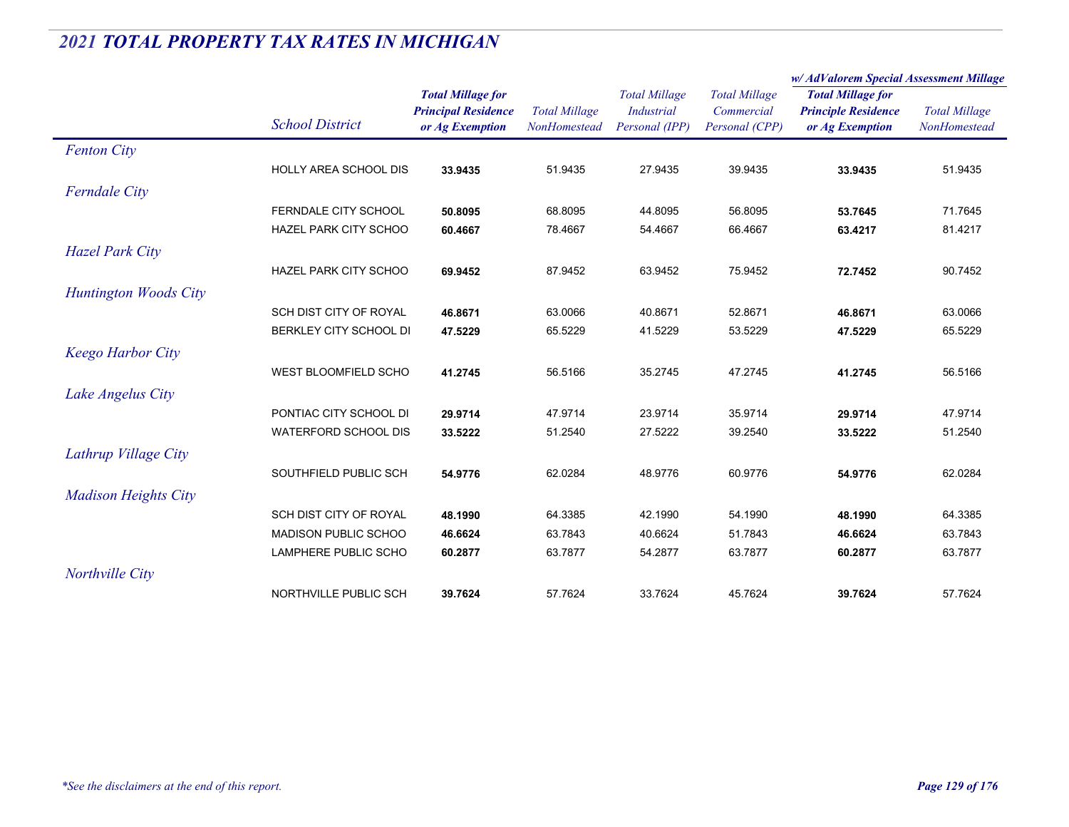## *2021 TOTAL PROPERTY TAX RATES IN MICHIGAN*

| | School District | Total Millage for Principal Residence or Ag Exemption | Total Millage NonHomestead | Total Millage Industrial Personal (IPP) | Total Millage Commercial Personal (CPP) | w/ AdValorem Special Assessment Millage: Total Millage for Principle Residence or Ag Exemption | w/ AdValorem Special Assessment Millage: Total Millage NonHomestead |
|---|---|---|---|---|---|---|---|
| *Fenton City* | | | | | | | |
| | HOLLY AREA SCHOOL DIS | **33.9435** | 51.9435 | 27.9435 | 39.9435 | **33.9435** | 51.9435 |
| *Ferndale City* | | | | | | | |
| | FERNDALE CITY SCHOOL | **50.8095** | 68.8095 | 44.8095 | 56.8095 | **53.7645** | 71.7645 |
| | HAZEL PARK CITY SCHOO | **60.4667** | 78.4667 | 54.4667 | 66.4667 | **63.4217** | 81.4217 |
| *Hazel Park City* | | | | | | | |
| | HAZEL PARK CITY SCHOO | **69.9452** | 87.9452 | 63.9452 | 75.9452 | **72.7452** | 90.7452 |
| *Huntington Woods City* | | | | | | | |
| | SCH DIST CITY OF ROYAL | **46.8671** | 63.0066 | 40.8671 | 52.8671 | **46.8671** | 63.0066 |
| | BERKLEY CITY SCHOOL DI | **47.5229** | 65.5229 | 41.5229 | 53.5229 | **47.5229** | 65.5229 |
| *Keego Harbor City* | | | | | | | |
| | WEST BLOOMFIELD SCHO | **41.2745** | 56.5166 | 35.2745 | 47.2745 | **41.2745** | 56.5166 |
| *Lake Angelus City* | | | | | | | |
| | PONTIAC CITY SCHOOL DI | **29.9714** | 47.9714 | 23.9714 | 35.9714 | **29.9714** | 47.9714 |
| | WATERFORD SCHOOL DIS | **33.5222** | 51.2540 | 27.5222 | 39.2540 | **33.5222** | 51.2540 |
| *Lathrup Village City* | | | | | | | |
| | SOUTHFIELD PUBLIC SCH | **54.9776** | 62.0284 | 48.9776 | 60.9776 | **54.9776** | 62.0284 |
| *Madison Heights City* | | | | | | | |
| | SCH DIST CITY OF ROYAL | **48.1990** | 64.3385 | 42.1990 | 54.1990 | **48.1990** | 64.3385 |
| | MADISON PUBLIC SCHOO | **46.6624** | 63.7843 | 40.6624 | 51.7843 | **46.6624** | 63.7843 |
| | LAMPHERE PUBLIC SCHO | **60.2877** | 63.7877 | 54.2877 | 63.7877 | **60.2877** | 63.7877 |
| *Northville City* | | | | | | | |
| | NORTHVILLE PUBLIC SCH | **39.7624** | 57.7624 | 33.7624 | 45.7624 | **39.7624** | 57.7624 |

*\*See the disclaimers at the end of this report.*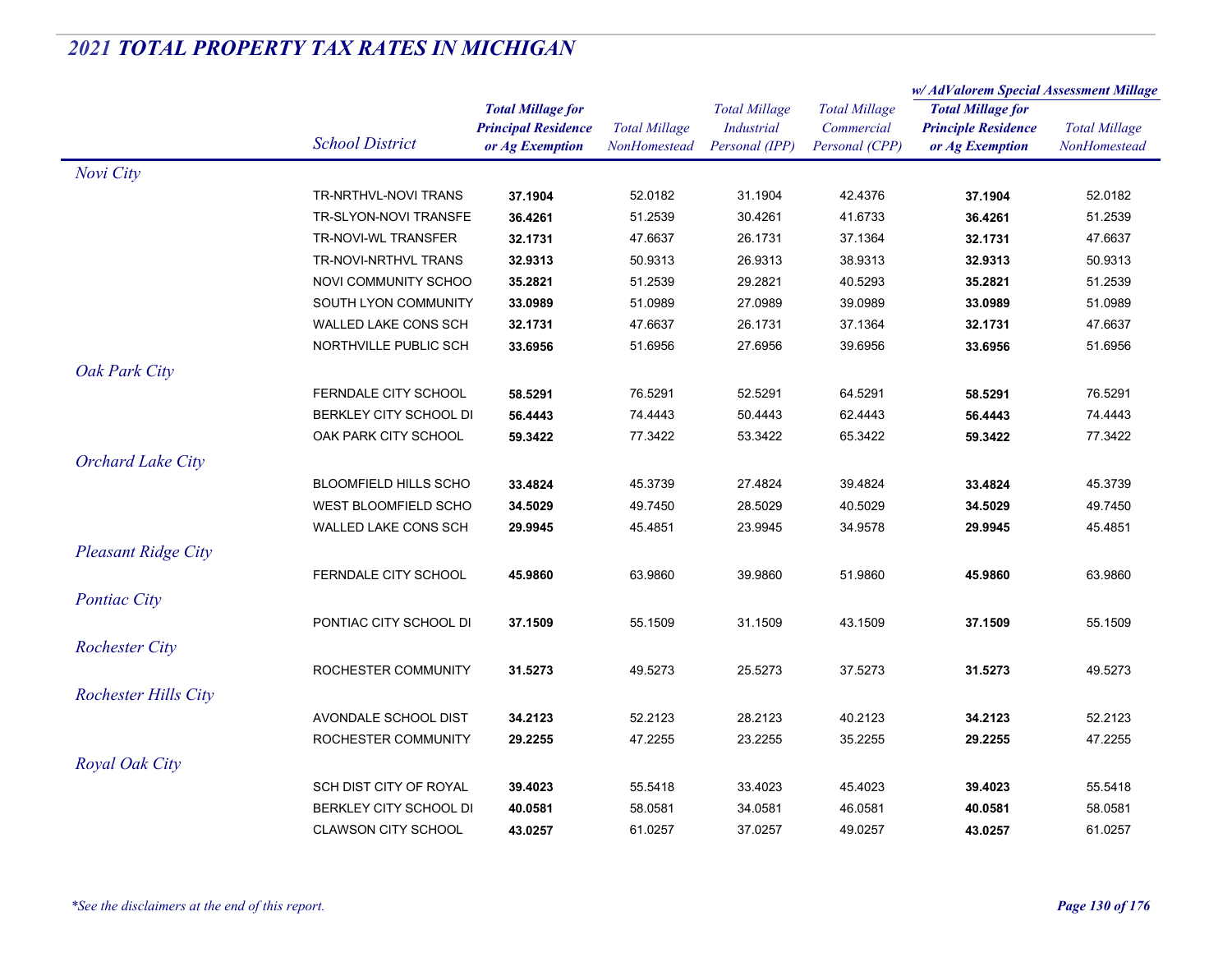# 2021 TOTAL PROPERTY TAX RATES IN MICHIGAN

| | School District | Total Millage for Principal Residence or Ag Exemption | Total Millage NonHomestead | Total Millage Industrial Personal (IPP) | Total Millage Commercial Personal (CPP) | w/ AdValorem Special Assessment Millage: Total Millage for Principle Residence or Ag Exemption | w/ AdValorem Special Assessment Millage: Total Millage NonHomestead |
|---|---|---|---|---|---|---|---|
| *Novi City* | | | | | | | |
| | TR-NRTHVL-NOVI TRANS | **37.1904** | 52.0182 | 31.1904 | 42.4376 | **37.1904** | 52.0182 |
| | TR-SLYON-NOVI TRANSFE | **36.4261** | 51.2539 | 30.4261 | 41.6733 | **36.4261** | 51.2539 |
| | TR-NOVI-WL TRANSFER | **32.1731** | 47.6637 | 26.1731 | 37.1364 | **32.1731** | 47.6637 |
| | TR-NOVI-NRTHVL TRANS | **32.9313** | 50.9313 | 26.9313 | 38.9313 | **32.9313** | 50.9313 |
| | NOVI COMMUNITY SCHOO | **35.2821** | 51.2539 | 29.2821 | 40.5293 | **35.2821** | 51.2539 |
| | SOUTH LYON COMMUNITY | **33.0989** | 51.0989 | 27.0989 | 39.0989 | **33.0989** | 51.0989 |
| | WALLED LAKE CONS SCH | **32.1731** | 47.6637 | 26.1731 | 37.1364 | **32.1731** | 47.6637 |
| | NORTHVILLE PUBLIC SCH | **33.6956** | 51.6956 | 27.6956 | 39.6956 | **33.6956** | 51.6956 |
| *Oak Park City* | | | | | | | |
| | FERNDALE CITY SCHOOL | **58.5291** | 76.5291 | 52.5291 | 64.5291 | **58.5291** | 76.5291 |
| | BERKLEY CITY SCHOOL DI | **56.4443** | 74.4443 | 50.4443 | 62.4443 | **56.4443** | 74.4443 |
| | OAK PARK CITY SCHOOL | **59.3422** | 77.3422 | 53.3422 | 65.3422 | **59.3422** | 77.3422 |
| *Orchard Lake City* | | | | | | | |
| | BLOOMFIELD HILLS SCHO | **33.4824** | 45.3739 | 27.4824 | 39.4824 | **33.4824** | 45.3739 |
| | WEST BLOOMFIELD SCHO | **34.5029** | 49.7450 | 28.5029 | 40.5029 | **34.5029** | 49.7450 |
| | WALLED LAKE CONS SCH | **29.9945** | 45.4851 | 23.9945 | 34.9578 | **29.9945** | 45.4851 |
| *Pleasant Ridge City* | | | | | | | |
| | FERNDALE CITY SCHOOL | **45.9860** | 63.9860 | 39.9860 | 51.9860 | **45.9860** | 63.9860 |
| *Pontiac City* | | | | | | | |
| | PONTIAC CITY SCHOOL DI | **37.1509** | 55.1509 | 31.1509 | 43.1509 | **37.1509** | 55.1509 |
| *Rochester City* | | | | | | | |
| | ROCHESTER COMMUNITY | **31.5273** | 49.5273 | 25.5273 | 37.5273 | **31.5273** | 49.5273 |
| *Rochester Hills City* | | | | | | | |
| | AVONDALE SCHOOL DIST | **34.2123** | 52.2123 | 28.2123 | 40.2123 | **34.2123** | 52.2123 |
| | ROCHESTER COMMUNITY | **29.2255** | 47.2255 | 23.2255 | 35.2255 | **29.2255** | 47.2255 |
| *Royal Oak City* | | | | | | | |
| | SCH DIST CITY OF ROYAL | **39.4023** | 55.5418 | 33.4023 | 45.4023 | **39.4023** | 55.5418 |
| | BERKLEY CITY SCHOOL DI | **40.0581** | 58.0581 | 34.0581 | 46.0581 | **40.0581** | 58.0581 |
| | CLAWSON CITY SCHOOL | **43.0257** | 61.0257 | 37.0257 | 49.0257 | **43.0257** | 61.0257 |

*\*See the disclaimers at the end of this report.*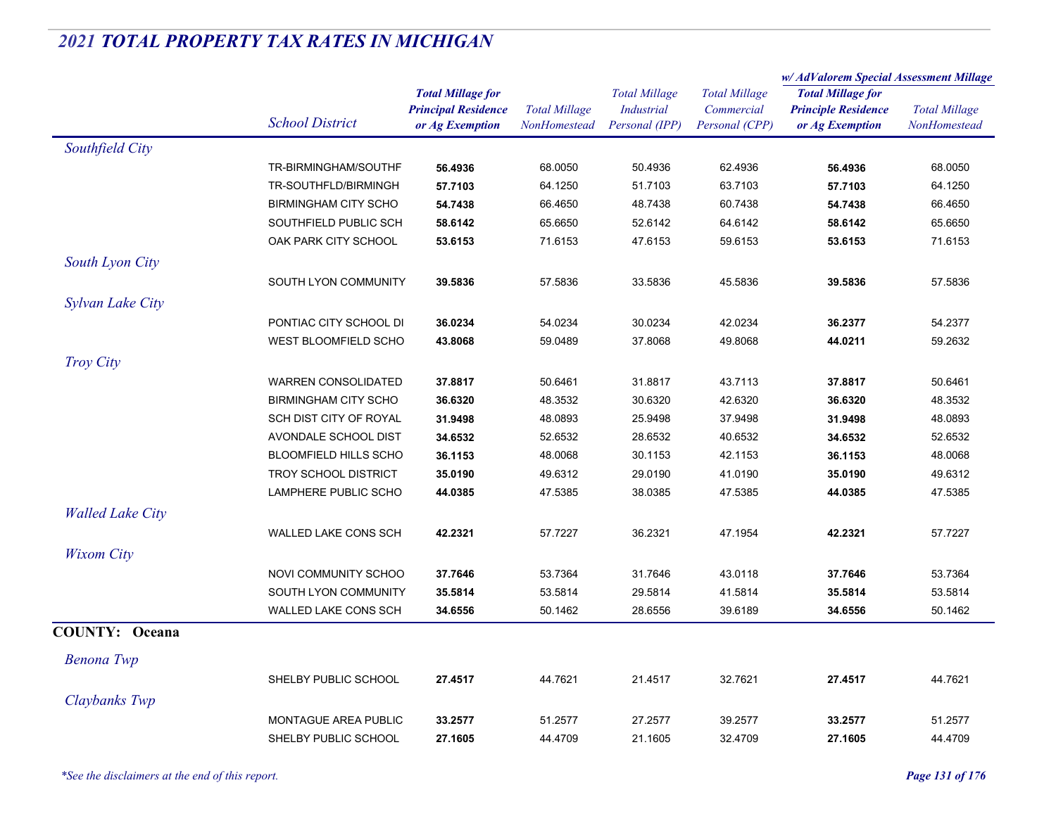## 2021 TOTAL PROPERTY TAX RATES IN MICHIGAN

| | School District | Total Millage for Principal Residence or Ag Exemption | Total Millage NonHomestead | Total Millage Industrial Personal (IPP) | Total Millage Commercial Personal (CPP) | w/ AdValorem Special Assessment Millage: Total Millage for Principle Residence or Ag Exemption | w/ AdValorem Special Assessment Millage: Total Millage NonHomestead |
|---|---|---|---|---|---|---|---|
| *Southfield City* | | | | | | | |
| | TR-BIRMINGHAM/SOUTHF | **56.4936** | 68.0050 | 50.4936 | 62.4936 | **56.4936** | 68.0050 |
| | TR-SOUTHFLD/BIRMINGH | **57.7103** | 64.1250 | 51.7103 | 63.7103 | **57.7103** | 64.1250 |
| | BIRMINGHAM CITY SCHO | **54.7438** | 66.4650 | 48.7438 | 60.7438 | **54.7438** | 66.4650 |
| | SOUTHFIELD PUBLIC SCH | **58.6142** | 65.6650 | 52.6142 | 64.6142 | **58.6142** | 65.6650 |
| | OAK PARK CITY SCHOOL | **53.6153** | 71.6153 | 47.6153 | 59.6153 | **53.6153** | 71.6153 |
| *South Lyon City* | | | | | | | |
| | SOUTH LYON COMMUNITY | **39.5836** | 57.5836 | 33.5836 | 45.5836 | **39.5836** | 57.5836 |
| *Sylvan Lake City* | | | | | | | |
| | PONTIAC CITY SCHOOL DI | **36.0234** | 54.0234 | 30.0234 | 42.0234 | **36.2377** | 54.2377 |
| | WEST BLOOMFIELD SCHO | **43.8068** | 59.0489 | 37.8068 | 49.8068 | **44.0211** | 59.2632 |
| *Troy City* | | | | | | | |
| | WARREN CONSOLIDATED | **37.8817** | 50.6461 | 31.8817 | 43.7113 | **37.8817** | 50.6461 |
| | BIRMINGHAM CITY SCHO | **36.6320** | 48.3532 | 30.6320 | 42.6320 | **36.6320** | 48.3532 |
| | SCH DIST CITY OF ROYAL | **31.9498** | 48.0893 | 25.9498 | 37.9498 | **31.9498** | 48.0893 |
| | AVONDALE SCHOOL DIST | **34.6532** | 52.6532 | 28.6532 | 40.6532 | **34.6532** | 52.6532 |
| | BLOOMFIELD HILLS SCHO | **36.1153** | 48.0068 | 30.1153 | 42.1153 | **36.1153** | 48.0068 |
| | TROY SCHOOL DISTRICT | **35.0190** | 49.6312 | 29.0190 | 41.0190 | **35.0190** | 49.6312 |
| | LAMPHERE PUBLIC SCHO | **44.0385** | 47.5385 | 38.0385 | 47.5385 | **44.0385** | 47.5385 |
| *Walled Lake City* | | | | | | | |
| | WALLED LAKE CONS SCH | **42.2321** | 57.7227 | 36.2321 | 47.1954 | **42.2321** | 57.7227 |
| *Wixom City* | | | | | | | |
| | NOVI COMMUNITY SCHOO | **37.7646** | 53.7364 | 31.7646 | 43.0118 | **37.7646** | 53.7364 |
| | SOUTH LYON COMMUNITY | **35.5814** | 53.5814 | 29.5814 | 41.5814 | **35.5814** | 53.5814 |
| | WALLED LAKE CONS SCH | **34.6556** | 50.1462 | 28.6556 | 39.6189 | **34.6556** | 50.1462 |
| **COUNTY: Oceana** | | | | | | | |
| *Benona Twp* | | | | | | | |
| | SHELBY PUBLIC SCHOOL | **27.4517** | 44.7621 | 21.4517 | 32.7621 | **27.4517** | 44.7621 |
| *Claybanks Twp* | | | | | | | |
| | MONTAGUE AREA PUBLIC | **33.2577** | 51.2577 | 27.2577 | 39.2577 | **33.2577** | 51.2577 |
| | SHELBY PUBLIC SCHOOL | **27.1605** | 44.4709 | 21.1605 | 32.4709 | **27.1605** | 44.4709 |

*\*See the disclaimers at the end of this report.*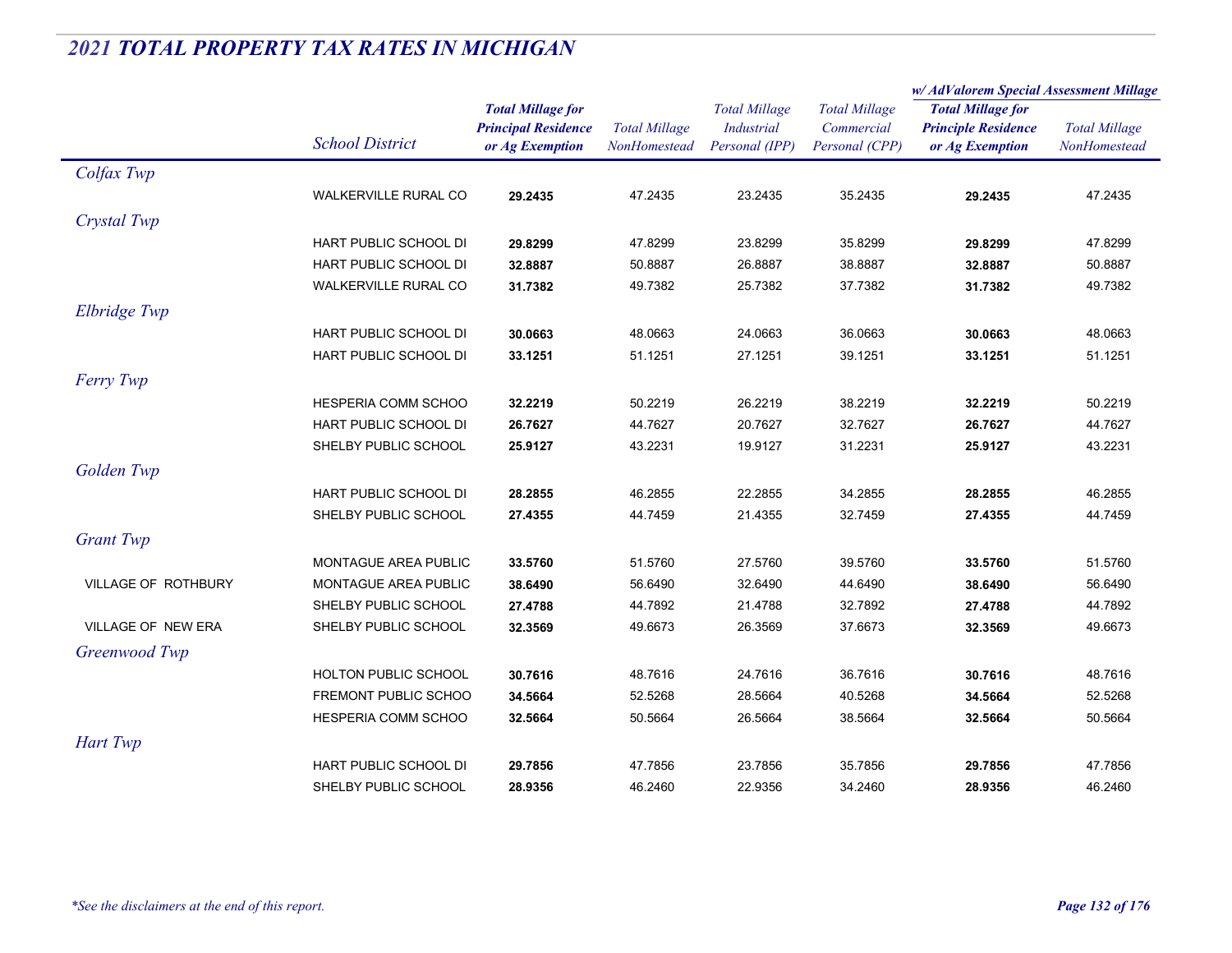## *2021 TOTAL PROPERTY TAX RATES IN MICHIGAN*

| | School District | Total Millage for Principal Residence or Ag Exemption | Total Millage NonHomestead | Total Millage Industrial Personal (IPP) | Total Millage Commercial Personal (CPP) | w/ AdValorem Special Assessment Millage: Total Millage for Principle Residence or Ag Exemption | w/ AdValorem Special Assessment Millage: Total Millage NonHomestead |
|---|---|---|---|---|---|---|---|
| *Colfax Twp* | | | | | | | |
| | WALKERVILLE RURAL CO | **29.2435** | 47.2435 | 23.2435 | 35.2435 | **29.2435** | 47.2435 |
| *Crystal Twp* | | | | | | | |
| | HART PUBLIC SCHOOL DI | **29.8299** | 47.8299 | 23.8299 | 35.8299 | **29.8299** | 47.8299 |
| | HART PUBLIC SCHOOL DI | **32.8887** | 50.8887 | 26.8887 | 38.8887 | **32.8887** | 50.8887 |
| | WALKERVILLE RURAL CO | **31.7382** | 49.7382 | 25.7382 | 37.7382 | **31.7382** | 49.7382 |
| *Elbridge Twp* | | | | | | | |
| | HART PUBLIC SCHOOL DI | **30.0663** | 48.0663 | 24.0663 | 36.0663 | **30.0663** | 48.0663 |
| | HART PUBLIC SCHOOL DI | **33.1251** | 51.1251 | 27.1251 | 39.1251 | **33.1251** | 51.1251 |
| *Ferry Twp* | | | | | | | |
| | HESPERIA COMM SCHOO | **32.2219** | 50.2219 | 26.2219 | 38.2219 | **32.2219** | 50.2219 |
| | HART PUBLIC SCHOOL DI | **26.7627** | 44.7627 | 20.7627 | 32.7627 | **26.7627** | 44.7627 |
| | SHELBY PUBLIC SCHOOL | **25.9127** | 43.2231 | 19.9127 | 31.2231 | **25.9127** | 43.2231 |
| *Golden Twp* | | | | | | | |
| | HART PUBLIC SCHOOL DI | **28.2855** | 46.2855 | 22.2855 | 34.2855 | **28.2855** | 46.2855 |
| | SHELBY PUBLIC SCHOOL | **27.4355** | 44.7459 | 21.4355 | 32.7459 | **27.4355** | 44.7459 |
| *Grant Twp* | | | | | | | |
| | MONTAGUE AREA PUBLIC | **33.5760** | 51.5760 | 27.5760 | 39.5760 | **33.5760** | 51.5760 |
| VILLAGE OF ROTHBURY | MONTAGUE AREA PUBLIC | **38.6490** | 56.6490 | 32.6490 | 44.6490 | **38.6490** | 56.6490 |
| | SHELBY PUBLIC SCHOOL | **27.4788** | 44.7892 | 21.4788 | 32.7892 | **27.4788** | 44.7892 |
| VILLAGE OF NEW ERA | SHELBY PUBLIC SCHOOL | **32.3569** | 49.6673 | 26.3569 | 37.6673 | **32.3569** | 49.6673 |
| *Greenwood Twp* | | | | | | | |
| | HOLTON PUBLIC SCHOOL | **30.7616** | 48.7616 | 24.7616 | 36.7616 | **30.7616** | 48.7616 |
| | FREMONT PUBLIC SCHOO | **34.5664** | 52.5268 | 28.5664 | 40.5268 | **34.5664** | 52.5268 |
| | HESPERIA COMM SCHOO | **32.5664** | 50.5664 | 26.5664 | 38.5664 | **32.5664** | 50.5664 |
| *Hart Twp* | | | | | | | |
| | HART PUBLIC SCHOOL DI | **29.7856** | 47.7856 | 23.7856 | 35.7856 | **29.7856** | 47.7856 |
| | SHELBY PUBLIC SCHOOL | **28.9356** | 46.2460 | 22.9356 | 34.2460 | **28.9356** | 46.2460 |

*\*See the disclaimers at the end of this report.*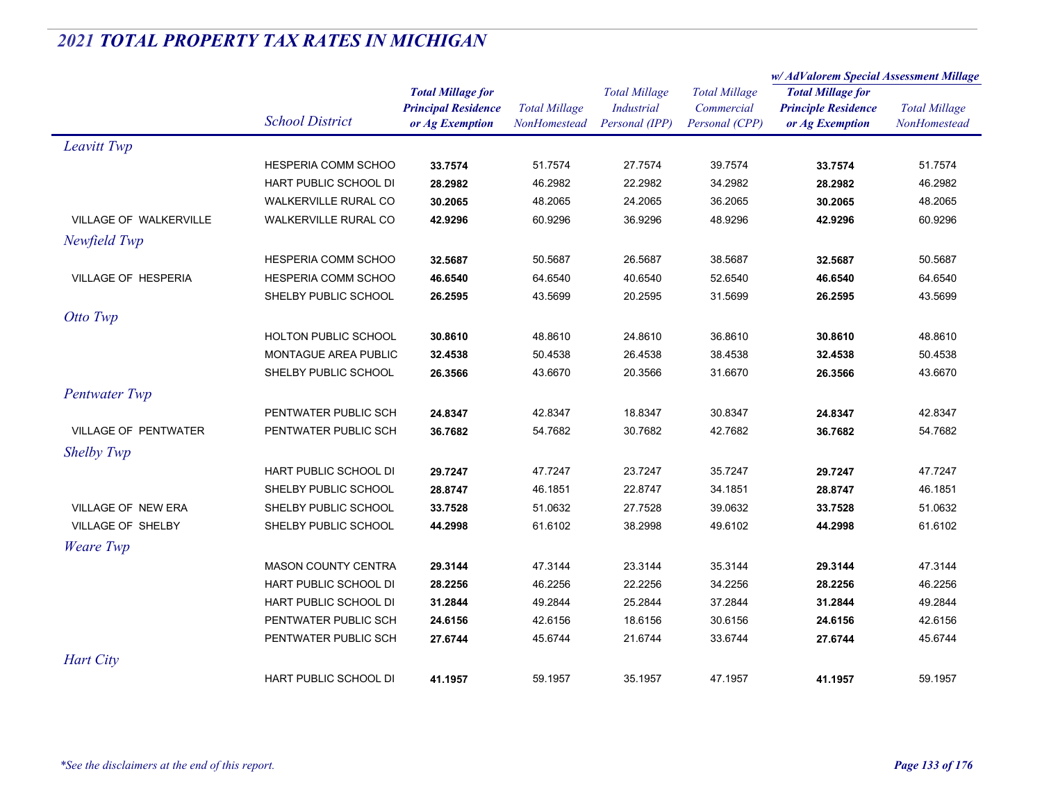# 2021 TOTAL PROPERTY TAX RATES IN MICHIGAN

| | School District | Total Millage for Principal Residence or Ag Exemption | Total Millage NonHomestead | Total Millage Industrial Personal (IPP) | Total Millage Commercial Personal (CPP) | w/ AdValorem Special Assessment Millage: Total Millage for Principle Residence or Ag Exemption | w/ AdValorem Special Assessment Millage: Total Millage NonHomestead |
|---|---|---|---|---|---|---|---|
| *Leavitt Twp* | | | | | | | |
| | HESPERIA COMM SCHOO | **33.7574** | 51.7574 | 27.7574 | 39.7574 | **33.7574** | 51.7574 |
| | HART PUBLIC SCHOOL DI | **28.2982** | 46.2982 | 22.2982 | 34.2982 | **28.2982** | 46.2982 |
| | WALKERVILLE RURAL CO | **30.2065** | 48.2065 | 24.2065 | 36.2065 | **30.2065** | 48.2065 |
| VILLAGE OF WALKERVILLE | WALKERVILLE RURAL CO | **42.9296** | 60.9296 | 36.9296 | 48.9296 | **42.9296** | 60.9296 |
| *Newfield Twp* | | | | | | | |
| | HESPERIA COMM SCHOO | **32.5687** | 50.5687 | 26.5687 | 38.5687 | **32.5687** | 50.5687 |
| VILLAGE OF HESPERIA | HESPERIA COMM SCHOO | **46.6540** | 64.6540 | 40.6540 | 52.6540 | **46.6540** | 64.6540 |
| | SHELBY PUBLIC SCHOOL | **26.2595** | 43.5699 | 20.2595 | 31.5699 | **26.2595** | 43.5699 |
| *Otto Twp* | | | | | | | |
| | HOLTON PUBLIC SCHOOL | **30.8610** | 48.8610 | 24.8610 | 36.8610 | **30.8610** | 48.8610 |
| | MONTAGUE AREA PUBLIC | **32.4538** | 50.4538 | 26.4538 | 38.4538 | **32.4538** | 50.4538 |
| | SHELBY PUBLIC SCHOOL | **26.3566** | 43.6670 | 20.3566 | 31.6670 | **26.3566** | 43.6670 |
| *Pentwater Twp* | | | | | | | |
| | PENTWATER PUBLIC SCH | **24.8347** | 42.8347 | 18.8347 | 30.8347 | **24.8347** | 42.8347 |
| VILLAGE OF PENTWATER | PENTWATER PUBLIC SCH | **36.7682** | 54.7682 | 30.7682 | 42.7682 | **36.7682** | 54.7682 |
| *Shelby Twp* | | | | | | | |
| | HART PUBLIC SCHOOL DI | **29.7247** | 47.7247 | 23.7247 | 35.7247 | **29.7247** | 47.7247 |
| | SHELBY PUBLIC SCHOOL | **28.8747** | 46.1851 | 22.8747 | 34.1851 | **28.8747** | 46.1851 |
| VILLAGE OF NEW ERA | SHELBY PUBLIC SCHOOL | **33.7528** | 51.0632 | 27.7528 | 39.0632 | **33.7528** | 51.0632 |
| VILLAGE OF SHELBY | SHELBY PUBLIC SCHOOL | **44.2998** | 61.6102 | 38.2998 | 49.6102 | **44.2998** | 61.6102 |
| *Weare Twp* | | | | | | | |
| | MASON COUNTY CENTRA | **29.3144** | 47.3144 | 23.3144 | 35.3144 | **29.3144** | 47.3144 |
| | HART PUBLIC SCHOOL DI | **28.2256** | 46.2256 | 22.2256 | 34.2256 | **28.2256** | 46.2256 |
| | HART PUBLIC SCHOOL DI | **31.2844** | 49.2844 | 25.2844 | 37.2844 | **31.2844** | 49.2844 |
| | PENTWATER PUBLIC SCH | **24.6156** | 42.6156 | 18.6156 | 30.6156 | **24.6156** | 42.6156 |
| | PENTWATER PUBLIC SCH | **27.6744** | 45.6744 | 21.6744 | 33.6744 | **27.6744** | 45.6744 |
| *Hart City* | | | | | | | |
| | HART PUBLIC SCHOOL DI | **41.1957** | 59.1957 | 35.1957 | 47.1957 | **41.1957** | 59.1957 |

*\*See the disclaimers at the end of this report.*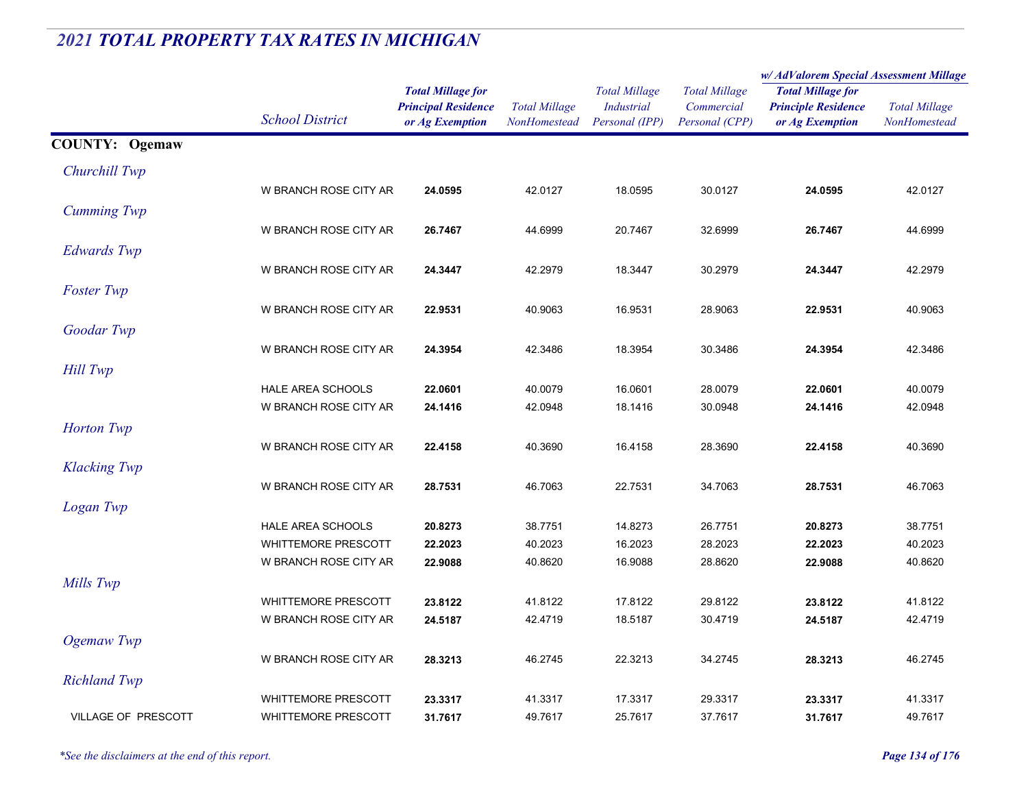## *2021 TOTAL PROPERTY TAX RATES IN MICHIGAN*

| | School District | Total Millage for Principal Residence or Ag Exemption | Total Millage NonHomestead | Total Millage Industrial Personal (IPP) | Total Millage Commercial Personal (CPP) | w/ AdValorem Special Assessment Millage Total Millage for Principle Residence or Ag Exemption | w/ AdValorem Special Assessment Millage Total Millage NonHomestead |
|---|---|---|---|---|---|---|---|
| **COUNTY: Ogemaw** | | | | | | | |
| *Churchill Twp* | | | | | | | |
| | W BRANCH ROSE CITY AR | **24.0595** | 42.0127 | 18.0595 | 30.0127 | **24.0595** | 42.0127 |
| *Cumming Twp* | | | | | | | |
| | W BRANCH ROSE CITY AR | **26.7467** | 44.6999 | 20.7467 | 32.6999 | **26.7467** | 44.6999 |
| *Edwards Twp* | | | | | | | |
| | W BRANCH ROSE CITY AR | **24.3447** | 42.2979 | 18.3447 | 30.2979 | **24.3447** | 42.2979 |
| *Foster Twp* | | | | | | | |
| | W BRANCH ROSE CITY AR | **22.9531** | 40.9063 | 16.9531 | 28.9063 | **22.9531** | 40.9063 |
| *Goodar Twp* | | | | | | | |
| | W BRANCH ROSE CITY AR | **24.3954** | 42.3486 | 18.3954 | 30.3486 | **24.3954** | 42.3486 |
| *Hill Twp* | | | | | | | |
| | HALE AREA SCHOOLS | **22.0601** | 40.0079 | 16.0601 | 28.0079 | **22.0601** | 40.0079 |
| | W BRANCH ROSE CITY AR | **24.1416** | 42.0948 | 18.1416 | 30.0948 | **24.1416** | 42.0948 |
| *Horton Twp* | | | | | | | |
| | W BRANCH ROSE CITY AR | **22.4158** | 40.3690 | 16.4158 | 28.3690 | **22.4158** | 40.3690 |
| *Klacking Twp* | | | | | | | |
| | W BRANCH ROSE CITY AR | **28.7531** | 46.7063 | 22.7531 | 34.7063 | **28.7531** | 46.7063 |
| *Logan Twp* | | | | | | | |
| | HALE AREA SCHOOLS | **20.8273** | 38.7751 | 14.8273 | 26.7751 | **20.8273** | 38.7751 |
| | WHITTEMORE PRESCOTT | **22.2023** | 40.2023 | 16.2023 | 28.2023 | **22.2023** | 40.2023 |
| | W BRANCH ROSE CITY AR | **22.9088** | 40.8620 | 16.9088 | 28.8620 | **22.9088** | 40.8620 |
| *Mills Twp* | | | | | | | |
| | WHITTEMORE PRESCOTT | **23.8122** | 41.8122 | 17.8122 | 29.8122 | **23.8122** | 41.8122 |
| | W BRANCH ROSE CITY AR | **24.5187** | 42.4719 | 18.5187 | 30.4719 | **24.5187** | 42.4719 |
| *Ogemaw Twp* | | | | | | | |
| | W BRANCH ROSE CITY AR | **28.3213** | 46.2745 | 22.3213 | 34.2745 | **28.3213** | 46.2745 |
| *Richland Twp* | | | | | | | |
| | WHITTEMORE PRESCOTT | **23.3317** | 41.3317 | 17.3317 | 29.3317 | **23.3317** | 41.3317 |
| VILLAGE OF PRESCOTT | WHITTEMORE PRESCOTT | **31.7617** | 49.7617 | 25.7617 | 37.7617 | **31.7617** | 49.7617 |

*\*See the disclaimers at the end of this report.*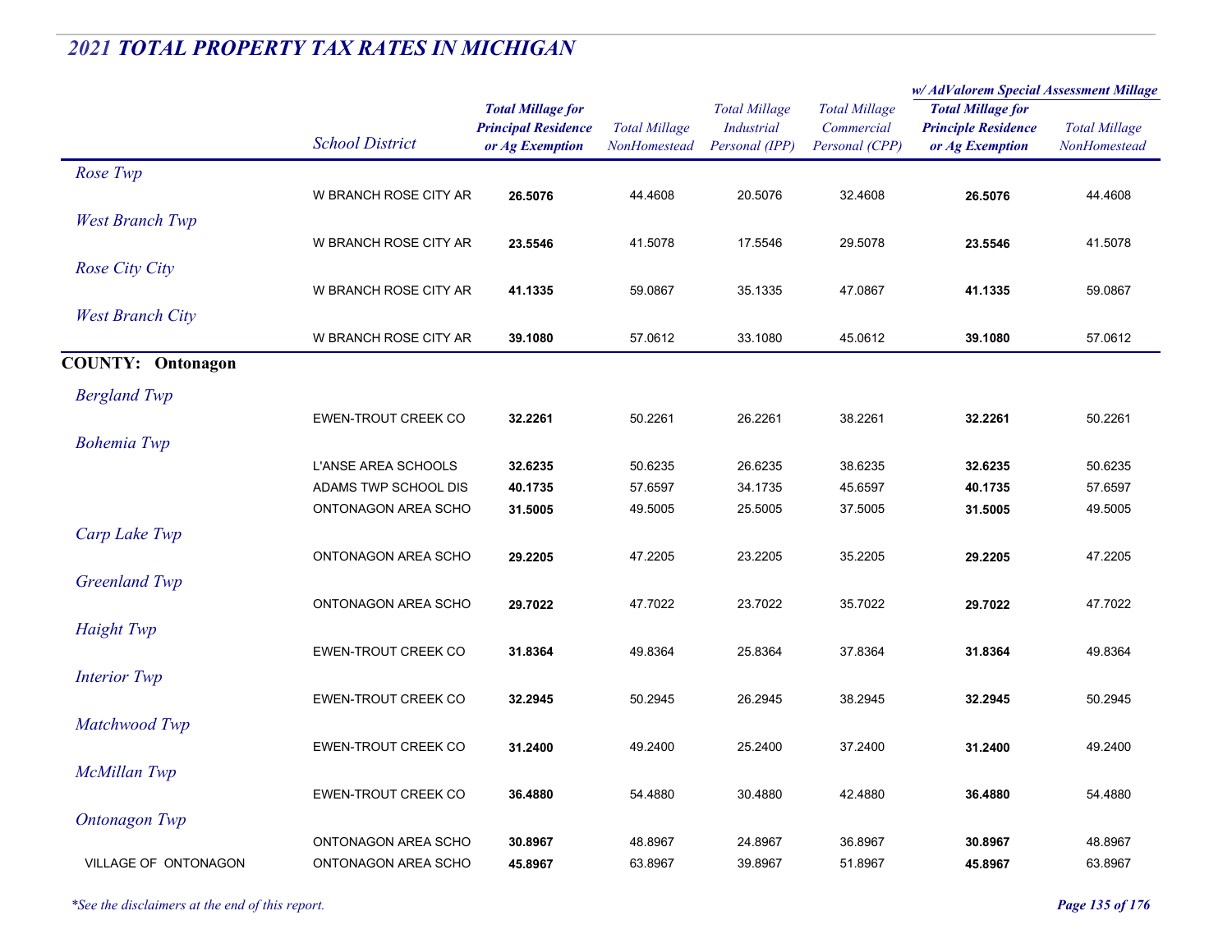## *2021 TOTAL PROPERTY TAX RATES IN MICHIGAN*

| | School District | Total Millage for Principal Residence or Ag Exemption | Total Millage NonHomestead | Total Millage Industrial Personal (IPP) | Total Millage Commercial Personal (CPP) | w/ AdValorem Special Assessment Millage Total Millage for Principle Residence or Ag Exemption | w/ AdValorem Special Assessment Millage Total Millage NonHomestead |
|---|---|---|---|---|---|---|---|
| *Rose Twp* | | | | | | | |
| | W BRANCH ROSE CITY AR | **26.5076** | 44.4608 | 20.5076 | 32.4608 | **26.5076** | 44.4608 |
| *West Branch Twp* | | | | | | | |
| | W BRANCH ROSE CITY AR | **23.5546** | 41.5078 | 17.5546 | 29.5078 | **23.5546** | 41.5078 |
| *Rose City City* | | | | | | | |
| | W BRANCH ROSE CITY AR | **41.1335** | 59.0867 | 35.1335 | 47.0867 | **41.1335** | 59.0867 |
| *West Branch City* | | | | | | | |
| | W BRANCH ROSE CITY AR | **39.1080** | 57.0612 | 33.1080 | 45.0612 | **39.1080** | 57.0612 |
| **COUNTY: Ontonagon** | | | | | | | |
| *Bergland Twp* | | | | | | | |
| | EWEN-TROUT CREEK CO | **32.2261** | 50.2261 | 26.2261 | 38.2261 | **32.2261** | 50.2261 |
| *Bohemia Twp* | | | | | | | |
| | L'ANSE AREA SCHOOLS | **32.6235** | 50.6235 | 26.6235 | 38.6235 | **32.6235** | 50.6235 |
| | ADAMS TWP SCHOOL DIS | **40.1735** | 57.6597 | 34.1735 | 45.6597 | **40.1735** | 57.6597 |
| | ONTONAGON AREA SCHO | **31.5005** | 49.5005 | 25.5005 | 37.5005 | **31.5005** | 49.5005 |
| *Carp Lake Twp* | | | | | | | |
| | ONTONAGON AREA SCHO | **29.2205** | 47.2205 | 23.2205 | 35.2205 | **29.2205** | 47.2205 |
| *Greenland Twp* | | | | | | | |
| | ONTONAGON AREA SCHO | **29.7022** | 47.7022 | 23.7022 | 35.7022 | **29.7022** | 47.7022 |
| *Haight Twp* | | | | | | | |
| | EWEN-TROUT CREEK CO | **31.8364** | 49.8364 | 25.8364 | 37.8364 | **31.8364** | 49.8364 |
| *Interior Twp* | | | | | | | |
| | EWEN-TROUT CREEK CO | **32.2945** | 50.2945 | 26.2945 | 38.2945 | **32.2945** | 50.2945 |
| *Matchwood Twp* | | | | | | | |
| | EWEN-TROUT CREEK CO | **31.2400** | 49.2400 | 25.2400 | 37.2400 | **31.2400** | 49.2400 |
| *McMillan Twp* | | | | | | | |
| | EWEN-TROUT CREEK CO | **36.4880** | 54.4880 | 30.4880 | 42.4880 | **36.4880** | 54.4880 |
| *Ontonagon Twp* | | | | | | | |
| | ONTONAGON AREA SCHO | **30.8967** | 48.8967 | 24.8967 | 36.8967 | **30.8967** | 48.8967 |
| VILLAGE OF ONTONAGON | ONTONAGON AREA SCHO | **45.8967** | 63.8967 | 39.8967 | 51.8967 | **45.8967** | 63.8967 |

*\*See the disclaimers at the end of this report.*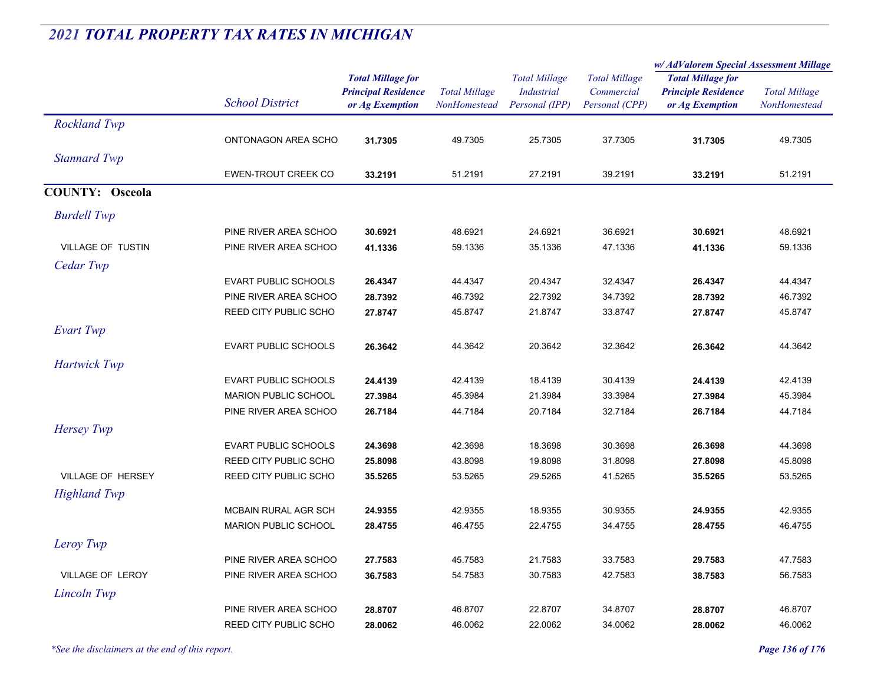## 2021 TOTAL PROPERTY TAX RATES IN MICHIGAN

| | School District | Total Millage for Principal Residence or Ag Exemption | Total Millage NonHomestead | Total Millage Industrial Personal (IPP) | Total Millage Commercial Personal (CPP) | w/ AdValorem Special Assessment Millage: Total Millage for Principle Residence or Ag Exemption | w/ AdValorem Special Assessment Millage: Total Millage NonHomestead |
|---|---|---|---|---|---|---|---|
| *Rockland Twp* | | | | | | | |
| | ONTONAGON AREA SCHO | **31.7305** | 49.7305 | 25.7305 | 37.7305 | **31.7305** | 49.7305 |
| *Stannard Twp* | | | | | | | |
| | EWEN-TROUT CREEK CO | **33.2191** | 51.2191 | 27.2191 | 39.2191 | **33.2191** | 51.2191 |
| **COUNTY: Osceola** | | | | | | | |
| *Burdell Twp* | | | | | | | |
| | PINE RIVER AREA SCHOO | **30.6921** | 48.6921 | 24.6921 | 36.6921 | **30.6921** | 48.6921 |
| VILLAGE OF TUSTIN | PINE RIVER AREA SCHOO | **41.1336** | 59.1336 | 35.1336 | 47.1336 | **41.1336** | 59.1336 |
| *Cedar Twp* | | | | | | | |
| | EVART PUBLIC SCHOOLS | **26.4347** | 44.4347 | 20.4347 | 32.4347 | **26.4347** | 44.4347 |
| | PINE RIVER AREA SCHOO | **28.7392** | 46.7392 | 22.7392 | 34.7392 | **28.7392** | 46.7392 |
| | REED CITY PUBLIC SCHO | **27.8747** | 45.8747 | 21.8747 | 33.8747 | **27.8747** | 45.8747 |
| *Evart Twp* | | | | | | | |
| | EVART PUBLIC SCHOOLS | **26.3642** | 44.3642 | 20.3642 | 32.3642 | **26.3642** | 44.3642 |
| *Hartwick Twp* | | | | | | | |
| | EVART PUBLIC SCHOOLS | **24.4139** | 42.4139 | 18.4139 | 30.4139 | **24.4139** | 42.4139 |
| | MARION PUBLIC SCHOOL | **27.3984** | 45.3984 | 21.3984 | 33.3984 | **27.3984** | 45.3984 |
| | PINE RIVER AREA SCHOO | **26.7184** | 44.7184 | 20.7184 | 32.7184 | **26.7184** | 44.7184 |
| *Hersey Twp* | | | | | | | |
| | EVART PUBLIC SCHOOLS | **24.3698** | 42.3698 | 18.3698 | 30.3698 | **26.3698** | 44.3698 |
| | REED CITY PUBLIC SCHO | **25.8098** | 43.8098 | 19.8098 | 31.8098 | **27.8098** | 45.8098 |
| VILLAGE OF HERSEY | REED CITY PUBLIC SCHO | **35.5265** | 53.5265 | 29.5265 | 41.5265 | **35.5265** | 53.5265 |
| *Highland Twp* | | | | | | | |
| | MCBAIN RURAL AGR SCH | **24.9355** | 42.9355 | 18.9355 | 30.9355 | **24.9355** | 42.9355 |
| | MARION PUBLIC SCHOOL | **28.4755** | 46.4755 | 22.4755 | 34.4755 | **28.4755** | 46.4755 |
| *Leroy Twp* | | | | | | | |
| | PINE RIVER AREA SCHOO | **27.7583** | 45.7583 | 21.7583 | 33.7583 | **29.7583** | 47.7583 |
| VILLAGE OF LEROY | PINE RIVER AREA SCHOO | **36.7583** | 54.7583 | 30.7583 | 42.7583 | **38.7583** | 56.7583 |
| *Lincoln Twp* | | | | | | | |
| | PINE RIVER AREA SCHOO | **28.8707** | 46.8707 | 22.8707 | 34.8707 | **28.8707** | 46.8707 |
| | REED CITY PUBLIC SCHO | **28.0062** | 46.0062 | 22.0062 | 34.0062 | **28.0062** | 46.0062 |

*\*See the disclaimers at the end of this report.*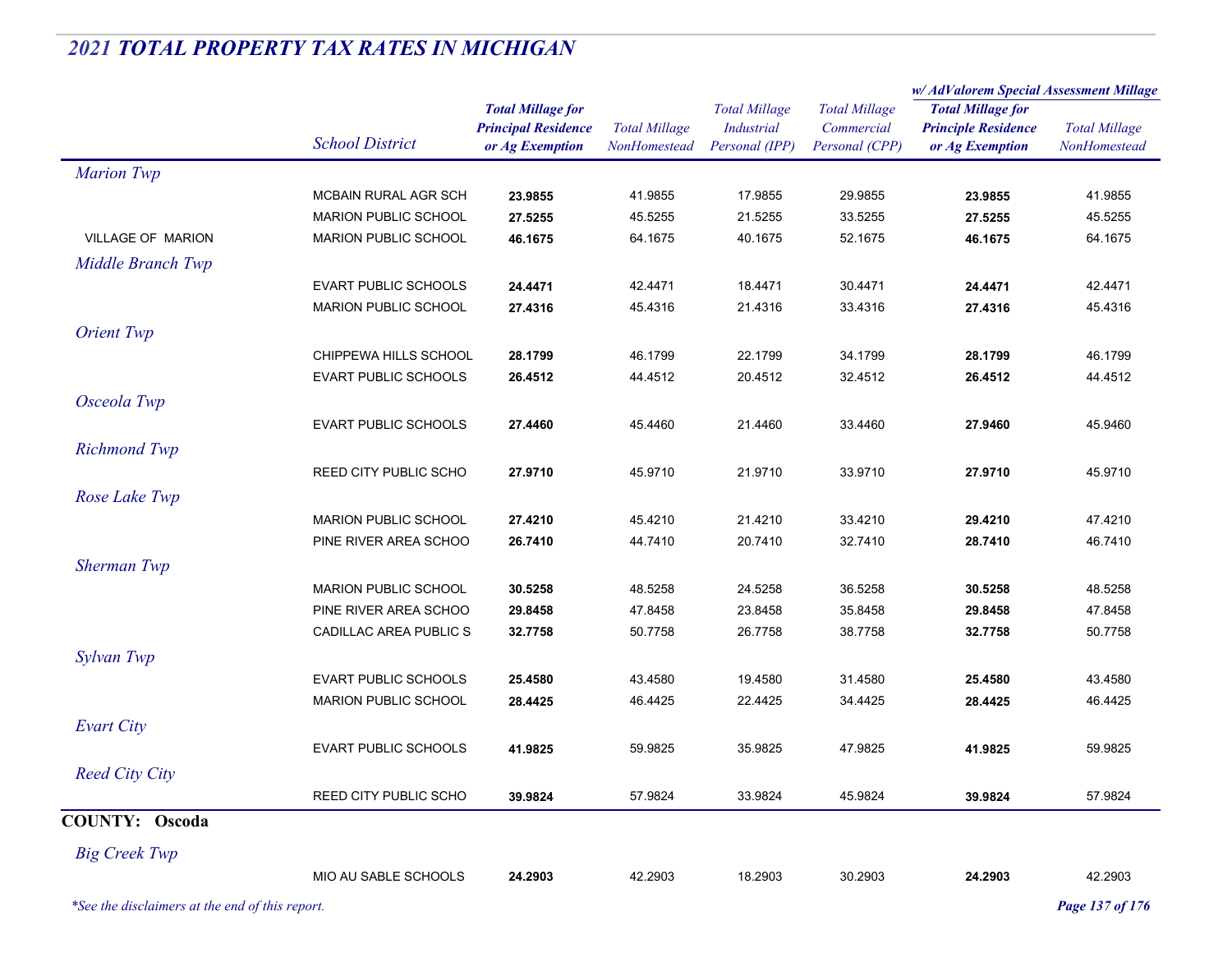## 2021 TOTAL PROPERTY TAX RATES IN MICHIGAN

| | School District | Total Millage for Principal Residence or Ag Exemption | Total Millage NonHomestead | Total Millage Industrial Personal (IPP) | Total Millage Commercial Personal (CPP) | w/ AdValorem Special Assessment Millage: Total Millage for Principle Residence or Ag Exemption | w/ AdValorem Special Assessment Millage: Total Millage NonHomestead |
|---|---|---|---|---|---|---|---|
| *Marion Twp* | | | | | | | |
| | MCBAIN RURAL AGR SCH | **23.9855** | 41.9855 | 17.9855 | 29.9855 | **23.9855** | 41.9855 |
| | MARION PUBLIC SCHOOL | **27.5255** | 45.5255 | 21.5255 | 33.5255 | **27.5255** | 45.5255 |
| VILLAGE OF MARION | MARION PUBLIC SCHOOL | **46.1675** | 64.1675 | 40.1675 | 52.1675 | **46.1675** | 64.1675 |
| *Middle Branch Twp* | | | | | | | |
| | EVART PUBLIC SCHOOLS | **24.4471** | 42.4471 | 18.4471 | 30.4471 | **24.4471** | 42.4471 |
| | MARION PUBLIC SCHOOL | **27.4316** | 45.4316 | 21.4316 | 33.4316 | **27.4316** | 45.4316 |
| *Orient Twp* | | | | | | | |
| | CHIPPEWA HILLS SCHOOL | **28.1799** | 46.1799 | 22.1799 | 34.1799 | **28.1799** | 46.1799 |
| | EVART PUBLIC SCHOOLS | **26.4512** | 44.4512 | 20.4512 | 32.4512 | **26.4512** | 44.4512 |
| *Osceola Twp* | | | | | | | |
| | EVART PUBLIC SCHOOLS | **27.4460** | 45.4460 | 21.4460 | 33.4460 | **27.9460** | 45.9460 |
| *Richmond Twp* | | | | | | | |
| | REED CITY PUBLIC SCHO | **27.9710** | 45.9710 | 21.9710 | 33.9710 | **27.9710** | 45.9710 |
| *Rose Lake Twp* | | | | | | | |
| | MARION PUBLIC SCHOOL | **27.4210** | 45.4210 | 21.4210 | 33.4210 | **29.4210** | 47.4210 |
| | PINE RIVER AREA SCHOO | **26.7410** | 44.7410 | 20.7410 | 32.7410 | **28.7410** | 46.7410 |
| *Sherman Twp* | | | | | | | |
| | MARION PUBLIC SCHOOL | **30.5258** | 48.5258 | 24.5258 | 36.5258 | **30.5258** | 48.5258 |
| | PINE RIVER AREA SCHOO | **29.8458** | 47.8458 | 23.8458 | 35.8458 | **29.8458** | 47.8458 |
| | CADILLAC AREA PUBLIC S | **32.7758** | 50.7758 | 26.7758 | 38.7758 | **32.7758** | 50.7758 |
| *Sylvan Twp* | | | | | | | |
| | EVART PUBLIC SCHOOLS | **25.4580** | 43.4580 | 19.4580 | 31.4580 | **25.4580** | 43.4580 |
| | MARION PUBLIC SCHOOL | **28.4425** | 46.4425 | 22.4425 | 34.4425 | **28.4425** | 46.4425 |
| *Evart City* | | | | | | | |
| | EVART PUBLIC SCHOOLS | **41.9825** | 59.9825 | 35.9825 | 47.9825 | **41.9825** | 59.9825 |
| *Reed City City* | | | | | | | |
| | REED CITY PUBLIC SCHO | **39.9824** | 57.9824 | 33.9824 | 45.9824 | **39.9824** | 57.9824 |

**COUNTY: Oscoda**

| | School District | Total Millage for Principal Residence or Ag Exemption | Total Millage NonHomestead | Total Millage Industrial Personal (IPP) | Total Millage Commercial Personal (CPP) | w/ AdValorem Special Assessment Millage: Total Millage for Principle Residence or Ag Exemption | w/ AdValorem Special Assessment Millage: Total Millage NonHomestead |
|---|---|---|---|---|---|---|---|
| *Big Creek Twp* | | | | | | | |
| | MIO AU SABLE SCHOOLS | **24.2903** | 42.2903 | 18.2903 | 30.2903 | **24.2903** | 42.2903 |

*See the disclaimers at the end of this report.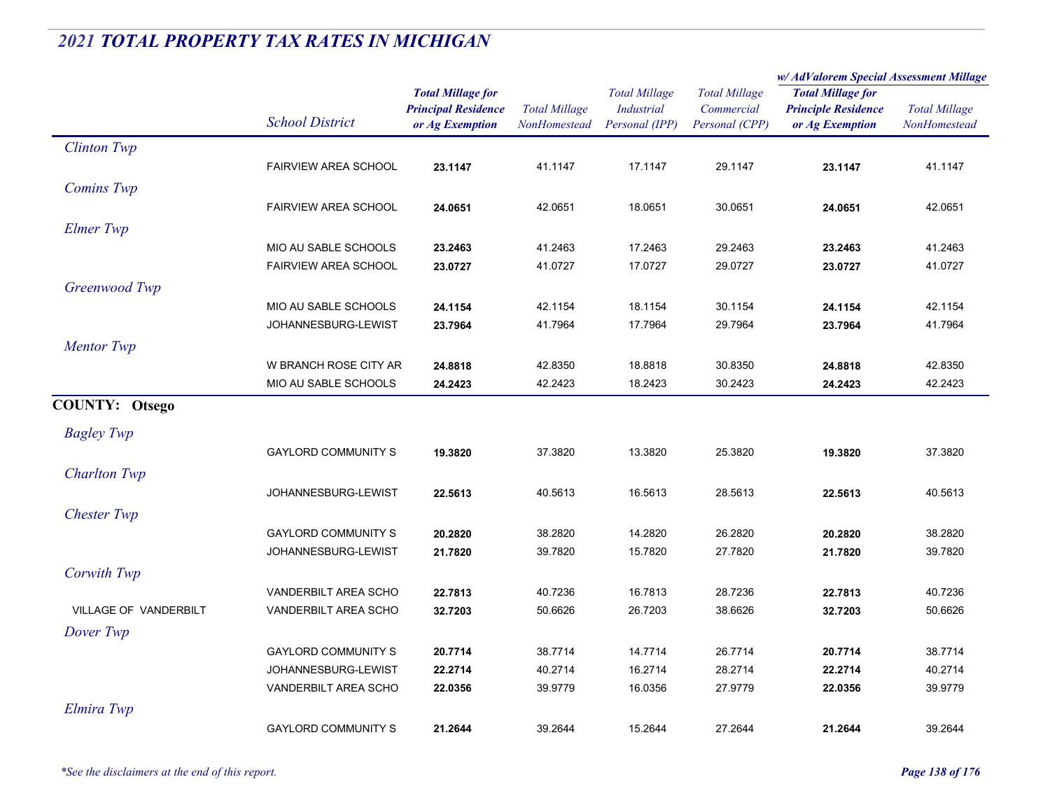## *2021 TOTAL PROPERTY TAX RATES IN MICHIGAN*

| | School District | Total Millage for Principal Residence or Ag Exemption | Total Millage NonHomestead | Total Millage Industrial Personal (IPP) | Total Millage Commercial Personal (CPP) | w/ AdValorem Special Assessment Millage: Total Millage for Principle Residence or Ag Exemption | w/ AdValorem Special Assessment Millage: Total Millage NonHomestead |
|---|---|---|---|---|---|---|---|
| *Clinton Twp* | | | | | | | |
| | FAIRVIEW AREA SCHOOL | **23.1147** | 41.1147 | 17.1147 | 29.1147 | **23.1147** | 41.1147 |
| *Comins Twp* | | | | | | | |
| | FAIRVIEW AREA SCHOOL | **24.0651** | 42.0651 | 18.0651 | 30.0651 | **24.0651** | 42.0651 |
| *Elmer Twp* | | | | | | | |
| | MIO AU SABLE SCHOOLS | **23.2463** | 41.2463 | 17.2463 | 29.2463 | **23.2463** | 41.2463 |
| | FAIRVIEW AREA SCHOOL | **23.0727** | 41.0727 | 17.0727 | 29.0727 | **23.0727** | 41.0727 |
| *Greenwood Twp* | | | | | | | |
| | MIO AU SABLE SCHOOLS | **24.1154** | 42.1154 | 18.1154 | 30.1154 | **24.1154** | 42.1154 |
| | JOHANNESBURG-LEWIST | **23.7964** | 41.7964 | 17.7964 | 29.7964 | **23.7964** | 41.7964 |
| *Mentor Twp* | | | | | | | |
| | W BRANCH ROSE CITY AR | **24.8818** | 42.8350 | 18.8818 | 30.8350 | **24.8818** | 42.8350 |
| | MIO AU SABLE SCHOOLS | **24.2423** | 42.2423 | 18.2423 | 30.2423 | **24.2423** | 42.2423 |

**COUNTY: Otsego**

| | School District | Total Millage for Principal Residence or Ag Exemption | Total Millage NonHomestead | Total Millage Industrial Personal (IPP) | Total Millage Commercial Personal (CPP) | w/ AdValorem Special Assessment Millage: Total Millage for Principle Residence or Ag Exemption | w/ AdValorem Special Assessment Millage: Total Millage NonHomestead |
|---|---|---|---|---|---|---|---|
| *Bagley Twp* | | | | | | | |
| | GAYLORD COMMUNITY S | **19.3820** | 37.3820 | 13.3820 | 25.3820 | **19.3820** | 37.3820 |
| *Charlton Twp* | | | | | | | |
| | JOHANNESBURG-LEWIST | **22.5613** | 40.5613 | 16.5613 | 28.5613 | **22.5613** | 40.5613 |
| *Chester Twp* | | | | | | | |
| | GAYLORD COMMUNITY S | **20.2820** | 38.2820 | 14.2820 | 26.2820 | **20.2820** | 38.2820 |
| | JOHANNESBURG-LEWIST | **21.7820** | 39.7820 | 15.7820 | 27.7820 | **21.7820** | 39.7820 |
| *Corwith Twp* | | | | | | | |
| | VANDERBILT AREA SCHO | **22.7813** | 40.7236 | 16.7813 | 28.7236 | **22.7813** | 40.7236 |
| VILLAGE OF VANDERBILT | VANDERBILT AREA SCHO | **32.7203** | 50.6626 | 26.7203 | 38.6626 | **32.7203** | 50.6626 |
| *Dover Twp* | | | | | | | |
| | GAYLORD COMMUNITY S | **20.7714** | 38.7714 | 14.7714 | 26.7714 | **20.7714** | 38.7714 |
| | JOHANNESBURG-LEWIST | **22.2714** | 40.2714 | 16.2714 | 28.2714 | **22.2714** | 40.2714 |
| | VANDERBILT AREA SCHO | **22.0356** | 39.9779 | 16.0356 | 27.9779 | **22.0356** | 39.9779 |
| *Elmira Twp* | | | | | | | |
| | GAYLORD COMMUNITY S | **21.2644** | 39.2644 | 15.2644 | 27.2644 | **21.2644** | 39.2644 |

*\*See the disclaimers at the end of this report.*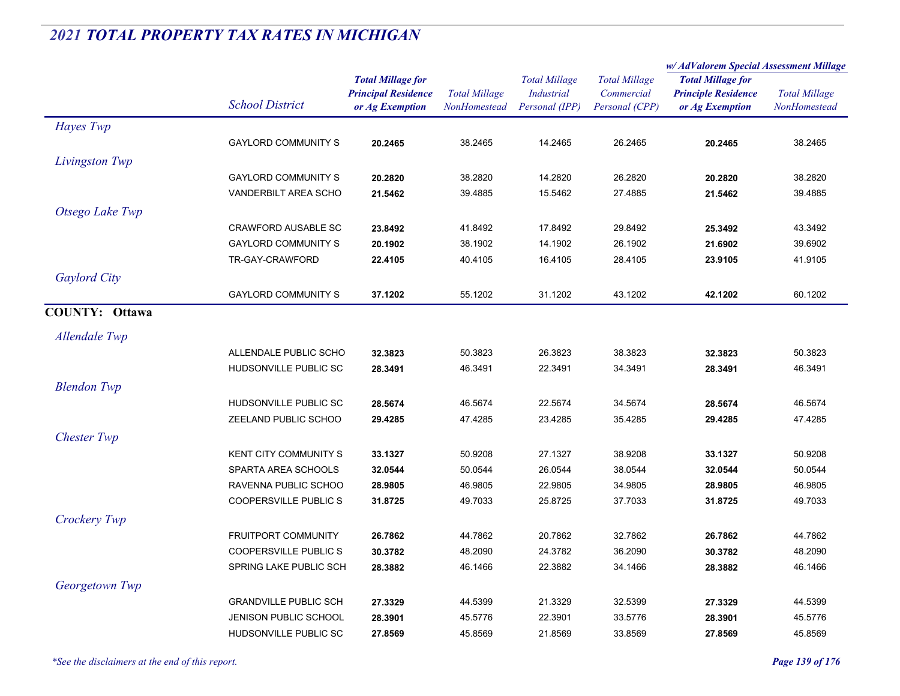## *2021 TOTAL PROPERTY TAX RATES IN MICHIGAN*

| | School District | Total Millage for Principal Residence or Ag Exemption | Total Millage NonHomestead | Total Millage Industrial Personal (IPP) | Total Millage Commercial Personal (CPP) | w/ AdValorem Special Assessment Millage: Total Millage for Principle Residence or Ag Exemption | w/ AdValorem Special Assessment Millage: Total Millage NonHomestead |
|---|---|---|---|---|---|---|---|
| *Hayes Twp* | | | | | | | |
| | GAYLORD COMMUNITY S | **20.2465** | 38.2465 | 14.2465 | 26.2465 | **20.2465** | 38.2465 |
| *Livingston Twp* | | | | | | | |
| | GAYLORD COMMUNITY S | **20.2820** | 38.2820 | 14.2820 | 26.2820 | **20.2820** | 38.2820 |
| | VANDERBILT AREA SCHO | **21.5462** | 39.4885 | 15.5462 | 27.4885 | **21.5462** | 39.4885 |
| *Otsego Lake Twp* | | | | | | | |
| | CRAWFORD AUSABLE SC | **23.8492** | 41.8492 | 17.8492 | 29.8492 | **25.3492** | 43.3492 |
| | GAYLORD COMMUNITY S | **20.1902** | 38.1902 | 14.1902 | 26.1902 | **21.6902** | 39.6902 |
| | TR-GAY-CRAWFORD | **22.4105** | 40.4105 | 16.4105 | 28.4105 | **23.9105** | 41.9105 |
| *Gaylord City* | | | | | | | |
| | GAYLORD COMMUNITY S | **37.1202** | 55.1202 | 31.1202 | 43.1202 | **42.1202** | 60.1202 |
| **COUNTY: Ottawa** | | | | | | | |
| *Allendale Twp* | | | | | | | |
| | ALLENDALE PUBLIC SCHO | **32.3823** | 50.3823 | 26.3823 | 38.3823 | **32.3823** | 50.3823 |
| | HUDSONVILLE PUBLIC SC | **28.3491** | 46.3491 | 22.3491 | 34.3491 | **28.3491** | 46.3491 |
| *Blendon Twp* | | | | | | | |
| | HUDSONVILLE PUBLIC SC | **28.5674** | 46.5674 | 22.5674 | 34.5674 | **28.5674** | 46.5674 |
| | ZEELAND PUBLIC SCHOO | **29.4285** | 47.4285 | 23.4285 | 35.4285 | **29.4285** | 47.4285 |
| *Chester Twp* | | | | | | | |
| | KENT CITY COMMUNITY S | **33.1327** | 50.9208 | 27.1327 | 38.9208 | **33.1327** | 50.9208 |
| | SPARTA AREA SCHOOLS | **32.0544** | 50.0544 | 26.0544 | 38.0544 | **32.0544** | 50.0544 |
| | RAVENNA PUBLIC SCHOO | **28.9805** | 46.9805 | 22.9805 | 34.9805 | **28.9805** | 46.9805 |
| | COOPERSVILLE PUBLIC S | **31.8725** | 49.7033 | 25.8725 | 37.7033 | **31.8725** | 49.7033 |
| *Crockery Twp* | | | | | | | |
| | FRUITPORT COMMUNITY | **26.7862** | 44.7862 | 20.7862 | 32.7862 | **26.7862** | 44.7862 |
| | COOPERSVILLE PUBLIC S | **30.3782** | 48.2090 | 24.3782 | 36.2090 | **30.3782** | 48.2090 |
| | SPRING LAKE PUBLIC SCH | **28.3882** | 46.1466 | 22.3882 | 34.1466 | **28.3882** | 46.1466 |
| *Georgetown Twp* | | | | | | | |
| | GRANDVILLE PUBLIC SCH | **27.3329** | 44.5399 | 21.3329 | 32.5399 | **27.3329** | 44.5399 |
| | JENISON PUBLIC SCHOOL | **28.3901** | 45.5776 | 22.3901 | 33.5776 | **28.3901** | 45.5776 |
| | HUDSONVILLE PUBLIC SC | **27.8569** | 45.8569 | 21.8569 | 33.8569 | **27.8569** | 45.8569 |

*\*See the disclaimers at the end of this report.*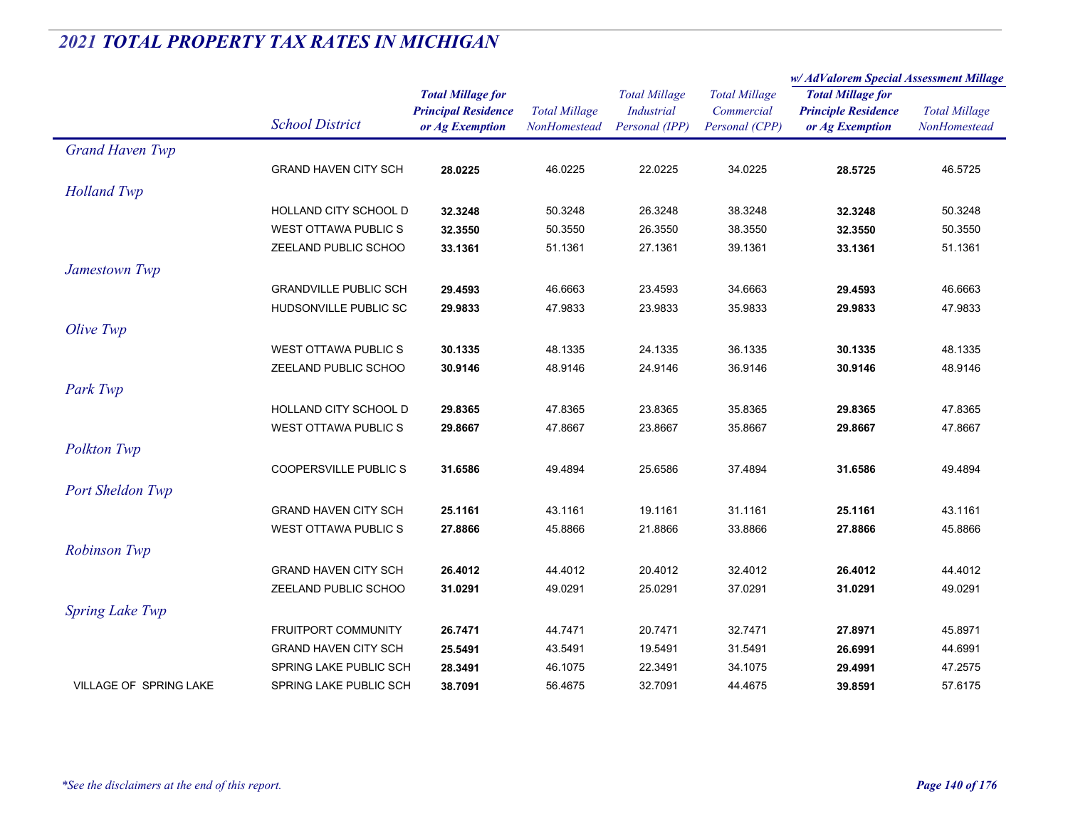## *2021 TOTAL PROPERTY TAX RATES IN MICHIGAN*

| | School District | Total Millage for Principal Residence or Ag Exemption | Total Millage NonHomestead | Total Millage Industrial Personal (IPP) | Total Millage Commercial Personal (CPP) | w/ AdValorem Special Assessment Millage: Total Millage for Principle Residence or Ag Exemption | w/ AdValorem Special Assessment Millage: Total Millage NonHomestead |
|---|---|---|---|---|---|---|---|
| *Grand Haven Twp* | | | | | | | |
| | GRAND HAVEN CITY SCH | **28.0225** | 46.0225 | 22.0225 | 34.0225 | **28.5725** | 46.5725 |
| *Holland Twp* | | | | | | | |
| | HOLLAND CITY SCHOOL D | **32.3248** | 50.3248 | 26.3248 | 38.3248 | **32.3248** | 50.3248 |
| | WEST OTTAWA PUBLIC S | **32.3550** | 50.3550 | 26.3550 | 38.3550 | **32.3550** | 50.3550 |
| | ZEELAND PUBLIC SCHOO | **33.1361** | 51.1361 | 27.1361 | 39.1361 | **33.1361** | 51.1361 |
| *Jamestown Twp* | | | | | | | |
| | GRANDVILLE PUBLIC SCH | **29.4593** | 46.6663 | 23.4593 | 34.6663 | **29.4593** | 46.6663 |
| | HUDSONVILLE PUBLIC SC | **29.9833** | 47.9833 | 23.9833 | 35.9833 | **29.9833** | 47.9833 |
| *Olive Twp* | | | | | | | |
| | WEST OTTAWA PUBLIC S | **30.1335** | 48.1335 | 24.1335 | 36.1335 | **30.1335** | 48.1335 |
| | ZEELAND PUBLIC SCHOO | **30.9146** | 48.9146 | 24.9146 | 36.9146 | **30.9146** | 48.9146 |
| *Park Twp* | | | | | | | |
| | HOLLAND CITY SCHOOL D | **29.8365** | 47.8365 | 23.8365 | 35.8365 | **29.8365** | 47.8365 |
| | WEST OTTAWA PUBLIC S | **29.8667** | 47.8667 | 23.8667 | 35.8667 | **29.8667** | 47.8667 |
| *Polkton Twp* | | | | | | | |
| | COOPERSVILLE PUBLIC S | **31.6586** | 49.4894 | 25.6586 | 37.4894 | **31.6586** | 49.4894 |
| *Port Sheldon Twp* | | | | | | | |
| | GRAND HAVEN CITY SCH | **25.1161** | 43.1161 | 19.1161 | 31.1161 | **25.1161** | 43.1161 |
| | WEST OTTAWA PUBLIC S | **27.8866** | 45.8866 | 21.8866 | 33.8866 | **27.8866** | 45.8866 |
| *Robinson Twp* | | | | | | | |
| | GRAND HAVEN CITY SCH | **26.4012** | 44.4012 | 20.4012 | 32.4012 | **26.4012** | 44.4012 |
| | ZEELAND PUBLIC SCHOO | **31.0291** | 49.0291 | 25.0291 | 37.0291 | **31.0291** | 49.0291 |
| *Spring Lake Twp* | | | | | | | |
| | FRUITPORT COMMUNITY | **26.7471** | 44.7471 | 20.7471 | 32.7471 | **27.8971** | 45.8971 |
| | GRAND HAVEN CITY SCH | **25.5491** | 43.5491 | 19.5491 | 31.5491 | **26.6991** | 44.6991 |
| | SPRING LAKE PUBLIC SCH | **28.3491** | 46.1075 | 22.3491 | 34.1075 | **29.4991** | 47.2575 |
| VILLAGE OF SPRING LAKE | SPRING LAKE PUBLIC SCH | **38.7091** | 56.4675 | 32.7091 | 44.4675 | **39.8591** | 57.6175 |

*\*See the disclaimers at the end of this report.*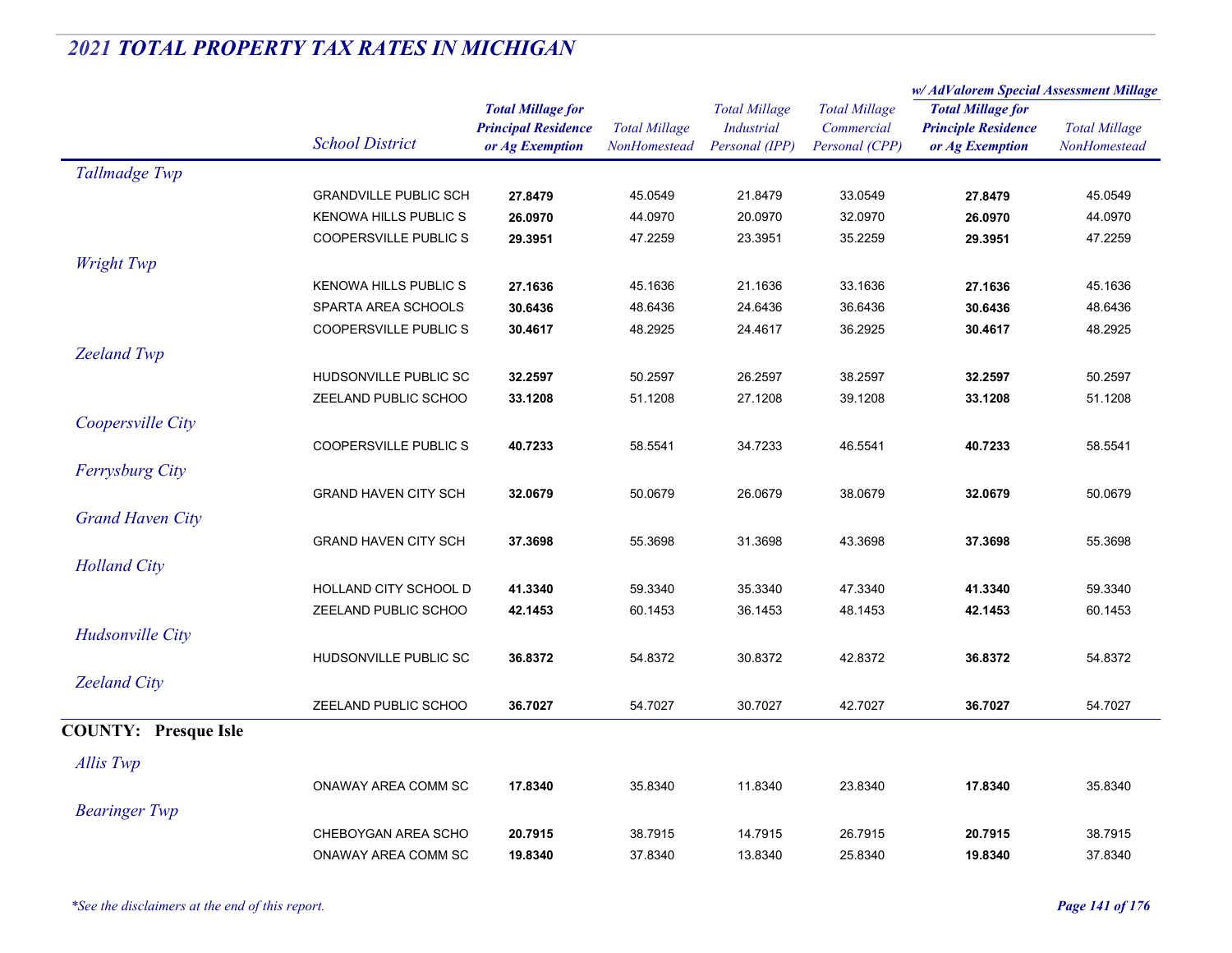# 2021 TOTAL PROPERTY TAX RATES IN MICHIGAN

| | School District | Total Millage for Principal Residence or Ag Exemption | Total Millage NonHomestead | Total Millage Industrial Personal (IPP) | Total Millage Commercial Personal (CPP) | w/ AdValorem Special Assessment Millage: Total Millage for Principle Residence or Ag Exemption | w/ AdValorem Special Assessment Millage: Total Millage NonHomestead |
|---|---|---|---|---|---|---|---|
| *Tallmadge Twp* | | | | | | | |
| | GRANDVILLE PUBLIC SCH | **27.8479** | 45.0549 | 21.8479 | 33.0549 | **27.8479** | 45.0549 |
| | KENOWA HILLS PUBLIC S | **26.0970** | 44.0970 | 20.0970 | 32.0970 | **26.0970** | 44.0970 |
| | COOPERSVILLE PUBLIC S | **29.3951** | 47.2259 | 23.3951 | 35.2259 | **29.3951** | 47.2259 |
| *Wright Twp* | | | | | | | |
| | KENOWA HILLS PUBLIC S | **27.1636** | 45.1636 | 21.1636 | 33.1636 | **27.1636** | 45.1636 |
| | SPARTA AREA SCHOOLS | **30.6436** | 48.6436 | 24.6436 | 36.6436 | **30.6436** | 48.6436 |
| | COOPERSVILLE PUBLIC S | **30.4617** | 48.2925 | 24.4617 | 36.2925 | **30.4617** | 48.2925 |
| *Zeeland Twp* | | | | | | | |
| | HUDSONVILLE PUBLIC SC | **32.2597** | 50.2597 | 26.2597 | 38.2597 | **32.2597** | 50.2597 |
| | ZEELAND PUBLIC SCHOO | **33.1208** | 51.1208 | 27.1208 | 39.1208 | **33.1208** | 51.1208 |
| *Coopersville City* | | | | | | | |
| | COOPERSVILLE PUBLIC S | **40.7233** | 58.5541 | 34.7233 | 46.5541 | **40.7233** | 58.5541 |
| *Ferrysburg City* | | | | | | | |
| | GRAND HAVEN CITY SCH | **32.0679** | 50.0679 | 26.0679 | 38.0679 | **32.0679** | 50.0679 |
| *Grand Haven City* | | | | | | | |
| | GRAND HAVEN CITY SCH | **37.3698** | 55.3698 | 31.3698 | 43.3698 | **37.3698** | 55.3698 |
| *Holland City* | | | | | | | |
| | HOLLAND CITY SCHOOL D | **41.3340** | 59.3340 | 35.3340 | 47.3340 | **41.3340** | 59.3340 |
| | ZEELAND PUBLIC SCHOO | **42.1453** | 60.1453 | 36.1453 | 48.1453 | **42.1453** | 60.1453 |
| *Hudsonville City* | | | | | | | |
| | HUDSONVILLE PUBLIC SC | **36.8372** | 54.8372 | 30.8372 | 42.8372 | **36.8372** | 54.8372 |
| *Zeeland City* | | | | | | | |
| | ZEELAND PUBLIC SCHOO | **36.7027** | 54.7027 | 30.7027 | 42.7027 | **36.7027** | 54.7027 |
| **COUNTY: Presque Isle** | | | | | | | |
| *Allis Twp* | | | | | | | |
| | ONAWAY AREA COMM SC | **17.8340** | 35.8340 | 11.8340 | 23.8340 | **17.8340** | 35.8340 |
| *Bearinger Twp* | | | | | | | |
| | CHEBOYGAN AREA SCHO | **20.7915** | 38.7915 | 14.7915 | 26.7915 | **20.7915** | 38.7915 |
| | ONAWAY AREA COMM SC | **19.8340** | 37.8340 | 13.8340 | 25.8340 | **19.8340** | 37.8340 |

*\*See the disclaimers at the end of this report.*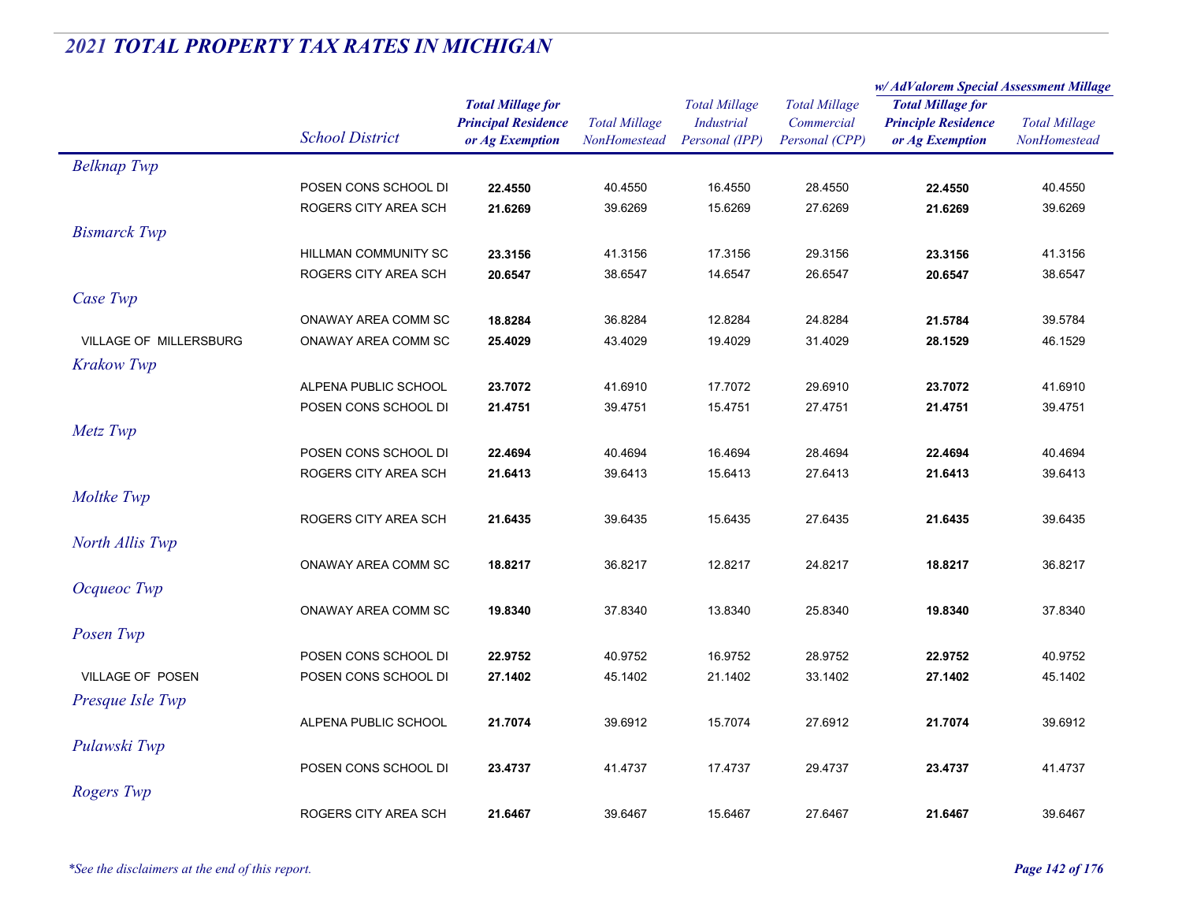## 2021 TOTAL PROPERTY TAX RATES IN MICHIGAN

| | School District | Total Millage for Principal Residence or Ag Exemption | Total Millage NonHomestead | Total Millage Industrial Personal (IPP) | Total Millage Commercial Personal (CPP) | w/ AdValorem Special Assessment Millage: Total Millage for Principle Residence or Ag Exemption | w/ AdValorem Special Assessment Millage: Total Millage NonHomestead |
|---|---|---|---|---|---|---|---|
| *Belknap Twp* | | | | | | | |
| | POSEN CONS SCHOOL DI | **22.4550** | 40.4550 | 16.4550 | 28.4550 | **22.4550** | 40.4550 |
| | ROGERS CITY AREA SCH | **21.6269** | 39.6269 | 15.6269 | 27.6269 | **21.6269** | 39.6269 |
| *Bismarck Twp* | | | | | | | |
| | HILLMAN COMMUNITY SC | **23.3156** | 41.3156 | 17.3156 | 29.3156 | **23.3156** | 41.3156 |
| | ROGERS CITY AREA SCH | **20.6547** | 38.6547 | 14.6547 | 26.6547 | **20.6547** | 38.6547 |
| *Case Twp* | | | | | | | |
| | ONAWAY AREA COMM SC | **18.8284** | 36.8284 | 12.8284 | 24.8284 | **21.5784** | 39.5784 |
| VILLAGE OF MILLERSBURG | ONAWAY AREA COMM SC | **25.4029** | 43.4029 | 19.4029 | 31.4029 | **28.1529** | 46.1529 |
| *Krakow Twp* | | | | | | | |
| | ALPENA PUBLIC SCHOOL | **23.7072** | 41.6910 | 17.7072 | 29.6910 | **23.7072** | 41.6910 |
| | POSEN CONS SCHOOL DI | **21.4751** | 39.4751 | 15.4751 | 27.4751 | **21.4751** | 39.4751 |
| *Metz Twp* | | | | | | | |
| | POSEN CONS SCHOOL DI | **22.4694** | 40.4694 | 16.4694 | 28.4694 | **22.4694** | 40.4694 |
| | ROGERS CITY AREA SCH | **21.6413** | 39.6413 | 15.6413 | 27.6413 | **21.6413** | 39.6413 |
| *Moltke Twp* | | | | | | | |
| | ROGERS CITY AREA SCH | **21.6435** | 39.6435 | 15.6435 | 27.6435 | **21.6435** | 39.6435 |
| *North Allis Twp* | | | | | | | |
| | ONAWAY AREA COMM SC | **18.8217** | 36.8217 | 12.8217 | 24.8217 | **18.8217** | 36.8217 |
| *Ocqueoc Twp* | | | | | | | |
| | ONAWAY AREA COMM SC | **19.8340** | 37.8340 | 13.8340 | 25.8340 | **19.8340** | 37.8340 |
| *Posen Twp* | | | | | | | |
| | POSEN CONS SCHOOL DI | **22.9752** | 40.9752 | 16.9752 | 28.9752 | **22.9752** | 40.9752 |
| VILLAGE OF POSEN | POSEN CONS SCHOOL DI | **27.1402** | 45.1402 | 21.1402 | 33.1402 | **27.1402** | 45.1402 |
| *Presque Isle Twp* | | | | | | | |
| | ALPENA PUBLIC SCHOOL | **21.7074** | 39.6912 | 15.7074 | 27.6912 | **21.7074** | 39.6912 |
| *Pulawski Twp* | | | | | | | |
| | POSEN CONS SCHOOL DI | **23.4737** | 41.4737 | 17.4737 | 29.4737 | **23.4737** | 41.4737 |
| *Rogers Twp* | | | | | | | |
| | ROGERS CITY AREA SCH | **21.6467** | 39.6467 | 15.6467 | 27.6467 | **21.6467** | 39.6467 |

*\*See the disclaimers at the end of this report.*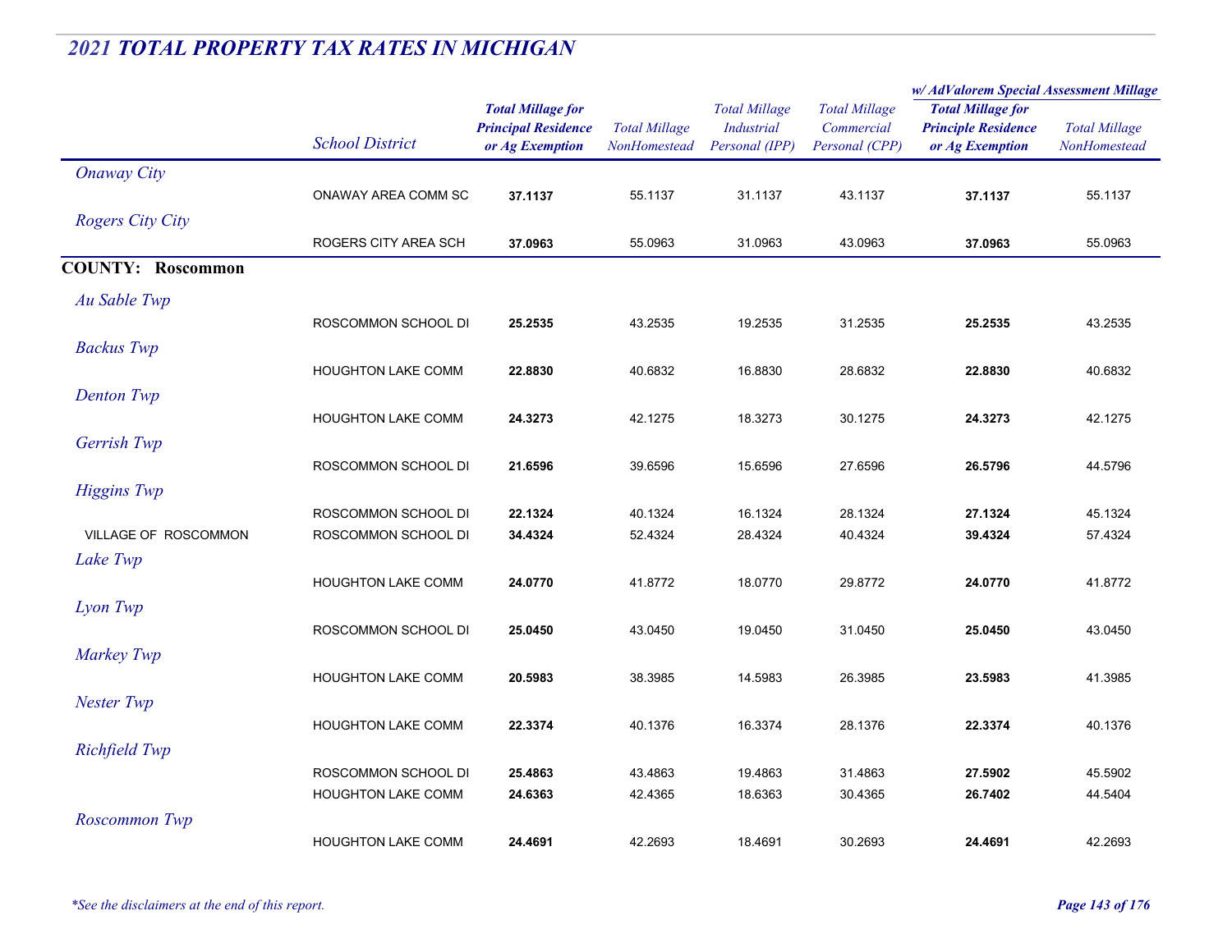## 2021 TOTAL PROPERTY TAX RATES IN MICHIGAN

| | School District | Total Millage for Principal Residence or Ag Exemption | Total Millage NonHomestead | Total Millage Industrial Personal (IPP) | Total Millage Commercial Personal (CPP) | w/ AdValorem Special Assessment Millage: Total Millage for Principle Residence or Ag Exemption | w/ AdValorem Special Assessment Millage: Total Millage NonHomestead |
|---|---|---|---|---|---|---|---|
| *Onaway City* | | | | | | | |
| | ONAWAY AREA COMM SC | **37.1137** | 55.1137 | 31.1137 | 43.1137 | **37.1137** | 55.1137 |
| *Rogers City City* | | | | | | | |
| | ROGERS CITY AREA SCH | **37.0963** | 55.0963 | 31.0963 | 43.0963 | **37.0963** | 55.0963 |
| **COUNTY: Roscommon** | | | | | | | |
| *Au Sable Twp* | | | | | | | |
| | ROSCOMMON SCHOOL DI | **25.2535** | 43.2535 | 19.2535 | 31.2535 | **25.2535** | 43.2535 |
| *Backus Twp* | | | | | | | |
| | HOUGHTON LAKE COMM | **22.8830** | 40.6832 | 16.8830 | 28.6832 | **22.8830** | 40.6832 |
| *Denton Twp* | | | | | | | |
| | HOUGHTON LAKE COMM | **24.3273** | 42.1275 | 18.3273 | 30.1275 | **24.3273** | 42.1275 |
| *Gerrish Twp* | | | | | | | |
| | ROSCOMMON SCHOOL DI | **21.6596** | 39.6596 | 15.6596 | 27.6596 | **26.5796** | 44.5796 |
| *Higgins Twp* | | | | | | | |
| | ROSCOMMON SCHOOL DI | **22.1324** | 40.1324 | 16.1324 | 28.1324 | **27.1324** | 45.1324 |
| VILLAGE OF ROSCOMMON | ROSCOMMON SCHOOL DI | **34.4324** | 52.4324 | 28.4324 | 40.4324 | **39.4324** | 57.4324 |
| *Lake Twp* | | | | | | | |
| | HOUGHTON LAKE COMM | **24.0770** | 41.8772 | 18.0770 | 29.8772 | **24.0770** | 41.8772 |
| *Lyon Twp* | | | | | | | |
| | ROSCOMMON SCHOOL DI | **25.0450** | 43.0450 | 19.0450 | 31.0450 | **25.0450** | 43.0450 |
| *Markey Twp* | | | | | | | |
| | HOUGHTON LAKE COMM | **20.5983** | 38.3985 | 14.5983 | 26.3985 | **23.5983** | 41.3985 |
| *Nester Twp* | | | | | | | |
| | HOUGHTON LAKE COMM | **22.3374** | 40.1376 | 16.3374 | 28.1376 | **22.3374** | 40.1376 |
| *Richfield Twp* | | | | | | | |
| | ROSCOMMON SCHOOL DI | **25.4863** | 43.4863 | 19.4863 | 31.4863 | **27.5902** | 45.5902 |
| | HOUGHTON LAKE COMM | **24.6363** | 42.4365 | 18.6363 | 30.4365 | **26.7402** | 44.5404 |
| *Roscommon Twp* | | | | | | | |
| | HOUGHTON LAKE COMM | **24.4691** | 42.2693 | 18.4691 | 30.2693 | **24.4691** | 42.2693 |

*\*See the disclaimers at the end of this report.*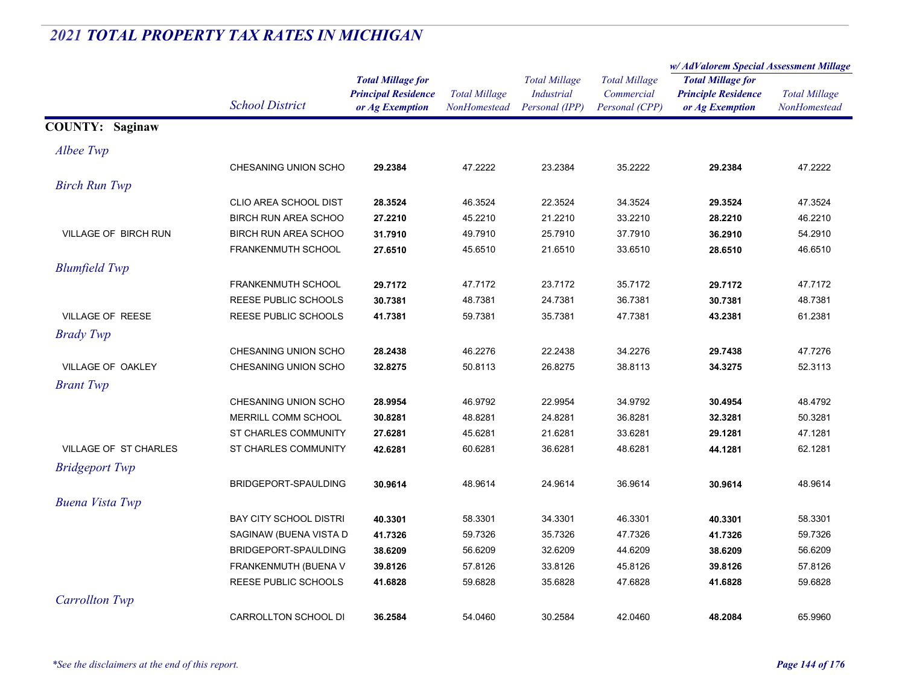## *2021 TOTAL PROPERTY TAX RATES IN MICHIGAN*

| | School District | Total Millage for Principal Residence or Ag Exemption | Total Millage NonHomestead | Total Millage Industrial Personal (IPP) | Total Millage Commercial Personal (CPP) | w/ AdValorem Special Assessment Millage: Total Millage for Principle Residence or Ag Exemption | w/ AdValorem Special Assessment Millage: Total Millage NonHomestead |
|---|---|---|---|---|---|---|---|
| **COUNTY: Saginaw** | | | | | | | |
| *Albee Twp* | | | | | | | |
| | CHESANING UNION SCHO | **29.2384** | 47.2222 | 23.2384 | 35.2222 | **29.2384** | 47.2222 |
| *Birch Run Twp* | | | | | | | |
| | CLIO AREA SCHOOL DIST | **28.3524** | 46.3524 | 22.3524 | 34.3524 | **29.3524** | 47.3524 |
| | BIRCH RUN AREA SCHOO | **27.2210** | 45.2210 | 21.2210 | 33.2210 | **28.2210** | 46.2210 |
| VILLAGE OF BIRCH RUN | BIRCH RUN AREA SCHOO | **31.7910** | 49.7910 | 25.7910 | 37.7910 | **36.2910** | 54.2910 |
| | FRANKENMUTH SCHOOL | **27.6510** | 45.6510 | 21.6510 | 33.6510 | **28.6510** | 46.6510 |
| *Blumfield Twp* | | | | | | | |
| | FRANKENMUTH SCHOOL | **29.7172** | 47.7172 | 23.7172 | 35.7172 | **29.7172** | 47.7172 |
| | REESE PUBLIC SCHOOLS | **30.7381** | 48.7381 | 24.7381 | 36.7381 | **30.7381** | 48.7381 |
| VILLAGE OF REESE | REESE PUBLIC SCHOOLS | **41.7381** | 59.7381 | 35.7381 | 47.7381 | **43.2381** | 61.2381 |
| *Brady Twp* | | | | | | | |
| | CHESANING UNION SCHO | **28.2438** | 46.2276 | 22.2438 | 34.2276 | **29.7438** | 47.7276 |
| VILLAGE OF OAKLEY | CHESANING UNION SCHO | **32.8275** | 50.8113 | 26.8275 | 38.8113 | **34.3275** | 52.3113 |
| *Brant Twp* | | | | | | | |
| | CHESANING UNION SCHO | **28.9954** | 46.9792 | 22.9954 | 34.9792 | **30.4954** | 48.4792 |
| | MERRILL COMM SCHOOL | **30.8281** | 48.8281 | 24.8281 | 36.8281 | **32.3281** | 50.3281 |
| | ST CHARLES COMMUNITY | **27.6281** | 45.6281 | 21.6281 | 33.6281 | **29.1281** | 47.1281 |
| VILLAGE OF ST CHARLES | ST CHARLES COMMUNITY | **42.6281** | 60.6281 | 36.6281 | 48.6281 | **44.1281** | 62.1281 |
| *Bridgeport Twp* | | | | | | | |
| | BRIDGEPORT-SPAULDING | **30.9614** | 48.9614 | 24.9614 | 36.9614 | **30.9614** | 48.9614 |
| *Buena Vista Twp* | | | | | | | |
| | BAY CITY SCHOOL DISTRI | **40.3301** | 58.3301 | 34.3301 | 46.3301 | **40.3301** | 58.3301 |
| | SAGINAW (BUENA VISTA D | **41.7326** | 59.7326 | 35.7326 | 47.7326 | **41.7326** | 59.7326 |
| | BRIDGEPORT-SPAULDING | **38.6209** | 56.6209 | 32.6209 | 44.6209 | **38.6209** | 56.6209 |
| | FRANKENMUTH (BUENA V | **39.8126** | 57.8126 | 33.8126 | 45.8126 | **39.8126** | 57.8126 |
| | REESE PUBLIC SCHOOLS | **41.6828** | 59.6828 | 35.6828 | 47.6828 | **41.6828** | 59.6828 |
| *Carrollton Twp* | | | | | | | |
| | CARROLLTON SCHOOL DI | **36.2584** | 54.0460 | 30.2584 | 42.0460 | **48.2084** | 65.9960 |

*\*See the disclaimers at the end of this report.*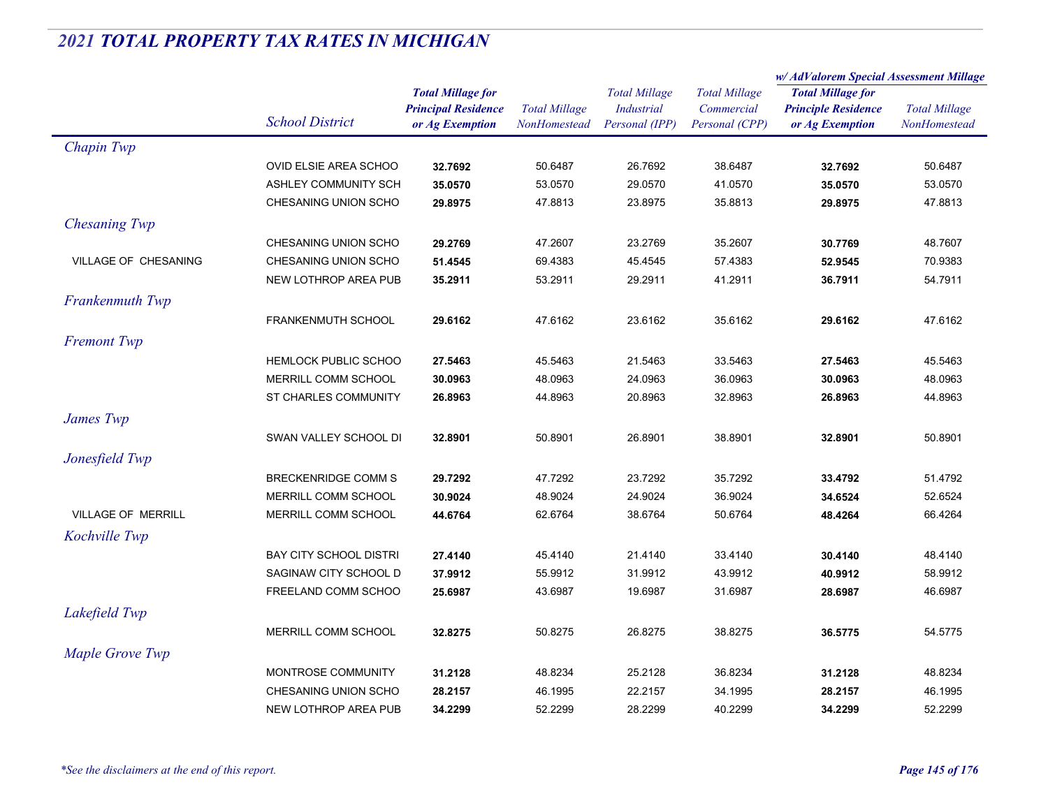## *2021 TOTAL PROPERTY TAX RATES IN MICHIGAN*

| | School District | Total Millage for Principal Residence or Ag Exemption | Total Millage NonHomestead | Total Millage Industrial Personal (IPP) | Total Millage Commercial Personal (CPP) | w/ AdValorem Special Assessment Millage: Total Millage for Principle Residence or Ag Exemption | w/ AdValorem Special Assessment Millage: Total Millage NonHomestead |
|---|---|---|---|---|---|---|---|
| *Chapin Twp* | | | | | | | |
| | OVID ELSIE AREA SCHOO | **32.7692** | 50.6487 | 26.7692 | 38.6487 | **32.7692** | 50.6487 |
| | ASHLEY COMMUNITY SCH | **35.0570** | 53.0570 | 29.0570 | 41.0570 | **35.0570** | 53.0570 |
| | CHESANING UNION SCHO | **29.8975** | 47.8813 | 23.8975 | 35.8813 | **29.8975** | 47.8813 |
| *Chesaning Twp* | | | | | | | |
| | CHESANING UNION SCHO | **29.2769** | 47.2607 | 23.2769 | 35.2607 | **30.7769** | 48.7607 |
| VILLAGE OF CHESANING | CHESANING UNION SCHO | **51.4545** | 69.4383 | 45.4545 | 57.4383 | **52.9545** | 70.9383 |
| | NEW LOTHROP AREA PUB | **35.2911** | 53.2911 | 29.2911 | 41.2911 | **36.7911** | 54.7911 |
| *Frankenmuth Twp* | | | | | | | |
| | FRANKENMUTH SCHOOL | **29.6162** | 47.6162 | 23.6162 | 35.6162 | **29.6162** | 47.6162 |
| *Fremont Twp* | | | | | | | |
| | HEMLOCK PUBLIC SCHOO | **27.5463** | 45.5463 | 21.5463 | 33.5463 | **27.5463** | 45.5463 |
| | MERRILL COMM SCHOOL | **30.0963** | 48.0963 | 24.0963 | 36.0963 | **30.0963** | 48.0963 |
| | ST CHARLES COMMUNITY | **26.8963** | 44.8963 | 20.8963 | 32.8963 | **26.8963** | 44.8963 |
| *James Twp* | | | | | | | |
| | SWAN VALLEY SCHOOL DI | **32.8901** | 50.8901 | 26.8901 | 38.8901 | **32.8901** | 50.8901 |
| *Jonesfield Twp* | | | | | | | |
| | BRECKENRIDGE COMM S | **29.7292** | 47.7292 | 23.7292 | 35.7292 | **33.4792** | 51.4792 |
| | MERRILL COMM SCHOOL | **30.9024** | 48.9024 | 24.9024 | 36.9024 | **34.6524** | 52.6524 |
| VILLAGE OF MERRILL | MERRILL COMM SCHOOL | **44.6764** | 62.6764 | 38.6764 | 50.6764 | **48.4264** | 66.4264 |
| *Kochville Twp* | | | | | | | |
| | BAY CITY SCHOOL DISTRI | **27.4140** | 45.4140 | 21.4140 | 33.4140 | **30.4140** | 48.4140 |
| | SAGINAW CITY SCHOOL D | **37.9912** | 55.9912 | 31.9912 | 43.9912 | **40.9912** | 58.9912 |
| | FREELAND COMM SCHOO | **25.6987** | 43.6987 | 19.6987 | 31.6987 | **28.6987** | 46.6987 |
| *Lakefield Twp* | | | | | | | |
| | MERRILL COMM SCHOOL | **32.8275** | 50.8275 | 26.8275 | 38.8275 | **36.5775** | 54.5775 |
| *Maple Grove Twp* | | | | | | | |
| | MONTROSE COMMUNITY | **31.2128** | 48.8234 | 25.2128 | 36.8234 | **31.2128** | 48.8234 |
| | CHESANING UNION SCHO | **28.2157** | 46.1995 | 22.2157 | 34.1995 | **28.2157** | 46.1995 |
| | NEW LOTHROP AREA PUB | **34.2299** | 52.2299 | 28.2299 | 40.2299 | **34.2299** | 52.2299 |

*\*See the disclaimers at the end of this report.*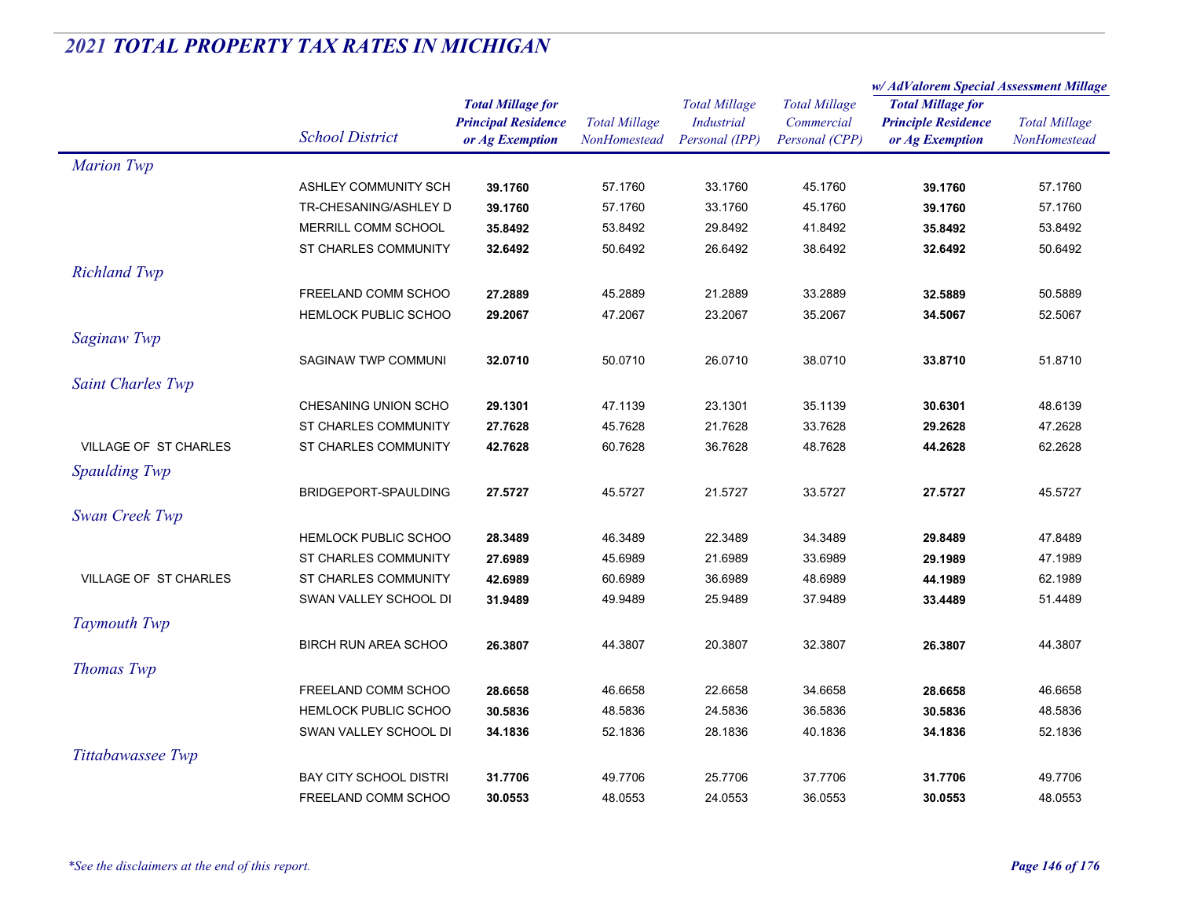## *2021 TOTAL PROPERTY TAX RATES IN MICHIGAN*

| | School District | Total Millage for Principal Residence or Ag Exemption | Total Millage NonHomestead | Total Millage Industrial Personal (IPP) | Total Millage Commercial Personal (CPP) | w/ AdValorem Special Assessment Millage: Total Millage for Principle Residence or Ag Exemption | w/ AdValorem Special Assessment Millage: Total Millage NonHomestead |
|---|---|---|---|---|---|---|---|
| *Marion Twp* | | | | | | | |
| | ASHLEY COMMUNITY SCH | **39.1760** | 57.1760 | 33.1760 | 45.1760 | **39.1760** | 57.1760 |
| | TR-CHESANING/ASHLEY D | **39.1760** | 57.1760 | 33.1760 | 45.1760 | **39.1760** | 57.1760 |
| | MERRILL COMM SCHOOL | **35.8492** | 53.8492 | 29.8492 | 41.8492 | **35.8492** | 53.8492 |
| | ST CHARLES COMMUNITY | **32.6492** | 50.6492 | 26.6492 | 38.6492 | **32.6492** | 50.6492 |
| *Richland Twp* | | | | | | | |
| | FREELAND COMM SCHOO | **27.2889** | 45.2889 | 21.2889 | 33.2889 | **32.5889** | 50.5889 |
| | HEMLOCK PUBLIC SCHOO | **29.2067** | 47.2067 | 23.2067 | 35.2067 | **34.5067** | 52.5067 |
| *Saginaw Twp* | | | | | | | |
| | SAGINAW TWP COMMUNI | **32.0710** | 50.0710 | 26.0710 | 38.0710 | **33.8710** | 51.8710 |
| *Saint Charles Twp* | | | | | | | |
| | CHESANING UNION SCHO | **29.1301** | 47.1139 | 23.1301 | 35.1139 | **30.6301** | 48.6139 |
| | ST CHARLES COMMUNITY | **27.7628** | 45.7628 | 21.7628 | 33.7628 | **29.2628** | 47.2628 |
| VILLAGE OF ST CHARLES | ST CHARLES COMMUNITY | **42.7628** | 60.7628 | 36.7628 | 48.7628 | **44.2628** | 62.2628 |
| *Spaulding Twp* | | | | | | | |
| | BRIDGEPORT-SPAULDING | **27.5727** | 45.5727 | 21.5727 | 33.5727 | **27.5727** | 45.5727 |
| *Swan Creek Twp* | | | | | | | |
| | HEMLOCK PUBLIC SCHOO | **28.3489** | 46.3489 | 22.3489 | 34.3489 | **29.8489** | 47.8489 |
| | ST CHARLES COMMUNITY | **27.6989** | 45.6989 | 21.6989 | 33.6989 | **29.1989** | 47.1989 |
| VILLAGE OF ST CHARLES | ST CHARLES COMMUNITY | **42.6989** | 60.6989 | 36.6989 | 48.6989 | **44.1989** | 62.1989 |
| | SWAN VALLEY SCHOOL DI | **31.9489** | 49.9489 | 25.9489 | 37.9489 | **33.4489** | 51.4489 |
| *Taymouth Twp* | | | | | | | |
| | BIRCH RUN AREA SCHOO | **26.3807** | 44.3807 | 20.3807 | 32.3807 | **26.3807** | 44.3807 |
| *Thomas Twp* | | | | | | | |
| | FREELAND COMM SCHOO | **28.6658** | 46.6658 | 22.6658 | 34.6658 | **28.6658** | 46.6658 |
| | HEMLOCK PUBLIC SCHOO | **30.5836** | 48.5836 | 24.5836 | 36.5836 | **30.5836** | 48.5836 |
| | SWAN VALLEY SCHOOL DI | **34.1836** | 52.1836 | 28.1836 | 40.1836 | **34.1836** | 52.1836 |
| *Tittabawassee Twp* | | | | | | | |
| | BAY CITY SCHOOL DISTRI | **31.7706** | 49.7706 | 25.7706 | 37.7706 | **31.7706** | 49.7706 |
| | FREELAND COMM SCHOO | **30.0553** | 48.0553 | 24.0553 | 36.0553 | **30.0553** | 48.0553 |

*\*See the disclaimers at the end of this report.*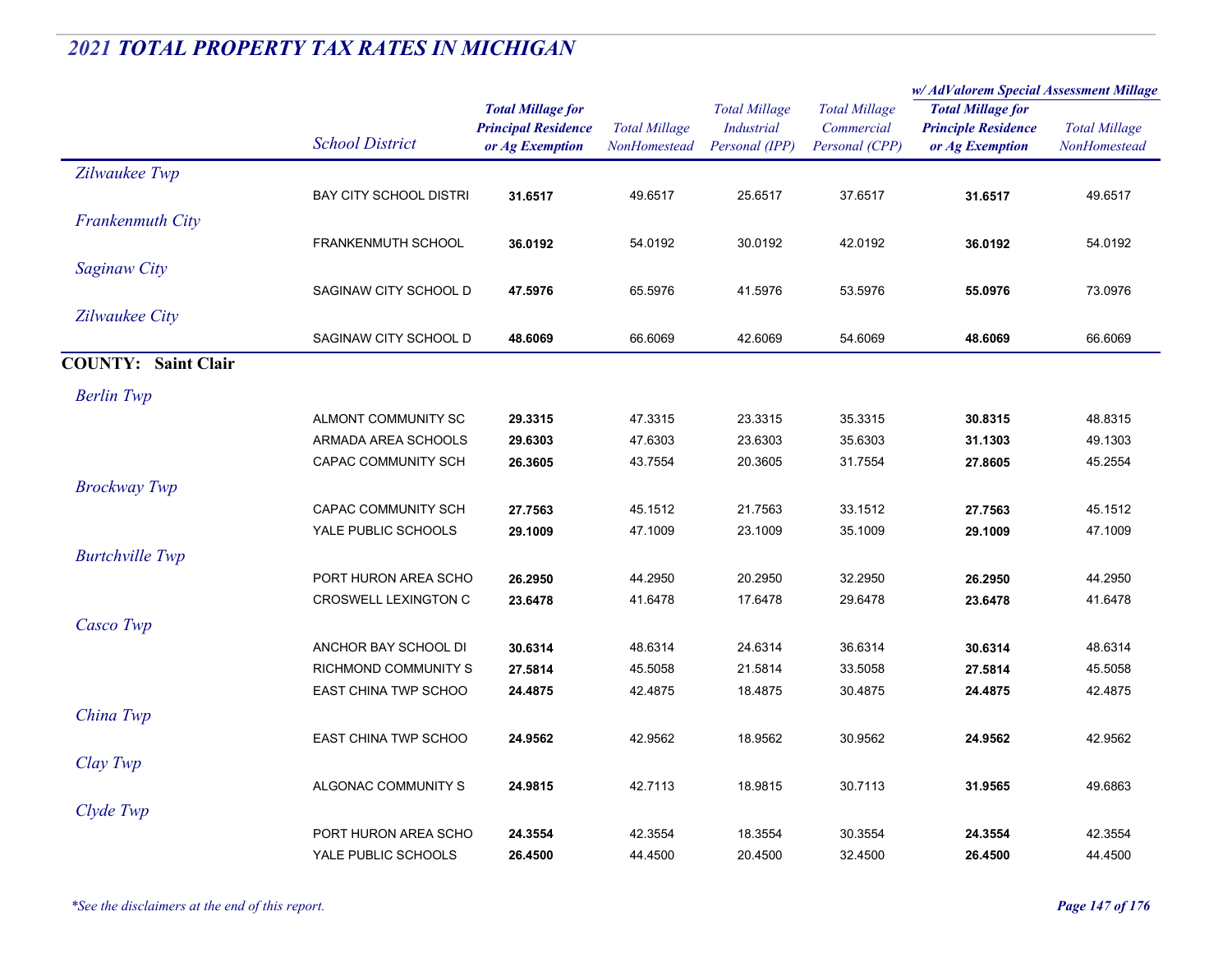## 2021 TOTAL PROPERTY TAX RATES IN MICHIGAN

| | School District | Total Millage for Principal Residence or Ag Exemption | Total Millage NonHomestead | Total Millage Industrial Personal (IPP) | Total Millage Commercial Personal (CPP) | w/ AdValorem Special Assessment Millage: Total Millage for Principle Residence or Ag Exemption | w/ AdValorem Special Assessment Millage: Total Millage NonHomestead |
|---|---|---|---|---|---|---|---|
| *Zilwaukee Twp* | | | | | | | |
| | BAY CITY SCHOOL DISTRI | **31.6517** | 49.6517 | 25.6517 | 37.6517 | **31.6517** | 49.6517 |
| *Frankenmuth City* | | | | | | | |
| | FRANKENMUTH SCHOOL | **36.0192** | 54.0192 | 30.0192 | 42.0192 | **36.0192** | 54.0192 |
| *Saginaw City* | | | | | | | |
| | SAGINAW CITY SCHOOL D | **47.5976** | 65.5976 | 41.5976 | 53.5976 | **55.0976** | 73.0976 |
| *Zilwaukee City* | | | | | | | |
| | SAGINAW CITY SCHOOL D | **48.6069** | 66.6069 | 42.6069 | 54.6069 | **48.6069** | 66.6069 |
| **COUNTY: Saint Clair** | | | | | | | |
| *Berlin Twp* | | | | | | | |
| | ALMONT COMMUNITY SC | **29.3315** | 47.3315 | 23.3315 | 35.3315 | **30.8315** | 48.8315 |
| | ARMADA AREA SCHOOLS | **29.6303** | 47.6303 | 23.6303 | 35.6303 | **31.1303** | 49.1303 |
| | CAPAC COMMUNITY SCH | **26.3605** | 43.7554 | 20.3605 | 31.7554 | **27.8605** | 45.2554 |
| *Brockway Twp* | | | | | | | |
| | CAPAC COMMUNITY SCH | **27.7563** | 45.1512 | 21.7563 | 33.1512 | **27.7563** | 45.1512 |
| | YALE PUBLIC SCHOOLS | **29.1009** | 47.1009 | 23.1009 | 35.1009 | **29.1009** | 47.1009 |
| *Burtchville Twp* | | | | | | | |
| | PORT HURON AREA SCHO | **26.2950** | 44.2950 | 20.2950 | 32.2950 | **26.2950** | 44.2950 |
| | CROSWELL LEXINGTON C | **23.6478** | 41.6478 | 17.6478 | 29.6478 | **23.6478** | 41.6478 |
| *Casco Twp* | | | | | | | |
| | ANCHOR BAY SCHOOL DI | **30.6314** | 48.6314 | 24.6314 | 36.6314 | **30.6314** | 48.6314 |
| | RICHMOND COMMUNITY S | **27.5814** | 45.5058 | 21.5814 | 33.5058 | **27.5814** | 45.5058 |
| | EAST CHINA TWP SCHOO | **24.4875** | 42.4875 | 18.4875 | 30.4875 | **24.4875** | 42.4875 |
| *China Twp* | | | | | | | |
| | EAST CHINA TWP SCHOO | **24.9562** | 42.9562 | 18.9562 | 30.9562 | **24.9562** | 42.9562 |
| *Clay Twp* | | | | | | | |
| | ALGONAC COMMUNITY S | **24.9815** | 42.7113 | 18.9815 | 30.7113 | **31.9565** | 49.6863 |
| *Clyde Twp* | | | | | | | |
| | PORT HURON AREA SCHO | **24.3554** | 42.3554 | 18.3554 | 30.3554 | **24.3554** | 42.3554 |
| | YALE PUBLIC SCHOOLS | **26.4500** | 44.4500 | 20.4500 | 32.4500 | **26.4500** | 44.4500 |

*\*See the disclaimers at the end of this report.*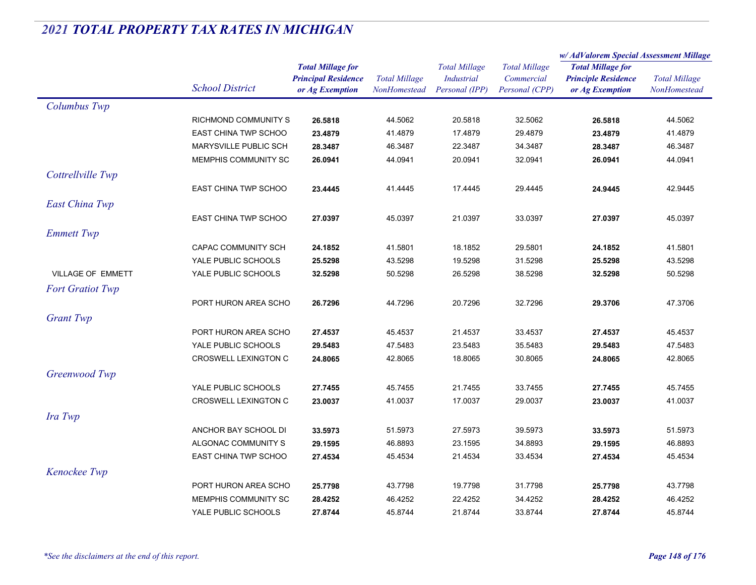## 2021 TOTAL PROPERTY TAX RATES IN MICHIGAN

| | School District | Total Millage for Principal Residence or Ag Exemption | Total Millage NonHomestead | Total Millage Industrial Personal (IPP) | Total Millage Commercial Personal (CPP) | w/ AdValorem Special Assessment Millage: Total Millage for Principle Residence or Ag Exemption | w/ AdValorem Special Assessment Millage: Total Millage NonHomestead |
|---|---|---|---|---|---|---|---|
| *Columbus Twp* | | | | | | | |
| | RICHMOND COMMUNITY S | **26.5818** | 44.5062 | 20.5818 | 32.5062 | **26.5818** | 44.5062 |
| | EAST CHINA TWP SCHOO | **23.4879** | 41.4879 | 17.4879 | 29.4879 | **23.4879** | 41.4879 |
| | MARYSVILLE PUBLIC SCH | **28.3487** | 46.3487 | 22.3487 | 34.3487 | **28.3487** | 46.3487 |
| | MEMPHIS COMMUNITY SC | **26.0941** | 44.0941 | 20.0941 | 32.0941 | **26.0941** | 44.0941 |
| *Cottrellville Twp* | | | | | | | |
| | EAST CHINA TWP SCHOO | **23.4445** | 41.4445 | 17.4445 | 29.4445 | **24.9445** | 42.9445 |
| *East China Twp* | | | | | | | |
| | EAST CHINA TWP SCHOO | **27.0397** | 45.0397 | 21.0397 | 33.0397 | **27.0397** | 45.0397 |
| *Emmett Twp* | | | | | | | |
| | CAPAC COMMUNITY SCH | **24.1852** | 41.5801 | 18.1852 | 29.5801 | **24.1852** | 41.5801 |
| | YALE PUBLIC SCHOOLS | **25.5298** | 43.5298 | 19.5298 | 31.5298 | **25.5298** | 43.5298 |
| VILLAGE OF EMMETT | YALE PUBLIC SCHOOLS | **32.5298** | 50.5298 | 26.5298 | 38.5298 | **32.5298** | 50.5298 |
| *Fort Gratiot Twp* | | | | | | | |
| | PORT HURON AREA SCHO | **26.7296** | 44.7296 | 20.7296 | 32.7296 | **29.3706** | 47.3706 |
| *Grant Twp* | | | | | | | |
| | PORT HURON AREA SCHO | **27.4537** | 45.4537 | 21.4537 | 33.4537 | **27.4537** | 45.4537 |
| | YALE PUBLIC SCHOOLS | **29.5483** | 47.5483 | 23.5483 | 35.5483 | **29.5483** | 47.5483 |
| | CROSWELL LEXINGTON C | **24.8065** | 42.8065 | 18.8065 | 30.8065 | **24.8065** | 42.8065 |
| *Greenwood Twp* | | | | | | | |
| | YALE PUBLIC SCHOOLS | **27.7455** | 45.7455 | 21.7455 | 33.7455 | **27.7455** | 45.7455 |
| | CROSWELL LEXINGTON C | **23.0037** | 41.0037 | 17.0037 | 29.0037 | **23.0037** | 41.0037 |
| *Ira Twp* | | | | | | | |
| | ANCHOR BAY SCHOOL DI | **33.5973** | 51.5973 | 27.5973 | 39.5973 | **33.5973** | 51.5973 |
| | ALGONAC COMMUNITY S | **29.1595** | 46.8893 | 23.1595 | 34.8893 | **29.1595** | 46.8893 |
| | EAST CHINA TWP SCHOO | **27.4534** | 45.4534 | 21.4534 | 33.4534 | **27.4534** | 45.4534 |
| *Kenockee Twp* | | | | | | | |
| | PORT HURON AREA SCHO | **25.7798** | 43.7798 | 19.7798 | 31.7798 | **25.7798** | 43.7798 |
| | MEMPHIS COMMUNITY SC | **28.4252** | 46.4252 | 22.4252 | 34.4252 | **28.4252** | 46.4252 |
| | YALE PUBLIC SCHOOLS | **27.8744** | 45.8744 | 21.8744 | 33.8744 | **27.8744** | 45.8744 |

*\*See the disclaimers at the end of this report.*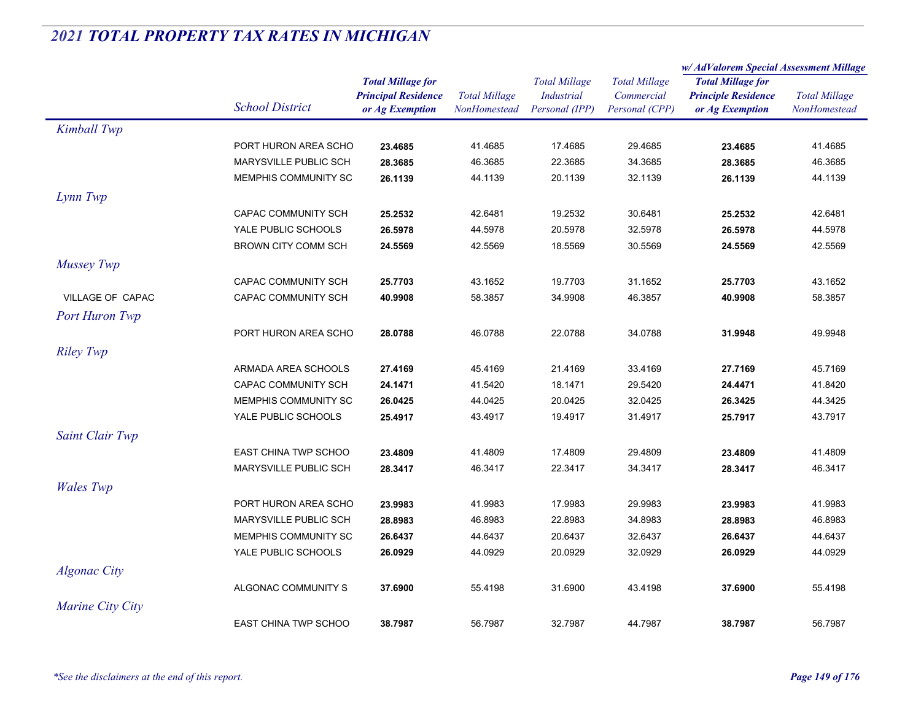## *2021 TOTAL PROPERTY TAX RATES IN MICHIGAN*

| | School District | Total Millage for Principal Residence or Ag Exemption | Total Millage NonHomestead | Total Millage Industrial Personal (IPP) | Total Millage Commercial Personal (CPP) | w/ AdValorem Special Assessment Millage: Total Millage for Principle Residence or Ag Exemption | w/ AdValorem Special Assessment Millage: Total Millage NonHomestead |
|---|---|---|---|---|---|---|---|
| *Kimball Twp* | | | | | | | |
| | PORT HURON AREA SCHO | **23.4685** | 41.4685 | 17.4685 | 29.4685 | **23.4685** | 41.4685 |
| | MARYSVILLE PUBLIC SCH | **28.3685** | 46.3685 | 22.3685 | 34.3685 | **28.3685** | 46.3685 |
| | MEMPHIS COMMUNITY SC | **26.1139** | 44.1139 | 20.1139 | 32.1139 | **26.1139** | 44.1139 |
| *Lynn Twp* | | | | | | | |
| | CAPAC COMMUNITY SCH | **25.2532** | 42.6481 | 19.2532 | 30.6481 | **25.2532** | 42.6481 |
| | YALE PUBLIC SCHOOLS | **26.5978** | 44.5978 | 20.5978 | 32.5978 | **26.5978** | 44.5978 |
| | BROWN CITY COMM SCH | **24.5569** | 42.5569 | 18.5569 | 30.5569 | **24.5569** | 42.5569 |
| *Mussey Twp* | | | | | | | |
| | CAPAC COMMUNITY SCH | **25.7703** | 43.1652 | 19.7703 | 31.1652 | **25.7703** | 43.1652 |
| VILLAGE OF CAPAC | CAPAC COMMUNITY SCH | **40.9908** | 58.3857 | 34.9908 | 46.3857 | **40.9908** | 58.3857 |
| *Port Huron Twp* | | | | | | | |
| | PORT HURON AREA SCHO | **28.0788** | 46.0788 | 22.0788 | 34.0788 | **31.9948** | 49.9948 |
| *Riley Twp* | | | | | | | |
| | ARMADA AREA SCHOOLS | **27.4169** | 45.4169 | 21.4169 | 33.4169 | **27.7169** | 45.7169 |
| | CAPAC COMMUNITY SCH | **24.1471** | 41.5420 | 18.1471 | 29.5420 | **24.4471** | 41.8420 |
| | MEMPHIS COMMUNITY SC | **26.0425** | 44.0425 | 20.0425 | 32.0425 | **26.3425** | 44.3425 |
| | YALE PUBLIC SCHOOLS | **25.4917** | 43.4917 | 19.4917 | 31.4917 | **25.7917** | 43.7917 |
| *Saint Clair Twp* | | | | | | | |
| | EAST CHINA TWP SCHOO | **23.4809** | 41.4809 | 17.4809 | 29.4809 | **23.4809** | 41.4809 |
| | MARYSVILLE PUBLIC SCH | **28.3417** | 46.3417 | 22.3417 | 34.3417 | **28.3417** | 46.3417 |
| *Wales Twp* | | | | | | | |
| | PORT HURON AREA SCHO | **23.9983** | 41.9983 | 17.9983 | 29.9983 | **23.9983** | 41.9983 |
| | MARYSVILLE PUBLIC SCH | **28.8983** | 46.8983 | 22.8983 | 34.8983 | **28.8983** | 46.8983 |
| | MEMPHIS COMMUNITY SC | **26.6437** | 44.6437 | 20.6437 | 32.6437 | **26.6437** | 44.6437 |
| | YALE PUBLIC SCHOOLS | **26.0929** | 44.0929 | 20.0929 | 32.0929 | **26.0929** | 44.0929 |
| *Algonac City* | | | | | | | |
| | ALGONAC COMMUNITY S | **37.6900** | 55.4198 | 31.6900 | 43.4198 | **37.6900** | 55.4198 |
| *Marine City City* | | | | | | | |
| | EAST CHINA TWP SCHOO | **38.7987** | 56.7987 | 32.7987 | 44.7987 | **38.7987** | 56.7987 |

*\*See the disclaimers at the end of this report.*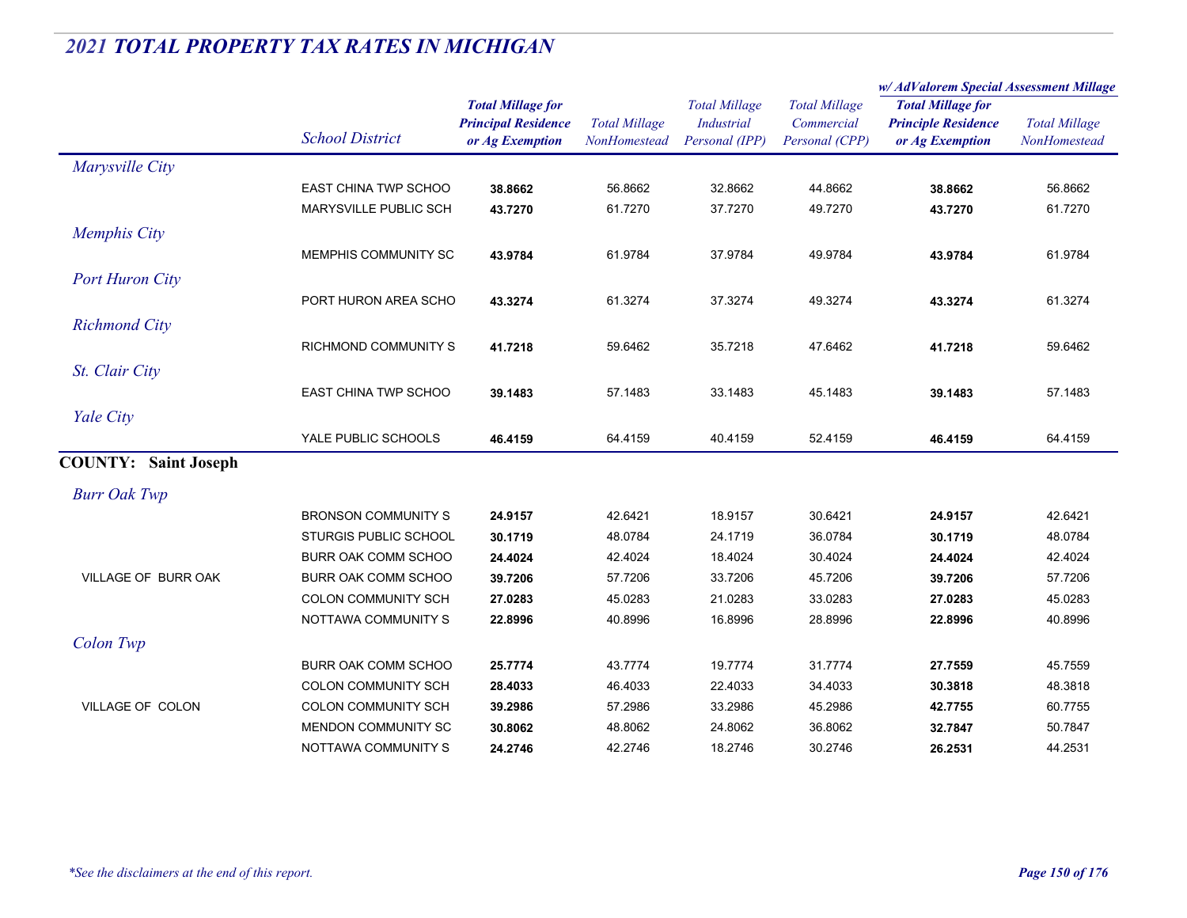## 2021 TOTAL PROPERTY TAX RATES IN MICHIGAN

| | School District | Total Millage for Principal Residence or Ag Exemption | Total Millage NonHomestead | Total Millage Industrial Personal (IPP) | Total Millage Commercial Personal (CPP) | w/ AdValorem Special Assessment Millage: Total Millage for Principle Residence or Ag Exemption | w/ AdValorem Special Assessment Millage: Total Millage NonHomestead |
|---|---|---|---|---|---|---|---|
| *Marysville City* | | | | | | | |
| | EAST CHINA TWP SCHOO | **38.8662** | 56.8662 | 32.8662 | 44.8662 | **38.8662** | 56.8662 |
| | MARYSVILLE PUBLIC SCH | **43.7270** | 61.7270 | 37.7270 | 49.7270 | **43.7270** | 61.7270 |
| *Memphis City* | | | | | | | |
| | MEMPHIS COMMUNITY SC | **43.9784** | 61.9784 | 37.9784 | 49.9784 | **43.9784** | 61.9784 |
| *Port Huron City* | | | | | | | |
| | PORT HURON AREA SCHO | **43.3274** | 61.3274 | 37.3274 | 49.3274 | **43.3274** | 61.3274 |
| *Richmond City* | | | | | | | |
| | RICHMOND COMMUNITY S | **41.7218** | 59.6462 | 35.7218 | 47.6462 | **41.7218** | 59.6462 |
| *St. Clair City* | | | | | | | |
| | EAST CHINA TWP SCHOO | **39.1483** | 57.1483 | 33.1483 | 45.1483 | **39.1483** | 57.1483 |
| *Yale City* | | | | | | | |
| | YALE PUBLIC SCHOOLS | **46.4159** | 64.4159 | 40.4159 | 52.4159 | **46.4159** | 64.4159 |

### COUNTY: Saint Joseph

| | School District | Total Millage for Principal Residence or Ag Exemption | Total Millage NonHomestead | Total Millage Industrial Personal (IPP) | Total Millage Commercial Personal (CPP) | w/ AdValorem Special Assessment Millage: Total Millage for Principle Residence or Ag Exemption | w/ AdValorem Special Assessment Millage: Total Millage NonHomestead |
|---|---|---|---|---|---|---|---|
| *Burr Oak Twp* | | | | | | | |
| | BRONSON COMMUNITY S | **24.9157** | 42.6421 | 18.9157 | 30.6421 | **24.9157** | 42.6421 |
| | STURGIS PUBLIC SCHOOL | **30.1719** | 48.0784 | 24.1719 | 36.0784 | **30.1719** | 48.0784 |
| | BURR OAK COMM SCHOO | **24.4024** | 42.4024 | 18.4024 | 30.4024 | **24.4024** | 42.4024 |
| VILLAGE OF BURR OAK | BURR OAK COMM SCHOO | **39.7206** | 57.7206 | 33.7206 | 45.7206 | **39.7206** | 57.7206 |
| | COLON COMMUNITY SCH | **27.0283** | 45.0283 | 21.0283 | 33.0283 | **27.0283** | 45.0283 |
| | NOTTAWA COMMUNITY S | **22.8996** | 40.8996 | 16.8996 | 28.8996 | **22.8996** | 40.8996 |
| *Colon Twp* | | | | | | | |
| | BURR OAK COMM SCHOO | **25.7774** | 43.7774 | 19.7774 | 31.7774 | **27.7559** | 45.7559 |
| | COLON COMMUNITY SCH | **28.4033** | 46.4033 | 22.4033 | 34.4033 | **30.3818** | 48.3818 |
| VILLAGE OF COLON | COLON COMMUNITY SCH | **39.2986** | 57.2986 | 33.2986 | 45.2986 | **42.7755** | 60.7755 |
| | MENDON COMMUNITY SC | **30.8062** | 48.8062 | 24.8062 | 36.8062 | **32.7847** | 50.7847 |
| | NOTTAWA COMMUNITY S | **24.2746** | 42.2746 | 18.2746 | 30.2746 | **26.2531** | 44.2531 |

*\*See the disclaimers at the end of this report.*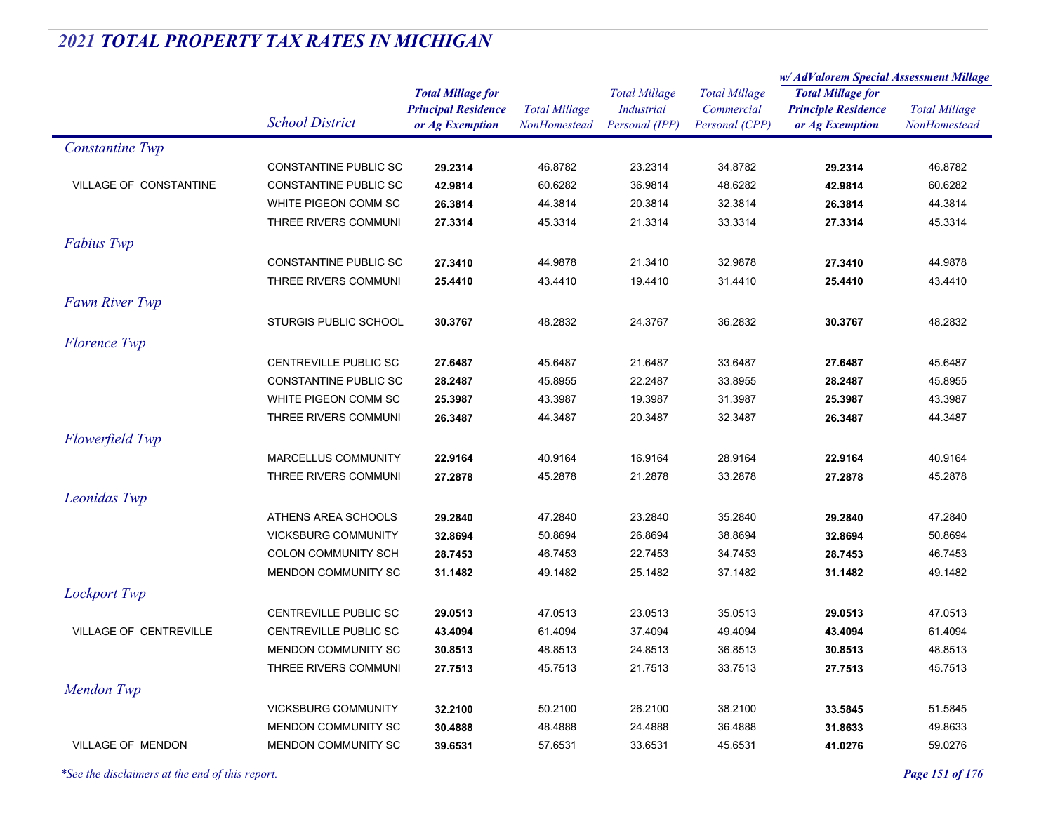## *2021 TOTAL PROPERTY TAX RATES IN MICHIGAN*

| | School District | Total Millage for Principal Residence or Ag Exemption | Total Millage NonHomestead | Total Millage Industrial Personal (IPP) | Total Millage Commercial Personal (CPP) | w/ AdValorem Special Assessment Millage: Total Millage for Principle Residence or Ag Exemption | w/ AdValorem Special Assessment Millage: Total Millage NonHomestead |
|---|---|---|---|---|---|---|---|
| *Constantine Twp* | | | | | | | |
| | CONSTANTINE PUBLIC SC | **29.2314** | 46.8782 | 23.2314 | 34.8782 | **29.2314** | 46.8782 |
| VILLAGE OF CONSTANTINE | CONSTANTINE PUBLIC SC | **42.9814** | 60.6282 | 36.9814 | 48.6282 | **42.9814** | 60.6282 |
| | WHITE PIGEON COMM SC | **26.3814** | 44.3814 | 20.3814 | 32.3814 | **26.3814** | 44.3814 |
| | THREE RIVERS COMMUNI | **27.3314** | 45.3314 | 21.3314 | 33.3314 | **27.3314** | 45.3314 |
| *Fabius Twp* | | | | | | | |
| | CONSTANTINE PUBLIC SC | **27.3410** | 44.9878 | 21.3410 | 32.9878 | **27.3410** | 44.9878 |
| | THREE RIVERS COMMUNI | **25.4410** | 43.4410 | 19.4410 | 31.4410 | **25.4410** | 43.4410 |
| *Fawn River Twp* | | | | | | | |
| | STURGIS PUBLIC SCHOOL | **30.3767** | 48.2832 | 24.3767 | 36.2832 | **30.3767** | 48.2832 |
| *Florence Twp* | | | | | | | |
| | CENTREVILLE PUBLIC SC | **27.6487** | 45.6487 | 21.6487 | 33.6487 | **27.6487** | 45.6487 |
| | CONSTANTINE PUBLIC SC | **28.2487** | 45.8955 | 22.2487 | 33.8955 | **28.2487** | 45.8955 |
| | WHITE PIGEON COMM SC | **25.3987** | 43.3987 | 19.3987 | 31.3987 | **25.3987** | 43.3987 |
| | THREE RIVERS COMMUNI | **26.3487** | 44.3487 | 20.3487 | 32.3487 | **26.3487** | 44.3487 |
| *Flowerfield Twp* | | | | | | | |
| | MARCELLUS COMMUNITY | **22.9164** | 40.9164 | 16.9164 | 28.9164 | **22.9164** | 40.9164 |
| | THREE RIVERS COMMUNI | **27.2878** | 45.2878 | 21.2878 | 33.2878 | **27.2878** | 45.2878 |
| *Leonidas Twp* | | | | | | | |
| | ATHENS AREA SCHOOLS | **29.2840** | 47.2840 | 23.2840 | 35.2840 | **29.2840** | 47.2840 |
| | VICKSBURG COMMUNITY | **32.8694** | 50.8694 | 26.8694 | 38.8694 | **32.8694** | 50.8694 |
| | COLON COMMUNITY SCH | **28.7453** | 46.7453 | 22.7453 | 34.7453 | **28.7453** | 46.7453 |
| | MENDON COMMUNITY SC | **31.1482** | 49.1482 | 25.1482 | 37.1482 | **31.1482** | 49.1482 |
| *Lockport Twp* | | | | | | | |
| | CENTREVILLE PUBLIC SC | **29.0513** | 47.0513 | 23.0513 | 35.0513 | **29.0513** | 47.0513 |
| VILLAGE OF CENTREVILLE | CENTREVILLE PUBLIC SC | **43.4094** | 61.4094 | 37.4094 | 49.4094 | **43.4094** | 61.4094 |
| | MENDON COMMUNITY SC | **30.8513** | 48.8513 | 24.8513 | 36.8513 | **30.8513** | 48.8513 |
| | THREE RIVERS COMMUNI | **27.7513** | 45.7513 | 21.7513 | 33.7513 | **27.7513** | 45.7513 |
| *Mendon Twp* | | | | | | | |
| | VICKSBURG COMMUNITY | **32.2100** | 50.2100 | 26.2100 | 38.2100 | **33.5845** | 51.5845 |
| | MENDON COMMUNITY SC | **30.4888** | 48.4888 | 24.4888 | 36.4888 | **31.8633** | 49.8633 |
| VILLAGE OF MENDON | MENDON COMMUNITY SC | **39.6531** | 57.6531 | 33.6531 | 45.6531 | **41.0276** | 59.0276 |

*\*See the disclaimers at the end of this report.*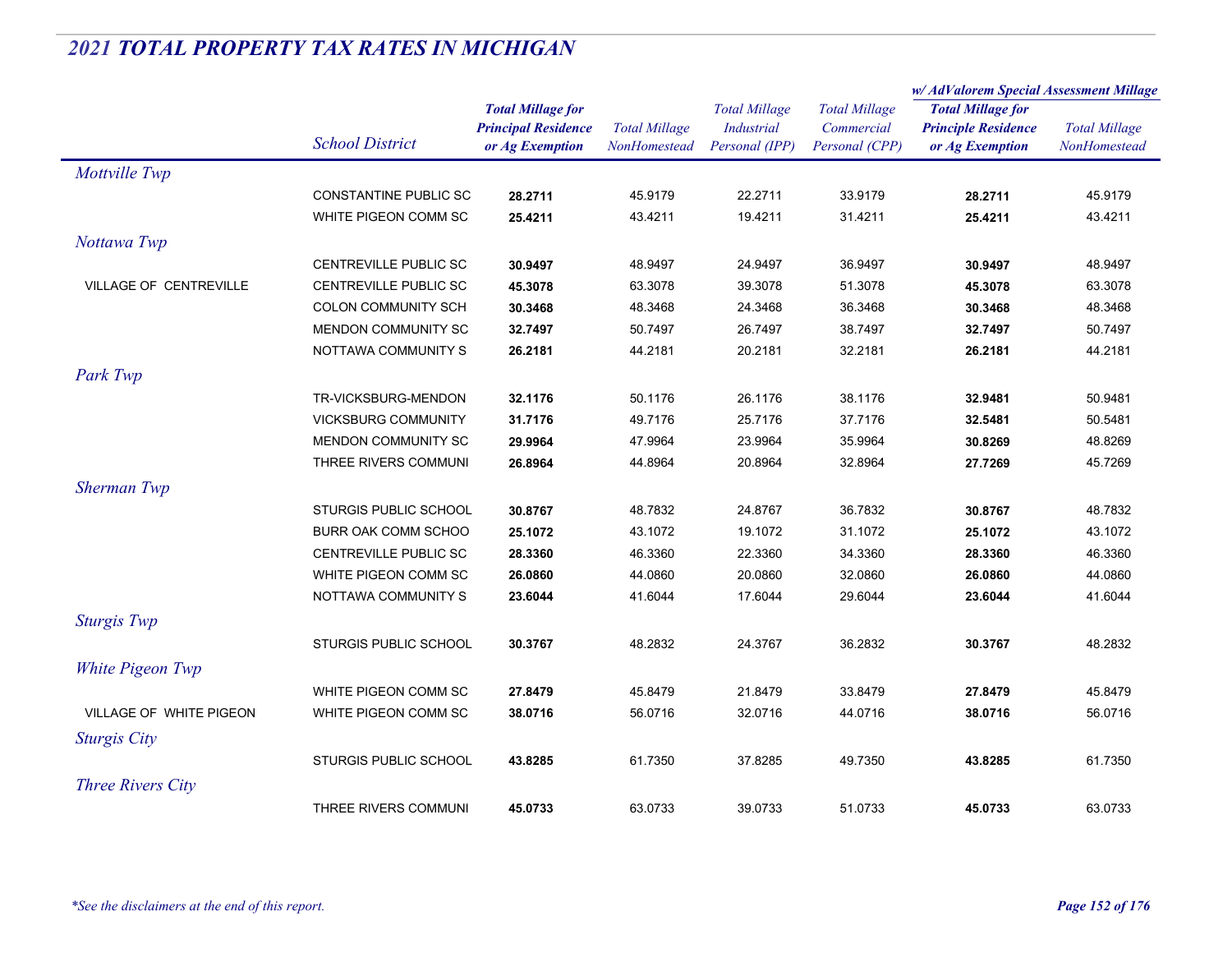## *2021 TOTAL PROPERTY TAX RATES IN MICHIGAN*

| | School District | Total Millage for Principal Residence or Ag Exemption | Total Millage NonHomestead | Total Millage Industrial Personal (IPP) | Total Millage Commercial Personal (CPP) | w/ AdValorem Special Assessment Millage: Total Millage for Principle Residence or Ag Exemption | w/ AdValorem Special Assessment Millage: Total Millage NonHomestead |
|---|---|---|---|---|---|---|---|
| *Mottville Twp* | | | | | | | |
| | CONSTANTINE PUBLIC SC | **28.2711** | 45.9179 | 22.2711 | 33.9179 | **28.2711** | 45.9179 |
| | WHITE PIGEON COMM SC | **25.4211** | 43.4211 | 19.4211 | 31.4211 | **25.4211** | 43.4211 |
| *Nottawa Twp* | | | | | | | |
| | CENTREVILLE PUBLIC SC | **30.9497** | 48.9497 | 24.9497 | 36.9497 | **30.9497** | 48.9497 |
| VILLAGE OF CENTREVILLE | CENTREVILLE PUBLIC SC | **45.3078** | 63.3078 | 39.3078 | 51.3078 | **45.3078** | 63.3078 |
| | COLON COMMUNITY SCH | **30.3468** | 48.3468 | 24.3468 | 36.3468 | **30.3468** | 48.3468 |
| | MENDON COMMUNITY SC | **32.7497** | 50.7497 | 26.7497 | 38.7497 | **32.7497** | 50.7497 |
| | NOTTAWA COMMUNITY S | **26.2181** | 44.2181 | 20.2181 | 32.2181 | **26.2181** | 44.2181 |
| *Park Twp* | | | | | | | |
| | TR-VICKSBURG-MENDON | **32.1176** | 50.1176 | 26.1176 | 38.1176 | **32.9481** | 50.9481 |
| | VICKSBURG COMMUNITY | **31.7176** | 49.7176 | 25.7176 | 37.7176 | **32.5481** | 50.5481 |
| | MENDON COMMUNITY SC | **29.9964** | 47.9964 | 23.9964 | 35.9964 | **30.8269** | 48.8269 |
| | THREE RIVERS COMMUNI | **26.8964** | 44.8964 | 20.8964 | 32.8964 | **27.7269** | 45.7269 |
| *Sherman Twp* | | | | | | | |
| | STURGIS PUBLIC SCHOOL | **30.8767** | 48.7832 | 24.8767 | 36.7832 | **30.8767** | 48.7832 |
| | BURR OAK COMM SCHOO | **25.1072** | 43.1072 | 19.1072 | 31.1072 | **25.1072** | 43.1072 |
| | CENTREVILLE PUBLIC SC | **28.3360** | 46.3360 | 22.3360 | 34.3360 | **28.3360** | 46.3360 |
| | WHITE PIGEON COMM SC | **26.0860** | 44.0860 | 20.0860 | 32.0860 | **26.0860** | 44.0860 |
| | NOTTAWA COMMUNITY S | **23.6044** | 41.6044 | 17.6044 | 29.6044 | **23.6044** | 41.6044 |
| *Sturgis Twp* | | | | | | | |
| | STURGIS PUBLIC SCHOOL | **30.3767** | 48.2832 | 24.3767 | 36.2832 | **30.3767** | 48.2832 |
| *White Pigeon Twp* | | | | | | | |
| | WHITE PIGEON COMM SC | **27.8479** | 45.8479 | 21.8479 | 33.8479 | **27.8479** | 45.8479 |
| VILLAGE OF WHITE PIGEON | WHITE PIGEON COMM SC | **38.0716** | 56.0716 | 32.0716 | 44.0716 | **38.0716** | 56.0716 |
| *Sturgis City* | | | | | | | |
| | STURGIS PUBLIC SCHOOL | **43.8285** | 61.7350 | 37.8285 | 49.7350 | **43.8285** | 61.7350 |
| *Three Rivers City* | | | | | | | |
| | THREE RIVERS COMMUNI | **45.0733** | 63.0733 | 39.0733 | 51.0733 | **45.0733** | 63.0733 |

*\*See the disclaimers at the end of this report.*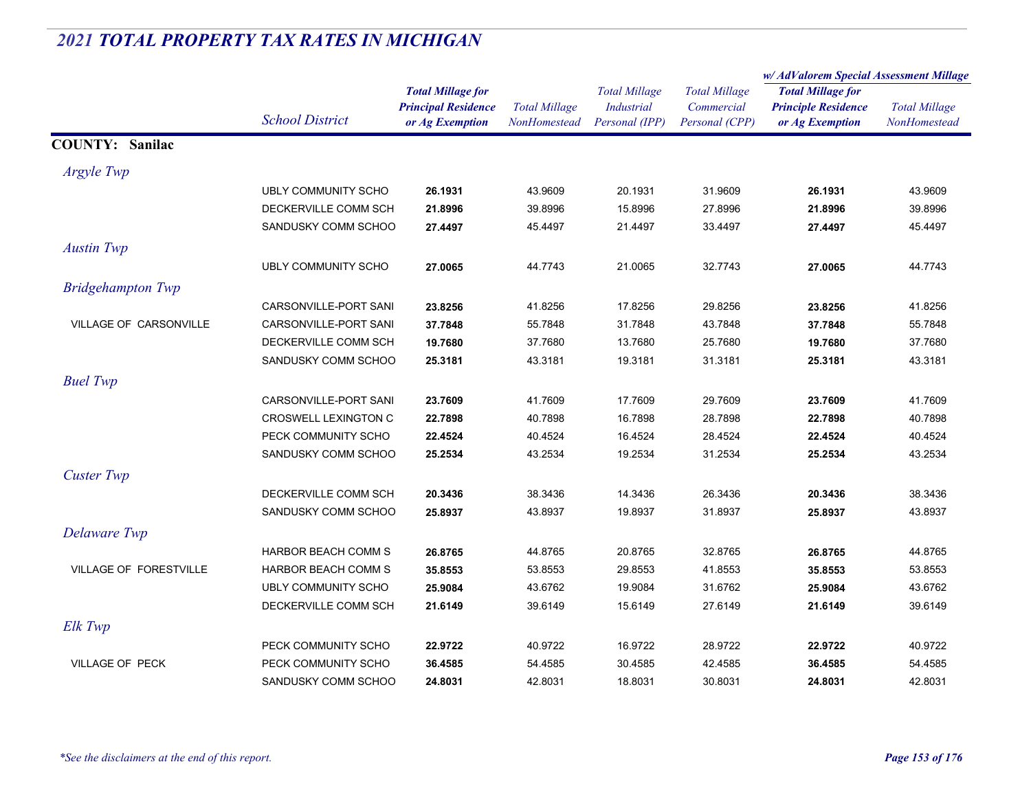## *2021 TOTAL PROPERTY TAX RATES IN MICHIGAN*

| | School District | Total Millage for Principal Residence or Ag Exemption | Total Millage NonHomestead | Total Millage Industrial Personal (IPP) | Total Millage Commercial Personal (CPP) | w/ AdValorem Special Assessment Millage Total Millage for Principle Residence or Ag Exemption | w/ AdValorem Special Assessment Millage Total Millage NonHomestead |
|---|---|---|---|---|---|---|---|
| **COUNTY: Sanilac** | | | | | | | |
| *Argyle Twp* | | | | | | | |
| | UBLY COMMUNITY SCHO | **26.1931** | 43.9609 | 20.1931 | 31.9609 | **26.1931** | 43.9609 |
| | DECKERVILLE COMM SCH | **21.8996** | 39.8996 | 15.8996 | 27.8996 | **21.8996** | 39.8996 |
| | SANDUSKY COMM SCHOO | **27.4497** | 45.4497 | 21.4497 | 33.4497 | **27.4497** | 45.4497 |
| *Austin Twp* | | | | | | | |
| | UBLY COMMUNITY SCHO | **27.0065** | 44.7743 | 21.0065 | 32.7743 | **27.0065** | 44.7743 |
| *Bridgehampton Twp* | | | | | | | |
| | CARSONVILLE-PORT SANI | **23.8256** | 41.8256 | 17.8256 | 29.8256 | **23.8256** | 41.8256 |
| VILLAGE OF CARSONVILLE | CARSONVILLE-PORT SANI | **37.7848** | 55.7848 | 31.7848 | 43.7848 | **37.7848** | 55.7848 |
| | DECKERVILLE COMM SCH | **19.7680** | 37.7680 | 13.7680 | 25.7680 | **19.7680** | 37.7680 |
| | SANDUSKY COMM SCHOO | **25.3181** | 43.3181 | 19.3181 | 31.3181 | **25.3181** | 43.3181 |
| *Buel Twp* | | | | | | | |
| | CARSONVILLE-PORT SANI | **23.7609** | 41.7609 | 17.7609 | 29.7609 | **23.7609** | 41.7609 |
| | CROSWELL LEXINGTON C | **22.7898** | 40.7898 | 16.7898 | 28.7898 | **22.7898** | 40.7898 |
| | PECK COMMUNITY SCHO | **22.4524** | 40.4524 | 16.4524 | 28.4524 | **22.4524** | 40.4524 |
| | SANDUSKY COMM SCHOO | **25.2534** | 43.2534 | 19.2534 | 31.2534 | **25.2534** | 43.2534 |
| *Custer Twp* | | | | | | | |
| | DECKERVILLE COMM SCH | **20.3436** | 38.3436 | 14.3436 | 26.3436 | **20.3436** | 38.3436 |
| | SANDUSKY COMM SCHOO | **25.8937** | 43.8937 | 19.8937 | 31.8937 | **25.8937** | 43.8937 |
| *Delaware Twp* | | | | | | | |
| | HARBOR BEACH COMM S | **26.8765** | 44.8765 | 20.8765 | 32.8765 | **26.8765** | 44.8765 |
| VILLAGE OF FORESTVILLE | HARBOR BEACH COMM S | **35.8553** | 53.8553 | 29.8553 | 41.8553 | **35.8553** | 53.8553 |
| | UBLY COMMUNITY SCHO | **25.9084** | 43.6762 | 19.9084 | 31.6762 | **25.9084** | 43.6762 |
| | DECKERVILLE COMM SCH | **21.6149** | 39.6149 | 15.6149 | 27.6149 | **21.6149** | 39.6149 |
| *Elk Twp* | | | | | | | |
| | PECK COMMUNITY SCHO | **22.9722** | 40.9722 | 16.9722 | 28.9722 | **22.9722** | 40.9722 |
| VILLAGE OF PECK | PECK COMMUNITY SCHO | **36.4585** | 54.4585 | 30.4585 | 42.4585 | **36.4585** | 54.4585 |
| | SANDUSKY COMM SCHOO | **24.8031** | 42.8031 | 18.8031 | 30.8031 | **24.8031** | 42.8031 |

*\*See the disclaimers at the end of this report.*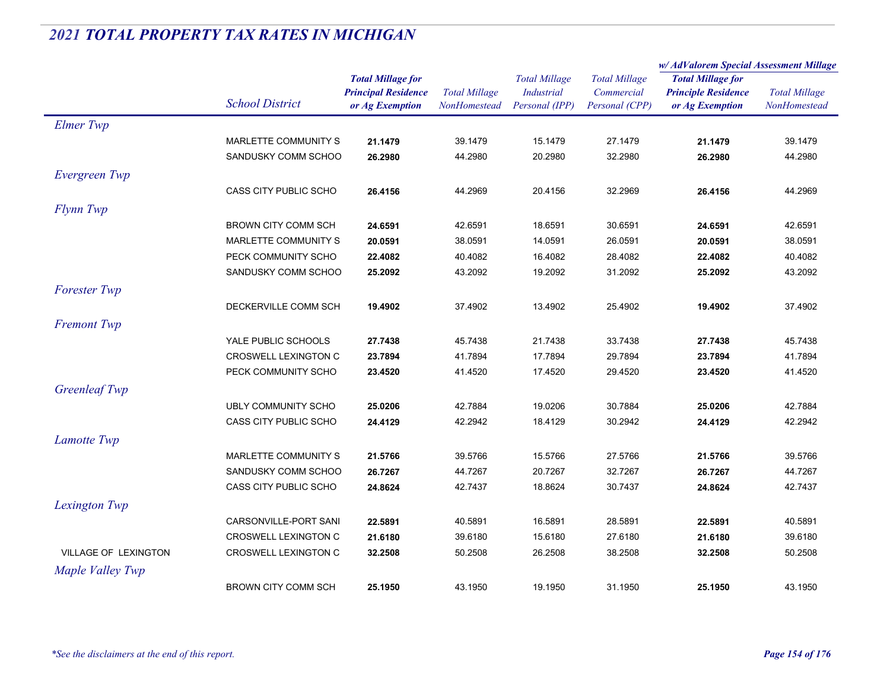## *2021 TOTAL PROPERTY TAX RATES IN MICHIGAN*

| | School District | Total Millage for Principal Residence or Ag Exemption | Total Millage NonHomestead | Total Millage Industrial Personal (IPP) | Total Millage Commercial Personal (CPP) | w/ AdValorem Special Assessment Millage: Total Millage for Principle Residence or Ag Exemption | w/ AdValorem Special Assessment Millage: Total Millage NonHomestead |
|---|---|---|---|---|---|---|---|
| *Elmer Twp* | | | | | | | |
| | MARLETTE COMMUNITY S | **21.1479** | 39.1479 | 15.1479 | 27.1479 | **21.1479** | 39.1479 |
| | SANDUSKY COMM SCHOO | **26.2980** | 44.2980 | 20.2980 | 32.2980 | **26.2980** | 44.2980 |
| *Evergreen Twp* | | | | | | | |
| | CASS CITY PUBLIC SCHO | **26.4156** | 44.2969 | 20.4156 | 32.2969 | **26.4156** | 44.2969 |
| *Flynn Twp* | | | | | | | |
| | BROWN CITY COMM SCH | **24.6591** | 42.6591 | 18.6591 | 30.6591 | **24.6591** | 42.6591 |
| | MARLETTE COMMUNITY S | **20.0591** | 38.0591 | 14.0591 | 26.0591 | **20.0591** | 38.0591 |
| | PECK COMMUNITY SCHO | **22.4082** | 40.4082 | 16.4082 | 28.4082 | **22.4082** | 40.4082 |
| | SANDUSKY COMM SCHOO | **25.2092** | 43.2092 | 19.2092 | 31.2092 | **25.2092** | 43.2092 |
| *Forester Twp* | | | | | | | |
| | DECKERVILLE COMM SCH | **19.4902** | 37.4902 | 13.4902 | 25.4902 | **19.4902** | 37.4902 |
| *Fremont Twp* | | | | | | | |
| | YALE PUBLIC SCHOOLS | **27.7438** | 45.7438 | 21.7438 | 33.7438 | **27.7438** | 45.7438 |
| | CROSWELL LEXINGTON C | **23.7894** | 41.7894 | 17.7894 | 29.7894 | **23.7894** | 41.7894 |
| | PECK COMMUNITY SCHO | **23.4520** | 41.4520 | 17.4520 | 29.4520 | **23.4520** | 41.4520 |
| *Greenleaf Twp* | | | | | | | |
| | UBLY COMMUNITY SCHO | **25.0206** | 42.7884 | 19.0206 | 30.7884 | **25.0206** | 42.7884 |
| | CASS CITY PUBLIC SCHO | **24.4129** | 42.2942 | 18.4129 | 30.2942 | **24.4129** | 42.2942 |
| *Lamotte Twp* | | | | | | | |
| | MARLETTE COMMUNITY S | **21.5766** | 39.5766 | 15.5766 | 27.5766 | **21.5766** | 39.5766 |
| | SANDUSKY COMM SCHOO | **26.7267** | 44.7267 | 20.7267 | 32.7267 | **26.7267** | 44.7267 |
| | CASS CITY PUBLIC SCHO | **24.8624** | 42.7437 | 18.8624 | 30.7437 | **24.8624** | 42.7437 |
| *Lexington Twp* | | | | | | | |
| | CARSONVILLE-PORT SANI | **22.5891** | 40.5891 | 16.5891 | 28.5891 | **22.5891** | 40.5891 |
| | CROSWELL LEXINGTON C | **21.6180** | 39.6180 | 15.6180 | 27.6180 | **21.6180** | 39.6180 |
| VILLAGE OF LEXINGTON | CROSWELL LEXINGTON C | **32.2508** | 50.2508 | 26.2508 | 38.2508 | **32.2508** | 50.2508 |
| *Maple Valley Twp* | | | | | | | |
| | BROWN CITY COMM SCH | **25.1950** | 43.1950 | 19.1950 | 31.1950 | **25.1950** | 43.1950 |

*\*See the disclaimers at the end of this report.*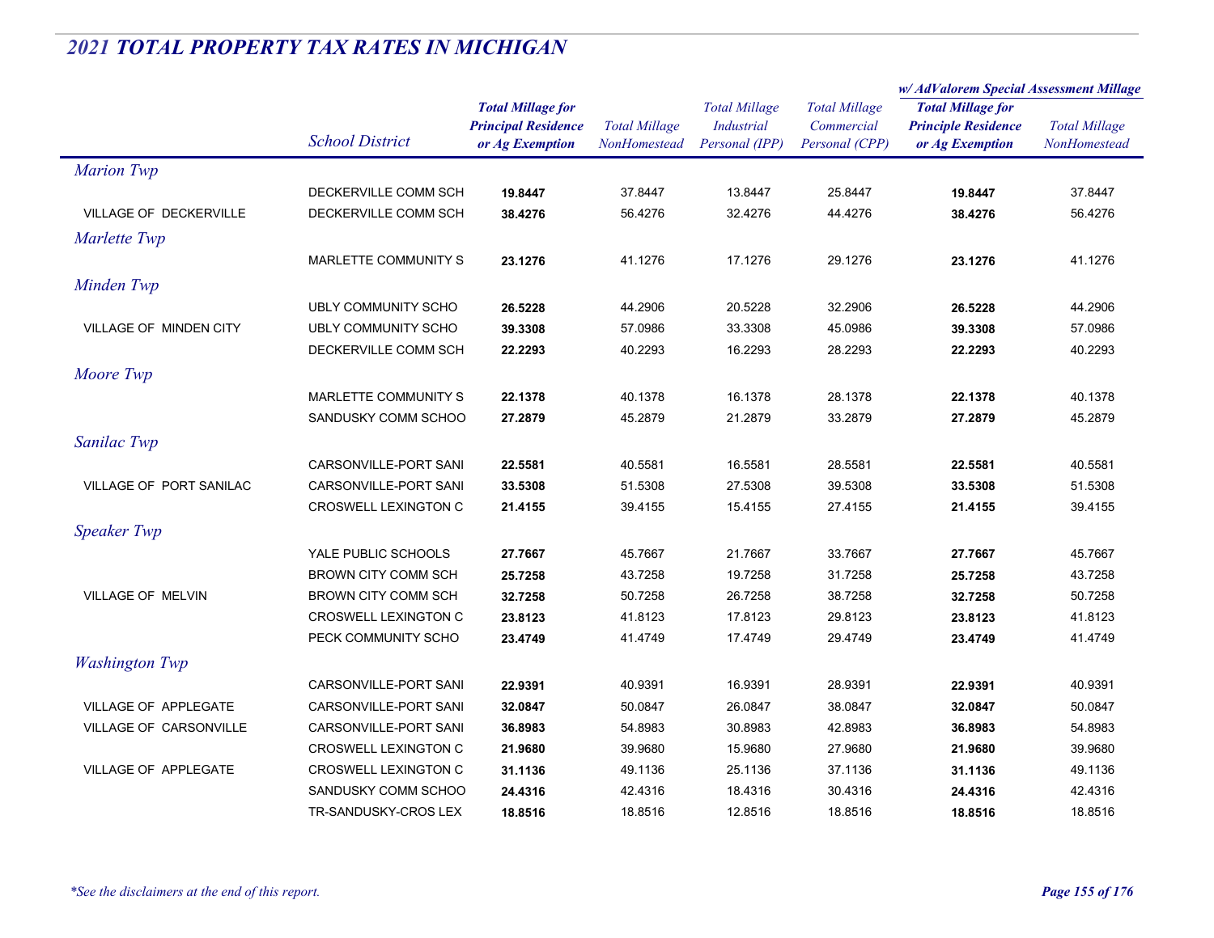## 2021 TOTAL PROPERTY TAX RATES IN MICHIGAN

| | School District | Total Millage for Principal Residence or Ag Exemption | Total Millage NonHomestead | Total Millage Industrial Personal (IPP) | Total Millage Commercial Personal (CPP) | w/ AdValorem Special Assessment Millage: Total Millage for Principle Residence or Ag Exemption | w/ AdValorem Special Assessment Millage: Total Millage NonHomestead |
|---|---|---|---|---|---|---|---|
| *Marion Twp* | | | | | | | |
| | DECKERVILLE COMM SCH | **19.8447** | 37.8447 | 13.8447 | 25.8447 | **19.8447** | 37.8447 |
| VILLAGE OF DECKERVILLE | DECKERVILLE COMM SCH | **38.4276** | 56.4276 | 32.4276 | 44.4276 | **38.4276** | 56.4276 |
| *Marlette Twp* | | | | | | | |
| | MARLETTE COMMUNITY S | **23.1276** | 41.1276 | 17.1276 | 29.1276 | **23.1276** | 41.1276 |
| *Minden Twp* | | | | | | | |
| | UBLY COMMUNITY SCHO | **26.5228** | 44.2906 | 20.5228 | 32.2906 | **26.5228** | 44.2906 |
| VILLAGE OF MINDEN CITY | UBLY COMMUNITY SCHO | **39.3308** | 57.0986 | 33.3308 | 45.0986 | **39.3308** | 57.0986 |
| | DECKERVILLE COMM SCH | **22.2293** | 40.2293 | 16.2293 | 28.2293 | **22.2293** | 40.2293 |
| *Moore Twp* | | | | | | | |
| | MARLETTE COMMUNITY S | **22.1378** | 40.1378 | 16.1378 | 28.1378 | **22.1378** | 40.1378 |
| | SANDUSKY COMM SCHOO | **27.2879** | 45.2879 | 21.2879 | 33.2879 | **27.2879** | 45.2879 |
| *Sanilac Twp* | | | | | | | |
| | CARSONVILLE-PORT SANI | **22.5581** | 40.5581 | 16.5581 | 28.5581 | **22.5581** | 40.5581 |
| VILLAGE OF PORT SANILAC | CARSONVILLE-PORT SANI | **33.5308** | 51.5308 | 27.5308 | 39.5308 | **33.5308** | 51.5308 |
| | CROSWELL LEXINGTON C | **21.4155** | 39.4155 | 15.4155 | 27.4155 | **21.4155** | 39.4155 |
| *Speaker Twp* | | | | | | | |
| | YALE PUBLIC SCHOOLS | **27.7667** | 45.7667 | 21.7667 | 33.7667 | **27.7667** | 45.7667 |
| | BROWN CITY COMM SCH | **25.7258** | 43.7258 | 19.7258 | 31.7258 | **25.7258** | 43.7258 |
| VILLAGE OF MELVIN | BROWN CITY COMM SCH | **32.7258** | 50.7258 | 26.7258 | 38.7258 | **32.7258** | 50.7258 |
| | CROSWELL LEXINGTON C | **23.8123** | 41.8123 | 17.8123 | 29.8123 | **23.8123** | 41.8123 |
| | PECK COMMUNITY SCHO | **23.4749** | 41.4749 | 17.4749 | 29.4749 | **23.4749** | 41.4749 |
| *Washington Twp* | | | | | | | |
| | CARSONVILLE-PORT SANI | **22.9391** | 40.9391 | 16.9391 | 28.9391 | **22.9391** | 40.9391 |
| VILLAGE OF APPLEGATE | CARSONVILLE-PORT SANI | **32.0847** | 50.0847 | 26.0847 | 38.0847 | **32.0847** | 50.0847 |
| VILLAGE OF CARSONVILLE | CARSONVILLE-PORT SANI | **36.8983** | 54.8983 | 30.8983 | 42.8983 | **36.8983** | 54.8983 |
| | CROSWELL LEXINGTON C | **21.9680** | 39.9680 | 15.9680 | 27.9680 | **21.9680** | 39.9680 |
| VILLAGE OF APPLEGATE | CROSWELL LEXINGTON C | **31.1136** | 49.1136 | 25.1136 | 37.1136 | **31.1136** | 49.1136 |
| | SANDUSKY COMM SCHOO | **24.4316** | 42.4316 | 18.4316 | 30.4316 | **24.4316** | 42.4316 |
| | TR-SANDUSKY-CROS LEX | **18.8516** | 18.8516 | 12.8516 | 18.8516 | **18.8516** | 18.8516 |

*\*See the disclaimers at the end of this report.*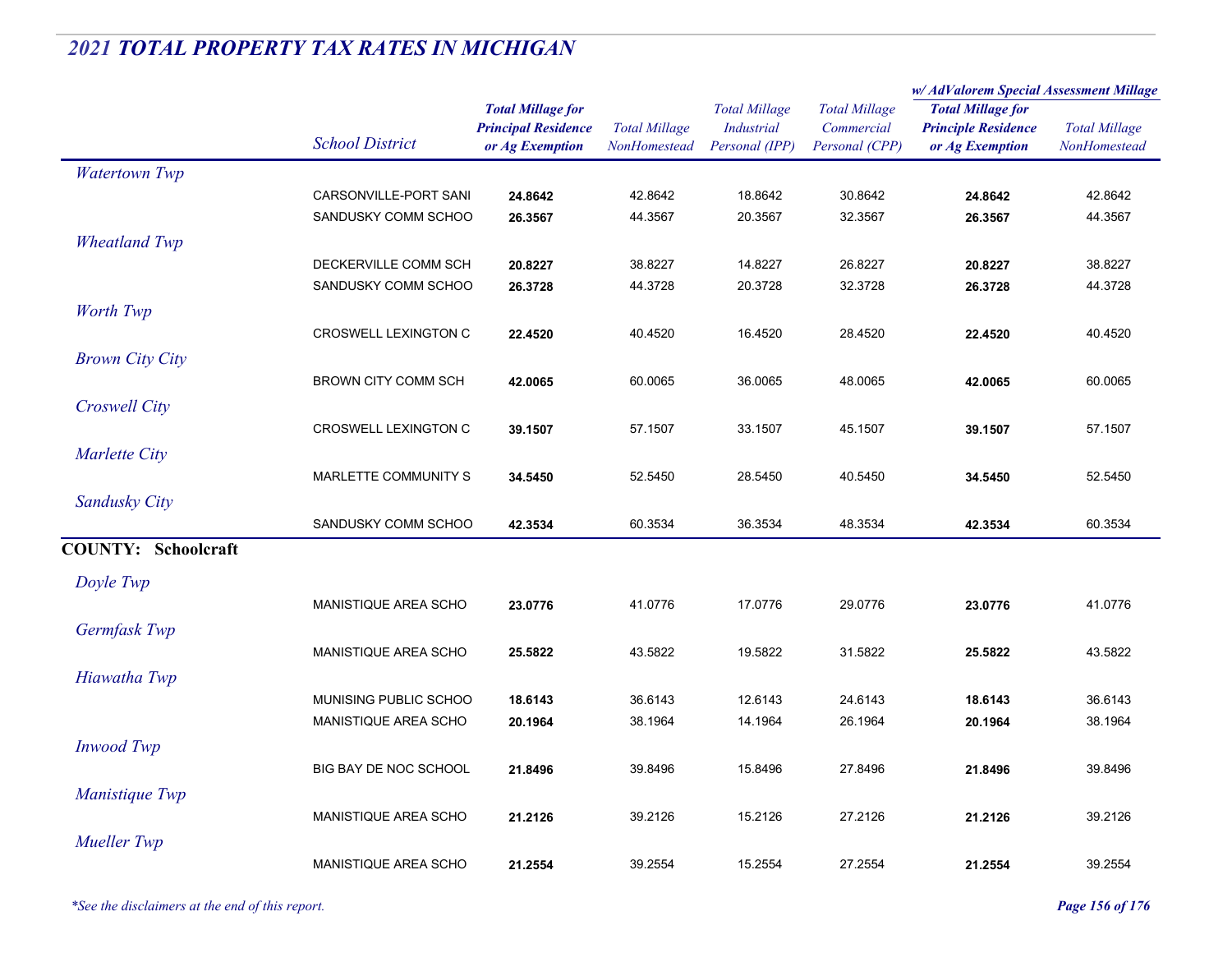# 2021 TOTAL PROPERTY TAX RATES IN MICHIGAN

| | School District | Total Millage for Principal Residence or Ag Exemption | Total Millage NonHomestead | Total Millage Industrial Personal (IPP) | Total Millage Commercial Personal (CPP) | w/ AdValorem Special Assessment Millage: Total Millage for Principle Residence or Ag Exemption | w/ AdValorem Special Assessment Millage: Total Millage NonHomestead |
|---|---|---|---|---|---|---|---|
| *Watertown Twp* | | | | | | | |
| | CARSONVILLE-PORT SANI | **24.8642** | 42.8642 | 18.8642 | 30.8642 | **24.8642** | 42.8642 |
| | SANDUSKY COMM SCHOO | **26.3567** | 44.3567 | 20.3567 | 32.3567 | **26.3567** | 44.3567 |
| *Wheatland Twp* | | | | | | | |
| | DECKERVILLE COMM SCH | **20.8227** | 38.8227 | 14.8227 | 26.8227 | **20.8227** | 38.8227 |
| | SANDUSKY COMM SCHOO | **26.3728** | 44.3728 | 20.3728 | 32.3728 | **26.3728** | 44.3728 |
| *Worth Twp* | | | | | | | |
| | CROSWELL LEXINGTON C | **22.4520** | 40.4520 | 16.4520 | 28.4520 | **22.4520** | 40.4520 |
| *Brown City City* | | | | | | | |
| | BROWN CITY COMM SCH | **42.0065** | 60.0065 | 36.0065 | 48.0065 | **42.0065** | 60.0065 |
| *Croswell City* | | | | | | | |
| | CROSWELL LEXINGTON C | **39.1507** | 57.1507 | 33.1507 | 45.1507 | **39.1507** | 57.1507 |
| *Marlette City* | | | | | | | |
| | MARLETTE COMMUNITY S | **34.5450** | 52.5450 | 28.5450 | 40.5450 | **34.5450** | 52.5450 |
| *Sandusky City* | | | | | | | |
| | SANDUSKY COMM SCHOO | **42.3534** | 60.3534 | 36.3534 | 48.3534 | **42.3534** | 60.3534 |
| **COUNTY: Schoolcraft** | | | | | | | |
| *Doyle Twp* | | | | | | | |
| | MANISTIQUE AREA SCHO | **23.0776** | 41.0776 | 17.0776 | 29.0776 | **23.0776** | 41.0776 |
| *Germfask Twp* | | | | | | | |
| | MANISTIQUE AREA SCHO | **25.5822** | 43.5822 | 19.5822 | 31.5822 | **25.5822** | 43.5822 |
| *Hiawatha Twp* | | | | | | | |
| | MUNISING PUBLIC SCHOO | **18.6143** | 36.6143 | 12.6143 | 24.6143 | **18.6143** | 36.6143 |
| | MANISTIQUE AREA SCHO | **20.1964** | 38.1964 | 14.1964 | 26.1964 | **20.1964** | 38.1964 |
| *Inwood Twp* | | | | | | | |
| | BIG BAY DE NOC SCHOOL | **21.8496** | 39.8496 | 15.8496 | 27.8496 | **21.8496** | 39.8496 |
| *Manistique Twp* | | | | | | | |
| | MANISTIQUE AREA SCHO | **21.2126** | 39.2126 | 15.2126 | 27.2126 | **21.2126** | 39.2126 |
| *Mueller Twp* | | | | | | | |
| | MANISTIQUE AREA SCHO | **21.2554** | 39.2554 | 15.2554 | 27.2554 | **21.2554** | 39.2554 |

*\*See the disclaimers at the end of this report.*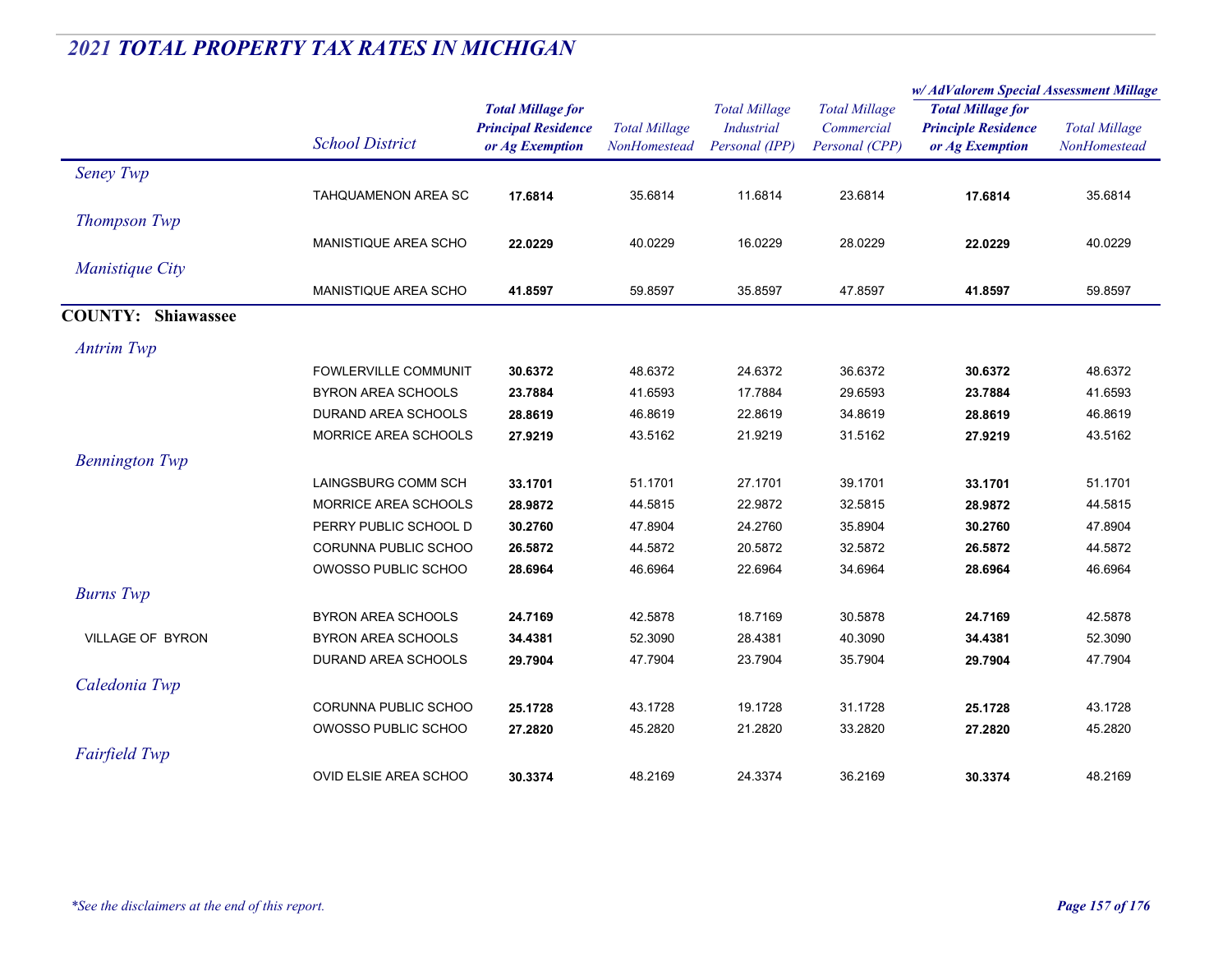# 2021 TOTAL PROPERTY TAX RATES IN MICHIGAN

| | School District | Total Millage for Principal Residence or Ag Exemption | Total Millage NonHomestead | Total Millage Industrial Personal (IPP) | Total Millage Commercial Personal (CPP) | w/ AdValorem Special Assessment Millage: Total Millage for Principle Residence or Ag Exemption | w/ AdValorem Special Assessment Millage: Total Millage NonHomestead |
|---|---|---|---|---|---|---|---|
| *Seney Twp* | | | | | | | |
| | TAHQUAMENON AREA SC | **17.6814** | 35.6814 | 11.6814 | 23.6814 | **17.6814** | 35.6814 |
| *Thompson Twp* | | | | | | | |
| | MANISTIQUE AREA SCHO | **22.0229** | 40.0229 | 16.0229 | 28.0229 | **22.0229** | 40.0229 |
| *Manistique City* | | | | | | | |
| | MANISTIQUE AREA SCHO | **41.8597** | 59.8597 | 35.8597 | 47.8597 | **41.8597** | 59.8597 |
| **COUNTY: Shiawassee** | | | | | | | |
| *Antrim Twp* | | | | | | | |
| | FOWLERVILLE COMMUNIT | **30.6372** | 48.6372 | 24.6372 | 36.6372 | **30.6372** | 48.6372 |
| | BYRON AREA SCHOOLS | **23.7884** | 41.6593 | 17.7884 | 29.6593 | **23.7884** | 41.6593 |
| | DURAND AREA SCHOOLS | **28.8619** | 46.8619 | 22.8619 | 34.8619 | **28.8619** | 46.8619 |
| | MORRICE AREA SCHOOLS | **27.9219** | 43.5162 | 21.9219 | 31.5162 | **27.9219** | 43.5162 |
| *Bennington Twp* | | | | | | | |
| | LAINGSBURG COMM SCH | **33.1701** | 51.1701 | 27.1701 | 39.1701 | **33.1701** | 51.1701 |
| | MORRICE AREA SCHOOLS | **28.9872** | 44.5815 | 22.9872 | 32.5815 | **28.9872** | 44.5815 |
| | PERRY PUBLIC SCHOOL D | **30.2760** | 47.8904 | 24.2760 | 35.8904 | **30.2760** | 47.8904 |
| | CORUNNA PUBLIC SCHOO | **26.5872** | 44.5872 | 20.5872 | 32.5872 | **26.5872** | 44.5872 |
| | OWOSSO PUBLIC SCHOO | **28.6964** | 46.6964 | 22.6964 | 34.6964 | **28.6964** | 46.6964 |
| *Burns Twp* | | | | | | | |
| | BYRON AREA SCHOOLS | **24.7169** | 42.5878 | 18.7169 | 30.5878 | **24.7169** | 42.5878 |
| VILLAGE OF BYRON | BYRON AREA SCHOOLS | **34.4381** | 52.3090 | 28.4381 | 40.3090 | **34.4381** | 52.3090 |
| | DURAND AREA SCHOOLS | **29.7904** | 47.7904 | 23.7904 | 35.7904 | **29.7904** | 47.7904 |
| *Caledonia Twp* | | | | | | | |
| | CORUNNA PUBLIC SCHOO | **25.1728** | 43.1728 | 19.1728 | 31.1728 | **25.1728** | 43.1728 |
| | OWOSSO PUBLIC SCHOO | **27.2820** | 45.2820 | 21.2820 | 33.2820 | **27.2820** | 45.2820 |
| *Fairfield Twp* | | | | | | | |
| | OVID ELSIE AREA SCHOO | **30.3374** | 48.2169 | 24.3374 | 36.2169 | **30.3374** | 48.2169 |

*\*See the disclaimers at the end of this report.*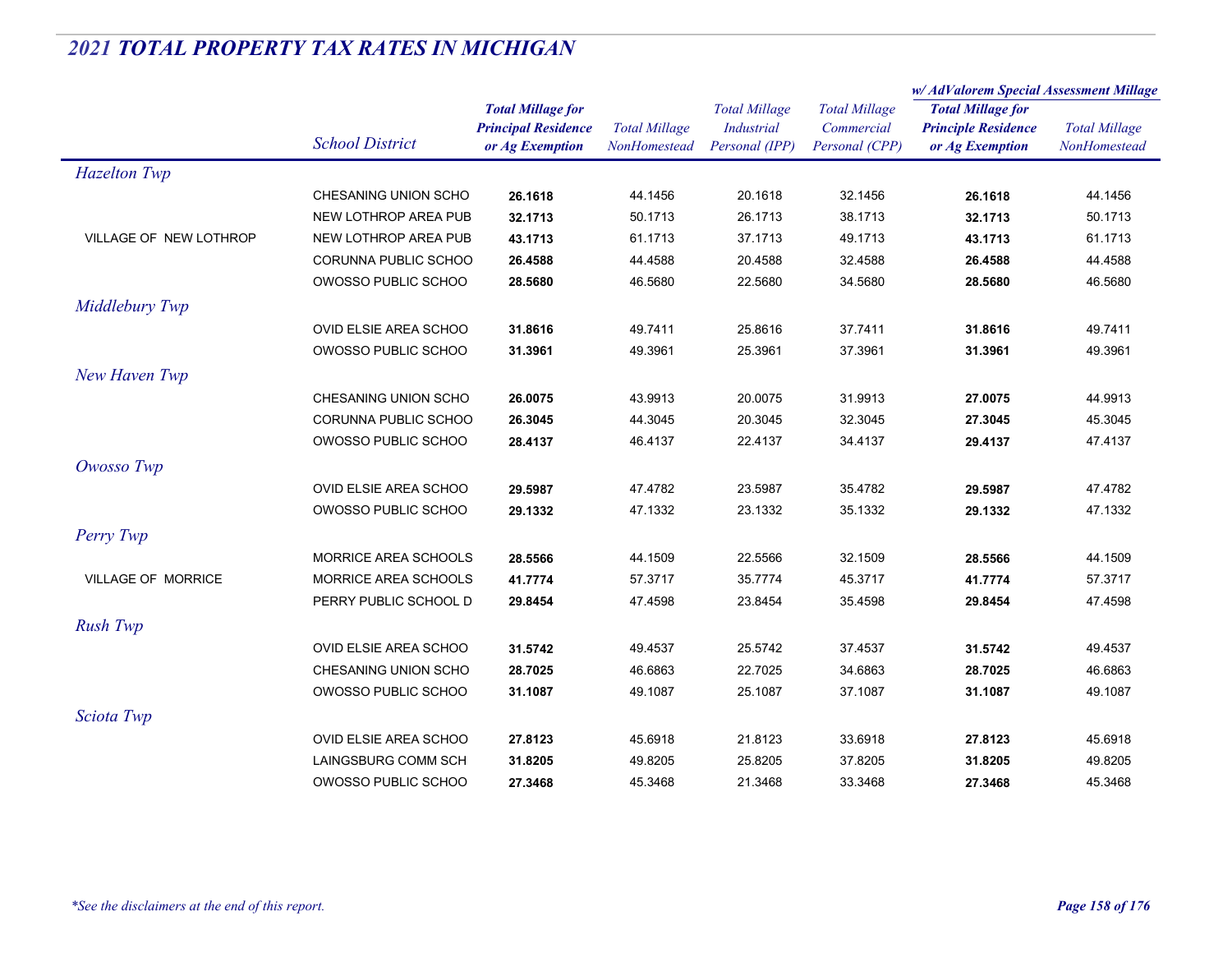## 2021 TOTAL PROPERTY TAX RATES IN MICHIGAN

| | School District | Total Millage for Principal Residence or Ag Exemption | Total Millage NonHomestead | Total Millage Industrial Personal (IPP) | Total Millage Commercial Personal (CPP) | w/ AdValorem Special Assessment Millage Total Millage for Principle Residence or Ag Exemption | w/ AdValorem Special Assessment Millage Total Millage NonHomestead |
|---|---|---|---|---|---|---|---|
| *Hazelton Twp* | | | | | | | |
| | CHESANING UNION SCHO | **26.1618** | 44.1456 | 20.1618 | 32.1456 | **26.1618** | 44.1456 |
| | NEW LOTHROP AREA PUB | **32.1713** | 50.1713 | 26.1713 | 38.1713 | **32.1713** | 50.1713 |
| VILLAGE OF NEW LOTHROP | NEW LOTHROP AREA PUB | **43.1713** | 61.1713 | 37.1713 | 49.1713 | **43.1713** | 61.1713 |
| | CORUNNA PUBLIC SCHOO | **26.4588** | 44.4588 | 20.4588 | 32.4588 | **26.4588** | 44.4588 |
| | OWOSSO PUBLIC SCHOO | **28.5680** | 46.5680 | 22.5680 | 34.5680 | **28.5680** | 46.5680 |
| *Middlebury Twp* | | | | | | | |
| | OVID ELSIE AREA SCHOO | **31.8616** | 49.7411 | 25.8616 | 37.7411 | **31.8616** | 49.7411 |
| | OWOSSO PUBLIC SCHOO | **31.3961** | 49.3961 | 25.3961 | 37.3961 | **31.3961** | 49.3961 |
| *New Haven Twp* | | | | | | | |
| | CHESANING UNION SCHO | **26.0075** | 43.9913 | 20.0075 | 31.9913 | **27.0075** | 44.9913 |
| | CORUNNA PUBLIC SCHOO | **26.3045** | 44.3045 | 20.3045 | 32.3045 | **27.3045** | 45.3045 |
| | OWOSSO PUBLIC SCHOO | **28.4137** | 46.4137 | 22.4137 | 34.4137 | **29.4137** | 47.4137 |
| *Owosso Twp* | | | | | | | |
| | OVID ELSIE AREA SCHOO | **29.5987** | 47.4782 | 23.5987 | 35.4782 | **29.5987** | 47.4782 |
| | OWOSSO PUBLIC SCHOO | **29.1332** | 47.1332 | 23.1332 | 35.1332 | **29.1332** | 47.1332 |
| *Perry Twp* | | | | | | | |
| | MORRICE AREA SCHOOLS | **28.5566** | 44.1509 | 22.5566 | 32.1509 | **28.5566** | 44.1509 |
| VILLAGE OF MORRICE | MORRICE AREA SCHOOLS | **41.7774** | 57.3717 | 35.7774 | 45.3717 | **41.7774** | 57.3717 |
| | PERRY PUBLIC SCHOOL D | **29.8454** | 47.4598 | 23.8454 | 35.4598 | **29.8454** | 47.4598 |
| *Rush Twp* | | | | | | | |
| | OVID ELSIE AREA SCHOO | **31.5742** | 49.4537 | 25.5742 | 37.4537 | **31.5742** | 49.4537 |
| | CHESANING UNION SCHO | **28.7025** | 46.6863 | 22.7025 | 34.6863 | **28.7025** | 46.6863 |
| | OWOSSO PUBLIC SCHOO | **31.1087** | 49.1087 | 25.1087 | 37.1087 | **31.1087** | 49.1087 |
| *Sciota Twp* | | | | | | | |
| | OVID ELSIE AREA SCHOO | **27.8123** | 45.6918 | 21.8123 | 33.6918 | **27.8123** | 45.6918 |
| | LAINGSBURG COMM SCH | **31.8205** | 49.8205 | 25.8205 | 37.8205 | **31.8205** | 49.8205 |
| | OWOSSO PUBLIC SCHOO | **27.3468** | 45.3468 | 21.3468 | 33.3468 | **27.3468** | 45.3468 |

*\*See the disclaimers at the end of this report.*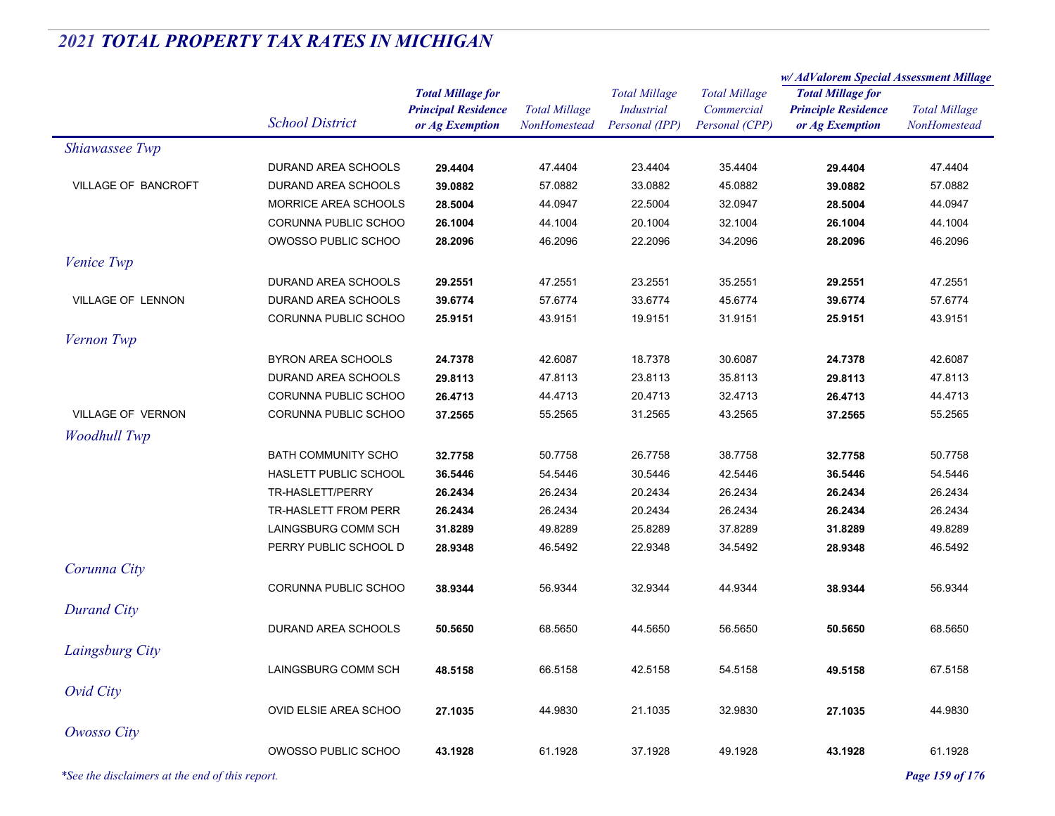# 2021 TOTAL PROPERTY TAX RATES IN MICHIGAN

| | School District | Total Millage for Principal Residence or Ag Exemption | Total Millage NonHomestead | Total Millage Industrial Personal (IPP) | Total Millage Commercial Personal (CPP) | w/ AdValorem Special Assessment Millage: Total Millage for Principle Residence or Ag Exemption | w/ AdValorem Special Assessment Millage: Total Millage NonHomestead |
|---|---|---|---|---|---|---|---|
| *Shiawassee Twp* | | | | | | | |
| | DURAND AREA SCHOOLS | **29.4404** | 47.4404 | 23.4404 | 35.4404 | **29.4404** | 47.4404 |
| VILLAGE OF BANCROFT | DURAND AREA SCHOOLS | **39.0882** | 57.0882 | 33.0882 | 45.0882 | **39.0882** | 57.0882 |
| | MORRICE AREA SCHOOLS | **28.5004** | 44.0947 | 22.5004 | 32.0947 | **28.5004** | 44.0947 |
| | CORUNNA PUBLIC SCHOO | **26.1004** | 44.1004 | 20.1004 | 32.1004 | **26.1004** | 44.1004 |
| | OWOSSO PUBLIC SCHOO | **28.2096** | 46.2096 | 22.2096 | 34.2096 | **28.2096** | 46.2096 |
| *Venice Twp* | | | | | | | |
| | DURAND AREA SCHOOLS | **29.2551** | 47.2551 | 23.2551 | 35.2551 | **29.2551** | 47.2551 |
| VILLAGE OF LENNON | DURAND AREA SCHOOLS | **39.6774** | 57.6774 | 33.6774 | 45.6774 | **39.6774** | 57.6774 |
| | CORUNNA PUBLIC SCHOO | **25.9151** | 43.9151 | 19.9151 | 31.9151 | **25.9151** | 43.9151 |
| *Vernon Twp* | | | | | | | |
| | BYRON AREA SCHOOLS | **24.7378** | 42.6087 | 18.7378 | 30.6087 | **24.7378** | 42.6087 |
| | DURAND AREA SCHOOLS | **29.8113** | 47.8113 | 23.8113 | 35.8113 | **29.8113** | 47.8113 |
| | CORUNNA PUBLIC SCHOO | **26.4713** | 44.4713 | 20.4713 | 32.4713 | **26.4713** | 44.4713 |
| VILLAGE OF VERNON | CORUNNA PUBLIC SCHOO | **37.2565** | 55.2565 | 31.2565 | 43.2565 | **37.2565** | 55.2565 |
| *Woodhull Twp* | | | | | | | |
| | BATH COMMUNITY SCHO | **32.7758** | 50.7758 | 26.7758 | 38.7758 | **32.7758** | 50.7758 |
| | HASLETT PUBLIC SCHOOL | **36.5446** | 54.5446 | 30.5446 | 42.5446 | **36.5446** | 54.5446 |
| | TR-HASLETT/PERRY | **26.2434** | 26.2434 | 20.2434 | 26.2434 | **26.2434** | 26.2434 |
| | TR-HASLETT FROM PERR | **26.2434** | 26.2434 | 20.2434 | 26.2434 | **26.2434** | 26.2434 |
| | LAINGSBURG COMM SCH | **31.8289** | 49.8289 | 25.8289 | 37.8289 | **31.8289** | 49.8289 |
| | PERRY PUBLIC SCHOOL D | **28.9348** | 46.5492 | 22.9348 | 34.5492 | **28.9348** | 46.5492 |
| *Corunna City* | | | | | | | |
| | CORUNNA PUBLIC SCHOO | **38.9344** | 56.9344 | 32.9344 | 44.9344 | **38.9344** | 56.9344 |
| *Durand City* | | | | | | | |
| | DURAND AREA SCHOOLS | **50.5650** | 68.5650 | 44.5650 | 56.5650 | **50.5650** | 68.5650 |
| *Laingsburg City* | | | | | | | |
| | LAINGSBURG COMM SCH | **48.5158** | 66.5158 | 42.5158 | 54.5158 | **49.5158** | 67.5158 |
| *Ovid City* | | | | | | | |
| | OVID ELSIE AREA SCHOO | **27.1035** | 44.9830 | 21.1035 | 32.9830 | **27.1035** | 44.9830 |
| *Owosso City* | | | | | | | |
| | OWOSSO PUBLIC SCHOO | **43.1928** | 61.1928 | 37.1928 | 49.1928 | **43.1928** | 61.1928 |

*\*See the disclaimers at the end of this report.*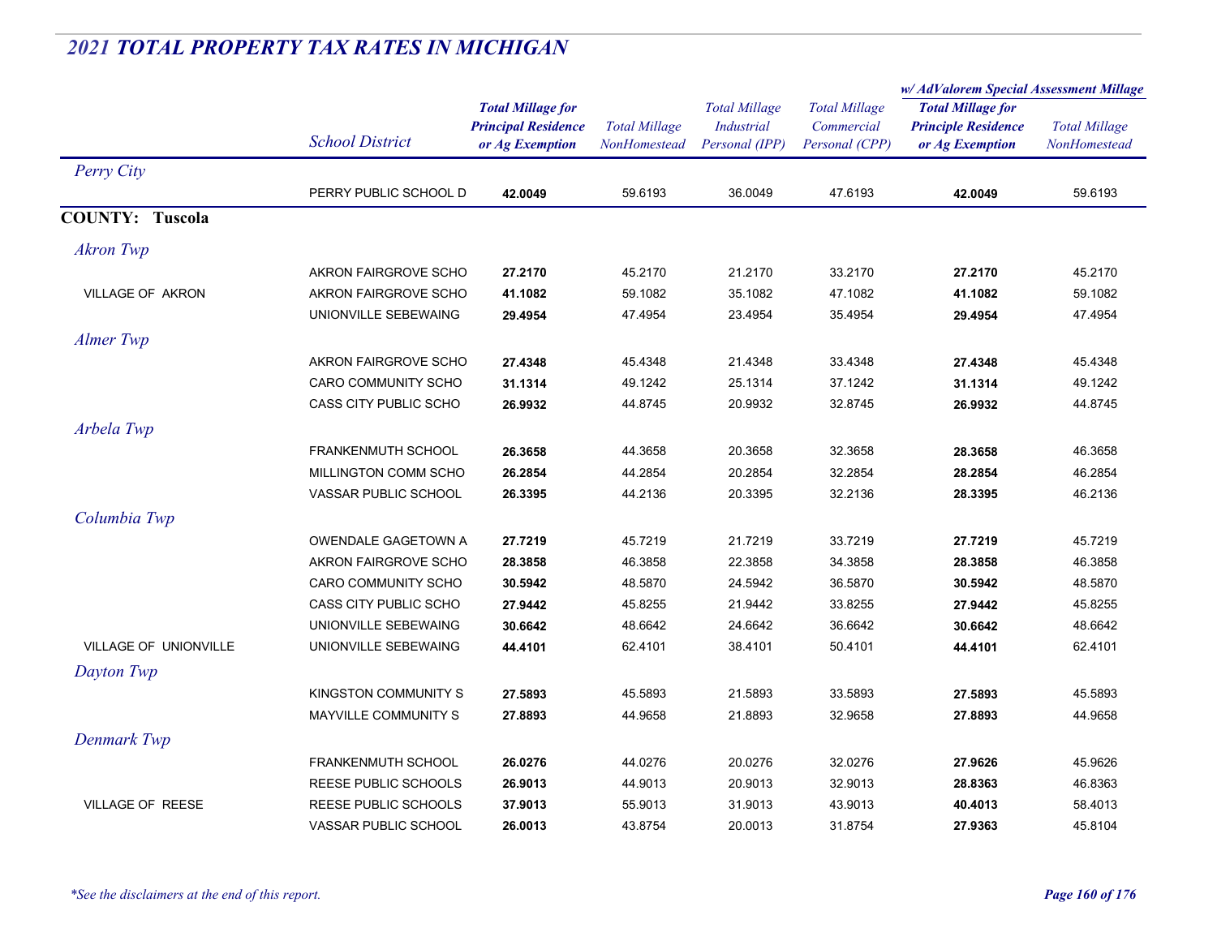## 2021 TOTAL PROPERTY TAX RATES IN MICHIGAN

| | School District | Total Millage for Principal Residence or Ag Exemption | Total Millage NonHomestead | Total Millage Industrial Personal (IPP) | Total Millage Commercial Personal (CPP) | w/ AdValorem Special Assessment Millage: Total Millage for Principle Residence or Ag Exemption | w/ AdValorem Special Assessment Millage: Total Millage NonHomestead |
|---|---|---|---|---|---|---|---|
| *Perry City* | | | | | | | |
| | PERRY PUBLIC SCHOOL D | **42.0049** | 59.6193 | 36.0049 | 47.6193 | **42.0049** | 59.6193 |
| **COUNTY: Tuscola** | | | | | | | |
| *Akron Twp* | | | | | | | |
| | AKRON FAIRGROVE SCHO | **27.2170** | 45.2170 | 21.2170 | 33.2170 | **27.2170** | 45.2170 |
| VILLAGE OF AKRON | AKRON FAIRGROVE SCHO | **41.1082** | 59.1082 | 35.1082 | 47.1082 | **41.1082** | 59.1082 |
| | UNIONVILLE SEBEWAING | **29.4954** | 47.4954 | 23.4954 | 35.4954 | **29.4954** | 47.4954 |
| *Almer Twp* | | | | | | | |
| | AKRON FAIRGROVE SCHO | **27.4348** | 45.4348 | 21.4348 | 33.4348 | **27.4348** | 45.4348 |
| | CARO COMMUNITY SCHO | **31.1314** | 49.1242 | 25.1314 | 37.1242 | **31.1314** | 49.1242 |
| | CASS CITY PUBLIC SCHO | **26.9932** | 44.8745 | 20.9932 | 32.8745 | **26.9932** | 44.8745 |
| *Arbela Twp* | | | | | | | |
| | FRANKENMUTH SCHOOL | **26.3658** | 44.3658 | 20.3658 | 32.3658 | **28.3658** | 46.3658 |
| | MILLINGTON COMM SCHO | **26.2854** | 44.2854 | 20.2854 | 32.2854 | **28.2854** | 46.2854 |
| | VASSAR PUBLIC SCHOOL | **26.3395** | 44.2136 | 20.3395 | 32.2136 | **28.3395** | 46.2136 |
| *Columbia Twp* | | | | | | | |
| | OWENDALE GAGETOWN A | **27.7219** | 45.7219 | 21.7219 | 33.7219 | **27.7219** | 45.7219 |
| | AKRON FAIRGROVE SCHO | **28.3858** | 46.3858 | 22.3858 | 34.3858 | **28.3858** | 46.3858 |
| | CARO COMMUNITY SCHO | **30.5942** | 48.5870 | 24.5942 | 36.5870 | **30.5942** | 48.5870 |
| | CASS CITY PUBLIC SCHO | **27.9442** | 45.8255 | 21.9442 | 33.8255 | **27.9442** | 45.8255 |
| | UNIONVILLE SEBEWAING | **30.6642** | 48.6642 | 24.6642 | 36.6642 | **30.6642** | 48.6642 |
| VILLAGE OF UNIONVILLE | UNIONVILLE SEBEWAING | **44.4101** | 62.4101 | 38.4101 | 50.4101 | **44.4101** | 62.4101 |
| *Dayton Twp* | | | | | | | |
| | KINGSTON COMMUNITY S | **27.5893** | 45.5893 | 21.5893 | 33.5893 | **27.5893** | 45.5893 |
| | MAYVILLE COMMUNITY S | **27.8893** | 44.9658 | 21.8893 | 32.9658 | **27.8893** | 44.9658 |
| *Denmark Twp* | | | | | | | |
| | FRANKENMUTH SCHOOL | **26.0276** | 44.0276 | 20.0276 | 32.0276 | **27.9626** | 45.9626 |
| | REESE PUBLIC SCHOOLS | **26.9013** | 44.9013 | 20.9013 | 32.9013 | **28.8363** | 46.8363 |
| VILLAGE OF REESE | REESE PUBLIC SCHOOLS | **37.9013** | 55.9013 | 31.9013 | 43.9013 | **40.4013** | 58.4013 |
| | VASSAR PUBLIC SCHOOL | **26.0013** | 43.8754 | 20.0013 | 31.8754 | **27.9363** | 45.8104 |

*\*See the disclaimers at the end of this report.*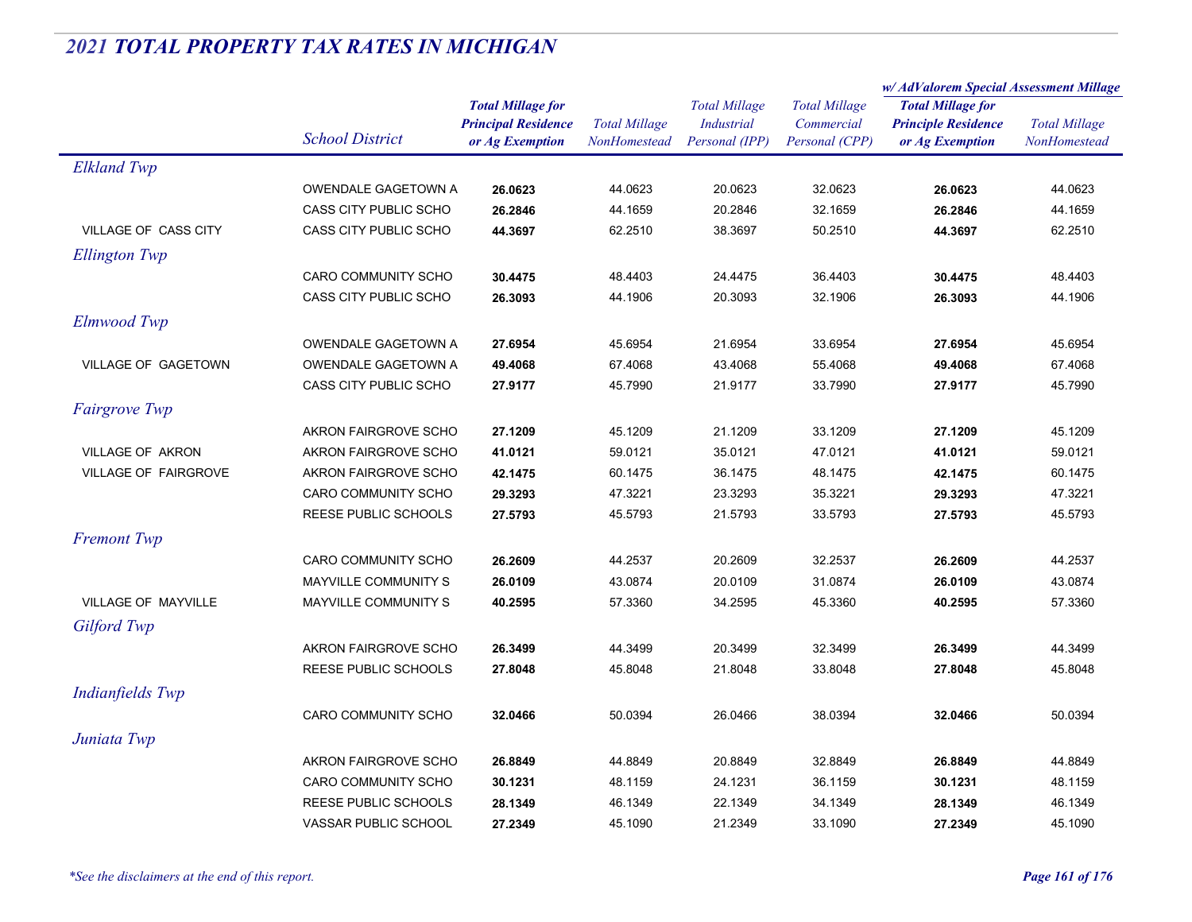# 2021 TOTAL PROPERTY TAX RATES IN MICHIGAN

| | School District | Total Millage for Principal Residence or Ag Exemption | Total Millage NonHomestead | Total Millage Industrial Personal (IPP) | Total Millage Commercial Personal (CPP) | w/ AdValorem Special Assessment Millage: Total Millage for Principle Residence or Ag Exemption | w/ AdValorem Special Assessment Millage: Total Millage NonHomestead |
|---|---|---|---|---|---|---|---|
| *Elkland Twp* | | | | | | | |
| | OWENDALE GAGETOWN A | **26.0623** | 44.0623 | 20.0623 | 32.0623 | **26.0623** | 44.0623 |
| | CASS CITY PUBLIC SCHO | **26.2846** | 44.1659 | 20.2846 | 32.1659 | **26.2846** | 44.1659 |
| VILLAGE OF CASS CITY | CASS CITY PUBLIC SCHO | **44.3697** | 62.2510 | 38.3697 | 50.2510 | **44.3697** | 62.2510 |
| *Ellington Twp* | | | | | | | |
| | CARO COMMUNITY SCHO | **30.4475** | 48.4403 | 24.4475 | 36.4403 | **30.4475** | 48.4403 |
| | CASS CITY PUBLIC SCHO | **26.3093** | 44.1906 | 20.3093 | 32.1906 | **26.3093** | 44.1906 |
| *Elmwood Twp* | | | | | | | |
| | OWENDALE GAGETOWN A | **27.6954** | 45.6954 | 21.6954 | 33.6954 | **27.6954** | 45.6954 |
| VILLAGE OF GAGETOWN | OWENDALE GAGETOWN A | **49.4068** | 67.4068 | 43.4068 | 55.4068 | **49.4068** | 67.4068 |
| | CASS CITY PUBLIC SCHO | **27.9177** | 45.7990 | 21.9177 | 33.7990 | **27.9177** | 45.7990 |
| *Fairgrove Twp* | | | | | | | |
| | AKRON FAIRGROVE SCHO | **27.1209** | 45.1209 | 21.1209 | 33.1209 | **27.1209** | 45.1209 |
| VILLAGE OF AKRON | AKRON FAIRGROVE SCHO | **41.0121** | 59.0121 | 35.0121 | 47.0121 | **41.0121** | 59.0121 |
| VILLAGE OF FAIRGROVE | AKRON FAIRGROVE SCHO | **42.1475** | 60.1475 | 36.1475 | 48.1475 | **42.1475** | 60.1475 |
| | CARO COMMUNITY SCHO | **29.3293** | 47.3221 | 23.3293 | 35.3221 | **29.3293** | 47.3221 |
| | REESE PUBLIC SCHOOLS | **27.5793** | 45.5793 | 21.5793 | 33.5793 | **27.5793** | 45.5793 |
| *Fremont Twp* | | | | | | | |
| | CARO COMMUNITY SCHO | **26.2609** | 44.2537 | 20.2609 | 32.2537 | **26.2609** | 44.2537 |
| | MAYVILLE COMMUNITY S | **26.0109** | 43.0874 | 20.0109 | 31.0874 | **26.0109** | 43.0874 |
| VILLAGE OF MAYVILLE | MAYVILLE COMMUNITY S | **40.2595** | 57.3360 | 34.2595 | 45.3360 | **40.2595** | 57.3360 |
| *Gilford Twp* | | | | | | | |
| | AKRON FAIRGROVE SCHO | **26.3499** | 44.3499 | 20.3499 | 32.3499 | **26.3499** | 44.3499 |
| | REESE PUBLIC SCHOOLS | **27.8048** | 45.8048 | 21.8048 | 33.8048 | **27.8048** | 45.8048 |
| *Indianfields Twp* | | | | | | | |
| | CARO COMMUNITY SCHO | **32.0466** | 50.0394 | 26.0466 | 38.0394 | **32.0466** | 50.0394 |
| *Juniata Twp* | | | | | | | |
| | AKRON FAIRGROVE SCHO | **26.8849** | 44.8849 | 20.8849 | 32.8849 | **26.8849** | 44.8849 |
| | CARO COMMUNITY SCHO | **30.1231** | 48.1159 | 24.1231 | 36.1159 | **30.1231** | 48.1159 |
| | REESE PUBLIC SCHOOLS | **28.1349** | 46.1349 | 22.1349 | 34.1349 | **28.1349** | 46.1349 |
| | VASSAR PUBLIC SCHOOL | **27.2349** | 45.1090 | 21.2349 | 33.1090 | **27.2349** | 45.1090 |

*\*See the disclaimers at the end of this report.*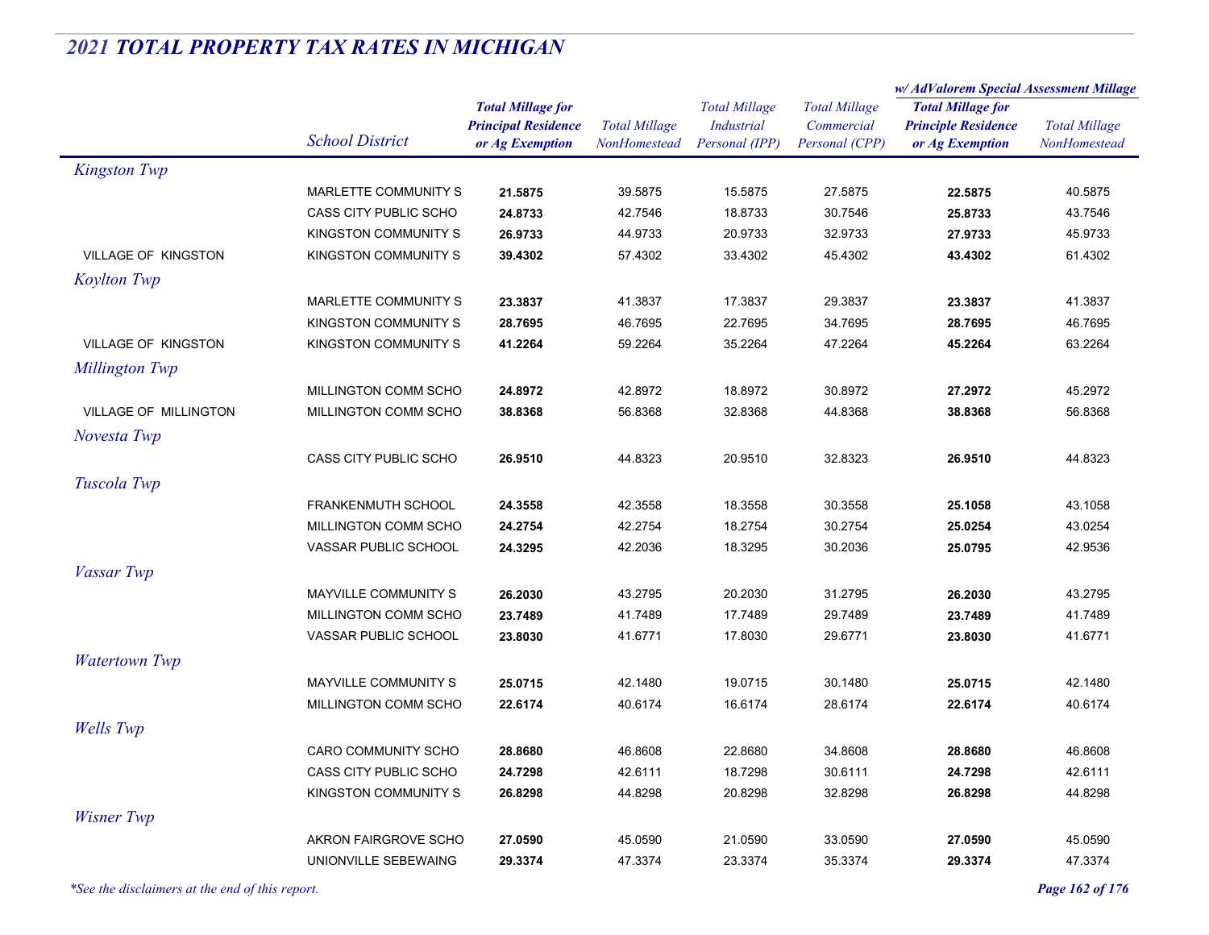## *2021 TOTAL PROPERTY TAX RATES IN MICHIGAN*

| | School District | Total Millage for Principal Residence or Ag Exemption | Total Millage NonHomestead | Total Millage Industrial Personal (IPP) | Total Millage Commercial Personal (CPP) | w/ AdValorem Special Assessment Millage: Total Millage for Principle Residence or Ag Exemption | w/ AdValorem Special Assessment Millage: Total Millage NonHomestead |
|---|---|---|---|---|---|---|---|
| *Kingston Twp* | | | | | | | |
| | MARLETTE COMMUNITY S | **21.5875** | 39.5875 | 15.5875 | 27.5875 | **22.5875** | 40.5875 |
| | CASS CITY PUBLIC SCHO | **24.8733** | 42.7546 | 18.8733 | 30.7546 | **25.8733** | 43.7546 |
| | KINGSTON COMMUNITY S | **26.9733** | 44.9733 | 20.9733 | 32.9733 | **27.9733** | 45.9733 |
| VILLAGE OF KINGSTON | KINGSTON COMMUNITY S | **39.4302** | 57.4302 | 33.4302 | 45.4302 | **43.4302** | 61.4302 |
| *Koylton Twp* | | | | | | | |
| | MARLETTE COMMUNITY S | **23.3837** | 41.3837 | 17.3837 | 29.3837 | **23.3837** | 41.3837 |
| | KINGSTON COMMUNITY S | **28.7695** | 46.7695 | 22.7695 | 34.7695 | **28.7695** | 46.7695 |
| VILLAGE OF KINGSTON | KINGSTON COMMUNITY S | **41.2264** | 59.2264 | 35.2264 | 47.2264 | **45.2264** | 63.2264 |
| *Millington Twp* | | | | | | | |
| | MILLINGTON COMM SCHO | **24.8972** | 42.8972 | 18.8972 | 30.8972 | **27.2972** | 45.2972 |
| VILLAGE OF MILLINGTON | MILLINGTON COMM SCHO | **38.8368** | 56.8368 | 32.8368 | 44.8368 | **38.8368** | 56.8368 |
| *Novesta Twp* | | | | | | | |
| | CASS CITY PUBLIC SCHO | **26.9510** | 44.8323 | 20.9510 | 32.8323 | **26.9510** | 44.8323 |
| *Tuscola Twp* | | | | | | | |
| | FRANKENMUTH SCHOOL | **24.3558** | 42.3558 | 18.3558 | 30.3558 | **25.1058** | 43.1058 |
| | MILLINGTON COMM SCHO | **24.2754** | 42.2754 | 18.2754 | 30.2754 | **25.0254** | 43.0254 |
| | VASSAR PUBLIC SCHOOL | **24.3295** | 42.2036 | 18.3295 | 30.2036 | **25.0795** | 42.9536 |
| *Vassar Twp* | | | | | | | |
| | MAYVILLE COMMUNITY S | **26.2030** | 43.2795 | 20.2030 | 31.2795 | **26.2030** | 43.2795 |
| | MILLINGTON COMM SCHO | **23.7489** | 41.7489 | 17.7489 | 29.7489 | **23.7489** | 41.7489 |
| | VASSAR PUBLIC SCHOOL | **23.8030** | 41.6771 | 17.8030 | 29.6771 | **23.8030** | 41.6771 |
| *Watertown Twp* | | | | | | | |
| | MAYVILLE COMMUNITY S | **25.0715** | 42.1480 | 19.0715 | 30.1480 | **25.0715** | 42.1480 |
| | MILLINGTON COMM SCHO | **22.6174** | 40.6174 | 16.6174 | 28.6174 | **22.6174** | 40.6174 |
| *Wells Twp* | | | | | | | |
| | CARO COMMUNITY SCHO | **28.8680** | 46.8608 | 22.8680 | 34.8608 | **28.8680** | 46.8608 |
| | CASS CITY PUBLIC SCHO | **24.7298** | 42.6111 | 18.7298 | 30.6111 | **24.7298** | 42.6111 |
| | KINGSTON COMMUNITY S | **26.8298** | 44.8298 | 20.8298 | 32.8298 | **26.8298** | 44.8298 |
| *Wisner Twp* | | | | | | | |
| | AKRON FAIRGROVE SCHO | **27.0590** | 45.0590 | 21.0590 | 33.0590 | **27.0590** | 45.0590 |
| | UNIONVILLE SEBEWAING | **29.3374** | 47.3374 | 23.3374 | 35.3374 | **29.3374** | 47.3374 |

*\*See the disclaimers at the end of this report.*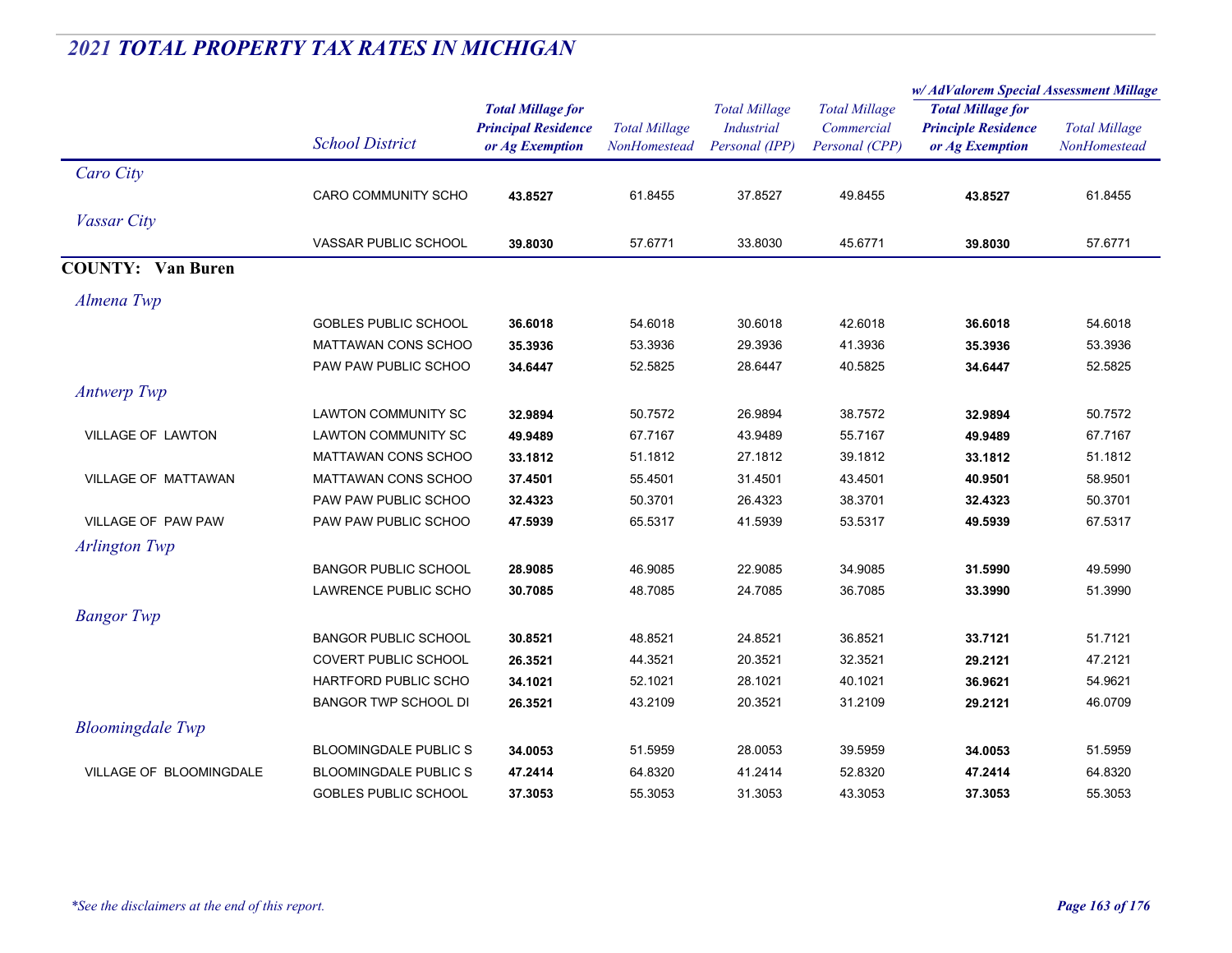# *2021 TOTAL PROPERTY TAX RATES IN MICHIGAN*

| | School District | Total Millage for Principal Residence or Ag Exemption | Total Millage NonHomestead | Total Millage Industrial Personal (IPP) | Total Millage Commercial Personal (CPP) | w/ AdValorem Special Assessment Millage: Total Millage for Principle Residence or Ag Exemption | w/ AdValorem Special Assessment Millage: Total Millage NonHomestead |
|---|---|---|---|---|---|---|---|
| *Caro City* | | | | | | | |
| | CARO COMMUNITY SCHO | **43.8527** | 61.8455 | 37.8527 | 49.8455 | **43.8527** | 61.8455 |
| *Vassar City* | | | | | | | |
| | VASSAR PUBLIC SCHOOL | **39.8030** | 57.6771 | 33.8030 | 45.6771 | **39.8030** | 57.6771 |
| **COUNTY: Van Buren** | | | | | | | |
| *Almena Twp* | | | | | | | |
| | GOBLES PUBLIC SCHOOL | **36.6018** | 54.6018 | 30.6018 | 42.6018 | **36.6018** | 54.6018 |
| | MATTAWAN CONS SCHOO | **35.3936** | 53.3936 | 29.3936 | 41.3936 | **35.3936** | 53.3936 |
| | PAW PAW PUBLIC SCHOO | **34.6447** | 52.5825 | 28.6447 | 40.5825 | **34.6447** | 52.5825 |
| *Antwerp Twp* | | | | | | | |
| | LAWTON COMMUNITY SC | **32.9894** | 50.7572 | 26.9894 | 38.7572 | **32.9894** | 50.7572 |
| VILLAGE OF LAWTON | LAWTON COMMUNITY SC | **49.9489** | 67.7167 | 43.9489 | 55.7167 | **49.9489** | 67.7167 |
| | MATTAWAN CONS SCHOO | **33.1812** | 51.1812 | 27.1812 | 39.1812 | **33.1812** | 51.1812 |
| VILLAGE OF MATTAWAN | MATTAWAN CONS SCHOO | **37.4501** | 55.4501 | 31.4501 | 43.4501 | **40.9501** | 58.9501 |
| | PAW PAW PUBLIC SCHOO | **32.4323** | 50.3701 | 26.4323 | 38.3701 | **32.4323** | 50.3701 |
| VILLAGE OF PAW PAW | PAW PAW PUBLIC SCHOO | **47.5939** | 65.5317 | 41.5939 | 53.5317 | **49.5939** | 67.5317 |
| *Arlington Twp* | | | | | | | |
| | BANGOR PUBLIC SCHOOL | **28.9085** | 46.9085 | 22.9085 | 34.9085 | **31.5990** | 49.5990 |
| | LAWRENCE PUBLIC SCHO | **30.7085** | 48.7085 | 24.7085 | 36.7085 | **33.3990** | 51.3990 |
| *Bangor Twp* | | | | | | | |
| | BANGOR PUBLIC SCHOOL | **30.8521** | 48.8521 | 24.8521 | 36.8521 | **33.7121** | 51.7121 |
| | COVERT PUBLIC SCHOOL | **26.3521** | 44.3521 | 20.3521 | 32.3521 | **29.2121** | 47.2121 |
| | HARTFORD PUBLIC SCHO | **34.1021** | 52.1021 | 28.1021 | 40.1021 | **36.9621** | 54.9621 |
| | BANGOR TWP SCHOOL DI | **26.3521** | 43.2109 | 20.3521 | 31.2109 | **29.2121** | 46.0709 |
| *Bloomingdale Twp* | | | | | | | |
| | BLOOMINGDALE PUBLIC S | **34.0053** | 51.5959 | 28.0053 | 39.5959 | **34.0053** | 51.5959 |
| VILLAGE OF BLOOMINGDALE | BLOOMINGDALE PUBLIC S | **47.2414** | 64.8320 | 41.2414 | 52.8320 | **47.2414** | 64.8320 |
| | GOBLES PUBLIC SCHOOL | **37.3053** | 55.3053 | 31.3053 | 43.3053 | **37.3053** | 55.3053 |

*\*See the disclaimers at the end of this report.*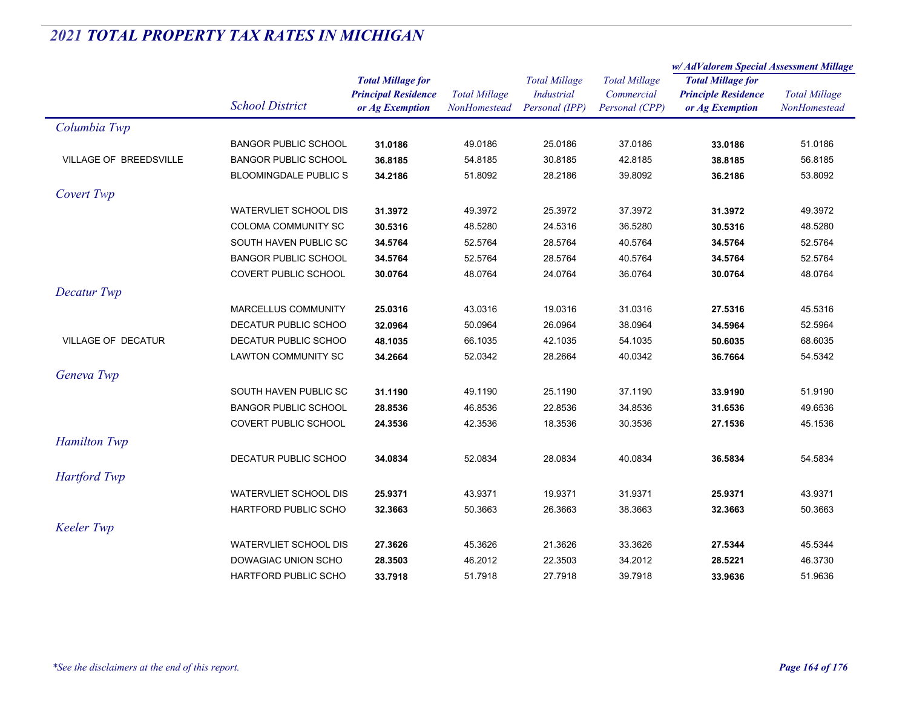## *2021 TOTAL PROPERTY TAX RATES IN MICHIGAN*

| | School District | Total Millage for Principal Residence or Ag Exemption | Total Millage NonHomestead | Total Millage Industrial Personal (IPP) | Total Millage Commercial Personal (CPP) | w/ AdValorem Special Assessment Millage: Total Millage for Principle Residence or Ag Exemption | w/ AdValorem Special Assessment Millage: Total Millage NonHomestead |
|---|---|---|---|---|---|---|---|
| *Columbia Twp* | | | | | | | |
| | BANGOR PUBLIC SCHOOL | **31.0186** | 49.0186 | 25.0186 | 37.0186 | **33.0186** | 51.0186 |
| VILLAGE OF BREEDSVILLE | BANGOR PUBLIC SCHOOL | **36.8185** | 54.8185 | 30.8185 | 42.8185 | **38.8185** | 56.8185 |
| | BLOOMINGDALE PUBLIC S | **34.2186** | 51.8092 | 28.2186 | 39.8092 | **36.2186** | 53.8092 |
| *Covert Twp* | | | | | | | |
| | WATERVLIET SCHOOL DIS | **31.3972** | 49.3972 | 25.3972 | 37.3972 | **31.3972** | 49.3972 |
| | COLOMA COMMUNITY SC | **30.5316** | 48.5280 | 24.5316 | 36.5280 | **30.5316** | 48.5280 |
| | SOUTH HAVEN PUBLIC SC | **34.5764** | 52.5764 | 28.5764 | 40.5764 | **34.5764** | 52.5764 |
| | BANGOR PUBLIC SCHOOL | **34.5764** | 52.5764 | 28.5764 | 40.5764 | **34.5764** | 52.5764 |
| | COVERT PUBLIC SCHOOL | **30.0764** | 48.0764 | 24.0764 | 36.0764 | **30.0764** | 48.0764 |
| *Decatur Twp* | | | | | | | |
| | MARCELLUS COMMUNITY | **25.0316** | 43.0316 | 19.0316 | 31.0316 | **27.5316** | 45.5316 |
| | DECATUR PUBLIC SCHOO | **32.0964** | 50.0964 | 26.0964 | 38.0964 | **34.5964** | 52.5964 |
| VILLAGE OF DECATUR | DECATUR PUBLIC SCHOO | **48.1035** | 66.1035 | 42.1035 | 54.1035 | **50.6035** | 68.6035 |
| | LAWTON COMMUNITY SC | **34.2664** | 52.0342 | 28.2664 | 40.0342 | **36.7664** | 54.5342 |
| *Geneva Twp* | | | | | | | |
| | SOUTH HAVEN PUBLIC SC | **31.1190** | 49.1190 | 25.1190 | 37.1190 | **33.9190** | 51.9190 |
| | BANGOR PUBLIC SCHOOL | **28.8536** | 46.8536 | 22.8536 | 34.8536 | **31.6536** | 49.6536 |
| | COVERT PUBLIC SCHOOL | **24.3536** | 42.3536 | 18.3536 | 30.3536 | **27.1536** | 45.1536 |
| *Hamilton Twp* | | | | | | | |
| | DECATUR PUBLIC SCHOO | **34.0834** | 52.0834 | 28.0834 | 40.0834 | **36.5834** | 54.5834 |
| *Hartford Twp* | | | | | | | |
| | WATERVLIET SCHOOL DIS | **25.9371** | 43.9371 | 19.9371 | 31.9371 | **25.9371** | 43.9371 |
| | HARTFORD PUBLIC SCHO | **32.3663** | 50.3663 | 26.3663 | 38.3663 | **32.3663** | 50.3663 |
| *Keeler Twp* | | | | | | | |
| | WATERVLIET SCHOOL DIS | **27.3626** | 45.3626 | 21.3626 | 33.3626 | **27.5344** | 45.5344 |
| | DOWAGIAC UNION SCHO | **28.3503** | 46.2012 | 22.3503 | 34.2012 | **28.5221** | 46.3730 |
| | HARTFORD PUBLIC SCHO | **33.7918** | 51.7918 | 27.7918 | 39.7918 | **33.9636** | 51.9636 |

*\*See the disclaimers at the end of this report.*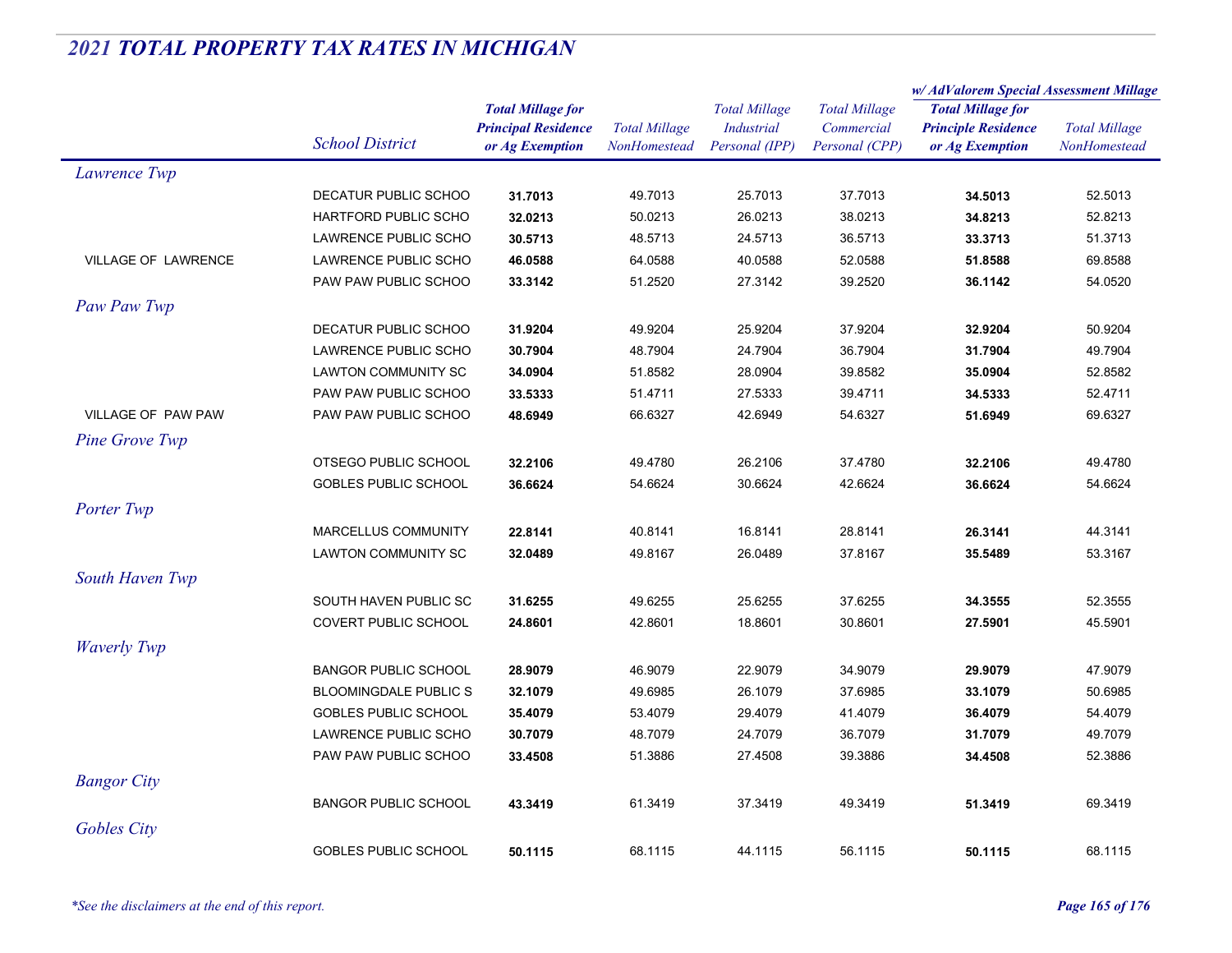## *2021 TOTAL PROPERTY TAX RATES IN MICHIGAN*

| | School District | Total Millage for Principal Residence or Ag Exemption | Total Millage NonHomestead | Total Millage Industrial Personal (IPP) | Total Millage Commercial Personal (CPP) | w/ AdValorem Special Assessment Millage: Total Millage for Principle Residence or Ag Exemption | w/ AdValorem Special Assessment Millage: Total Millage NonHomestead |
|---|---|---|---|---|---|---|---|
| *Lawrence Twp* | | | | | | | |
| | DECATUR PUBLIC SCHOO | **31.7013** | 49.7013 | 25.7013 | 37.7013 | **34.5013** | 52.5013 |
| | HARTFORD PUBLIC SCHO | **32.0213** | 50.0213 | 26.0213 | 38.0213 | **34.8213** | 52.8213 |
| | LAWRENCE PUBLIC SCHO | **30.5713** | 48.5713 | 24.5713 | 36.5713 | **33.3713** | 51.3713 |
| VILLAGE OF LAWRENCE | LAWRENCE PUBLIC SCHO | **46.0588** | 64.0588 | 40.0588 | 52.0588 | **51.8588** | 69.8588 |
| | PAW PAW PUBLIC SCHOO | **33.3142** | 51.2520 | 27.3142 | 39.2520 | **36.1142** | 54.0520 |
| *Paw Paw Twp* | | | | | | | |
| | DECATUR PUBLIC SCHOO | **31.9204** | 49.9204 | 25.9204 | 37.9204 | **32.9204** | 50.9204 |
| | LAWRENCE PUBLIC SCHO | **30.7904** | 48.7904 | 24.7904 | 36.7904 | **31.7904** | 49.7904 |
| | LAWTON COMMUNITY SC | **34.0904** | 51.8582 | 28.0904 | 39.8582 | **35.0904** | 52.8582 |
| | PAW PAW PUBLIC SCHOO | **33.5333** | 51.4711 | 27.5333 | 39.4711 | **34.5333** | 52.4711 |
| VILLAGE OF PAW PAW | PAW PAW PUBLIC SCHOO | **48.6949** | 66.6327 | 42.6949 | 54.6327 | **51.6949** | 69.6327 |
| *Pine Grove Twp* | | | | | | | |
| | OTSEGO PUBLIC SCHOOL | **32.2106** | 49.4780 | 26.2106 | 37.4780 | **32.2106** | 49.4780 |
| | GOBLES PUBLIC SCHOOL | **36.6624** | 54.6624 | 30.6624 | 42.6624 | **36.6624** | 54.6624 |
| *Porter Twp* | | | | | | | |
| | MARCELLUS COMMUNITY | **22.8141** | 40.8141 | 16.8141 | 28.8141 | **26.3141** | 44.3141 |
| | LAWTON COMMUNITY SC | **32.0489** | 49.8167 | 26.0489 | 37.8167 | **35.5489** | 53.3167 |
| *South Haven Twp* | | | | | | | |
| | SOUTH HAVEN PUBLIC SC | **31.6255** | 49.6255 | 25.6255 | 37.6255 | **34.3555** | 52.3555 |
| | COVERT PUBLIC SCHOOL | **24.8601** | 42.8601 | 18.8601 | 30.8601 | **27.5901** | 45.5901 |
| *Waverly Twp* | | | | | | | |
| | BANGOR PUBLIC SCHOOL | **28.9079** | 46.9079 | 22.9079 | 34.9079 | **29.9079** | 47.9079 |
| | BLOOMINGDALE PUBLIC S | **32.1079** | 49.6985 | 26.1079 | 37.6985 | **33.1079** | 50.6985 |
| | GOBLES PUBLIC SCHOOL | **35.4079** | 53.4079 | 29.4079 | 41.4079 | **36.4079** | 54.4079 |
| | LAWRENCE PUBLIC SCHO | **30.7079** | 48.7079 | 24.7079 | 36.7079 | **31.7079** | 49.7079 |
| | PAW PAW PUBLIC SCHOO | **33.4508** | 51.3886 | 27.4508 | 39.3886 | **34.4508** | 52.3886 |
| *Bangor City* | | | | | | | |
| | BANGOR PUBLIC SCHOOL | **43.3419** | 61.3419 | 37.3419 | 49.3419 | **51.3419** | 69.3419 |
| *Gobles City* | | | | | | | |
| | GOBLES PUBLIC SCHOOL | **50.1115** | 68.1115 | 44.1115 | 56.1115 | **50.1115** | 68.1115 |

*\*See the disclaimers at the end of this report.*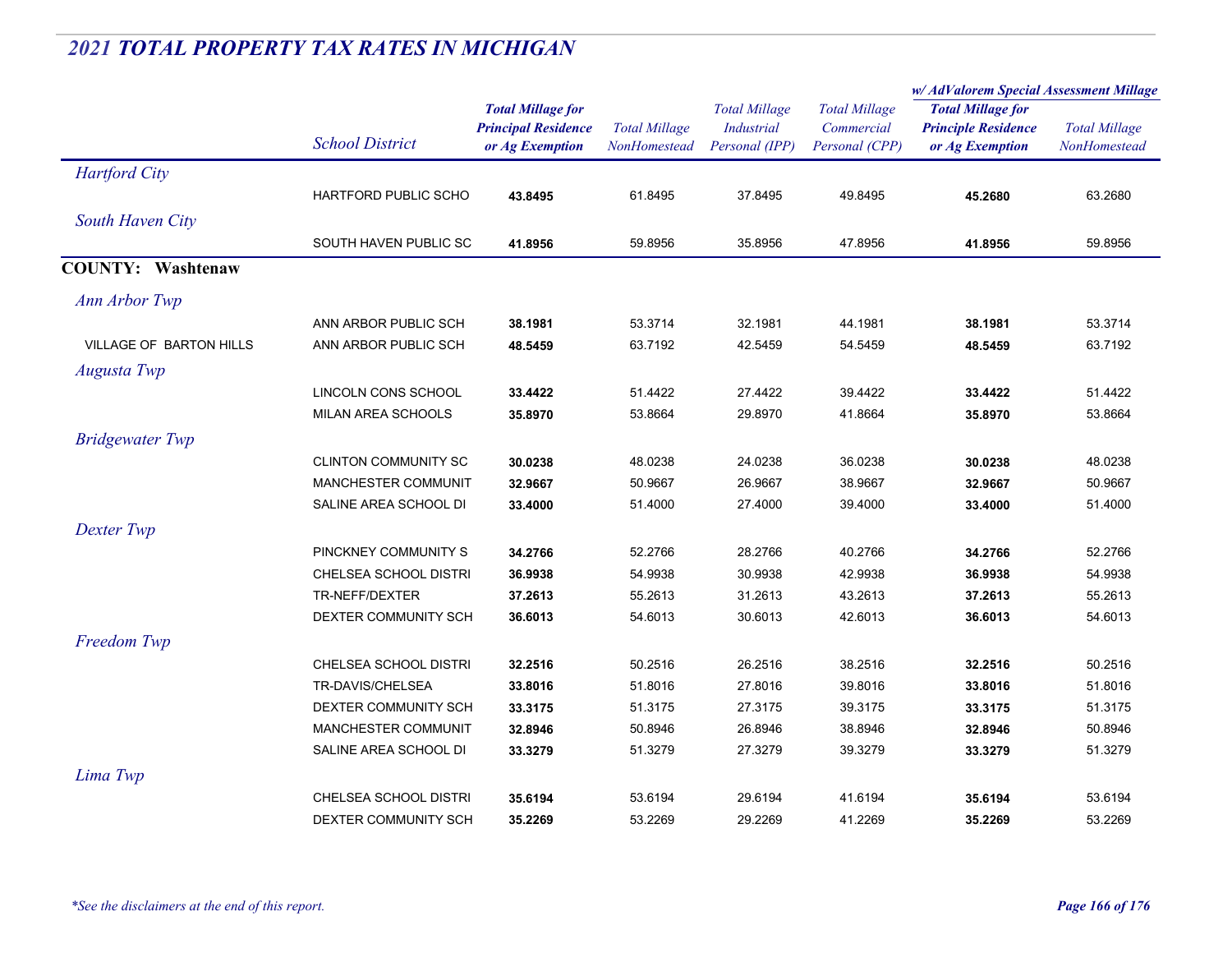## 2021 TOTAL PROPERTY TAX RATES IN MICHIGAN

| | School District | Total Millage for Principal Residence or Ag Exemption | Total Millage NonHomestead | Total Millage Industrial Personal (IPP) | Total Millage Commercial Personal (CPP) | w/ AdValorem Special Assessment Millage: Total Millage for Principle Residence or Ag Exemption | w/ AdValorem Special Assessment Millage: Total Millage NonHomestead |
|---|---|---|---|---|---|---|---|
| *Hartford City* | | | | | | | |
| | HARTFORD PUBLIC SCHO | **43.8495** | 61.8495 | 37.8495 | 49.8495 | **45.2680** | 63.2680 |
| *South Haven City* | | | | | | | |
| | SOUTH HAVEN PUBLIC SC | **41.8956** | 59.8956 | 35.8956 | 47.8956 | **41.8956** | 59.8956 |
| **COUNTY: Washtenaw** | | | | | | | |
| *Ann Arbor Twp* | | | | | | | |
| | ANN ARBOR PUBLIC SCH | **38.1981** | 53.3714 | 32.1981 | 44.1981 | **38.1981** | 53.3714 |
| VILLAGE OF BARTON HILLS | ANN ARBOR PUBLIC SCH | **48.5459** | 63.7192 | 42.5459 | 54.5459 | **48.5459** | 63.7192 |
| *Augusta Twp* | | | | | | | |
| | LINCOLN CONS SCHOOL | **33.4422** | 51.4422 | 27.4422 | 39.4422 | **33.4422** | 51.4422 |
| | MILAN AREA SCHOOLS | **35.8970** | 53.8664 | 29.8970 | 41.8664 | **35.8970** | 53.8664 |
| *Bridgewater Twp* | | | | | | | |
| | CLINTON COMMUNITY SC | **30.0238** | 48.0238 | 24.0238 | 36.0238 | **30.0238** | 48.0238 |
| | MANCHESTER COMMUNIT | **32.9667** | 50.9667 | 26.9667 | 38.9667 | **32.9667** | 50.9667 |
| | SALINE AREA SCHOOL DI | **33.4000** | 51.4000 | 27.4000 | 39.4000 | **33.4000** | 51.4000 |
| *Dexter Twp* | | | | | | | |
| | PINCKNEY COMMUNITY S | **34.2766** | 52.2766 | 28.2766 | 40.2766 | **34.2766** | 52.2766 |
| | CHELSEA SCHOOL DISTRI | **36.9938** | 54.9938 | 30.9938 | 42.9938 | **36.9938** | 54.9938 |
| | TR-NEFF/DEXTER | **37.2613** | 55.2613 | 31.2613 | 43.2613 | **37.2613** | 55.2613 |
| | DEXTER COMMUNITY SCH | **36.6013** | 54.6013 | 30.6013 | 42.6013 | **36.6013** | 54.6013 |
| *Freedom Twp* | | | | | | | |
| | CHELSEA SCHOOL DISTRI | **32.2516** | 50.2516 | 26.2516 | 38.2516 | **32.2516** | 50.2516 |
| | TR-DAVIS/CHELSEA | **33.8016** | 51.8016 | 27.8016 | 39.8016 | **33.8016** | 51.8016 |
| | DEXTER COMMUNITY SCH | **33.3175** | 51.3175 | 27.3175 | 39.3175 | **33.3175** | 51.3175 |
| | MANCHESTER COMMUNIT | **32.8946** | 50.8946 | 26.8946 | 38.8946 | **32.8946** | 50.8946 |
| | SALINE AREA SCHOOL DI | **33.3279** | 51.3279 | 27.3279 | 39.3279 | **33.3279** | 51.3279 |
| *Lima Twp* | | | | | | | |
| | CHELSEA SCHOOL DISTRI | **35.6194** | 53.6194 | 29.6194 | 41.6194 | **35.6194** | 53.6194 |
| | DEXTER COMMUNITY SCH | **35.2269** | 53.2269 | 29.2269 | 41.2269 | **35.2269** | 53.2269 |

*\*See the disclaimers at the end of this report.*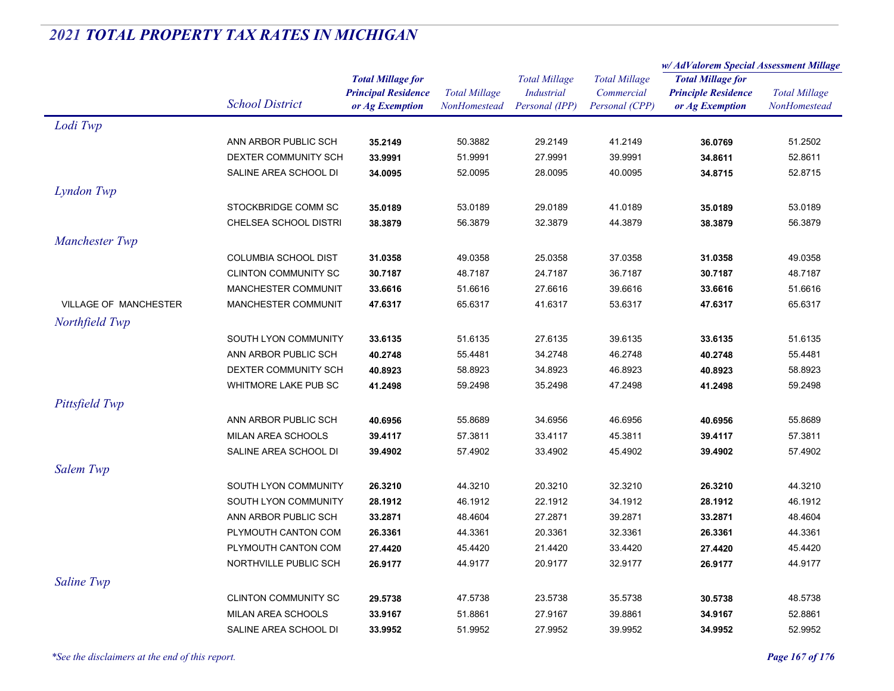## 2021 TOTAL PROPERTY TAX RATES IN MICHIGAN

| | School District | Total Millage for Principal Residence or Ag Exemption | Total Millage NonHomestead | Total Millage Industrial Personal (IPP) | Total Millage Commercial Personal (CPP) | w/ AdValorem Special Assessment Millage: Total Millage for Principle Residence or Ag Exemption | w/ AdValorem Special Assessment Millage: Total Millage NonHomestead |
|---|---|---|---|---|---|---|---|
| *Lodi Twp* | | | | | | | |
| | ANN ARBOR PUBLIC SCH | **35.2149** | 50.3882 | 29.2149 | 41.2149 | **36.0769** | 51.2502 |
| | DEXTER COMMUNITY SCH | **33.9991** | 51.9991 | 27.9991 | 39.9991 | **34.8611** | 52.8611 |
| | SALINE AREA SCHOOL DI | **34.0095** | 52.0095 | 28.0095 | 40.0095 | **34.8715** | 52.8715 |
| *Lyndon Twp* | | | | | | | |
| | STOCKBRIDGE COMM SC | **35.0189** | 53.0189 | 29.0189 | 41.0189 | **35.0189** | 53.0189 |
| | CHELSEA SCHOOL DISTRI | **38.3879** | 56.3879 | 32.3879 | 44.3879 | **38.3879** | 56.3879 |
| *Manchester Twp* | | | | | | | |
| | COLUMBIA SCHOOL DIST | **31.0358** | 49.0358 | 25.0358 | 37.0358 | **31.0358** | 49.0358 |
| | CLINTON COMMUNITY SC | **30.7187** | 48.7187 | 24.7187 | 36.7187 | **30.7187** | 48.7187 |
| | MANCHESTER COMMUNIT | **33.6616** | 51.6616 | 27.6616 | 39.6616 | **33.6616** | 51.6616 |
| VILLAGE OF MANCHESTER | MANCHESTER COMMUNIT | **47.6317** | 65.6317 | 41.6317 | 53.6317 | **47.6317** | 65.6317 |
| *Northfield Twp* | | | | | | | |
| | SOUTH LYON COMMUNITY | **33.6135** | 51.6135 | 27.6135 | 39.6135 | **33.6135** | 51.6135 |
| | ANN ARBOR PUBLIC SCH | **40.2748** | 55.4481 | 34.2748 | 46.2748 | **40.2748** | 55.4481 |
| | DEXTER COMMUNITY SCH | **40.8923** | 58.8923 | 34.8923 | 46.8923 | **40.8923** | 58.8923 |
| | WHITMORE LAKE PUB SC | **41.2498** | 59.2498 | 35.2498 | 47.2498 | **41.2498** | 59.2498 |
| *Pittsfield Twp* | | | | | | | |
| | ANN ARBOR PUBLIC SCH | **40.6956** | 55.8689 | 34.6956 | 46.6956 | **40.6956** | 55.8689 |
| | MILAN AREA SCHOOLS | **39.4117** | 57.3811 | 33.4117 | 45.3811 | **39.4117** | 57.3811 |
| | SALINE AREA SCHOOL DI | **39.4902** | 57.4902 | 33.4902 | 45.4902 | **39.4902** | 57.4902 |
| *Salem Twp* | | | | | | | |
| | SOUTH LYON COMMUNITY | **26.3210** | 44.3210 | 20.3210 | 32.3210 | **26.3210** | 44.3210 |
| | SOUTH LYON COMMUNITY | **28.1912** | 46.1912 | 22.1912 | 34.1912 | **28.1912** | 46.1912 |
| | ANN ARBOR PUBLIC SCH | **33.2871** | 48.4604 | 27.2871 | 39.2871 | **33.2871** | 48.4604 |
| | PLYMOUTH CANTON COM | **26.3361** | 44.3361 | 20.3361 | 32.3361 | **26.3361** | 44.3361 |
| | PLYMOUTH CANTON COM | **27.4420** | 45.4420 | 21.4420 | 33.4420 | **27.4420** | 45.4420 |
| | NORTHVILLE PUBLIC SCH | **26.9177** | 44.9177 | 20.9177 | 32.9177 | **26.9177** | 44.9177 |
| *Saline Twp* | | | | | | | |
| | CLINTON COMMUNITY SC | **29.5738** | 47.5738 | 23.5738 | 35.5738 | **30.5738** | 48.5738 |
| | MILAN AREA SCHOOLS | **33.9167** | 51.8861 | 27.9167 | 39.8861 | **34.9167** | 52.8861 |
| | SALINE AREA SCHOOL DI | **33.9952** | 51.9952 | 27.9952 | 39.9952 | **34.9952** | 52.9952 |

*\*See the disclaimers at the end of this report.*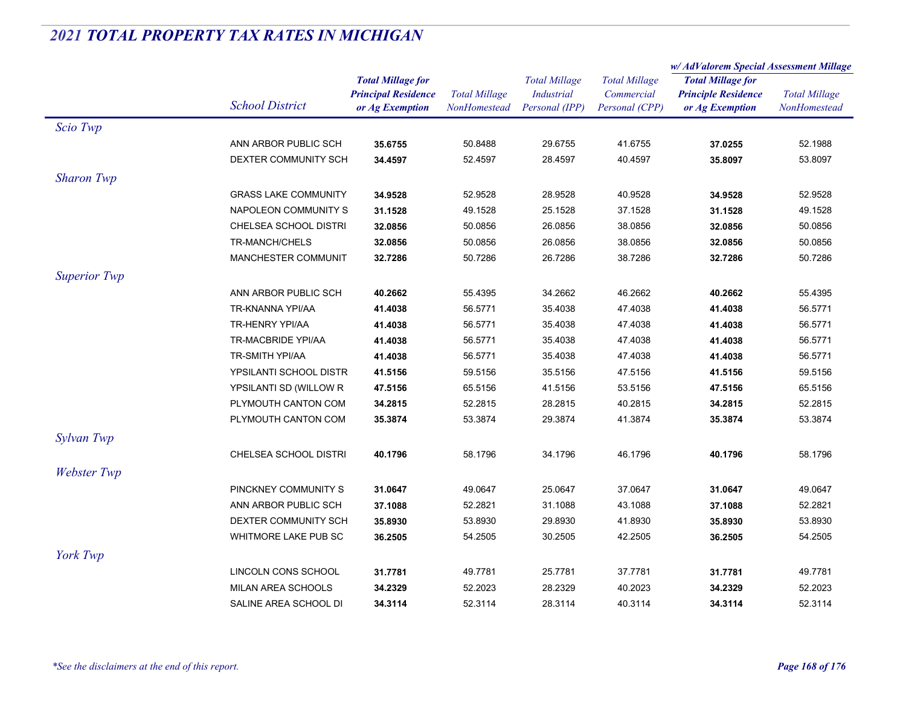## *2021 TOTAL PROPERTY TAX RATES IN MICHIGAN*

| | School District | Total Millage for Principal Residence or Ag Exemption | Total Millage NonHomestead | Total Millage Industrial Personal (IPP) | Total Millage Commercial Personal (CPP) | w/ AdValorem Special Assessment Millage: Total Millage for Principle Residence or Ag Exemption | w/ AdValorem Special Assessment Millage: Total Millage NonHomestead |
|---|---|---|---|---|---|---|---|
| *Scio Twp* | | | | | | | |
| | ANN ARBOR PUBLIC SCH | **35.6755** | 50.8488 | 29.6755 | 41.6755 | **37.0255** | 52.1988 |
| | DEXTER COMMUNITY SCH | **34.4597** | 52.4597 | 28.4597 | 40.4597 | **35.8097** | 53.8097 |
| *Sharon Twp* | | | | | | | |
| | GRASS LAKE COMMUNITY | **34.9528** | 52.9528 | 28.9528 | 40.9528 | **34.9528** | 52.9528 |
| | NAPOLEON COMMUNITY S | **31.1528** | 49.1528 | 25.1528 | 37.1528 | **31.1528** | 49.1528 |
| | CHELSEA SCHOOL DISTRI | **32.0856** | 50.0856 | 26.0856 | 38.0856 | **32.0856** | 50.0856 |
| | TR-MANCH/CHELS | **32.0856** | 50.0856 | 26.0856 | 38.0856 | **32.0856** | 50.0856 |
| | MANCHESTER COMMUNIT | **32.7286** | 50.7286 | 26.7286 | 38.7286 | **32.7286** | 50.7286 |
| *Superior Twp* | | | | | | | |
| | ANN ARBOR PUBLIC SCH | **40.2662** | 55.4395 | 34.2662 | 46.2662 | **40.2662** | 55.4395 |
| | TR-KNANNA YPI/AA | **41.4038** | 56.5771 | 35.4038 | 47.4038 | **41.4038** | 56.5771 |
| | TR-HENRY YPI/AA | **41.4038** | 56.5771 | 35.4038 | 47.4038 | **41.4038** | 56.5771 |
| | TR-MACBRIDE YPI/AA | **41.4038** | 56.5771 | 35.4038 | 47.4038 | **41.4038** | 56.5771 |
| | TR-SMITH YPI/AA | **41.4038** | 56.5771 | 35.4038 | 47.4038 | **41.4038** | 56.5771 |
| | YPSILANTI SCHOOL DISTR | **41.5156** | 59.5156 | 35.5156 | 47.5156 | **41.5156** | 59.5156 |
| | YPSILANTI SD (WILLOW R | **47.5156** | 65.5156 | 41.5156 | 53.5156 | **47.5156** | 65.5156 |
| | PLYMOUTH CANTON COM | **34.2815** | 52.2815 | 28.2815 | 40.2815 | **34.2815** | 52.2815 |
| | PLYMOUTH CANTON COM | **35.3874** | 53.3874 | 29.3874 | 41.3874 | **35.3874** | 53.3874 |
| *Sylvan Twp* | | | | | | | |
| | CHELSEA SCHOOL DISTRI | **40.1796** | 58.1796 | 34.1796 | 46.1796 | **40.1796** | 58.1796 |
| *Webster Twp* | | | | | | | |
| | PINCKNEY COMMUNITY S | **31.0647** | 49.0647 | 25.0647 | 37.0647 | **31.0647** | 49.0647 |
| | ANN ARBOR PUBLIC SCH | **37.1088** | 52.2821 | 31.1088 | 43.1088 | **37.1088** | 52.2821 |
| | DEXTER COMMUNITY SCH | **35.8930** | 53.8930 | 29.8930 | 41.8930 | **35.8930** | 53.8930 |
| | WHITMORE LAKE PUB SC | **36.2505** | 54.2505 | 30.2505 | 42.2505 | **36.2505** | 54.2505 |
| *York Twp* | | | | | | | |
| | LINCOLN CONS SCHOOL | **31.7781** | 49.7781 | 25.7781 | 37.7781 | **31.7781** | 49.7781 |
| | MILAN AREA SCHOOLS | **34.2329** | 52.2023 | 28.2329 | 40.2023 | **34.2329** | 52.2023 |
| | SALINE AREA SCHOOL DI | **34.3114** | 52.3114 | 28.3114 | 40.3114 | **34.3114** | 52.3114 |

*\*See the disclaimers at the end of this report.*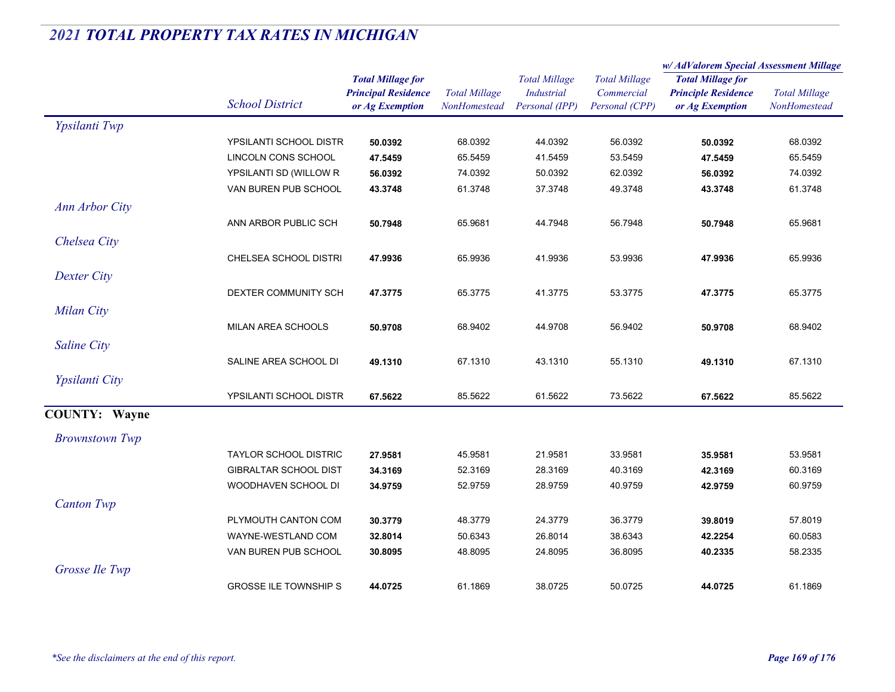# 2021 TOTAL PROPERTY TAX RATES IN MICHIGAN

| | School District | Total Millage for Principal Residence or Ag Exemption | Total Millage NonHomestead | Total Millage Industrial Personal (IPP) | Total Millage Commercial Personal (CPP) | w/ AdValorem Special Assessment Millage: Total Millage for Principle Residence or Ag Exemption | w/ AdValorem Special Assessment Millage: Total Millage NonHomestead |
|---|---|---|---|---|---|---|---|
| *Ypsilanti Twp* | | | | | | | |
| | YPSILANTI SCHOOL DISTR | **50.0392** | 68.0392 | 44.0392 | 56.0392 | **50.0392** | 68.0392 |
| | LINCOLN CONS SCHOOL | **47.5459** | 65.5459 | 41.5459 | 53.5459 | **47.5459** | 65.5459 |
| | YPSILANTI SD (WILLOW R | **56.0392** | 74.0392 | 50.0392 | 62.0392 | **56.0392** | 74.0392 |
| | VAN BUREN PUB SCHOOL | **43.3748** | 61.3748 | 37.3748 | 49.3748 | **43.3748** | 61.3748 |
| *Ann Arbor City* | | | | | | | |
| | ANN ARBOR PUBLIC SCH | **50.7948** | 65.9681 | 44.7948 | 56.7948 | **50.7948** | 65.9681 |
| *Chelsea City* | | | | | | | |
| | CHELSEA SCHOOL DISTRI | **47.9936** | 65.9936 | 41.9936 | 53.9936 | **47.9936** | 65.9936 |
| *Dexter City* | | | | | | | |
| | DEXTER COMMUNITY SCH | **47.3775** | 65.3775 | 41.3775 | 53.3775 | **47.3775** | 65.3775 |
| *Milan City* | | | | | | | |
| | MILAN AREA SCHOOLS | **50.9708** | 68.9402 | 44.9708 | 56.9402 | **50.9708** | 68.9402 |
| *Saline City* | | | | | | | |
| | SALINE AREA SCHOOL DI | **49.1310** | 67.1310 | 43.1310 | 55.1310 | **49.1310** | 67.1310 |
| *Ypsilanti City* | | | | | | | |
| | YPSILANTI SCHOOL DISTR | **67.5622** | 85.5622 | 61.5622 | 73.5622 | **67.5622** | 85.5622 |

## COUNTY: Wayne

| | School District | Total Millage for Principal Residence or Ag Exemption | Total Millage NonHomestead | Total Millage Industrial Personal (IPP) | Total Millage Commercial Personal (CPP) | w/ AdValorem Special Assessment Millage: Total Millage for Principle Residence or Ag Exemption | w/ AdValorem Special Assessment Millage: Total Millage NonHomestead |
|---|---|---|---|---|---|---|---|
| *Brownstown Twp* | | | | | | | |
| | TAYLOR SCHOOL DISTRIC | **27.9581** | 45.9581 | 21.9581 | 33.9581 | **35.9581** | 53.9581 |
| | GIBRALTAR SCHOOL DIST | **34.3169** | 52.3169 | 28.3169 | 40.3169 | **42.3169** | 60.3169 |
| | WOODHAVEN SCHOOL DI | **34.9759** | 52.9759 | 28.9759 | 40.9759 | **42.9759** | 60.9759 |
| *Canton Twp* | | | | | | | |
| | PLYMOUTH CANTON COM | **30.3779** | 48.3779 | 24.3779 | 36.3779 | **39.8019** | 57.8019 |
| | WAYNE-WESTLAND COM | **32.8014** | 50.6343 | 26.8014 | 38.6343 | **42.2254** | 60.0583 |
| | VAN BUREN PUB SCHOOL | **30.8095** | 48.8095 | 24.8095 | 36.8095 | **40.2335** | 58.2335 |
| *Grosse Ile Twp* | | | | | | | |
| | GROSSE ILE TOWNSHIP S | **44.0725** | 61.1869 | 38.0725 | 50.0725 | **44.0725** | 61.1869 |

*See the disclaimers at the end of this report.*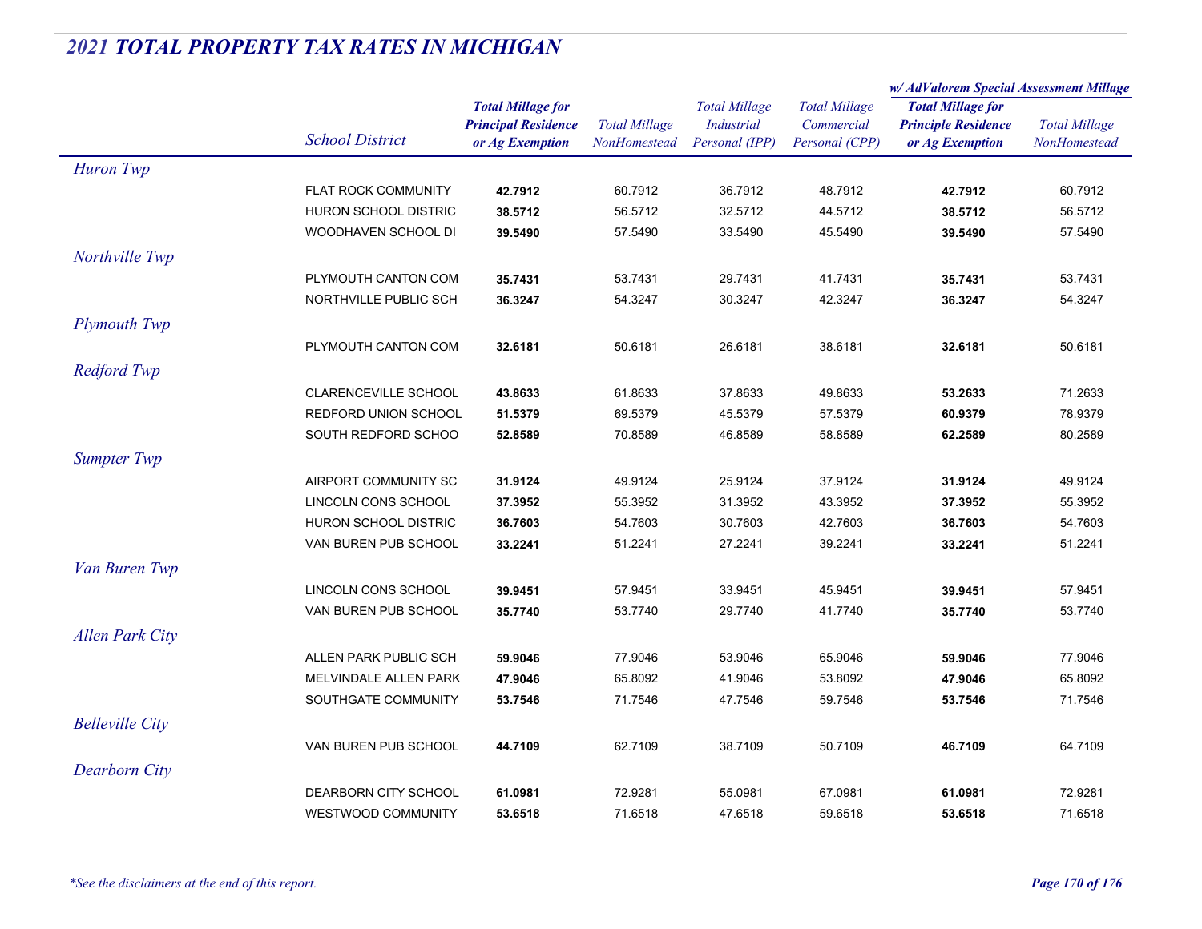## *2021 TOTAL PROPERTY TAX RATES IN MICHIGAN*

| | School District | Total Millage for Principal Residence or Ag Exemption | Total Millage NonHomestead | Total Millage Industrial Personal (IPP) | Total Millage Commercial Personal (CPP) | w/ AdValorem Special Assessment Millage: Total Millage for Principle Residence or Ag Exemption | w/ AdValorem Special Assessment Millage: Total Millage NonHomestead |
|---|---|---|---|---|---|---|---|
| *Huron Twp* | | | | | | | |
| | FLAT ROCK COMMUNITY | **42.7912** | 60.7912 | 36.7912 | 48.7912 | **42.7912** | 60.7912 |
| | HURON SCHOOL DISTRIC | **38.5712** | 56.5712 | 32.5712 | 44.5712 | **38.5712** | 56.5712 |
| | WOODHAVEN SCHOOL DI | **39.5490** | 57.5490 | 33.5490 | 45.5490 | **39.5490** | 57.5490 |
| *Northville Twp* | | | | | | | |
| | PLYMOUTH CANTON COM | **35.7431** | 53.7431 | 29.7431 | 41.7431 | **35.7431** | 53.7431 |
| | NORTHVILLE PUBLIC SCH | **36.3247** | 54.3247 | 30.3247 | 42.3247 | **36.3247** | 54.3247 |
| *Plymouth Twp* | | | | | | | |
| | PLYMOUTH CANTON COM | **32.6181** | 50.6181 | 26.6181 | 38.6181 | **32.6181** | 50.6181 |
| *Redford Twp* | | | | | | | |
| | CLARENCEVILLE SCHOOL | **43.8633** | 61.8633 | 37.8633 | 49.8633 | **53.2633** | 71.2633 |
| | REDFORD UNION SCHOOL | **51.5379** | 69.5379 | 45.5379 | 57.5379 | **60.9379** | 78.9379 |
| | SOUTH REDFORD SCHOO | **52.8589** | 70.8589 | 46.8589 | 58.8589 | **62.2589** | 80.2589 |
| *Sumpter Twp* | | | | | | | |
| | AIRPORT COMMUNITY SC | **31.9124** | 49.9124 | 25.9124 | 37.9124 | **31.9124** | 49.9124 |
| | LINCOLN CONS SCHOOL | **37.3952** | 55.3952 | 31.3952 | 43.3952 | **37.3952** | 55.3952 |
| | HURON SCHOOL DISTRIC | **36.7603** | 54.7603 | 30.7603 | 42.7603 | **36.7603** | 54.7603 |
| | VAN BUREN PUB SCHOOL | **33.2241** | 51.2241 | 27.2241 | 39.2241 | **33.2241** | 51.2241 |
| *Van Buren Twp* | | | | | | | |
| | LINCOLN CONS SCHOOL | **39.9451** | 57.9451 | 33.9451 | 45.9451 | **39.9451** | 57.9451 |
| | VAN BUREN PUB SCHOOL | **35.7740** | 53.7740 | 29.7740 | 41.7740 | **35.7740** | 53.7740 |
| *Allen Park City* | | | | | | | |
| | ALLEN PARK PUBLIC SCH | **59.9046** | 77.9046 | 53.9046 | 65.9046 | **59.9046** | 77.9046 |
| | MELVINDALE ALLEN PARK | **47.9046** | 65.8092 | 41.9046 | 53.8092 | **47.9046** | 65.8092 |
| | SOUTHGATE COMMUNITY | **53.7546** | 71.7546 | 47.7546 | 59.7546 | **53.7546** | 71.7546 |
| *Belleville City* | | | | | | | |
| | VAN BUREN PUB SCHOOL | **44.7109** | 62.7109 | 38.7109 | 50.7109 | **46.7109** | 64.7109 |
| *Dearborn City* | | | | | | | |
| | DEARBORN CITY SCHOOL | **61.0981** | 72.9281 | 55.0981 | 67.0981 | **61.0981** | 72.9281 |
| | WESTWOOD COMMUNITY | **53.6518** | 71.6518 | 47.6518 | 59.6518 | **53.6518** | 71.6518 |

*\*See the disclaimers at the end of this report.*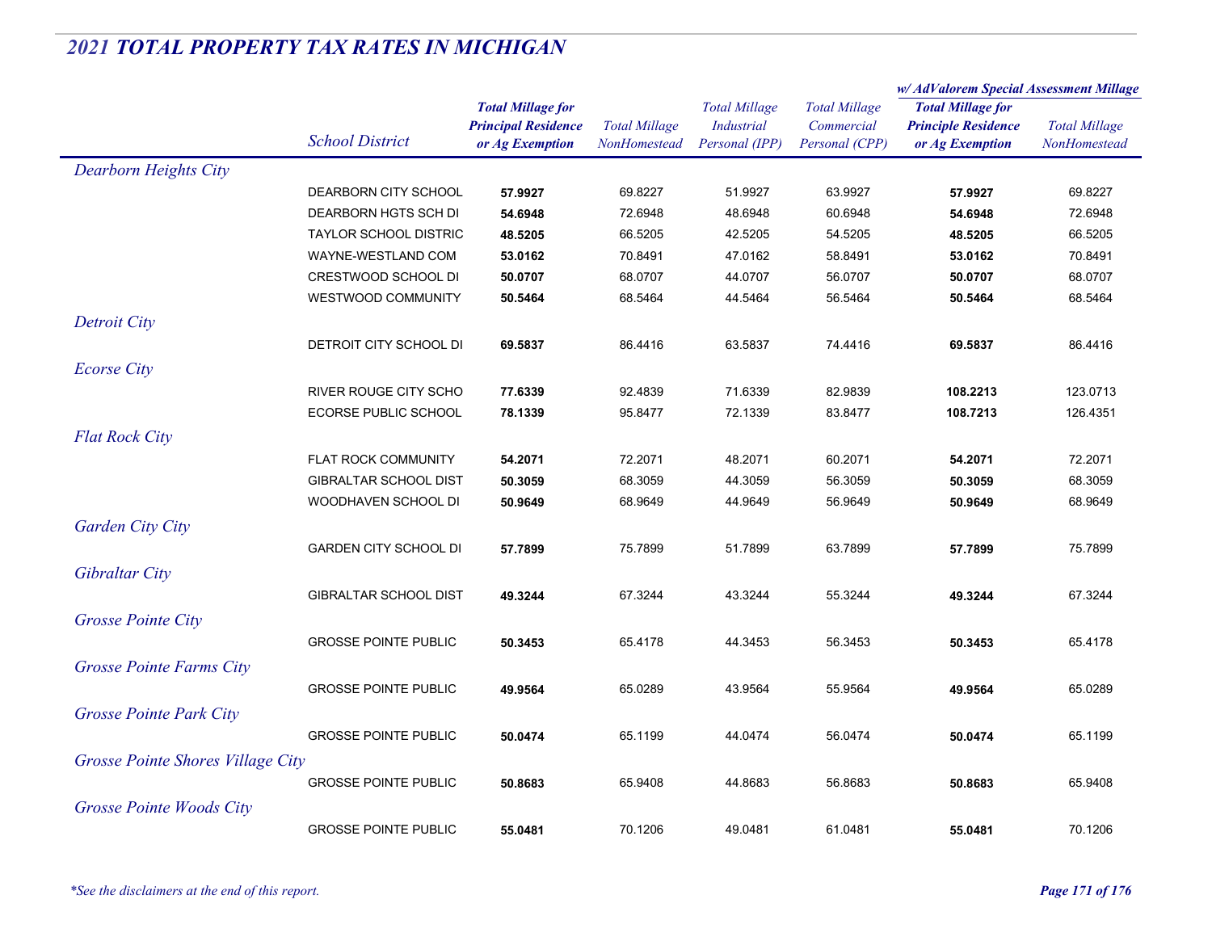## *2021 TOTAL PROPERTY TAX RATES IN MICHIGAN*

| | School District | Total Millage for Principal Residence or Ag Exemption | Total Millage NonHomestead | Total Millage Industrial Personal (IPP) | Total Millage Commercial Personal (CPP) | w/ AdValorem Special Assessment Millage: Total Millage for Principle Residence or Ag Exemption | w/ AdValorem Special Assessment Millage: Total Millage NonHomestead |
|---|---|---|---|---|---|---|---|
| *Dearborn Heights City* | | | | | | | |
| | DEARBORN CITY SCHOOL | **57.9927** | 69.8227 | 51.9927 | 63.9927 | **57.9927** | 69.8227 |
| | DEARBORN HGTS SCH DI | **54.6948** | 72.6948 | 48.6948 | 60.6948 | **54.6948** | 72.6948 |
| | TAYLOR SCHOOL DISTRIC | **48.5205** | 66.5205 | 42.5205 | 54.5205 | **48.5205** | 66.5205 |
| | WAYNE-WESTLAND COM | **53.0162** | 70.8491 | 47.0162 | 58.8491 | **53.0162** | 70.8491 |
| | CRESTWOOD SCHOOL DI | **50.0707** | 68.0707 | 44.0707 | 56.0707 | **50.0707** | 68.0707 |
| | WESTWOOD COMMUNITY | **50.5464** | 68.5464 | 44.5464 | 56.5464 | **50.5464** | 68.5464 |
| *Detroit City* | | | | | | | |
| | DETROIT CITY SCHOOL DI | **69.5837** | 86.4416 | 63.5837 | 74.4416 | **69.5837** | 86.4416 |
| *Ecorse City* | | | | | | | |
| | RIVER ROUGE CITY SCHO | **77.6339** | 92.4839 | 71.6339 | 82.9839 | **108.2213** | 123.0713 |
| | ECORSE PUBLIC SCHOOL | **78.1339** | 95.8477 | 72.1339 | 83.8477 | **108.7213** | 126.4351 |
| *Flat Rock City* | | | | | | | |
| | FLAT ROCK COMMUNITY | **54.2071** | 72.2071 | 48.2071 | 60.2071 | **54.2071** | 72.2071 |
| | GIBRALTAR SCHOOL DIST | **50.3059** | 68.3059 | 44.3059 | 56.3059 | **50.3059** | 68.3059 |
| | WOODHAVEN SCHOOL DI | **50.9649** | 68.9649 | 44.9649 | 56.9649 | **50.9649** | 68.9649 |
| *Garden City City* | | | | | | | |
| | GARDEN CITY SCHOOL DI | **57.7899** | 75.7899 | 51.7899 | 63.7899 | **57.7899** | 75.7899 |
| *Gibraltar City* | | | | | | | |
| | GIBRALTAR SCHOOL DIST | **49.3244** | 67.3244 | 43.3244 | 55.3244 | **49.3244** | 67.3244 |
| *Grosse Pointe City* | | | | | | | |
| | GROSSE POINTE PUBLIC | **50.3453** | 65.4178 | 44.3453 | 56.3453 | **50.3453** | 65.4178 |
| *Grosse Pointe Farms City* | | | | | | | |
| | GROSSE POINTE PUBLIC | **49.9564** | 65.0289 | 43.9564 | 55.9564 | **49.9564** | 65.0289 |
| *Grosse Pointe Park City* | | | | | | | |
| | GROSSE POINTE PUBLIC | **50.0474** | 65.1199 | 44.0474 | 56.0474 | **50.0474** | 65.1199 |
| *Grosse Pointe Shores Village City* | | | | | | | |
| | GROSSE POINTE PUBLIC | **50.8683** | 65.9408 | 44.8683 | 56.8683 | **50.8683** | 65.9408 |
| *Grosse Pointe Woods City* | | | | | | | |
| | GROSSE POINTE PUBLIC | **55.0481** | 70.1206 | 49.0481 | 61.0481 | **55.0481** | 70.1206 |

*\*See the disclaimers at the end of this report.*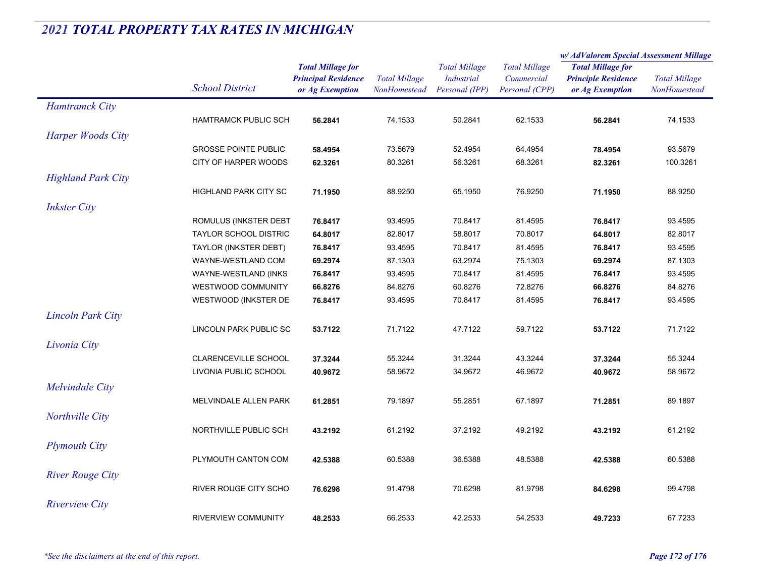## 2021 TOTAL PROPERTY TAX RATES IN MICHIGAN

| | School District | Total Millage for Principal Residence or Ag Exemption | Total Millage NonHomestead | Total Millage Industrial Personal (IPP) | Total Millage Commercial Personal (CPP) | w/ AdValorem Special Assessment Millage: Total Millage for Principle Residence or Ag Exemption | w/ AdValorem Special Assessment Millage: Total Millage NonHomestead |
|---|---|---|---|---|---|---|---|
| *Hamtramck City* | | | | | | | |
| | HAMTRAMCK PUBLIC SCH | **56.2841** | 74.1533 | 50.2841 | 62.1533 | **56.2841** | 74.1533 |
| *Harper Woods City* | | | | | | | |
| | GROSSE POINTE PUBLIC | **58.4954** | 73.5679 | 52.4954 | 64.4954 | **78.4954** | 93.5679 |
| | CITY OF HARPER WOODS | **62.3261** | 80.3261 | 56.3261 | 68.3261 | **82.3261** | 100.3261 |
| *Highland Park City* | | | | | | | |
| | HIGHLAND PARK CITY SC | **71.1950** | 88.9250 | 65.1950 | 76.9250 | **71.1950** | 88.9250 |
| *Inkster City* | | | | | | | |
| | ROMULUS (INKSTER DEBT | **76.8417** | 93.4595 | 70.8417 | 81.4595 | **76.8417** | 93.4595 |
| | TAYLOR SCHOOL DISTRIC | **64.8017** | 82.8017 | 58.8017 | 70.8017 | **64.8017** | 82.8017 |
| | TAYLOR (INKSTER DEBT) | **76.8417** | 93.4595 | 70.8417 | 81.4595 | **76.8417** | 93.4595 |
| | WAYNE-WESTLAND COM | **69.2974** | 87.1303 | 63.2974 | 75.1303 | **69.2974** | 87.1303 |
| | WAYNE-WESTLAND (INKS | **76.8417** | 93.4595 | 70.8417 | 81.4595 | **76.8417** | 93.4595 |
| | WESTWOOD COMMUNITY | **66.8276** | 84.8276 | 60.8276 | 72.8276 | **66.8276** | 84.8276 |
| | WESTWOOD (INKSTER DE | **76.8417** | 93.4595 | 70.8417 | 81.4595 | **76.8417** | 93.4595 |
| *Lincoln Park City* | | | | | | | |
| | LINCOLN PARK PUBLIC SC | **53.7122** | 71.7122 | 47.7122 | 59.7122 | **53.7122** | 71.7122 |
| *Livonia City* | | | | | | | |
| | CLARENCEVILLE SCHOOL | **37.3244** | 55.3244 | 31.3244 | 43.3244 | **37.3244** | 55.3244 |
| | LIVONIA PUBLIC SCHOOL | **40.9672** | 58.9672 | 34.9672 | 46.9672 | **40.9672** | 58.9672 |
| *Melvindale City* | | | | | | | |
| | MELVINDALE ALLEN PARK | **61.2851** | 79.1897 | 55.2851 | 67.1897 | **71.2851** | 89.1897 |
| *Northville City* | | | | | | | |
| | NORTHVILLE PUBLIC SCH | **43.2192** | 61.2192 | 37.2192 | 49.2192 | **43.2192** | 61.2192 |
| *Plymouth City* | | | | | | | |
| | PLYMOUTH CANTON COM | **42.5388** | 60.5388 | 36.5388 | 48.5388 | **42.5388** | 60.5388 |
| *River Rouge City* | | | | | | | |
| | RIVER ROUGE CITY SCHO | **76.6298** | 91.4798 | 70.6298 | 81.9798 | **84.6298** | 99.4798 |
| *Riverview City* | | | | | | | |
| | RIVERVIEW COMMUNITY | **48.2533** | 66.2533 | 42.2533 | 54.2533 | **49.7233** | 67.7233 |

*\*See the disclaimers at the end of this report.*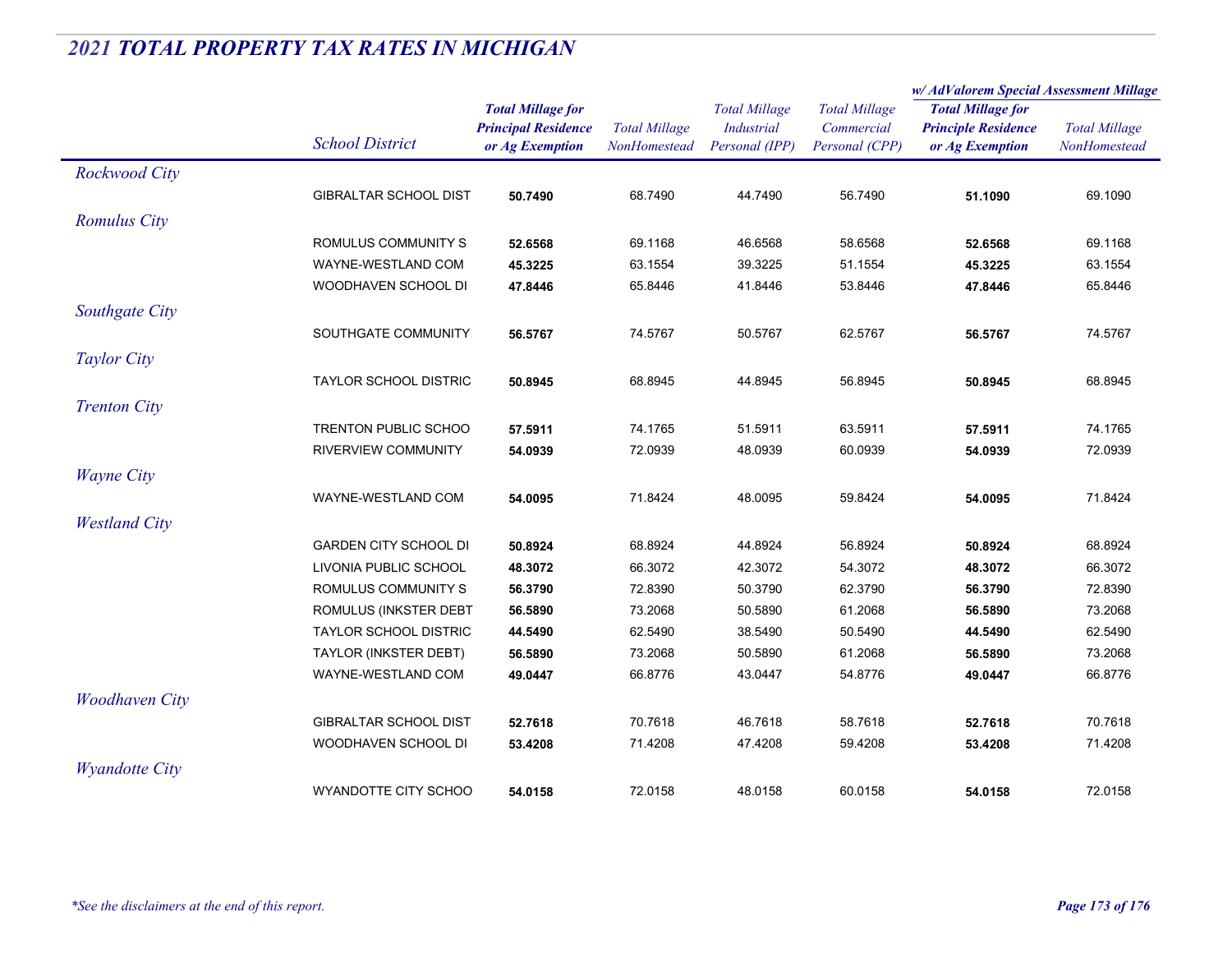# *2021 TOTAL PROPERTY TAX RATES IN MICHIGAN*

| | School District | Total Millage for Principal Residence or Ag Exemption | Total Millage NonHomestead | Total Millage Industrial Personal (IPP) | Total Millage Commercial Personal (CPP) | w/ AdValorem Special Assessment Millage: Total Millage for Principle Residence or Ag Exemption | w/ AdValorem Special Assessment Millage: Total Millage NonHomestead |
|---|---|---|---|---|---|---|---|
| *Rockwood City* | | | | | | | |
| | GIBRALTAR SCHOOL DIST | **50.7490** | 68.7490 | 44.7490 | 56.7490 | **51.1090** | 69.1090 |
| *Romulus City* | | | | | | | |
| | ROMULUS COMMUNITY S | **52.6568** | 69.1168 | 46.6568 | 58.6568 | **52.6568** | 69.1168 |
| | WAYNE-WESTLAND COM | **45.3225** | 63.1554 | 39.3225 | 51.1554 | **45.3225** | 63.1554 |
| | WOODHAVEN SCHOOL DI | **47.8446** | 65.8446 | 41.8446 | 53.8446 | **47.8446** | 65.8446 |
| *Southgate City* | | | | | | | |
| | SOUTHGATE COMMUNITY | **56.5767** | 74.5767 | 50.5767 | 62.5767 | **56.5767** | 74.5767 |
| *Taylor City* | | | | | | | |
| | TAYLOR SCHOOL DISTRIC | **50.8945** | 68.8945 | 44.8945 | 56.8945 | **50.8945** | 68.8945 |
| *Trenton City* | | | | | | | |
| | TRENTON PUBLIC SCHOO | **57.5911** | 74.1765 | 51.5911 | 63.5911 | **57.5911** | 74.1765 |
| | RIVERVIEW COMMUNITY | **54.0939** | 72.0939 | 48.0939 | 60.0939 | **54.0939** | 72.0939 |
| *Wayne City* | | | | | | | |
| | WAYNE-WESTLAND COM | **54.0095** | 71.8424 | 48.0095 | 59.8424 | **54.0095** | 71.8424 |
| *Westland City* | | | | | | | |
| | GARDEN CITY SCHOOL DI | **50.8924** | 68.8924 | 44.8924 | 56.8924 | **50.8924** | 68.8924 |
| | LIVONIA PUBLIC SCHOOL | **48.3072** | 66.3072 | 42.3072 | 54.3072 | **48.3072** | 66.3072 |
| | ROMULUS COMMUNITY S | **56.3790** | 72.8390 | 50.3790 | 62.3790 | **56.3790** | 72.8390 |
| | ROMULUS (INKSTER DEBT | **56.5890** | 73.2068 | 50.5890 | 61.2068 | **56.5890** | 73.2068 |
| | TAYLOR SCHOOL DISTRIC | **44.5490** | 62.5490 | 38.5490 | 50.5490 | **44.5490** | 62.5490 |
| | TAYLOR (INKSTER DEBT) | **56.5890** | 73.2068 | 50.5890 | 61.2068 | **56.5890** | 73.2068 |
| | WAYNE-WESTLAND COM | **49.0447** | 66.8776 | 43.0447 | 54.8776 | **49.0447** | 66.8776 |
| *Woodhaven City* | | | | | | | |
| | GIBRALTAR SCHOOL DIST | **52.7618** | 70.7618 | 46.7618 | 58.7618 | **52.7618** | 70.7618 |
| | WOODHAVEN SCHOOL DI | **53.4208** | 71.4208 | 47.4208 | 59.4208 | **53.4208** | 71.4208 |
| *Wyandotte City* | | | | | | | |
| | WYANDOTTE CITY SCHOO | **54.0158** | 72.0158 | 48.0158 | 60.0158 | **54.0158** | 72.0158 |

*\*See the disclaimers at the end of this report.*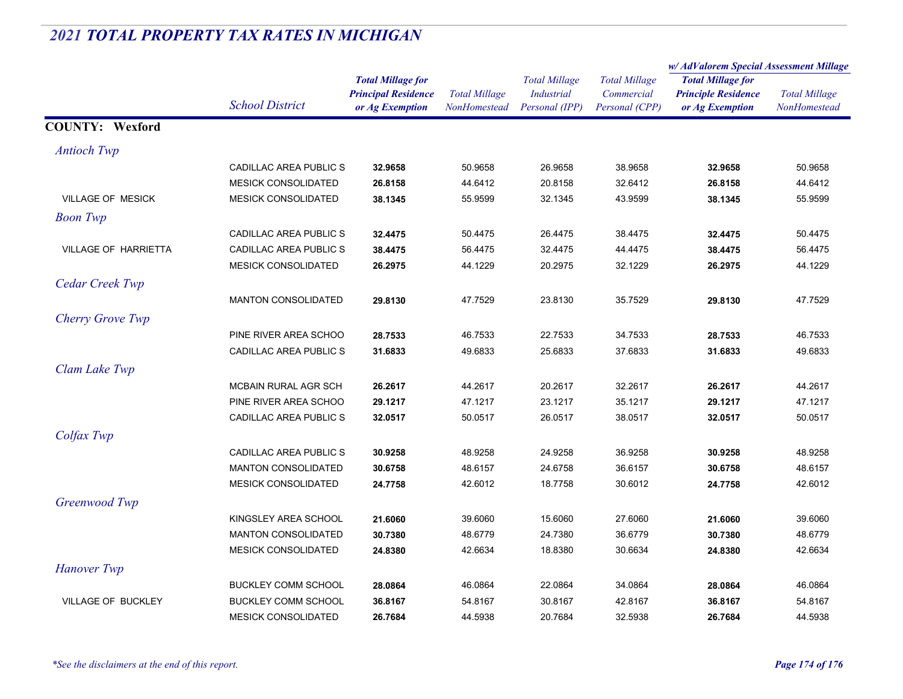## *2021 TOTAL PROPERTY TAX RATES IN MICHIGAN*

| | School District | Total Millage for Principal Residence or Ag Exemption | Total Millage NonHomestead | Total Millage Industrial Personal (IPP) | Total Millage Commercial Personal (CPP) | w/ AdValorem Special Assessment Millage: Total Millage for Principle Residence or Ag Exemption | w/ AdValorem Special Assessment Millage: Total Millage NonHomestead |
|---|---|---|---|---|---|---|---|
| **COUNTY: Wexford** | | | | | | | |
| *Antioch Twp* | | | | | | | |
| | CADILLAC AREA PUBLIC S | **32.9658** | 50.9658 | 26.9658 | 38.9658 | **32.9658** | 50.9658 |
| | MESICK CONSOLIDATED | **26.8158** | 44.6412 | 20.8158 | 32.6412 | **26.8158** | 44.6412 |
| VILLAGE OF MESICK | MESICK CONSOLIDATED | **38.1345** | 55.9599 | 32.1345 | 43.9599 | **38.1345** | 55.9599 |
| *Boon Twp* | | | | | | | |
| | CADILLAC AREA PUBLIC S | **32.4475** | 50.4475 | 26.4475 | 38.4475 | **32.4475** | 50.4475 |
| VILLAGE OF HARRIETTA | CADILLAC AREA PUBLIC S | **38.4475** | 56.4475 | 32.4475 | 44.4475 | **38.4475** | 56.4475 |
| | MESICK CONSOLIDATED | **26.2975** | 44.1229 | 20.2975 | 32.1229 | **26.2975** | 44.1229 |
| *Cedar Creek Twp* | | | | | | | |
| | MANTON CONSOLIDATED | **29.8130** | 47.7529 | 23.8130 | 35.7529 | **29.8130** | 47.7529 |
| *Cherry Grove Twp* | | | | | | | |
| | PINE RIVER AREA SCHOO | **28.7533** | 46.7533 | 22.7533 | 34.7533 | **28.7533** | 46.7533 |
| | CADILLAC AREA PUBLIC S | **31.6833** | 49.6833 | 25.6833 | 37.6833 | **31.6833** | 49.6833 |
| *Clam Lake Twp* | | | | | | | |
| | MCBAIN RURAL AGR SCH | **26.2617** | 44.2617 | 20.2617 | 32.2617 | **26.2617** | 44.2617 |
| | PINE RIVER AREA SCHOO | **29.1217** | 47.1217 | 23.1217 | 35.1217 | **29.1217** | 47.1217 |
| | CADILLAC AREA PUBLIC S | **32.0517** | 50.0517 | 26.0517 | 38.0517 | **32.0517** | 50.0517 |
| *Colfax Twp* | | | | | | | |
| | CADILLAC AREA PUBLIC S | **30.9258** | 48.9258 | 24.9258 | 36.9258 | **30.9258** | 48.9258 |
| | MANTON CONSOLIDATED | **30.6758** | 48.6157 | 24.6758 | 36.6157 | **30.6758** | 48.6157 |
| | MESICK CONSOLIDATED | **24.7758** | 42.6012 | 18.7758 | 30.6012 | **24.7758** | 42.6012 |
| *Greenwood Twp* | | | | | | | |
| | KINGSLEY AREA SCHOOL | **21.6060** | 39.6060 | 15.6060 | 27.6060 | **21.6060** | 39.6060 |
| | MANTON CONSOLIDATED | **30.7380** | 48.6779 | 24.7380 | 36.6779 | **30.7380** | 48.6779 |
| | MESICK CONSOLIDATED | **24.8380** | 42.6634 | 18.8380 | 30.6634 | **24.8380** | 42.6634 |
| *Hanover Twp* | | | | | | | |
| | BUCKLEY COMM SCHOOL | **28.0864** | 46.0864 | 22.0864 | 34.0864 | **28.0864** | 46.0864 |
| VILLAGE OF BUCKLEY | BUCKLEY COMM SCHOOL | **36.8167** | 54.8167 | 30.8167 | 42.8167 | **36.8167** | 54.8167 |
| | MESICK CONSOLIDATED | **26.7684** | 44.5938 | 20.7684 | 32.5938 | **26.7684** | 44.5938 |

*\*See the disclaimers at the end of this report.*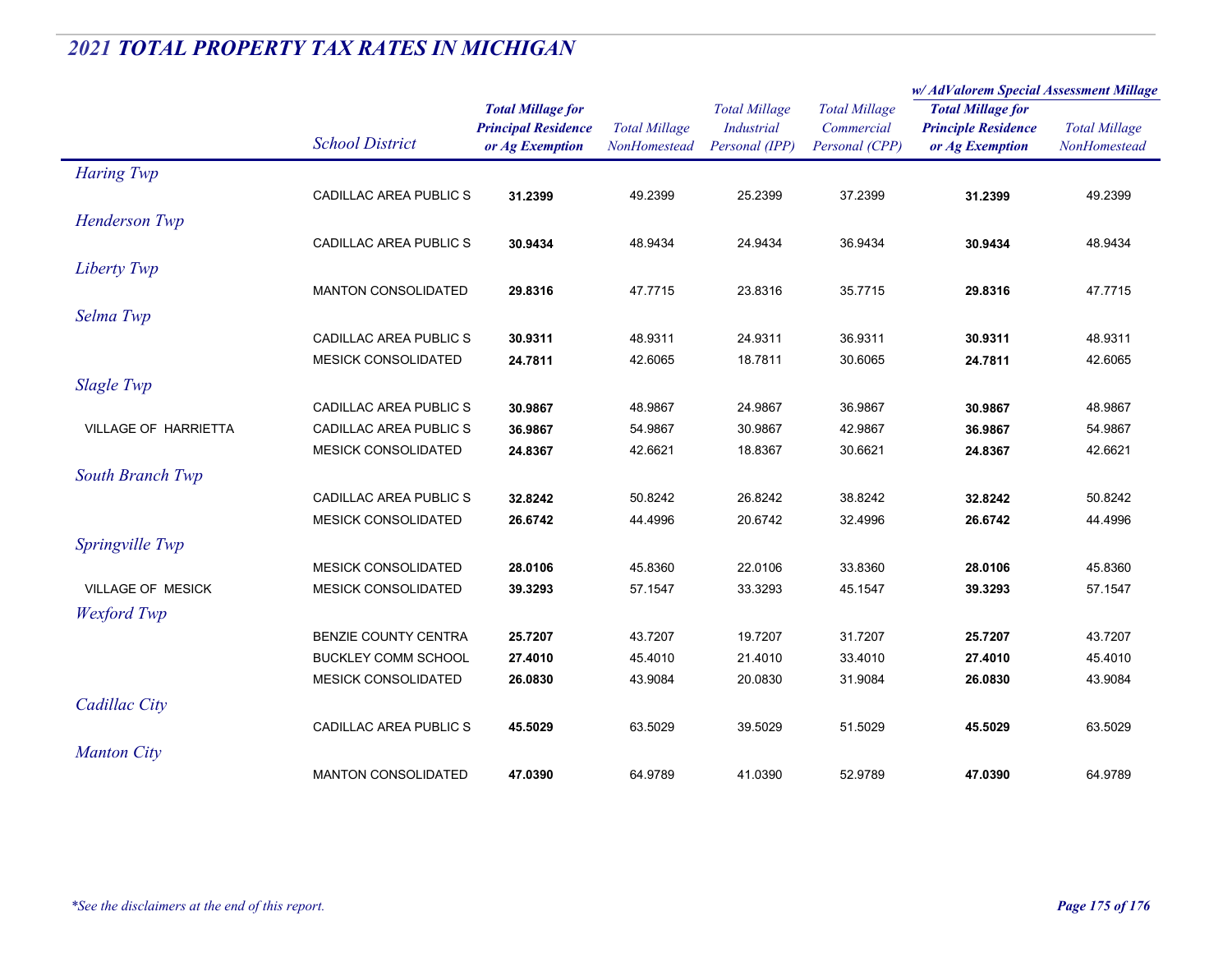# *2021 TOTAL PROPERTY TAX RATES IN MICHIGAN*

| | School District | Total Millage for Principal Residence or Ag Exemption | Total Millage NonHomestead | Total Millage Industrial Personal (IPP) | Total Millage Commercial Personal (CPP) | w/ AdValorem Special Assessment Millage: Total Millage for Principle Residence or Ag Exemption | w/ AdValorem Special Assessment Millage: Total Millage NonHomestead |
|---|---|---|---|---|---|---|---|
| *Haring Twp* | | | | | | | |
| | CADILLAC AREA PUBLIC S | **31.2399** | 49.2399 | 25.2399 | 37.2399 | **31.2399** | 49.2399 |
| *Henderson Twp* | | | | | | | |
| | CADILLAC AREA PUBLIC S | **30.9434** | 48.9434 | 24.9434 | 36.9434 | **30.9434** | 48.9434 |
| *Liberty Twp* | | | | | | | |
| | MANTON CONSOLIDATED | **29.8316** | 47.7715 | 23.8316 | 35.7715 | **29.8316** | 47.7715 |
| *Selma Twp* | | | | | | | |
| | CADILLAC AREA PUBLIC S | **30.9311** | 48.9311 | 24.9311 | 36.9311 | **30.9311** | 48.9311 |
| | MESICK CONSOLIDATED | **24.7811** | 42.6065 | 18.7811 | 30.6065 | **24.7811** | 42.6065 |
| *Slagle Twp* | | | | | | | |
| | CADILLAC AREA PUBLIC S | **30.9867** | 48.9867 | 24.9867 | 36.9867 | **30.9867** | 48.9867 |
| VILLAGE OF HARRIETTA | CADILLAC AREA PUBLIC S | **36.9867** | 54.9867 | 30.9867 | 42.9867 | **36.9867** | 54.9867 |
| | MESICK CONSOLIDATED | **24.8367** | 42.6621 | 18.8367 | 30.6621 | **24.8367** | 42.6621 |
| *South Branch Twp* | | | | | | | |
| | CADILLAC AREA PUBLIC S | **32.8242** | 50.8242 | 26.8242 | 38.8242 | **32.8242** | 50.8242 |
| | MESICK CONSOLIDATED | **26.6742** | 44.4996 | 20.6742 | 32.4996 | **26.6742** | 44.4996 |
| *Springville Twp* | | | | | | | |
| | MESICK CONSOLIDATED | **28.0106** | 45.8360 | 22.0106 | 33.8360 | **28.0106** | 45.8360 |
| VILLAGE OF MESICK | MESICK CONSOLIDATED | **39.3293** | 57.1547 | 33.3293 | 45.1547 | **39.3293** | 57.1547 |
| *Wexford Twp* | | | | | | | |
| | BENZIE COUNTY CENTRA | **25.7207** | 43.7207 | 19.7207 | 31.7207 | **25.7207** | 43.7207 |
| | BUCKLEY COMM SCHOOL | **27.4010** | 45.4010 | 21.4010 | 33.4010 | **27.4010** | 45.4010 |
| | MESICK CONSOLIDATED | **26.0830** | 43.9084 | 20.0830 | 31.9084 | **26.0830** | 43.9084 |
| *Cadillac City* | | | | | | | |
| | CADILLAC AREA PUBLIC S | **45.5029** | 63.5029 | 39.5029 | 51.5029 | **45.5029** | 63.5029 |
| *Manton City* | | | | | | | |
| | MANTON CONSOLIDATED | **47.0390** | 64.9789 | 41.0390 | 52.9789 | **47.0390** | 64.9789 |

*\*See the disclaimers at the end of this report.*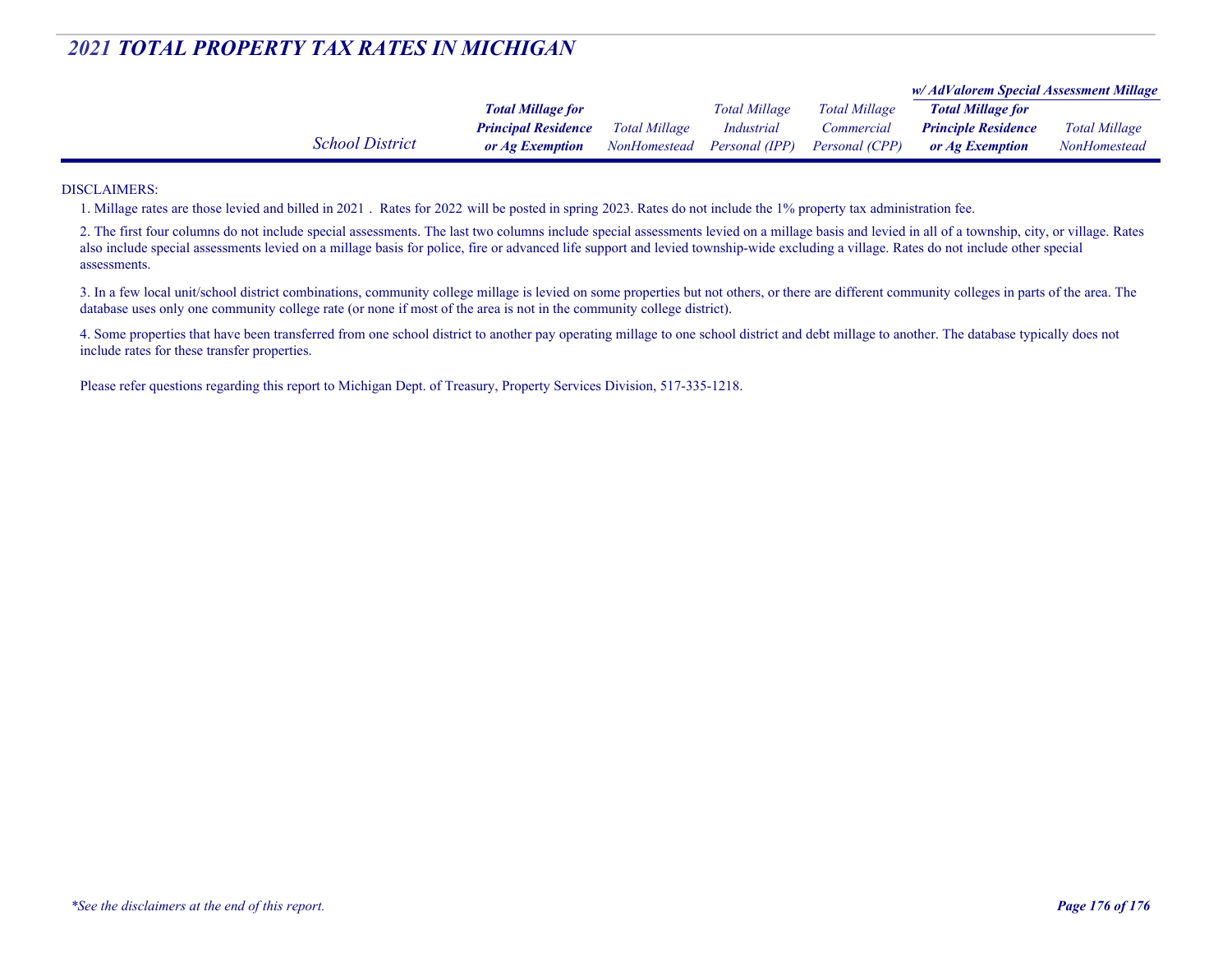# 2021 TOTAL PROPERTY TAX RATES IN MICHIGAN

| | | | | | w/ AdValorem Special Assessment Millage | |
|---|---|---|---|---|---|---|
| School District | **Total Millage for Principal Residence or Ag Exemption** | Total Millage NonHomestead | Total Millage Industrial Personal (IPP) | Total Millage Commercial Personal (CPP) | **Total Millage for Principle Residence or Ag Exemption** | Total Millage NonHomestead |

DISCLAIMERS:

1. Millage rates are those levied and billed in 2021 . Rates for 2022 will be posted in spring 2023. Rates do not include the 1% property tax administration fee.

2. The first four columns do not include special assessments. The last two columns include special assessments levied on a millage basis and levied in all of a township, city, or village. Rates also include special assessments levied on a millage basis for police, fire or advanced life support and levied township-wide excluding a village. Rates do not include other special assessments.

3. In a few local unit/school district combinations, community college millage is levied on some properties but not others, or there are different community colleges in parts of the area. The database uses only one community college rate (or none if most of the area is not in the community college district).

4. Some properties that have been transferred from one school district to another pay operating millage to one school district and debt millage to another. The database typically does not include rates for these transfer properties.

Please refer questions regarding this report to Michigan Dept. of Treasury, Property Services Division, 517-335-1218.